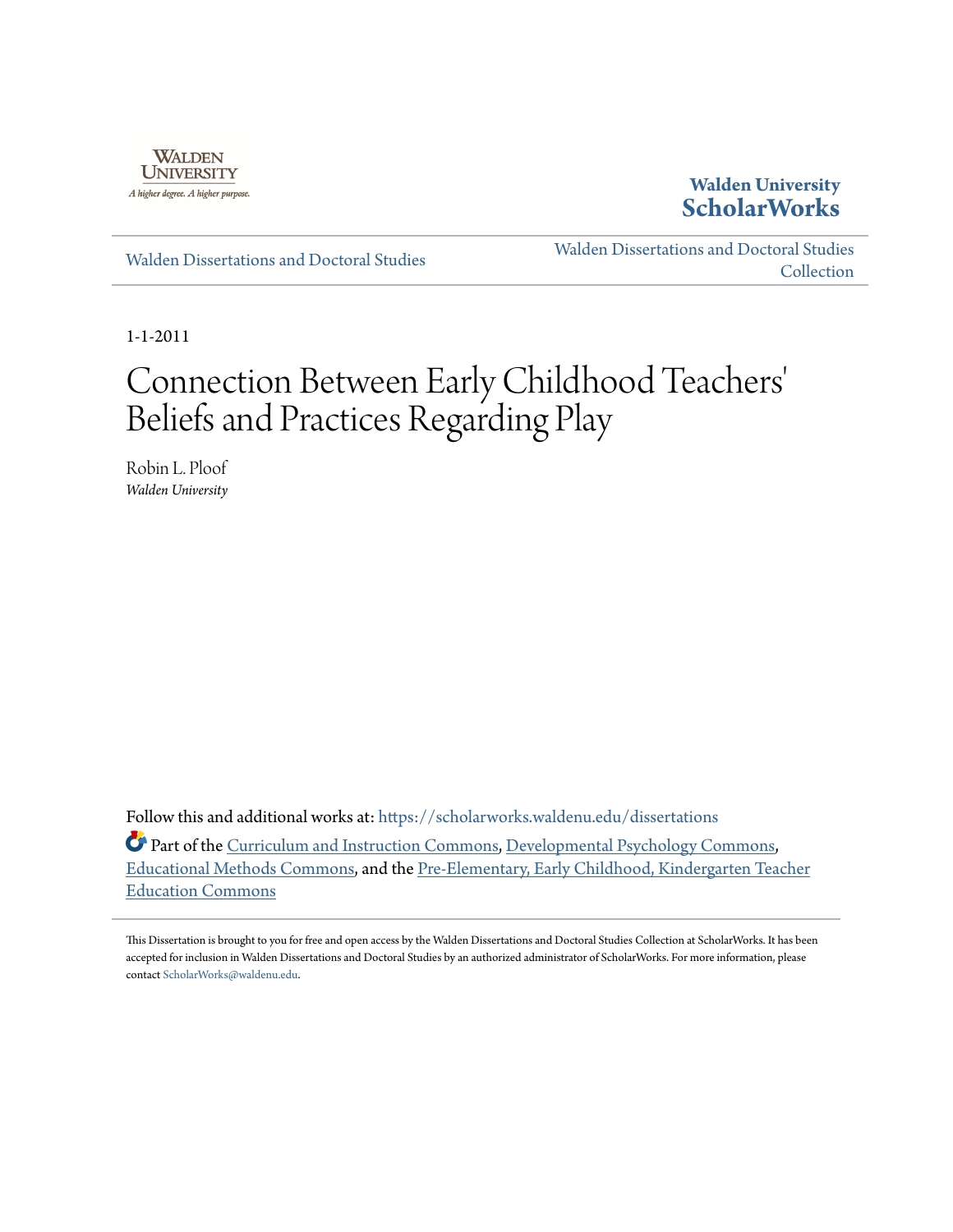Walden University

A higher degree. A higher purpose.

**Walden University ScholarWorks**

Walden Dissertations and Doctoral Studies

Walden Dissertations and Doctoral Studies Collection

1-1-2011

# Connection Between Early Childhood Teachers' Beliefs and Practices Regarding Play

Robin L. Ploof
*Walden University*

Follow this and additional works at: https://scholarworks.waldenu.edu/dissertations

Part of the Curriculum and Instruction Commons, Developmental Psychology Commons, Educational Methods Commons, and the Pre-Elementary, Early Childhood, Kindergarten Teacher Education Commons

This Dissertation is brought to you for free and open access by the Walden Dissertations and Doctoral Studies Collection at ScholarWorks. It has been accepted for inclusion in Walden Dissertations and Doctoral Studies by an authorized administrator of ScholarWorks. For more information, please contact ScholarWorks@waldenu.edu.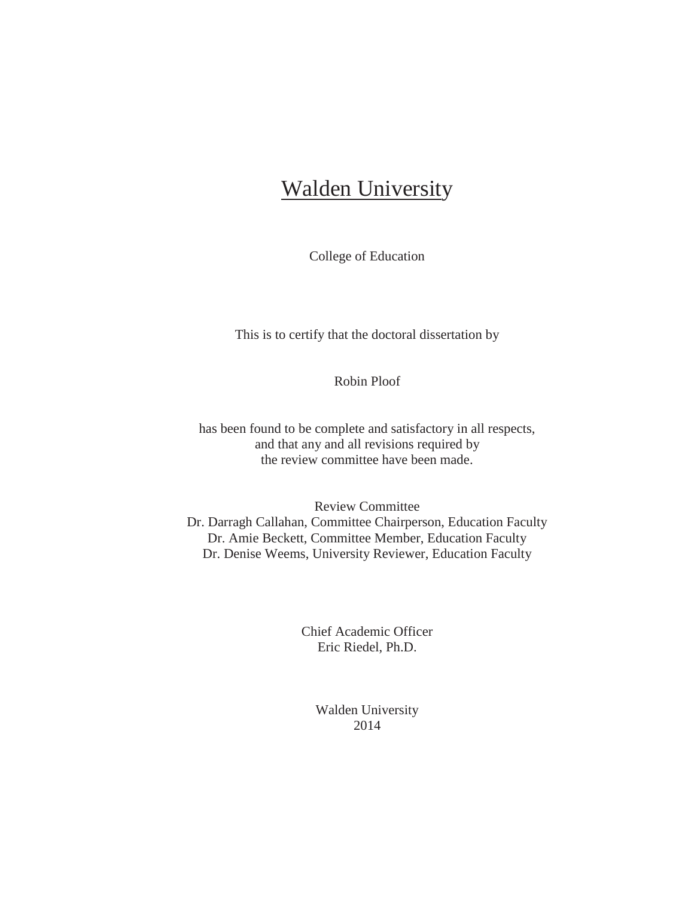# Walden University

College of Education

This is to certify that the doctoral dissertation by

Robin Ploof

has been found to be complete and satisfactory in all respects,
and that any and all revisions required by
the review committee have been made.

Review Committee
Dr. Darragh Callahan, Committee Chairperson, Education Faculty
Dr. Amie Beckett, Committee Member, Education Faculty
Dr. Denise Weems, University Reviewer, Education Faculty

Chief Academic Officer
Eric Riedel, Ph.D.

Walden University
2014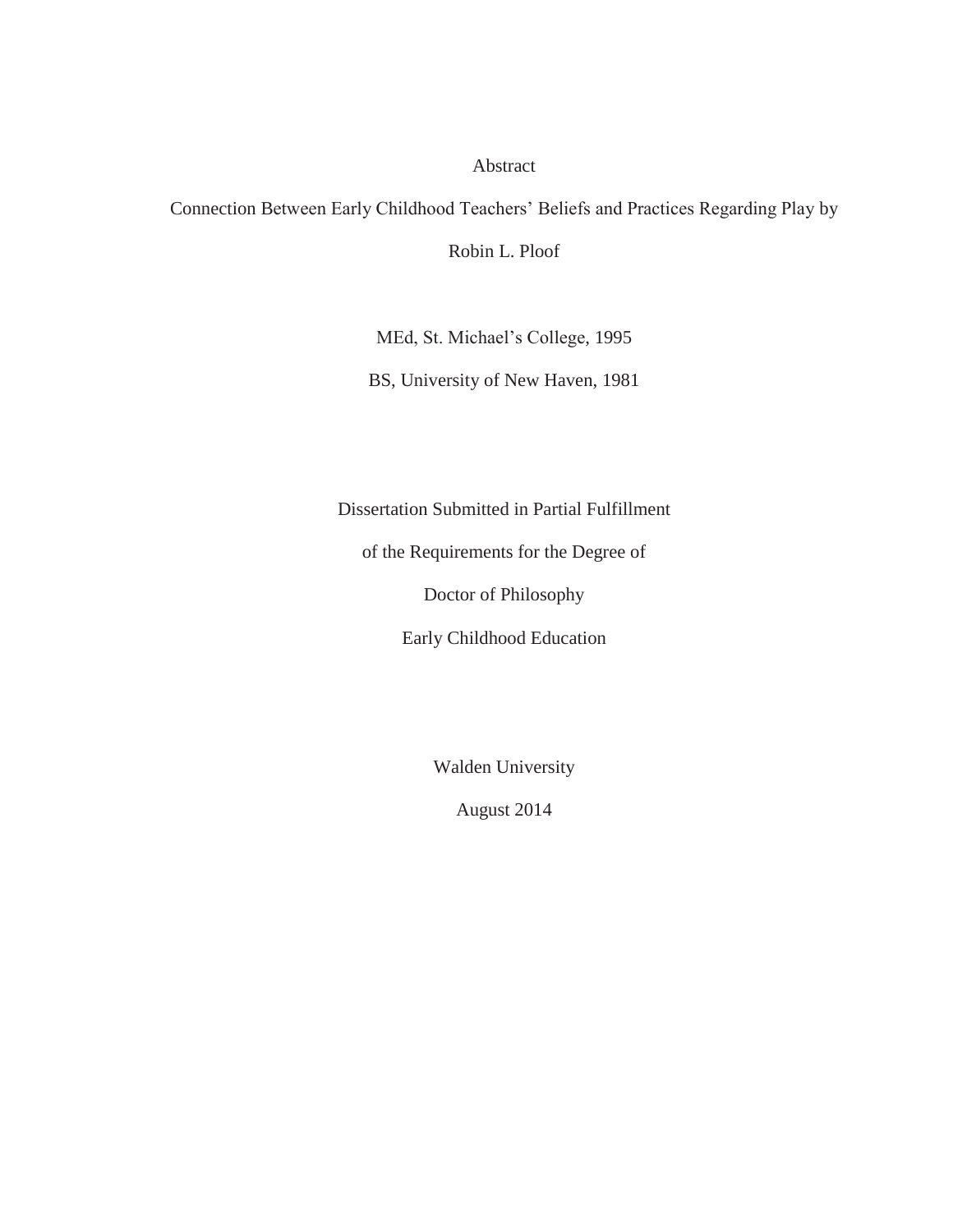Abstract

Connection Between Early Childhood Teachers' Beliefs and Practices Regarding Play by

Robin L. Ploof

MEd, St. Michael's College, 1995

BS, University of New Haven, 1981

Dissertation Submitted in Partial Fulfillment

of the Requirements for the Degree of

Doctor of Philosophy

Early Childhood Education

Walden University

August 2014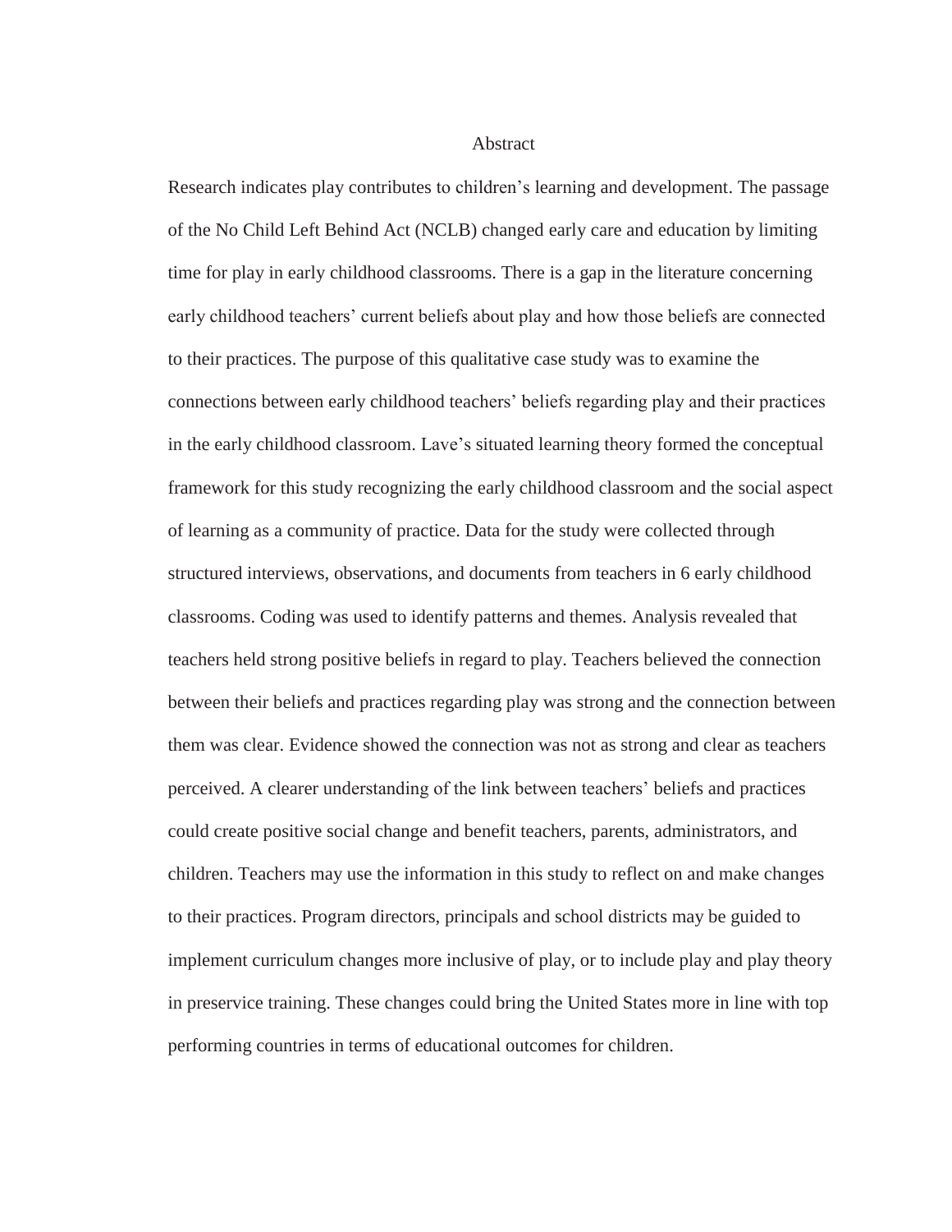# Abstract

Research indicates play contributes to children's learning and development. The passage of the No Child Left Behind Act (NCLB) changed early care and education by limiting time for play in early childhood classrooms. There is a gap in the literature concerning early childhood teachers' current beliefs about play and how those beliefs are connected to their practices. The purpose of this qualitative case study was to examine the connections between early childhood teachers' beliefs regarding play and their practices in the early childhood classroom. Lave's situated learning theory formed the conceptual framework for this study recognizing the early childhood classroom and the social aspect of learning as a community of practice. Data for the study were collected through structured interviews, observations, and documents from teachers in 6 early childhood classrooms. Coding was used to identify patterns and themes. Analysis revealed that teachers held strong positive beliefs in regard to play. Teachers believed the connection between their beliefs and practices regarding play was strong and the connection between them was clear. Evidence showed the connection was not as strong and clear as teachers perceived. A clearer understanding of the link between teachers' beliefs and practices could create positive social change and benefit teachers, parents, administrators, and children. Teachers may use the information in this study to reflect on and make changes to their practices. Program directors, principals and school districts may be guided to implement curriculum changes more inclusive of play, or to include play and play theory in preservice training. These changes could bring the United States more in line with top performing countries in terms of educational outcomes for children.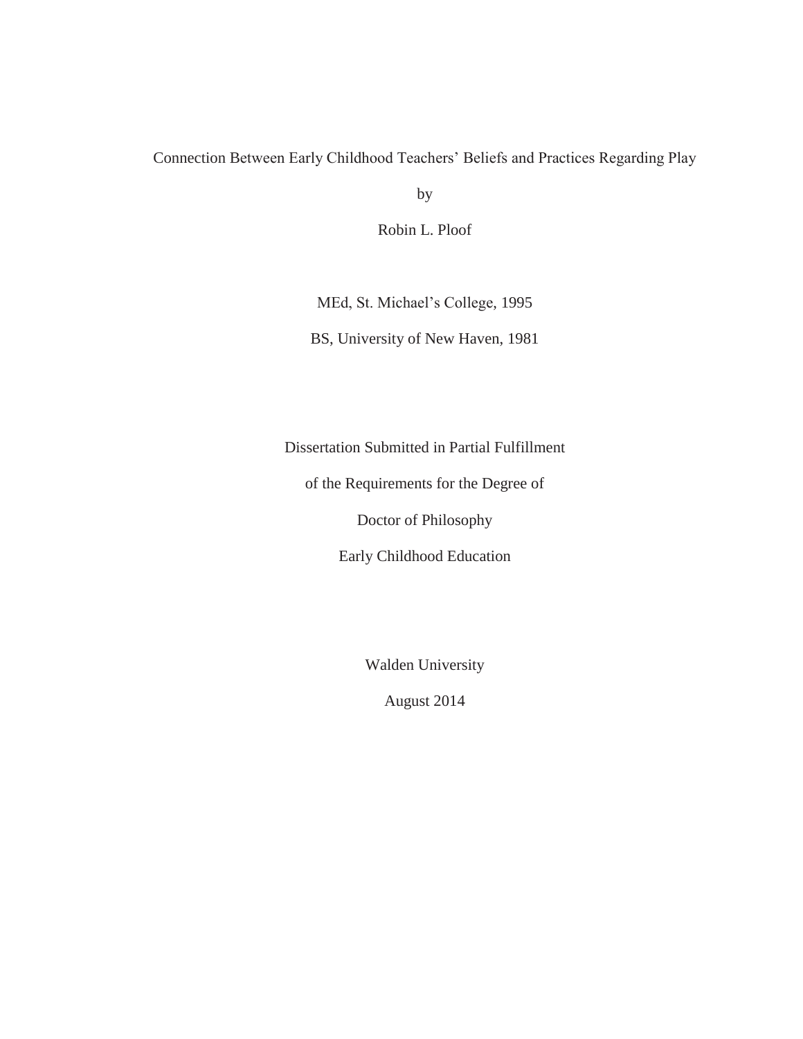Connection Between Early Childhood Teachers' Beliefs and Practices Regarding Play

by

Robin L. Ploof

MEd, St. Michael's College, 1995

BS, University of New Haven, 1981

Dissertation Submitted in Partial Fulfillment

of the Requirements for the Degree of

Doctor of Philosophy

Early Childhood Education

Walden University

August 2014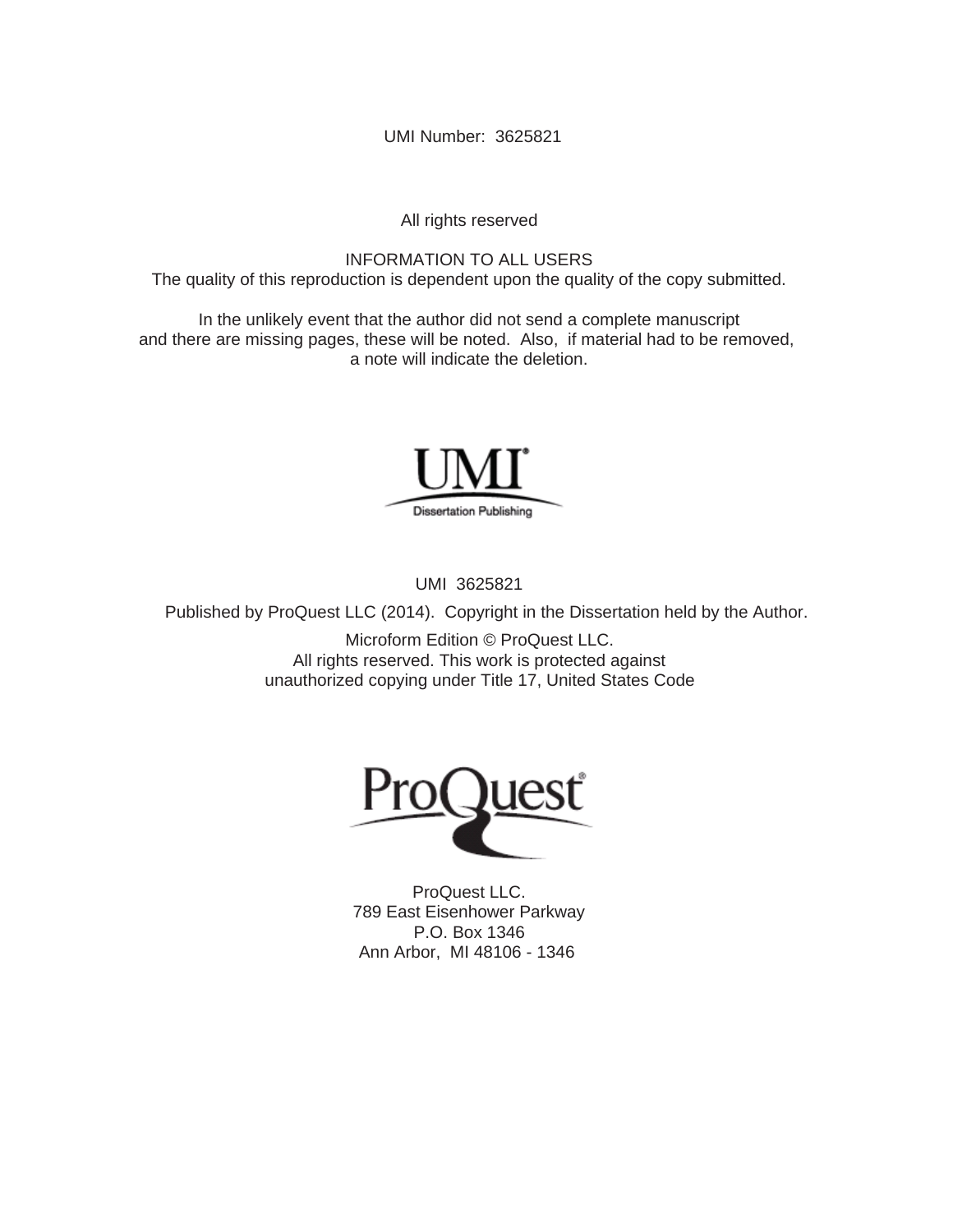UMI Number: 3625821

All rights reserved

INFORMATION TO ALL USERS
The quality of this reproduction is dependent upon the quality of the copy submitted.

In the unlikely event that the author did not send a complete manuscript
and there are missing pages, these will be noted. Also, if material had to be removed,
a note will indicate the deletion.

UMI
Dissertation Publishing

UMI 3625821

Published by ProQuest LLC (2014). Copyright in the Dissertation held by the Author.

Microform Edition © ProQuest LLC.
All rights reserved. This work is protected against
unauthorized copying under Title 17, United States Code

ProQuest

ProQuest LLC.
789 East Eisenhower Parkway
P.O. Box 1346
Ann Arbor, MI 48106 - 1346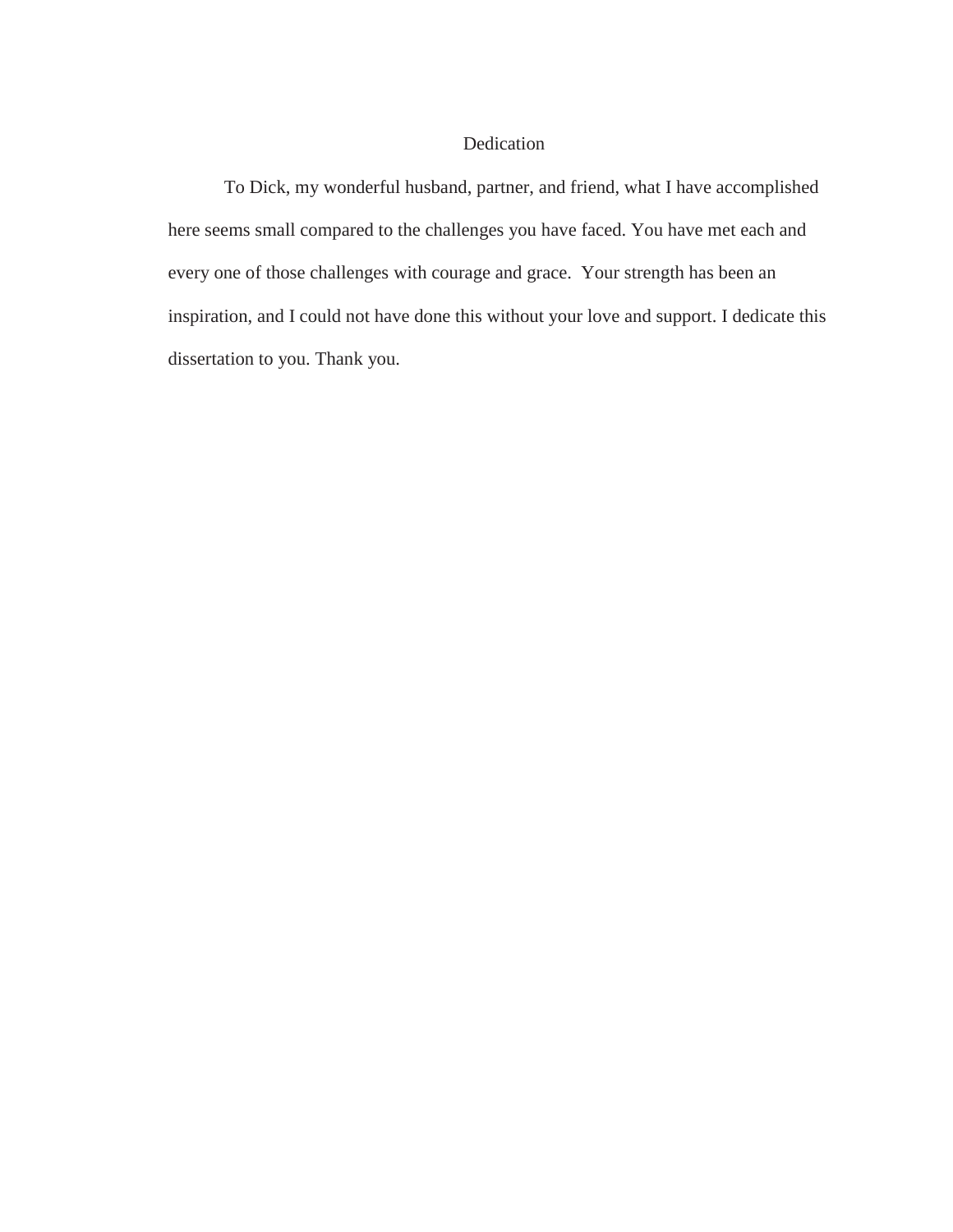# Dedication

To Dick, my wonderful husband, partner, and friend, what I have accomplished here seems small compared to the challenges you have faced. You have met each and every one of those challenges with courage and grace. Your strength has been an inspiration, and I could not have done this without your love and support. I dedicate this dissertation to you. Thank you.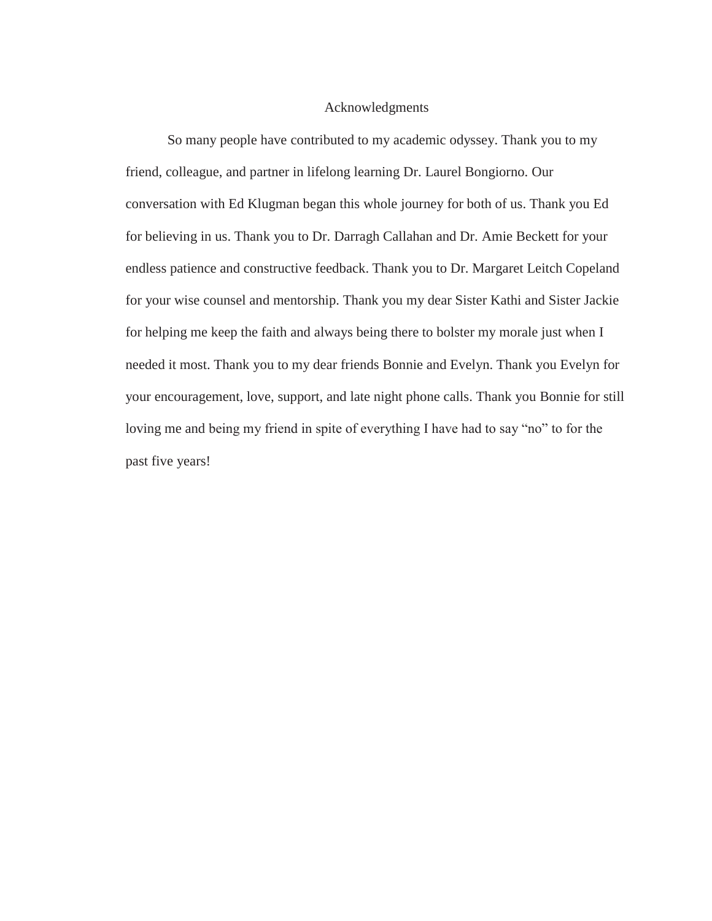# Acknowledgments

So many people have contributed to my academic odyssey. Thank you to my friend, colleague, and partner in lifelong learning Dr. Laurel Bongiorno. Our conversation with Ed Klugman began this whole journey for both of us. Thank you Ed for believing in us. Thank you to Dr. Darragh Callahan and Dr. Amie Beckett for your endless patience and constructive feedback. Thank you to Dr. Margaret Leitch Copeland for your wise counsel and mentorship. Thank you my dear Sister Kathi and Sister Jackie for helping me keep the faith and always being there to bolster my morale just when I needed it most. Thank you to my dear friends Bonnie and Evelyn. Thank you Evelyn for your encouragement, love, support, and late night phone calls. Thank you Bonnie for still loving me and being my friend in spite of everything I have had to say "no" to for the past five years!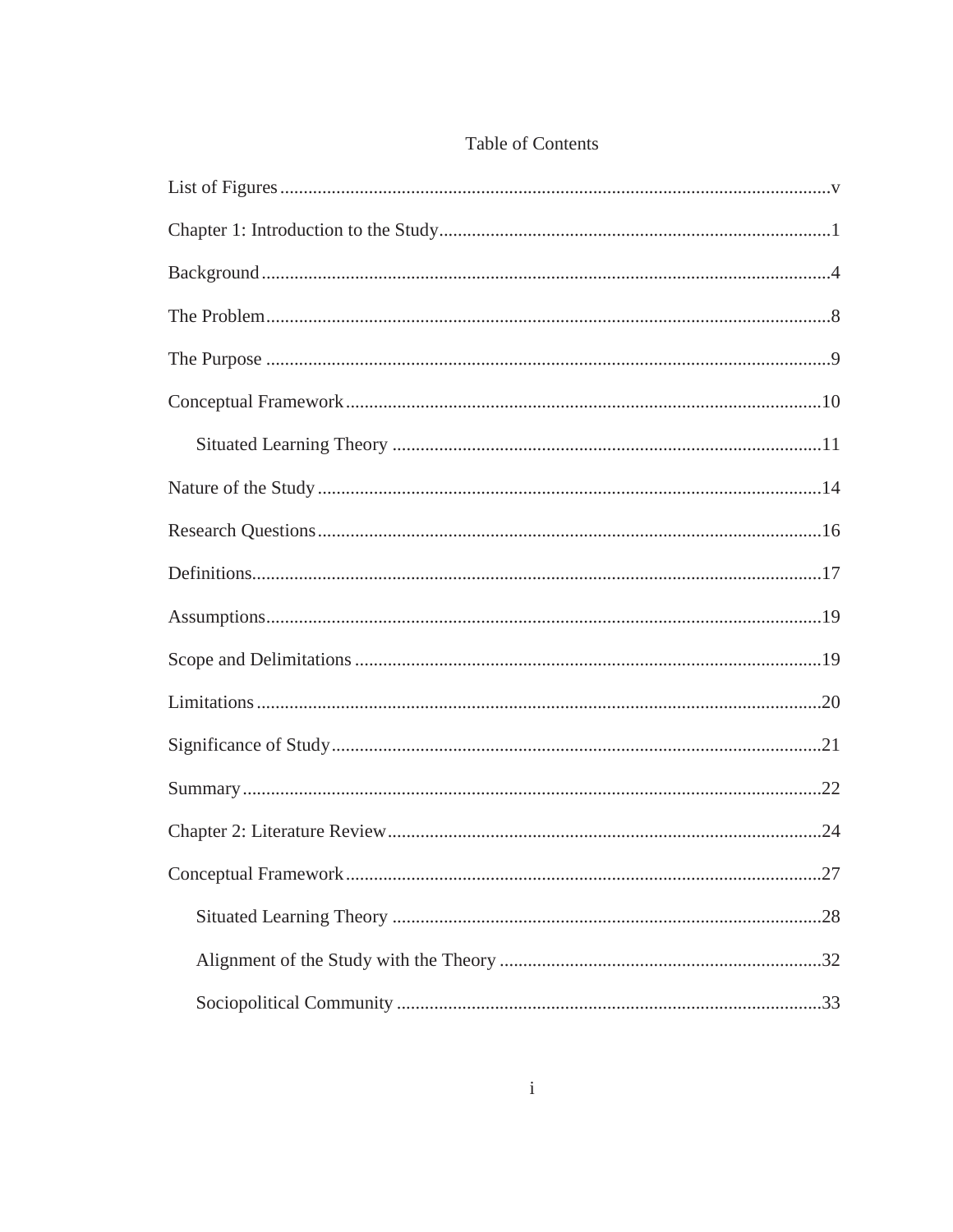# Table of Contents

List of Figures ..................................................................................................................v

Chapter 1: Introduction to the Study...................................................................................1

Background .........................................................................................................................4

The Problem........................................................................................................................8

The Purpose ........................................................................................................................9

Conceptual Framework .....................................................................................................10

    Situated Learning Theory ...........................................................................................11

Nature of the Study ...........................................................................................................14

Research Questions...........................................................................................................16

Definitions.........................................................................................................................17

Assumptions......................................................................................................................19

Scope and Delimitations ...................................................................................................19

Limitations ........................................................................................................................20

Significance of Study........................................................................................................21

Summary ...........................................................................................................................22

Chapter 2: Literature Review............................................................................................24

Conceptual Framework .....................................................................................................27

    Situated Learning Theory ...........................................................................................28

    Alignment of the Study with the Theory ....................................................................32

    Sociopolitical Community ..........................................................................................33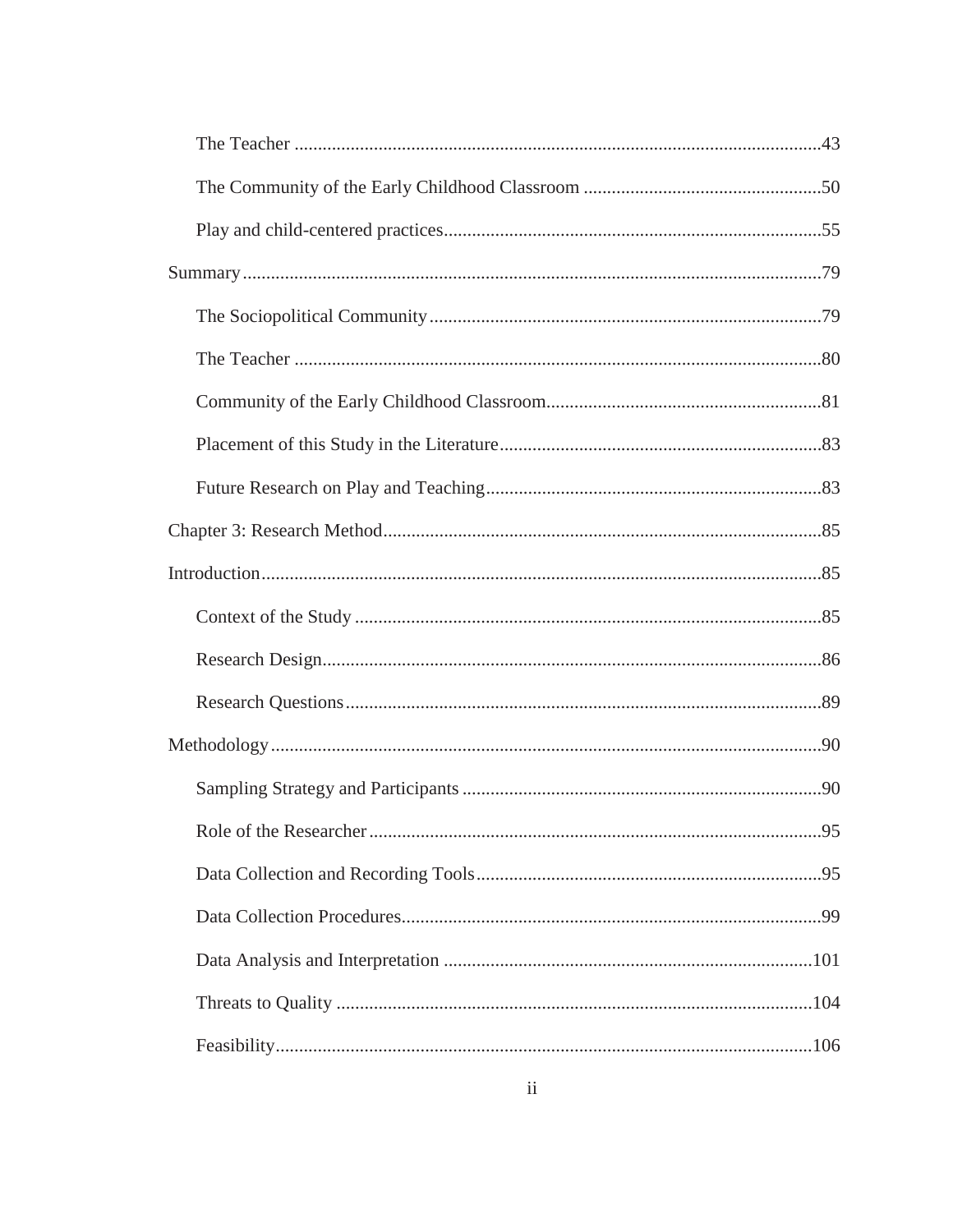The Teacher ................................................................................................................43

The Community of the Early Childhood Classroom ...................................................50

Play and child-centered practices................................................................................55

Summary...........................................................................................................................79

The Sociopolitical Community...................................................................................79

The Teacher ................................................................................................................80

Community of the Early Childhood Classroom...........................................................81

Placement of this Study in the Literature.....................................................................83

Future Research on Play and Teaching........................................................................83

Chapter 3: Research Method.............................................................................................85

Introduction.......................................................................................................................85

Context of the Study ...................................................................................................85

Research Design..........................................................................................................86

Research Questions.....................................................................................................89

Methodology.....................................................................................................................90

Sampling Strategy and Participants .............................................................................90

Role of the Researcher................................................................................................95

Data Collection and Recording Tools..........................................................................95

Data Collection Procedures.........................................................................................99

Data Analysis and Interpretation ..............................................................................101

Threats to Quality .....................................................................................................104

Feasibility..................................................................................................................106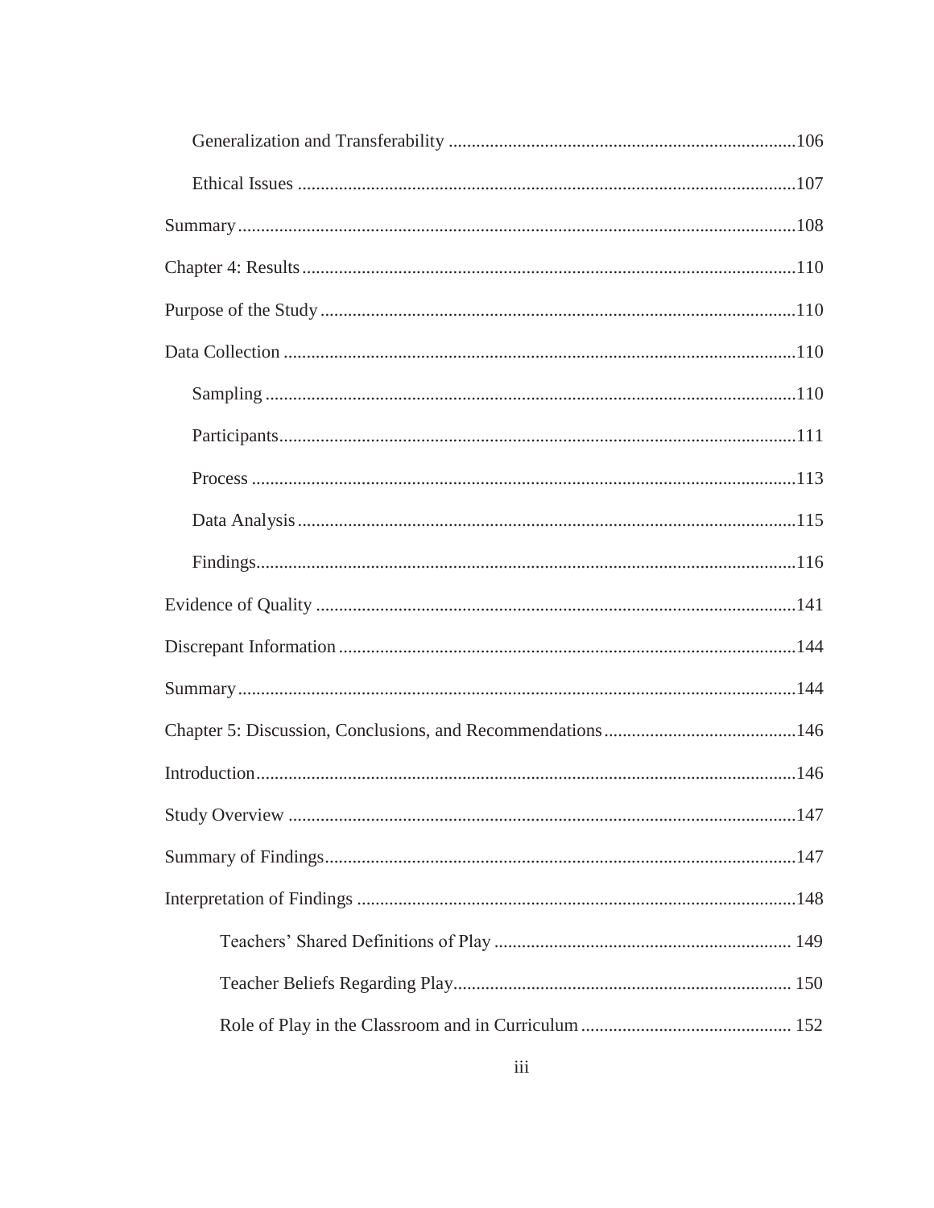Generalization and Transferability ....................................................................106

Ethical Issues ..............................................................................................................107

Summary ..........................................................................................................................108

Chapter 4: Results ............................................................................................................110

Purpose of the Study ........................................................................................................110

Data Collection .................................................................................................................110

Sampling .....................................................................................................................110

Participants ..................................................................................................................111

Process ........................................................................................................................113

Data Analysis ..............................................................................................................115

Findings .......................................................................................................................116

Evidence of Quality ..........................................................................................................141

Discrepant Information .....................................................................................................144

Summary ...........................................................................................................................144

Chapter 5: Discussion, Conclusions, and Recommendations ..........................................146

Introduction .......................................................................................................................146

Study Overview ................................................................................................................147

Summary of Findings ........................................................................................................147

Interpretation of Findings .................................................................................................148

Teachers' Shared Definitions of Play ................................................................ 149

Teacher Beliefs Regarding Play ......................................................................... 150

Role of Play in the Classroom and in Curriculum ............................................. 152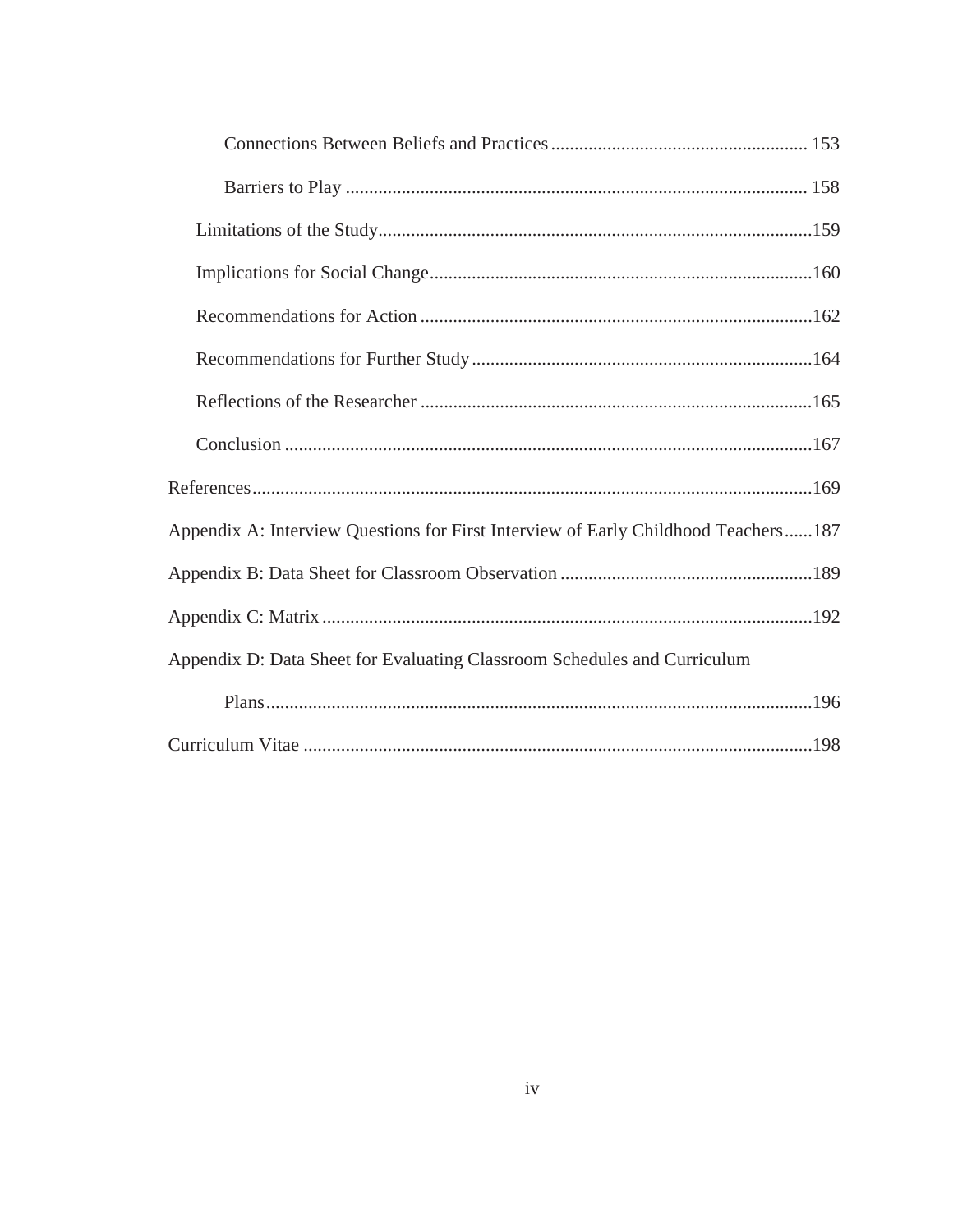Connections Between Beliefs and Practices ....................................................... 153

Barriers to Play ................................................................................................... 158

Limitations of the Study.............................................................................................159

Implications for Social Change..................................................................................160

Recommendations for Action ....................................................................................162

Recommendations for Further Study .........................................................................164

Reflections of the Researcher ....................................................................................165

Conclusion .................................................................................................................167

References........................................................................................................................169

Appendix A: Interview Questions for First Interview of Early Childhood Teachers......187

Appendix B: Data Sheet for Classroom Observation ......................................................189

Appendix C: Matrix .........................................................................................................192

Appendix D: Data Sheet for Evaluating Classroom Schedules and Curriculum Plans.....................................................................................................................196

Curriculum Vitae .............................................................................................................198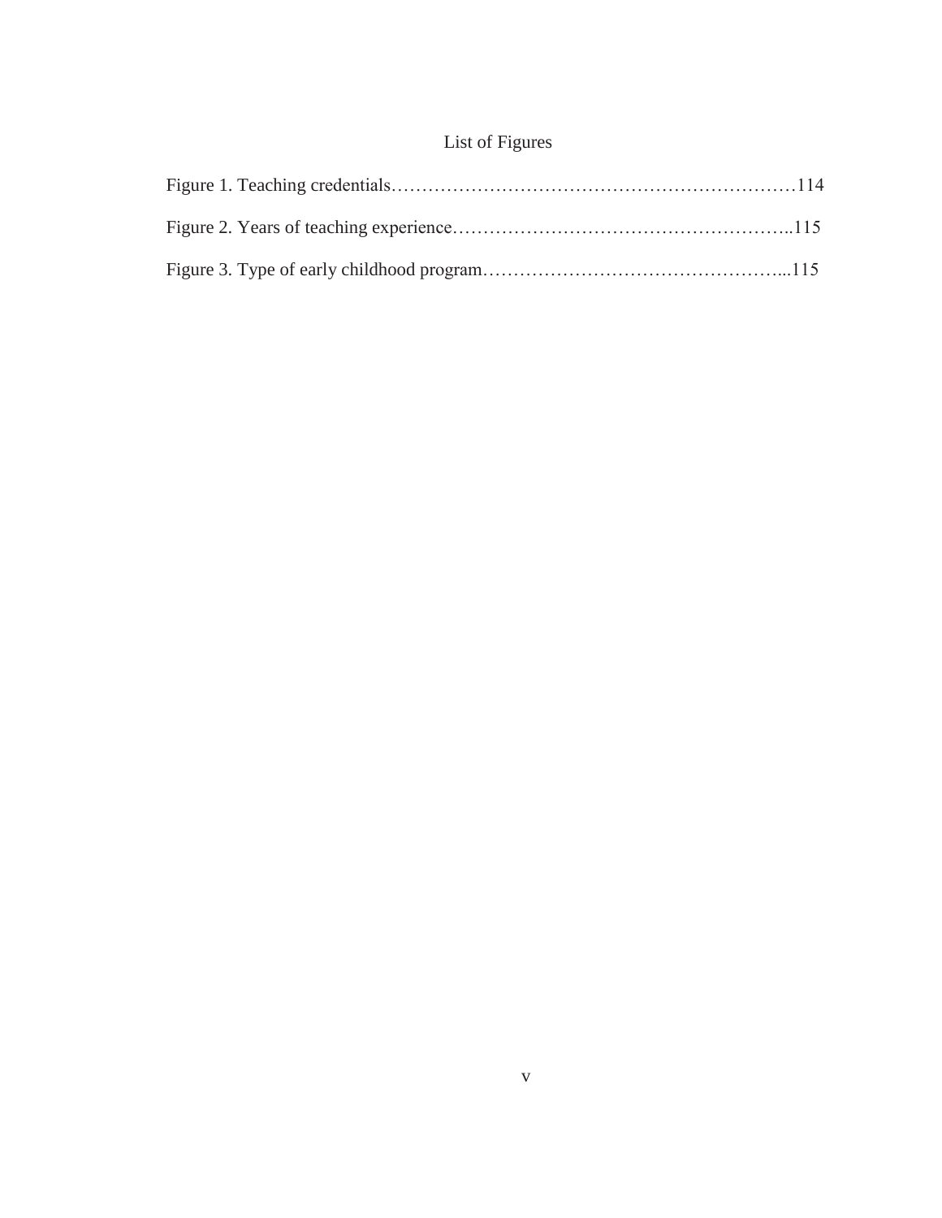# List of Figures

Figure 1. Teaching credentials……………………………………………………………114

Figure 2. Years of teaching experience………………………………………………..115

Figure 3. Type of early childhood program…………………………………………...115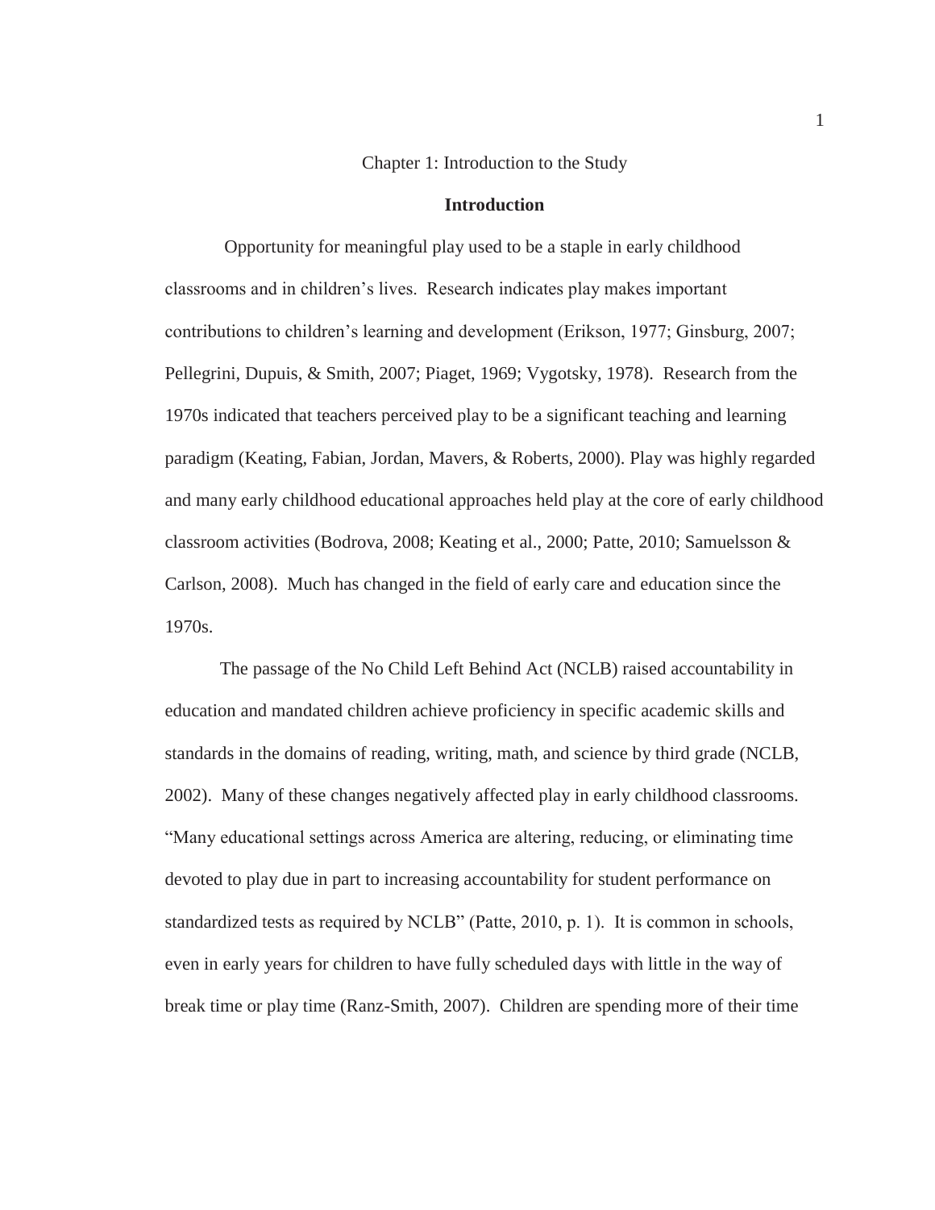# Chapter 1: Introduction to the Study

## Introduction

Opportunity for meaningful play used to be a staple in early childhood classrooms and in children's lives. Research indicates play makes important contributions to children's learning and development (Erikson, 1977; Ginsburg, 2007; Pellegrini, Dupuis, & Smith, 2007; Piaget, 1969; Vygotsky, 1978). Research from the 1970s indicated that teachers perceived play to be a significant teaching and learning paradigm (Keating, Fabian, Jordan, Mavers, & Roberts, 2000). Play was highly regarded and many early childhood educational approaches held play at the core of early childhood classroom activities (Bodrova, 2008; Keating et al., 2000; Patte, 2010; Samuelsson & Carlson, 2008). Much has changed in the field of early care and education since the 1970s.

The passage of the No Child Left Behind Act (NCLB) raised accountability in education and mandated children achieve proficiency in specific academic skills and standards in the domains of reading, writing, math, and science by third grade (NCLB, 2002). Many of these changes negatively affected play in early childhood classrooms. "Many educational settings across America are altering, reducing, or eliminating time devoted to play due in part to increasing accountability for student performance on standardized tests as required by NCLB" (Patte, 2010, p. 1). It is common in schools, even in early years for children to have fully scheduled days with little in the way of break time or play time (Ranz-Smith, 2007). Children are spending more of their time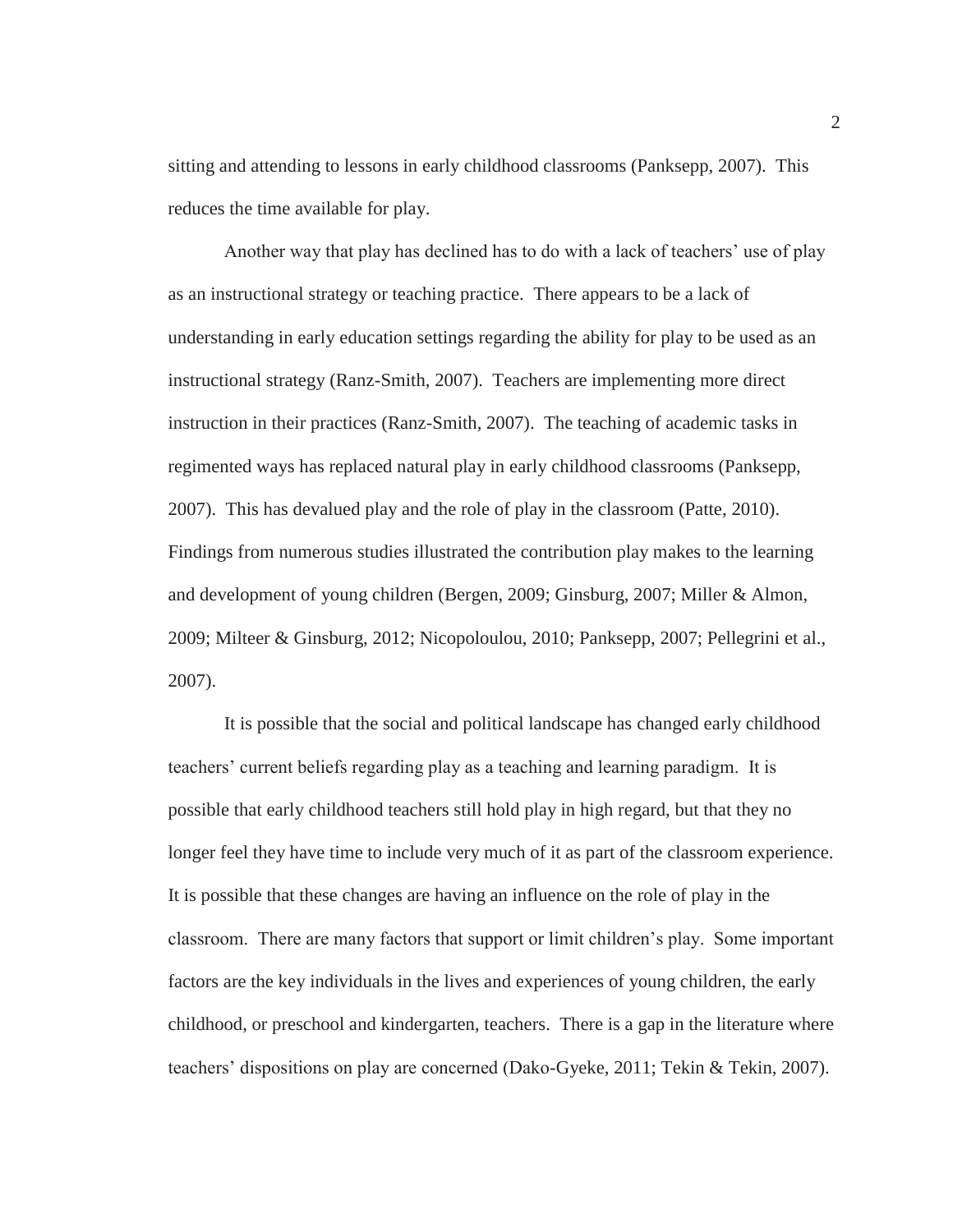sitting and attending to lessons in early childhood classrooms (Panksepp, 2007). This reduces the time available for play.

Another way that play has declined has to do with a lack of teachers' use of play as an instructional strategy or teaching practice. There appears to be a lack of understanding in early education settings regarding the ability for play to be used as an instructional strategy (Ranz-Smith, 2007). Teachers are implementing more direct instruction in their practices (Ranz-Smith, 2007). The teaching of academic tasks in regimented ways has replaced natural play in early childhood classrooms (Panksepp, 2007). This has devalued play and the role of play in the classroom (Patte, 2010). Findings from numerous studies illustrated the contribution play makes to the learning and development of young children (Bergen, 2009; Ginsburg, 2007; Miller & Almon, 2009; Milteer & Ginsburg, 2012; Nicopoloulou, 2010; Panksepp, 2007; Pellegrini et al., 2007).

It is possible that the social and political landscape has changed early childhood teachers' current beliefs regarding play as a teaching and learning paradigm. It is possible that early childhood teachers still hold play in high regard, but that they no longer feel they have time to include very much of it as part of the classroom experience. It is possible that these changes are having an influence on the role of play in the classroom. There are many factors that support or limit children's play. Some important factors are the key individuals in the lives and experiences of young children, the early childhood, or preschool and kindergarten, teachers. There is a gap in the literature where teachers' dispositions on play are concerned (Dako-Gyeke, 2011; Tekin & Tekin, 2007).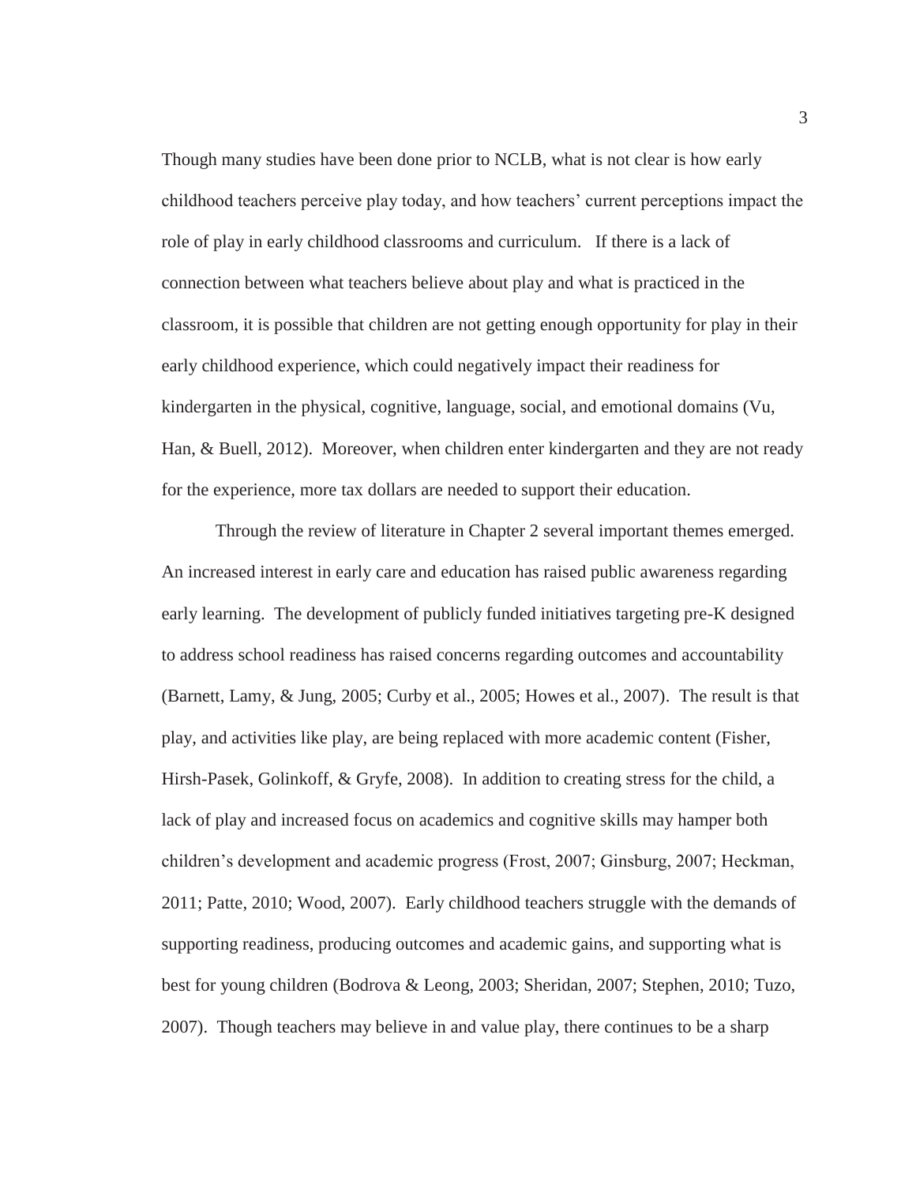Though many studies have been done prior to NCLB, what is not clear is how early childhood teachers perceive play today, and how teachers' current perceptions impact the role of play in early childhood classrooms and curriculum. If there is a lack of connection between what teachers believe about play and what is practiced in the classroom, it is possible that children are not getting enough opportunity for play in their early childhood experience, which could negatively impact their readiness for kindergarten in the physical, cognitive, language, social, and emotional domains (Vu, Han, & Buell, 2012). Moreover, when children enter kindergarten and they are not ready for the experience, more tax dollars are needed to support their education.

Through the review of literature in Chapter 2 several important themes emerged. An increased interest in early care and education has raised public awareness regarding early learning. The development of publicly funded initiatives targeting pre-K designed to address school readiness has raised concerns regarding outcomes and accountability (Barnett, Lamy, & Jung, 2005; Curby et al., 2005; Howes et al., 2007). The result is that play, and activities like play, are being replaced with more academic content (Fisher, Hirsh-Pasek, Golinkoff, & Gryfe, 2008). In addition to creating stress for the child, a lack of play and increased focus on academics and cognitive skills may hamper both children's development and academic progress (Frost, 2007; Ginsburg, 2007; Heckman, 2011; Patte, 2010; Wood, 2007). Early childhood teachers struggle with the demands of supporting readiness, producing outcomes and academic gains, and supporting what is best for young children (Bodrova & Leong, 2003; Sheridan, 2007; Stephen, 2010; Tuzo, 2007). Though teachers may believe in and value play, there continues to be a sharp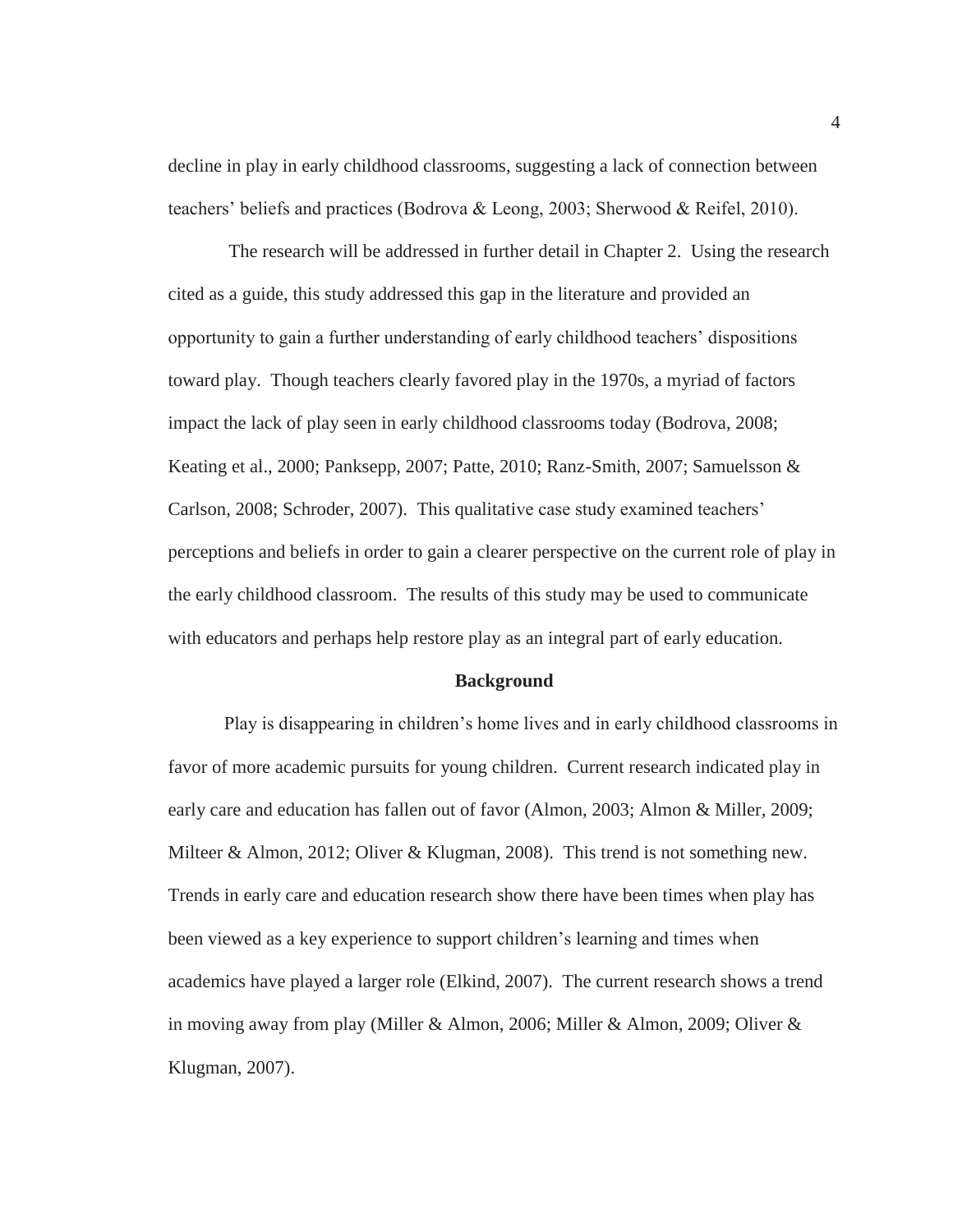decline in play in early childhood classrooms, suggesting a lack of connection between teachers' beliefs and practices (Bodrova & Leong, 2003; Sherwood & Reifel, 2010).

The research will be addressed in further detail in Chapter 2. Using the research cited as a guide, this study addressed this gap in the literature and provided an opportunity to gain a further understanding of early childhood teachers' dispositions toward play. Though teachers clearly favored play in the 1970s, a myriad of factors impact the lack of play seen in early childhood classrooms today (Bodrova, 2008; Keating et al., 2000; Panksepp, 2007; Patte, 2010; Ranz-Smith, 2007; Samuelsson & Carlson, 2008; Schroder, 2007). This qualitative case study examined teachers' perceptions and beliefs in order to gain a clearer perspective on the current role of play in the early childhood classroom. The results of this study may be used to communicate with educators and perhaps help restore play as an integral part of early education.

## Background

Play is disappearing in children's home lives and in early childhood classrooms in favor of more academic pursuits for young children. Current research indicated play in early care and education has fallen out of favor (Almon, 2003; Almon & Miller, 2009; Milteer & Almon, 2012; Oliver & Klugman, 2008). This trend is not something new. Trends in early care and education research show there have been times when play has been viewed as a key experience to support children's learning and times when academics have played a larger role (Elkind, 2007). The current research shows a trend in moving away from play (Miller & Almon, 2006; Miller & Almon, 2009; Oliver & Klugman, 2007).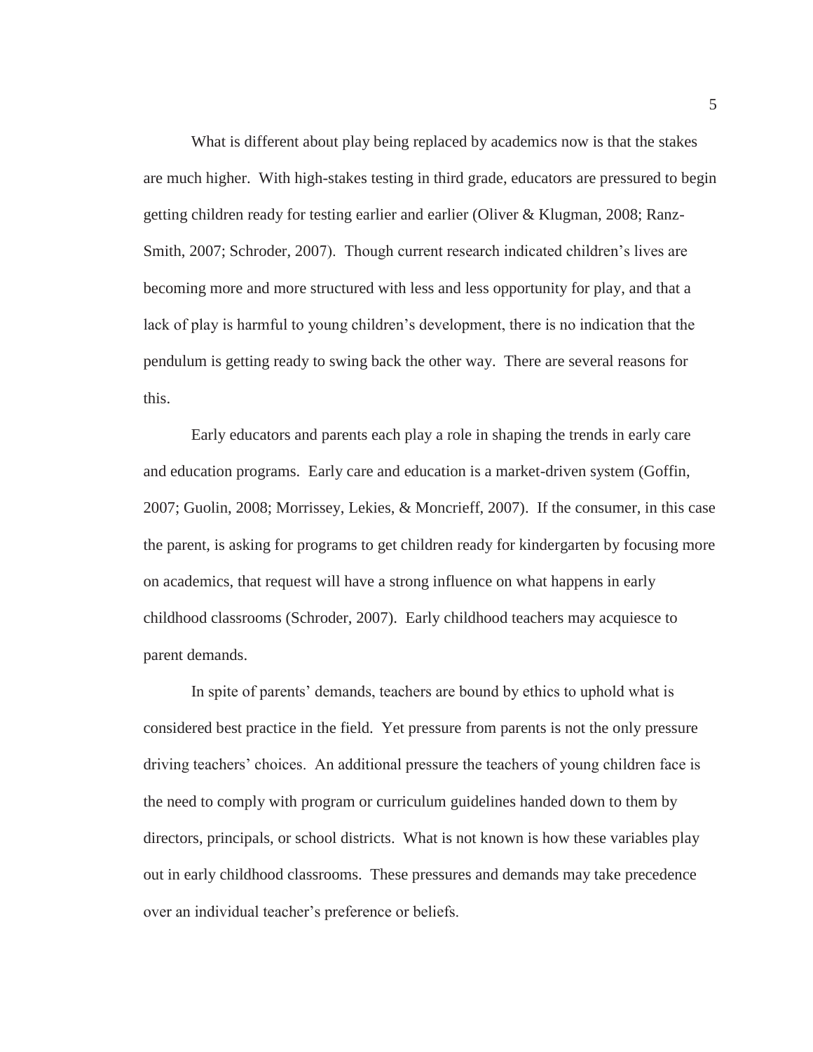What is different about play being replaced by academics now is that the stakes are much higher. With high-stakes testing in third grade, educators are pressured to begin getting children ready for testing earlier and earlier (Oliver & Klugman, 2008; Ranz-Smith, 2007; Schroder, 2007). Though current research indicated children's lives are becoming more and more structured with less and less opportunity for play, and that a lack of play is harmful to young children's development, there is no indication that the pendulum is getting ready to swing back the other way. There are several reasons for this.

Early educators and parents each play a role in shaping the trends in early care and education programs. Early care and education is a market-driven system (Goffin, 2007; Guolin, 2008; Morrissey, Lekies, & Moncrieff, 2007). If the consumer, in this case the parent, is asking for programs to get children ready for kindergarten by focusing more on academics, that request will have a strong influence on what happens in early childhood classrooms (Schroder, 2007). Early childhood teachers may acquiesce to parent demands.

In spite of parents' demands, teachers are bound by ethics to uphold what is considered best practice in the field. Yet pressure from parents is not the only pressure driving teachers' choices. An additional pressure the teachers of young children face is the need to comply with program or curriculum guidelines handed down to them by directors, principals, or school districts. What is not known is how these variables play out in early childhood classrooms. These pressures and demands may take precedence over an individual teacher's preference or beliefs.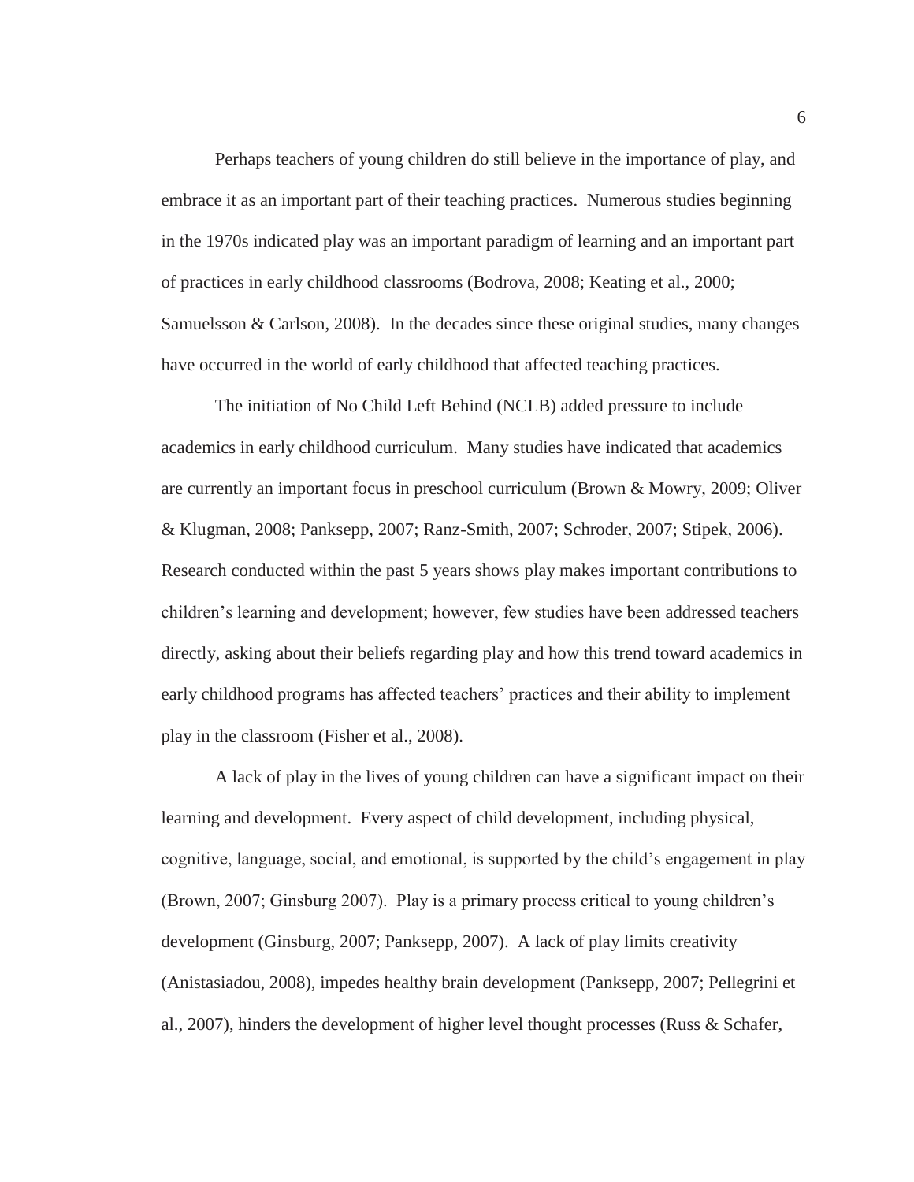Perhaps teachers of young children do still believe in the importance of play, and embrace it as an important part of their teaching practices. Numerous studies beginning in the 1970s indicated play was an important paradigm of learning and an important part of practices in early childhood classrooms (Bodrova, 2008; Keating et al., 2000; Samuelsson & Carlson, 2008). In the decades since these original studies, many changes have occurred in the world of early childhood that affected teaching practices.

The initiation of No Child Left Behind (NCLB) added pressure to include academics in early childhood curriculum. Many studies have indicated that academics are currently an important focus in preschool curriculum (Brown & Mowry, 2009; Oliver & Klugman, 2008; Panksepp, 2007; Ranz-Smith, 2007; Schroder, 2007; Stipek, 2006). Research conducted within the past 5 years shows play makes important contributions to children's learning and development; however, few studies have been addressed teachers directly, asking about their beliefs regarding play and how this trend toward academics in early childhood programs has affected teachers' practices and their ability to implement play in the classroom (Fisher et al., 2008).

A lack of play in the lives of young children can have a significant impact on their learning and development. Every aspect of child development, including physical, cognitive, language, social, and emotional, is supported by the child's engagement in play (Brown, 2007; Ginsburg 2007). Play is a primary process critical to young children's development (Ginsburg, 2007; Panksepp, 2007). A lack of play limits creativity (Anistasiadou, 2008), impedes healthy brain development (Panksepp, 2007; Pellegrini et al., 2007), hinders the development of higher level thought processes (Russ & Schafer,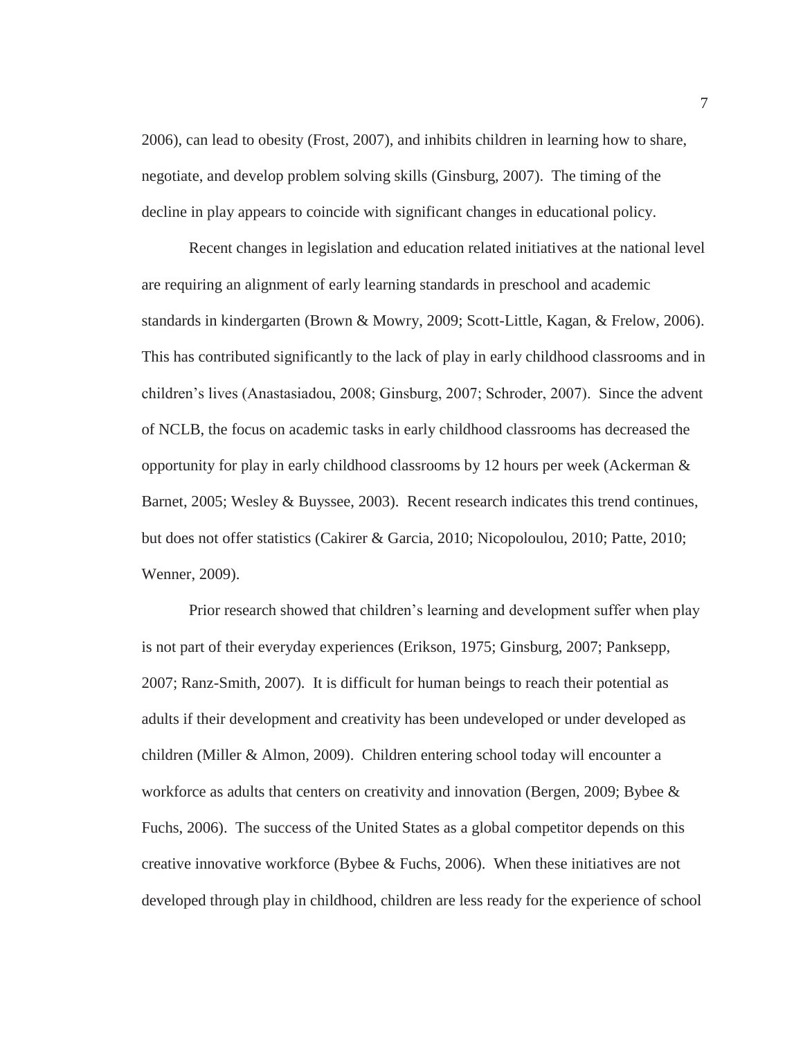2006), can lead to obesity (Frost, 2007), and inhibits children in learning how to share, negotiate, and develop problem solving skills (Ginsburg, 2007). The timing of the decline in play appears to coincide with significant changes in educational policy.

Recent changes in legislation and education related initiatives at the national level are requiring an alignment of early learning standards in preschool and academic standards in kindergarten (Brown & Mowry, 2009; Scott-Little, Kagan, & Frelow, 2006). This has contributed significantly to the lack of play in early childhood classrooms and in children's lives (Anastasiadou, 2008; Ginsburg, 2007; Schroder, 2007). Since the advent of NCLB, the focus on academic tasks in early childhood classrooms has decreased the opportunity for play in early childhood classrooms by 12 hours per week (Ackerman & Barnet, 2005; Wesley & Buyssee, 2003). Recent research indicates this trend continues, but does not offer statistics (Cakirer & Garcia, 2010; Nicopoloulou, 2010; Patte, 2010; Wenner, 2009).

Prior research showed that children's learning and development suffer when play is not part of their everyday experiences (Erikson, 1975; Ginsburg, 2007; Panksepp, 2007; Ranz-Smith, 2007). It is difficult for human beings to reach their potential as adults if their development and creativity has been undeveloped or under developed as children (Miller & Almon, 2009). Children entering school today will encounter a workforce as adults that centers on creativity and innovation (Bergen, 2009; Bybee & Fuchs, 2006). The success of the United States as a global competitor depends on this creative innovative workforce (Bybee & Fuchs, 2006). When these initiatives are not developed through play in childhood, children are less ready for the experience of school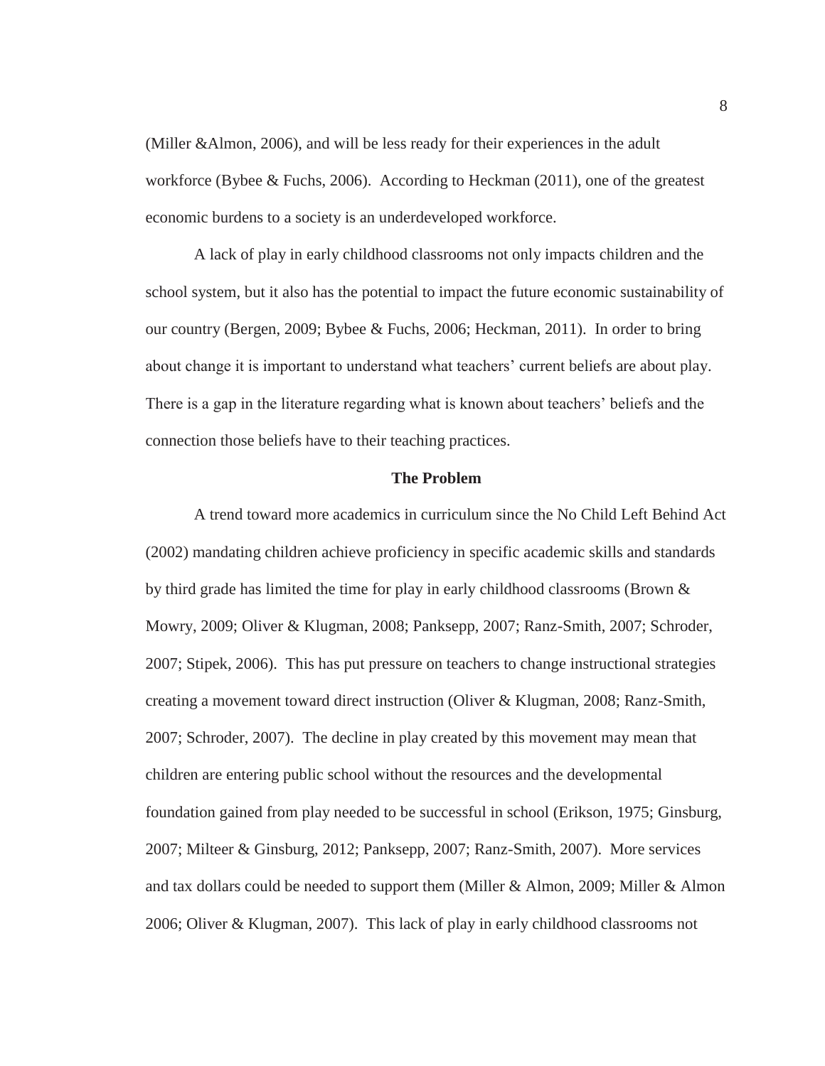(Miller &Almon, 2006), and will be less ready for their experiences in the adult workforce (Bybee & Fuchs, 2006). According to Heckman (2011), one of the greatest economic burdens to a society is an underdeveloped workforce.

A lack of play in early childhood classrooms not only impacts children and the school system, but it also has the potential to impact the future economic sustainability of our country (Bergen, 2009; Bybee & Fuchs, 2006; Heckman, 2011). In order to bring about change it is important to understand what teachers' current beliefs are about play. There is a gap in the literature regarding what is known about teachers' beliefs and the connection those beliefs have to their teaching practices.

## The Problem

A trend toward more academics in curriculum since the No Child Left Behind Act (2002) mandating children achieve proficiency in specific academic skills and standards by third grade has limited the time for play in early childhood classrooms (Brown & Mowry, 2009; Oliver & Klugman, 2008; Panksepp, 2007; Ranz-Smith, 2007; Schroder, 2007; Stipek, 2006). This has put pressure on teachers to change instructional strategies creating a movement toward direct instruction (Oliver & Klugman, 2008; Ranz-Smith, 2007; Schroder, 2007). The decline in play created by this movement may mean that children are entering public school without the resources and the developmental foundation gained from play needed to be successful in school (Erikson, 1975; Ginsburg, 2007; Milteer & Ginsburg, 2012; Panksepp, 2007; Ranz-Smith, 2007). More services and tax dollars could be needed to support them (Miller & Almon, 2009; Miller & Almon 2006; Oliver & Klugman, 2007). This lack of play in early childhood classrooms not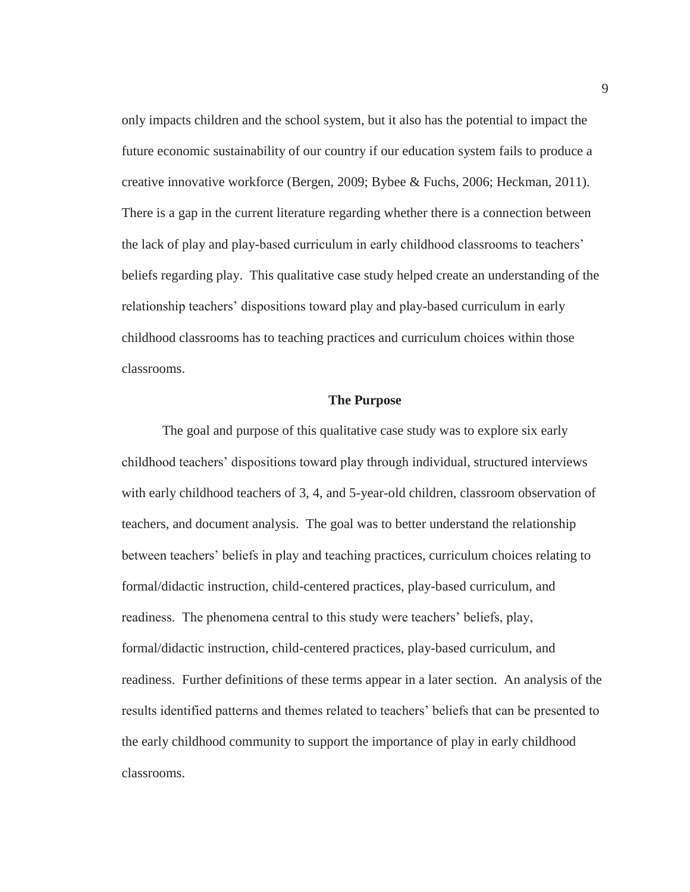only impacts children and the school system, but it also has the potential to impact the future economic sustainability of our country if our education system fails to produce a creative innovative workforce (Bergen, 2009; Bybee & Fuchs, 2006; Heckman, 2011). There is a gap in the current literature regarding whether there is a connection between the lack of play and play-based curriculum in early childhood classrooms to teachers' beliefs regarding play. This qualitative case study helped create an understanding of the relationship teachers' dispositions toward play and play-based curriculum in early childhood classrooms has to teaching practices and curriculum choices within those classrooms.

## The Purpose

The goal and purpose of this qualitative case study was to explore six early childhood teachers' dispositions toward play through individual, structured interviews with early childhood teachers of 3, 4, and 5-year-old children, classroom observation of teachers, and document analysis. The goal was to better understand the relationship between teachers' beliefs in play and teaching practices, curriculum choices relating to formal/didactic instruction, child-centered practices, play-based curriculum, and readiness. The phenomena central to this study were teachers' beliefs, play, formal/didactic instruction, child-centered practices, play-based curriculum, and readiness. Further definitions of these terms appear in a later section. An analysis of the results identified patterns and themes related to teachers' beliefs that can be presented to the early childhood community to support the importance of play in early childhood classrooms.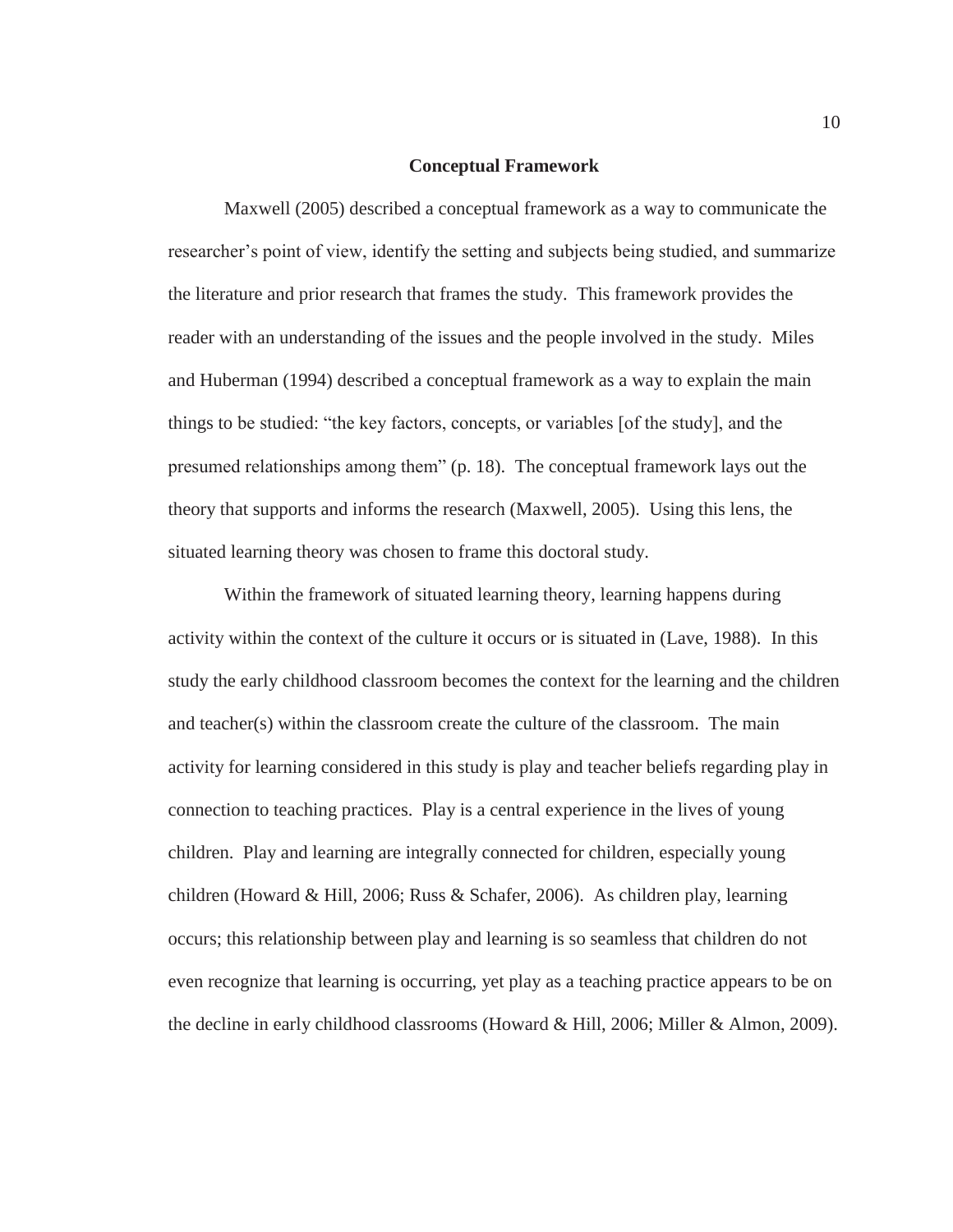## Conceptual Framework

Maxwell (2005) described a conceptual framework as a way to communicate the researcher's point of view, identify the setting and subjects being studied, and summarize the literature and prior research that frames the study. This framework provides the reader with an understanding of the issues and the people involved in the study. Miles and Huberman (1994) described a conceptual framework as a way to explain the main things to be studied: "the key factors, concepts, or variables [of the study], and the presumed relationships among them" (p. 18). The conceptual framework lays out the theory that supports and informs the research (Maxwell, 2005). Using this lens, the situated learning theory was chosen to frame this doctoral study.

Within the framework of situated learning theory, learning happens during activity within the context of the culture it occurs or is situated in (Lave, 1988). In this study the early childhood classroom becomes the context for the learning and the children and teacher(s) within the classroom create the culture of the classroom. The main activity for learning considered in this study is play and teacher beliefs regarding play in connection to teaching practices. Play is a central experience in the lives of young children. Play and learning are integrally connected for children, especially young children (Howard & Hill, 2006; Russ & Schafer, 2006). As children play, learning occurs; this relationship between play and learning is so seamless that children do not even recognize that learning is occurring, yet play as a teaching practice appears to be on the decline in early childhood classrooms (Howard & Hill, 2006; Miller & Almon, 2009).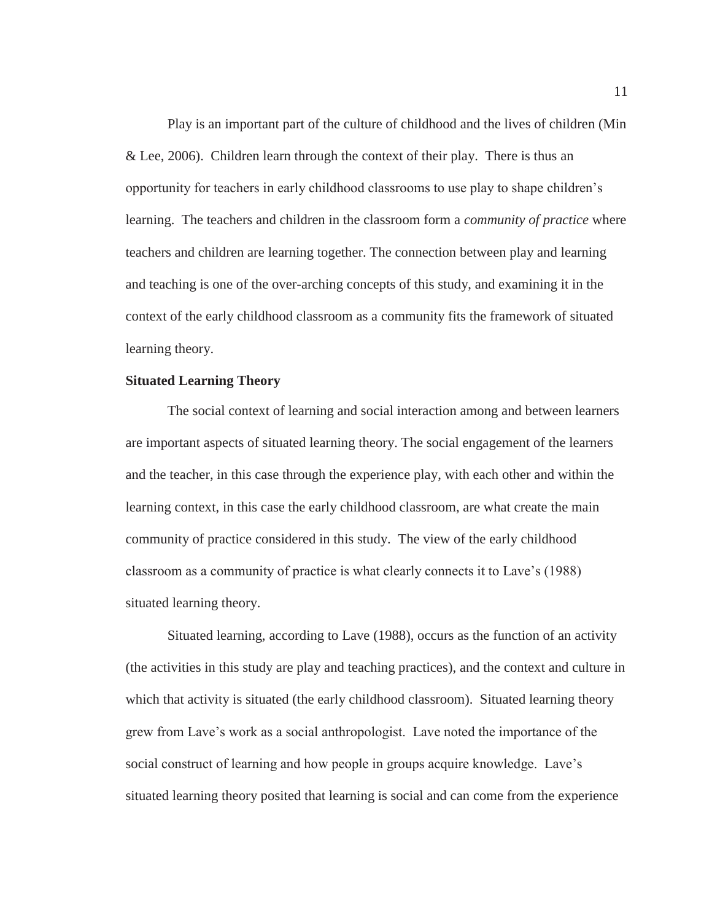Play is an important part of the culture of childhood and the lives of children (Min & Lee, 2006). Children learn through the context of their play. There is thus an opportunity for teachers in early childhood classrooms to use play to shape children's learning. The teachers and children in the classroom form a *community of practice* where teachers and children are learning together. The connection between play and learning and teaching is one of the over-arching concepts of this study, and examining it in the context of the early childhood classroom as a community fits the framework of situated learning theory.

**Situated Learning Theory**

The social context of learning and social interaction among and between learners are important aspects of situated learning theory. The social engagement of the learners and the teacher, in this case through the experience play, with each other and within the learning context, in this case the early childhood classroom, are what create the main community of practice considered in this study. The view of the early childhood classroom as a community of practice is what clearly connects it to Lave's (1988) situated learning theory.

Situated learning, according to Lave (1988), occurs as the function of an activity (the activities in this study are play and teaching practices), and the context and culture in which that activity is situated (the early childhood classroom). Situated learning theory grew from Lave's work as a social anthropologist. Lave noted the importance of the social construct of learning and how people in groups acquire knowledge. Lave's situated learning theory posited that learning is social and can come from the experience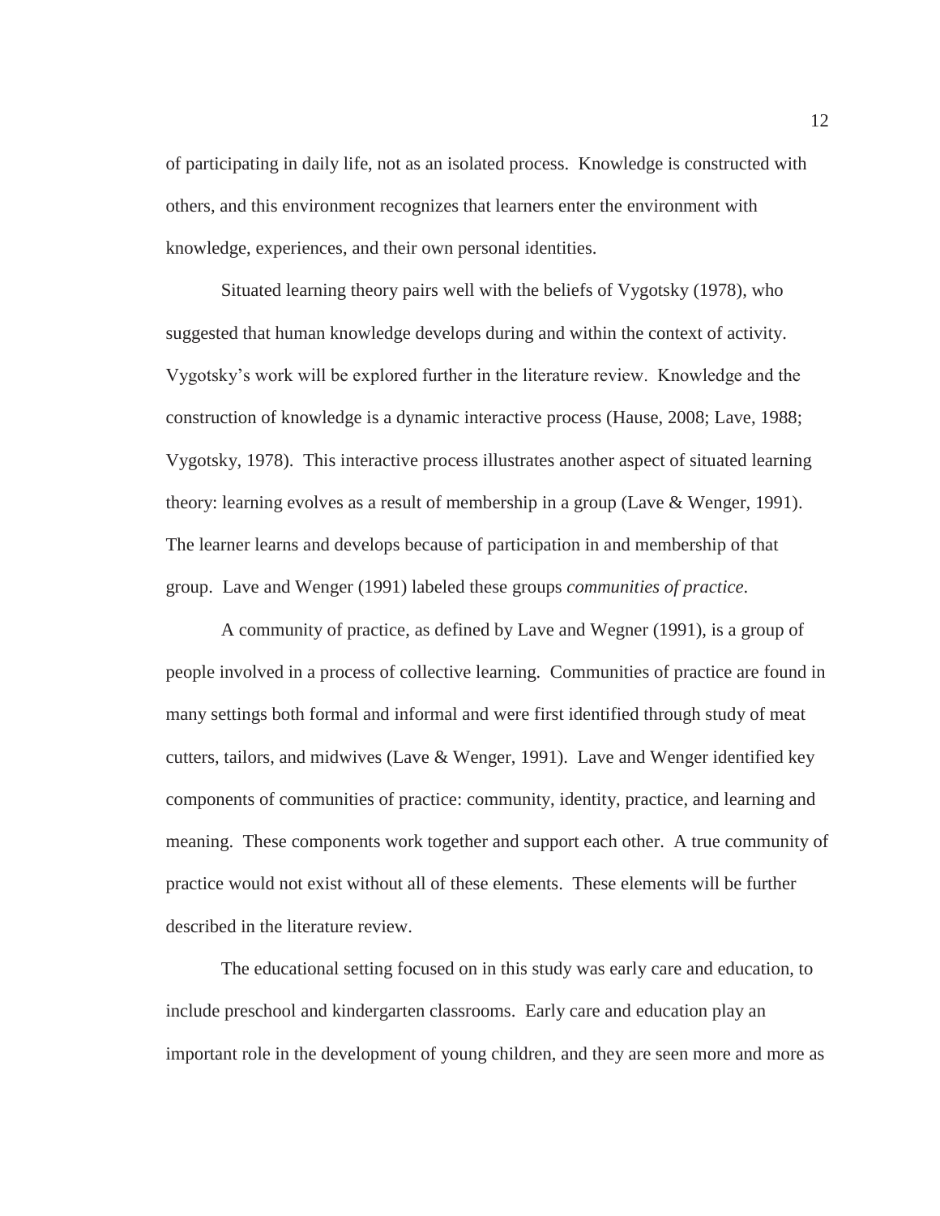of participating in daily life, not as an isolated process. Knowledge is constructed with others, and this environment recognizes that learners enter the environment with knowledge, experiences, and their own personal identities.

Situated learning theory pairs well with the beliefs of Vygotsky (1978), who suggested that human knowledge develops during and within the context of activity. Vygotsky's work will be explored further in the literature review. Knowledge and the construction of knowledge is a dynamic interactive process (Hause, 2008; Lave, 1988; Vygotsky, 1978). This interactive process illustrates another aspect of situated learning theory: learning evolves as a result of membership in a group (Lave & Wenger, 1991). The learner learns and develops because of participation in and membership of that group. Lave and Wenger (1991) labeled these groups *communities of practice*.

A community of practice, as defined by Lave and Wegner (1991), is a group of people involved in a process of collective learning. Communities of practice are found in many settings both formal and informal and were first identified through study of meat cutters, tailors, and midwives (Lave & Wenger, 1991). Lave and Wenger identified key components of communities of practice: community, identity, practice, and learning and meaning. These components work together and support each other. A true community of practice would not exist without all of these elements. These elements will be further described in the literature review.

The educational setting focused on in this study was early care and education, to include preschool and kindergarten classrooms. Early care and education play an important role in the development of young children, and they are seen more and more as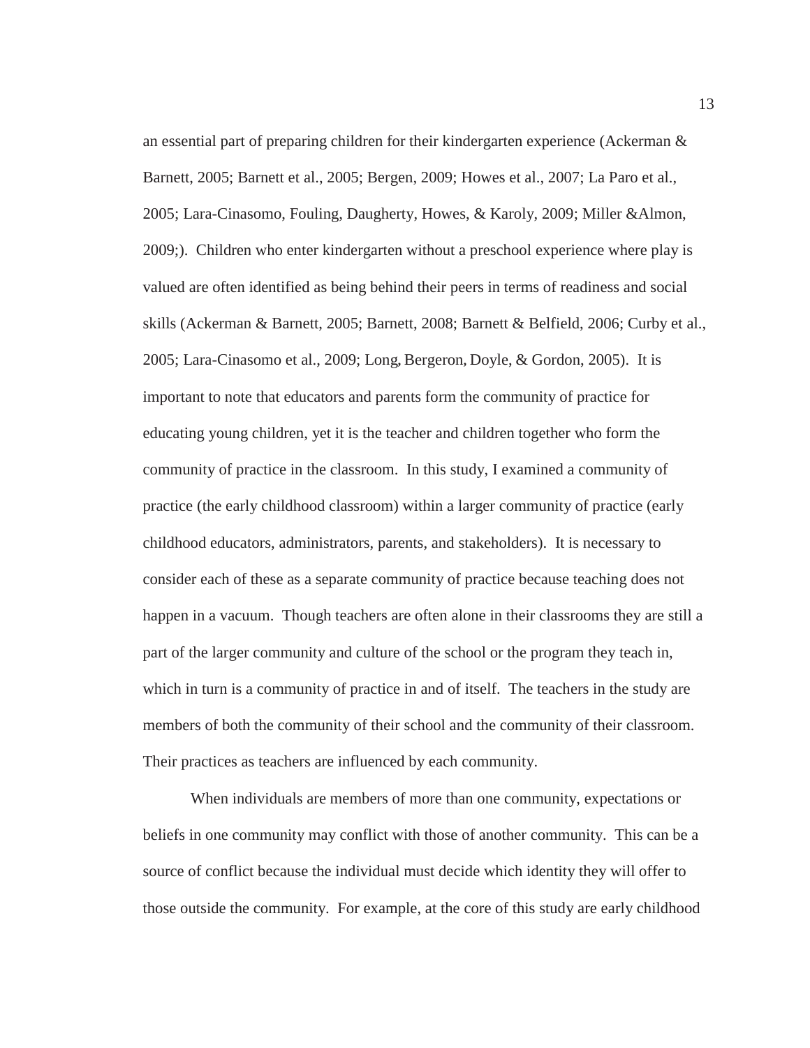an essential part of preparing children for their kindergarten experience (Ackerman & Barnett, 2005; Barnett et al., 2005; Bergen, 2009; Howes et al., 2007; La Paro et al., 2005; Lara-Cinasomo, Fouling, Daugherty, Howes, & Karoly, 2009; Miller &Almon, 2009;). Children who enter kindergarten without a preschool experience where play is valued are often identified as being behind their peers in terms of readiness and social skills (Ackerman & Barnett, 2005; Barnett, 2008; Barnett & Belfield, 2006; Curby et al., 2005; Lara-Cinasomo et al., 2009; Long, Bergeron, Doyle, & Gordon, 2005). It is important to note that educators and parents form the community of practice for educating young children, yet it is the teacher and children together who form the community of practice in the classroom. In this study, I examined a community of practice (the early childhood classroom) within a larger community of practice (early childhood educators, administrators, parents, and stakeholders). It is necessary to consider each of these as a separate community of practice because teaching does not happen in a vacuum. Though teachers are often alone in their classrooms they are still a part of the larger community and culture of the school or the program they teach in, which in turn is a community of practice in and of itself. The teachers in the study are members of both the community of their school and the community of their classroom. Their practices as teachers are influenced by each community.

When individuals are members of more than one community, expectations or beliefs in one community may conflict with those of another community. This can be a source of conflict because the individual must decide which identity they will offer to those outside the community. For example, at the core of this study are early childhood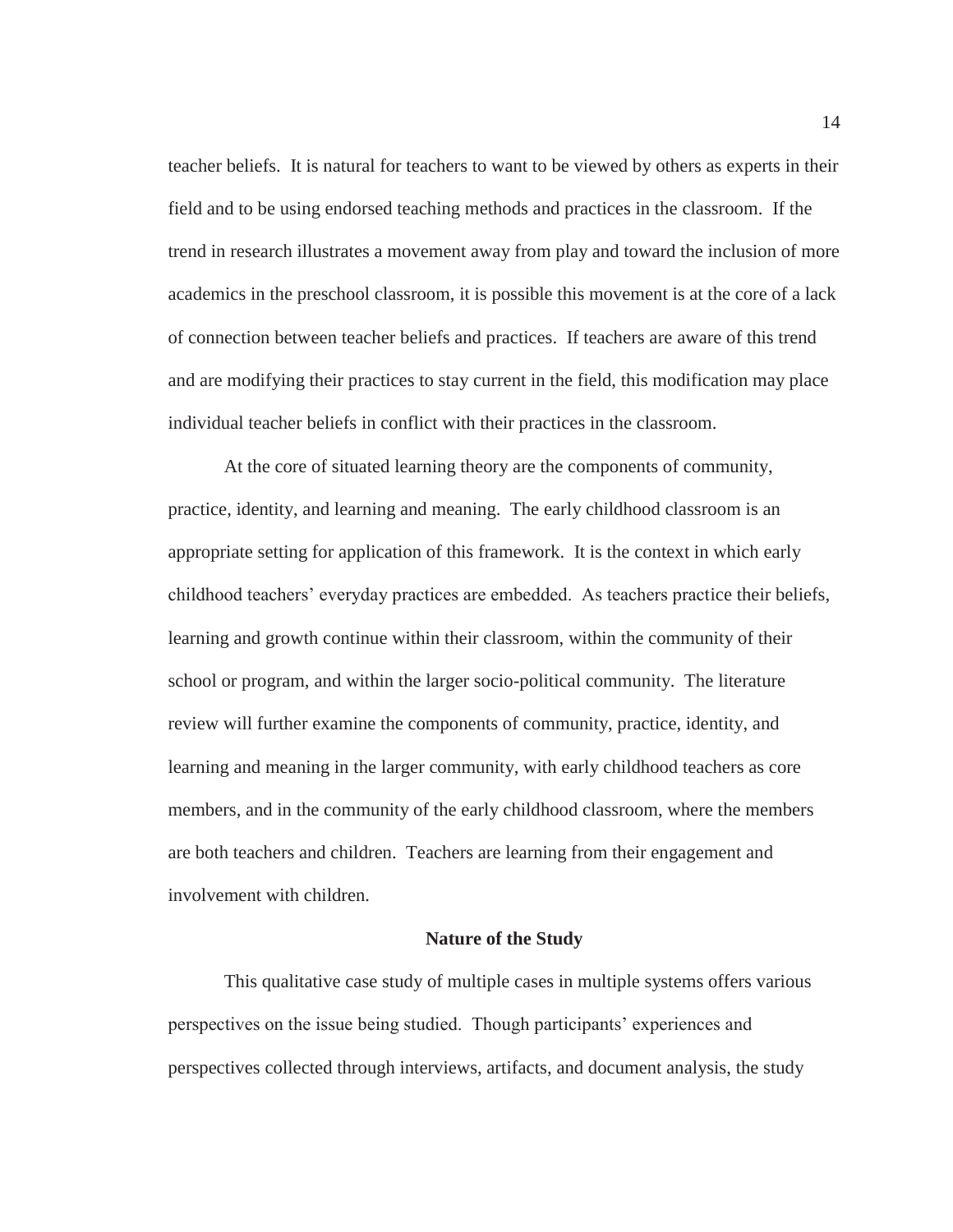teacher beliefs. It is natural for teachers to want to be viewed by others as experts in their field and to be using endorsed teaching methods and practices in the classroom. If the trend in research illustrates a movement away from play and toward the inclusion of more academics in the preschool classroom, it is possible this movement is at the core of a lack of connection between teacher beliefs and practices. If teachers are aware of this trend and are modifying their practices to stay current in the field, this modification may place individual teacher beliefs in conflict with their practices in the classroom.

At the core of situated learning theory are the components of community, practice, identity, and learning and meaning. The early childhood classroom is an appropriate setting for application of this framework. It is the context in which early childhood teachers' everyday practices are embedded. As teachers practice their beliefs, learning and growth continue within their classroom, within the community of their school or program, and within the larger socio-political community. The literature review will further examine the components of community, practice, identity, and learning and meaning in the larger community, with early childhood teachers as core members, and in the community of the early childhood classroom, where the members are both teachers and children. Teachers are learning from their engagement and involvement with children.

## Nature of the Study

This qualitative case study of multiple cases in multiple systems offers various perspectives on the issue being studied. Though participants' experiences and perspectives collected through interviews, artifacts, and document analysis, the study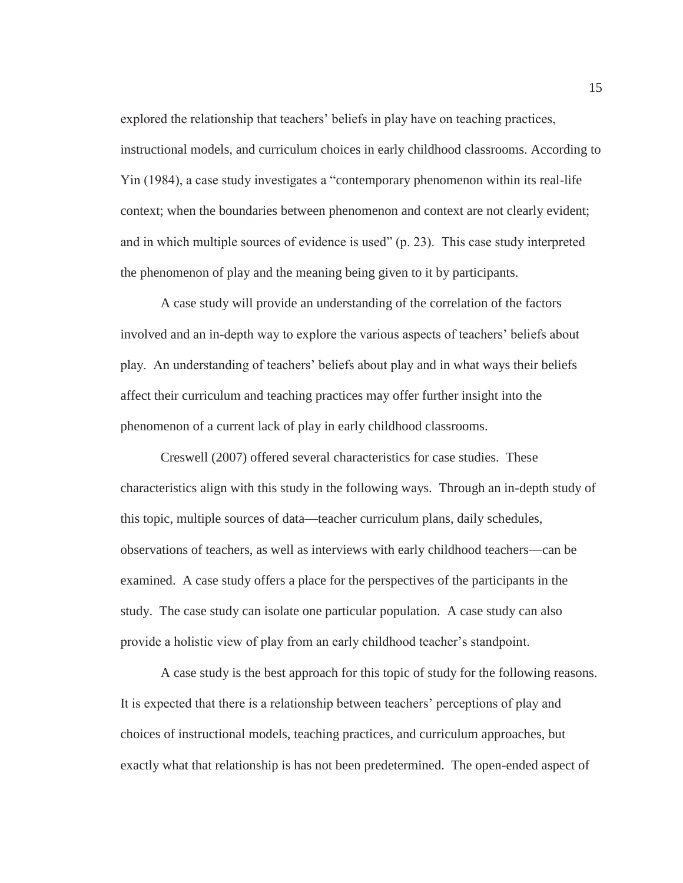explored the relationship that teachers' beliefs in play have on teaching practices, instructional models, and curriculum choices in early childhood classrooms. According to Yin (1984), a case study investigates a "contemporary phenomenon within its real-life context; when the boundaries between phenomenon and context are not clearly evident; and in which multiple sources of evidence is used" (p. 23). This case study interpreted the phenomenon of play and the meaning being given to it by participants.

A case study will provide an understanding of the correlation of the factors involved and an in-depth way to explore the various aspects of teachers' beliefs about play. An understanding of teachers' beliefs about play and in what ways their beliefs affect their curriculum and teaching practices may offer further insight into the phenomenon of a current lack of play in early childhood classrooms.

Creswell (2007) offered several characteristics for case studies. These characteristics align with this study in the following ways. Through an in-depth study of this topic, multiple sources of data—teacher curriculum plans, daily schedules, observations of teachers, as well as interviews with early childhood teachers—can be examined. A case study offers a place for the perspectives of the participants in the study. The case study can isolate one particular population. A case study can also provide a holistic view of play from an early childhood teacher's standpoint.

A case study is the best approach for this topic of study for the following reasons. It is expected that there is a relationship between teachers' perceptions of play and choices of instructional models, teaching practices, and curriculum approaches, but exactly what that relationship is has not been predetermined. The open-ended aspect of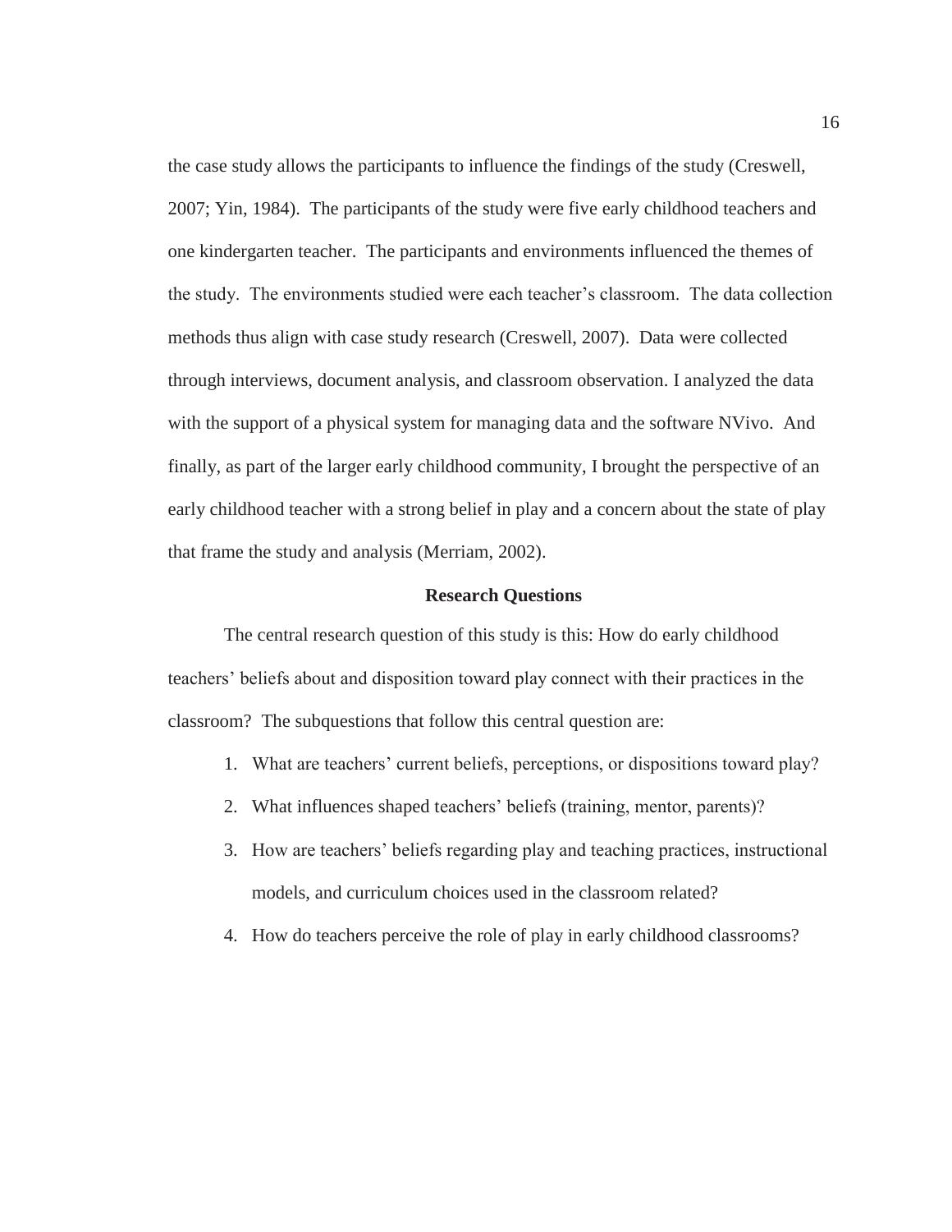the case study allows the participants to influence the findings of the study (Creswell, 2007; Yin, 1984). The participants of the study were five early childhood teachers and one kindergarten teacher. The participants and environments influenced the themes of the study. The environments studied were each teacher's classroom. The data collection methods thus align with case study research (Creswell, 2007). Data were collected through interviews, document analysis, and classroom observation. I analyzed the data with the support of a physical system for managing data and the software NVivo. And finally, as part of the larger early childhood community, I brought the perspective of an early childhood teacher with a strong belief in play and a concern about the state of play that frame the study and analysis (Merriam, 2002).

## Research Questions

The central research question of this study is this: How do early childhood teachers' beliefs about and disposition toward play connect with their practices in the classroom? The subquestions that follow this central question are:

1. What are teachers' current beliefs, perceptions, or dispositions toward play?
2. What influences shaped teachers' beliefs (training, mentor, parents)?
3. How are teachers' beliefs regarding play and teaching practices, instructional models, and curriculum choices used in the classroom related?
4. How do teachers perceive the role of play in early childhood classrooms?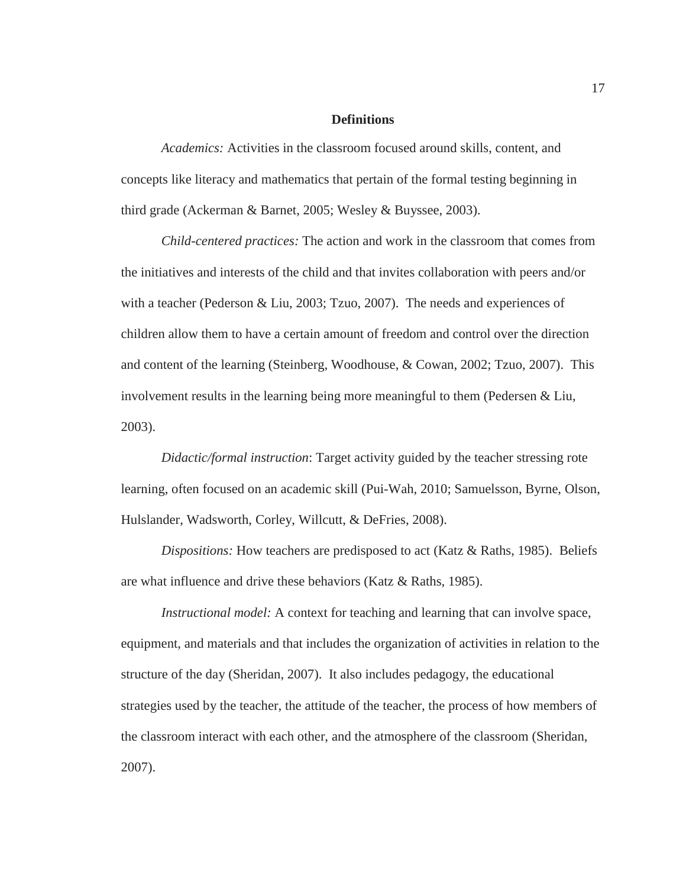## Definitions

*Academics:* Activities in the classroom focused around skills, content, and concepts like literacy and mathematics that pertain of the formal testing beginning in third grade (Ackerman & Barnet, 2005; Wesley & Buyssee, 2003).

*Child-centered practices:* The action and work in the classroom that comes from the initiatives and interests of the child and that invites collaboration with peers and/or with a teacher (Pederson & Liu, 2003; Tzuo, 2007). The needs and experiences of children allow them to have a certain amount of freedom and control over the direction and content of the learning (Steinberg, Woodhouse, & Cowan, 2002; Tzuo, 2007). This involvement results in the learning being more meaningful to them (Pedersen & Liu, 2003).

*Didactic/formal instruction*: Target activity guided by the teacher stressing rote learning, often focused on an academic skill (Pui-Wah, 2010; Samuelsson, Byrne, Olson, Hulslander, Wadsworth, Corley, Willcutt, & DeFries, 2008).

*Dispositions:* How teachers are predisposed to act (Katz & Raths, 1985). Beliefs are what influence and drive these behaviors (Katz & Raths, 1985).

*Instructional model:* A context for teaching and learning that can involve space, equipment, and materials and that includes the organization of activities in relation to the structure of the day (Sheridan, 2007). It also includes pedagogy, the educational strategies used by the teacher, the attitude of the teacher, the process of how members of the classroom interact with each other, and the atmosphere of the classroom (Sheridan, 2007).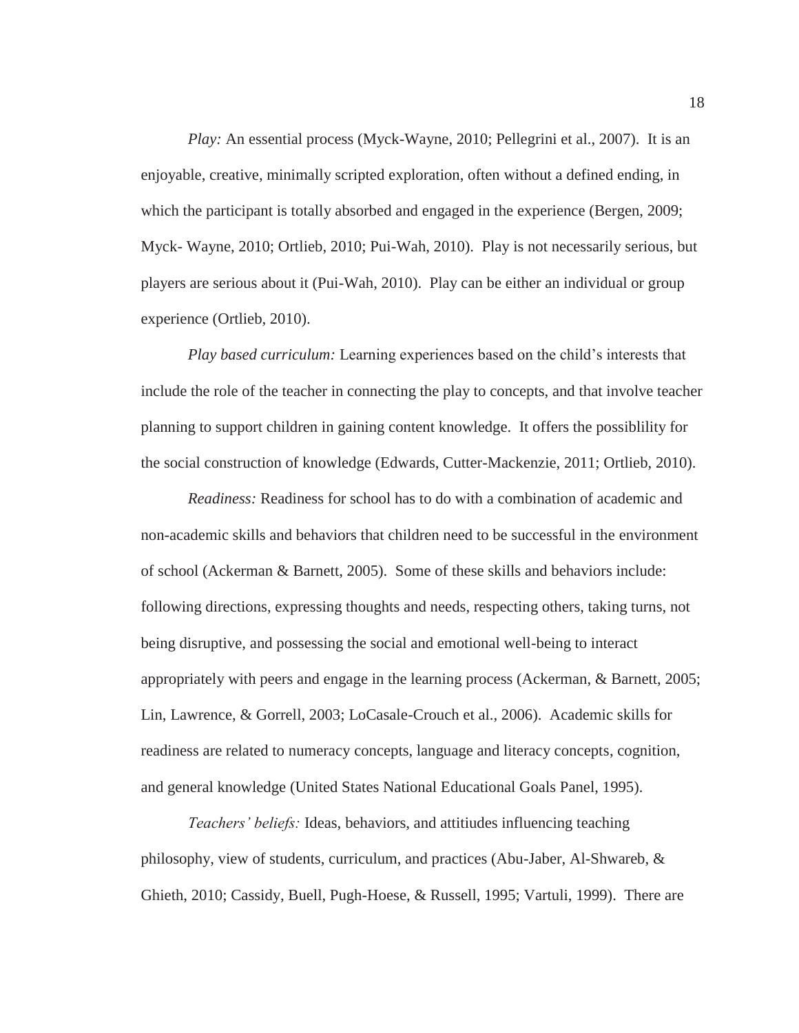*Play:* An essential process (Myck-Wayne, 2010; Pellegrini et al., 2007). It is an enjoyable, creative, minimally scripted exploration, often without a defined ending, in which the participant is totally absorbed and engaged in the experience (Bergen, 2009; Myck- Wayne, 2010; Ortlieb, 2010; Pui-Wah, 2010). Play is not necessarily serious, but players are serious about it (Pui-Wah, 2010). Play can be either an individual or group experience (Ortlieb, 2010).

*Play based curriculum:* Learning experiences based on the child's interests that include the role of the teacher in connecting the play to concepts, and that involve teacher planning to support children in gaining content knowledge. It offers the possiblility for the social construction of knowledge (Edwards, Cutter-Mackenzie, 2011; Ortlieb, 2010).

*Readiness:* Readiness for school has to do with a combination of academic and non-academic skills and behaviors that children need to be successful in the environment of school (Ackerman & Barnett, 2005). Some of these skills and behaviors include: following directions, expressing thoughts and needs, respecting others, taking turns, not being disruptive, and possessing the social and emotional well-being to interact appropriately with peers and engage in the learning process (Ackerman, & Barnett, 2005; Lin, Lawrence, & Gorrell, 2003; LoCasale-Crouch et al., 2006). Academic skills for readiness are related to numeracy concepts, language and literacy concepts, cognition, and general knowledge (United States National Educational Goals Panel, 1995).

*Teachers' beliefs:* Ideas, behaviors, and attitiudes influencing teaching philosophy, view of students, curriculum, and practices (Abu-Jaber, Al-Shwareb, & Ghieth, 2010; Cassidy, Buell, Pugh-Hoese, & Russell, 1995; Vartuli, 1999). There are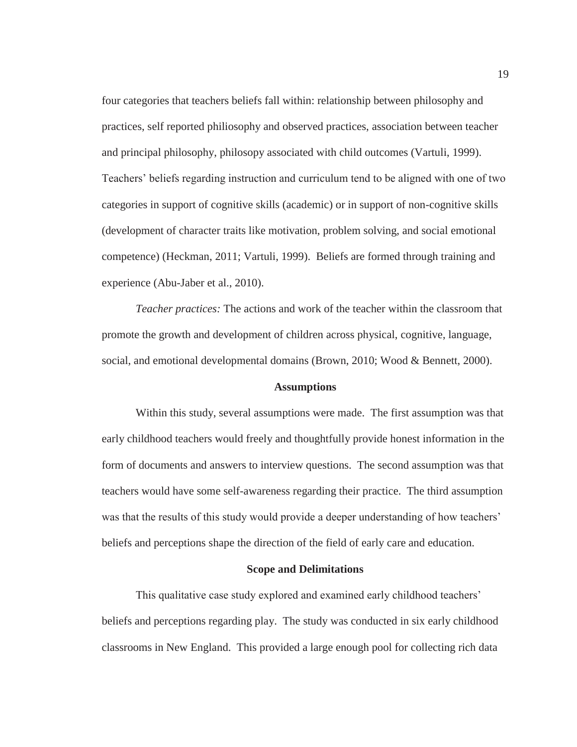four categories that teachers beliefs fall within: relationship between philosophy and practices, self reported philiosophy and observed practices, association between teacher and principal philosophy, philosopy associated with child outcomes (Vartuli, 1999). Teachers' beliefs regarding instruction and curriculum tend to be aligned with one of two categories in support of cognitive skills (academic) or in support of non-cognitive skills (development of character traits like motivation, problem solving, and social emotional competence) (Heckman, 2011; Vartuli, 1999). Beliefs are formed through training and experience (Abu-Jaber et al., 2010).

*Teacher practices:* The actions and work of the teacher within the classroom that promote the growth and development of children across physical, cognitive, language, social, and emotional developmental domains (Brown, 2010; Wood & Bennett, 2000).

## Assumptions

Within this study, several assumptions were made. The first assumption was that early childhood teachers would freely and thoughtfully provide honest information in the form of documents and answers to interview questions. The second assumption was that teachers would have some self-awareness regarding their practice. The third assumption was that the results of this study would provide a deeper understanding of how teachers' beliefs and perceptions shape the direction of the field of early care and education.

## Scope and Delimitations

This qualitative case study explored and examined early childhood teachers' beliefs and perceptions regarding play. The study was conducted in six early childhood classrooms in New England. This provided a large enough pool for collecting rich data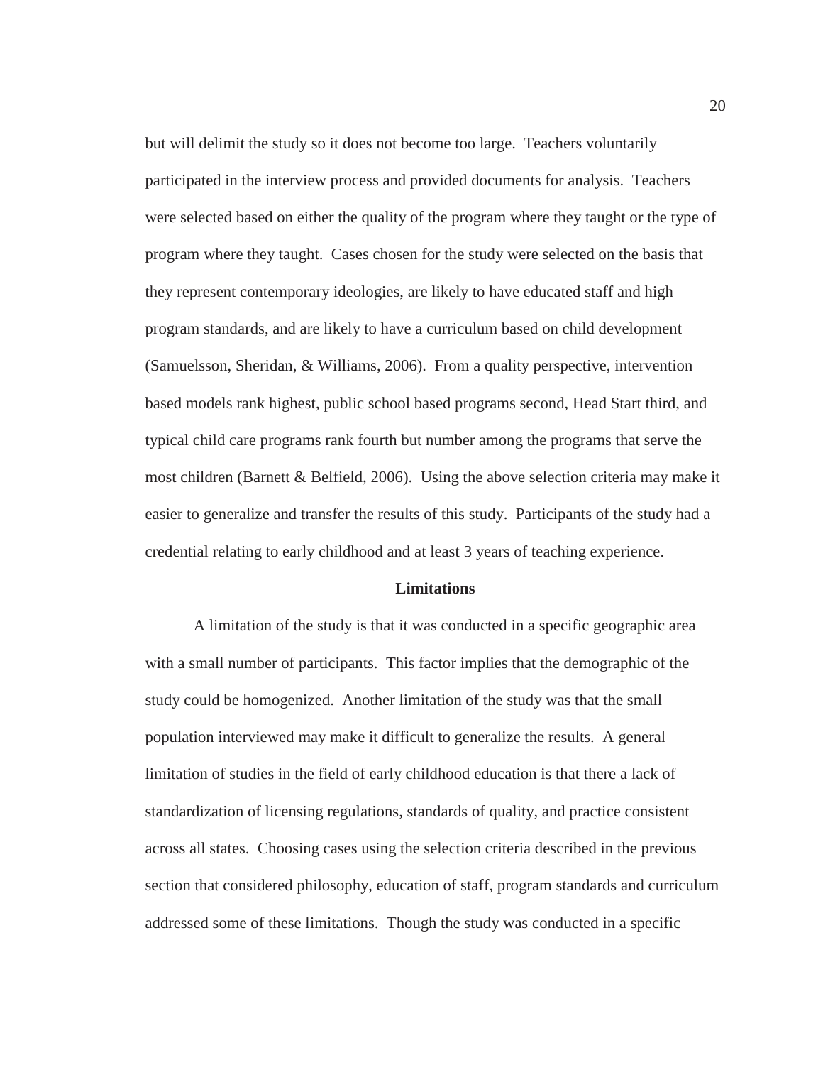but will delimit the study so it does not become too large. Teachers voluntarily participated in the interview process and provided documents for analysis. Teachers were selected based on either the quality of the program where they taught or the type of program where they taught. Cases chosen for the study were selected on the basis that they represent contemporary ideologies, are likely to have educated staff and high program standards, and are likely to have a curriculum based on child development (Samuelsson, Sheridan, & Williams, 2006). From a quality perspective, intervention based models rank highest, public school based programs second, Head Start third, and typical child care programs rank fourth but number among the programs that serve the most children (Barnett & Belfield, 2006). Using the above selection criteria may make it easier to generalize and transfer the results of this study. Participants of the study had a credential relating to early childhood and at least 3 years of teaching experience.

## Limitations

A limitation of the study is that it was conducted in a specific geographic area with a small number of participants. This factor implies that the demographic of the study could be homogenized. Another limitation of the study was that the small population interviewed may make it difficult to generalize the results. A general limitation of studies in the field of early childhood education is that there a lack of standardization of licensing regulations, standards of quality, and practice consistent across all states. Choosing cases using the selection criteria described in the previous section that considered philosophy, education of staff, program standards and curriculum addressed some of these limitations. Though the study was conducted in a specific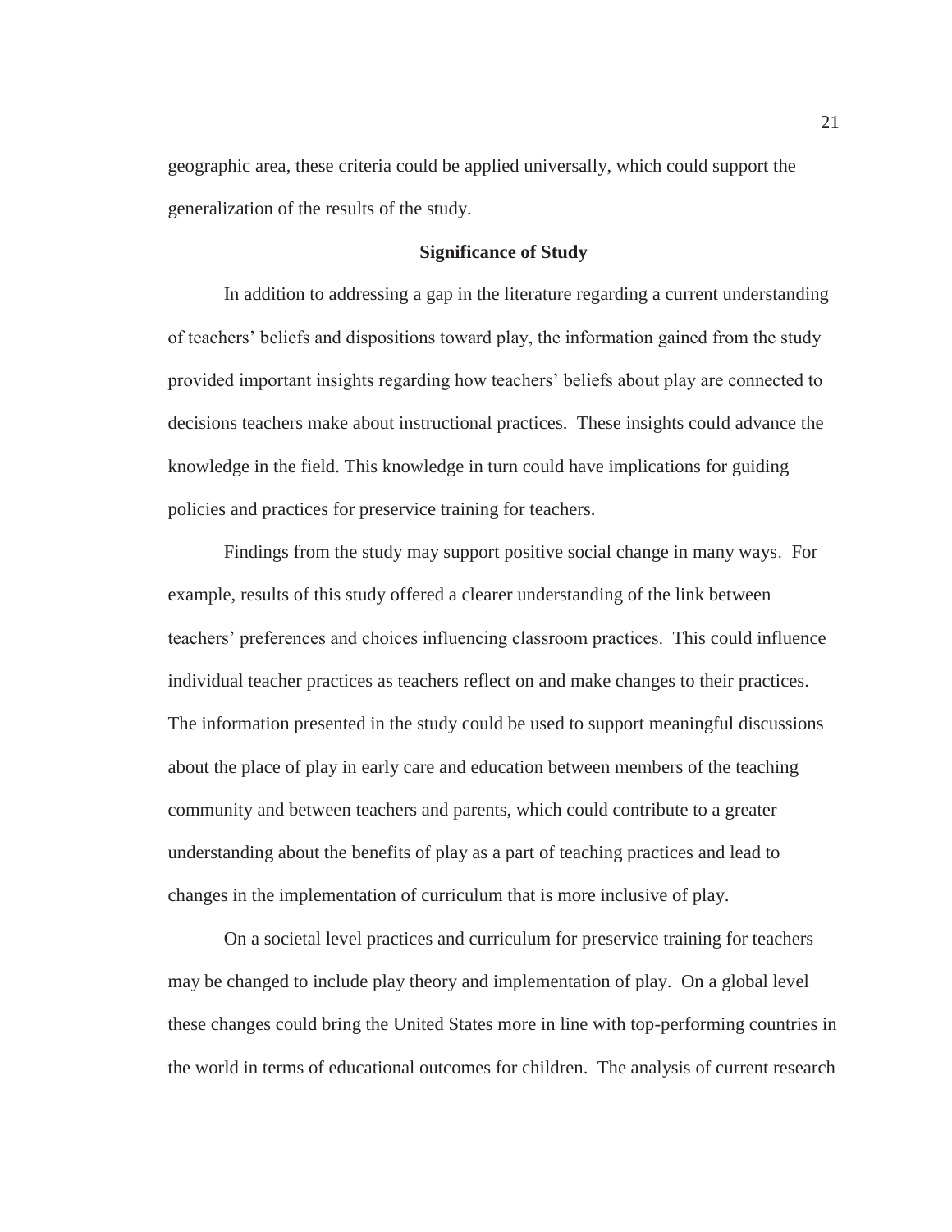geographic area, these criteria could be applied universally, which could support the generalization of the results of the study.

## Significance of Study

In addition to addressing a gap in the literature regarding a current understanding of teachers' beliefs and dispositions toward play, the information gained from the study provided important insights regarding how teachers' beliefs about play are connected to decisions teachers make about instructional practices. These insights could advance the knowledge in the field. This knowledge in turn could have implications for guiding policies and practices for preservice training for teachers.

Findings from the study may support positive social change in many ways. For example, results of this study offered a clearer understanding of the link between teachers' preferences and choices influencing classroom practices. This could influence individual teacher practices as teachers reflect on and make changes to their practices. The information presented in the study could be used to support meaningful discussions about the place of play in early care and education between members of the teaching community and between teachers and parents, which could contribute to a greater understanding about the benefits of play as a part of teaching practices and lead to changes in the implementation of curriculum that is more inclusive of play.

On a societal level practices and curriculum for preservice training for teachers may be changed to include play theory and implementation of play. On a global level these changes could bring the United States more in line with top-performing countries in the world in terms of educational outcomes for children. The analysis of current research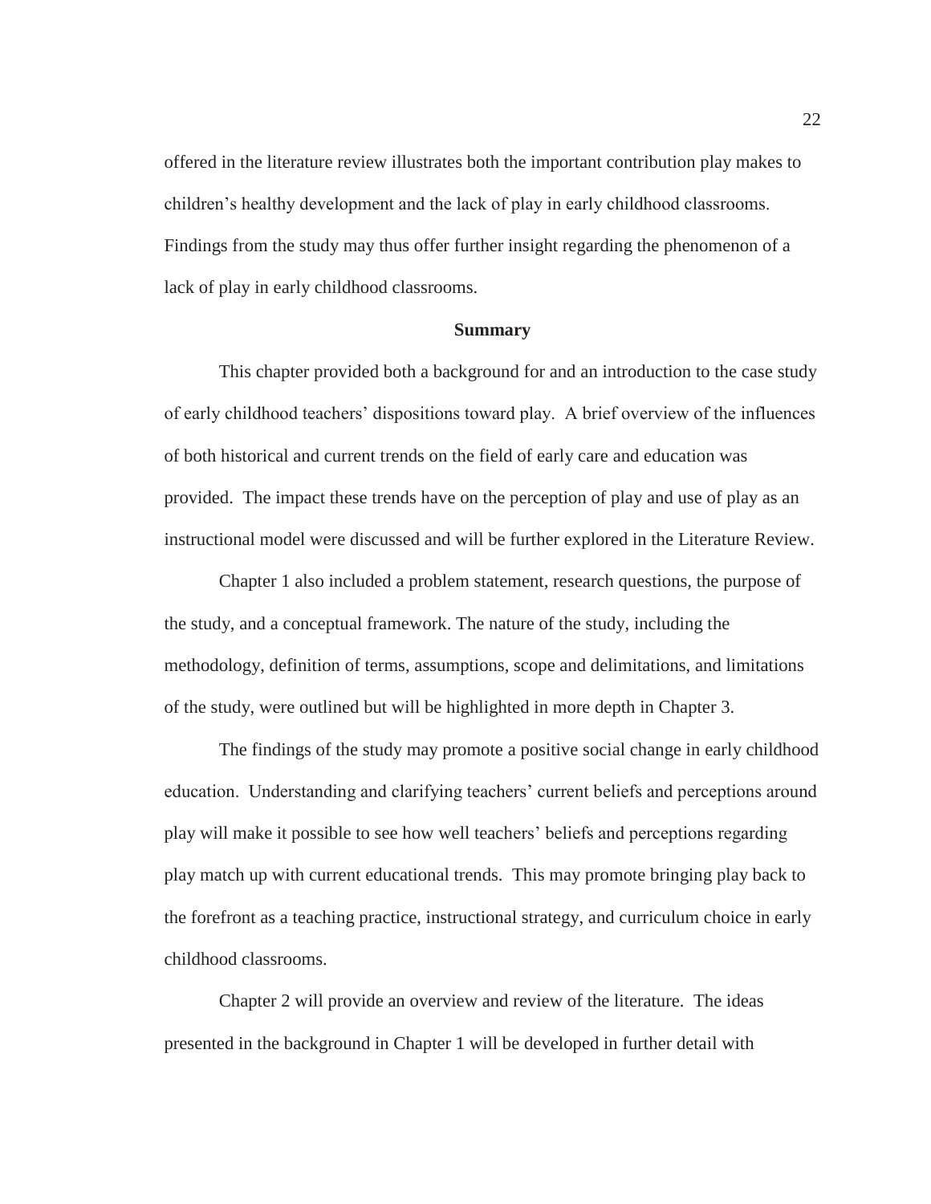offered in the literature review illustrates both the important contribution play makes to children's healthy development and the lack of play in early childhood classrooms. Findings from the study may thus offer further insight regarding the phenomenon of a lack of play in early childhood classrooms.

## Summary

This chapter provided both a background for and an introduction to the case study of early childhood teachers' dispositions toward play. A brief overview of the influences of both historical and current trends on the field of early care and education was provided. The impact these trends have on the perception of play and use of play as an instructional model were discussed and will be further explored in the Literature Review.

Chapter 1 also included a problem statement, research questions, the purpose of the study, and a conceptual framework. The nature of the study, including the methodology, definition of terms, assumptions, scope and delimitations, and limitations of the study, were outlined but will be highlighted in more depth in Chapter 3.

The findings of the study may promote a positive social change in early childhood education. Understanding and clarifying teachers' current beliefs and perceptions around play will make it possible to see how well teachers' beliefs and perceptions regarding play match up with current educational trends. This may promote bringing play back to the forefront as a teaching practice, instructional strategy, and curriculum choice in early childhood classrooms.

Chapter 2 will provide an overview and review of the literature. The ideas presented in the background in Chapter 1 will be developed in further detail with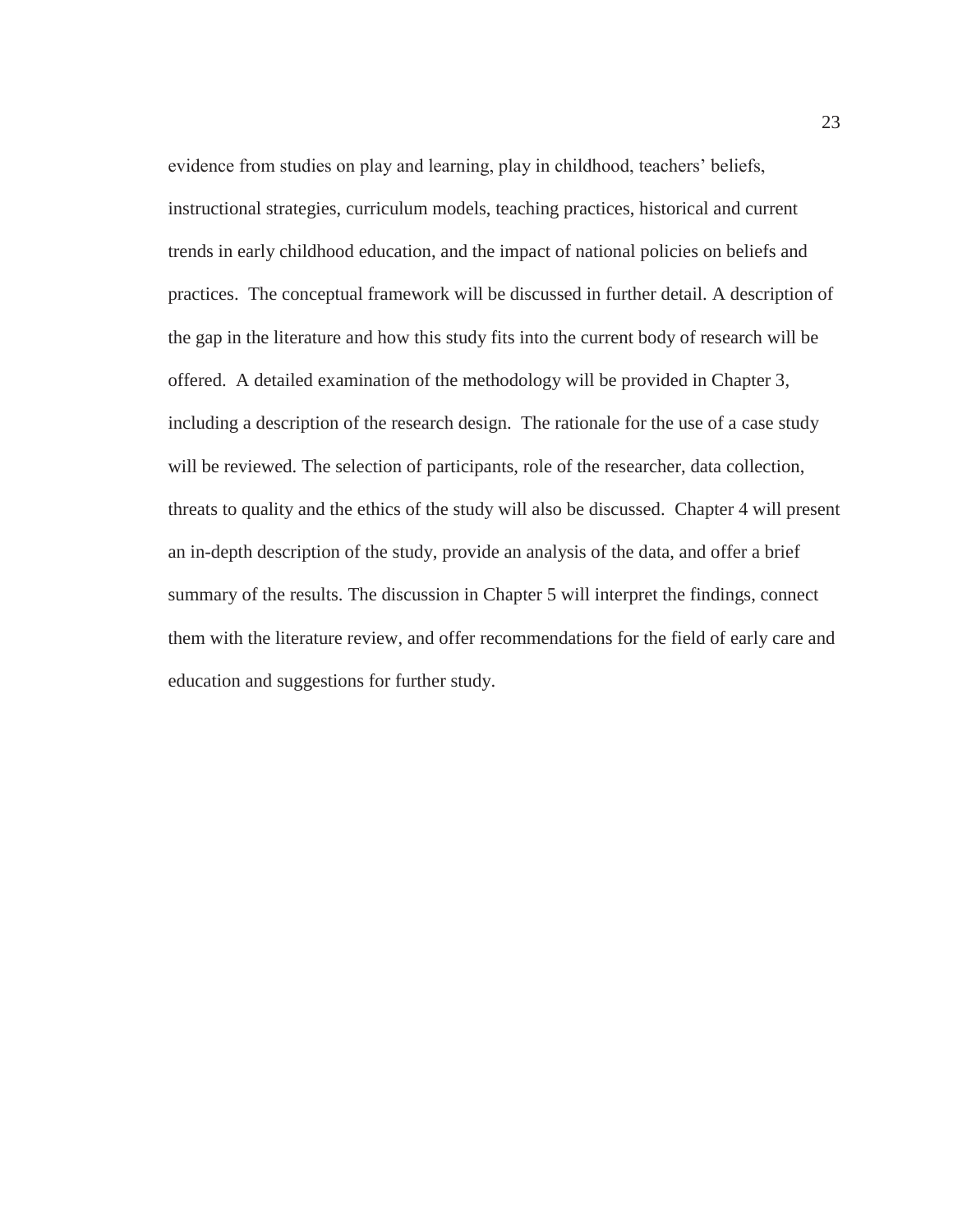evidence from studies on play and learning, play in childhood, teachers' beliefs, instructional strategies, curriculum models, teaching practices, historical and current trends in early childhood education, and the impact of national policies on beliefs and practices. The conceptual framework will be discussed in further detail. A description of the gap in the literature and how this study fits into the current body of research will be offered. A detailed examination of the methodology will be provided in Chapter 3, including a description of the research design. The rationale for the use of a case study will be reviewed. The selection of participants, role of the researcher, data collection, threats to quality and the ethics of the study will also be discussed. Chapter 4 will present an in-depth description of the study, provide an analysis of the data, and offer a brief summary of the results. The discussion in Chapter 5 will interpret the findings, connect them with the literature review, and offer recommendations for the field of early care and education and suggestions for further study.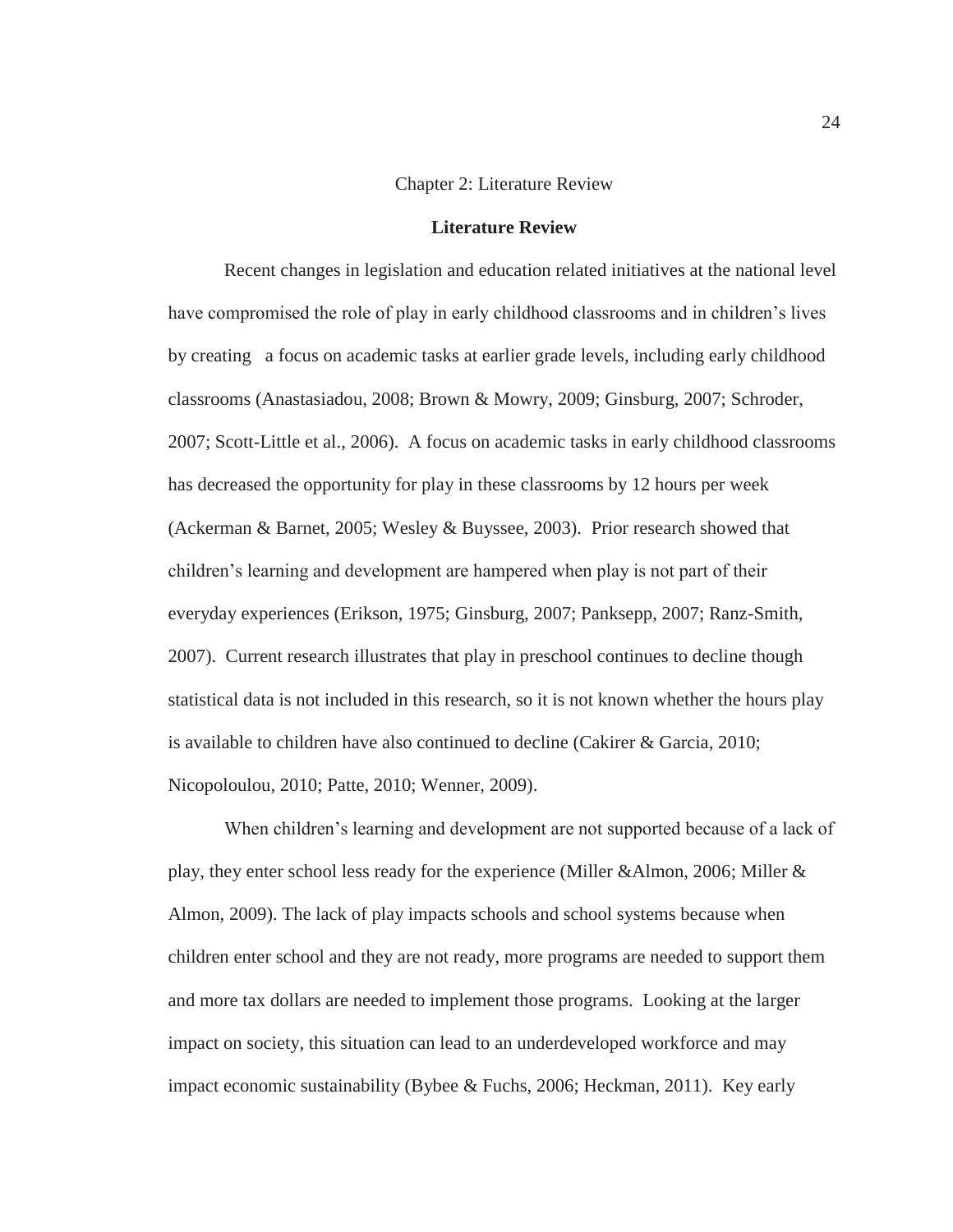# Chapter 2: Literature Review

## Literature Review

Recent changes in legislation and education related initiatives at the national level have compromised the role of play in early childhood classrooms and in children's lives by creating a focus on academic tasks at earlier grade levels, including early childhood classrooms (Anastasiadou, 2008; Brown & Mowry, 2009; Ginsburg, 2007; Schroder, 2007; Scott-Little et al., 2006). A focus on academic tasks in early childhood classrooms has decreased the opportunity for play in these classrooms by 12 hours per week (Ackerman & Barnet, 2005; Wesley & Buyssee, 2003). Prior research showed that children's learning and development are hampered when play is not part of their everyday experiences (Erikson, 1975; Ginsburg, 2007; Panksepp, 2007; Ranz-Smith, 2007). Current research illustrates that play in preschool continues to decline though statistical data is not included in this research, so it is not known whether the hours play is available to children have also continued to decline (Cakirer & Garcia, 2010; Nicopoloulou, 2010; Patte, 2010; Wenner, 2009).

When children's learning and development are not supported because of a lack of play, they enter school less ready for the experience (Miller &Almon, 2006; Miller & Almon, 2009). The lack of play impacts schools and school systems because when children enter school and they are not ready, more programs are needed to support them and more tax dollars are needed to implement those programs. Looking at the larger impact on society, this situation can lead to an underdeveloped workforce and may impact economic sustainability (Bybee & Fuchs, 2006; Heckman, 2011). Key early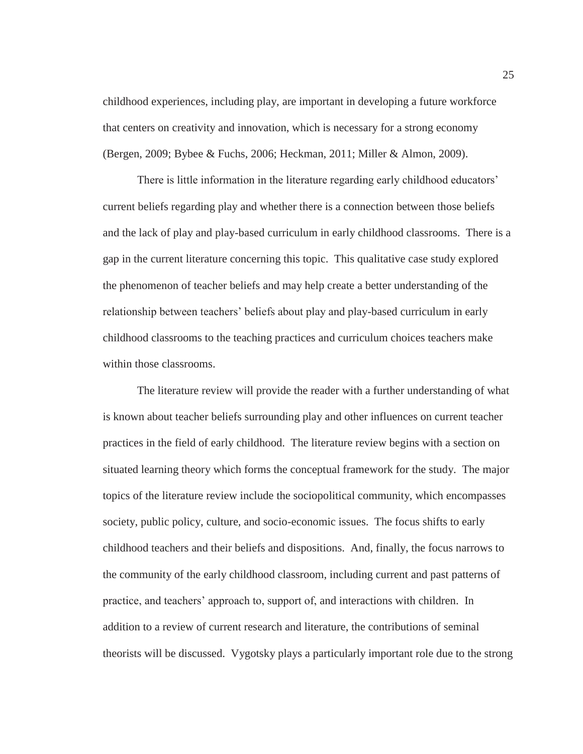childhood experiences, including play, are important in developing a future workforce that centers on creativity and innovation, which is necessary for a strong economy (Bergen, 2009; Bybee & Fuchs, 2006; Heckman, 2011; Miller & Almon, 2009).

There is little information in the literature regarding early childhood educators' current beliefs regarding play and whether there is a connection between those beliefs and the lack of play and play-based curriculum in early childhood classrooms. There is a gap in the current literature concerning this topic. This qualitative case study explored the phenomenon of teacher beliefs and may help create a better understanding of the relationship between teachers' beliefs about play and play-based curriculum in early childhood classrooms to the teaching practices and curriculum choices teachers make within those classrooms.

The literature review will provide the reader with a further understanding of what is known about teacher beliefs surrounding play and other influences on current teacher practices in the field of early childhood. The literature review begins with a section on situated learning theory which forms the conceptual framework for the study. The major topics of the literature review include the sociopolitical community, which encompasses society, public policy, culture, and socio-economic issues. The focus shifts to early childhood teachers and their beliefs and dispositions. And, finally, the focus narrows to the community of the early childhood classroom, including current and past patterns of practice, and teachers' approach to, support of, and interactions with children. In addition to a review of current research and literature, the contributions of seminal theorists will be discussed. Vygotsky plays a particularly important role due to the strong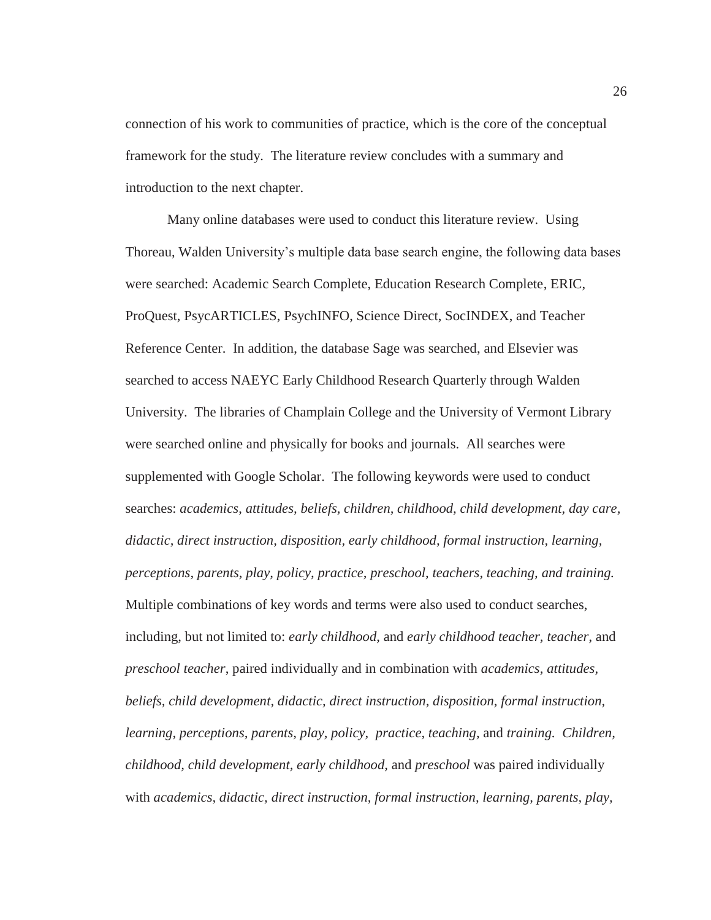connection of his work to communities of practice, which is the core of the conceptual framework for the study. The literature review concludes with a summary and introduction to the next chapter.

Many online databases were used to conduct this literature review. Using Thoreau, Walden University's multiple data base search engine, the following data bases were searched: Academic Search Complete, Education Research Complete, ERIC, ProQuest, PsycARTICLES, PsychINFO, Science Direct, SocINDEX, and Teacher Reference Center. In addition, the database Sage was searched, and Elsevier was searched to access NAEYC Early Childhood Research Quarterly through Walden University. The libraries of Champlain College and the University of Vermont Library were searched online and physically for books and journals. All searches were supplemented with Google Scholar. The following keywords were used to conduct searches: *academics, attitudes, beliefs, children, childhood, child development, day care, didactic, direct instruction, disposition, early childhood, formal instruction, learning, perceptions, parents, play, policy, practice, preschool, teachers, teaching, and training.* Multiple combinations of key words and terms were also used to conduct searches, including, but not limited to: *early childhood*, and *early childhood teacher, teacher*, and *preschool teacher*, paired individually and in combination with *academics, attitudes, beliefs, child development, didactic, direct instruction, disposition, formal instruction, learning, perceptions, parents, play, policy, practice, teaching,* and *training. Children, childhood, child development, early childhood,* and *preschool* was paired individually with *academics, didactic, direct instruction, formal instruction, learning, parents, play,*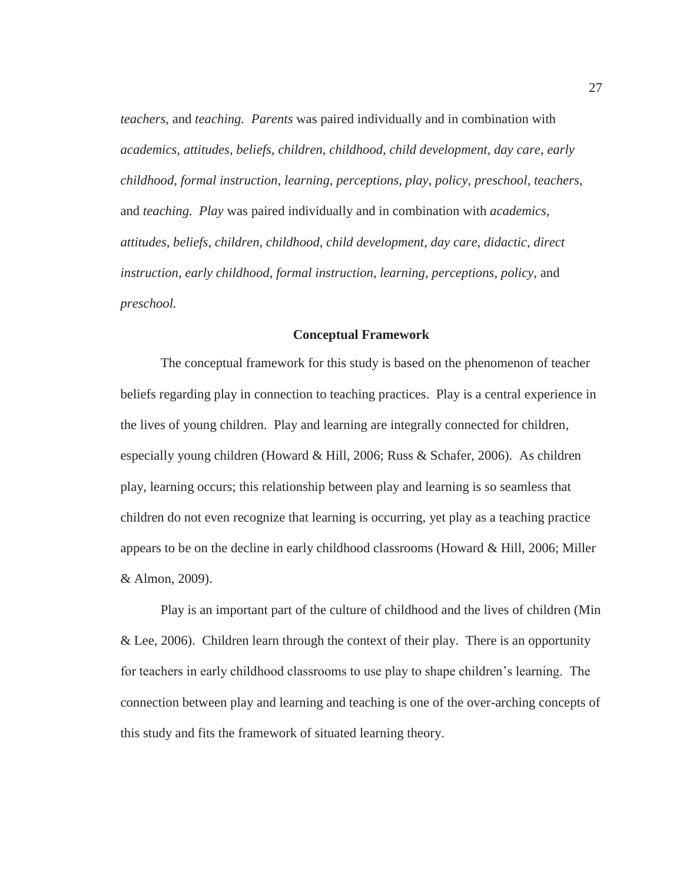*teachers*, and *teaching. Parents* was paired individually and in combination with *academics, attitudes, beliefs, children, childhood, child development, day care, early childhood, formal instruction, learning, perceptions, play, policy, preschool, teachers,* and *teaching. Play* was paired individually and in combination with *academics, attitudes, beliefs, children, childhood, child development, day care, didactic, direct instruction, early childhood, formal instruction, learning, perceptions, policy,* and *preschool.*

## Conceptual Framework

The conceptual framework for this study is based on the phenomenon of teacher beliefs regarding play in connection to teaching practices. Play is a central experience in the lives of young children. Play and learning are integrally connected for children, especially young children (Howard & Hill, 2006; Russ & Schafer, 2006). As children play, learning occurs; this relationship between play and learning is so seamless that children do not even recognize that learning is occurring, yet play as a teaching practice appears to be on the decline in early childhood classrooms (Howard & Hill, 2006; Miller & Almon, 2009).

Play is an important part of the culture of childhood and the lives of children (Min & Lee, 2006). Children learn through the context of their play. There is an opportunity for teachers in early childhood classrooms to use play to shape children's learning. The connection between play and learning and teaching is one of the over-arching concepts of this study and fits the framework of situated learning theory.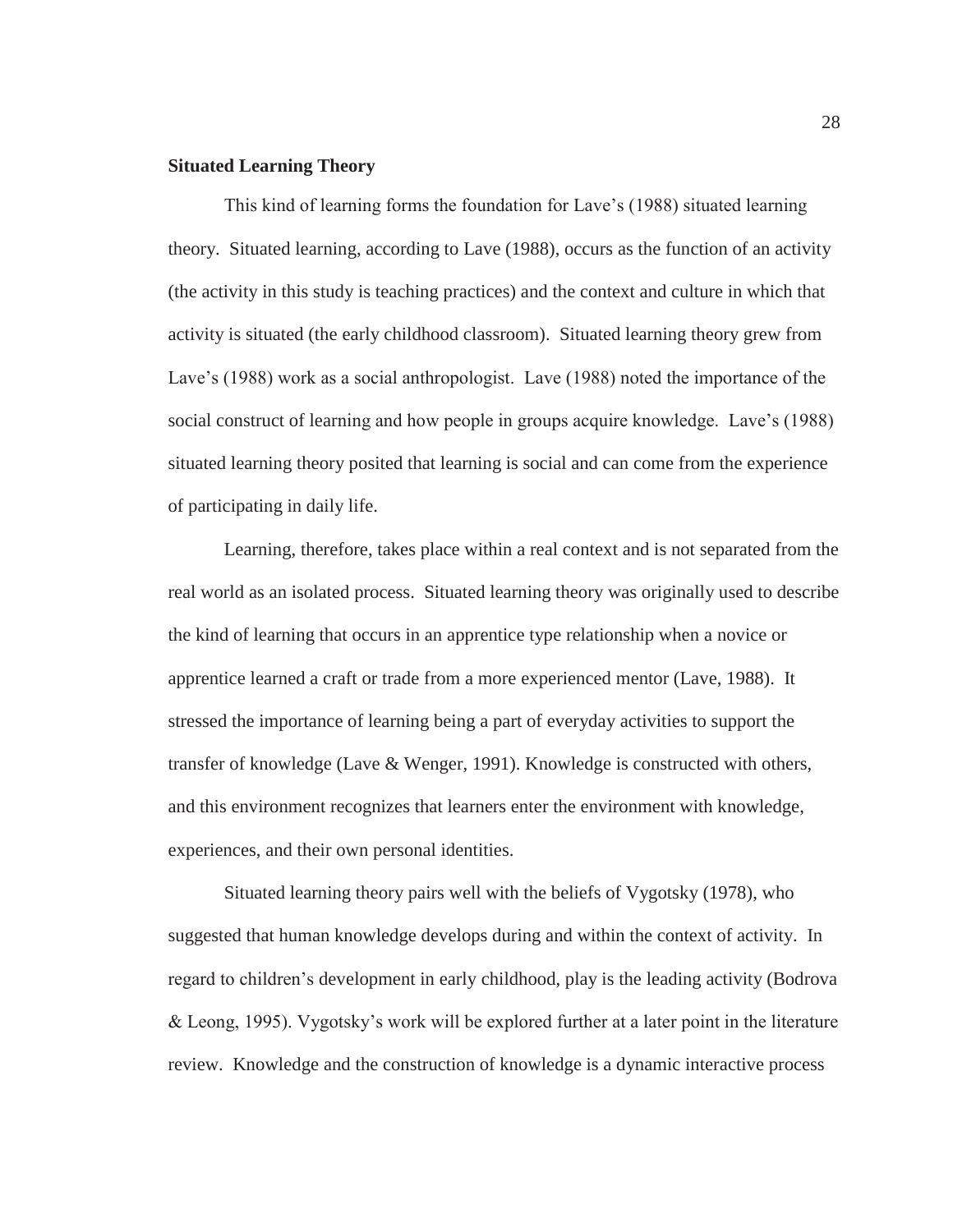**Situated Learning Theory**

This kind of learning forms the foundation for Lave's (1988) situated learning theory. Situated learning, according to Lave (1988), occurs as the function of an activity (the activity in this study is teaching practices) and the context and culture in which that activity is situated (the early childhood classroom). Situated learning theory grew from Lave's (1988) work as a social anthropologist. Lave (1988) noted the importance of the social construct of learning and how people in groups acquire knowledge. Lave's (1988) situated learning theory posited that learning is social and can come from the experience of participating in daily life.

Learning, therefore, takes place within a real context and is not separated from the real world as an isolated process. Situated learning theory was originally used to describe the kind of learning that occurs in an apprentice type relationship when a novice or apprentice learned a craft or trade from a more experienced mentor (Lave, 1988). It stressed the importance of learning being a part of everyday activities to support the transfer of knowledge (Lave & Wenger, 1991). Knowledge is constructed with others, and this environment recognizes that learners enter the environment with knowledge, experiences, and their own personal identities.

Situated learning theory pairs well with the beliefs of Vygotsky (1978), who suggested that human knowledge develops during and within the context of activity. In regard to children's development in early childhood, play is the leading activity (Bodrova & Leong, 1995). Vygotsky's work will be explored further at a later point in the literature review. Knowledge and the construction of knowledge is a dynamic interactive process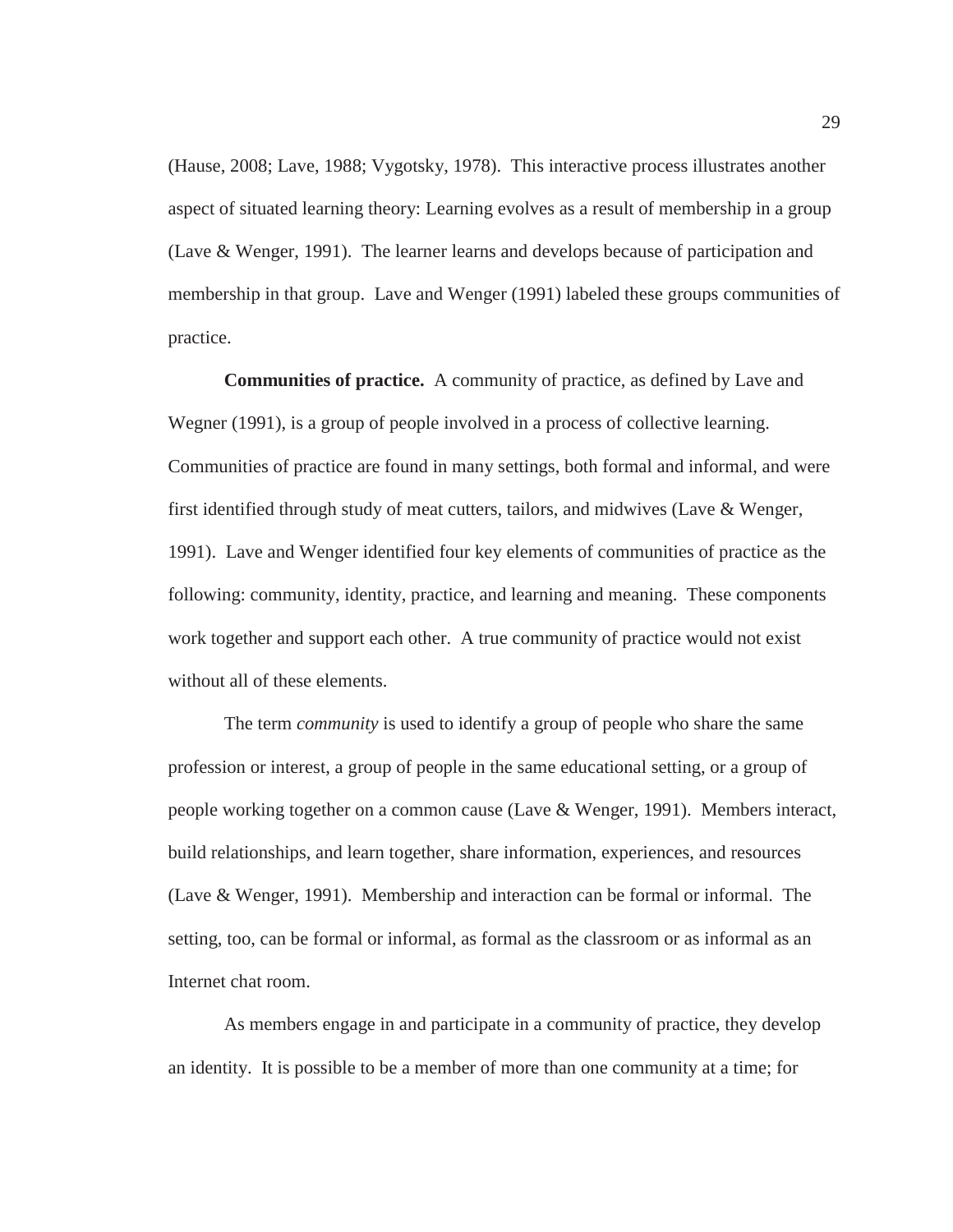(Hause, 2008; Lave, 1988; Vygotsky, 1978). This interactive process illustrates another aspect of situated learning theory: Learning evolves as a result of membership in a group (Lave & Wenger, 1991). The learner learns and develops because of participation and membership in that group. Lave and Wenger (1991) labeled these groups communities of practice.

**Communities of practice.** A community of practice, as defined by Lave and Wegner (1991), is a group of people involved in a process of collective learning. Communities of practice are found in many settings, both formal and informal, and were first identified through study of meat cutters, tailors, and midwives (Lave & Wenger, 1991). Lave and Wenger identified four key elements of communities of practice as the following: community, identity, practice, and learning and meaning. These components work together and support each other. A true community of practice would not exist without all of these elements.

The term *community* is used to identify a group of people who share the same profession or interest, a group of people in the same educational setting, or a group of people working together on a common cause (Lave & Wenger, 1991). Members interact, build relationships, and learn together, share information, experiences, and resources (Lave & Wenger, 1991). Membership and interaction can be formal or informal. The setting, too, can be formal or informal, as formal as the classroom or as informal as an Internet chat room.

As members engage in and participate in a community of practice, they develop an identity. It is possible to be a member of more than one community at a time; for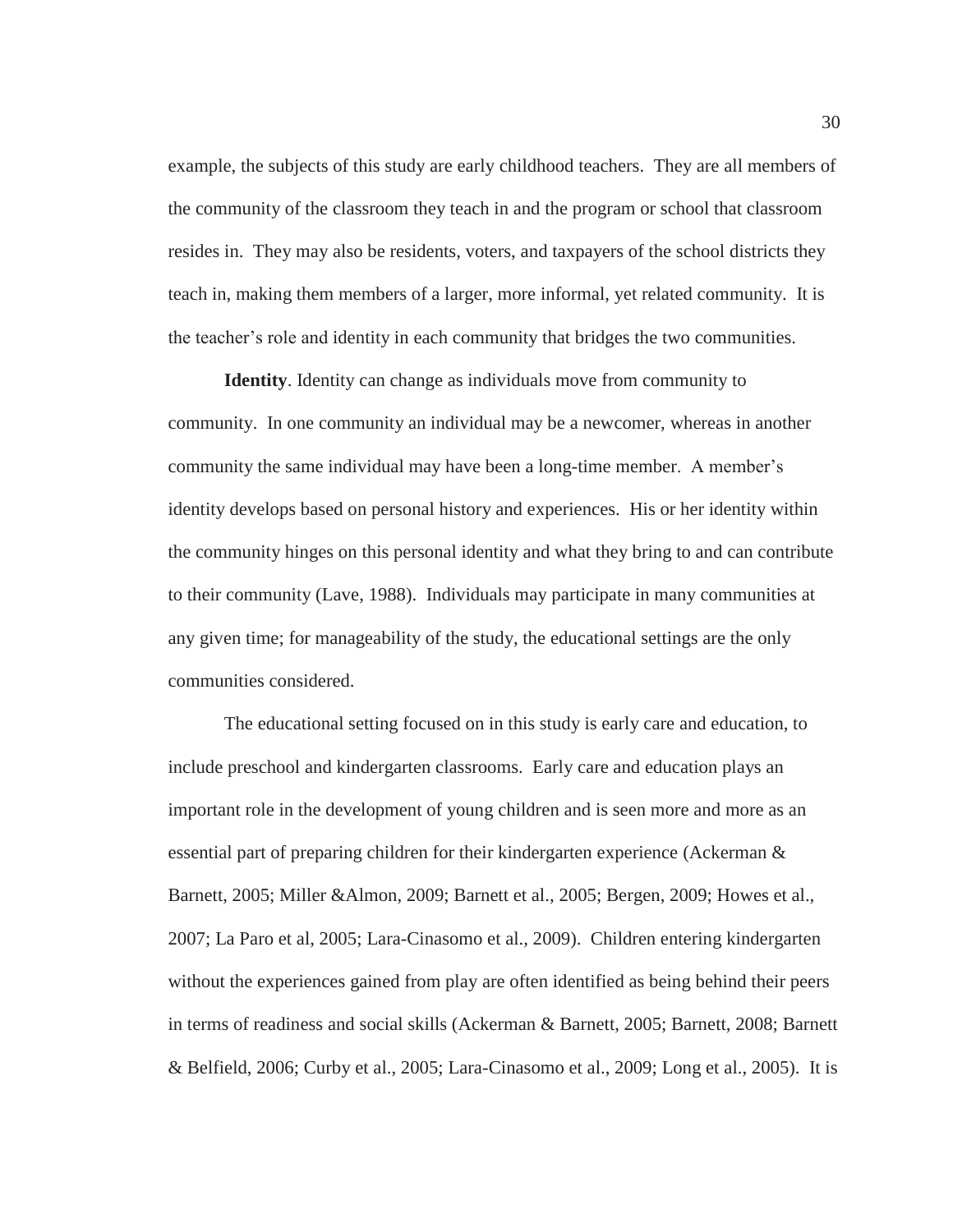example, the subjects of this study are early childhood teachers. They are all members of the community of the classroom they teach in and the program or school that classroom resides in. They may also be residents, voters, and taxpayers of the school districts they teach in, making them members of a larger, more informal, yet related community. It is the teacher's role and identity in each community that bridges the two communities.

**Identity**. Identity can change as individuals move from community to community. In one community an individual may be a newcomer, whereas in another community the same individual may have been a long-time member. A member's identity develops based on personal history and experiences. His or her identity within the community hinges on this personal identity and what they bring to and can contribute to their community (Lave, 1988). Individuals may participate in many communities at any given time; for manageability of the study, the educational settings are the only communities considered.

The educational setting focused on in this study is early care and education, to include preschool and kindergarten classrooms. Early care and education plays an important role in the development of young children and is seen more and more as an essential part of preparing children for their kindergarten experience (Ackerman & Barnett, 2005; Miller &Almon, 2009; Barnett et al., 2005; Bergen, 2009; Howes et al., 2007; La Paro et al, 2005; Lara-Cinasomo et al., 2009). Children entering kindergarten without the experiences gained from play are often identified as being behind their peers in terms of readiness and social skills (Ackerman & Barnett, 2005; Barnett, 2008; Barnett & Belfield, 2006; Curby et al., 2005; Lara-Cinasomo et al., 2009; Long et al., 2005). It is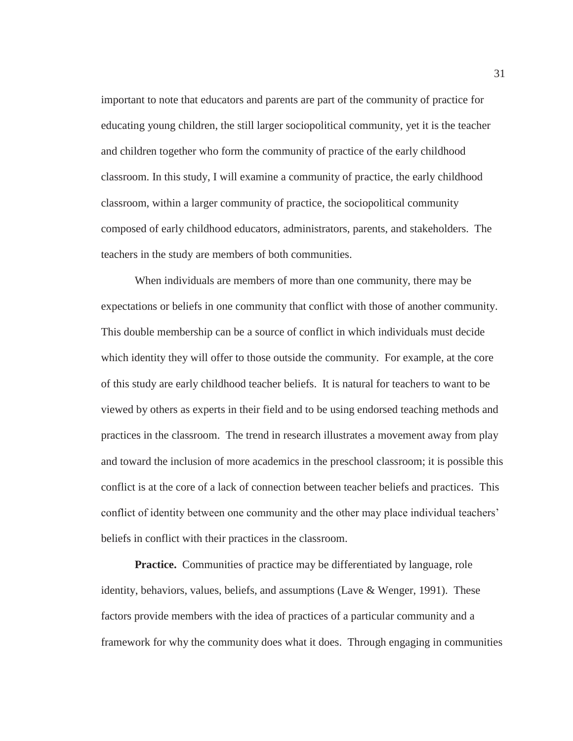important to note that educators and parents are part of the community of practice for educating young children, the still larger sociopolitical community, yet it is the teacher and children together who form the community of practice of the early childhood classroom. In this study, I will examine a community of practice, the early childhood classroom, within a larger community of practice, the sociopolitical community composed of early childhood educators, administrators, parents, and stakeholders. The teachers in the study are members of both communities.

When individuals are members of more than one community, there may be expectations or beliefs in one community that conflict with those of another community. This double membership can be a source of conflict in which individuals must decide which identity they will offer to those outside the community. For example, at the core of this study are early childhood teacher beliefs. It is natural for teachers to want to be viewed by others as experts in their field and to be using endorsed teaching methods and practices in the classroom. The trend in research illustrates a movement away from play and toward the inclusion of more academics in the preschool classroom; it is possible this conflict is at the core of a lack of connection between teacher beliefs and practices. This conflict of identity between one community and the other may place individual teachers' beliefs in conflict with their practices in the classroom.

**Practice.** Communities of practice may be differentiated by language, role identity, behaviors, values, beliefs, and assumptions (Lave & Wenger, 1991). These factors provide members with the idea of practices of a particular community and a framework for why the community does what it does. Through engaging in communities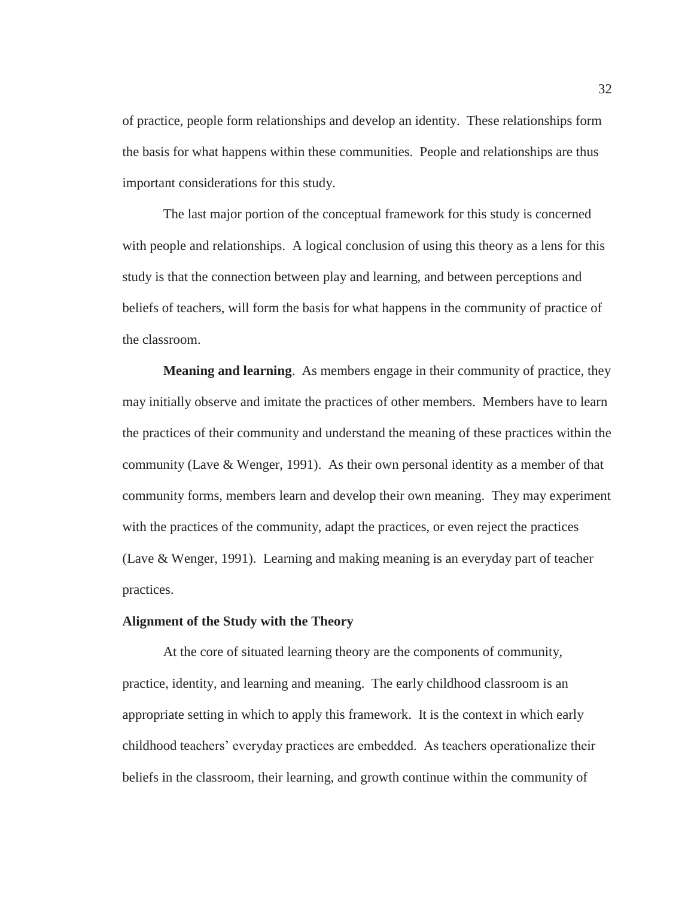of practice, people form relationships and develop an identity. These relationships form the basis for what happens within these communities. People and relationships are thus important considerations for this study.

The last major portion of the conceptual framework for this study is concerned with people and relationships. A logical conclusion of using this theory as a lens for this study is that the connection between play and learning, and between perceptions and beliefs of teachers, will form the basis for what happens in the community of practice of the classroom.

**Meaning and learning**. As members engage in their community of practice, they may initially observe and imitate the practices of other members. Members have to learn the practices of their community and understand the meaning of these practices within the community (Lave & Wenger, 1991). As their own personal identity as a member of that community forms, members learn and develop their own meaning. They may experiment with the practices of the community, adapt the practices, or even reject the practices (Lave & Wenger, 1991). Learning and making meaning is an everyday part of teacher practices.

**Alignment of the Study with the Theory**

At the core of situated learning theory are the components of community, practice, identity, and learning and meaning. The early childhood classroom is an appropriate setting in which to apply this framework. It is the context in which early childhood teachers' everyday practices are embedded. As teachers operationalize their beliefs in the classroom, their learning, and growth continue within the community of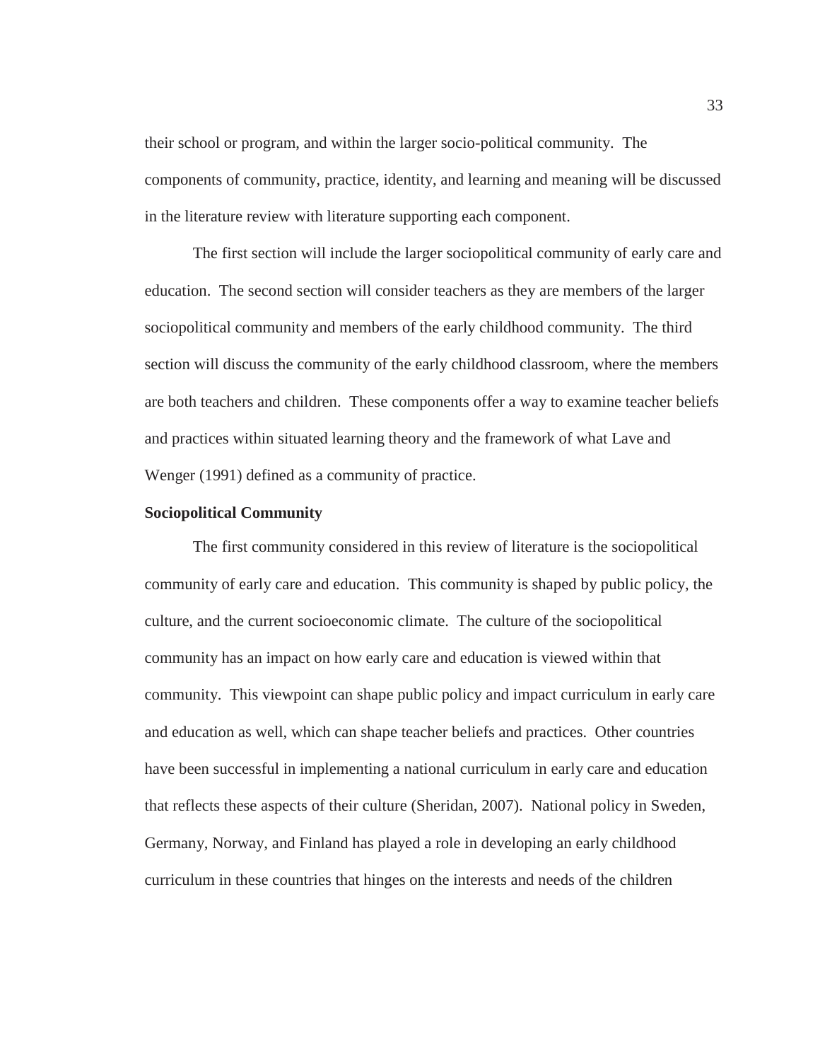their school or program, and within the larger socio-political community. The components of community, practice, identity, and learning and meaning will be discussed in the literature review with literature supporting each component.

The first section will include the larger sociopolitical community of early care and education. The second section will consider teachers as they are members of the larger sociopolitical community and members of the early childhood community. The third section will discuss the community of the early childhood classroom, where the members are both teachers and children. These components offer a way to examine teacher beliefs and practices within situated learning theory and the framework of what Lave and Wenger (1991) defined as a community of practice.

**Sociopolitical Community**

The first community considered in this review of literature is the sociopolitical community of early care and education. This community is shaped by public policy, the culture, and the current socioeconomic climate. The culture of the sociopolitical community has an impact on how early care and education is viewed within that community. This viewpoint can shape public policy and impact curriculum in early care and education as well, which can shape teacher beliefs and practices. Other countries have been successful in implementing a national curriculum in early care and education that reflects these aspects of their culture (Sheridan, 2007). National policy in Sweden, Germany, Norway, and Finland has played a role in developing an early childhood curriculum in these countries that hinges on the interests and needs of the children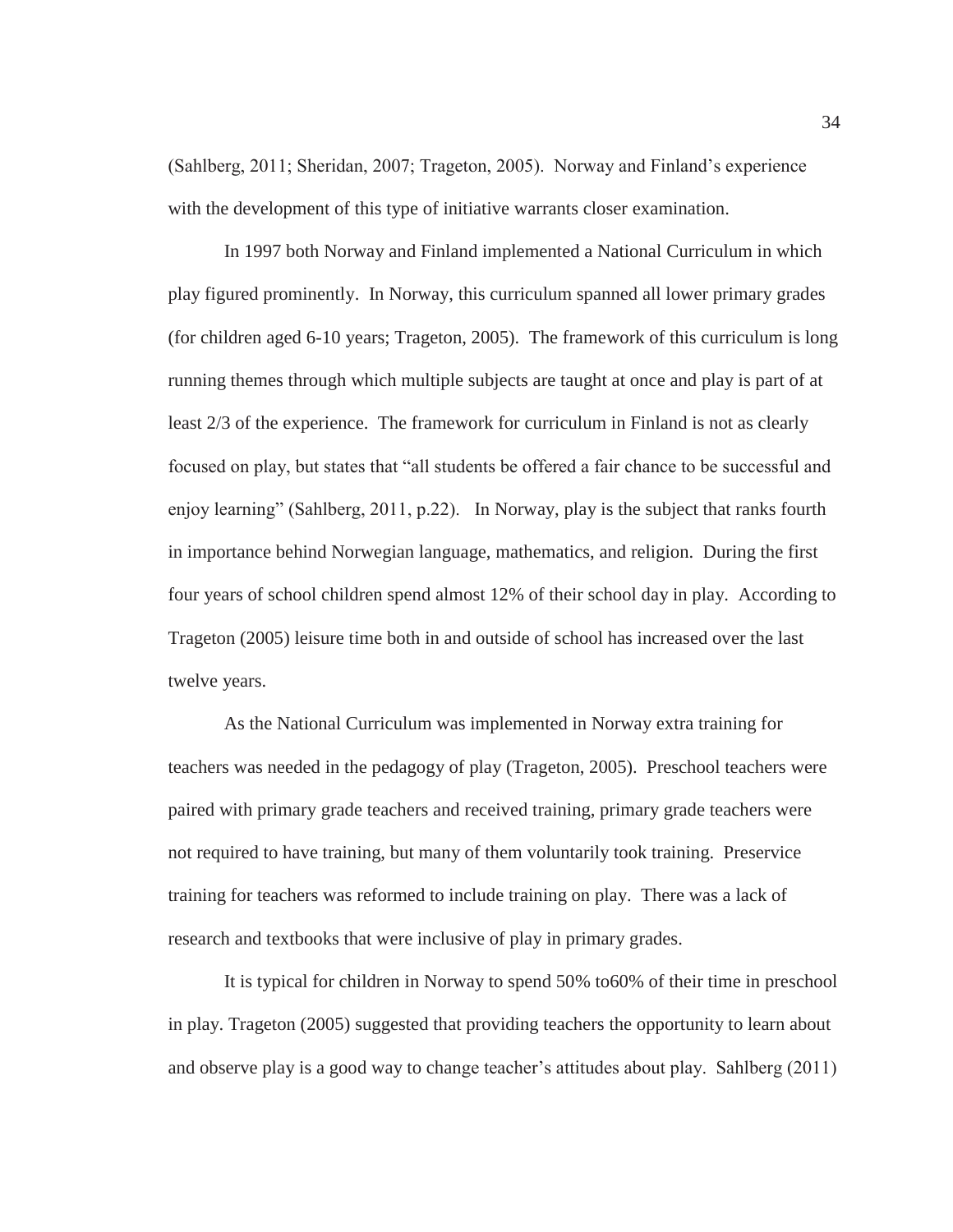(Sahlberg, 2011; Sheridan, 2007; Trageton, 2005). Norway and Finland's experience with the development of this type of initiative warrants closer examination.

In 1997 both Norway and Finland implemented a National Curriculum in which play figured prominently. In Norway, this curriculum spanned all lower primary grades (for children aged 6-10 years; Trageton, 2005). The framework of this curriculum is long running themes through which multiple subjects are taught at once and play is part of at least 2/3 of the experience. The framework for curriculum in Finland is not as clearly focused on play, but states that "all students be offered a fair chance to be successful and enjoy learning" (Sahlberg, 2011, p.22). In Norway, play is the subject that ranks fourth in importance behind Norwegian language, mathematics, and religion. During the first four years of school children spend almost 12% of their school day in play. According to Trageton (2005) leisure time both in and outside of school has increased over the last twelve years.

As the National Curriculum was implemented in Norway extra training for teachers was needed in the pedagogy of play (Trageton, 2005). Preschool teachers were paired with primary grade teachers and received training, primary grade teachers were not required to have training, but many of them voluntarily took training. Preservice training for teachers was reformed to include training on play. There was a lack of research and textbooks that were inclusive of play in primary grades.

It is typical for children in Norway to spend 50% to60% of their time in preschool in play. Trageton (2005) suggested that providing teachers the opportunity to learn about and observe play is a good way to change teacher's attitudes about play. Sahlberg (2011)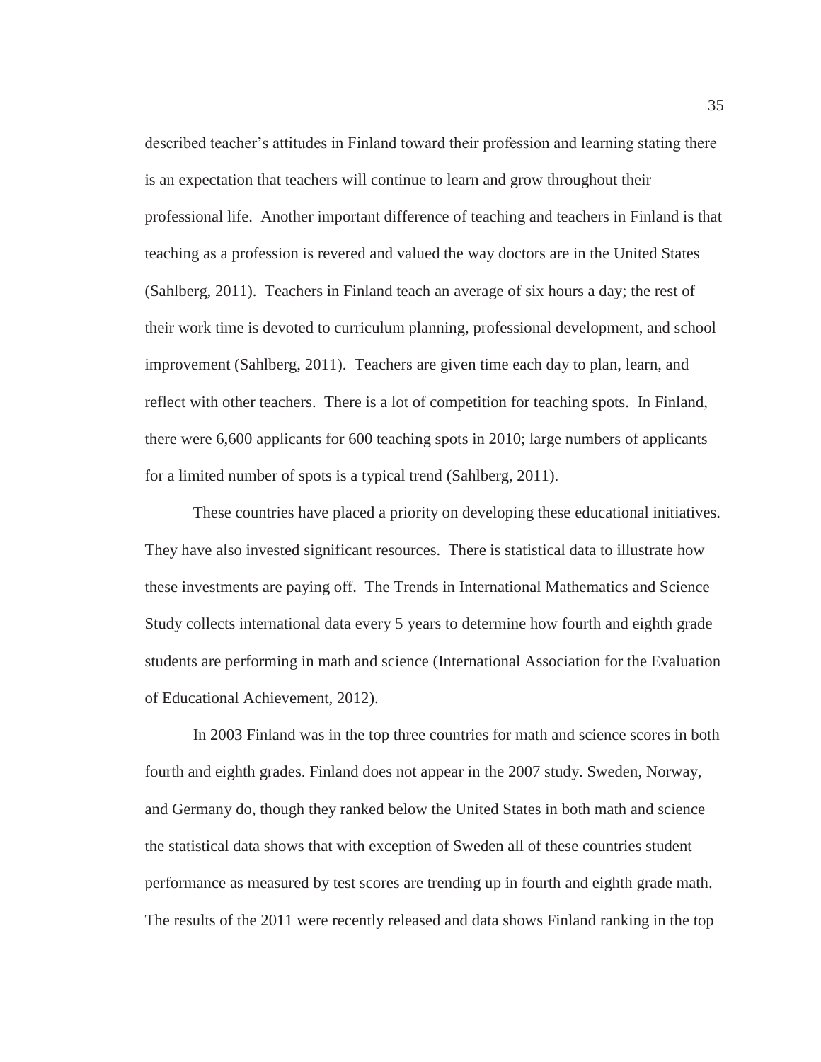described teacher's attitudes in Finland toward their profession and learning stating there is an expectation that teachers will continue to learn and grow throughout their professional life. Another important difference of teaching and teachers in Finland is that teaching as a profession is revered and valued the way doctors are in the United States (Sahlberg, 2011). Teachers in Finland teach an average of six hours a day; the rest of their work time is devoted to curriculum planning, professional development, and school improvement (Sahlberg, 2011). Teachers are given time each day to plan, learn, and reflect with other teachers. There is a lot of competition for teaching spots. In Finland, there were 6,600 applicants for 600 teaching spots in 2010; large numbers of applicants for a limited number of spots is a typical trend (Sahlberg, 2011).

These countries have placed a priority on developing these educational initiatives. They have also invested significant resources. There is statistical data to illustrate how these investments are paying off. The Trends in International Mathematics and Science Study collects international data every 5 years to determine how fourth and eighth grade students are performing in math and science (International Association for the Evaluation of Educational Achievement, 2012).

In 2003 Finland was in the top three countries for math and science scores in both fourth and eighth grades. Finland does not appear in the 2007 study. Sweden, Norway, and Germany do, though they ranked below the United States in both math and science the statistical data shows that with exception of Sweden all of these countries student performance as measured by test scores are trending up in fourth and eighth grade math. The results of the 2011 were recently released and data shows Finland ranking in the top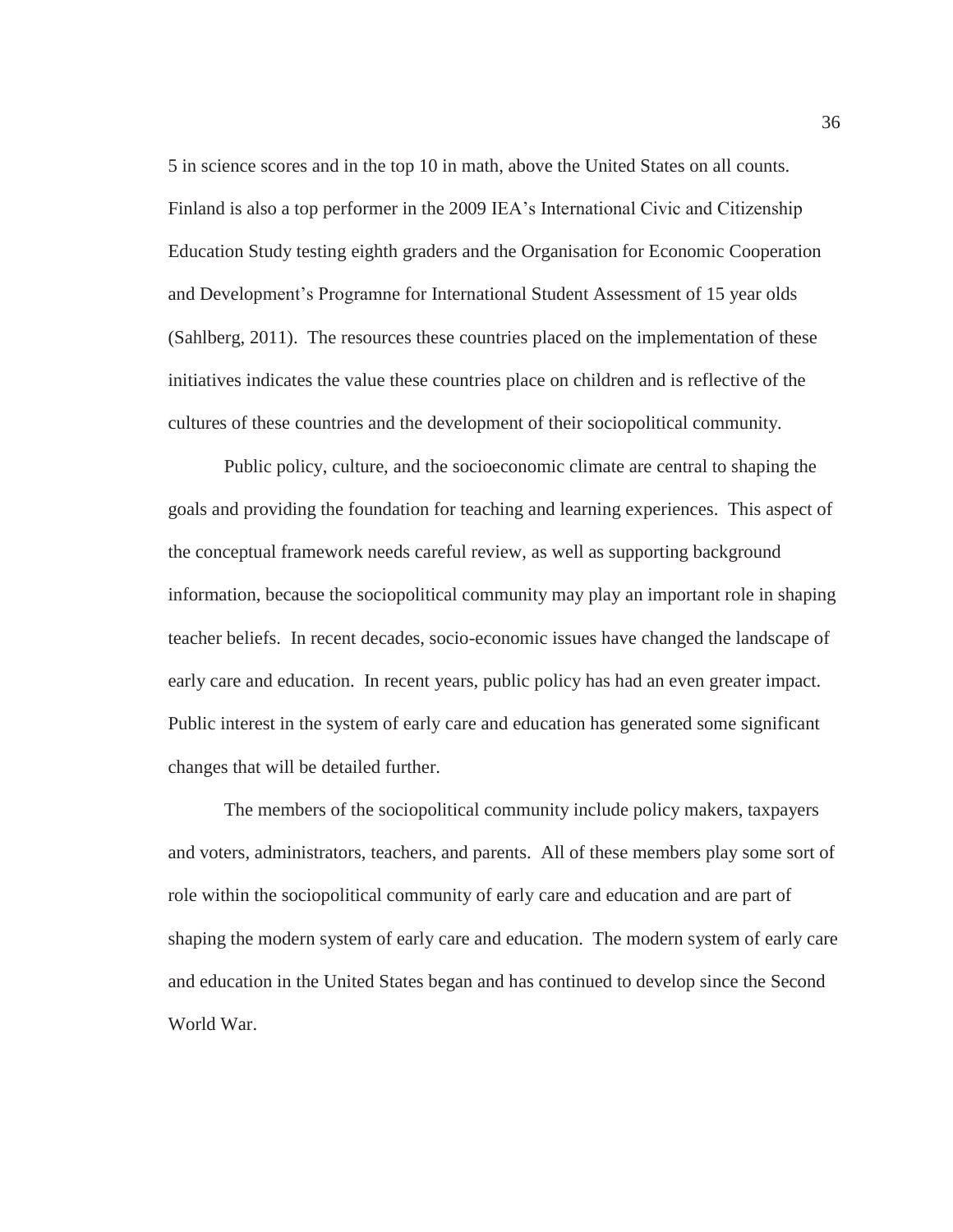5 in science scores and in the top 10 in math, above the United States on all counts. Finland is also a top performer in the 2009 IEA's International Civic and Citizenship Education Study testing eighth graders and the Organisation for Economic Cooperation and Development's Programne for International Student Assessment of 15 year olds (Sahlberg, 2011). The resources these countries placed on the implementation of these initiatives indicates the value these countries place on children and is reflective of the cultures of these countries and the development of their sociopolitical community.

Public policy, culture, and the socioeconomic climate are central to shaping the goals and providing the foundation for teaching and learning experiences. This aspect of the conceptual framework needs careful review, as well as supporting background information, because the sociopolitical community may play an important role in shaping teacher beliefs. In recent decades, socio-economic issues have changed the landscape of early care and education. In recent years, public policy has had an even greater impact. Public interest in the system of early care and education has generated some significant changes that will be detailed further.

The members of the sociopolitical community include policy makers, taxpayers and voters, administrators, teachers, and parents. All of these members play some sort of role within the sociopolitical community of early care and education and are part of shaping the modern system of early care and education. The modern system of early care and education in the United States began and has continued to develop since the Second World War.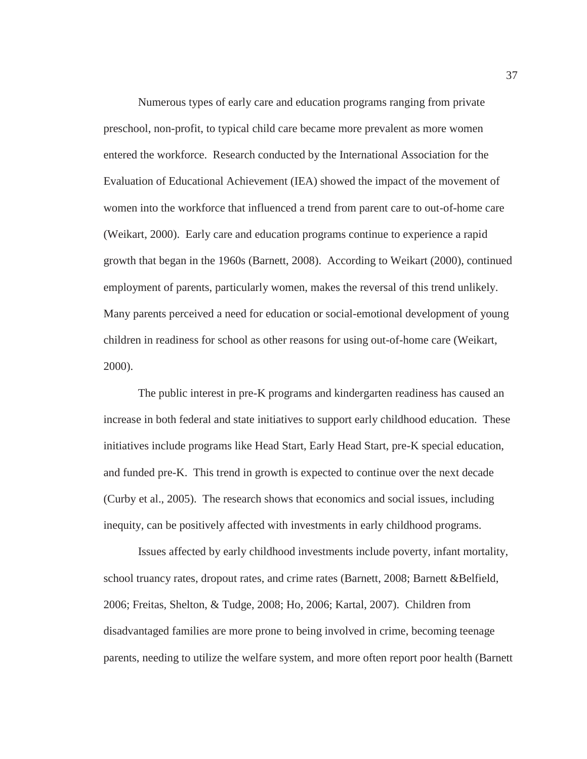Numerous types of early care and education programs ranging from private preschool, non-profit, to typical child care became more prevalent as more women entered the workforce. Research conducted by the International Association for the Evaluation of Educational Achievement (IEA) showed the impact of the movement of women into the workforce that influenced a trend from parent care to out-of-home care (Weikart, 2000). Early care and education programs continue to experience a rapid growth that began in the 1960s (Barnett, 2008). According to Weikart (2000), continued employment of parents, particularly women, makes the reversal of this trend unlikely. Many parents perceived a need for education or social-emotional development of young children in readiness for school as other reasons for using out-of-home care (Weikart, 2000).

The public interest in pre-K programs and kindergarten readiness has caused an increase in both federal and state initiatives to support early childhood education. These initiatives include programs like Head Start, Early Head Start, pre-K special education, and funded pre-K. This trend in growth is expected to continue over the next decade (Curby et al., 2005). The research shows that economics and social issues, including inequity, can be positively affected with investments in early childhood programs.

Issues affected by early childhood investments include poverty, infant mortality, school truancy rates, dropout rates, and crime rates (Barnett, 2008; Barnett &Belfield, 2006; Freitas, Shelton, & Tudge, 2008; Ho, 2006; Kartal, 2007). Children from disadvantaged families are more prone to being involved in crime, becoming teenage parents, needing to utilize the welfare system, and more often report poor health (Barnett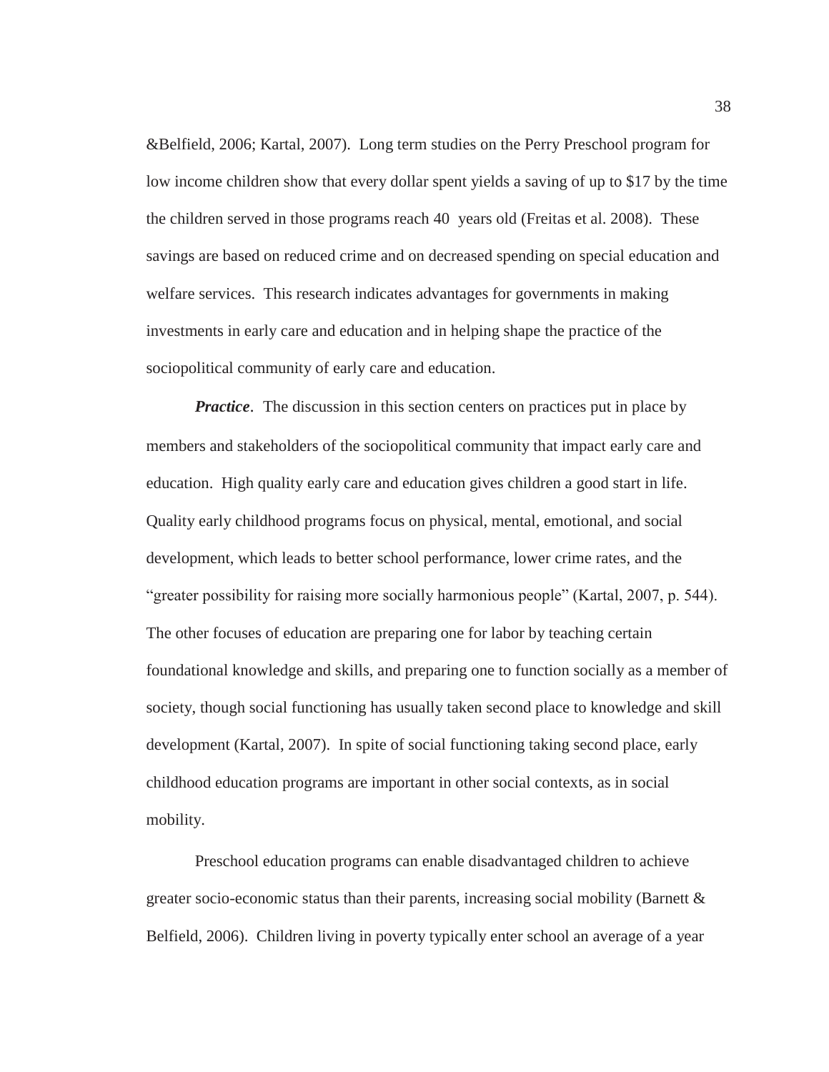&Belfield, 2006; Kartal, 2007). Long term studies on the Perry Preschool program for low income children show that every dollar spent yields a saving of up to $17 by the time the children served in those programs reach 40 years old (Freitas et al. 2008). These savings are based on reduced crime and on decreased spending on special education and welfare services. This research indicates advantages for governments in making investments in early care and education and in helping shape the practice of the sociopolitical community of early care and education.

***Practice***. The discussion in this section centers on practices put in place by members and stakeholders of the sociopolitical community that impact early care and education. High quality early care and education gives children a good start in life. Quality early childhood programs focus on physical, mental, emotional, and social development, which leads to better school performance, lower crime rates, and the "greater possibility for raising more socially harmonious people" (Kartal, 2007, p. 544). The other focuses of education are preparing one for labor by teaching certain foundational knowledge and skills, and preparing one to function socially as a member of society, though social functioning has usually taken second place to knowledge and skill development (Kartal, 2007). In spite of social functioning taking second place, early childhood education programs are important in other social contexts, as in social mobility.

Preschool education programs can enable disadvantaged children to achieve greater socio-economic status than their parents, increasing social mobility (Barnett & Belfield, 2006). Children living in poverty typically enter school an average of a year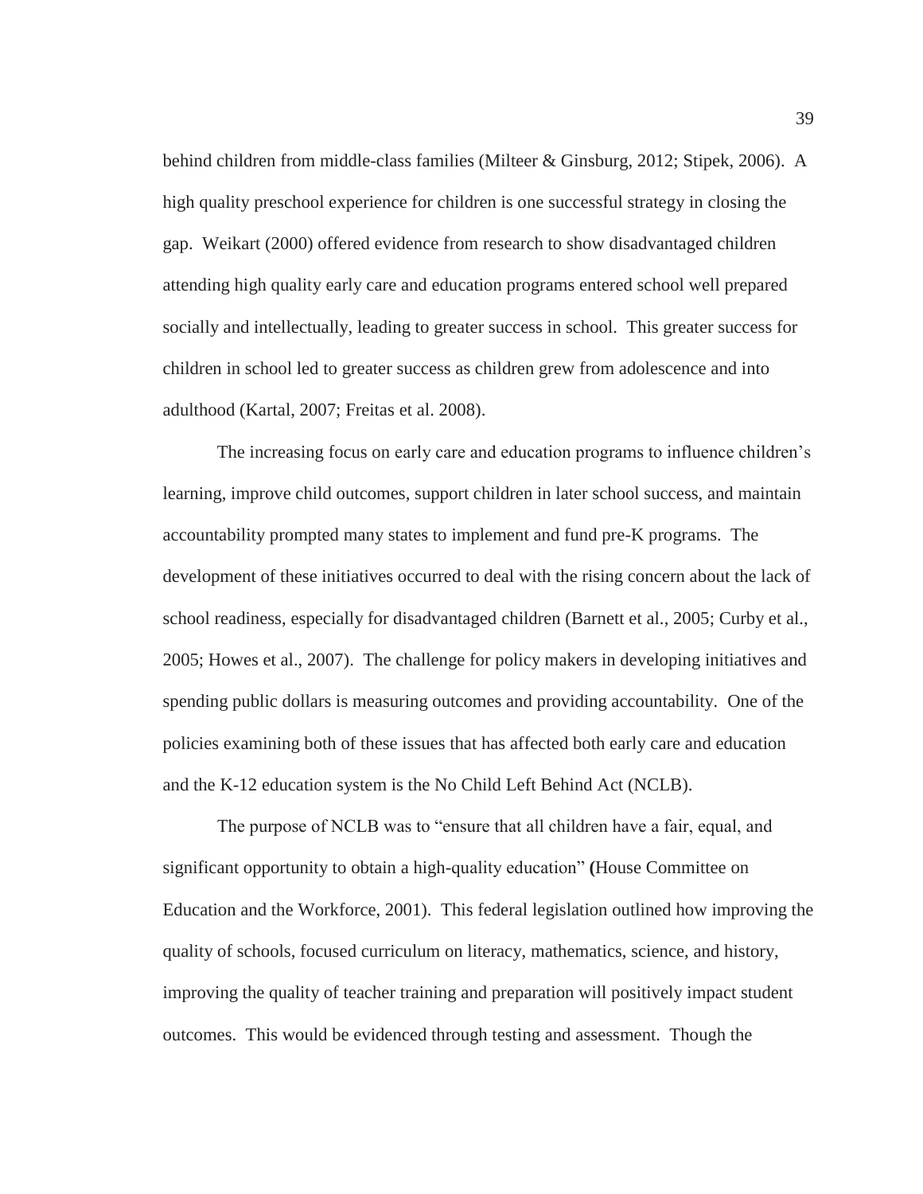behind children from middle-class families (Milteer & Ginsburg, 2012; Stipek, 2006). A high quality preschool experience for children is one successful strategy in closing the gap. Weikart (2000) offered evidence from research to show disadvantaged children attending high quality early care and education programs entered school well prepared socially and intellectually, leading to greater success in school. This greater success for children in school led to greater success as children grew from adolescence and into adulthood (Kartal, 2007; Freitas et al. 2008).

The increasing focus on early care and education programs to influence children's learning, improve child outcomes, support children in later school success, and maintain accountability prompted many states to implement and fund pre-K programs. The development of these initiatives occurred to deal with the rising concern about the lack of school readiness, especially for disadvantaged children (Barnett et al., 2005; Curby et al., 2005; Howes et al., 2007). The challenge for policy makers in developing initiatives and spending public dollars is measuring outcomes and providing accountability. One of the policies examining both of these issues that has affected both early care and education and the K-12 education system is the No Child Left Behind Act (NCLB).

The purpose of NCLB was to "ensure that all children have a fair, equal, and significant opportunity to obtain a high-quality education" (House Committee on Education and the Workforce, 2001). This federal legislation outlined how improving the quality of schools, focused curriculum on literacy, mathematics, science, and history, improving the quality of teacher training and preparation will positively impact student outcomes. This would be evidenced through testing and assessment. Though the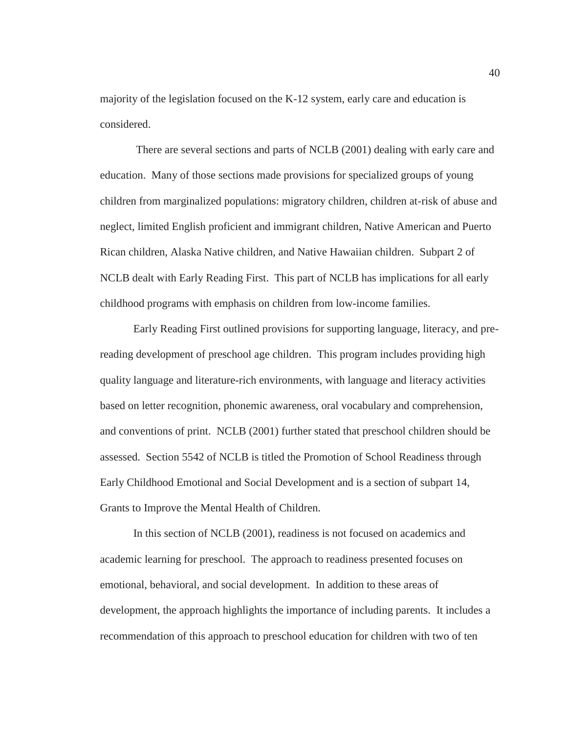majority of the legislation focused on the K-12 system, early care and education is considered.

There are several sections and parts of NCLB (2001) dealing with early care and education. Many of those sections made provisions for specialized groups of young children from marginalized populations: migratory children, children at-risk of abuse and neglect, limited English proficient and immigrant children, Native American and Puerto Rican children, Alaska Native children, and Native Hawaiian children. Subpart 2 of NCLB dealt with Early Reading First. This part of NCLB has implications for all early childhood programs with emphasis on children from low-income families.

Early Reading First outlined provisions for supporting language, literacy, and pre-reading development of preschool age children. This program includes providing high quality language and literature-rich environments, with language and literacy activities based on letter recognition, phonemic awareness, oral vocabulary and comprehension, and conventions of print. NCLB (2001) further stated that preschool children should be assessed. Section 5542 of NCLB is titled the Promotion of School Readiness through Early Childhood Emotional and Social Development and is a section of subpart 14, Grants to Improve the Mental Health of Children.

In this section of NCLB (2001), readiness is not focused on academics and academic learning for preschool. The approach to readiness presented focuses on emotional, behavioral, and social development. In addition to these areas of development, the approach highlights the importance of including parents. It includes a recommendation of this approach to preschool education for children with two of ten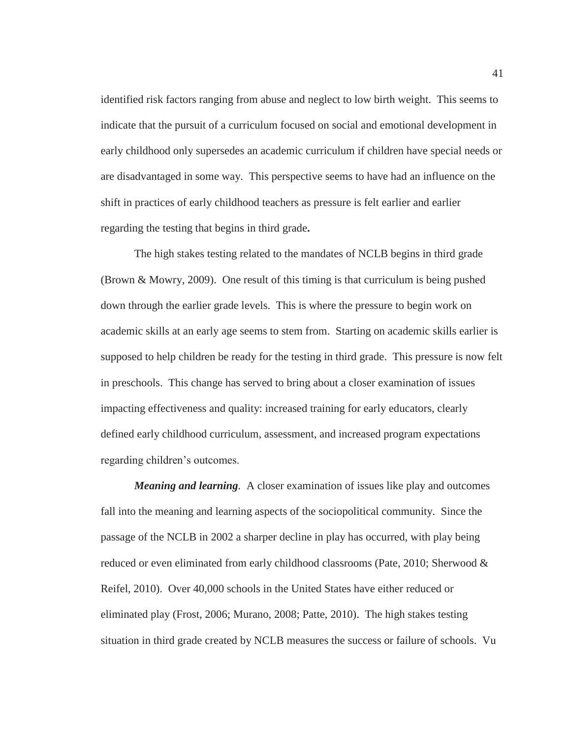identified risk factors ranging from abuse and neglect to low birth weight. This seems to indicate that the pursuit of a curriculum focused on social and emotional development in early childhood only supersedes an academic curriculum if children have special needs or are disadvantaged in some way. This perspective seems to have had an influence on the shift in practices of early childhood teachers as pressure is felt earlier and earlier regarding the testing that begins in third grade**.**

The high stakes testing related to the mandates of NCLB begins in third grade (Brown & Mowry, 2009). One result of this timing is that curriculum is being pushed down through the earlier grade levels. This is where the pressure to begin work on academic skills at an early age seems to stem from. Starting on academic skills earlier is supposed to help children be ready for the testing in third grade. This pressure is now felt in preschools. This change has served to bring about a closer examination of issues impacting effectiveness and quality: increased training for early educators, clearly defined early childhood curriculum, assessment, and increased program expectations regarding children's outcomes.

***Meaning and learning****.* A closer examination of issues like play and outcomes fall into the meaning and learning aspects of the sociopolitical community. Since the passage of the NCLB in 2002 a sharper decline in play has occurred, with play being reduced or even eliminated from early childhood classrooms (Pate, 2010; Sherwood & Reifel, 2010). Over 40,000 schools in the United States have either reduced or eliminated play (Frost, 2006; Murano, 2008; Patte, 2010). The high stakes testing situation in third grade created by NCLB measures the success or failure of schools. Vu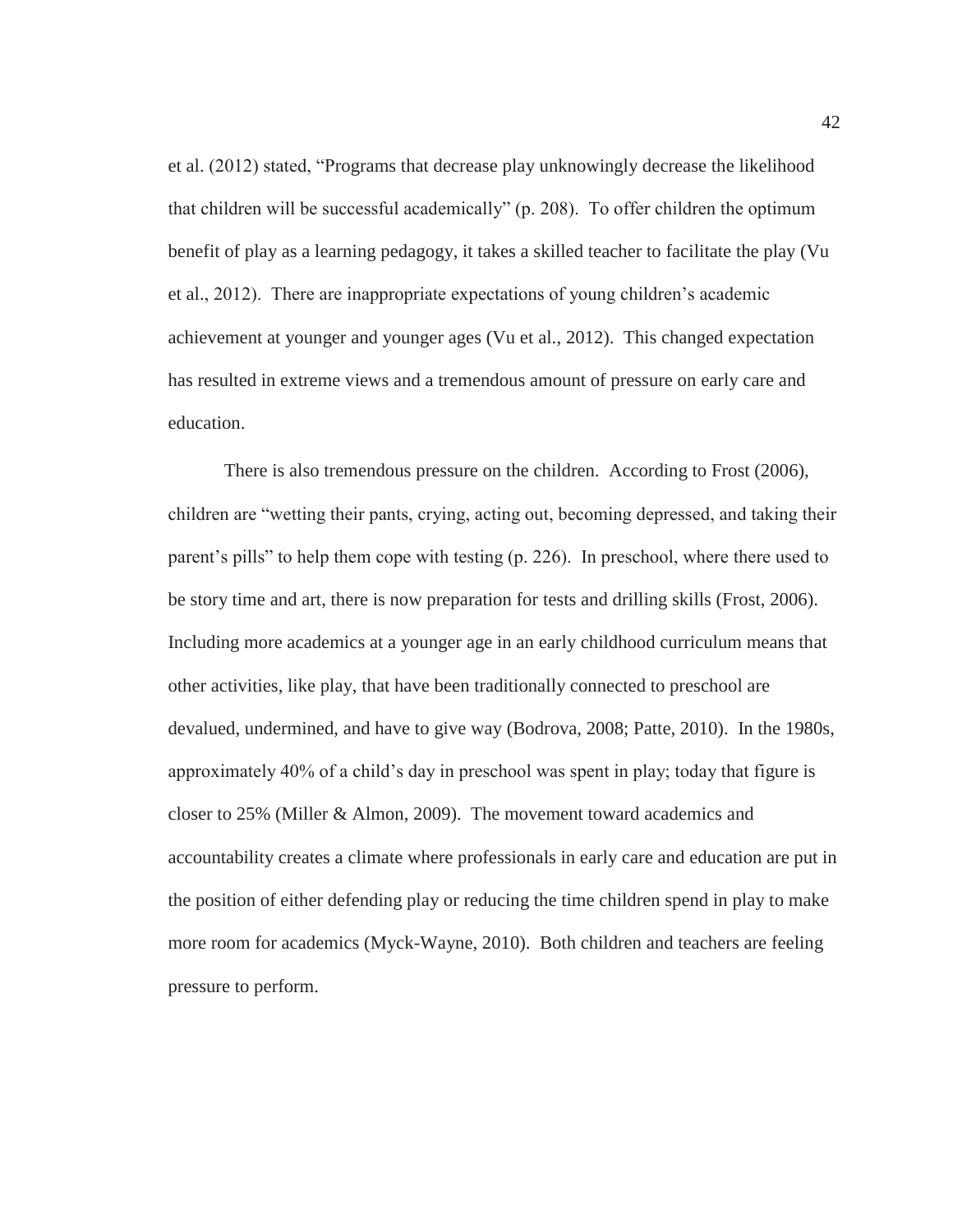et al. (2012) stated, “Programs that decrease play unknowingly decrease the likelihood that children will be successful academically” (p. 208). To offer children the optimum benefit of play as a learning pedagogy, it takes a skilled teacher to facilitate the play (Vu et al., 2012). There are inappropriate expectations of young children’s academic achievement at younger and younger ages (Vu et al., 2012). This changed expectation has resulted in extreme views and a tremendous amount of pressure on early care and education.

There is also tremendous pressure on the children. According to Frost (2006), children are “wetting their pants, crying, acting out, becoming depressed, and taking their parent’s pills” to help them cope with testing (p. 226). In preschool, where there used to be story time and art, there is now preparation for tests and drilling skills (Frost, 2006). Including more academics at a younger age in an early childhood curriculum means that other activities, like play, that have been traditionally connected to preschool are devalued, undermined, and have to give way (Bodrova, 2008; Patte, 2010). In the 1980s, approximately 40% of a child’s day in preschool was spent in play; today that figure is closer to 25% (Miller & Almon, 2009). The movement toward academics and accountability creates a climate where professionals in early care and education are put in the position of either defending play or reducing the time children spend in play to make more room for academics (Myck-Wayne, 2010). Both children and teachers are feeling pressure to perform.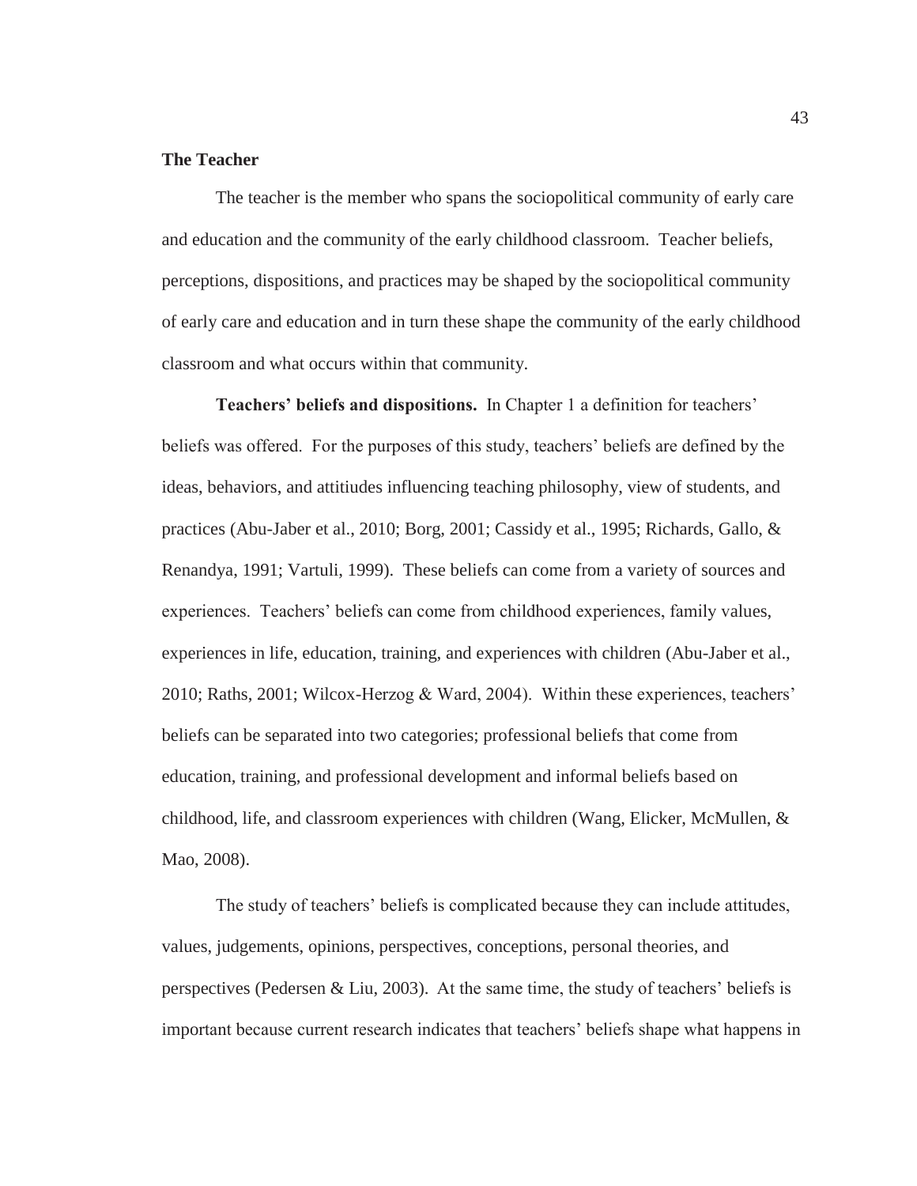**The Teacher**

The teacher is the member who spans the sociopolitical community of early care and education and the community of the early childhood classroom. Teacher beliefs, perceptions, dispositions, and practices may be shaped by the sociopolitical community of early care and education and in turn these shape the community of the early childhood classroom and what occurs within that community.

**Teachers' beliefs and dispositions.** In Chapter 1 a definition for teachers' beliefs was offered. For the purposes of this study, teachers' beliefs are defined by the ideas, behaviors, and attitiudes influencing teaching philosophy, view of students, and practices (Abu-Jaber et al., 2010; Borg, 2001; Cassidy et al., 1995; Richards, Gallo, & Renandya, 1991; Vartuli, 1999). These beliefs can come from a variety of sources and experiences. Teachers' beliefs can come from childhood experiences, family values, experiences in life, education, training, and experiences with children (Abu-Jaber et al., 2010; Raths, 2001; Wilcox-Herzog & Ward, 2004). Within these experiences, teachers' beliefs can be separated into two categories; professional beliefs that come from education, training, and professional development and informal beliefs based on childhood, life, and classroom experiences with children (Wang, Elicker, McMullen, & Mao, 2008).

The study of teachers' beliefs is complicated because they can include attitudes, values, judgements, opinions, perspectives, conceptions, personal theories, and perspectives (Pedersen & Liu, 2003). At the same time, the study of teachers' beliefs is important because current research indicates that teachers' beliefs shape what happens in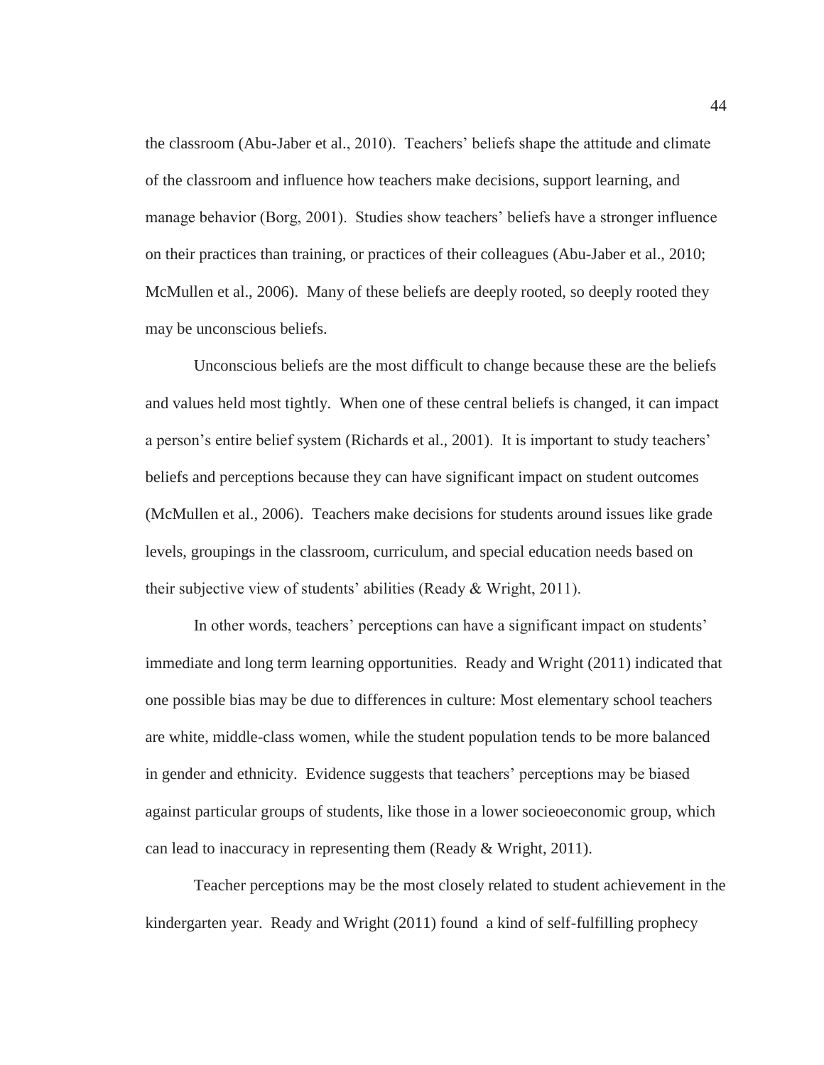the classroom (Abu-Jaber et al., 2010). Teachers' beliefs shape the attitude and climate of the classroom and influence how teachers make decisions, support learning, and manage behavior (Borg, 2001). Studies show teachers' beliefs have a stronger influence on their practices than training, or practices of their colleagues (Abu-Jaber et al., 2010; McMullen et al., 2006). Many of these beliefs are deeply rooted, so deeply rooted they may be unconscious beliefs.

Unconscious beliefs are the most difficult to change because these are the beliefs and values held most tightly. When one of these central beliefs is changed, it can impact a person's entire belief system (Richards et al., 2001). It is important to study teachers' beliefs and perceptions because they can have significant impact on student outcomes (McMullen et al., 2006). Teachers make decisions for students around issues like grade levels, groupings in the classroom, curriculum, and special education needs based on their subjective view of students' abilities (Ready & Wright, 2011).

In other words, teachers' perceptions can have a significant impact on students' immediate and long term learning opportunities. Ready and Wright (2011) indicated that one possible bias may be due to differences in culture: Most elementary school teachers are white, middle-class women, while the student population tends to be more balanced in gender and ethnicity. Evidence suggests that teachers' perceptions may be biased against particular groups of students, like those in a lower socieoeconomic group, which can lead to inaccuracy in representing them (Ready & Wright, 2011).

Teacher perceptions may be the most closely related to student achievement in the kindergarten year. Ready and Wright (2011) found a kind of self-fulfilling prophecy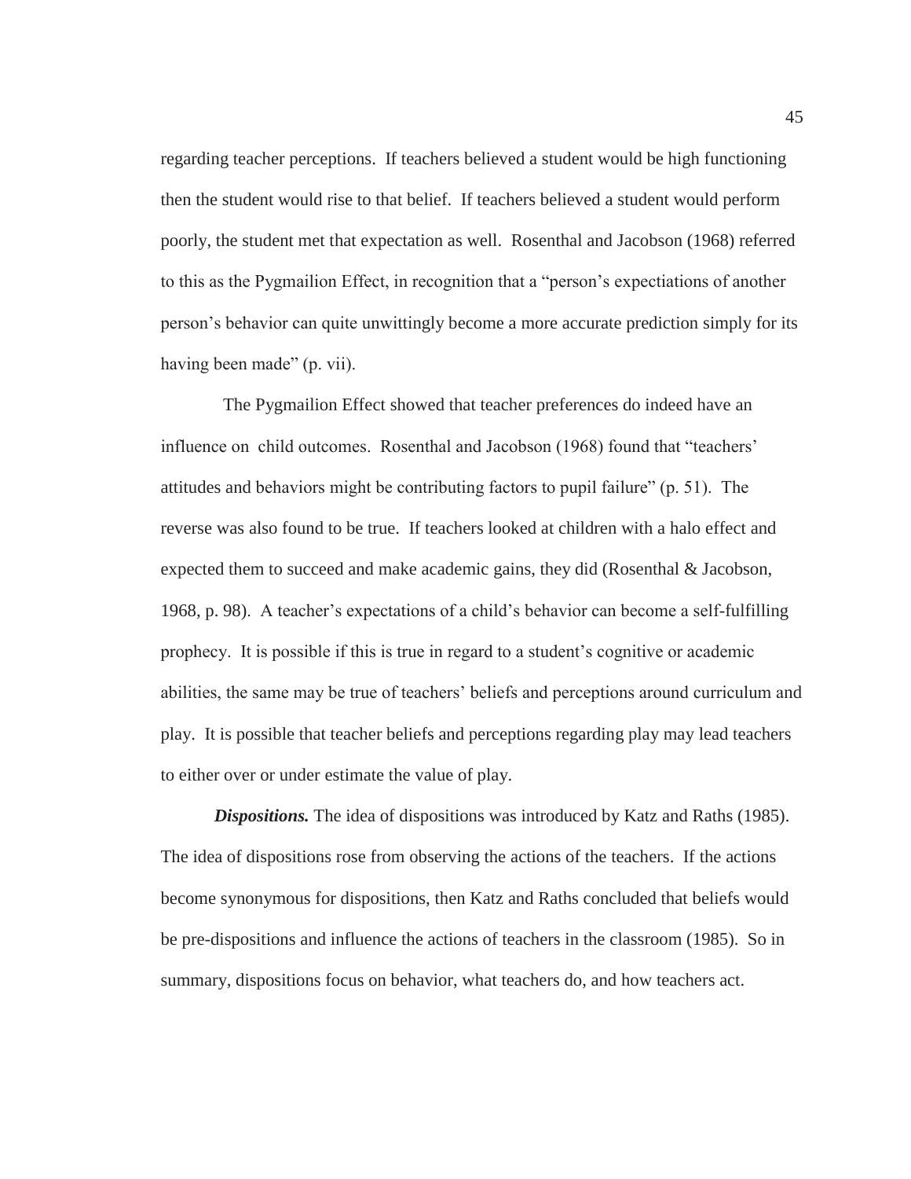regarding teacher perceptions. If teachers believed a student would be high functioning then the student would rise to that belief. If teachers believed a student would perform poorly, the student met that expectation as well. Rosenthal and Jacobson (1968) referred to this as the Pygmailion Effect, in recognition that a "person's expectiations of another person's behavior can quite unwittingly become a more accurate prediction simply for its having been made" (p. vii).

The Pygmailion Effect showed that teacher preferences do indeed have an influence on child outcomes. Rosenthal and Jacobson (1968) found that "teachers' attitudes and behaviors might be contributing factors to pupil failure" (p. 51). The reverse was also found to be true. If teachers looked at children with a halo effect and expected them to succeed and make academic gains, they did (Rosenthal & Jacobson, 1968, p. 98). A teacher's expectations of a child's behavior can become a self-fulfilling prophecy. It is possible if this is true in regard to a student's cognitive or academic abilities, the same may be true of teachers' beliefs and perceptions around curriculum and play. It is possible that teacher beliefs and perceptions regarding play may lead teachers to either over or under estimate the value of play.

***Dispositions.*** The idea of dispositions was introduced by Katz and Raths (1985). The idea of dispositions rose from observing the actions of the teachers. If the actions become synonymous for dispositions, then Katz and Raths concluded that beliefs would be pre-dispositions and influence the actions of teachers in the classroom (1985). So in summary, dispositions focus on behavior, what teachers do, and how teachers act.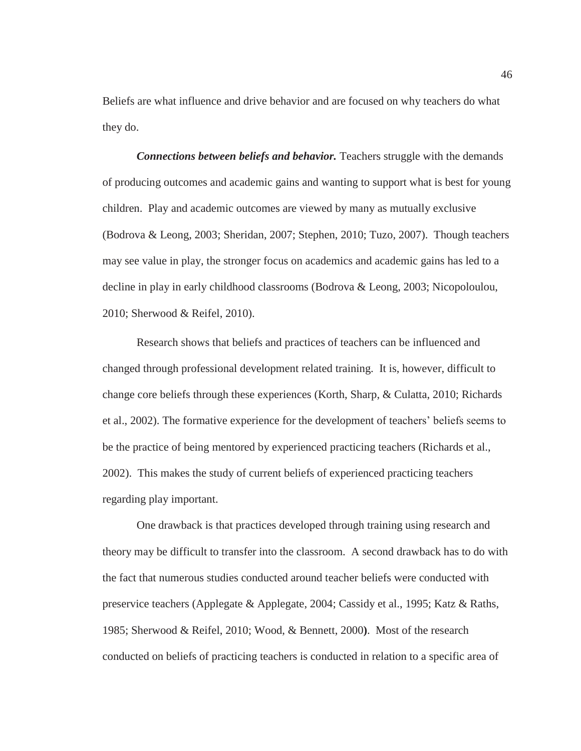Beliefs are what influence and drive behavior and are focused on why teachers do what they do.

***Connections between beliefs and behavior.*** Teachers struggle with the demands of producing outcomes and academic gains and wanting to support what is best for young children. Play and academic outcomes are viewed by many as mutually exclusive (Bodrova & Leong, 2003; Sheridan, 2007; Stephen, 2010; Tuzo, 2007). Though teachers may see value in play, the stronger focus on academics and academic gains has led to a decline in play in early childhood classrooms (Bodrova & Leong, 2003; Nicopoloulou, 2010; Sherwood & Reifel, 2010).

Research shows that beliefs and practices of teachers can be influenced and changed through professional development related training. It is, however, difficult to change core beliefs through these experiences (Korth, Sharp, & Culatta, 2010; Richards et al., 2002). The formative experience for the development of teachers' beliefs seems to be the practice of being mentored by experienced practicing teachers (Richards et al., 2002). This makes the study of current beliefs of experienced practicing teachers regarding play important.

One drawback is that practices developed through training using research and theory may be difficult to transfer into the classroom. A second drawback has to do with the fact that numerous studies conducted around teacher beliefs were conducted with preservice teachers (Applegate & Applegate, 2004; Cassidy et al., 1995; Katz & Raths, 1985; Sherwood & Reifel, 2010; Wood, & Bennett, 2000**)**. Most of the research conducted on beliefs of practicing teachers is conducted in relation to a specific area of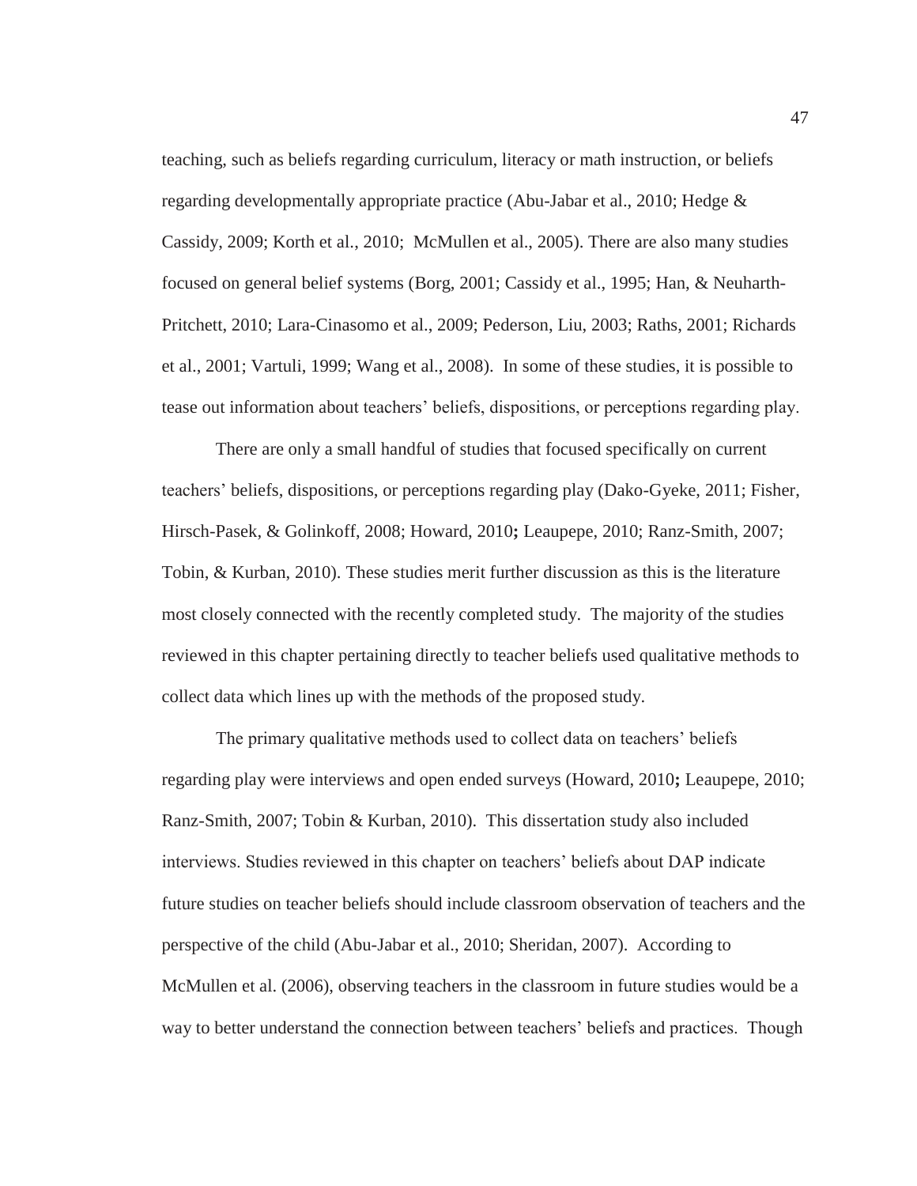teaching, such as beliefs regarding curriculum, literacy or math instruction, or beliefs regarding developmentally appropriate practice (Abu-Jabar et al., 2010; Hedge & Cassidy, 2009; Korth et al., 2010;  McMullen et al., 2005). There are also many studies focused on general belief systems (Borg, 2001; Cassidy et al., 1995; Han, & Neuharth-Pritchett, 2010; Lara-Cinasomo et al., 2009; Pederson, Liu, 2003; Raths, 2001; Richards et al., 2001; Vartuli, 1999; Wang et al., 2008).  In some of these studies, it is possible to tease out information about teachers' beliefs, dispositions, or perceptions regarding play.

There are only a small handful of studies that focused specifically on current teachers' beliefs, dispositions, or perceptions regarding play (Dako-Gyeke, 2011; Fisher, Hirsch-Pasek, & Golinkoff, 2008; Howard, 2010**;** Leaupepe, 2010; Ranz-Smith, 2007; Tobin, & Kurban, 2010). These studies merit further discussion as this is the literature most closely connected with the recently completed study.  The majority of the studies reviewed in this chapter pertaining directly to teacher beliefs used qualitative methods to collect data which lines up with the methods of the proposed study.

The primary qualitative methods used to collect data on teachers' beliefs regarding play were interviews and open ended surveys (Howard, 2010**;** Leaupepe, 2010; Ranz-Smith, 2007; Tobin & Kurban, 2010).  This dissertation study also included interviews. Studies reviewed in this chapter on teachers' beliefs about DAP indicate future studies on teacher beliefs should include classroom observation of teachers and the perspective of the child (Abu-Jabar et al., 2010; Sheridan, 2007).  According to McMullen et al. (2006), observing teachers in the classroom in future studies would be a way to better understand the connection between teachers' beliefs and practices.  Though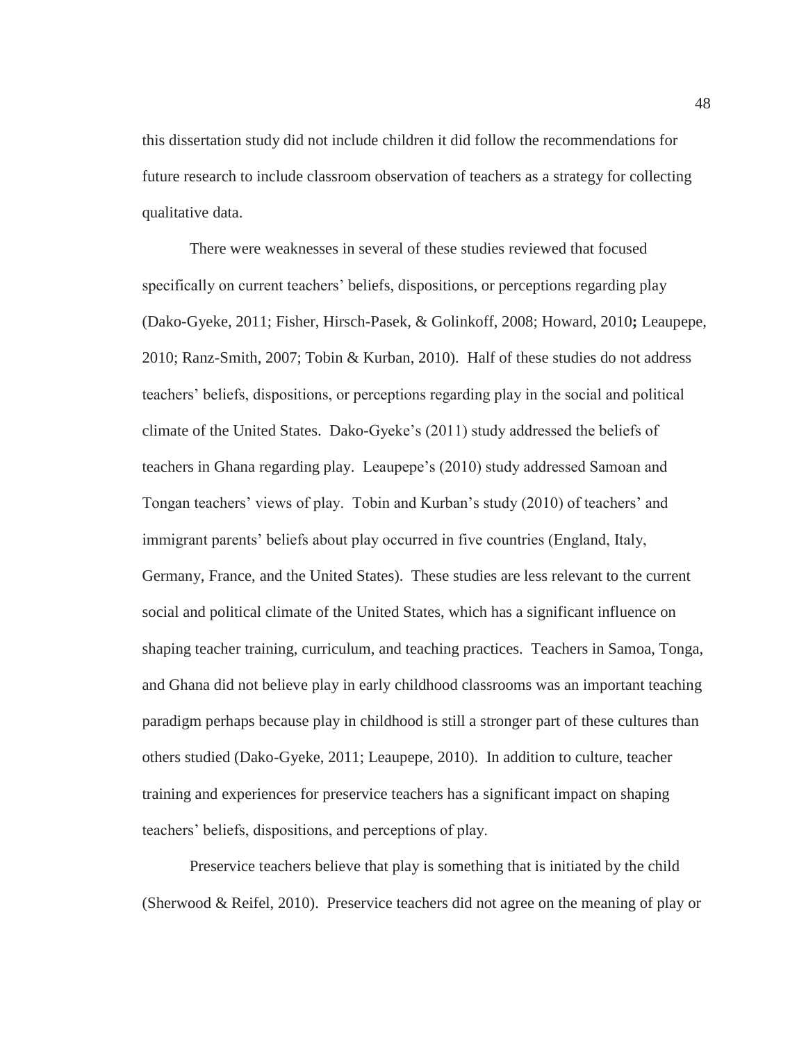this dissertation study did not include children it did follow the recommendations for future research to include classroom observation of teachers as a strategy for collecting qualitative data.

There were weaknesses in several of these studies reviewed that focused specifically on current teachers' beliefs, dispositions, or perceptions regarding play (Dako-Gyeke, 2011; Fisher, Hirsch-Pasek, & Golinkoff, 2008; Howard, 2010**;** Leaupepe, 2010; Ranz-Smith, 2007; Tobin & Kurban, 2010). Half of these studies do not address teachers' beliefs, dispositions, or perceptions regarding play in the social and political climate of the United States. Dako-Gyeke's (2011) study addressed the beliefs of teachers in Ghana regarding play. Leaupepe's (2010) study addressed Samoan and Tongan teachers' views of play. Tobin and Kurban's study (2010) of teachers' and immigrant parents' beliefs about play occurred in five countries (England, Italy, Germany, France, and the United States). These studies are less relevant to the current social and political climate of the United States, which has a significant influence on shaping teacher training, curriculum, and teaching practices. Teachers in Samoa, Tonga, and Ghana did not believe play in early childhood classrooms was an important teaching paradigm perhaps because play in childhood is still a stronger part of these cultures than others studied (Dako-Gyeke, 2011; Leaupepe, 2010). In addition to culture, teacher training and experiences for preservice teachers has a significant impact on shaping teachers' beliefs, dispositions, and perceptions of play.

Preservice teachers believe that play is something that is initiated by the child (Sherwood & Reifel, 2010). Preservice teachers did not agree on the meaning of play or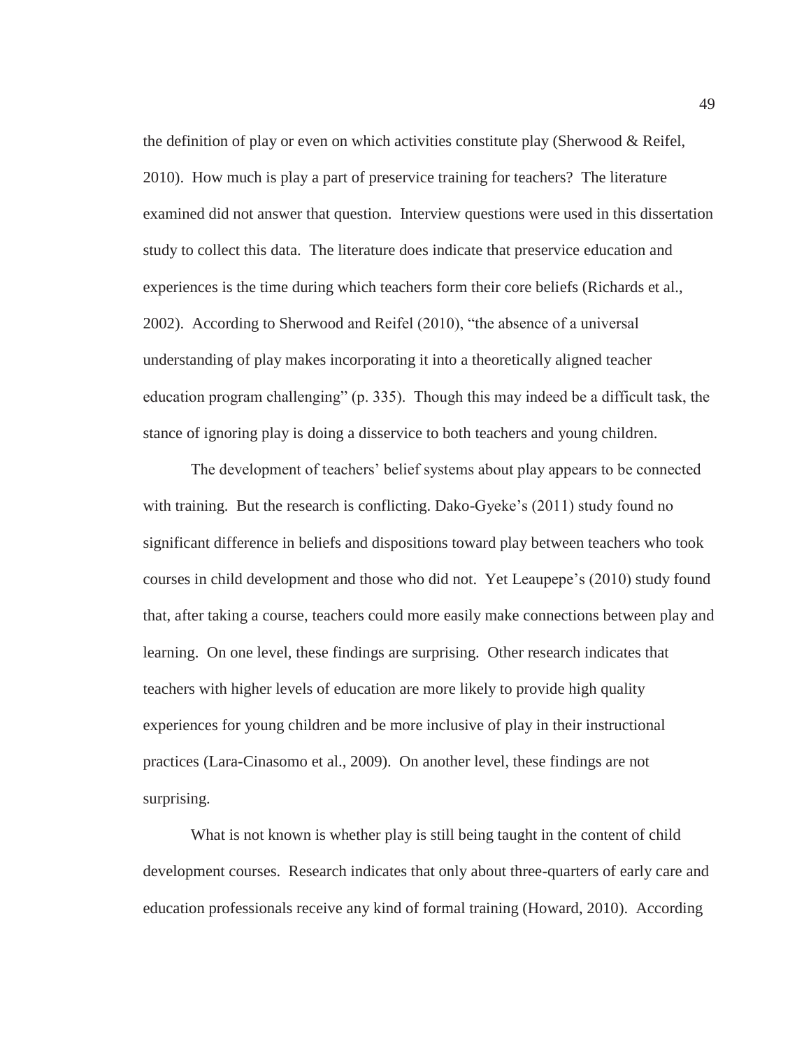the definition of play or even on which activities constitute play (Sherwood & Reifel, 2010). How much is play a part of preservice training for teachers? The literature examined did not answer that question. Interview questions were used in this dissertation study to collect this data. The literature does indicate that preservice education and experiences is the time during which teachers form their core beliefs (Richards et al., 2002). According to Sherwood and Reifel (2010), "the absence of a universal understanding of play makes incorporating it into a theoretically aligned teacher education program challenging" (p. 335). Though this may indeed be a difficult task, the stance of ignoring play is doing a disservice to both teachers and young children.

The development of teachers' belief systems about play appears to be connected with training. But the research is conflicting. Dako-Gyeke's (2011) study found no significant difference in beliefs and dispositions toward play between teachers who took courses in child development and those who did not. Yet Leaupepe's (2010) study found that, after taking a course, teachers could more easily make connections between play and learning. On one level, these findings are surprising. Other research indicates that teachers with higher levels of education are more likely to provide high quality experiences for young children and be more inclusive of play in their instructional practices (Lara-Cinasomo et al., 2009). On another level, these findings are not surprising.

What is not known is whether play is still being taught in the content of child development courses. Research indicates that only about three-quarters of early care and education professionals receive any kind of formal training (Howard, 2010). According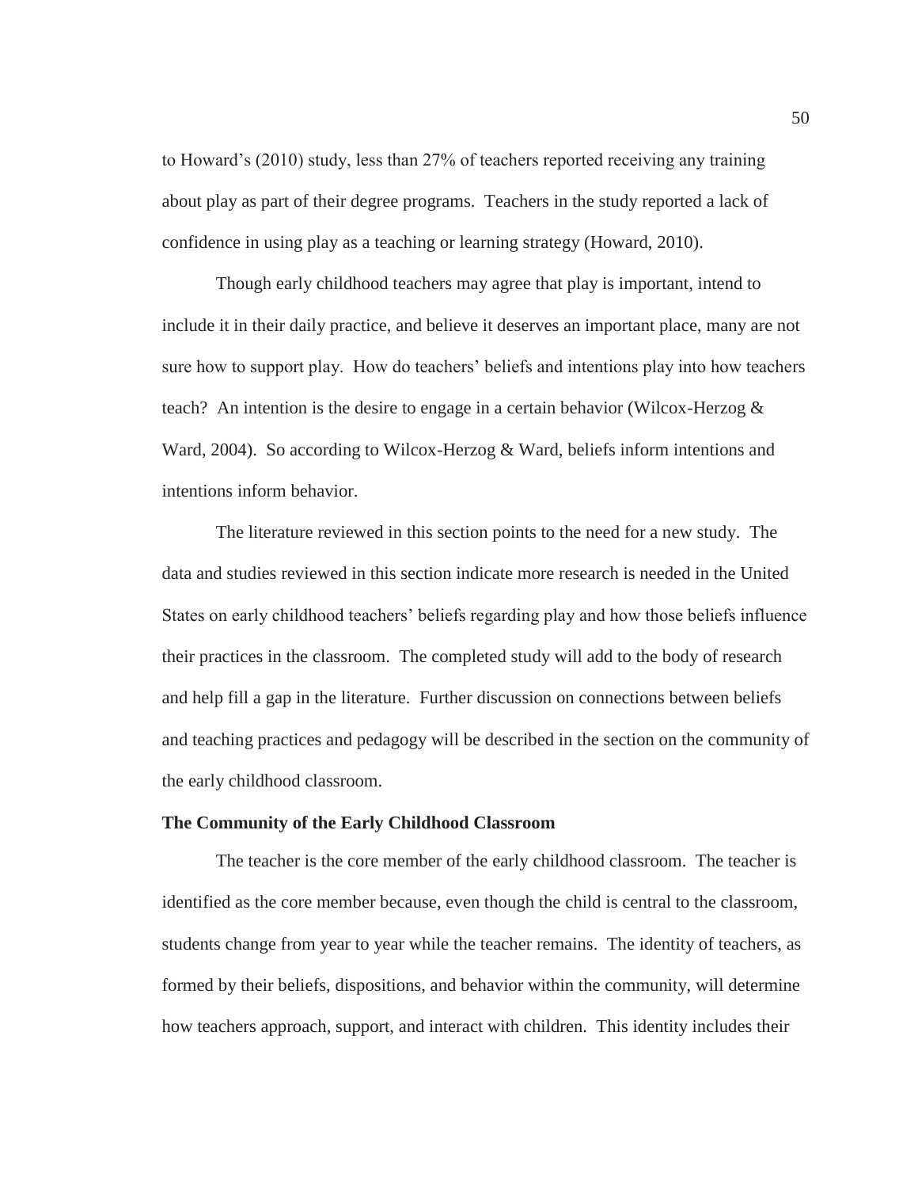to Howard's (2010) study, less than 27% of teachers reported receiving any training about play as part of their degree programs. Teachers in the study reported a lack of confidence in using play as a teaching or learning strategy (Howard, 2010).

Though early childhood teachers may agree that play is important, intend to include it in their daily practice, and believe it deserves an important place, many are not sure how to support play. How do teachers' beliefs and intentions play into how teachers teach? An intention is the desire to engage in a certain behavior (Wilcox-Herzog & Ward, 2004). So according to Wilcox-Herzog & Ward, beliefs inform intentions and intentions inform behavior.

The literature reviewed in this section points to the need for a new study. The data and studies reviewed in this section indicate more research is needed in the United States on early childhood teachers' beliefs regarding play and how those beliefs influence their practices in the classroom. The completed study will add to the body of research and help fill a gap in the literature. Further discussion on connections between beliefs and teaching practices and pedagogy will be described in the section on the community of the early childhood classroom.

**The Community of the Early Childhood Classroom**

The teacher is the core member of the early childhood classroom. The teacher is identified as the core member because, even though the child is central to the classroom, students change from year to year while the teacher remains. The identity of teachers, as formed by their beliefs, dispositions, and behavior within the community, will determine how teachers approach, support, and interact with children. This identity includes their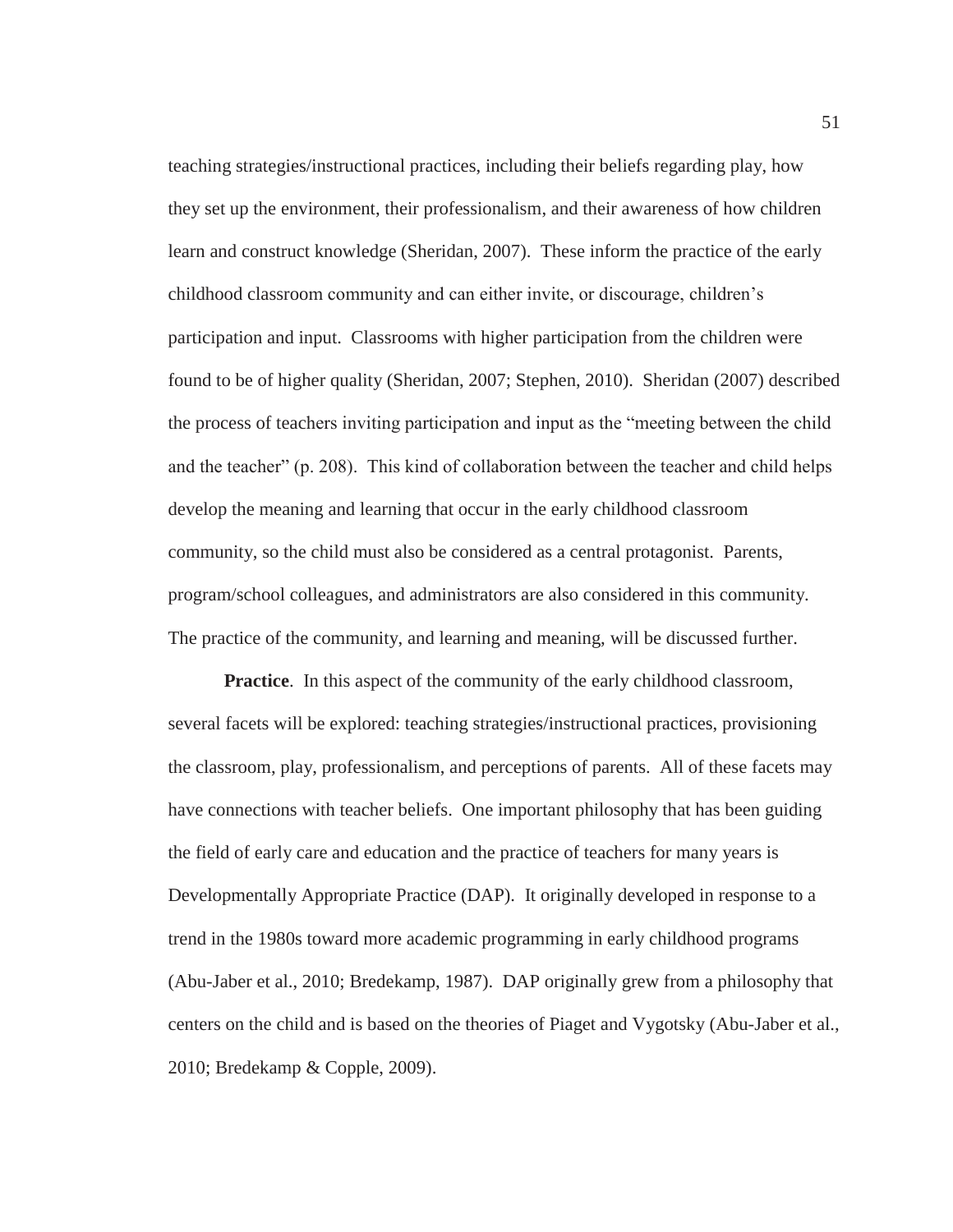teaching strategies/instructional practices, including their beliefs regarding play, how they set up the environment, their professionalism, and their awareness of how children learn and construct knowledge (Sheridan, 2007). These inform the practice of the early childhood classroom community and can either invite, or discourage, children's participation and input. Classrooms with higher participation from the children were found to be of higher quality (Sheridan, 2007; Stephen, 2010). Sheridan (2007) described the process of teachers inviting participation and input as the "meeting between the child and the teacher" (p. 208). This kind of collaboration between the teacher and child helps develop the meaning and learning that occur in the early childhood classroom community, so the child must also be considered as a central protagonist. Parents, program/school colleagues, and administrators are also considered in this community. The practice of the community, and learning and meaning, will be discussed further.

**Practice**. In this aspect of the community of the early childhood classroom, several facets will be explored: teaching strategies/instructional practices, provisioning the classroom, play, professionalism, and perceptions of parents. All of these facets may have connections with teacher beliefs. One important philosophy that has been guiding the field of early care and education and the practice of teachers for many years is Developmentally Appropriate Practice (DAP). It originally developed in response to a trend in the 1980s toward more academic programming in early childhood programs (Abu-Jaber et al., 2010; Bredekamp, 1987). DAP originally grew from a philosophy that centers on the child and is based on the theories of Piaget and Vygotsky (Abu-Jaber et al., 2010; Bredekamp & Copple, 2009).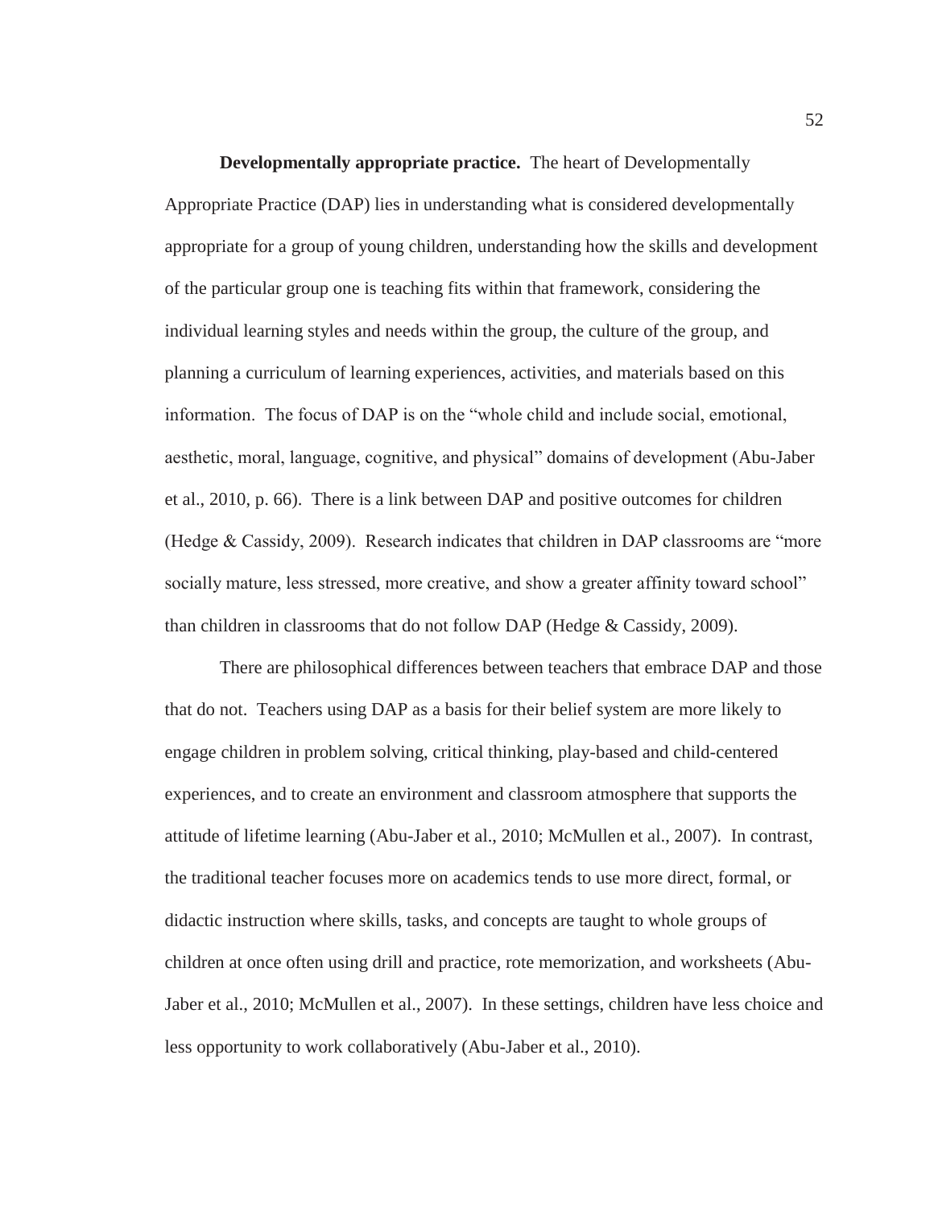**Developmentally appropriate practice.** The heart of Developmentally Appropriate Practice (DAP) lies in understanding what is considered developmentally appropriate for a group of young children, understanding how the skills and development of the particular group one is teaching fits within that framework, considering the individual learning styles and needs within the group, the culture of the group, and planning a curriculum of learning experiences, activities, and materials based on this information. The focus of DAP is on the "whole child and include social, emotional, aesthetic, moral, language, cognitive, and physical" domains of development (Abu-Jaber et al., 2010, p. 66). There is a link between DAP and positive outcomes for children (Hedge & Cassidy, 2009). Research indicates that children in DAP classrooms are "more socially mature, less stressed, more creative, and show a greater affinity toward school" than children in classrooms that do not follow DAP (Hedge & Cassidy, 2009).

There are philosophical differences between teachers that embrace DAP and those that do not. Teachers using DAP as a basis for their belief system are more likely to engage children in problem solving, critical thinking, play-based and child-centered experiences, and to create an environment and classroom atmosphere that supports the attitude of lifetime learning (Abu-Jaber et al., 2010; McMullen et al., 2007). In contrast, the traditional teacher focuses more on academics tends to use more direct, formal, or didactic instruction where skills, tasks, and concepts are taught to whole groups of children at once often using drill and practice, rote memorization, and worksheets (Abu-Jaber et al., 2010; McMullen et al., 2007). In these settings, children have less choice and less opportunity to work collaboratively (Abu-Jaber et al., 2010).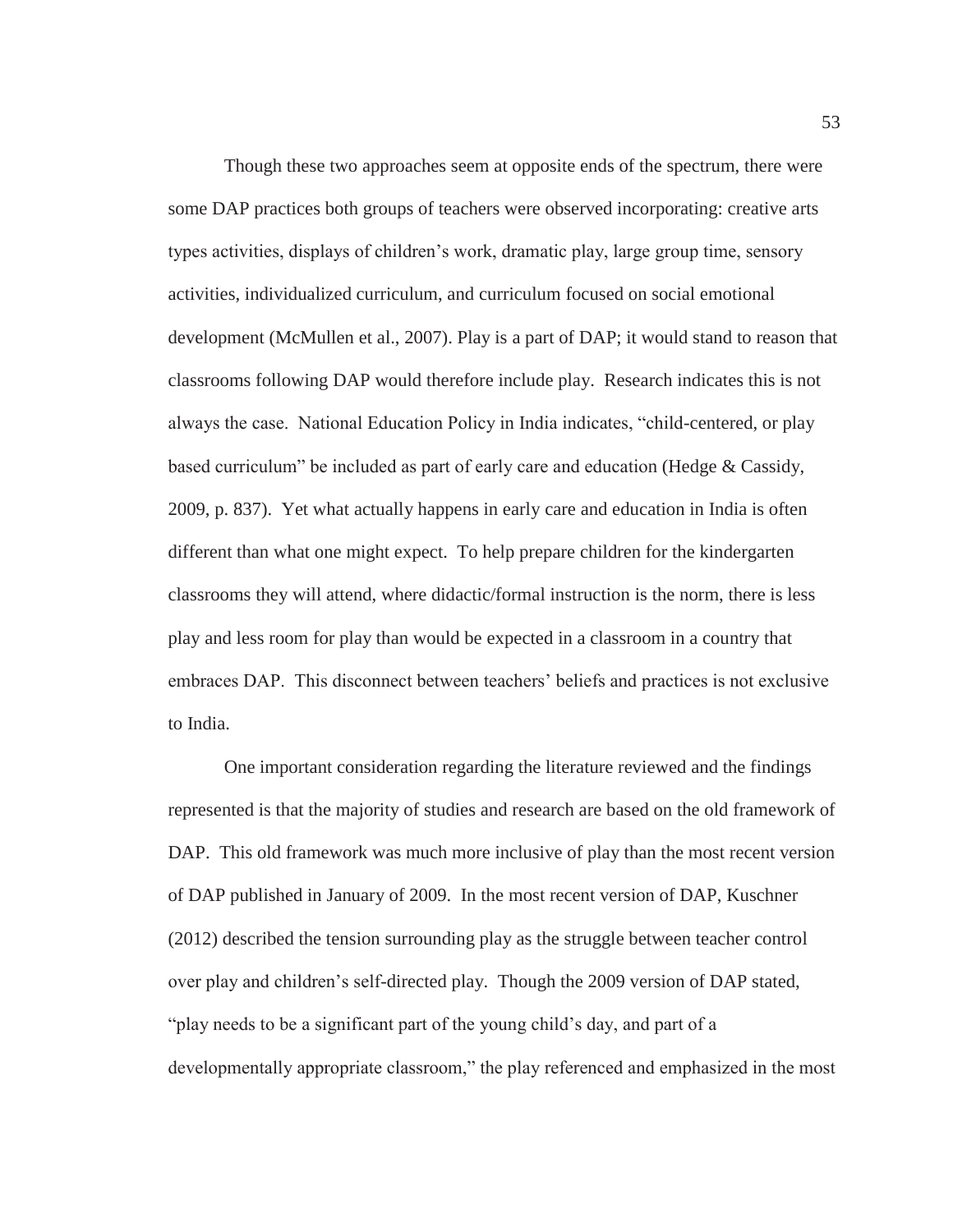Though these two approaches seem at opposite ends of the spectrum, there were some DAP practices both groups of teachers were observed incorporating: creative arts types activities, displays of children's work, dramatic play, large group time, sensory activities, individualized curriculum, and curriculum focused on social emotional development (McMullen et al., 2007). Play is a part of DAP; it would stand to reason that classrooms following DAP would therefore include play. Research indicates this is not always the case. National Education Policy in India indicates, "child-centered, or play based curriculum" be included as part of early care and education (Hedge & Cassidy, 2009, p. 837). Yet what actually happens in early care and education in India is often different than what one might expect. To help prepare children for the kindergarten classrooms they will attend, where didactic/formal instruction is the norm, there is less play and less room for play than would be expected in a classroom in a country that embraces DAP. This disconnect between teachers' beliefs and practices is not exclusive to India.

One important consideration regarding the literature reviewed and the findings represented is that the majority of studies and research are based on the old framework of DAP. This old framework was much more inclusive of play than the most recent version of DAP published in January of 2009. In the most recent version of DAP, Kuschner (2012) described the tension surrounding play as the struggle between teacher control over play and children's self-directed play. Though the 2009 version of DAP stated, "play needs to be a significant part of the young child's day, and part of a developmentally appropriate classroom," the play referenced and emphasized in the most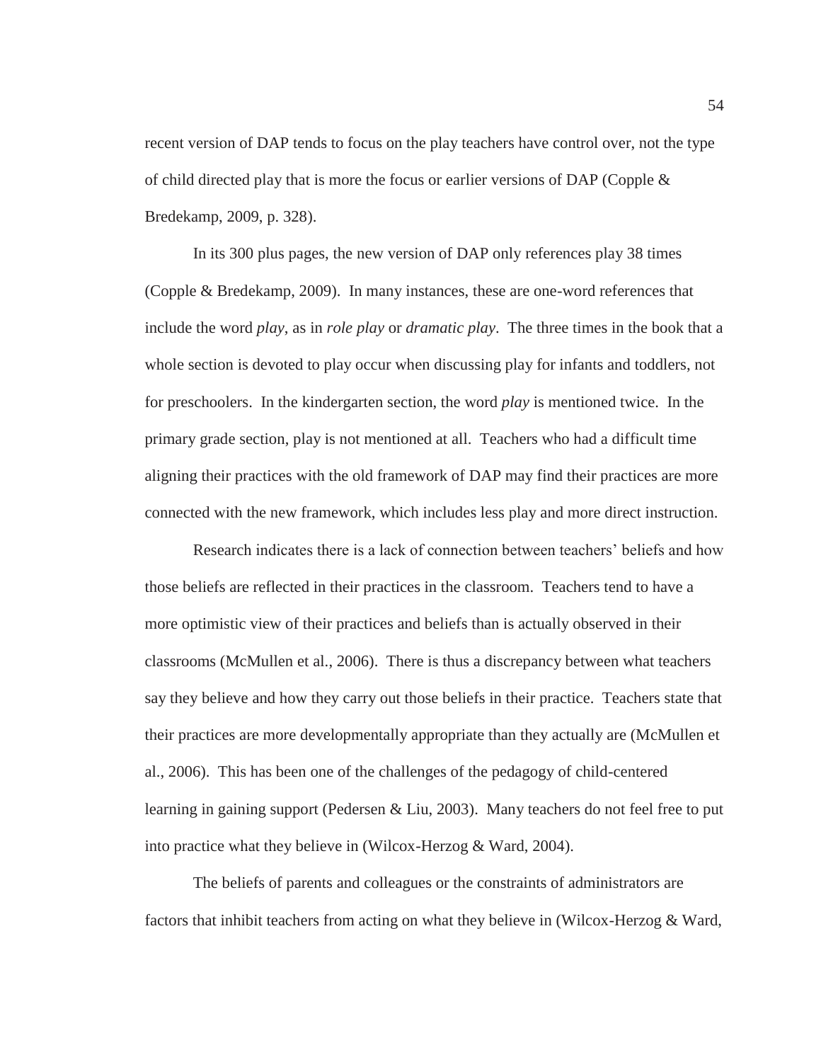recent version of DAP tends to focus on the play teachers have control over, not the type of child directed play that is more the focus or earlier versions of DAP (Copple & Bredekamp, 2009, p. 328).

In its 300 plus pages, the new version of DAP only references play 38 times (Copple & Bredekamp, 2009). In many instances, these are one-word references that include the word *play*, as in *role play* or *dramatic play*. The three times in the book that a whole section is devoted to play occur when discussing play for infants and toddlers, not for preschoolers. In the kindergarten section, the word *play* is mentioned twice. In the primary grade section, play is not mentioned at all. Teachers who had a difficult time aligning their practices with the old framework of DAP may find their practices are more connected with the new framework, which includes less play and more direct instruction.

Research indicates there is a lack of connection between teachers' beliefs and how those beliefs are reflected in their practices in the classroom. Teachers tend to have a more optimistic view of their practices and beliefs than is actually observed in their classrooms (McMullen et al., 2006). There is thus a discrepancy between what teachers say they believe and how they carry out those beliefs in their practice. Teachers state that their practices are more developmentally appropriate than they actually are (McMullen et al., 2006). This has been one of the challenges of the pedagogy of child-centered learning in gaining support (Pedersen & Liu, 2003). Many teachers do not feel free to put into practice what they believe in (Wilcox-Herzog & Ward, 2004).

The beliefs of parents and colleagues or the constraints of administrators are factors that inhibit teachers from acting on what they believe in (Wilcox-Herzog & Ward,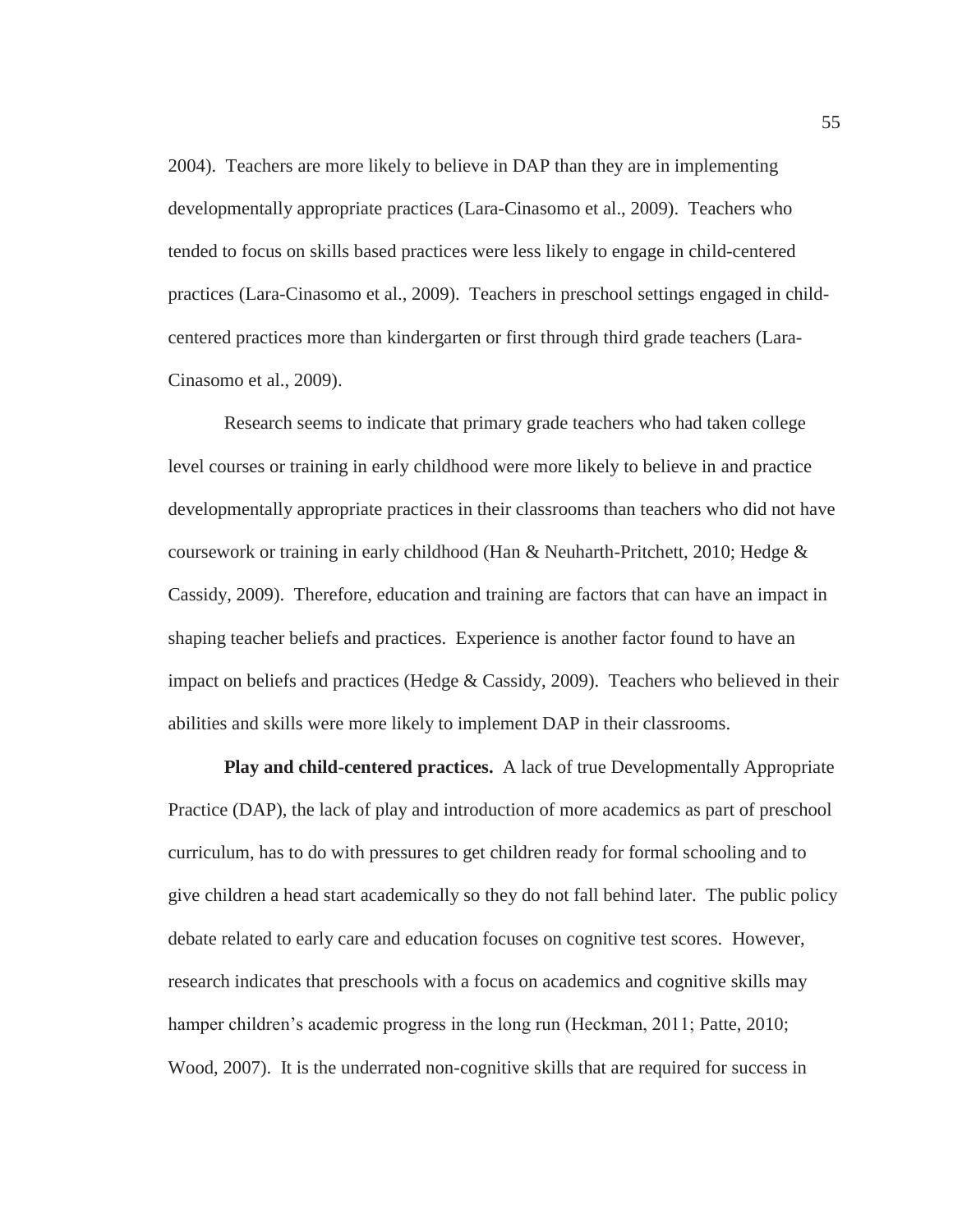2004). Teachers are more likely to believe in DAP than they are in implementing developmentally appropriate practices (Lara-Cinasomo et al., 2009). Teachers who tended to focus on skills based practices were less likely to engage in child-centered practices (Lara-Cinasomo et al., 2009). Teachers in preschool settings engaged in child-centered practices more than kindergarten or first through third grade teachers (Lara-Cinasomo et al., 2009).

Research seems to indicate that primary grade teachers who had taken college level courses or training in early childhood were more likely to believe in and practice developmentally appropriate practices in their classrooms than teachers who did not have coursework or training in early childhood (Han & Neuharth-Pritchett, 2010; Hedge & Cassidy, 2009). Therefore, education and training are factors that can have an impact in shaping teacher beliefs and practices. Experience is another factor found to have an impact on beliefs and practices (Hedge & Cassidy, 2009). Teachers who believed in their abilities and skills were more likely to implement DAP in their classrooms.

**Play and child-centered practices.** A lack of true Developmentally Appropriate Practice (DAP), the lack of play and introduction of more academics as part of preschool curriculum, has to do with pressures to get children ready for formal schooling and to give children a head start academically so they do not fall behind later. The public policy debate related to early care and education focuses on cognitive test scores. However, research indicates that preschools with a focus on academics and cognitive skills may hamper children's academic progress in the long run (Heckman, 2011; Patte, 2010; Wood, 2007). It is the underrated non-cognitive skills that are required for success in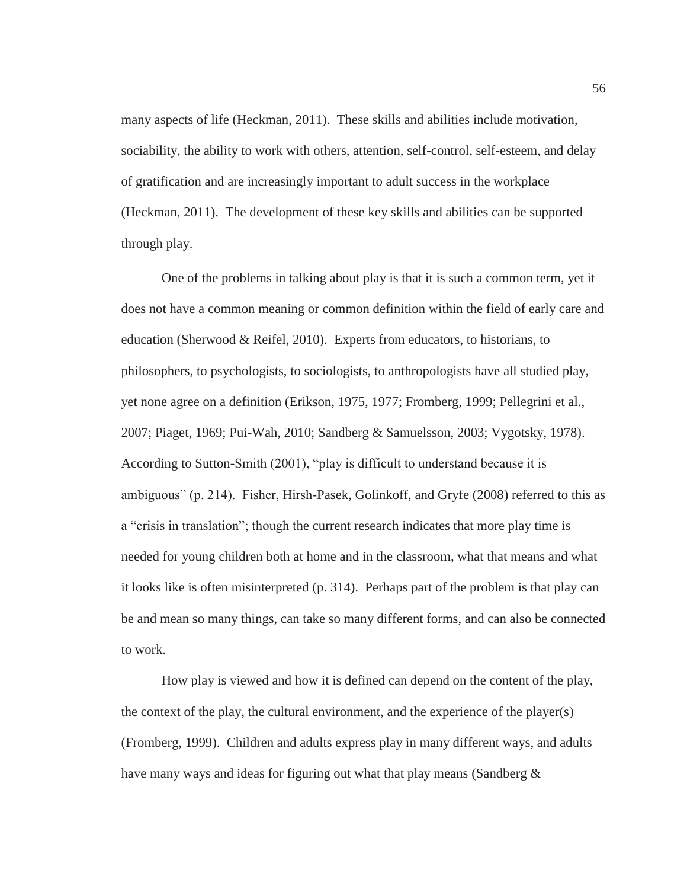many aspects of life (Heckman, 2011). These skills and abilities include motivation, sociability, the ability to work with others, attention, self-control, self-esteem, and delay of gratification and are increasingly important to adult success in the workplace (Heckman, 2011). The development of these key skills and abilities can be supported through play.

One of the problems in talking about play is that it is such a common term, yet it does not have a common meaning or common definition within the field of early care and education (Sherwood & Reifel, 2010). Experts from educators, to historians, to philosophers, to psychologists, to sociologists, to anthropologists have all studied play, yet none agree on a definition (Erikson, 1975, 1977; Fromberg, 1999; Pellegrini et al., 2007; Piaget, 1969; Pui-Wah, 2010; Sandberg & Samuelsson, 2003; Vygotsky, 1978). According to Sutton-Smith (2001), "play is difficult to understand because it is ambiguous" (p. 214). Fisher, Hirsh-Pasek, Golinkoff, and Gryfe (2008) referred to this as a "crisis in translation"; though the current research indicates that more play time is needed for young children both at home and in the classroom, what that means and what it looks like is often misinterpreted (p. 314). Perhaps part of the problem is that play can be and mean so many things, can take so many different forms, and can also be connected to work.

How play is viewed and how it is defined can depend on the content of the play, the context of the play, the cultural environment, and the experience of the player(s) (Fromberg, 1999). Children and adults express play in many different ways, and adults have many ways and ideas for figuring out what that play means (Sandberg &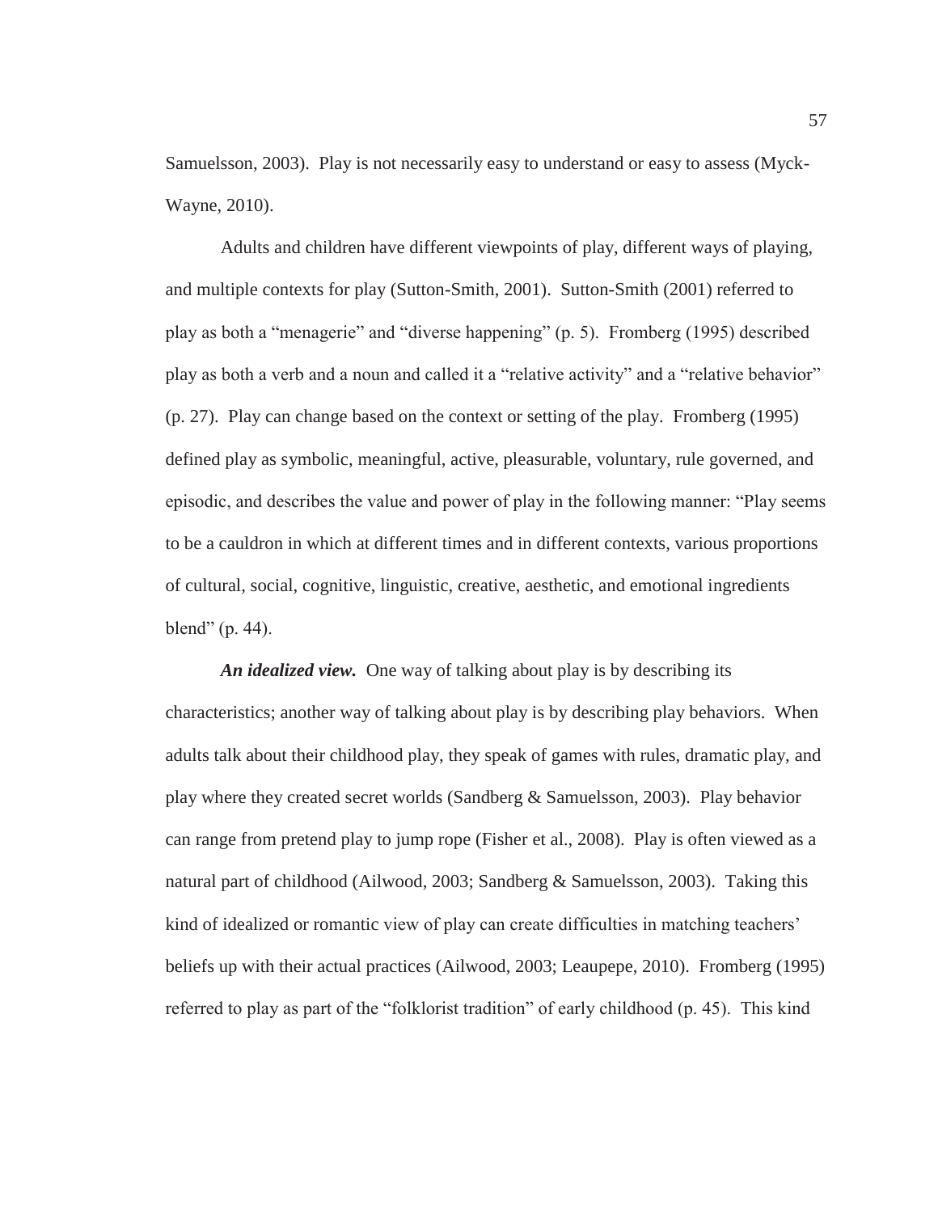Samuelsson, 2003). Play is not necessarily easy to understand or easy to assess (Myck-Wayne, 2010).

Adults and children have different viewpoints of play, different ways of playing, and multiple contexts for play (Sutton-Smith, 2001). Sutton-Smith (2001) referred to play as both a "menagerie" and "diverse happening" (p. 5). Fromberg (1995) described play as both a verb and a noun and called it a "relative activity" and a "relative behavior" (p. 27). Play can change based on the context or setting of the play. Fromberg (1995) defined play as symbolic, meaningful, active, pleasurable, voluntary, rule governed, and episodic, and describes the value and power of play in the following manner: "Play seems to be a cauldron in which at different times and in different contexts, various proportions of cultural, social, cognitive, linguistic, creative, aesthetic, and emotional ingredients blend" (p. 44).

***An idealized view.*** One way of talking about play is by describing its characteristics; another way of talking about play is by describing play behaviors. When adults talk about their childhood play, they speak of games with rules, dramatic play, and play where they created secret worlds (Sandberg & Samuelsson, 2003). Play behavior can range from pretend play to jump rope (Fisher et al., 2008). Play is often viewed as a natural part of childhood (Ailwood, 2003; Sandberg & Samuelsson, 2003). Taking this kind of idealized or romantic view of play can create difficulties in matching teachers' beliefs up with their actual practices (Ailwood, 2003; Leaupepe, 2010). Fromberg (1995) referred to play as part of the "folklorist tradition" of early childhood (p. 45). This kind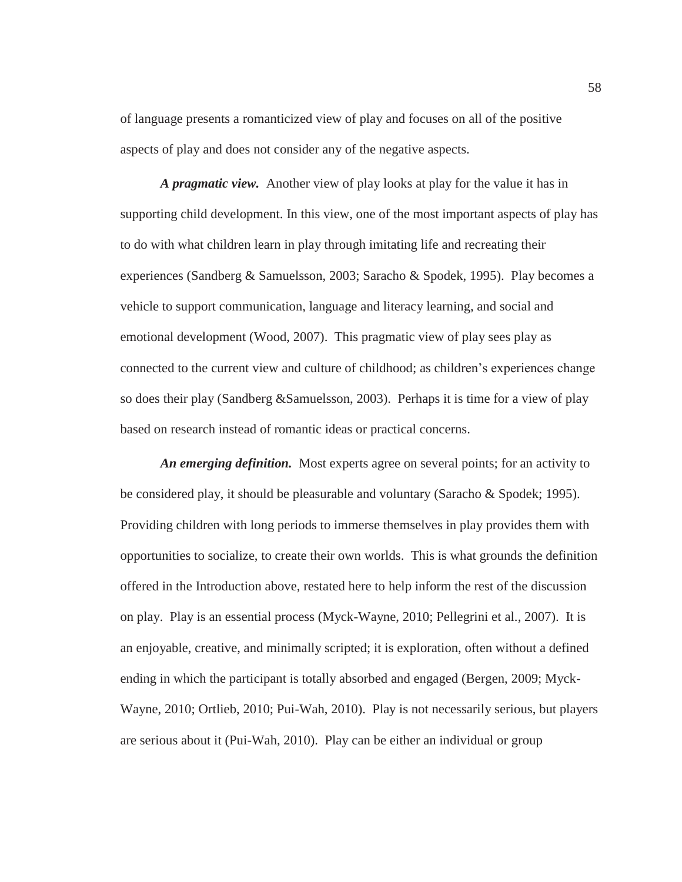of language presents a romanticized view of play and focuses on all of the positive aspects of play and does not consider any of the negative aspects.

***A pragmatic view.*** Another view of play looks at play for the value it has in supporting child development. In this view, one of the most important aspects of play has to do with what children learn in play through imitating life and recreating their experiences (Sandberg & Samuelsson, 2003; Saracho & Spodek, 1995). Play becomes a vehicle to support communication, language and literacy learning, and social and emotional development (Wood, 2007). This pragmatic view of play sees play as connected to the current view and culture of childhood; as children's experiences change so does their play (Sandberg &Samuelsson, 2003). Perhaps it is time for a view of play based on research instead of romantic ideas or practical concerns.

***An emerging definition.*** Most experts agree on several points; for an activity to be considered play, it should be pleasurable and voluntary (Saracho & Spodek; 1995). Providing children with long periods to immerse themselves in play provides them with opportunities to socialize, to create their own worlds. This is what grounds the definition offered in the Introduction above, restated here to help inform the rest of the discussion on play. Play is an essential process (Myck-Wayne, 2010; Pellegrini et al., 2007). It is an enjoyable, creative, and minimally scripted; it is exploration, often without a defined ending in which the participant is totally absorbed and engaged (Bergen, 2009; Myck-Wayne, 2010; Ortlieb, 2010; Pui-Wah, 2010). Play is not necessarily serious, but players are serious about it (Pui-Wah, 2010). Play can be either an individual or group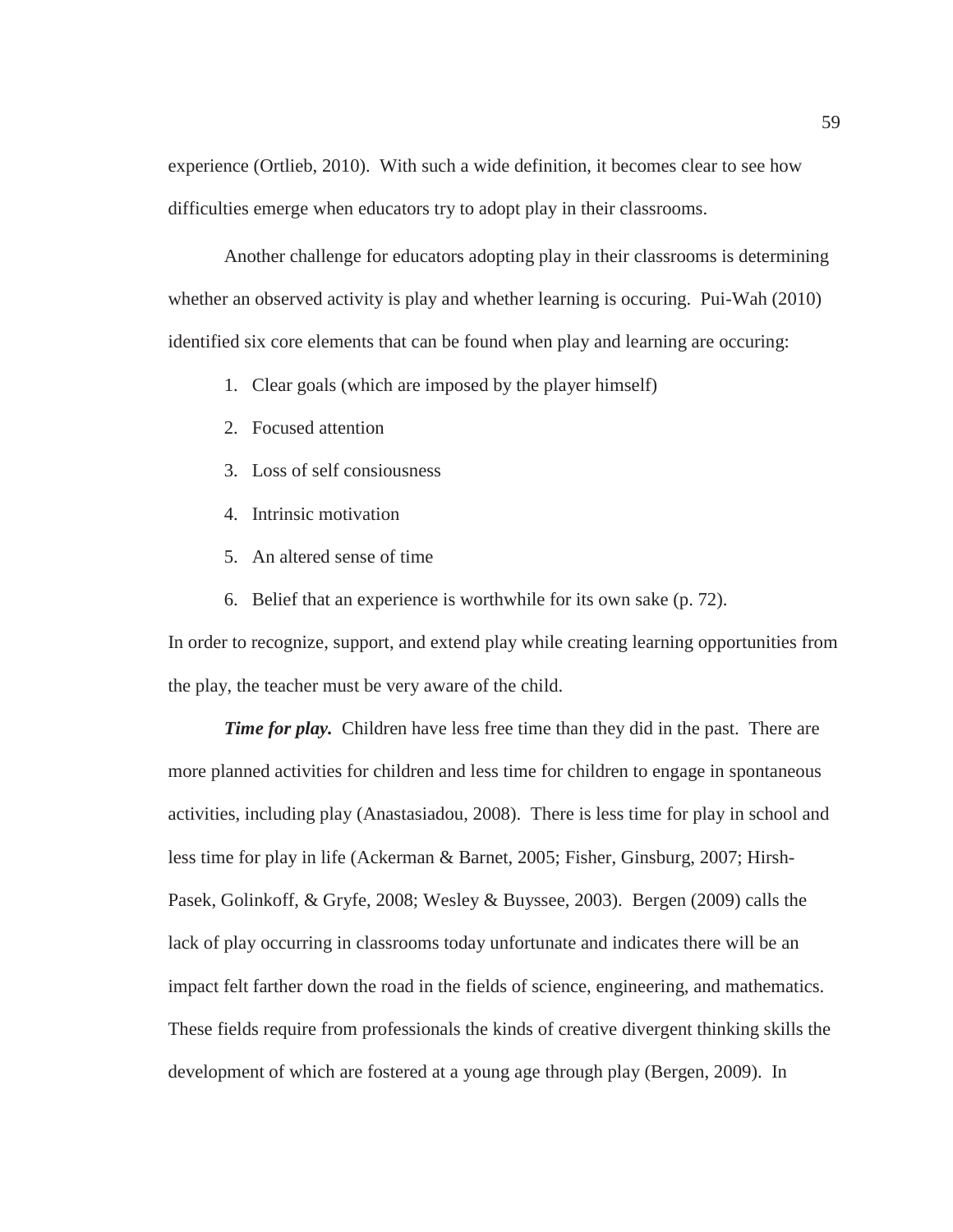experience (Ortlieb, 2010). With such a wide definition, it becomes clear to see how difficulties emerge when educators try to adopt play in their classrooms.

Another challenge for educators adopting play in their classrooms is determining whether an observed activity is play and whether learning is occuring. Pui-Wah (2010) identified six core elements that can be found when play and learning are occuring:

1. Clear goals (which are imposed by the player himself)
2. Focused attention
3. Loss of self consiousness
4. Intrinsic motivation
5. An altered sense of time
6. Belief that an experience is worthwhile for its own sake (p. 72).

In order to recognize, support, and extend play while creating learning opportunities from the play, the teacher must be very aware of the child.

***Time for play.*** Children have less free time than they did in the past. There are more planned activities for children and less time for children to engage in spontaneous activities, including play (Anastasiadou, 2008). There is less time for play in school and less time for play in life (Ackerman & Barnet, 2005; Fisher, Ginsburg, 2007; Hirsh-Pasek, Golinkoff, & Gryfe, 2008; Wesley & Buyssee, 2003). Bergen (2009) calls the lack of play occurring in classrooms today unfortunate and indicates there will be an impact felt farther down the road in the fields of science, engineering, and mathematics. These fields require from professionals the kinds of creative divergent thinking skills the development of which are fostered at a young age through play (Bergen, 2009). In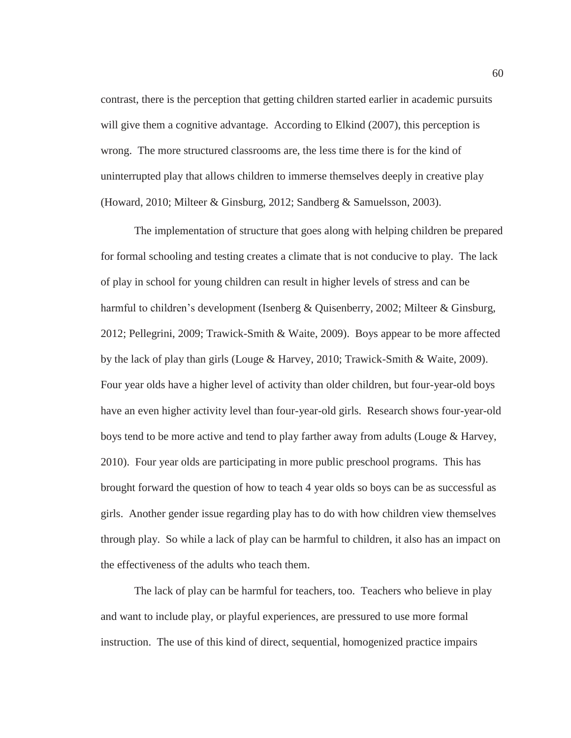contrast, there is the perception that getting children started earlier in academic pursuits will give them a cognitive advantage. According to Elkind (2007), this perception is wrong. The more structured classrooms are, the less time there is for the kind of uninterrupted play that allows children to immerse themselves deeply in creative play (Howard, 2010; Milteer & Ginsburg, 2012; Sandberg & Samuelsson, 2003).

The implementation of structure that goes along with helping children be prepared for formal schooling and testing creates a climate that is not conducive to play. The lack of play in school for young children can result in higher levels of stress and can be harmful to children's development (Isenberg & Quisenberry, 2002; Milteer & Ginsburg, 2012; Pellegrini, 2009; Trawick-Smith & Waite, 2009). Boys appear to be more affected by the lack of play than girls (Louge & Harvey, 2010; Trawick-Smith & Waite, 2009). Four year olds have a higher level of activity than older children, but four-year-old boys have an even higher activity level than four-year-old girls. Research shows four-year-old boys tend to be more active and tend to play farther away from adults (Louge & Harvey, 2010). Four year olds are participating in more public preschool programs. This has brought forward the question of how to teach 4 year olds so boys can be as successful as girls. Another gender issue regarding play has to do with how children view themselves through play. So while a lack of play can be harmful to children, it also has an impact on the effectiveness of the adults who teach them.

The lack of play can be harmful for teachers, too. Teachers who believe in play and want to include play, or playful experiences, are pressured to use more formal instruction. The use of this kind of direct, sequential, homogenized practice impairs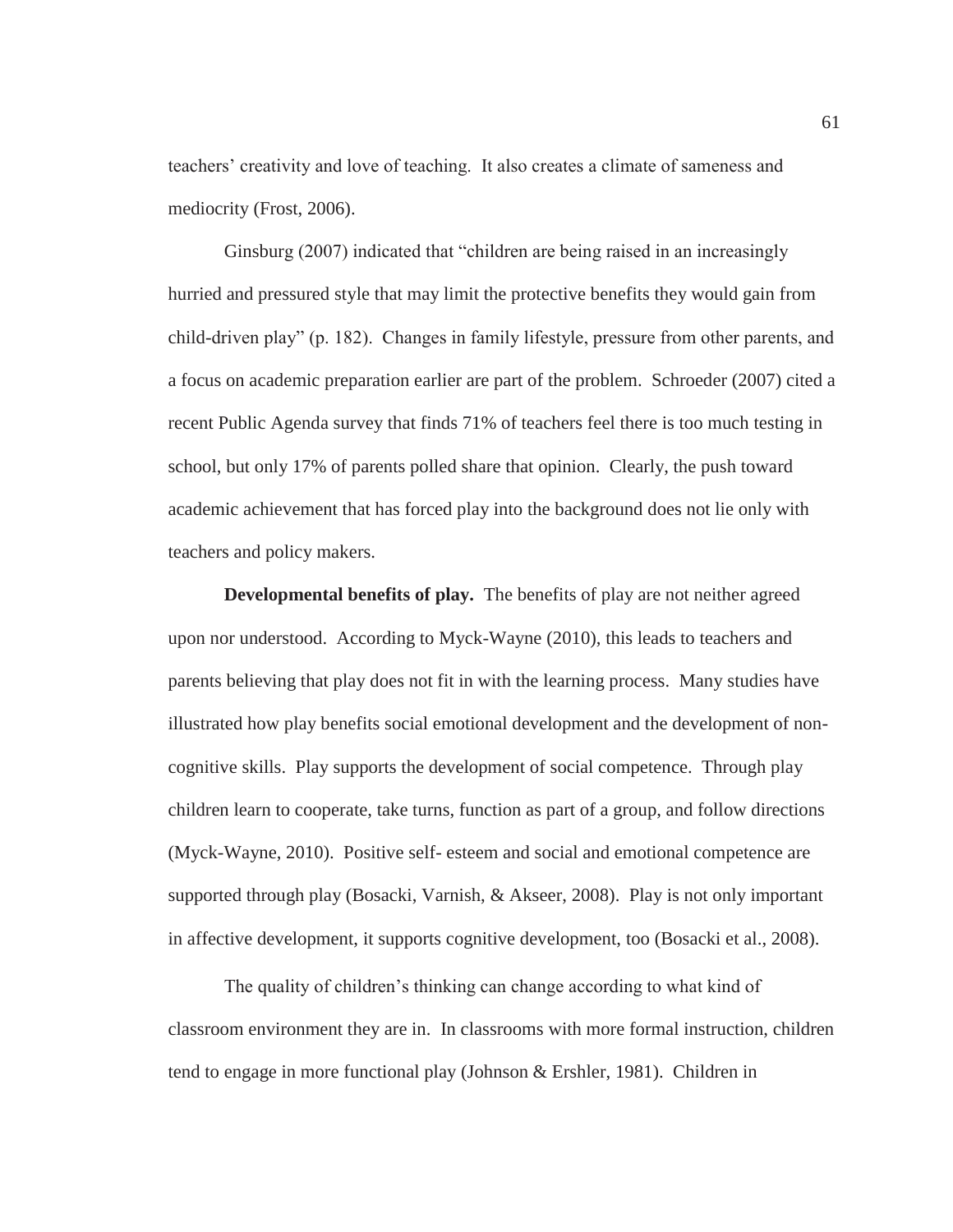teachers' creativity and love of teaching. It also creates a climate of sameness and mediocrity (Frost, 2006).

Ginsburg (2007) indicated that "children are being raised in an increasingly hurried and pressured style that may limit the protective benefits they would gain from child-driven play" (p. 182). Changes in family lifestyle, pressure from other parents, and a focus on academic preparation earlier are part of the problem. Schroeder (2007) cited a recent Public Agenda survey that finds 71% of teachers feel there is too much testing in school, but only 17% of parents polled share that opinion. Clearly, the push toward academic achievement that has forced play into the background does not lie only with teachers and policy makers.

**Developmental benefits of play.** The benefits of play are not neither agreed upon nor understood. According to Myck-Wayne (2010), this leads to teachers and parents believing that play does not fit in with the learning process. Many studies have illustrated how play benefits social emotional development and the development of non-cognitive skills. Play supports the development of social competence. Through play children learn to cooperate, take turns, function as part of a group, and follow directions (Myck-Wayne, 2010). Positive self- esteem and social and emotional competence are supported through play (Bosacki, Varnish, & Akseer, 2008). Play is not only important in affective development, it supports cognitive development, too (Bosacki et al., 2008).

The quality of children's thinking can change according to what kind of classroom environment they are in. In classrooms with more formal instruction, children tend to engage in more functional play (Johnson & Ershler, 1981). Children in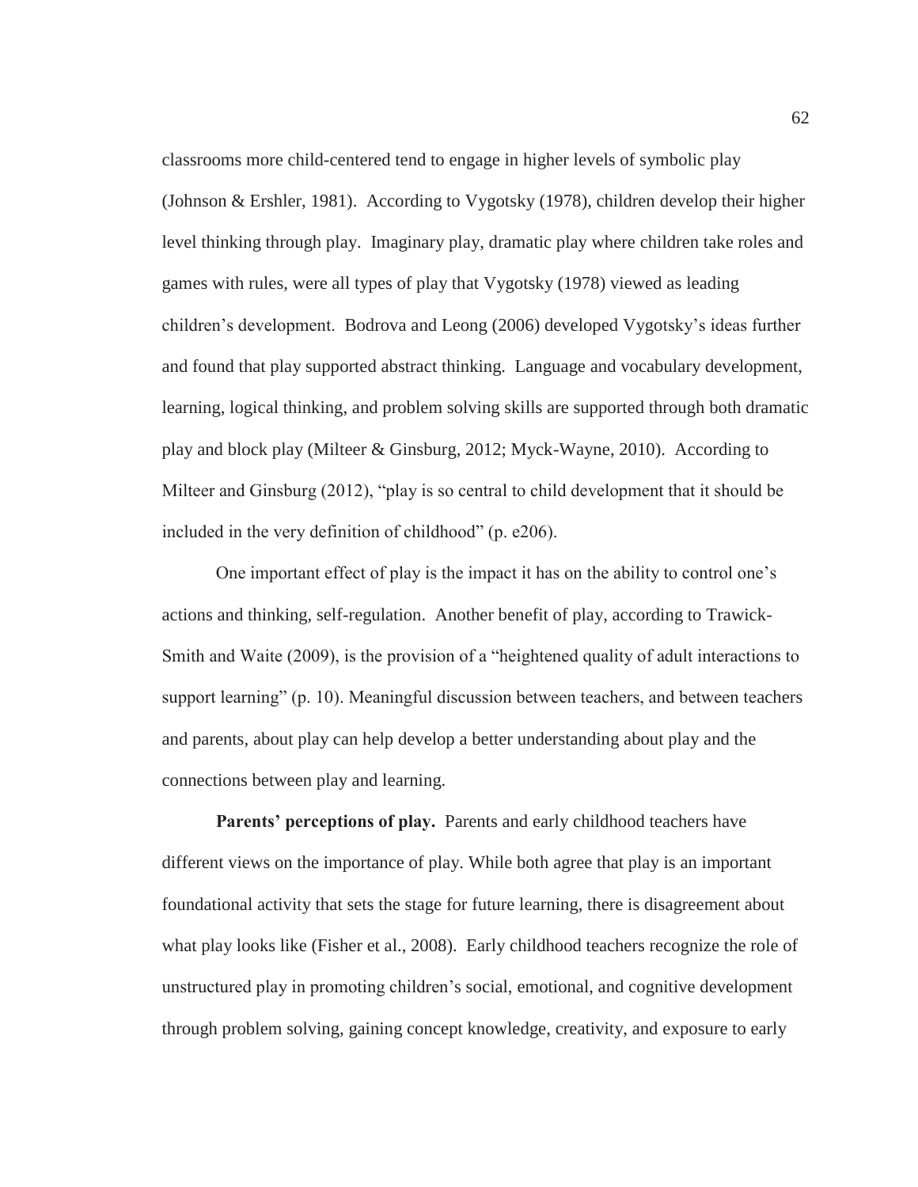classrooms more child-centered tend to engage in higher levels of symbolic play (Johnson & Ershler, 1981). According to Vygotsky (1978), children develop their higher level thinking through play. Imaginary play, dramatic play where children take roles and games with rules, were all types of play that Vygotsky (1978) viewed as leading children's development. Bodrova and Leong (2006) developed Vygotsky's ideas further and found that play supported abstract thinking. Language and vocabulary development, learning, logical thinking, and problem solving skills are supported through both dramatic play and block play (Milteer & Ginsburg, 2012; Myck-Wayne, 2010). According to Milteer and Ginsburg (2012), "play is so central to child development that it should be included in the very definition of childhood" (p. e206).

One important effect of play is the impact it has on the ability to control one's actions and thinking, self-regulation. Another benefit of play, according to Trawick-Smith and Waite (2009), is the provision of a "heightened quality of adult interactions to support learning" (p. 10). Meaningful discussion between teachers, and between teachers and parents, about play can help develop a better understanding about play and the connections between play and learning.

**Parents' perceptions of play.** Parents and early childhood teachers have different views on the importance of play. While both agree that play is an important foundational activity that sets the stage for future learning, there is disagreement about what play looks like (Fisher et al., 2008). Early childhood teachers recognize the role of unstructured play in promoting children's social, emotional, and cognitive development through problem solving, gaining concept knowledge, creativity, and exposure to early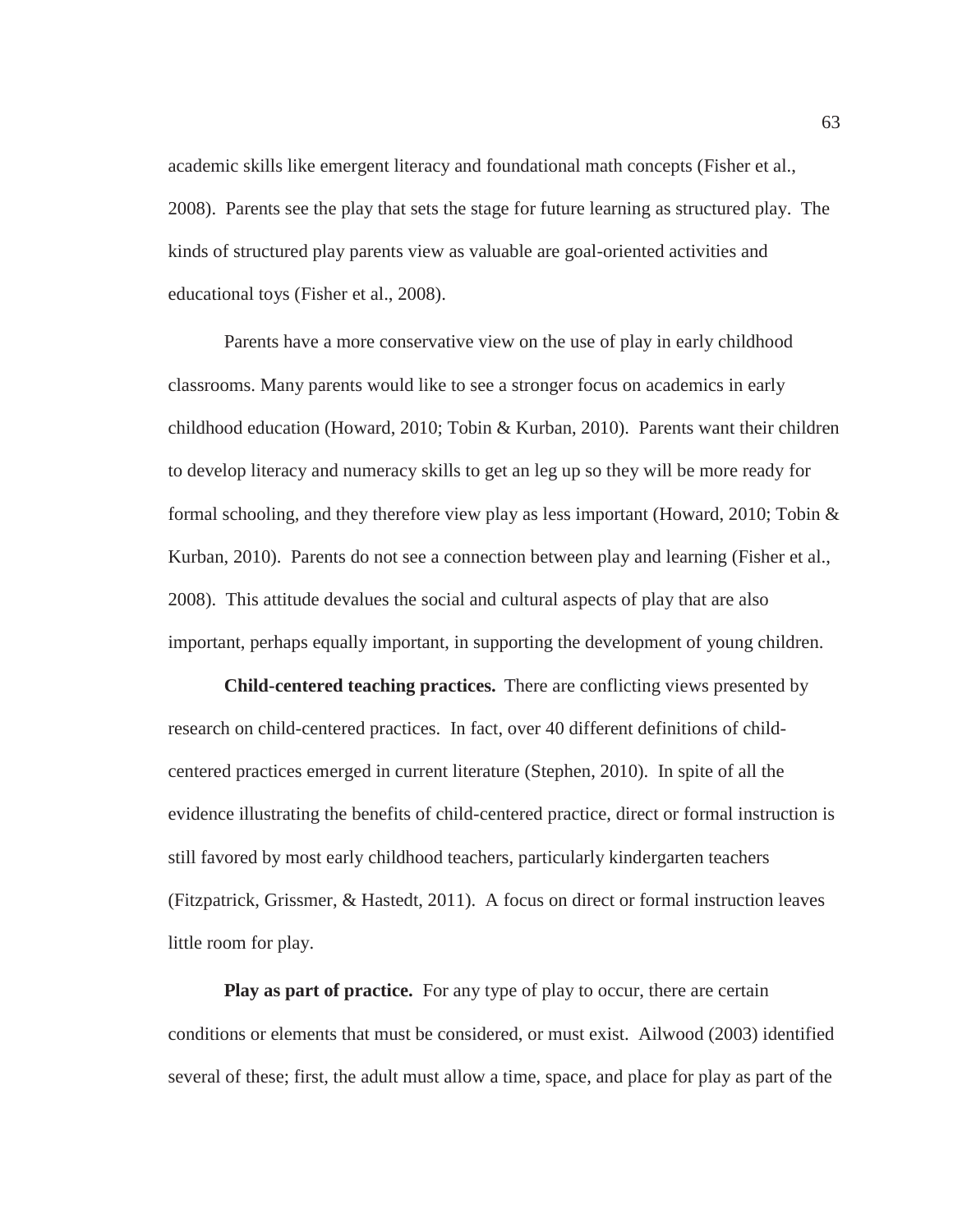academic skills like emergent literacy and foundational math concepts (Fisher et al., 2008). Parents see the play that sets the stage for future learning as structured play. The kinds of structured play parents view as valuable are goal-oriented activities and educational toys (Fisher et al., 2008).

Parents have a more conservative view on the use of play in early childhood classrooms. Many parents would like to see a stronger focus on academics in early childhood education (Howard, 2010; Tobin & Kurban, 2010). Parents want their children to develop literacy and numeracy skills to get an leg up so they will be more ready for formal schooling, and they therefore view play as less important (Howard, 2010; Tobin & Kurban, 2010). Parents do not see a connection between play and learning (Fisher et al., 2008). This attitude devalues the social and cultural aspects of play that are also important, perhaps equally important, in supporting the development of young children.

**Child-centered teaching practices.** There are conflicting views presented by research on child-centered practices. In fact, over 40 different definitions of child-centered practices emerged in current literature (Stephen, 2010). In spite of all the evidence illustrating the benefits of child-centered practice, direct or formal instruction is still favored by most early childhood teachers, particularly kindergarten teachers (Fitzpatrick, Grissmer, & Hastedt, 2011). A focus on direct or formal instruction leaves little room for play.

**Play as part of practice.** For any type of play to occur, there are certain conditions or elements that must be considered, or must exist. Ailwood (2003) identified several of these; first, the adult must allow a time, space, and place for play as part of the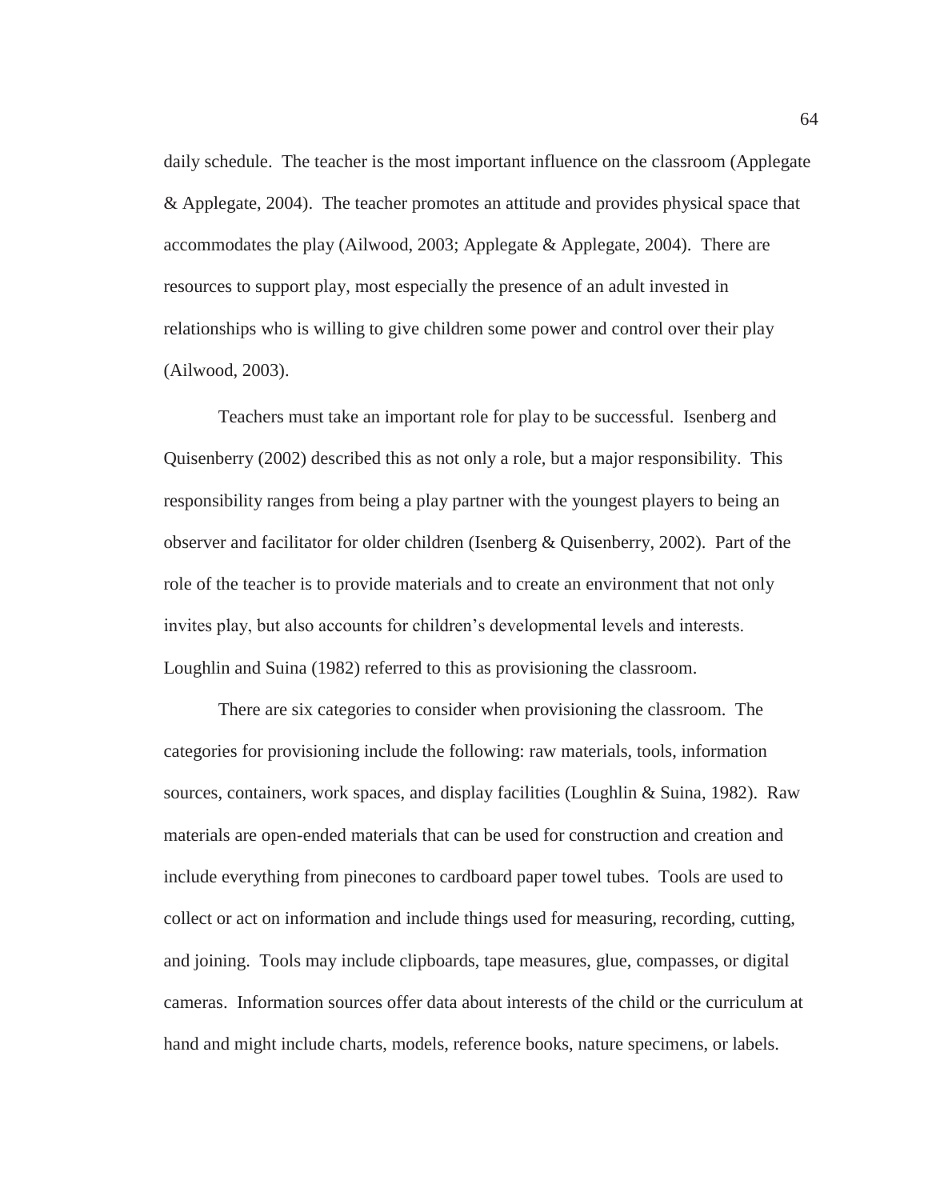daily schedule. The teacher is the most important influence on the classroom (Applegate & Applegate, 2004). The teacher promotes an attitude and provides physical space that accommodates the play (Ailwood, 2003; Applegate & Applegate, 2004). There are resources to support play, most especially the presence of an adult invested in relationships who is willing to give children some power and control over their play (Ailwood, 2003).

Teachers must take an important role for play to be successful. Isenberg and Quisenberry (2002) described this as not only a role, but a major responsibility. This responsibility ranges from being a play partner with the youngest players to being an observer and facilitator for older children (Isenberg & Quisenberry, 2002). Part of the role of the teacher is to provide materials and to create an environment that not only invites play, but also accounts for children's developmental levels and interests. Loughlin and Suina (1982) referred to this as provisioning the classroom.

There are six categories to consider when provisioning the classroom. The categories for provisioning include the following: raw materials, tools, information sources, containers, work spaces, and display facilities (Loughlin & Suina, 1982). Raw materials are open-ended materials that can be used for construction and creation and include everything from pinecones to cardboard paper towel tubes. Tools are used to collect or act on information and include things used for measuring, recording, cutting, and joining. Tools may include clipboards, tape measures, glue, compasses, or digital cameras. Information sources offer data about interests of the child or the curriculum at hand and might include charts, models, reference books, nature specimens, or labels.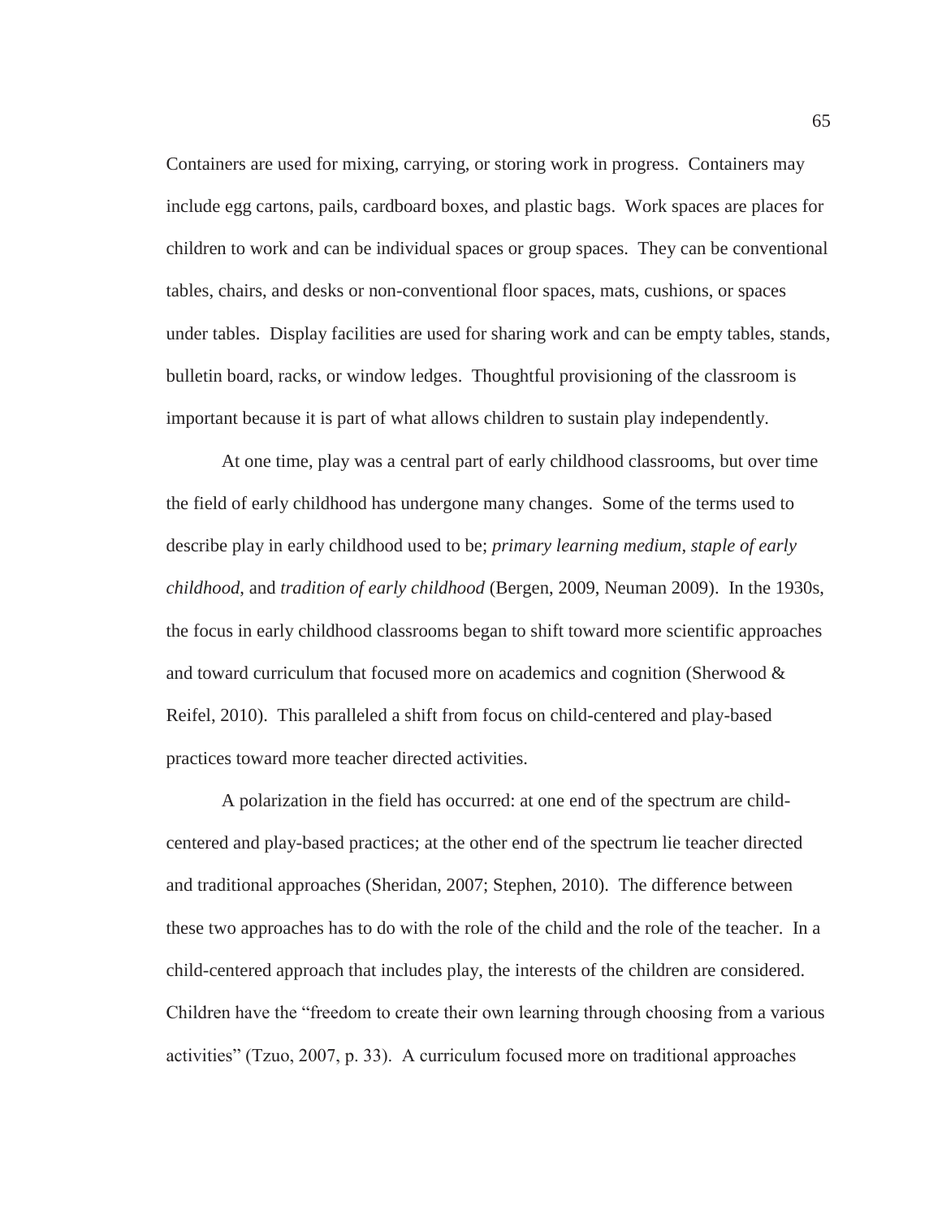Containers are used for mixing, carrying, or storing work in progress. Containers may include egg cartons, pails, cardboard boxes, and plastic bags. Work spaces are places for children to work and can be individual spaces or group spaces. They can be conventional tables, chairs, and desks or non-conventional floor spaces, mats, cushions, or spaces under tables. Display facilities are used for sharing work and can be empty tables, stands, bulletin board, racks, or window ledges. Thoughtful provisioning of the classroom is important because it is part of what allows children to sustain play independently.

At one time, play was a central part of early childhood classrooms, but over time the field of early childhood has undergone many changes. Some of the terms used to describe play in early childhood used to be; *primary learning medium*, *staple of early childhood*, and *tradition of early childhood* (Bergen, 2009, Neuman 2009). In the 1930s, the focus in early childhood classrooms began to shift toward more scientific approaches and toward curriculum that focused more on academics and cognition (Sherwood & Reifel, 2010). This paralleled a shift from focus on child-centered and play-based practices toward more teacher directed activities.

A polarization in the field has occurred: at one end of the spectrum are child-centered and play-based practices; at the other end of the spectrum lie teacher directed and traditional approaches (Sheridan, 2007; Stephen, 2010). The difference between these two approaches has to do with the role of the child and the role of the teacher. In a child-centered approach that includes play, the interests of the children are considered. Children have the "freedom to create their own learning through choosing from a various activities" (Tzuo, 2007, p. 33). A curriculum focused more on traditional approaches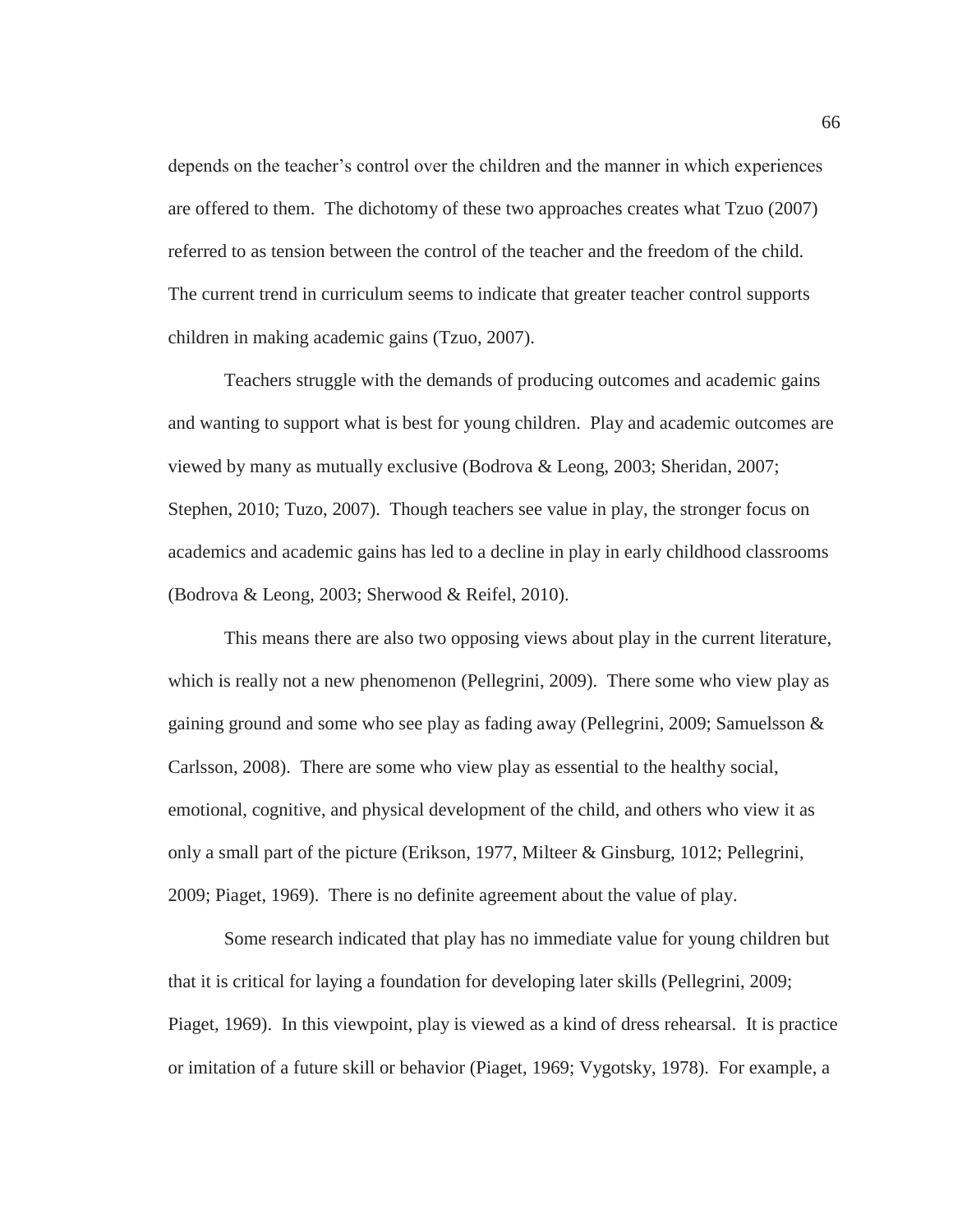depends on the teacher's control over the children and the manner in which experiences are offered to them. The dichotomy of these two approaches creates what Tzuo (2007) referred to as tension between the control of the teacher and the freedom of the child. The current trend in curriculum seems to indicate that greater teacher control supports children in making academic gains (Tzuo, 2007).

Teachers struggle with the demands of producing outcomes and academic gains and wanting to support what is best for young children. Play and academic outcomes are viewed by many as mutually exclusive (Bodrova & Leong, 2003; Sheridan, 2007; Stephen, 2010; Tuzo, 2007). Though teachers see value in play, the stronger focus on academics and academic gains has led to a decline in play in early childhood classrooms (Bodrova & Leong, 2003; Sherwood & Reifel, 2010).

This means there are also two opposing views about play in the current literature, which is really not a new phenomenon (Pellegrini, 2009). There some who view play as gaining ground and some who see play as fading away (Pellegrini, 2009; Samuelsson & Carlsson, 2008). There are some who view play as essential to the healthy social, emotional, cognitive, and physical development of the child, and others who view it as only a small part of the picture (Erikson, 1977, Milteer & Ginsburg, 1012; Pellegrini, 2009; Piaget, 1969). There is no definite agreement about the value of play.

Some research indicated that play has no immediate value for young children but that it is critical for laying a foundation for developing later skills (Pellegrini, 2009; Piaget, 1969). In this viewpoint, play is viewed as a kind of dress rehearsal. It is practice or imitation of a future skill or behavior (Piaget, 1969; Vygotsky, 1978). For example, a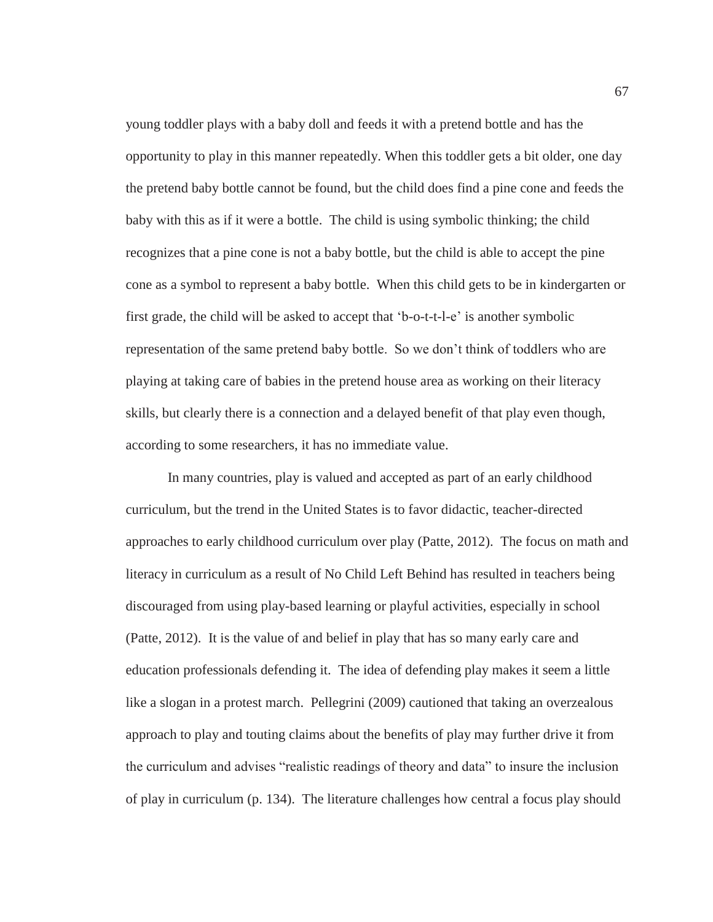young toddler plays with a baby doll and feeds it with a pretend bottle and has the opportunity to play in this manner repeatedly. When this toddler gets a bit older, one day the pretend baby bottle cannot be found, but the child does find a pine cone and feeds the baby with this as if it were a bottle. The child is using symbolic thinking; the child recognizes that a pine cone is not a baby bottle, but the child is able to accept the pine cone as a symbol to represent a baby bottle. When this child gets to be in kindergarten or first grade, the child will be asked to accept that 'b-o-t-t-l-e' is another symbolic representation of the same pretend baby bottle. So we don't think of toddlers who are playing at taking care of babies in the pretend house area as working on their literacy skills, but clearly there is a connection and a delayed benefit of that play even though, according to some researchers, it has no immediate value.

In many countries, play is valued and accepted as part of an early childhood curriculum, but the trend in the United States is to favor didactic, teacher-directed approaches to early childhood curriculum over play (Patte, 2012). The focus on math and literacy in curriculum as a result of No Child Left Behind has resulted in teachers being discouraged from using play-based learning or playful activities, especially in school (Patte, 2012). It is the value of and belief in play that has so many early care and education professionals defending it. The idea of defending play makes it seem a little like a slogan in a protest march. Pellegrini (2009) cautioned that taking an overzealous approach to play and touting claims about the benefits of play may further drive it from the curriculum and advises "realistic readings of theory and data" to insure the inclusion of play in curriculum (p. 134). The literature challenges how central a focus play should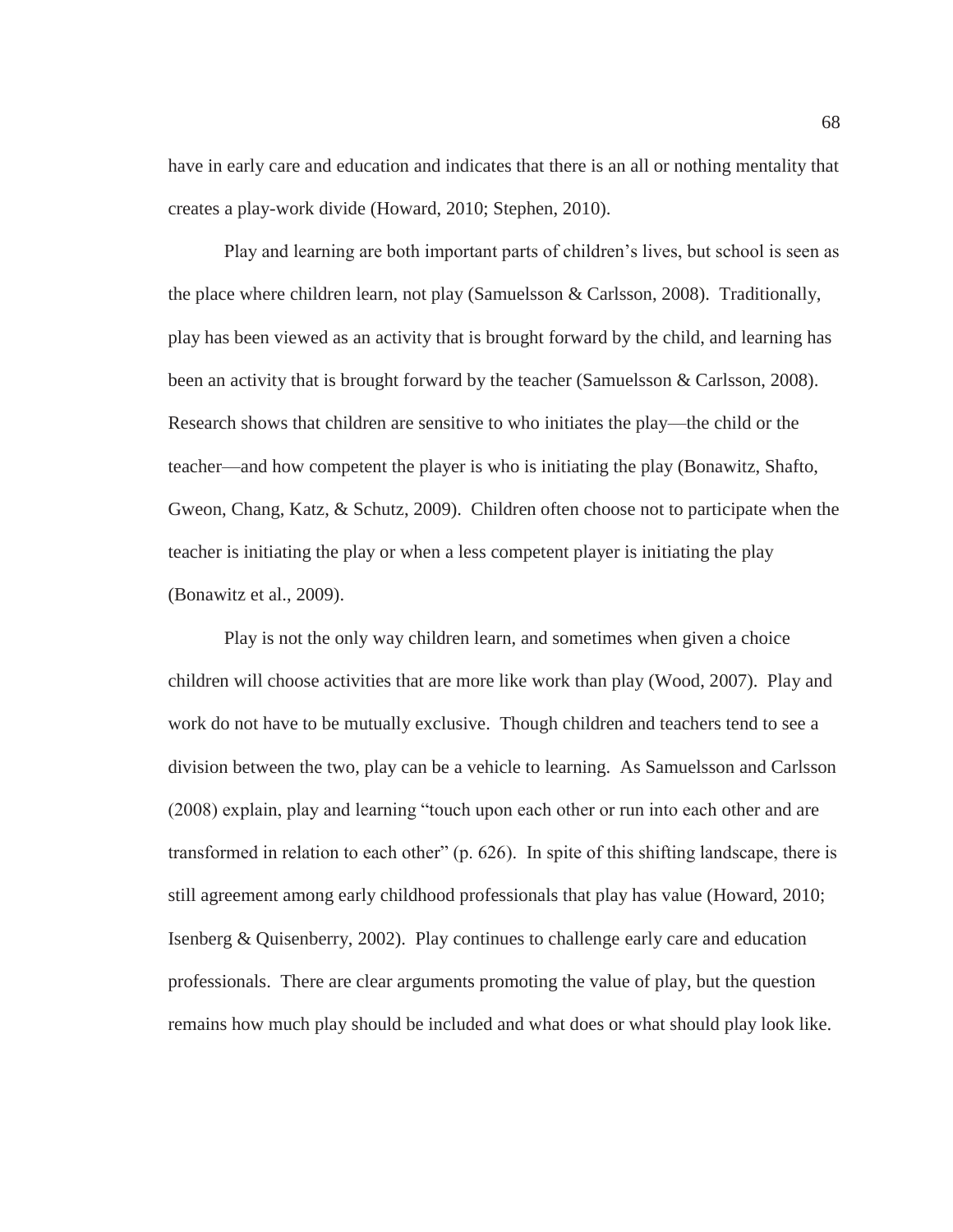have in early care and education and indicates that there is an all or nothing mentality that creates a play-work divide (Howard, 2010; Stephen, 2010).

Play and learning are both important parts of children's lives, but school is seen as the place where children learn, not play (Samuelsson & Carlsson, 2008). Traditionally, play has been viewed as an activity that is brought forward by the child, and learning has been an activity that is brought forward by the teacher (Samuelsson & Carlsson, 2008). Research shows that children are sensitive to who initiates the play—the child or the teacher—and how competent the player is who is initiating the play (Bonawitz, Shafto, Gweon, Chang, Katz, & Schutz, 2009). Children often choose not to participate when the teacher is initiating the play or when a less competent player is initiating the play (Bonawitz et al., 2009).

Play is not the only way children learn, and sometimes when given a choice children will choose activities that are more like work than play (Wood, 2007). Play and work do not have to be mutually exclusive. Though children and teachers tend to see a division between the two, play can be a vehicle to learning. As Samuelsson and Carlsson (2008) explain, play and learning "touch upon each other or run into each other and are transformed in relation to each other" (p. 626). In spite of this shifting landscape, there is still agreement among early childhood professionals that play has value (Howard, 2010; Isenberg & Quisenberry, 2002). Play continues to challenge early care and education professionals. There are clear arguments promoting the value of play, but the question remains how much play should be included and what does or what should play look like.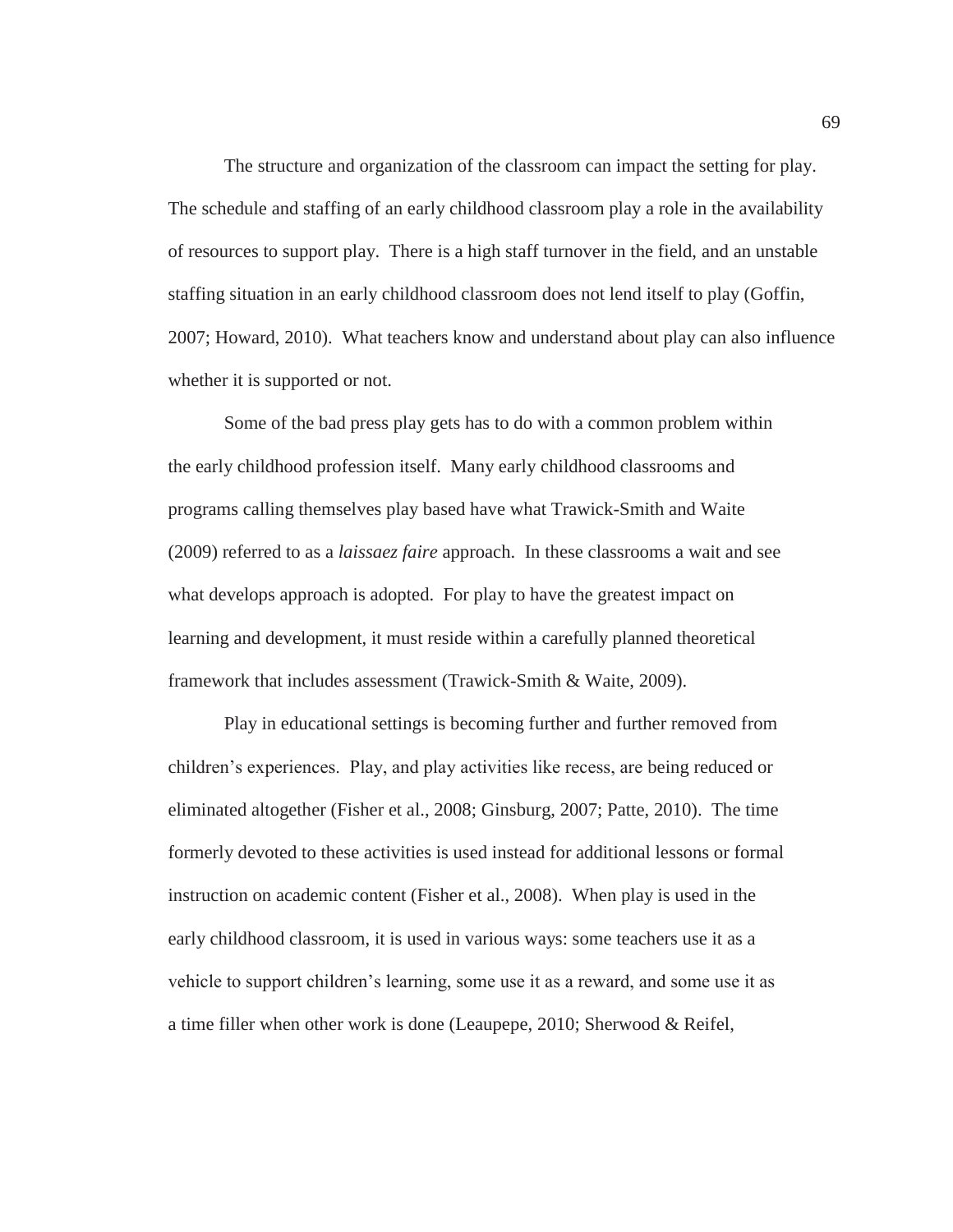The structure and organization of the classroom can impact the setting for play. The schedule and staffing of an early childhood classroom play a role in the availability of resources to support play. There is a high staff turnover in the field, and an unstable staffing situation in an early childhood classroom does not lend itself to play (Goffin, 2007; Howard, 2010). What teachers know and understand about play can also influence whether it is supported or not.

Some of the bad press play gets has to do with a common problem within the early childhood profession itself. Many early childhood classrooms and programs calling themselves play based have what Trawick-Smith and Waite (2009) referred to as a *laissaez faire* approach. In these classrooms a wait and see what develops approach is adopted. For play to have the greatest impact on learning and development, it must reside within a carefully planned theoretical framework that includes assessment (Trawick-Smith & Waite, 2009).

Play in educational settings is becoming further and further removed from children's experiences. Play, and play activities like recess, are being reduced or eliminated altogether (Fisher et al., 2008; Ginsburg, 2007; Patte, 2010). The time formerly devoted to these activities is used instead for additional lessons or formal instruction on academic content (Fisher et al., 2008). When play is used in the early childhood classroom, it is used in various ways: some teachers use it as a vehicle to support children's learning, some use it as a reward, and some use it as a time filler when other work is done (Leaupepe, 2010; Sherwood & Reifel,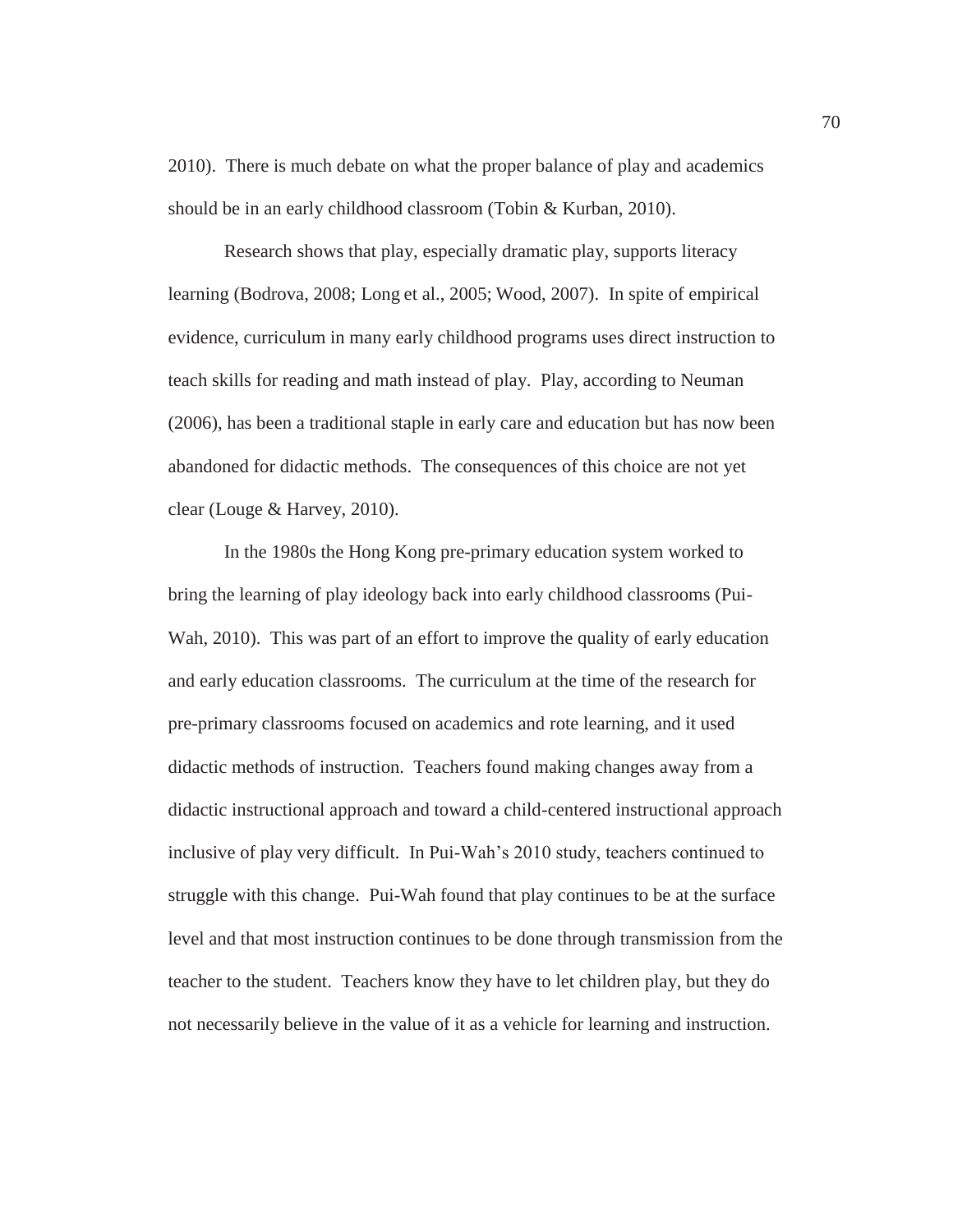2010). There is much debate on what the proper balance of play and academics should be in an early childhood classroom (Tobin & Kurban, 2010).

Research shows that play, especially dramatic play, supports literacy learning (Bodrova, 2008; Long et al., 2005; Wood, 2007). In spite of empirical evidence, curriculum in many early childhood programs uses direct instruction to teach skills for reading and math instead of play. Play, according to Neuman (2006), has been a traditional staple in early care and education but has now been abandoned for didactic methods. The consequences of this choice are not yet clear (Louge & Harvey, 2010).

In the 1980s the Hong Kong pre-primary education system worked to bring the learning of play ideology back into early childhood classrooms (Pui-Wah, 2010). This was part of an effort to improve the quality of early education and early education classrooms. The curriculum at the time of the research for pre-primary classrooms focused on academics and rote learning, and it used didactic methods of instruction. Teachers found making changes away from a didactic instructional approach and toward a child-centered instructional approach inclusive of play very difficult. In Pui-Wah's 2010 study, teachers continued to struggle with this change. Pui-Wah found that play continues to be at the surface level and that most instruction continues to be done through transmission from the teacher to the student. Teachers know they have to let children play, but they do not necessarily believe in the value of it as a vehicle for learning and instruction.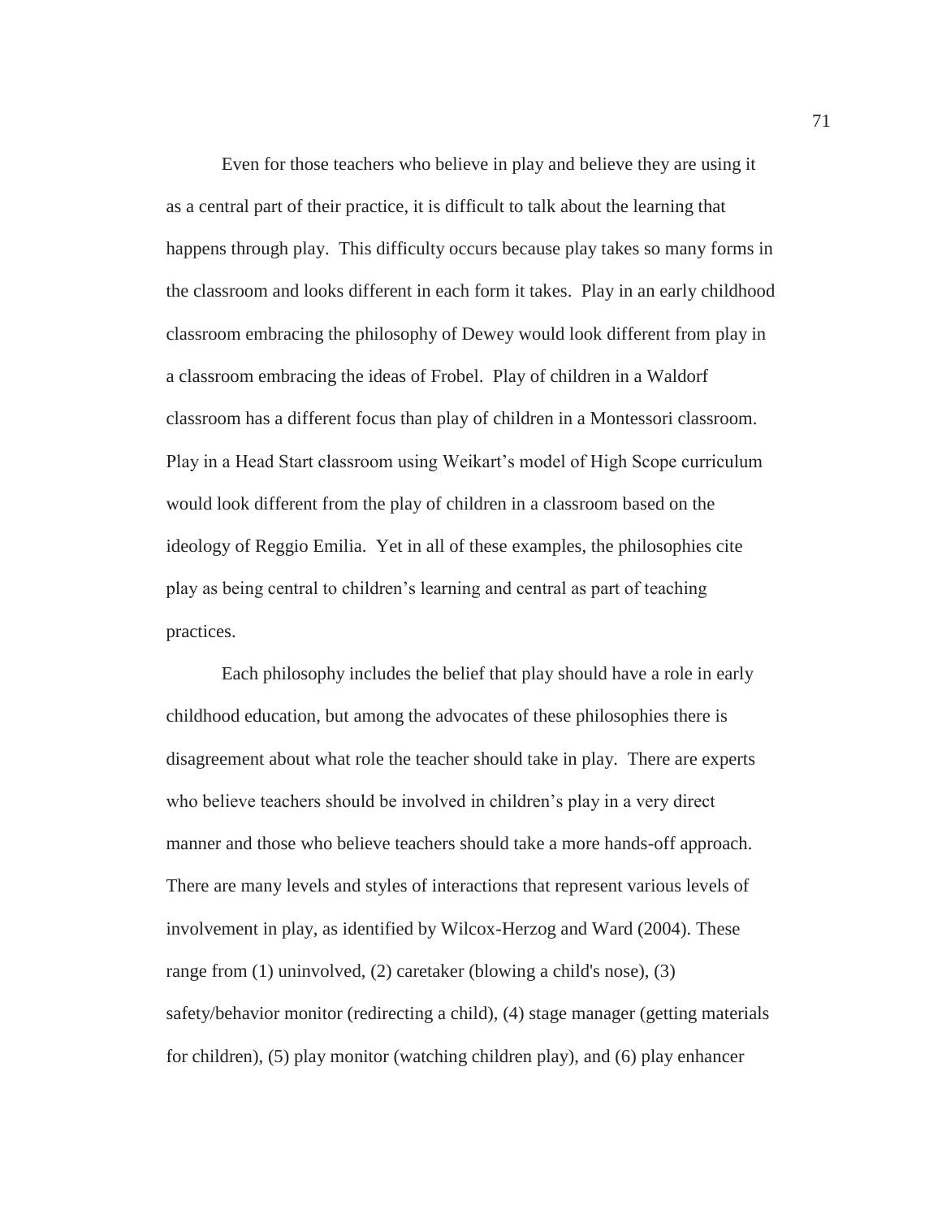Even for those teachers who believe in play and believe they are using it as a central part of their practice, it is difficult to talk about the learning that happens through play. This difficulty occurs because play takes so many forms in the classroom and looks different in each form it takes. Play in an early childhood classroom embracing the philosophy of Dewey would look different from play in a classroom embracing the ideas of Frobel. Play of children in a Waldorf classroom has a different focus than play of children in a Montessori classroom. Play in a Head Start classroom using Weikart's model of High Scope curriculum would look different from the play of children in a classroom based on the ideology of Reggio Emilia. Yet in all of these examples, the philosophies cite play as being central to children's learning and central as part of teaching practices.

Each philosophy includes the belief that play should have a role in early childhood education, but among the advocates of these philosophies there is disagreement about what role the teacher should take in play. There are experts who believe teachers should be involved in children's play in a very direct manner and those who believe teachers should take a more hands-off approach. There are many levels and styles of interactions that represent various levels of involvement in play, as identified by Wilcox-Herzog and Ward (2004). These range from (1) uninvolved, (2) caretaker (blowing a child's nose), (3) safety/behavior monitor (redirecting a child), (4) stage manager (getting materials for children), (5) play monitor (watching children play), and (6) play enhancer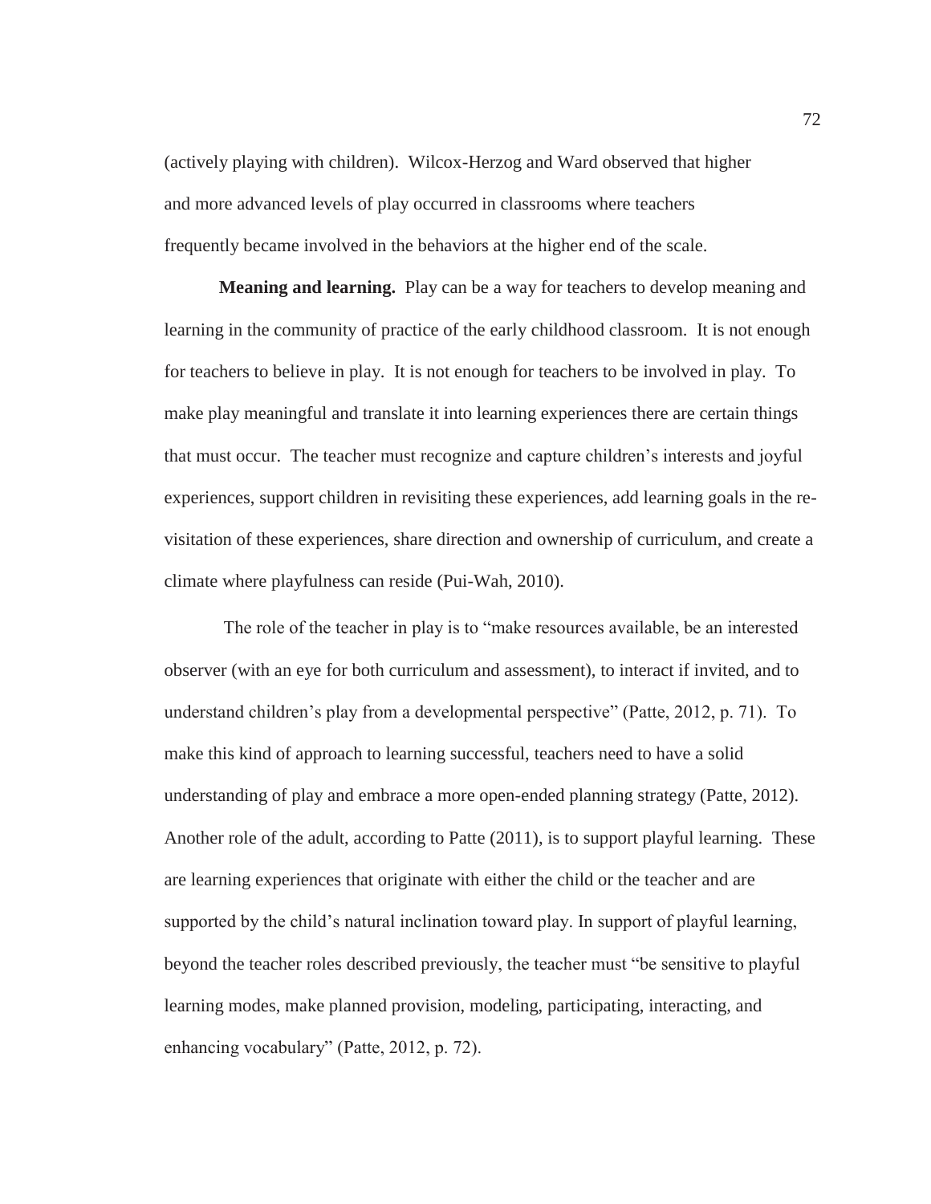(actively playing with children). Wilcox-Herzog and Ward observed that higher and more advanced levels of play occurred in classrooms where teachers frequently became involved in the behaviors at the higher end of the scale.

**Meaning and learning.** Play can be a way for teachers to develop meaning and learning in the community of practice of the early childhood classroom. It is not enough for teachers to believe in play. It is not enough for teachers to be involved in play. To make play meaningful and translate it into learning experiences there are certain things that must occur. The teacher must recognize and capture children's interests and joyful experiences, support children in revisiting these experiences, add learning goals in the re-visitation of these experiences, share direction and ownership of curriculum, and create a climate where playfulness can reside (Pui-Wah, 2010).

The role of the teacher in play is to "make resources available, be an interested observer (with an eye for both curriculum and assessment), to interact if invited, and to understand children's play from a developmental perspective" (Patte, 2012, p. 71). To make this kind of approach to learning successful, teachers need to have a solid understanding of play and embrace a more open-ended planning strategy (Patte, 2012). Another role of the adult, according to Patte (2011), is to support playful learning. These are learning experiences that originate with either the child or the teacher and are supported by the child's natural inclination toward play. In support of playful learning, beyond the teacher roles described previously, the teacher must "be sensitive to playful learning modes, make planned provision, modeling, participating, interacting, and enhancing vocabulary" (Patte, 2012, p. 72).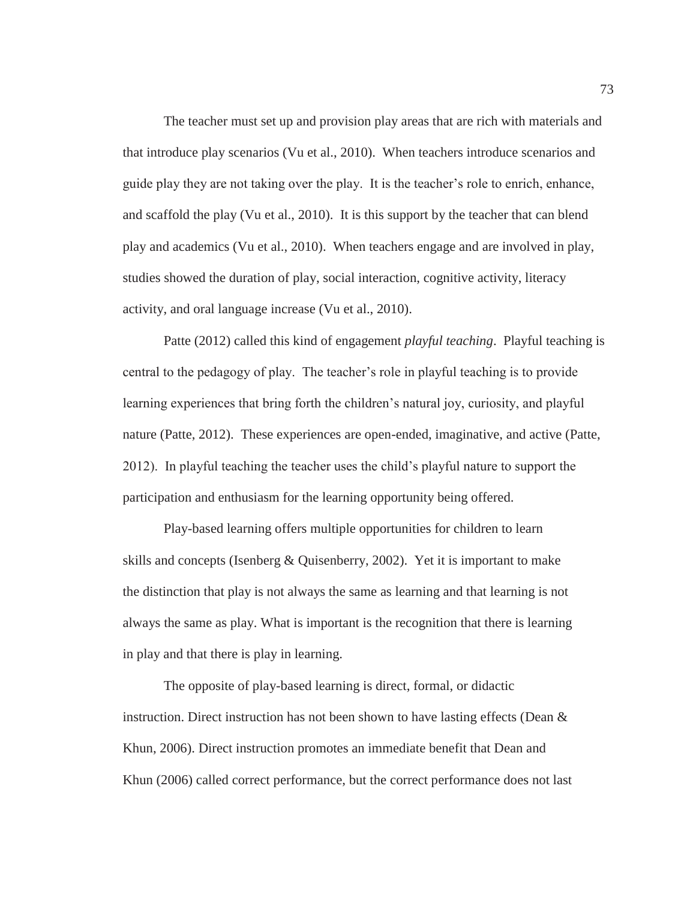The teacher must set up and provision play areas that are rich with materials and that introduce play scenarios (Vu et al., 2010). When teachers introduce scenarios and guide play they are not taking over the play. It is the teacher's role to enrich, enhance, and scaffold the play (Vu et al., 2010). It is this support by the teacher that can blend play and academics (Vu et al., 2010). When teachers engage and are involved in play, studies showed the duration of play, social interaction, cognitive activity, literacy activity, and oral language increase (Vu et al., 2010).

Patte (2012) called this kind of engagement *playful teaching*. Playful teaching is central to the pedagogy of play. The teacher's role in playful teaching is to provide learning experiences that bring forth the children's natural joy, curiosity, and playful nature (Patte, 2012). These experiences are open-ended, imaginative, and active (Patte, 2012). In playful teaching the teacher uses the child's playful nature to support the participation and enthusiasm for the learning opportunity being offered.

Play-based learning offers multiple opportunities for children to learn skills and concepts (Isenberg & Quisenberry, 2002). Yet it is important to make the distinction that play is not always the same as learning and that learning is not always the same as play. What is important is the recognition that there is learning in play and that there is play in learning.

The opposite of play-based learning is direct, formal, or didactic instruction. Direct instruction has not been shown to have lasting effects (Dean & Khun, 2006). Direct instruction promotes an immediate benefit that Dean and Khun (2006) called correct performance, but the correct performance does not last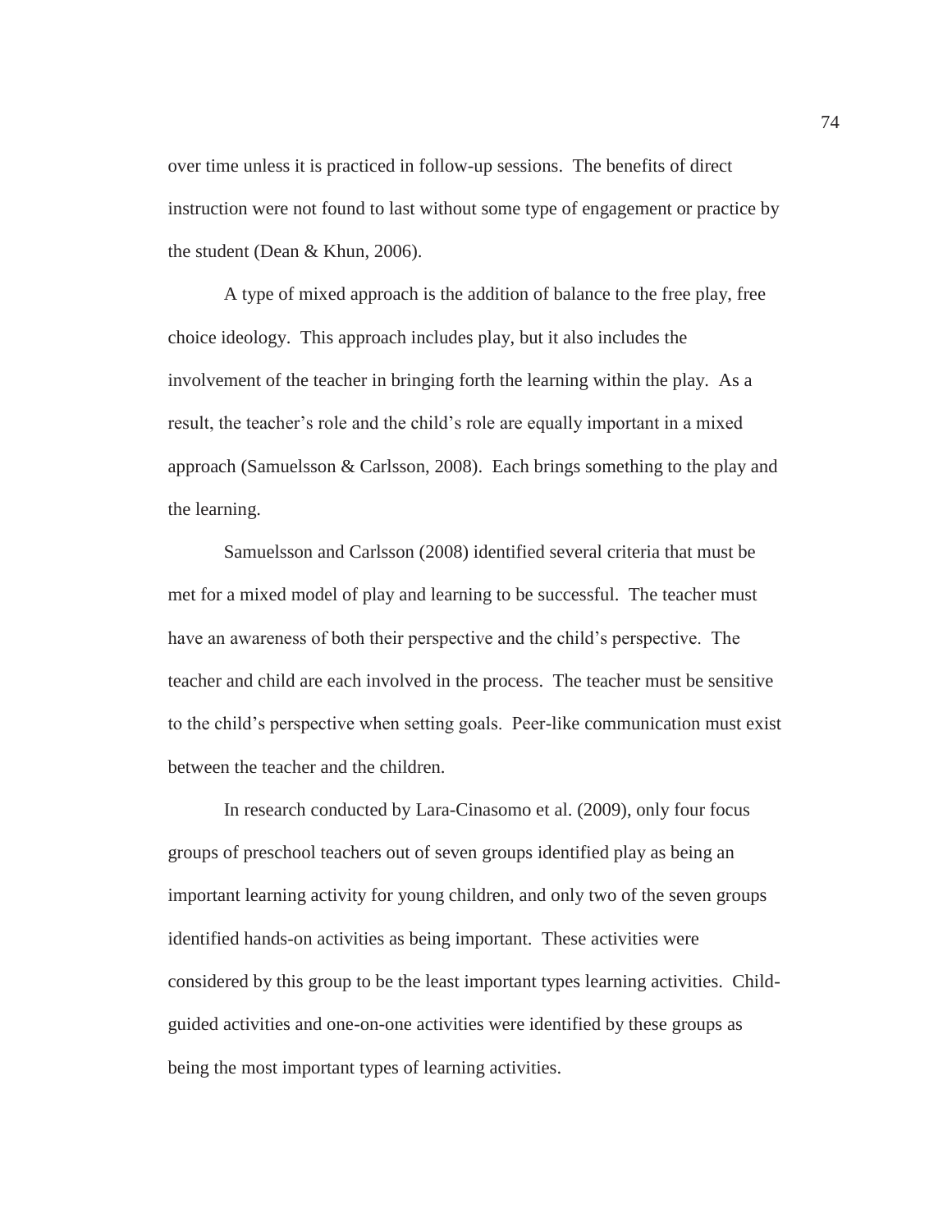over time unless it is practiced in follow-up sessions. The benefits of direct instruction were not found to last without some type of engagement or practice by the student (Dean & Khun, 2006).

A type of mixed approach is the addition of balance to the free play, free choice ideology. This approach includes play, but it also includes the involvement of the teacher in bringing forth the learning within the play. As a result, the teacher's role and the child's role are equally important in a mixed approach (Samuelsson & Carlsson, 2008). Each brings something to the play and the learning.

Samuelsson and Carlsson (2008) identified several criteria that must be met for a mixed model of play and learning to be successful. The teacher must have an awareness of both their perspective and the child's perspective. The teacher and child are each involved in the process. The teacher must be sensitive to the child's perspective when setting goals. Peer-like communication must exist between the teacher and the children.

In research conducted by Lara-Cinasomo et al. (2009), only four focus groups of preschool teachers out of seven groups identified play as being an important learning activity for young children, and only two of the seven groups identified hands-on activities as being important. These activities were considered by this group to be the least important types learning activities. Child-guided activities and one-on-one activities were identified by these groups as being the most important types of learning activities.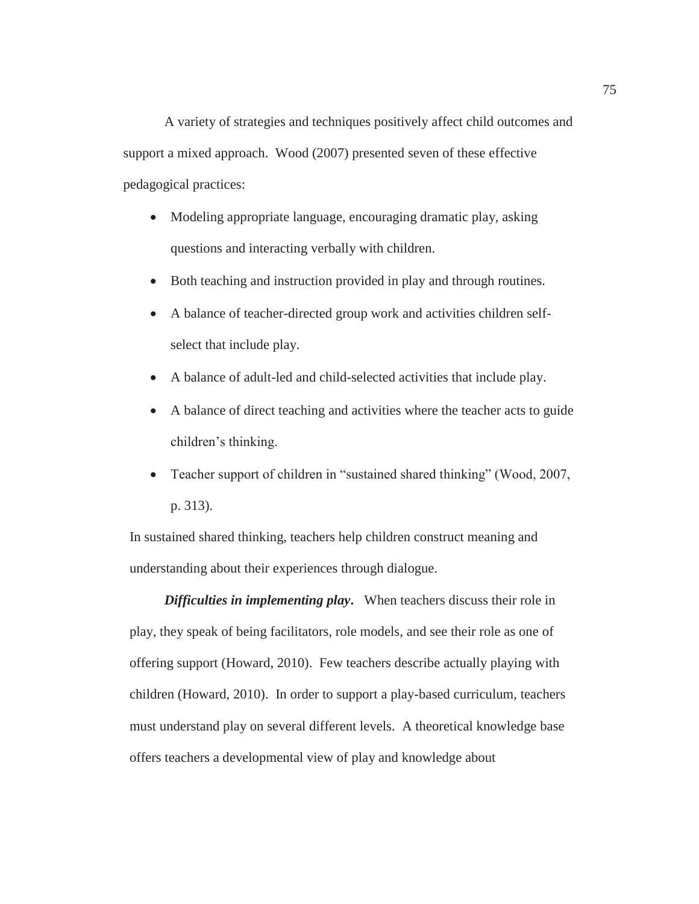A variety of strategies and techniques positively affect child outcomes and support a mixed approach. Wood (2007) presented seven of these effective pedagogical practices:

- Modeling appropriate language, encouraging dramatic play, asking questions and interacting verbally with children.
- Both teaching and instruction provided in play and through routines.
- A balance of teacher-directed group work and activities children self-select that include play.
- A balance of adult-led and child-selected activities that include play.
- A balance of direct teaching and activities where the teacher acts to guide children's thinking.
- Teacher support of children in "sustained shared thinking" (Wood, 2007, p. 313).

In sustained shared thinking, teachers help children construct meaning and understanding about their experiences through dialogue.

***Difficulties in implementing play***. When teachers discuss their role in play, they speak of being facilitators, role models, and see their role as one of offering support (Howard, 2010). Few teachers describe actually playing with children (Howard, 2010). In order to support a play-based curriculum, teachers must understand play on several different levels. A theoretical knowledge base offers teachers a developmental view of play and knowledge about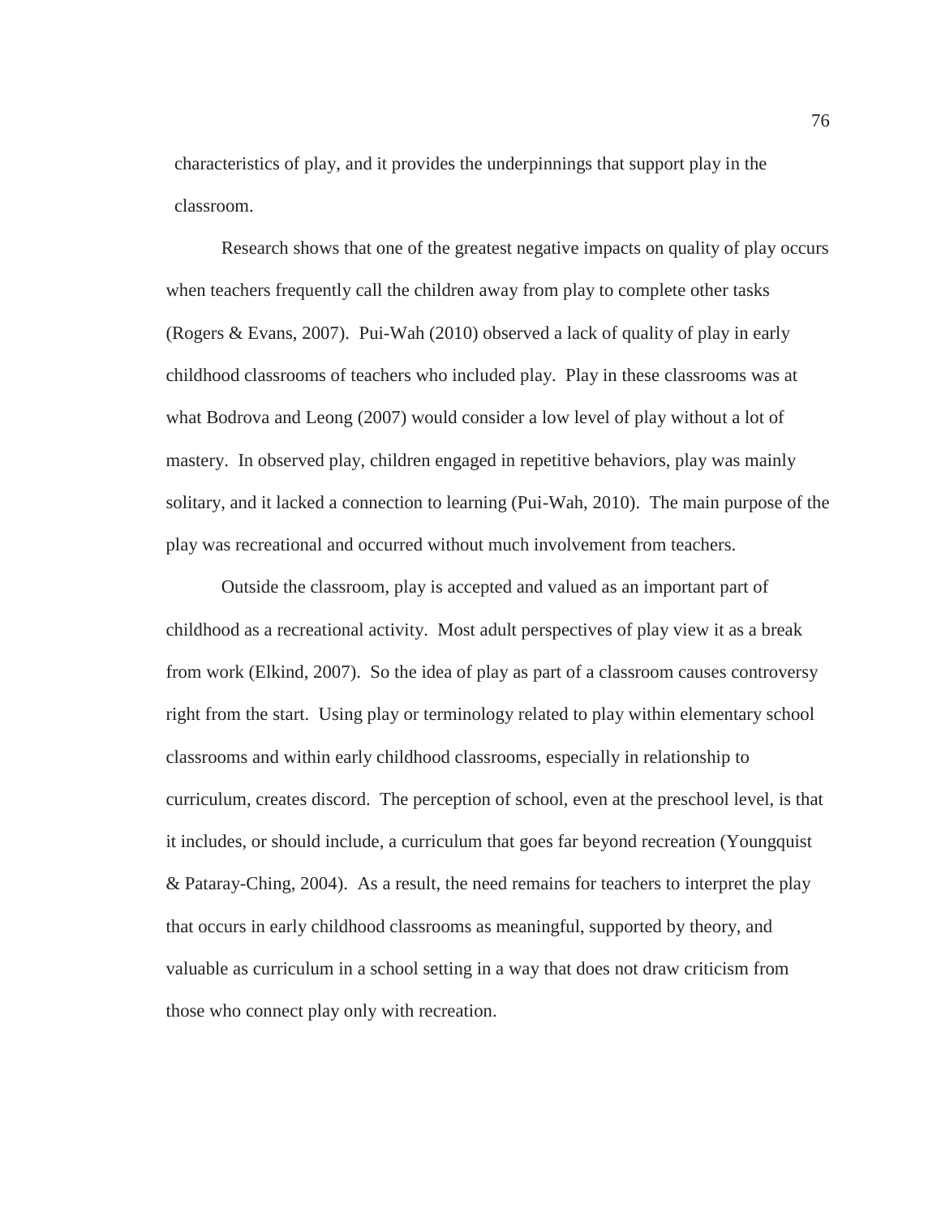characteristics of play, and it provides the underpinnings that support play in the classroom.

Research shows that one of the greatest negative impacts on quality of play occurs when teachers frequently call the children away from play to complete other tasks (Rogers & Evans, 2007). Pui-Wah (2010) observed a lack of quality of play in early childhood classrooms of teachers who included play. Play in these classrooms was at what Bodrova and Leong (2007) would consider a low level of play without a lot of mastery. In observed play, children engaged in repetitive behaviors, play was mainly solitary, and it lacked a connection to learning (Pui-Wah, 2010). The main purpose of the play was recreational and occurred without much involvement from teachers.

Outside the classroom, play is accepted and valued as an important part of childhood as a recreational activity. Most adult perspectives of play view it as a break from work (Elkind, 2007). So the idea of play as part of a classroom causes controversy right from the start. Using play or terminology related to play within elementary school classrooms and within early childhood classrooms, especially in relationship to curriculum, creates discord. The perception of school, even at the preschool level, is that it includes, or should include, a curriculum that goes far beyond recreation (Youngquist & Pataray-Ching, 2004). As a result, the need remains for teachers to interpret the play that occurs in early childhood classrooms as meaningful, supported by theory, and valuable as curriculum in a school setting in a way that does not draw criticism from those who connect play only with recreation.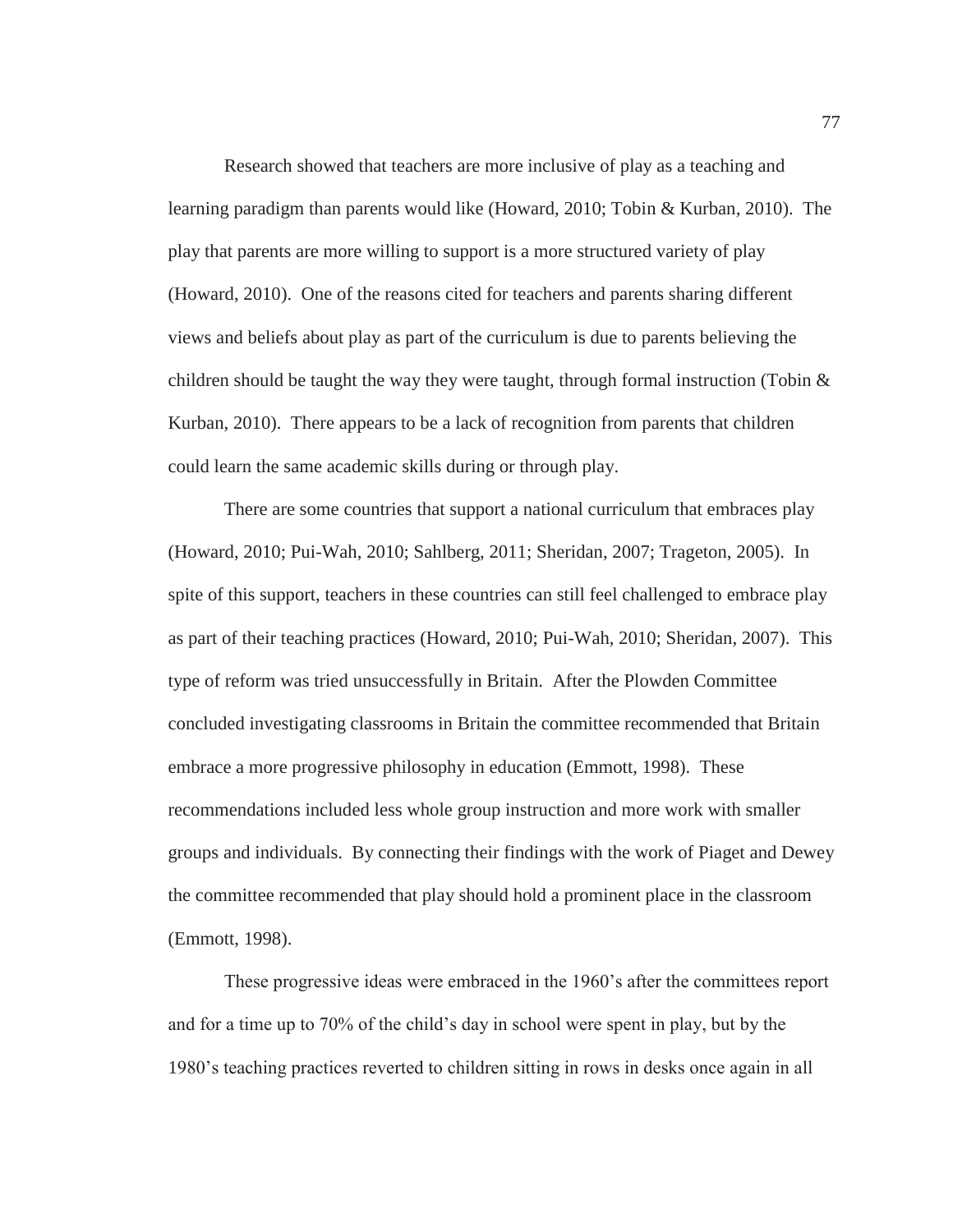Research showed that teachers are more inclusive of play as a teaching and learning paradigm than parents would like (Howard, 2010; Tobin & Kurban, 2010). The play that parents are more willing to support is a more structured variety of play (Howard, 2010). One of the reasons cited for teachers and parents sharing different views and beliefs about play as part of the curriculum is due to parents believing the children should be taught the way they were taught, through formal instruction (Tobin & Kurban, 2010). There appears to be a lack of recognition from parents that children could learn the same academic skills during or through play.

There are some countries that support a national curriculum that embraces play (Howard, 2010; Pui-Wah, 2010; Sahlberg, 2011; Sheridan, 2007; Trageton, 2005). In spite of this support, teachers in these countries can still feel challenged to embrace play as part of their teaching practices (Howard, 2010; Pui-Wah, 2010; Sheridan, 2007). This type of reform was tried unsuccessfully in Britain. After the Plowden Committee concluded investigating classrooms in Britain the committee recommended that Britain embrace a more progressive philosophy in education (Emmott, 1998). These recommendations included less whole group instruction and more work with smaller groups and individuals. By connecting their findings with the work of Piaget and Dewey the committee recommended that play should hold a prominent place in the classroom (Emmott, 1998).

These progressive ideas were embraced in the 1960's after the committees report and for a time up to 70% of the child's day in school were spent in play, but by the 1980's teaching practices reverted to children sitting in rows in desks once again in all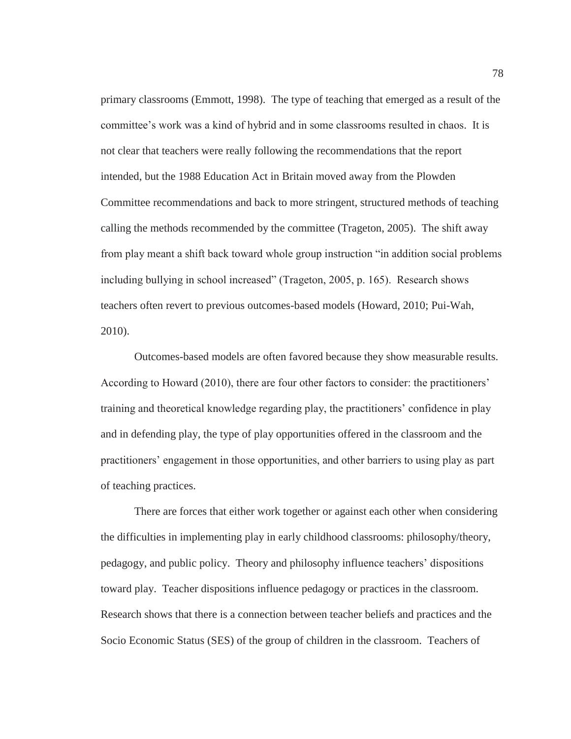primary classrooms (Emmott, 1998). The type of teaching that emerged as a result of the committee's work was a kind of hybrid and in some classrooms resulted in chaos. It is not clear that teachers were really following the recommendations that the report intended, but the 1988 Education Act in Britain moved away from the Plowden Committee recommendations and back to more stringent, structured methods of teaching calling the methods recommended by the committee (Trageton, 2005). The shift away from play meant a shift back toward whole group instruction "in addition social problems including bullying in school increased" (Trageton, 2005, p. 165). Research shows teachers often revert to previous outcomes-based models (Howard, 2010; Pui-Wah, 2010).

Outcomes-based models are often favored because they show measurable results. According to Howard (2010), there are four other factors to consider: the practitioners' training and theoretical knowledge regarding play, the practitioners' confidence in play and in defending play, the type of play opportunities offered in the classroom and the practitioners' engagement in those opportunities, and other barriers to using play as part of teaching practices.

There are forces that either work together or against each other when considering the difficulties in implementing play in early childhood classrooms: philosophy/theory, pedagogy, and public policy. Theory and philosophy influence teachers' dispositions toward play. Teacher dispositions influence pedagogy or practices in the classroom. Research shows that there is a connection between teacher beliefs and practices and the Socio Economic Status (SES) of the group of children in the classroom. Teachers of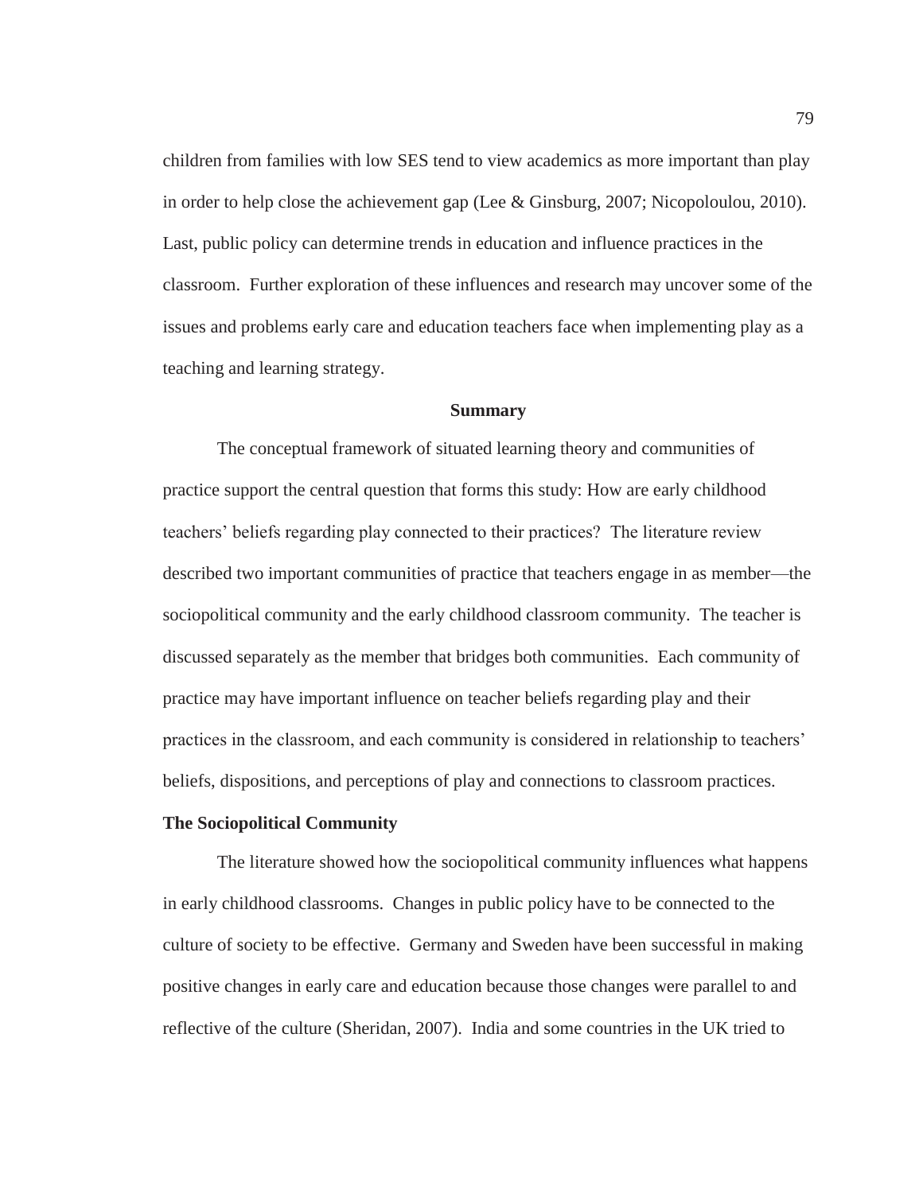children from families with low SES tend to view academics as more important than play in order to help close the achievement gap (Lee & Ginsburg, 2007; Nicopoloulou, 2010). Last, public policy can determine trends in education and influence practices in the classroom. Further exploration of these influences and research may uncover some of the issues and problems early care and education teachers face when implementing play as a teaching and learning strategy.

## Summary

The conceptual framework of situated learning theory and communities of practice support the central question that forms this study: How are early childhood teachers' beliefs regarding play connected to their practices? The literature review described two important communities of practice that teachers engage in as member—the sociopolitical community and the early childhood classroom community. The teacher is discussed separately as the member that bridges both communities. Each community of practice may have important influence on teacher beliefs regarding play and their practices in the classroom, and each community is considered in relationship to teachers' beliefs, dispositions, and perceptions of play and connections to classroom practices.

### The Sociopolitical Community

The literature showed how the sociopolitical community influences what happens in early childhood classrooms. Changes in public policy have to be connected to the culture of society to be effective. Germany and Sweden have been successful in making positive changes in early care and education because those changes were parallel to and reflective of the culture (Sheridan, 2007). India and some countries in the UK tried to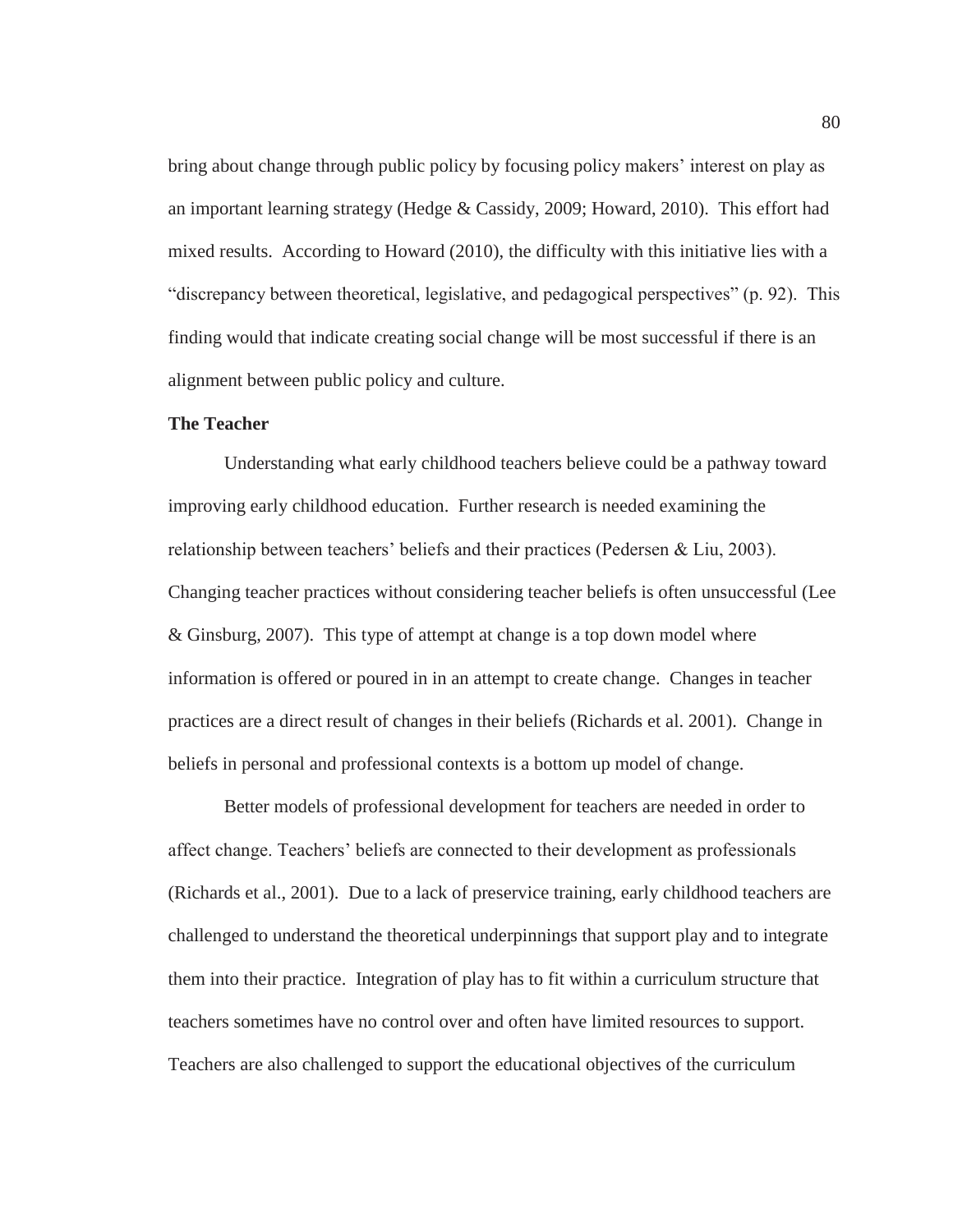bring about change through public policy by focusing policy makers' interest on play as an important learning strategy (Hedge & Cassidy, 2009; Howard, 2010). This effort had mixed results. According to Howard (2010), the difficulty with this initiative lies with a "discrepancy between theoretical, legislative, and pedagogical perspectives" (p. 92). This finding would that indicate creating social change will be most successful if there is an alignment between public policy and culture.

**The Teacher**

Understanding what early childhood teachers believe could be a pathway toward improving early childhood education. Further research is needed examining the relationship between teachers' beliefs and their practices (Pedersen & Liu, 2003). Changing teacher practices without considering teacher beliefs is often unsuccessful (Lee & Ginsburg, 2007). This type of attempt at change is a top down model where information is offered or poured in in an attempt to create change. Changes in teacher practices are a direct result of changes in their beliefs (Richards et al. 2001). Change in beliefs in personal and professional contexts is a bottom up model of change.

Better models of professional development for teachers are needed in order to affect change. Teachers' beliefs are connected to their development as professionals (Richards et al., 2001). Due to a lack of preservice training, early childhood teachers are challenged to understand the theoretical underpinnings that support play and to integrate them into their practice. Integration of play has to fit within a curriculum structure that teachers sometimes have no control over and often have limited resources to support. Teachers are also challenged to support the educational objectives of the curriculum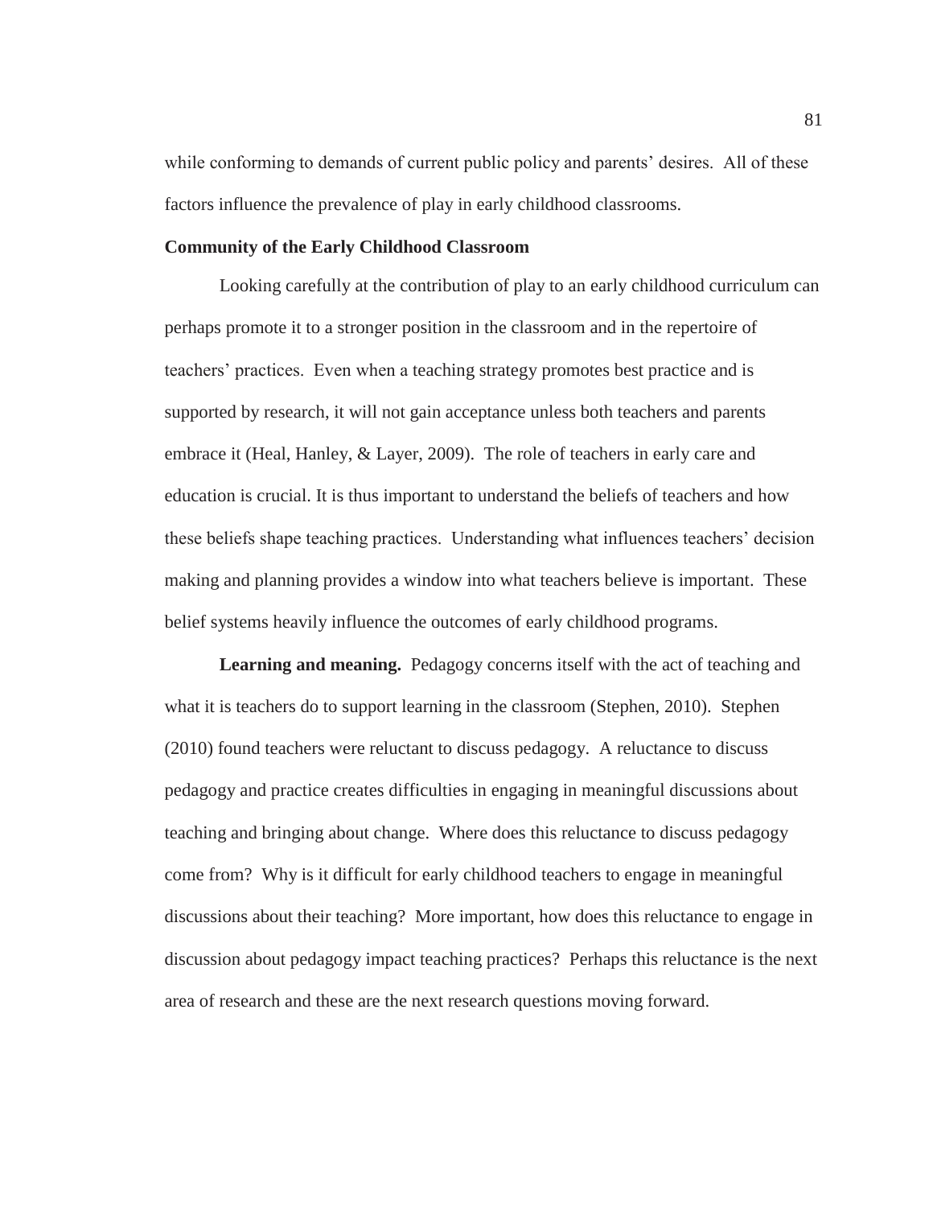while conforming to demands of current public policy and parents' desires. All of these factors influence the prevalence of play in early childhood classrooms.

## Community of the Early Childhood Classroom

Looking carefully at the contribution of play to an early childhood curriculum can perhaps promote it to a stronger position in the classroom and in the repertoire of teachers' practices. Even when a teaching strategy promotes best practice and is supported by research, it will not gain acceptance unless both teachers and parents embrace it (Heal, Hanley, & Layer, 2009). The role of teachers in early care and education is crucial. It is thus important to understand the beliefs of teachers and how these beliefs shape teaching practices. Understanding what influences teachers' decision making and planning provides a window into what teachers believe is important. These belief systems heavily influence the outcomes of early childhood programs.

**Learning and meaning.** Pedagogy concerns itself with the act of teaching and what it is teachers do to support learning in the classroom (Stephen, 2010). Stephen (2010) found teachers were reluctant to discuss pedagogy. A reluctance to discuss pedagogy and practice creates difficulties in engaging in meaningful discussions about teaching and bringing about change. Where does this reluctance to discuss pedagogy come from? Why is it difficult for early childhood teachers to engage in meaningful discussions about their teaching? More important, how does this reluctance to engage in discussion about pedagogy impact teaching practices? Perhaps this reluctance is the next area of research and these are the next research questions moving forward.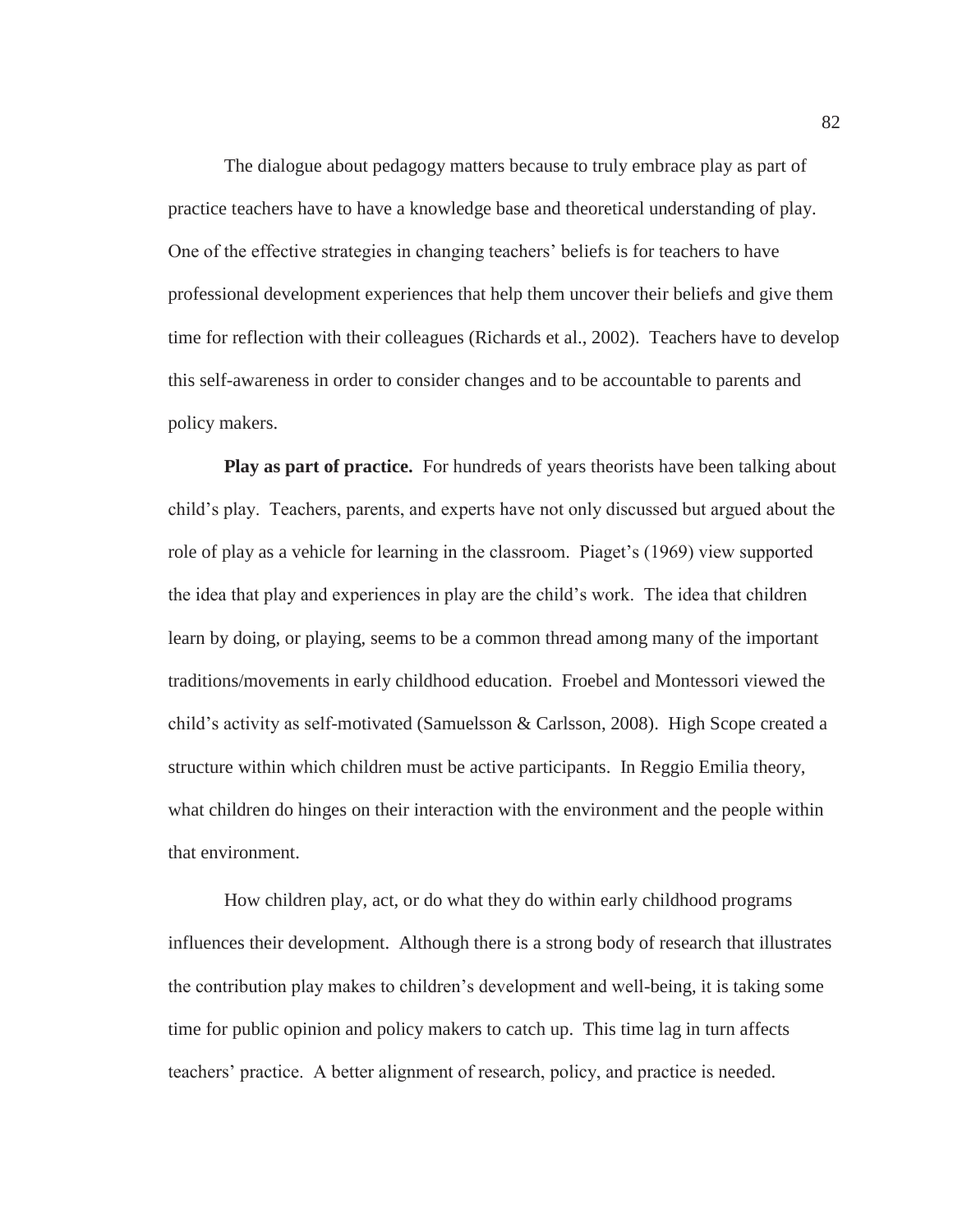The dialogue about pedagogy matters because to truly embrace play as part of practice teachers have to have a knowledge base and theoretical understanding of play. One of the effective strategies in changing teachers' beliefs is for teachers to have professional development experiences that help them uncover their beliefs and give them time for reflection with their colleagues (Richards et al., 2002). Teachers have to develop this self-awareness in order to consider changes and to be accountable to parents and policy makers.

**Play as part of practice.** For hundreds of years theorists have been talking about child's play. Teachers, parents, and experts have not only discussed but argued about the role of play as a vehicle for learning in the classroom. Piaget's (1969) view supported the idea that play and experiences in play are the child's work. The idea that children learn by doing, or playing, seems to be a common thread among many of the important traditions/movements in early childhood education. Froebel and Montessori viewed the child's activity as self-motivated (Samuelsson & Carlsson, 2008). High Scope created a structure within which children must be active participants. In Reggio Emilia theory, what children do hinges on their interaction with the environment and the people within that environment.

How children play, act, or do what they do within early childhood programs influences their development. Although there is a strong body of research that illustrates the contribution play makes to children's development and well-being, it is taking some time for public opinion and policy makers to catch up. This time lag in turn affects teachers' practice. A better alignment of research, policy, and practice is needed.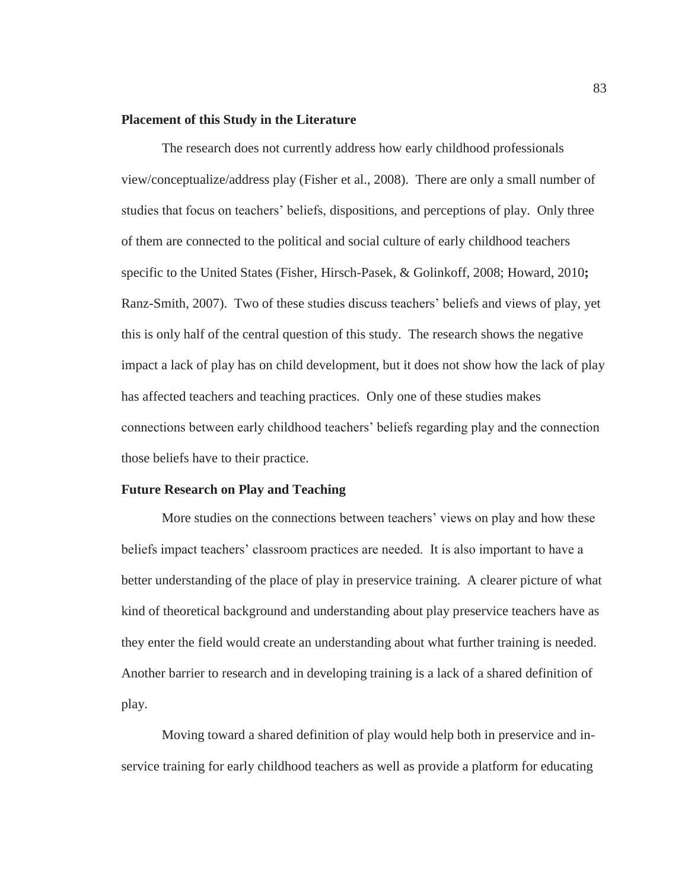**Placement of this Study in the Literature**

The research does not currently address how early childhood professionals view/conceptualize/address play (Fisher et al., 2008). There are only a small number of studies that focus on teachers' beliefs, dispositions, and perceptions of play. Only three of them are connected to the political and social culture of early childhood teachers specific to the United States (Fisher, Hirsch-Pasek, & Golinkoff, 2008; Howard, 2010**;** Ranz-Smith, 2007). Two of these studies discuss teachers' beliefs and views of play, yet this is only half of the central question of this study. The research shows the negative impact a lack of play has on child development, but it does not show how the lack of play has affected teachers and teaching practices. Only one of these studies makes connections between early childhood teachers' beliefs regarding play and the connection those beliefs have to their practice.

**Future Research on Play and Teaching**

More studies on the connections between teachers' views on play and how these beliefs impact teachers' classroom practices are needed. It is also important to have a better understanding of the place of play in preservice training. A clearer picture of what kind of theoretical background and understanding about play preservice teachers have as they enter the field would create an understanding about what further training is needed. Another barrier to research and in developing training is a lack of a shared definition of play.

Moving toward a shared definition of play would help both in preservice and in-service training for early childhood teachers as well as provide a platform for educating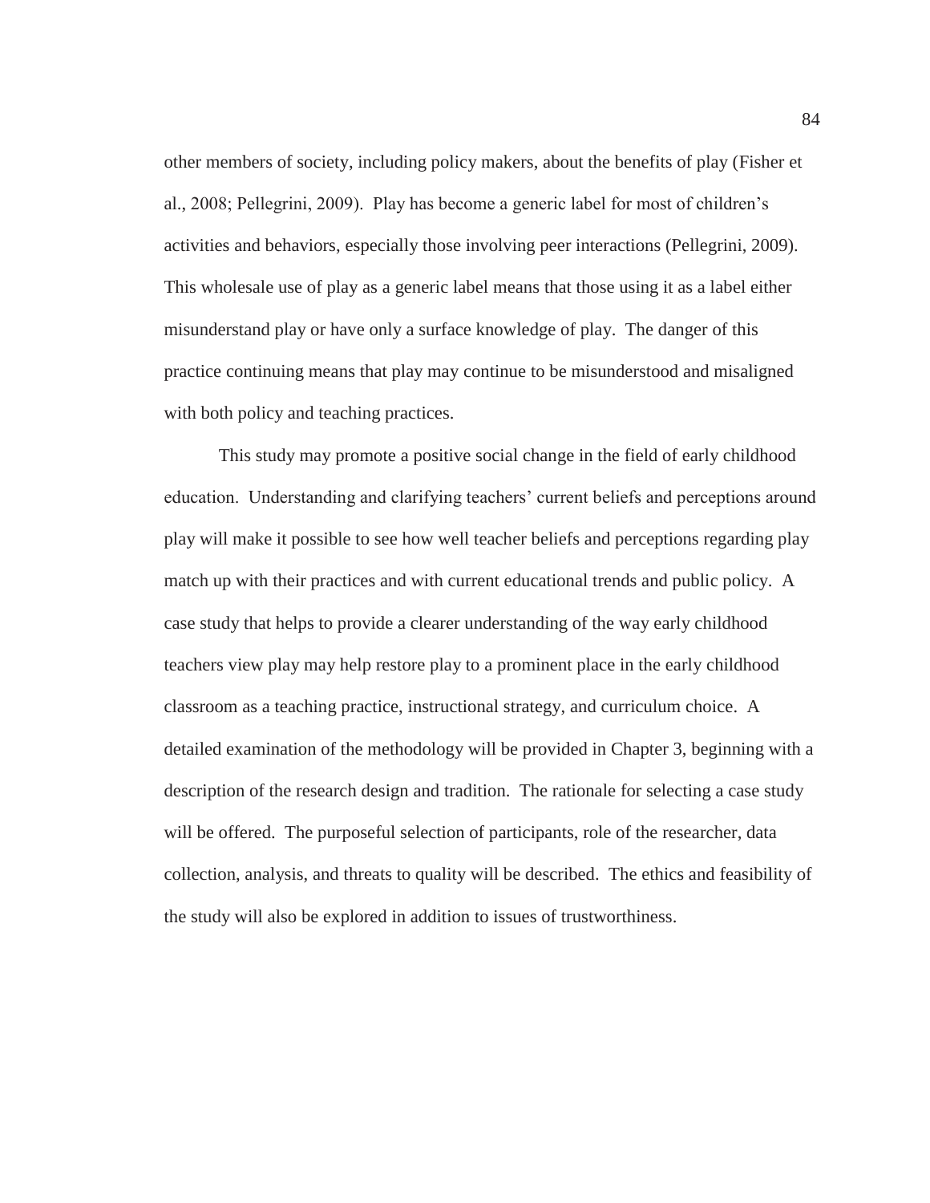other members of society, including policy makers, about the benefits of play (Fisher et al., 2008; Pellegrini, 2009). Play has become a generic label for most of children's activities and behaviors, especially those involving peer interactions (Pellegrini, 2009). This wholesale use of play as a generic label means that those using it as a label either misunderstand play or have only a surface knowledge of play. The danger of this practice continuing means that play may continue to be misunderstood and misaligned with both policy and teaching practices.

This study may promote a positive social change in the field of early childhood education. Understanding and clarifying teachers' current beliefs and perceptions around play will make it possible to see how well teacher beliefs and perceptions regarding play match up with their practices and with current educational trends and public policy. A case study that helps to provide a clearer understanding of the way early childhood teachers view play may help restore play to a prominent place in the early childhood classroom as a teaching practice, instructional strategy, and curriculum choice. A detailed examination of the methodology will be provided in Chapter 3, beginning with a description of the research design and tradition. The rationale for selecting a case study will be offered. The purposeful selection of participants, role of the researcher, data collection, analysis, and threats to quality will be described. The ethics and feasibility of the study will also be explored in addition to issues of trustworthiness.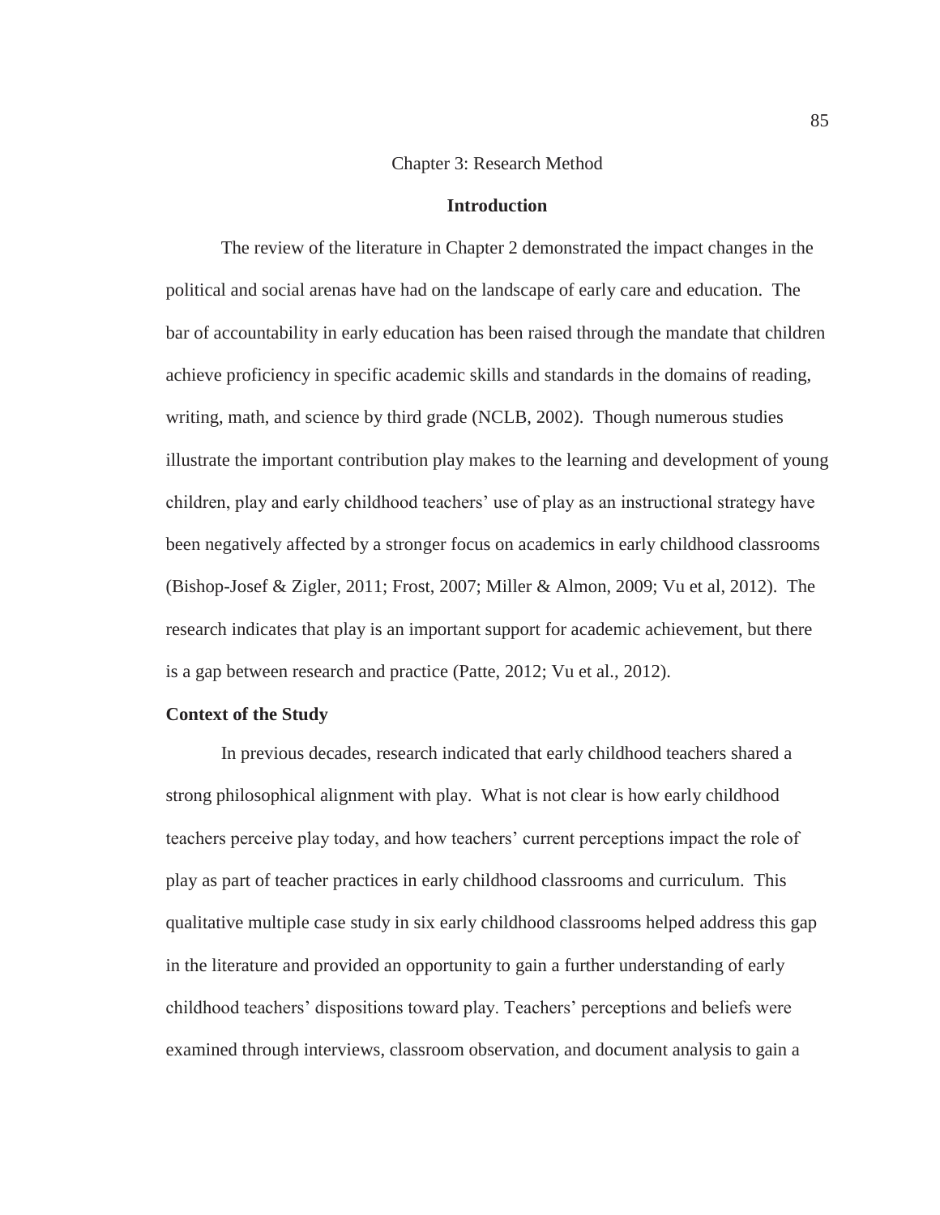# Chapter 3: Research Method

## Introduction

The review of the literature in Chapter 2 demonstrated the impact changes in the political and social arenas have had on the landscape of early care and education. The bar of accountability in early education has been raised through the mandate that children achieve proficiency in specific academic skills and standards in the domains of reading, writing, math, and science by third grade (NCLB, 2002). Though numerous studies illustrate the important contribution play makes to the learning and development of young children, play and early childhood teachers' use of play as an instructional strategy have been negatively affected by a stronger focus on academics in early childhood classrooms (Bishop-Josef & Zigler, 2011; Frost, 2007; Miller & Almon, 2009; Vu et al, 2012). The research indicates that play is an important support for academic achievement, but there is a gap between research and practice (Patte, 2012; Vu et al., 2012).

### Context of the Study

In previous decades, research indicated that early childhood teachers shared a strong philosophical alignment with play. What is not clear is how early childhood teachers perceive play today, and how teachers' current perceptions impact the role of play as part of teacher practices in early childhood classrooms and curriculum. This qualitative multiple case study in six early childhood classrooms helped address this gap in the literature and provided an opportunity to gain a further understanding of early childhood teachers' dispositions toward play. Teachers' perceptions and beliefs were examined through interviews, classroom observation, and document analysis to gain a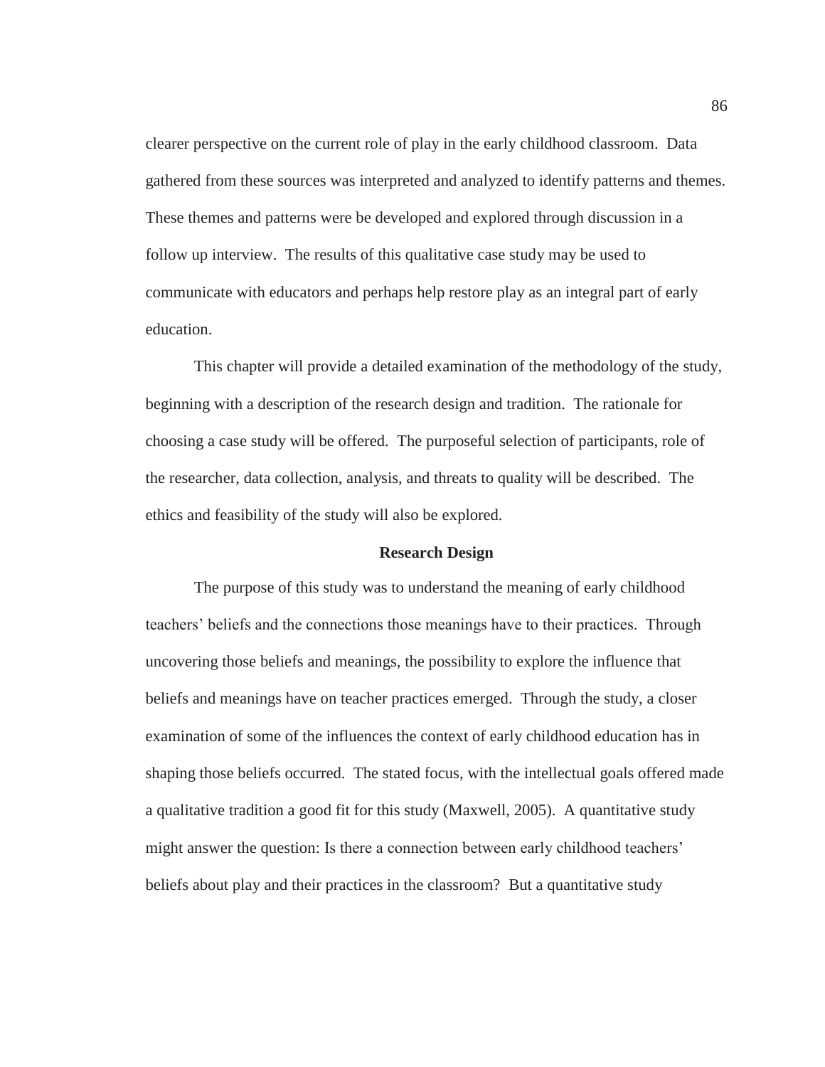clearer perspective on the current role of play in the early childhood classroom. Data gathered from these sources was interpreted and analyzed to identify patterns and themes. These themes and patterns were be developed and explored through discussion in a follow up interview. The results of this qualitative case study may be used to communicate with educators and perhaps help restore play as an integral part of early education.

This chapter will provide a detailed examination of the methodology of the study, beginning with a description of the research design and tradition. The rationale for choosing a case study will be offered. The purposeful selection of participants, role of the researcher, data collection, analysis, and threats to quality will be described. The ethics and feasibility of the study will also be explored.

## Research Design

The purpose of this study was to understand the meaning of early childhood teachers' beliefs and the connections those meanings have to their practices. Through uncovering those beliefs and meanings, the possibility to explore the influence that beliefs and meanings have on teacher practices emerged. Through the study, a closer examination of some of the influences the context of early childhood education has in shaping those beliefs occurred. The stated focus, with the intellectual goals offered made a qualitative tradition a good fit for this study (Maxwell, 2005). A quantitative study might answer the question: Is there a connection between early childhood teachers' beliefs about play and their practices in the classroom? But a quantitative study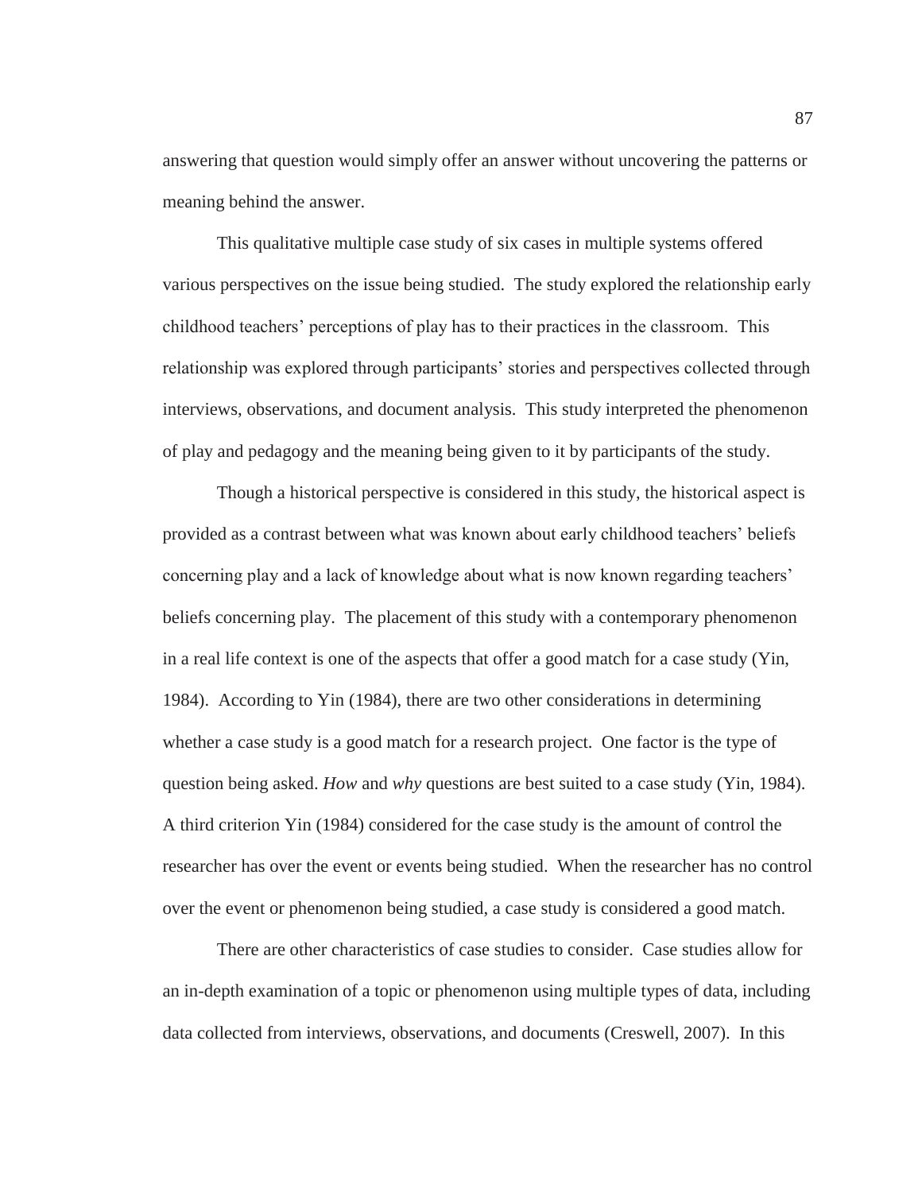answering that question would simply offer an answer without uncovering the patterns or meaning behind the answer.

This qualitative multiple case study of six cases in multiple systems offered various perspectives on the issue being studied. The study explored the relationship early childhood teachers' perceptions of play has to their practices in the classroom. This relationship was explored through participants' stories and perspectives collected through interviews, observations, and document analysis. This study interpreted the phenomenon of play and pedagogy and the meaning being given to it by participants of the study.

Though a historical perspective is considered in this study, the historical aspect is provided as a contrast between what was known about early childhood teachers' beliefs concerning play and a lack of knowledge about what is now known regarding teachers' beliefs concerning play. The placement of this study with a contemporary phenomenon in a real life context is one of the aspects that offer a good match for a case study (Yin, 1984). According to Yin (1984), there are two other considerations in determining whether a case study is a good match for a research project. One factor is the type of question being asked. *How* and *why* questions are best suited to a case study (Yin, 1984). A third criterion Yin (1984) considered for the case study is the amount of control the researcher has over the event or events being studied. When the researcher has no control over the event or phenomenon being studied, a case study is considered a good match.

There are other characteristics of case studies to consider. Case studies allow for an in-depth examination of a topic or phenomenon using multiple types of data, including data collected from interviews, observations, and documents (Creswell, 2007). In this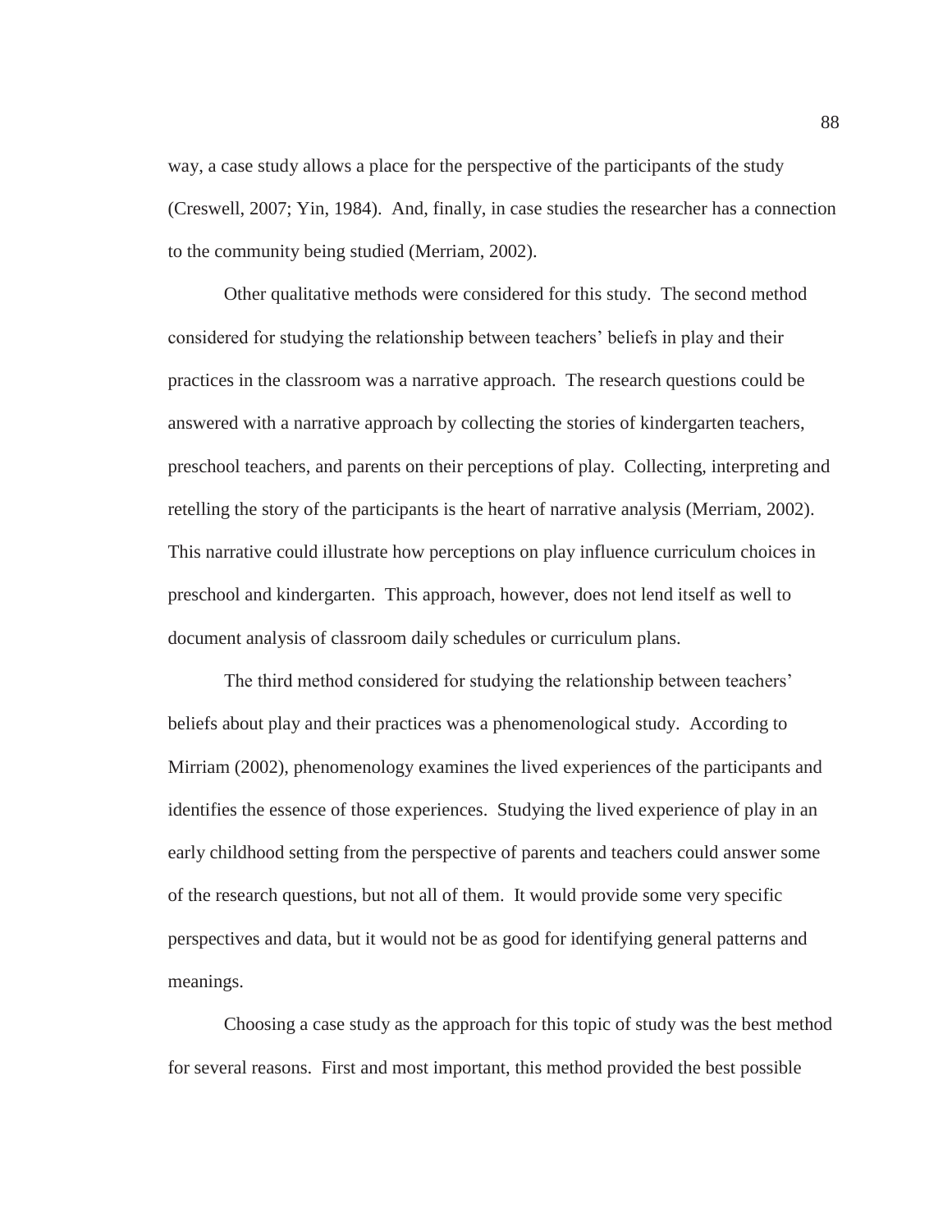way, a case study allows a place for the perspective of the participants of the study (Creswell, 2007; Yin, 1984). And, finally, in case studies the researcher has a connection to the community being studied (Merriam, 2002).

Other qualitative methods were considered for this study. The second method considered for studying the relationship between teachers' beliefs in play and their practices in the classroom was a narrative approach. The research questions could be answered with a narrative approach by collecting the stories of kindergarten teachers, preschool teachers, and parents on their perceptions of play. Collecting, interpreting and retelling the story of the participants is the heart of narrative analysis (Merriam, 2002). This narrative could illustrate how perceptions on play influence curriculum choices in preschool and kindergarten. This approach, however, does not lend itself as well to document analysis of classroom daily schedules or curriculum plans.

The third method considered for studying the relationship between teachers' beliefs about play and their practices was a phenomenological study. According to Mirriam (2002), phenomenology examines the lived experiences of the participants and identifies the essence of those experiences. Studying the lived experience of play in an early childhood setting from the perspective of parents and teachers could answer some of the research questions, but not all of them. It would provide some very specific perspectives and data, but it would not be as good for identifying general patterns and meanings.

Choosing a case study as the approach for this topic of study was the best method for several reasons. First and most important, this method provided the best possible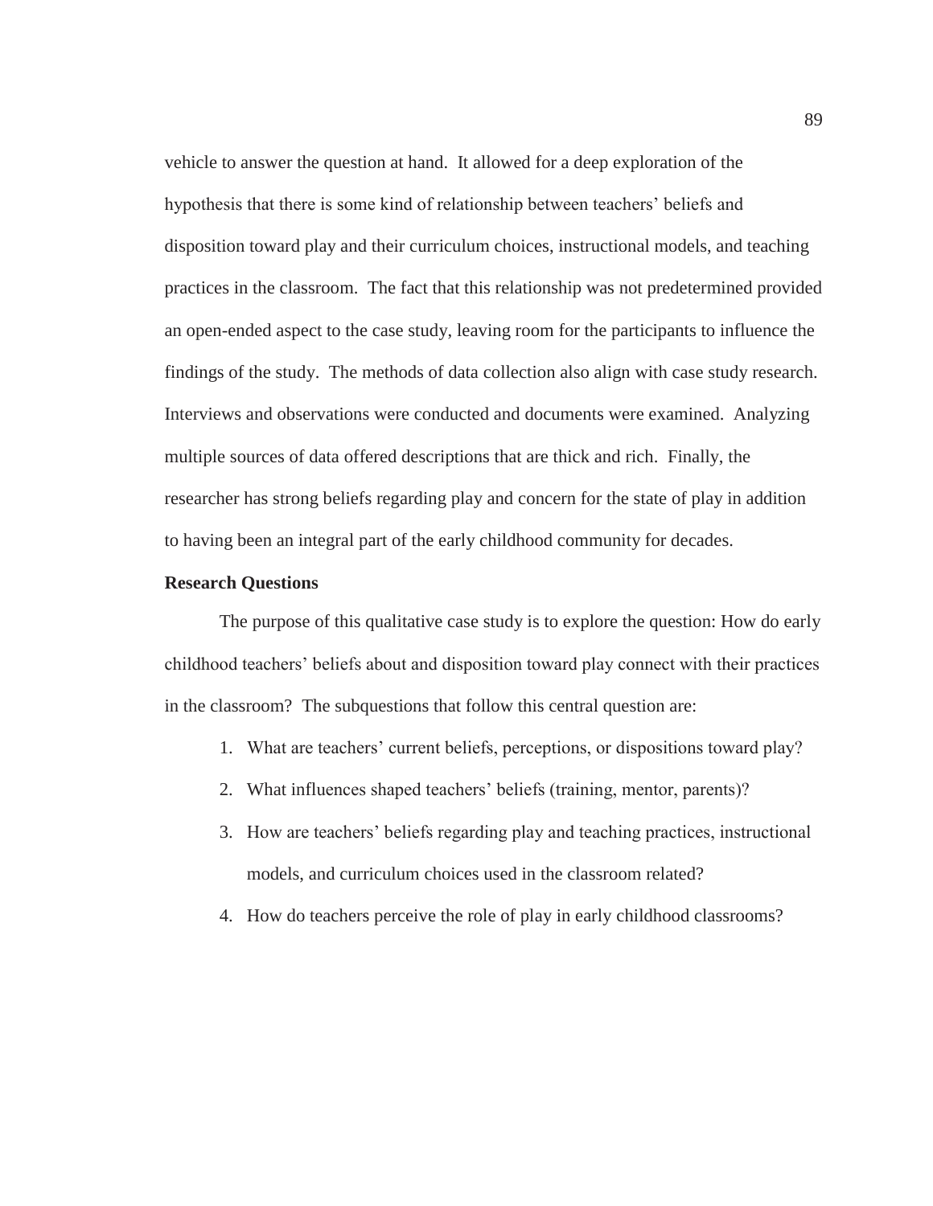vehicle to answer the question at hand. It allowed for a deep exploration of the hypothesis that there is some kind of relationship between teachers' beliefs and disposition toward play and their curriculum choices, instructional models, and teaching practices in the classroom. The fact that this relationship was not predetermined provided an open-ended aspect to the case study, leaving room for the participants to influence the findings of the study. The methods of data collection also align with case study research. Interviews and observations were conducted and documents were examined. Analyzing multiple sources of data offered descriptions that are thick and rich. Finally, the researcher has strong beliefs regarding play and concern for the state of play in addition to having been an integral part of the early childhood community for decades.

**Research Questions**

The purpose of this qualitative case study is to explore the question: How do early childhood teachers' beliefs about and disposition toward play connect with their practices in the classroom? The subquestions that follow this central question are:

1. What are teachers' current beliefs, perceptions, or dispositions toward play?
2. What influences shaped teachers' beliefs (training, mentor, parents)?
3. How are teachers' beliefs regarding play and teaching practices, instructional models, and curriculum choices used in the classroom related?
4. How do teachers perceive the role of play in early childhood classrooms?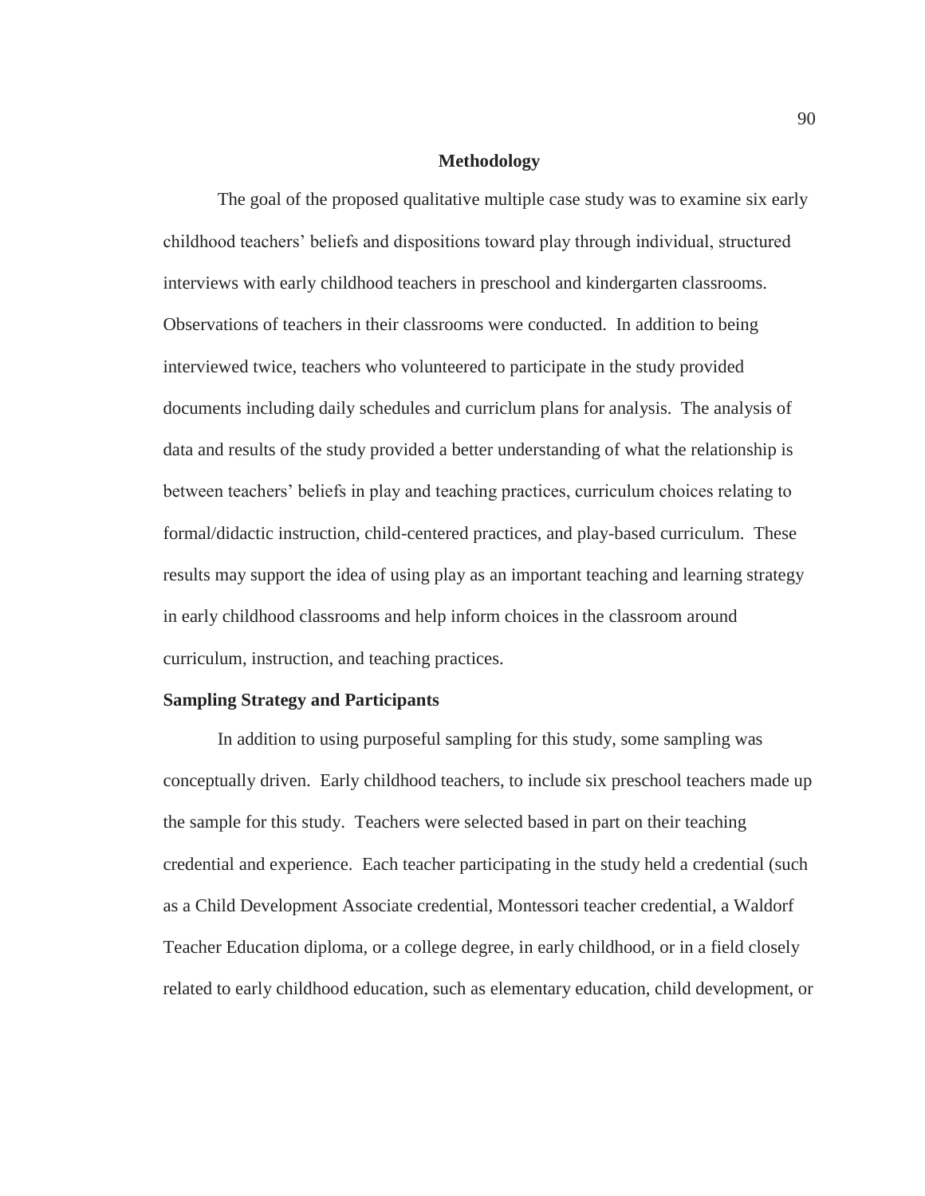## Methodology

The goal of the proposed qualitative multiple case study was to examine six early childhood teachers' beliefs and dispositions toward play through individual, structured interviews with early childhood teachers in preschool and kindergarten classrooms. Observations of teachers in their classrooms were conducted. In addition to being interviewed twice, teachers who volunteered to participate in the study provided documents including daily schedules and curriclum plans for analysis. The analysis of data and results of the study provided a better understanding of what the relationship is between teachers' beliefs in play and teaching practices, curriculum choices relating to formal/didactic instruction, child-centered practices, and play-based curriculum. These results may support the idea of using play as an important teaching and learning strategy in early childhood classrooms and help inform choices in the classroom around curriculum, instruction, and teaching practices.

### Sampling Strategy and Participants

In addition to using purposeful sampling for this study, some sampling was conceptually driven. Early childhood teachers, to include six preschool teachers made up the sample for this study. Teachers were selected based in part on their teaching credential and experience. Each teacher participating in the study held a credential (such as a Child Development Associate credential, Montessori teacher credential, a Waldorf Teacher Education diploma, or a college degree, in early childhood, or in a field closely related to early childhood education, such as elementary education, child development, or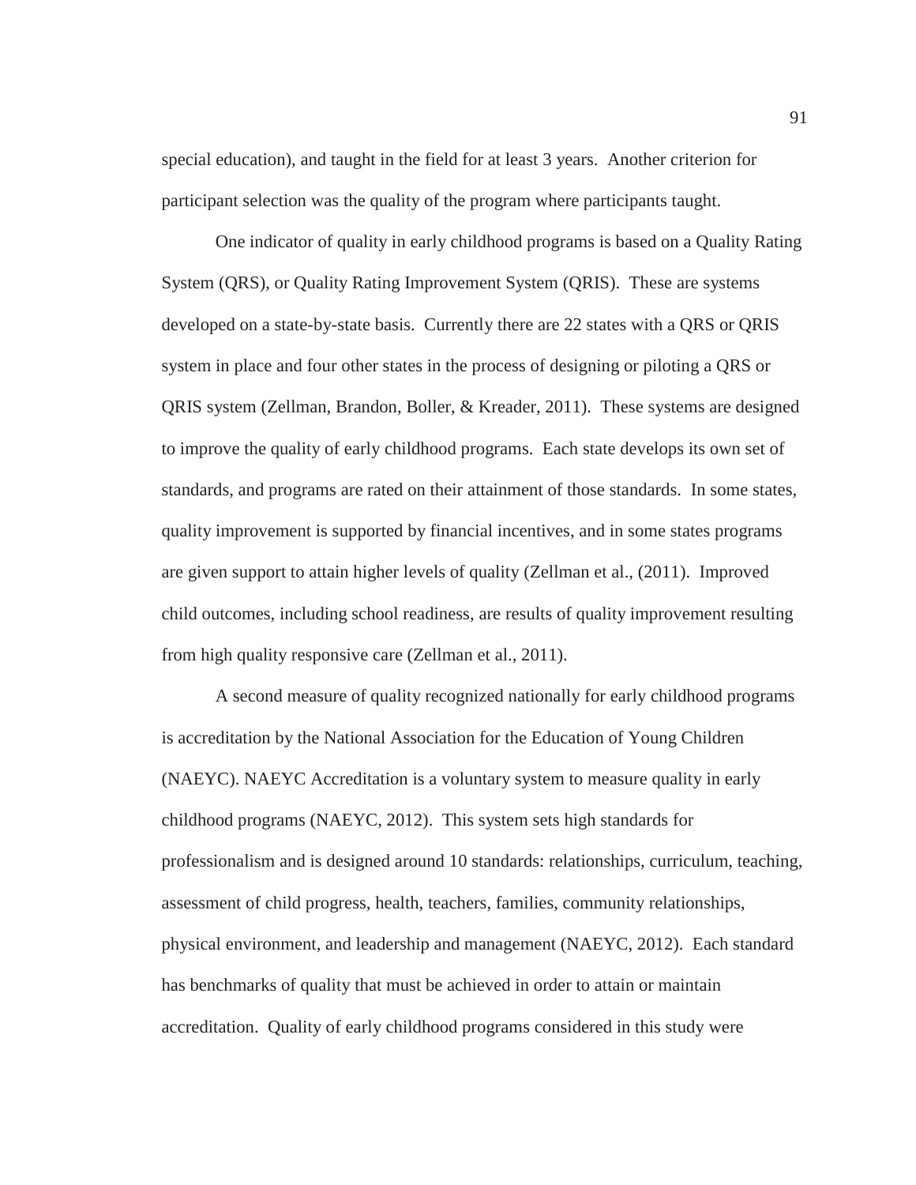special education), and taught in the field for at least 3 years. Another criterion for participant selection was the quality of the program where participants taught.

One indicator of quality in early childhood programs is based on a Quality Rating System (QRS), or Quality Rating Improvement System (QRIS). These are systems developed on a state-by-state basis. Currently there are 22 states with a QRS or QRIS system in place and four other states in the process of designing or piloting a QRS or QRIS system (Zellman, Brandon, Boller, & Kreader, 2011). These systems are designed to improve the quality of early childhood programs. Each state develops its own set of standards, and programs are rated on their attainment of those standards. In some states, quality improvement is supported by financial incentives, and in some states programs are given support to attain higher levels of quality (Zellman et al., (2011). Improved child outcomes, including school readiness, are results of quality improvement resulting from high quality responsive care (Zellman et al., 2011).

A second measure of quality recognized nationally for early childhood programs is accreditation by the National Association for the Education of Young Children (NAEYC). NAEYC Accreditation is a voluntary system to measure quality in early childhood programs (NAEYC, 2012). This system sets high standards for professionalism and is designed around 10 standards: relationships, curriculum, teaching, assessment of child progress, health, teachers, families, community relationships, physical environment, and leadership and management (NAEYC, 2012). Each standard has benchmarks of quality that must be achieved in order to attain or maintain accreditation. Quality of early childhood programs considered in this study were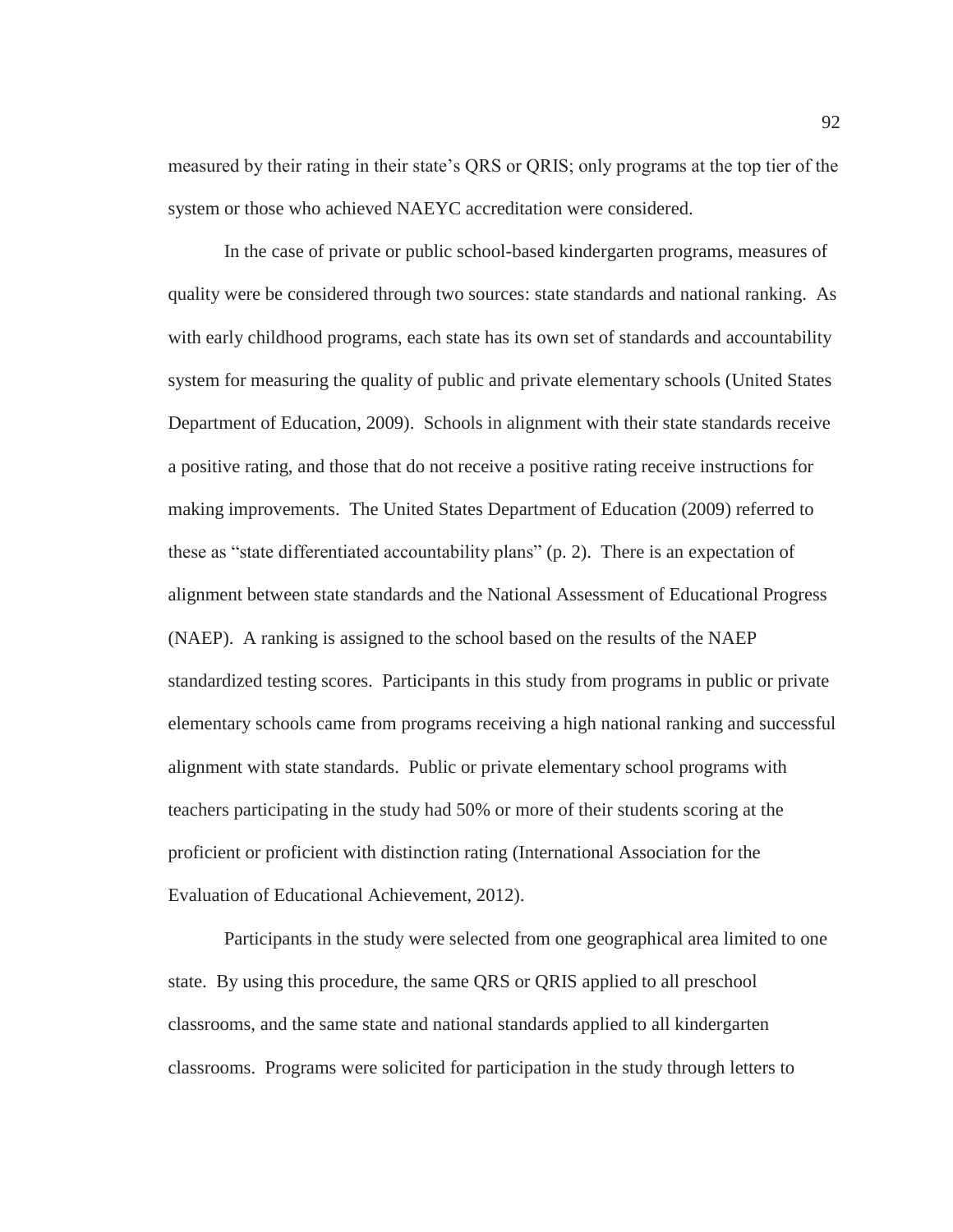measured by their rating in their state's QRS or QRIS; only programs at the top tier of the system or those who achieved NAEYC accreditation were considered.

In the case of private or public school-based kindergarten programs, measures of quality were be considered through two sources: state standards and national ranking. As with early childhood programs, each state has its own set of standards and accountability system for measuring the quality of public and private elementary schools (United States Department of Education, 2009). Schools in alignment with their state standards receive a positive rating, and those that do not receive a positive rating receive instructions for making improvements. The United States Department of Education (2009) referred to these as "state differentiated accountability plans" (p. 2). There is an expectation of alignment between state standards and the National Assessment of Educational Progress (NAEP). A ranking is assigned to the school based on the results of the NAEP standardized testing scores. Participants in this study from programs in public or private elementary schools came from programs receiving a high national ranking and successful alignment with state standards. Public or private elementary school programs with teachers participating in the study had 50% or more of their students scoring at the proficient or proficient with distinction rating (International Association for the Evaluation of Educational Achievement, 2012).

Participants in the study were selected from one geographical area limited to one state. By using this procedure, the same QRS or QRIS applied to all preschool classrooms, and the same state and national standards applied to all kindergarten classrooms. Programs were solicited for participation in the study through letters to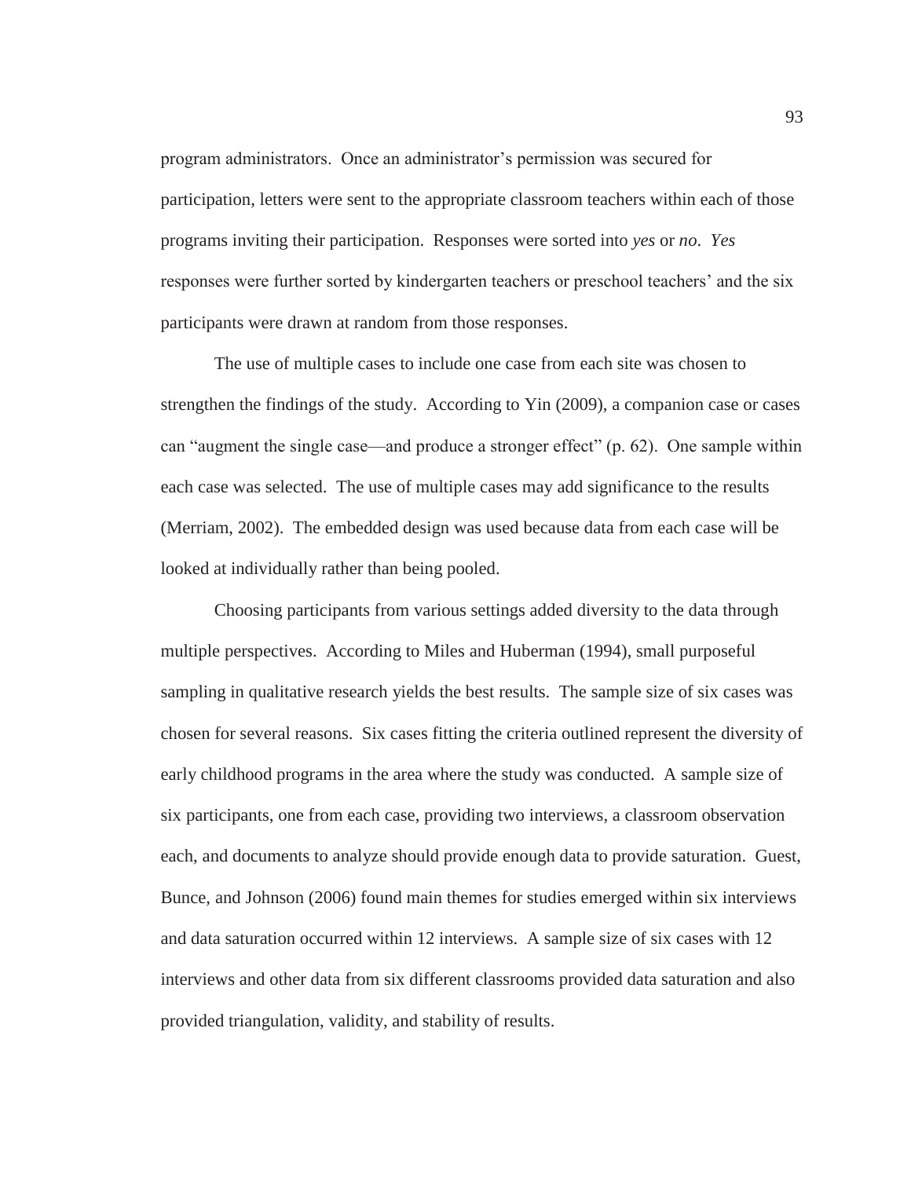program administrators. Once an administrator's permission was secured for participation, letters were sent to the appropriate classroom teachers within each of those programs inviting their participation. Responses were sorted into *yes* or *no*. *Yes* responses were further sorted by kindergarten teachers or preschool teachers' and the six participants were drawn at random from those responses.

The use of multiple cases to include one case from each site was chosen to strengthen the findings of the study. According to Yin (2009), a companion case or cases can "augment the single case—and produce a stronger effect" (p. 62). One sample within each case was selected. The use of multiple cases may add significance to the results (Merriam, 2002). The embedded design was used because data from each case will be looked at individually rather than being pooled.

Choosing participants from various settings added diversity to the data through multiple perspectives. According to Miles and Huberman (1994), small purposeful sampling in qualitative research yields the best results. The sample size of six cases was chosen for several reasons. Six cases fitting the criteria outlined represent the diversity of early childhood programs in the area where the study was conducted. A sample size of six participants, one from each case, providing two interviews, a classroom observation each, and documents to analyze should provide enough data to provide saturation. Guest, Bunce, and Johnson (2006) found main themes for studies emerged within six interviews and data saturation occurred within 12 interviews. A sample size of six cases with 12 interviews and other data from six different classrooms provided data saturation and also provided triangulation, validity, and stability of results.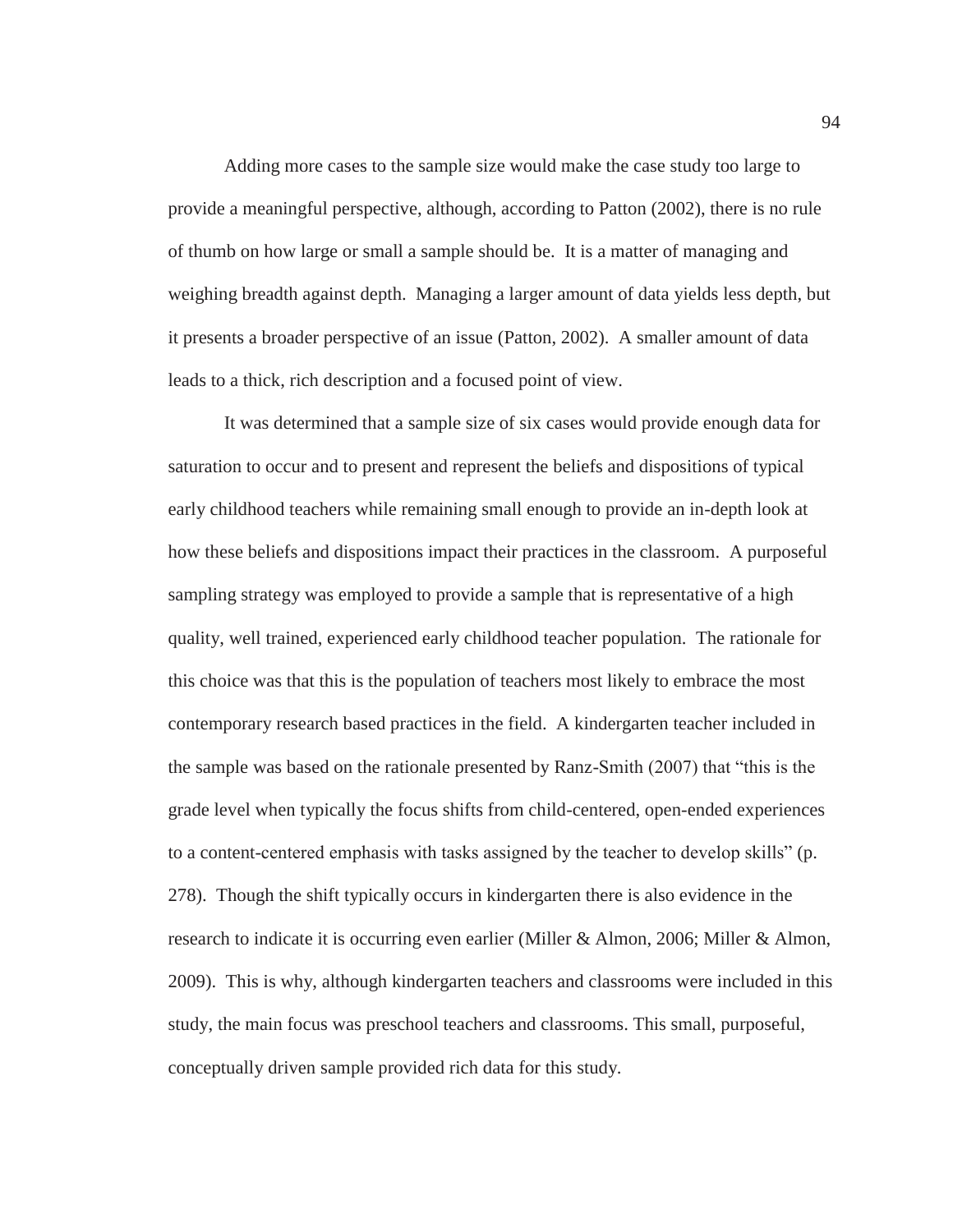Adding more cases to the sample size would make the case study too large to provide a meaningful perspective, although, according to Patton (2002), there is no rule of thumb on how large or small a sample should be. It is a matter of managing and weighing breadth against depth. Managing a larger amount of data yields less depth, but it presents a broader perspective of an issue (Patton, 2002). A smaller amount of data leads to a thick, rich description and a focused point of view.

It was determined that a sample size of six cases would provide enough data for saturation to occur and to present and represent the beliefs and dispositions of typical early childhood teachers while remaining small enough to provide an in-depth look at how these beliefs and dispositions impact their practices in the classroom. A purposeful sampling strategy was employed to provide a sample that is representative of a high quality, well trained, experienced early childhood teacher population. The rationale for this choice was that this is the population of teachers most likely to embrace the most contemporary research based practices in the field. A kindergarten teacher included in the sample was based on the rationale presented by Ranz-Smith (2007) that "this is the grade level when typically the focus shifts from child-centered, open-ended experiences to a content-centered emphasis with tasks assigned by the teacher to develop skills" (p. 278). Though the shift typically occurs in kindergarten there is also evidence in the research to indicate it is occurring even earlier (Miller & Almon, 2006; Miller & Almon, 2009). This is why, although kindergarten teachers and classrooms were included in this study, the main focus was preschool teachers and classrooms. This small, purposeful, conceptually driven sample provided rich data for this study.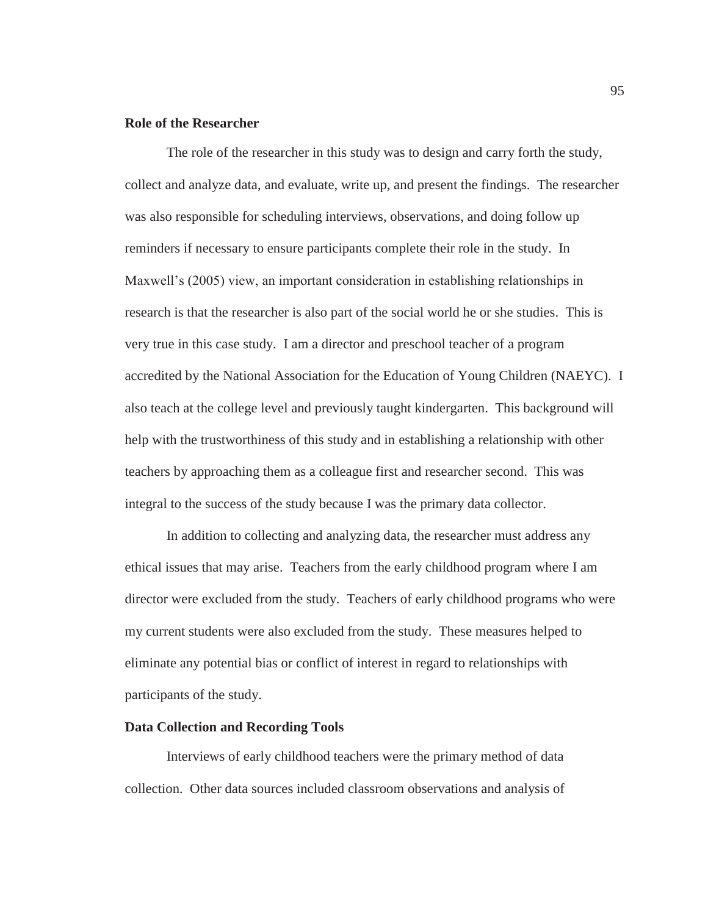**Role of the Researcher**

The role of the researcher in this study was to design and carry forth the study, collect and analyze data, and evaluate, write up, and present the findings. The researcher was also responsible for scheduling interviews, observations, and doing follow up reminders if necessary to ensure participants complete their role in the study. In Maxwell's (2005) view, an important consideration in establishing relationships in research is that the researcher is also part of the social world he or she studies. This is very true in this case study. I am a director and preschool teacher of a program accredited by the National Association for the Education of Young Children (NAEYC). I also teach at the college level and previously taught kindergarten. This background will help with the trustworthiness of this study and in establishing a relationship with other teachers by approaching them as a colleague first and researcher second. This was integral to the success of the study because I was the primary data collector.

In addition to collecting and analyzing data, the researcher must address any ethical issues that may arise. Teachers from the early childhood program where I am director were excluded from the study. Teachers of early childhood programs who were my current students were also excluded from the study. These measures helped to eliminate any potential bias or conflict of interest in regard to relationships with participants of the study.

**Data Collection and Recording Tools**

Interviews of early childhood teachers were the primary method of data collection. Other data sources included classroom observations and analysis of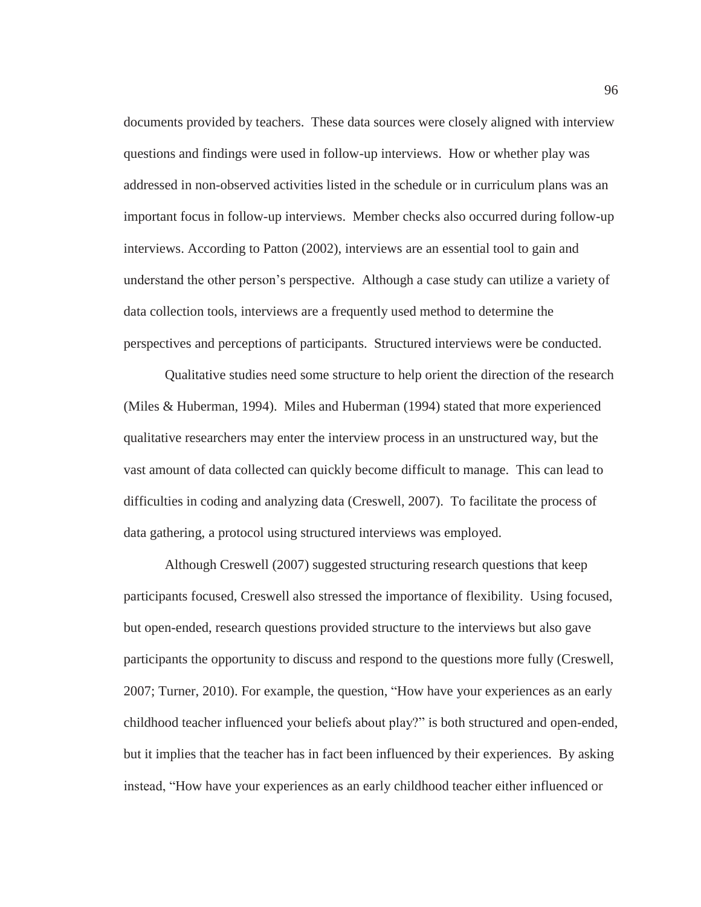documents provided by teachers. These data sources were closely aligned with interview questions and findings were used in follow-up interviews. How or whether play was addressed in non-observed activities listed in the schedule or in curriculum plans was an important focus in follow-up interviews. Member checks also occurred during follow-up interviews. According to Patton (2002), interviews are an essential tool to gain and understand the other person's perspective. Although a case study can utilize a variety of data collection tools, interviews are a frequently used method to determine the perspectives and perceptions of participants. Structured interviews were be conducted.

Qualitative studies need some structure to help orient the direction of the research (Miles & Huberman, 1994). Miles and Huberman (1994) stated that more experienced qualitative researchers may enter the interview process in an unstructured way, but the vast amount of data collected can quickly become difficult to manage. This can lead to difficulties in coding and analyzing data (Creswell, 2007). To facilitate the process of data gathering, a protocol using structured interviews was employed.

Although Creswell (2007) suggested structuring research questions that keep participants focused, Creswell also stressed the importance of flexibility. Using focused, but open-ended, research questions provided structure to the interviews but also gave participants the opportunity to discuss and respond to the questions more fully (Creswell, 2007; Turner, 2010). For example, the question, "How have your experiences as an early childhood teacher influenced your beliefs about play?" is both structured and open-ended, but it implies that the teacher has in fact been influenced by their experiences. By asking instead, "How have your experiences as an early childhood teacher either influenced or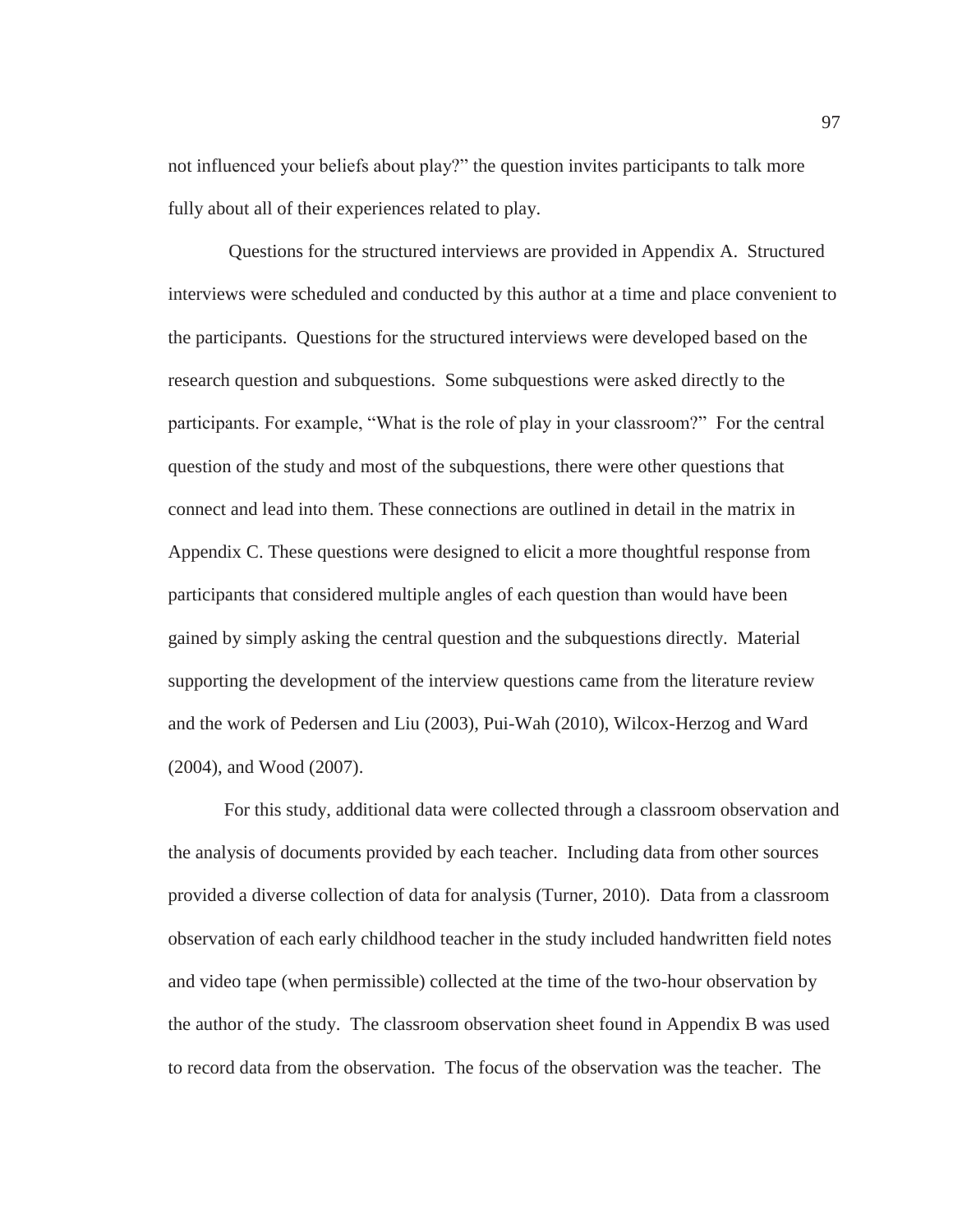not influenced your beliefs about play?" the question invites participants to talk more fully about all of their experiences related to play.

Questions for the structured interviews are provided in Appendix A. Structured interviews were scheduled and conducted by this author at a time and place convenient to the participants. Questions for the structured interviews were developed based on the research question and subquestions. Some subquestions were asked directly to the participants. For example, "What is the role of play in your classroom?" For the central question of the study and most of the subquestions, there were other questions that connect and lead into them. These connections are outlined in detail in the matrix in Appendix C. These questions were designed to elicit a more thoughtful response from participants that considered multiple angles of each question than would have been gained by simply asking the central question and the subquestions directly. Material supporting the development of the interview questions came from the literature review and the work of Pedersen and Liu (2003), Pui-Wah (2010), Wilcox-Herzog and Ward (2004), and Wood (2007).

For this study, additional data were collected through a classroom observation and the analysis of documents provided by each teacher. Including data from other sources provided a diverse collection of data for analysis (Turner, 2010). Data from a classroom observation of each early childhood teacher in the study included handwritten field notes and video tape (when permissible) collected at the time of the two-hour observation by the author of the study. The classroom observation sheet found in Appendix B was used to record data from the observation. The focus of the observation was the teacher. The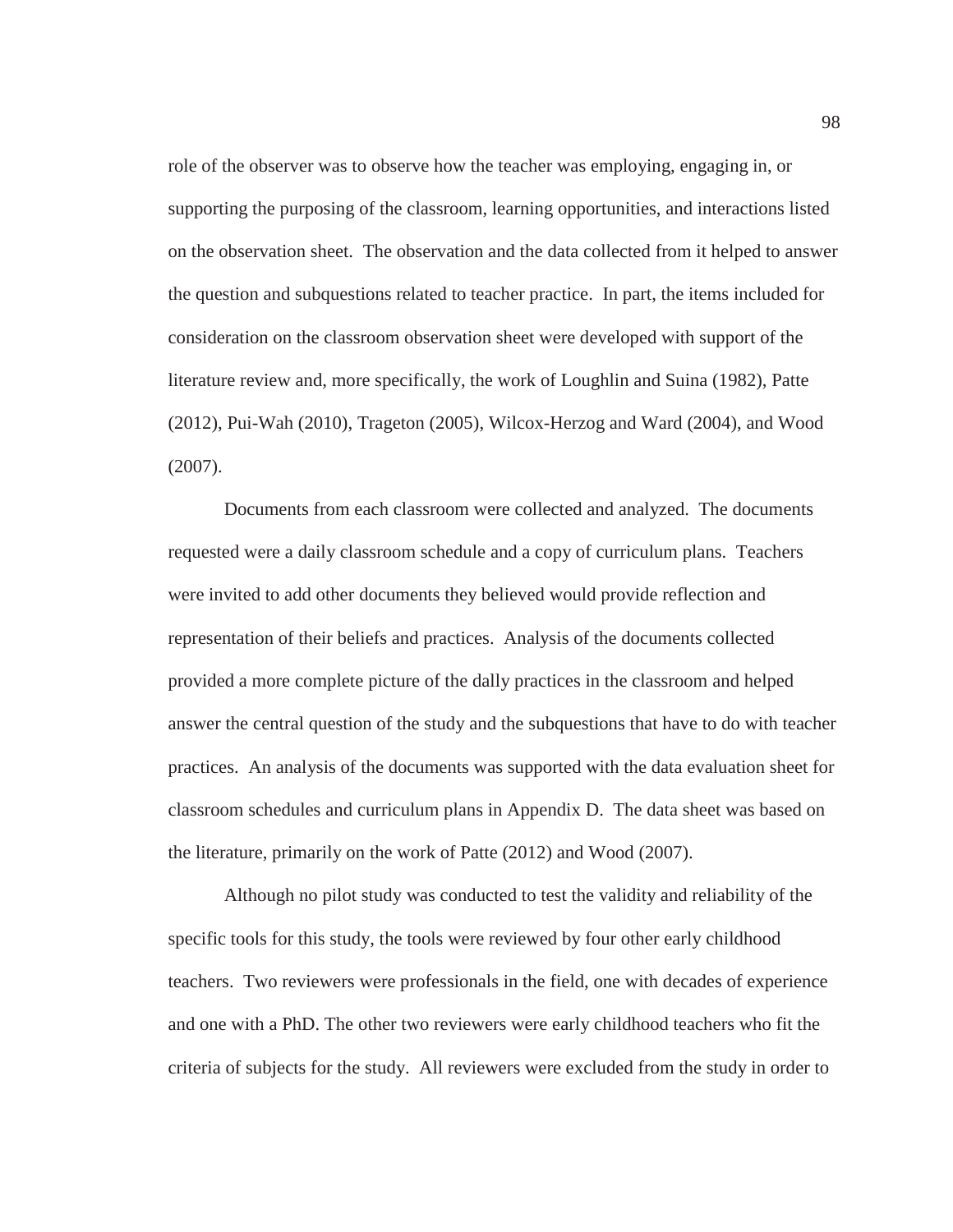role of the observer was to observe how the teacher was employing, engaging in, or supporting the purposing of the classroom, learning opportunities, and interactions listed on the observation sheet. The observation and the data collected from it helped to answer the question and subquestions related to teacher practice. In part, the items included for consideration on the classroom observation sheet were developed with support of the literature review and, more specifically, the work of Loughlin and Suina (1982), Patte (2012), Pui-Wah (2010), Trageton (2005), Wilcox-Herzog and Ward (2004), and Wood (2007).

Documents from each classroom were collected and analyzed. The documents requested were a daily classroom schedule and a copy of curriculum plans. Teachers were invited to add other documents they believed would provide reflection and representation of their beliefs and practices. Analysis of the documents collected provided a more complete picture of the dally practices in the classroom and helped answer the central question of the study and the subquestions that have to do with teacher practices. An analysis of the documents was supported with the data evaluation sheet for classroom schedules and curriculum plans in Appendix D. The data sheet was based on the literature, primarily on the work of Patte (2012) and Wood (2007).

Although no pilot study was conducted to test the validity and reliability of the specific tools for this study, the tools were reviewed by four other early childhood teachers. Two reviewers were professionals in the field, one with decades of experience and one with a PhD. The other two reviewers were early childhood teachers who fit the criteria of subjects for the study. All reviewers were excluded from the study in order to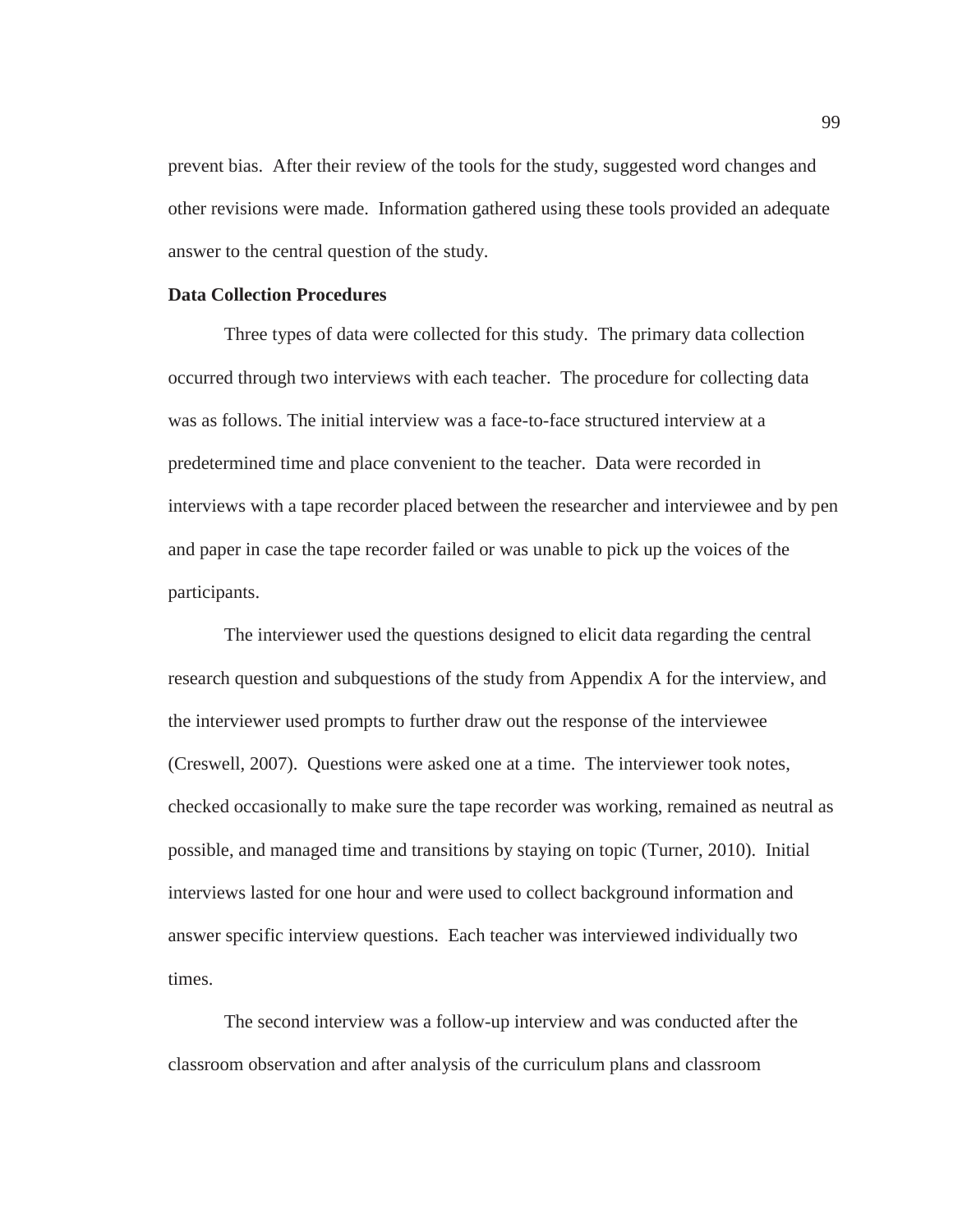prevent bias. After their review of the tools for the study, suggested word changes and other revisions were made. Information gathered using these tools provided an adequate answer to the central question of the study.

**Data Collection Procedures**

Three types of data were collected for this study. The primary data collection occurred through two interviews with each teacher. The procedure for collecting data was as follows. The initial interview was a face-to-face structured interview at a predetermined time and place convenient to the teacher. Data were recorded in interviews with a tape recorder placed between the researcher and interviewee and by pen and paper in case the tape recorder failed or was unable to pick up the voices of the participants.

The interviewer used the questions designed to elicit data regarding the central research question and subquestions of the study from Appendix A for the interview, and the interviewer used prompts to further draw out the response of the interviewee (Creswell, 2007). Questions were asked one at a time. The interviewer took notes, checked occasionally to make sure the tape recorder was working, remained as neutral as possible, and managed time and transitions by staying on topic (Turner, 2010). Initial interviews lasted for one hour and were used to collect background information and answer specific interview questions. Each teacher was interviewed individually two times.

The second interview was a follow-up interview and was conducted after the classroom observation and after analysis of the curriculum plans and classroom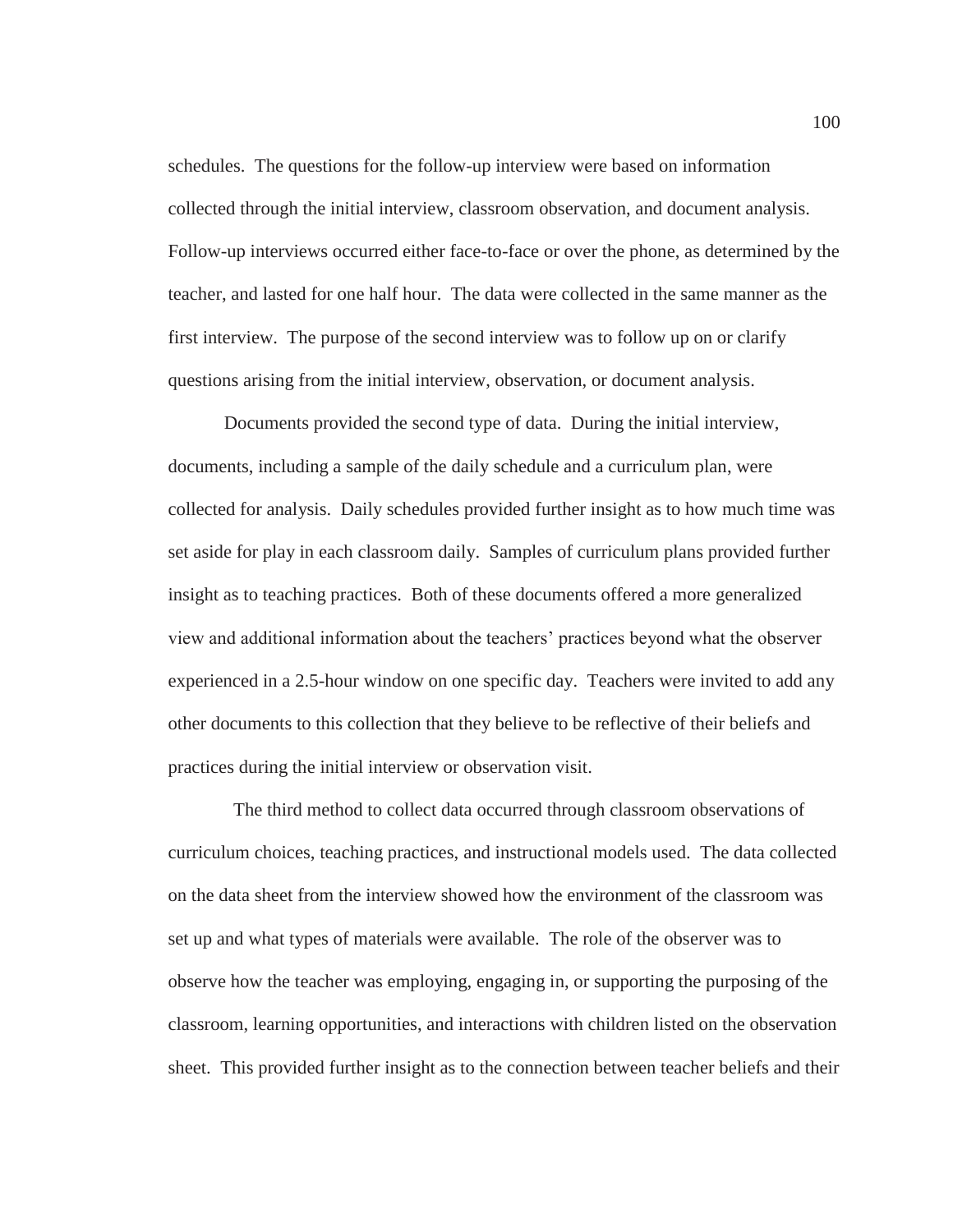schedules. The questions for the follow-up interview were based on information collected through the initial interview, classroom observation, and document analysis. Follow-up interviews occurred either face-to-face or over the phone, as determined by the teacher, and lasted for one half hour. The data were collected in the same manner as the first interview. The purpose of the second interview was to follow up on or clarify questions arising from the initial interview, observation, or document analysis.

Documents provided the second type of data. During the initial interview, documents, including a sample of the daily schedule and a curriculum plan, were collected for analysis. Daily schedules provided further insight as to how much time was set aside for play in each classroom daily. Samples of curriculum plans provided further insight as to teaching practices. Both of these documents offered a more generalized view and additional information about the teachers' practices beyond what the observer experienced in a 2.5-hour window on one specific day. Teachers were invited to add any other documents to this collection that they believe to be reflective of their beliefs and practices during the initial interview or observation visit.

The third method to collect data occurred through classroom observations of curriculum choices, teaching practices, and instructional models used. The data collected on the data sheet from the interview showed how the environment of the classroom was set up and what types of materials were available. The role of the observer was to observe how the teacher was employing, engaging in, or supporting the purposing of the classroom, learning opportunities, and interactions with children listed on the observation sheet. This provided further insight as to the connection between teacher beliefs and their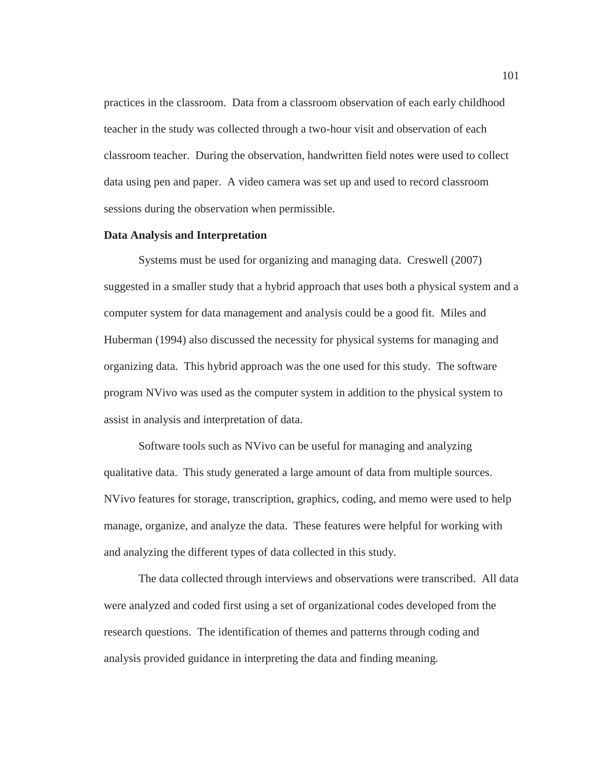practices in the classroom. Data from a classroom observation of each early childhood teacher in the study was collected through a two-hour visit and observation of each classroom teacher. During the observation, handwritten field notes were used to collect data using pen and paper. A video camera was set up and used to record classroom sessions during the observation when permissible.

**Data Analysis and Interpretation**

Systems must be used for organizing and managing data. Creswell (2007) suggested in a smaller study that a hybrid approach that uses both a physical system and a computer system for data management and analysis could be a good fit. Miles and Huberman (1994) also discussed the necessity for physical systems for managing and organizing data. This hybrid approach was the one used for this study. The software program NVivo was used as the computer system in addition to the physical system to assist in analysis and interpretation of data.

Software tools such as NVivo can be useful for managing and analyzing qualitative data. This study generated a large amount of data from multiple sources. NVivo features for storage, transcription, graphics, coding, and memo were used to help manage, organize, and analyze the data. These features were helpful for working with and analyzing the different types of data collected in this study.

The data collected through interviews and observations were transcribed. All data were analyzed and coded first using a set of organizational codes developed from the research questions. The identification of themes and patterns through coding and analysis provided guidance in interpreting the data and finding meaning.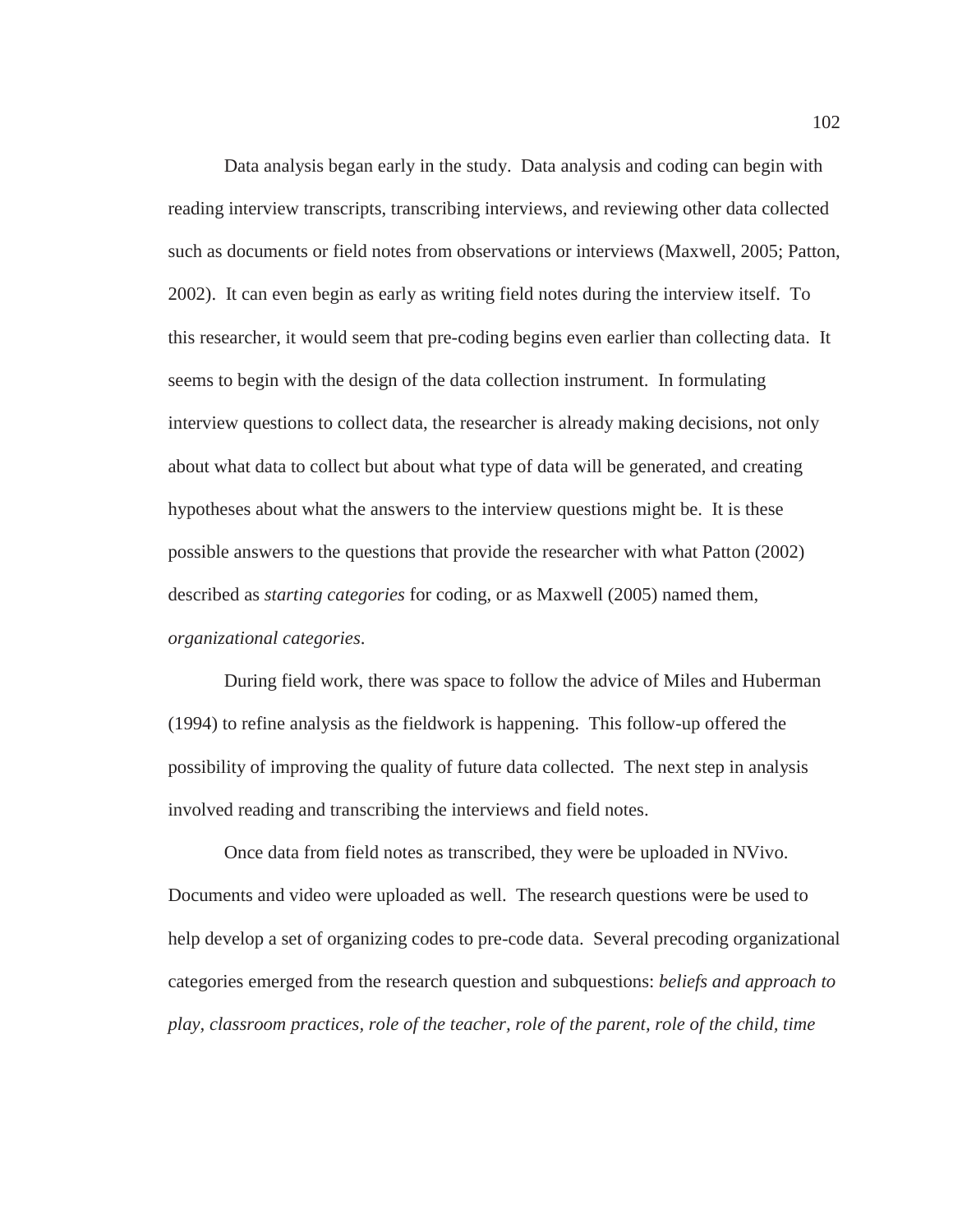Data analysis began early in the study. Data analysis and coding can begin with reading interview transcripts, transcribing interviews, and reviewing other data collected such as documents or field notes from observations or interviews (Maxwell, 2005; Patton, 2002). It can even begin as early as writing field notes during the interview itself. To this researcher, it would seem that pre-coding begins even earlier than collecting data. It seems to begin with the design of the data collection instrument. In formulating interview questions to collect data, the researcher is already making decisions, not only about what data to collect but about what type of data will be generated, and creating hypotheses about what the answers to the interview questions might be. It is these possible answers to the questions that provide the researcher with what Patton (2002) described as *starting categories* for coding, or as Maxwell (2005) named them, *organizational categories*.

During field work, there was space to follow the advice of Miles and Huberman (1994) to refine analysis as the fieldwork is happening. This follow-up offered the possibility of improving the quality of future data collected. The next step in analysis involved reading and transcribing the interviews and field notes.

Once data from field notes as transcribed, they were be uploaded in NVivo. Documents and video were uploaded as well. The research questions were be used to help develop a set of organizing codes to pre-code data. Several precoding organizational categories emerged from the research question and subquestions: *beliefs and approach to play, classroom practices, role of the teacher, role of the parent, role of the child, time*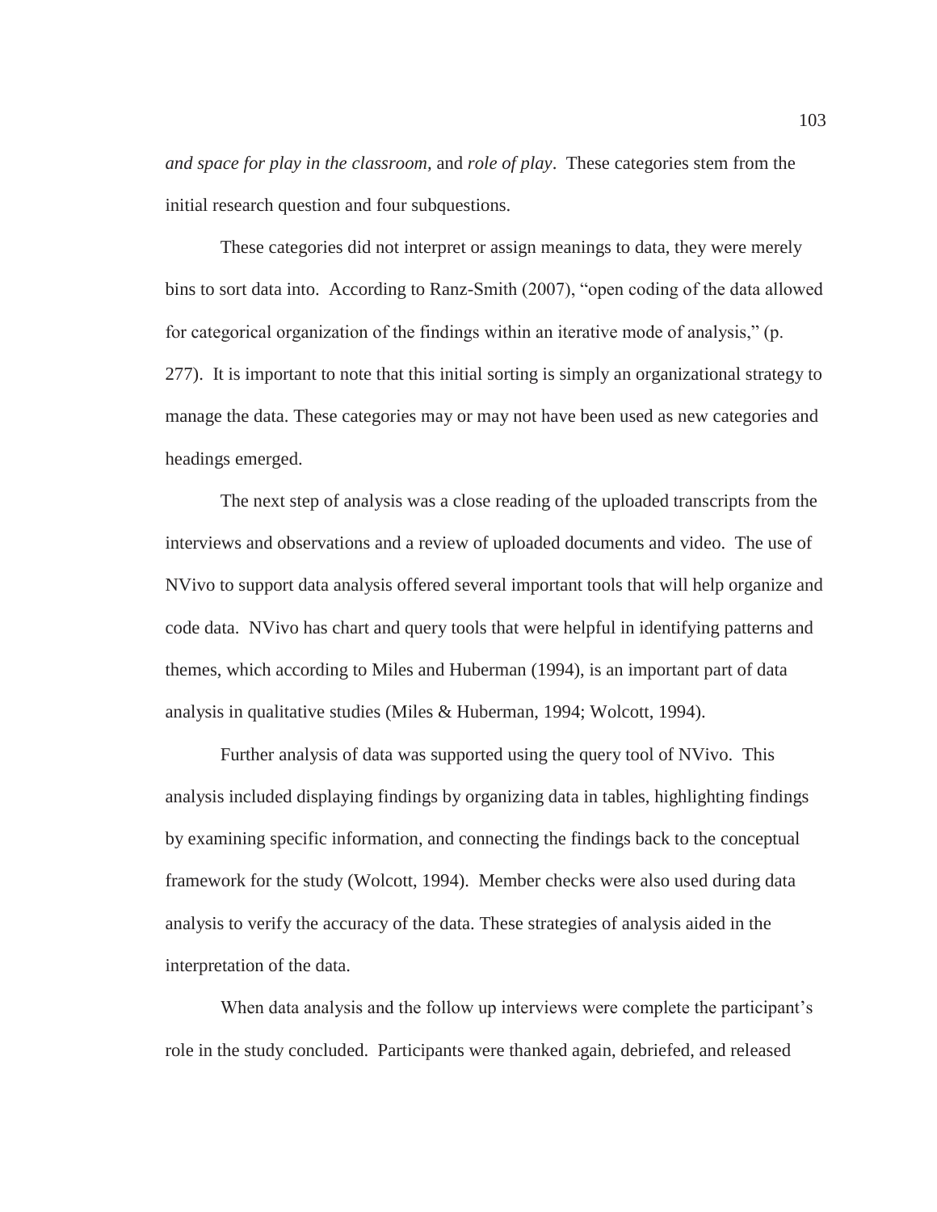*and space for play in the classroom,* and *role of play*. These categories stem from the initial research question and four subquestions.

These categories did not interpret or assign meanings to data, they were merely bins to sort data into. According to Ranz-Smith (2007), "open coding of the data allowed for categorical organization of the findings within an iterative mode of analysis," (p. 277). It is important to note that this initial sorting is simply an organizational strategy to manage the data. These categories may or may not have been used as new categories and headings emerged.

The next step of analysis was a close reading of the uploaded transcripts from the interviews and observations and a review of uploaded documents and video. The use of NVivo to support data analysis offered several important tools that will help organize and code data. NVivo has chart and query tools that were helpful in identifying patterns and themes, which according to Miles and Huberman (1994), is an important part of data analysis in qualitative studies (Miles & Huberman, 1994; Wolcott, 1994).

Further analysis of data was supported using the query tool of NVivo. This analysis included displaying findings by organizing data in tables, highlighting findings by examining specific information, and connecting the findings back to the conceptual framework for the study (Wolcott, 1994). Member checks were also used during data analysis to verify the accuracy of the data. These strategies of analysis aided in the interpretation of the data.

When data analysis and the follow up interviews were complete the participant's role in the study concluded. Participants were thanked again, debriefed, and released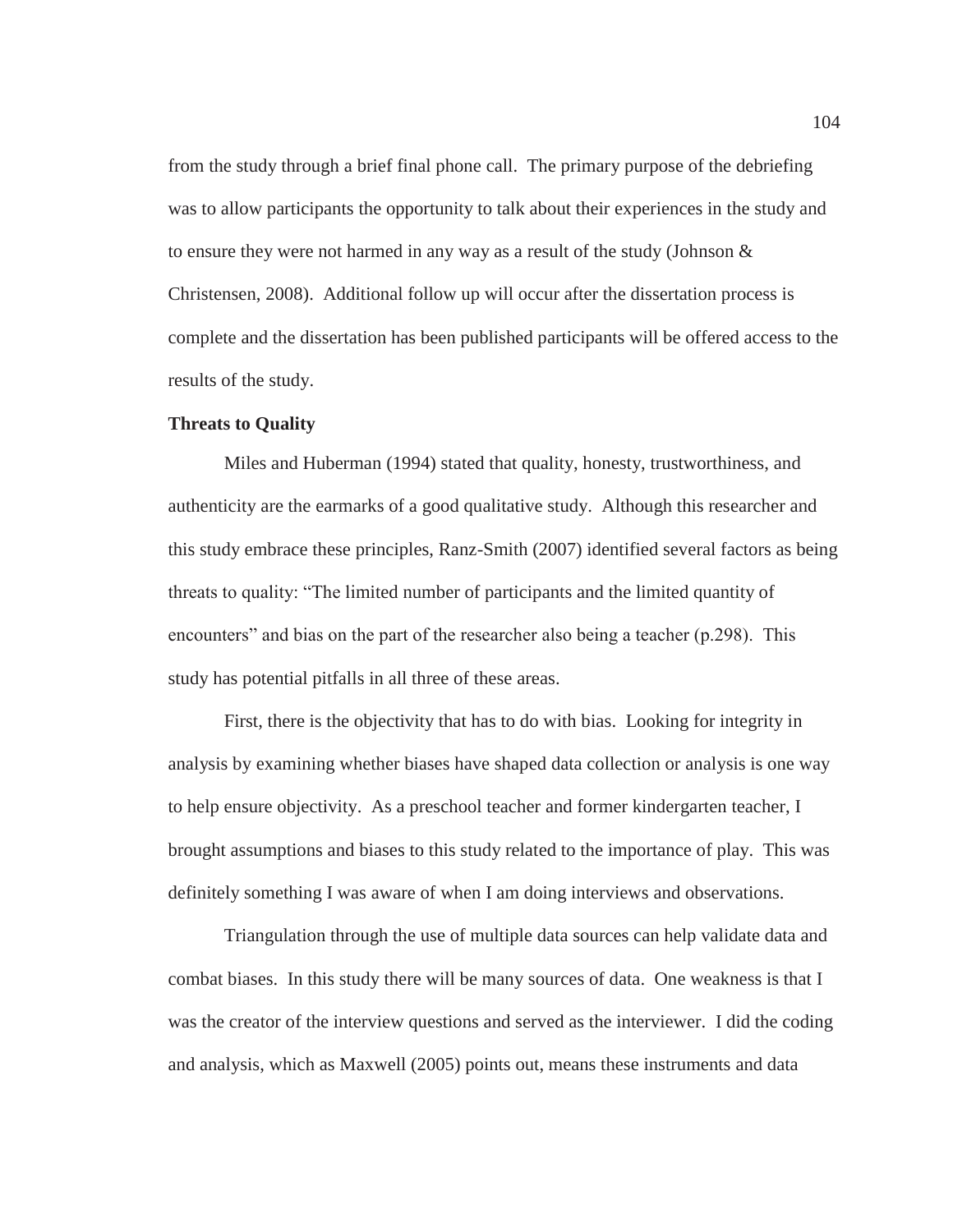from the study through a brief final phone call. The primary purpose of the debriefing was to allow participants the opportunity to talk about their experiences in the study and to ensure they were not harmed in any way as a result of the study (Johnson & Christensen, 2008). Additional follow up will occur after the dissertation process is complete and the dissertation has been published participants will be offered access to the results of the study.

**Threats to Quality**

Miles and Huberman (1994) stated that quality, honesty, trustworthiness, and authenticity are the earmarks of a good qualitative study. Although this researcher and this study embrace these principles, Ranz-Smith (2007) identified several factors as being threats to quality: "The limited number of participants and the limited quantity of encounters" and bias on the part of the researcher also being a teacher (p.298). This study has potential pitfalls in all three of these areas.

First, there is the objectivity that has to do with bias. Looking for integrity in analysis by examining whether biases have shaped data collection or analysis is one way to help ensure objectivity. As a preschool teacher and former kindergarten teacher, I brought assumptions and biases to this study related to the importance of play. This was definitely something I was aware of when I am doing interviews and observations.

Triangulation through the use of multiple data sources can help validate data and combat biases. In this study there will be many sources of data. One weakness is that I was the creator of the interview questions and served as the interviewer. I did the coding and analysis, which as Maxwell (2005) points out, means these instruments and data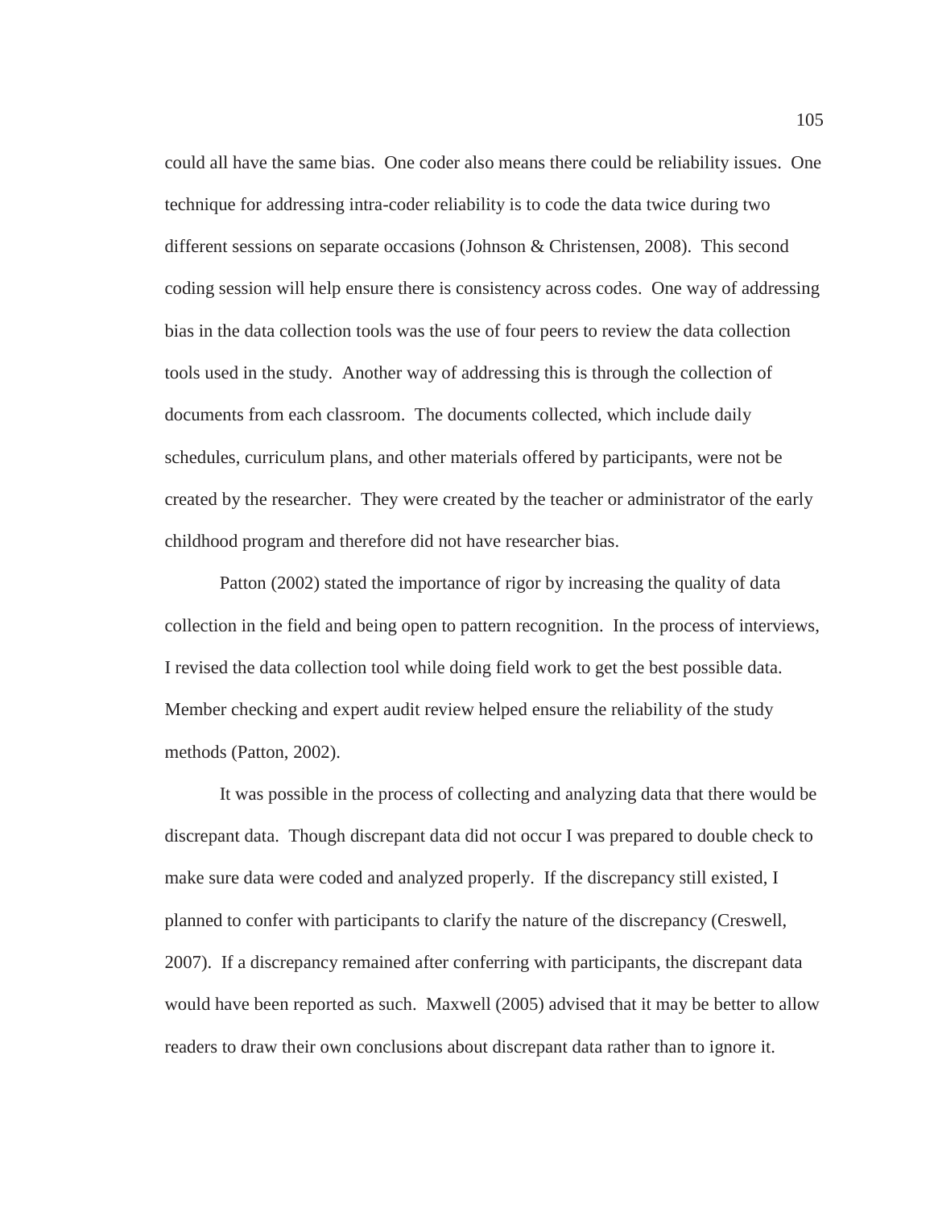could all have the same bias. One coder also means there could be reliability issues. One technique for addressing intra-coder reliability is to code the data twice during two different sessions on separate occasions (Johnson & Christensen, 2008). This second coding session will help ensure there is consistency across codes. One way of addressing bias in the data collection tools was the use of four peers to review the data collection tools used in the study. Another way of addressing this is through the collection of documents from each classroom. The documents collected, which include daily schedules, curriculum plans, and other materials offered by participants, were not be created by the researcher. They were created by the teacher or administrator of the early childhood program and therefore did not have researcher bias.

Patton (2002) stated the importance of rigor by increasing the quality of data collection in the field and being open to pattern recognition. In the process of interviews, I revised the data collection tool while doing field work to get the best possible data. Member checking and expert audit review helped ensure the reliability of the study methods (Patton, 2002).

It was possible in the process of collecting and analyzing data that there would be discrepant data. Though discrepant data did not occur I was prepared to double check to make sure data were coded and analyzed properly. If the discrepancy still existed, I planned to confer with participants to clarify the nature of the discrepancy (Creswell, 2007). If a discrepancy remained after conferring with participants, the discrepant data would have been reported as such. Maxwell (2005) advised that it may be better to allow readers to draw their own conclusions about discrepant data rather than to ignore it.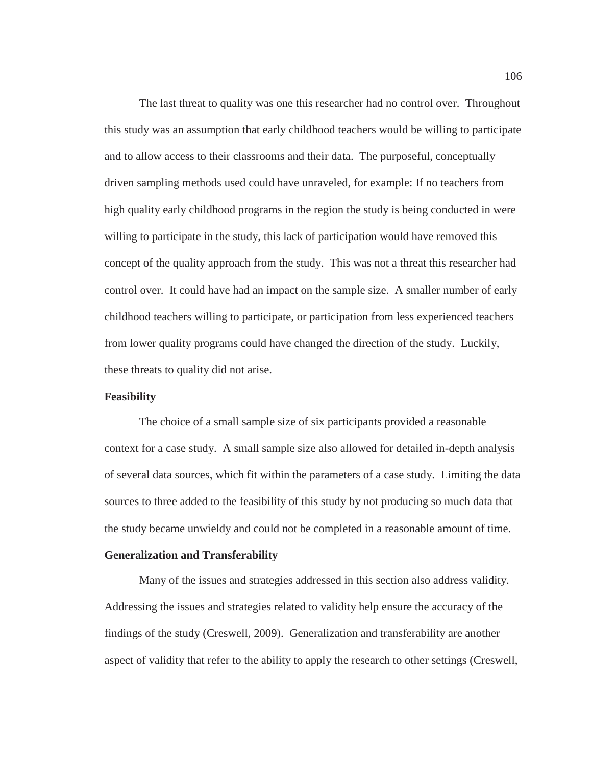The last threat to quality was one this researcher had no control over. Throughout this study was an assumption that early childhood teachers would be willing to participate and to allow access to their classrooms and their data. The purposeful, conceptually driven sampling methods used could have unraveled, for example: If no teachers from high quality early childhood programs in the region the study is being conducted in were willing to participate in the study, this lack of participation would have removed this concept of the quality approach from the study. This was not a threat this researcher had control over. It could have had an impact on the sample size. A smaller number of early childhood teachers willing to participate, or participation from less experienced teachers from lower quality programs could have changed the direction of the study. Luckily, these threats to quality did not arise.

**Feasibility**

The choice of a small sample size of six participants provided a reasonable context for a case study. A small sample size also allowed for detailed in-depth analysis of several data sources, which fit within the parameters of a case study. Limiting the data sources to three added to the feasibility of this study by not producing so much data that the study became unwieldy and could not be completed in a reasonable amount of time.

**Generalization and Transferability**

Many of the issues and strategies addressed in this section also address validity. Addressing the issues and strategies related to validity help ensure the accuracy of the findings of the study (Creswell, 2009). Generalization and transferability are another aspect of validity that refer to the ability to apply the research to other settings (Creswell,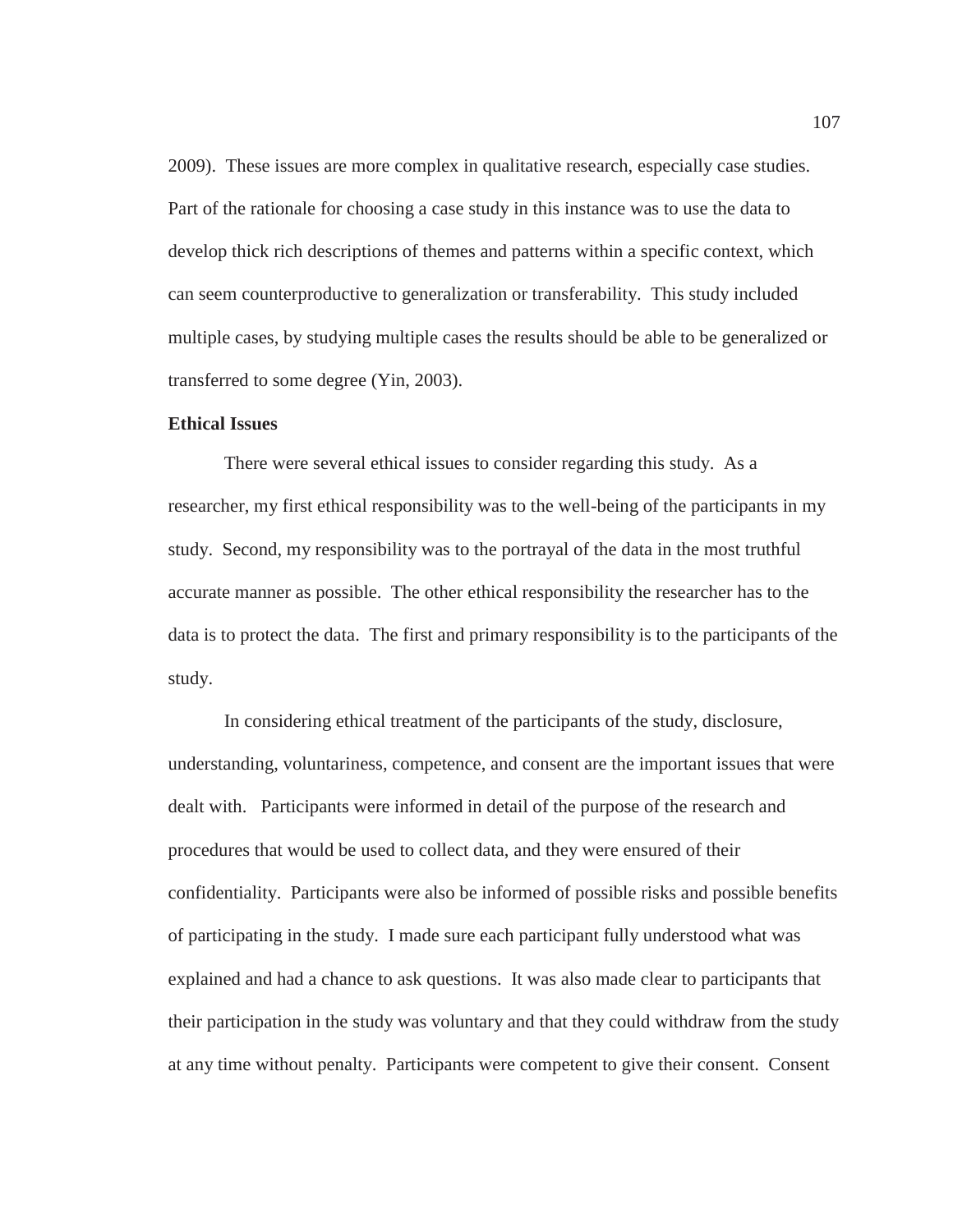2009). These issues are more complex in qualitative research, especially case studies. Part of the rationale for choosing a case study in this instance was to use the data to develop thick rich descriptions of themes and patterns within a specific context, which can seem counterproductive to generalization or transferability. This study included multiple cases, by studying multiple cases the results should be able to be generalized or transferred to some degree (Yin, 2003).

**Ethical Issues**

There were several ethical issues to consider regarding this study. As a researcher, my first ethical responsibility was to the well-being of the participants in my study. Second, my responsibility was to the portrayal of the data in the most truthful accurate manner as possible. The other ethical responsibility the researcher has to the data is to protect the data. The first and primary responsibility is to the participants of the study.

In considering ethical treatment of the participants of the study, disclosure, understanding, voluntariness, competence, and consent are the important issues that were dealt with. Participants were informed in detail of the purpose of the research and procedures that would be used to collect data, and they were ensured of their confidentiality. Participants were also be informed of possible risks and possible benefits of participating in the study. I made sure each participant fully understood what was explained and had a chance to ask questions. It was also made clear to participants that their participation in the study was voluntary and that they could withdraw from the study at any time without penalty. Participants were competent to give their consent. Consent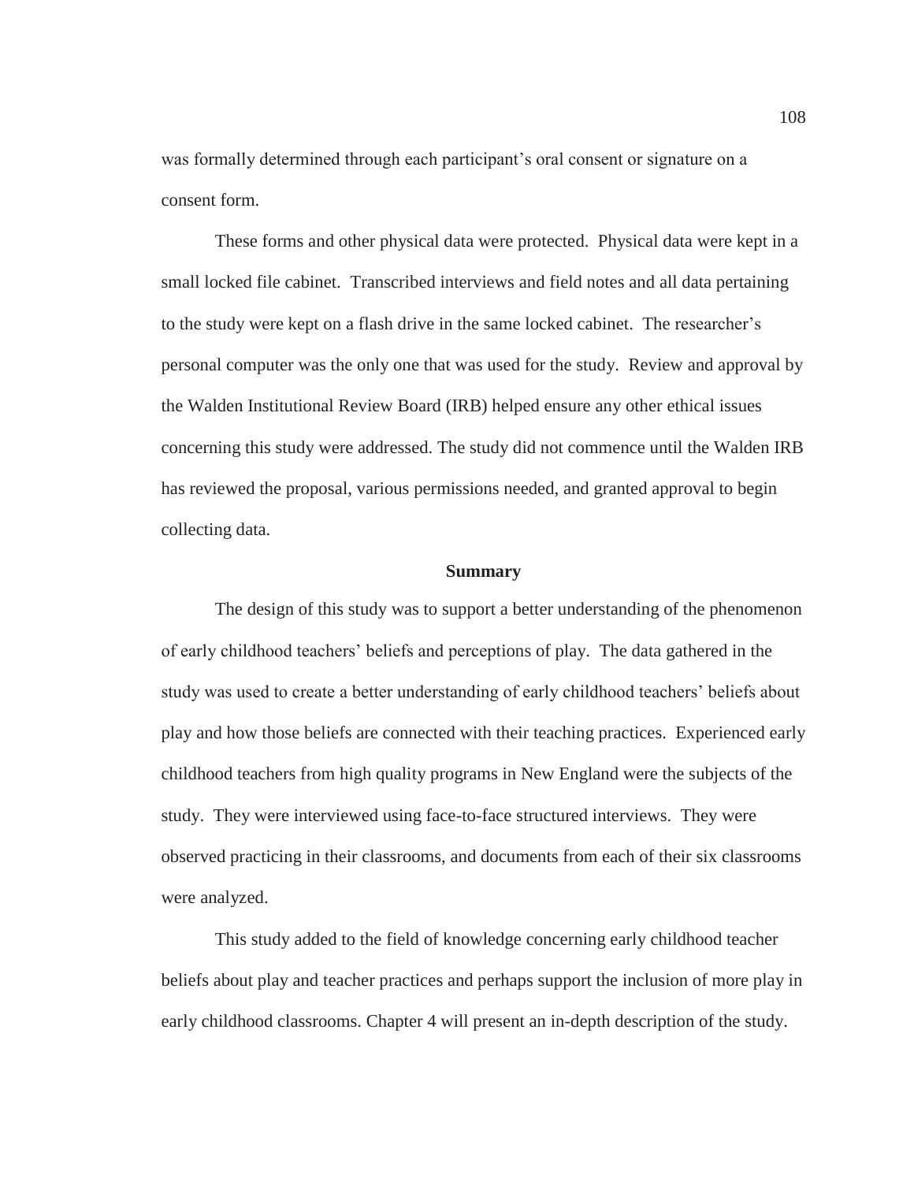was formally determined through each participant's oral consent or signature on a consent form.

These forms and other physical data were protected. Physical data were kept in a small locked file cabinet. Transcribed interviews and field notes and all data pertaining to the study were kept on a flash drive in the same locked cabinet. The researcher's personal computer was the only one that was used for the study. Review and approval by the Walden Institutional Review Board (IRB) helped ensure any other ethical issues concerning this study were addressed. The study did not commence until the Walden IRB has reviewed the proposal, various permissions needed, and granted approval to begin collecting data.

## Summary

The design of this study was to support a better understanding of the phenomenon of early childhood teachers' beliefs and perceptions of play. The data gathered in the study was used to create a better understanding of early childhood teachers' beliefs about play and how those beliefs are connected with their teaching practices. Experienced early childhood teachers from high quality programs in New England were the subjects of the study. They were interviewed using face-to-face structured interviews. They were observed practicing in their classrooms, and documents from each of their six classrooms were analyzed.

This study added to the field of knowledge concerning early childhood teacher beliefs about play and teacher practices and perhaps support the inclusion of more play in early childhood classrooms. Chapter 4 will present an in-depth description of the study.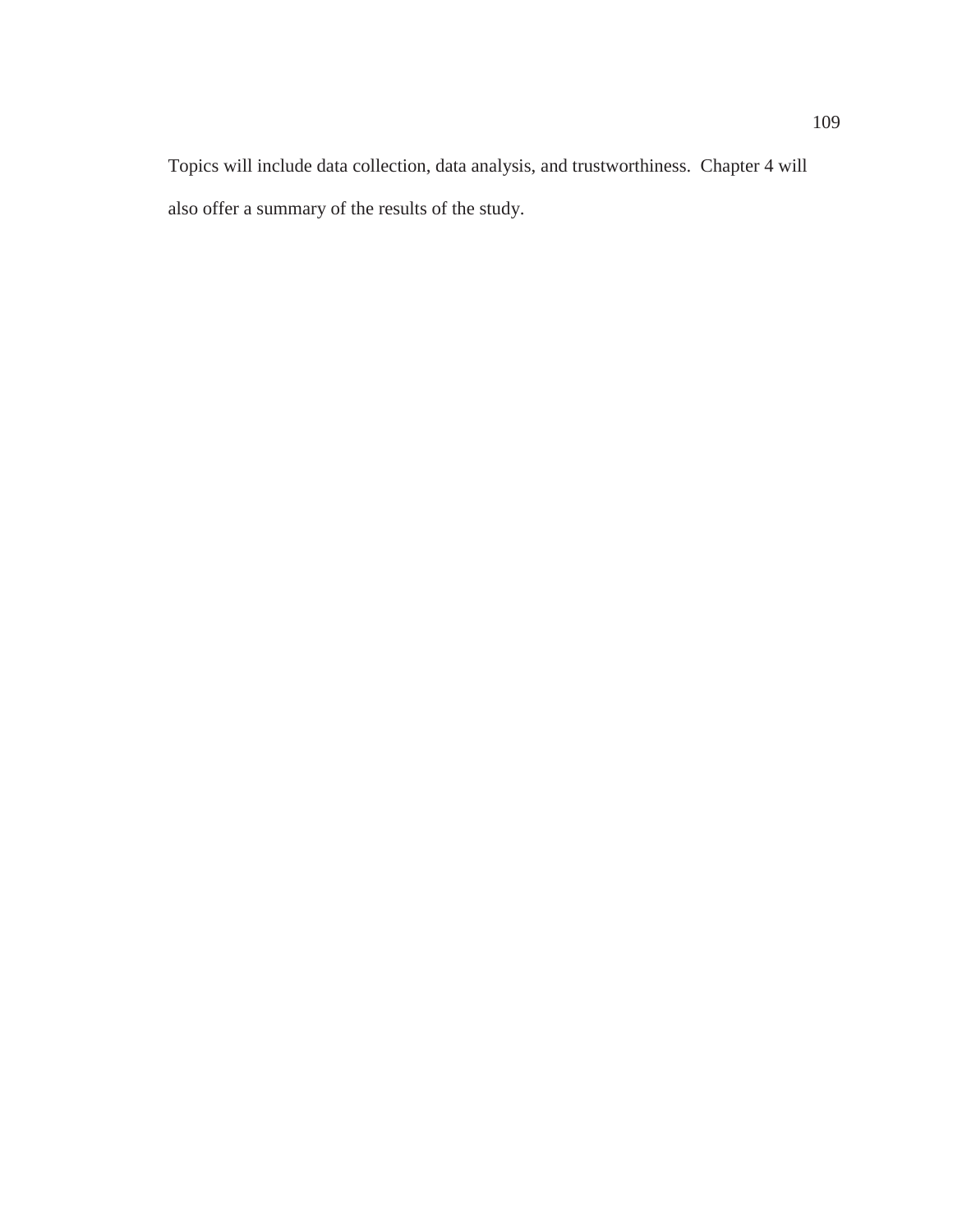Topics will include data collection, data analysis, and trustworthiness. Chapter 4 will also offer a summary of the results of the study.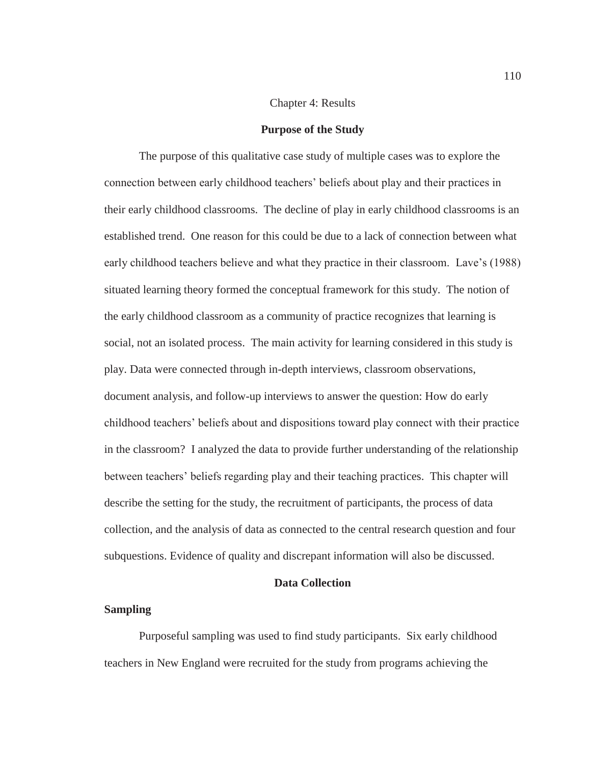Chapter 4: Results

## Purpose of the Study

The purpose of this qualitative case study of multiple cases was to explore the connection between early childhood teachers' beliefs about play and their practices in their early childhood classrooms. The decline of play in early childhood classrooms is an established trend. One reason for this could be due to a lack of connection between what early childhood teachers believe and what they practice in their classroom. Lave's (1988) situated learning theory formed the conceptual framework for this study. The notion of the early childhood classroom as a community of practice recognizes that learning is social, not an isolated process. The main activity for learning considered in this study is play. Data were connected through in-depth interviews, classroom observations, document analysis, and follow-up interviews to answer the question: How do early childhood teachers' beliefs about and dispositions toward play connect with their practice in the classroom? I analyzed the data to provide further understanding of the relationship between teachers' beliefs regarding play and their teaching practices. This chapter will describe the setting for the study, the recruitment of participants, the process of data collection, and the analysis of data as connected to the central research question and four subquestions. Evidence of quality and discrepant information will also be discussed.

## Data Collection

### Sampling

Purposeful sampling was used to find study participants. Six early childhood teachers in New England were recruited for the study from programs achieving the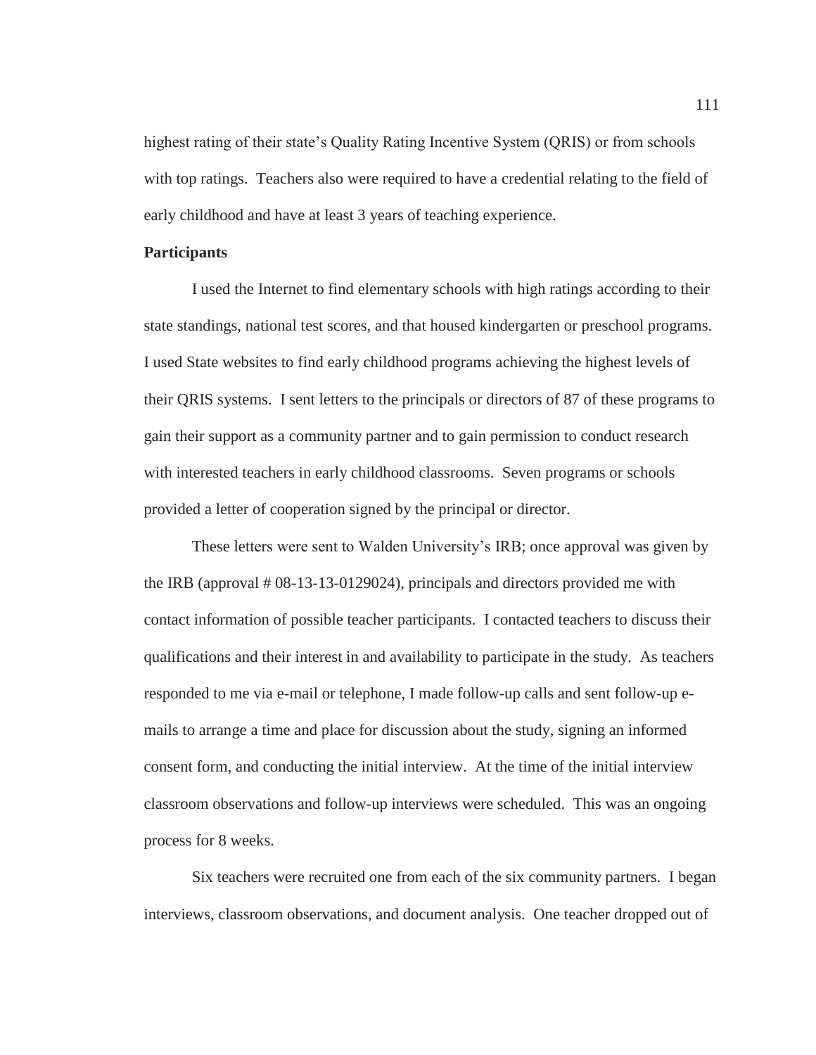highest rating of their state's Quality Rating Incentive System (QRIS) or from schools with top ratings. Teachers also were required to have a credential relating to the field of early childhood and have at least 3 years of teaching experience.

**Participants**

I used the Internet to find elementary schools with high ratings according to their state standings, national test scores, and that housed kindergarten or preschool programs. I used State websites to find early childhood programs achieving the highest levels of their QRIS systems. I sent letters to the principals or directors of 87 of these programs to gain their support as a community partner and to gain permission to conduct research with interested teachers in early childhood classrooms. Seven programs or schools provided a letter of cooperation signed by the principal or director.

These letters were sent to Walden University's IRB; once approval was given by the IRB (approval # 08-13-13-0129024), principals and directors provided me with contact information of possible teacher participants. I contacted teachers to discuss their qualifications and their interest in and availability to participate in the study. As teachers responded to me via e-mail or telephone, I made follow-up calls and sent follow-up e-mails to arrange a time and place for discussion about the study, signing an informed consent form, and conducting the initial interview. At the time of the initial interview classroom observations and follow-up interviews were scheduled. This was an ongoing process for 8 weeks.

Six teachers were recruited one from each of the six community partners. I began interviews, classroom observations, and document analysis. One teacher dropped out of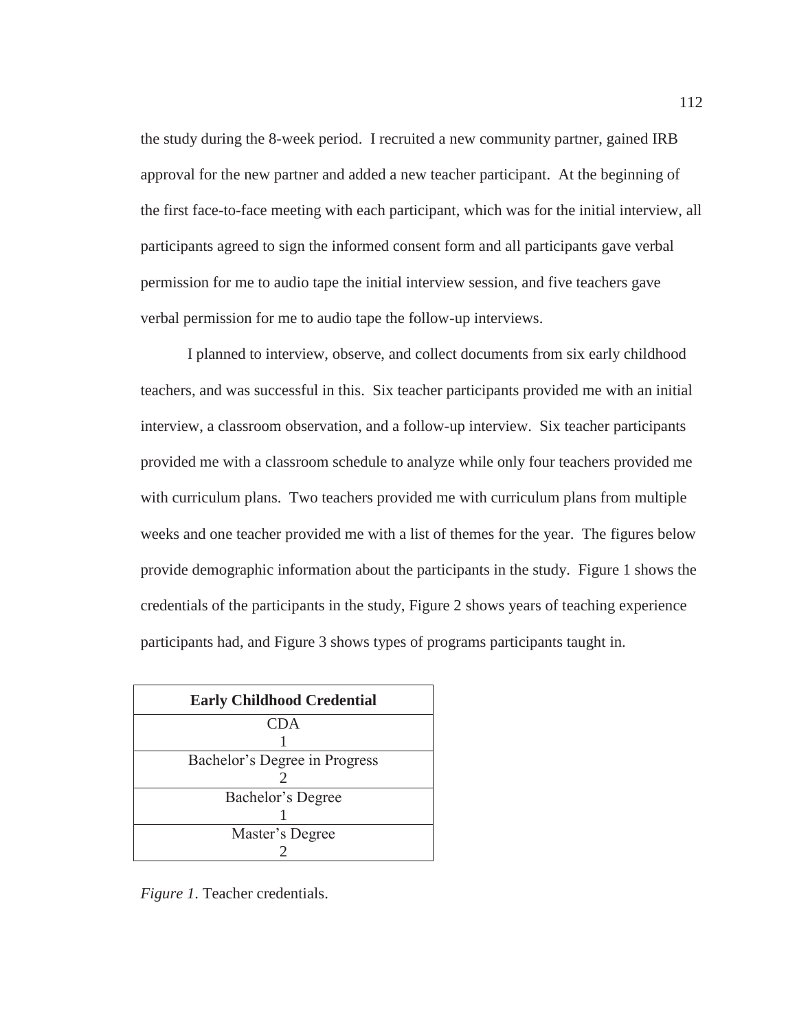the study during the 8-week period. I recruited a new community partner, gained IRB approval for the new partner and added a new teacher participant. At the beginning of the first face-to-face meeting with each participant, which was for the initial interview, all participants agreed to sign the informed consent form and all participants gave verbal permission for me to audio tape the initial interview session, and five teachers gave verbal permission for me to audio tape the follow-up interviews.

I planned to interview, observe, and collect documents from six early childhood teachers, and was successful in this. Six teacher participants provided me with an initial interview, a classroom observation, and a follow-up interview. Six teacher participants provided me with a classroom schedule to analyze while only four teachers provided me with curriculum plans. Two teachers provided me with curriculum plans from multiple weeks and one teacher provided me with a list of themes for the year. The figures below provide demographic information about the participants in the study. Figure 1 shows the credentials of the participants in the study, Figure 2 shows years of teaching experience participants had, and Figure 3 shows types of programs participants taught in.

| **Early Childhood Credential** |
| --- |
| CDA<br>1 |
| Bachelor's Degree in Progress<br>2 |
| Bachelor's Degree<br>1 |
| Master's Degree<br>2 |

*Figure 1.* Teacher credentials.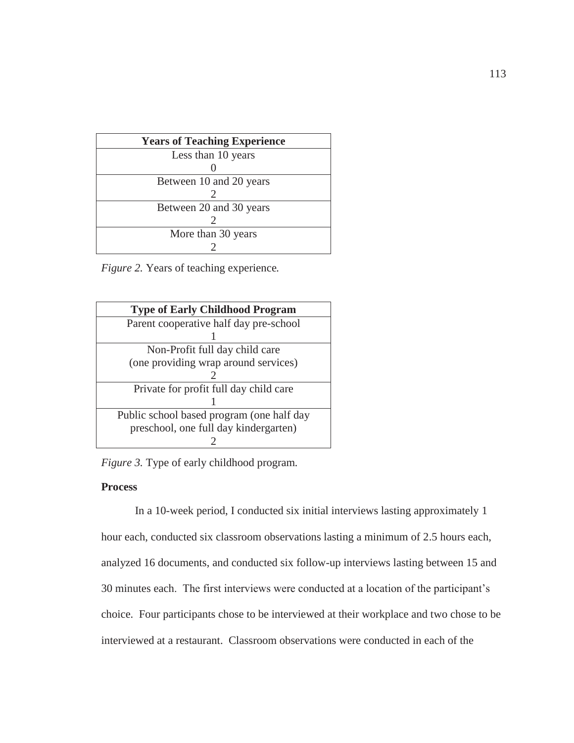| Years of Teaching Experience |
|---|
| Less than 10 years<br>0 |
| Between 10 and 20 years<br>2 |
| Between 20 and 30 years<br>2 |
| More than 30 years<br>2 |

*Figure 2.* Years of teaching experience.

| Type of Early Childhood Program |
|---|
| Parent cooperative half day pre-school<br>1 |
| Non-Profit full day child care<br>(one providing wrap around services)<br>2 |
| Private for profit full day child care<br>1 |
| Public school based program (one half day<br>preschool, one full day kindergarten)<br>2 |

*Figure 3.* Type of early childhood program.

**Process**

In a 10-week period, I conducted six initial interviews lasting approximately 1 hour each, conducted six classroom observations lasting a minimum of 2.5 hours each, analyzed 16 documents, and conducted six follow-up interviews lasting between 15 and 30 minutes each. The first interviews were conducted at a location of the participant's choice. Four participants chose to be interviewed at their workplace and two chose to be interviewed at a restaurant. Classroom observations were conducted in each of the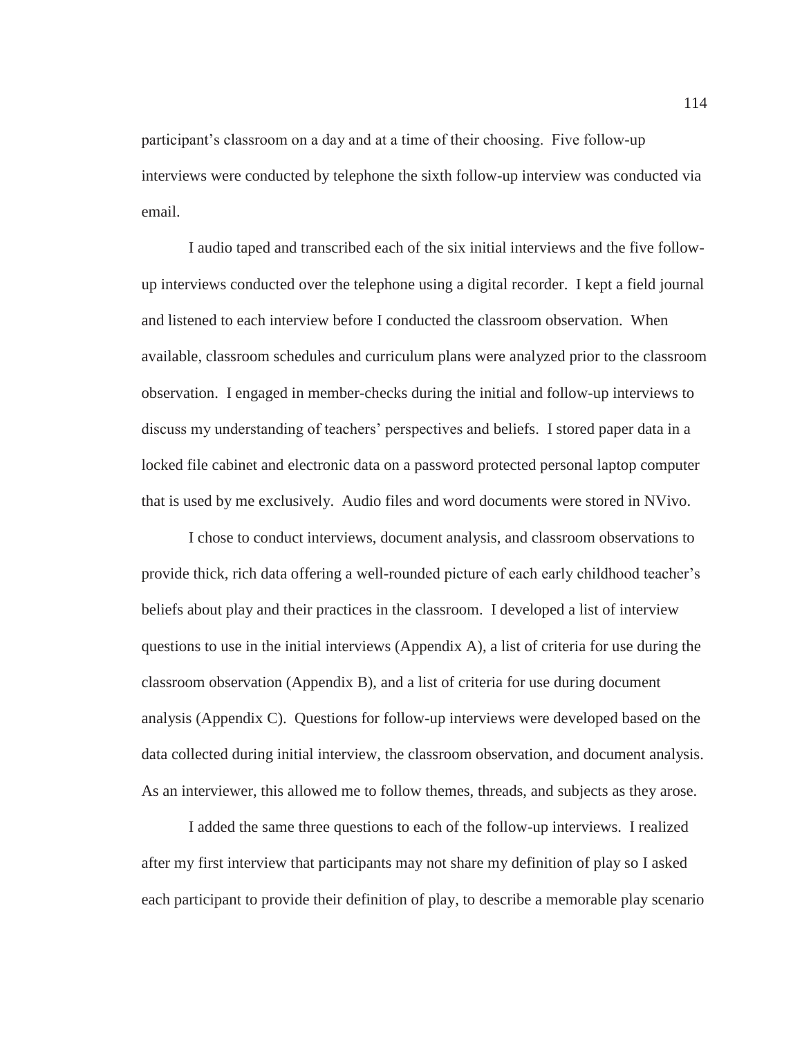participant's classroom on a day and at a time of their choosing. Five follow-up interviews were conducted by telephone the sixth follow-up interview was conducted via email.

I audio taped and transcribed each of the six initial interviews and the five follow-up interviews conducted over the telephone using a digital recorder. I kept a field journal and listened to each interview before I conducted the classroom observation. When available, classroom schedules and curriculum plans were analyzed prior to the classroom observation. I engaged in member-checks during the initial and follow-up interviews to discuss my understanding of teachers' perspectives and beliefs. I stored paper data in a locked file cabinet and electronic data on a password protected personal laptop computer that is used by me exclusively. Audio files and word documents were stored in NVivo.

I chose to conduct interviews, document analysis, and classroom observations to provide thick, rich data offering a well-rounded picture of each early childhood teacher's beliefs about play and their practices in the classroom. I developed a list of interview questions to use in the initial interviews (Appendix A), a list of criteria for use during the classroom observation (Appendix B), and a list of criteria for use during document analysis (Appendix C). Questions for follow-up interviews were developed based on the data collected during initial interview, the classroom observation, and document analysis. As an interviewer, this allowed me to follow themes, threads, and subjects as they arose.

I added the same three questions to each of the follow-up interviews. I realized after my first interview that participants may not share my definition of play so I asked each participant to provide their definition of play, to describe a memorable play scenario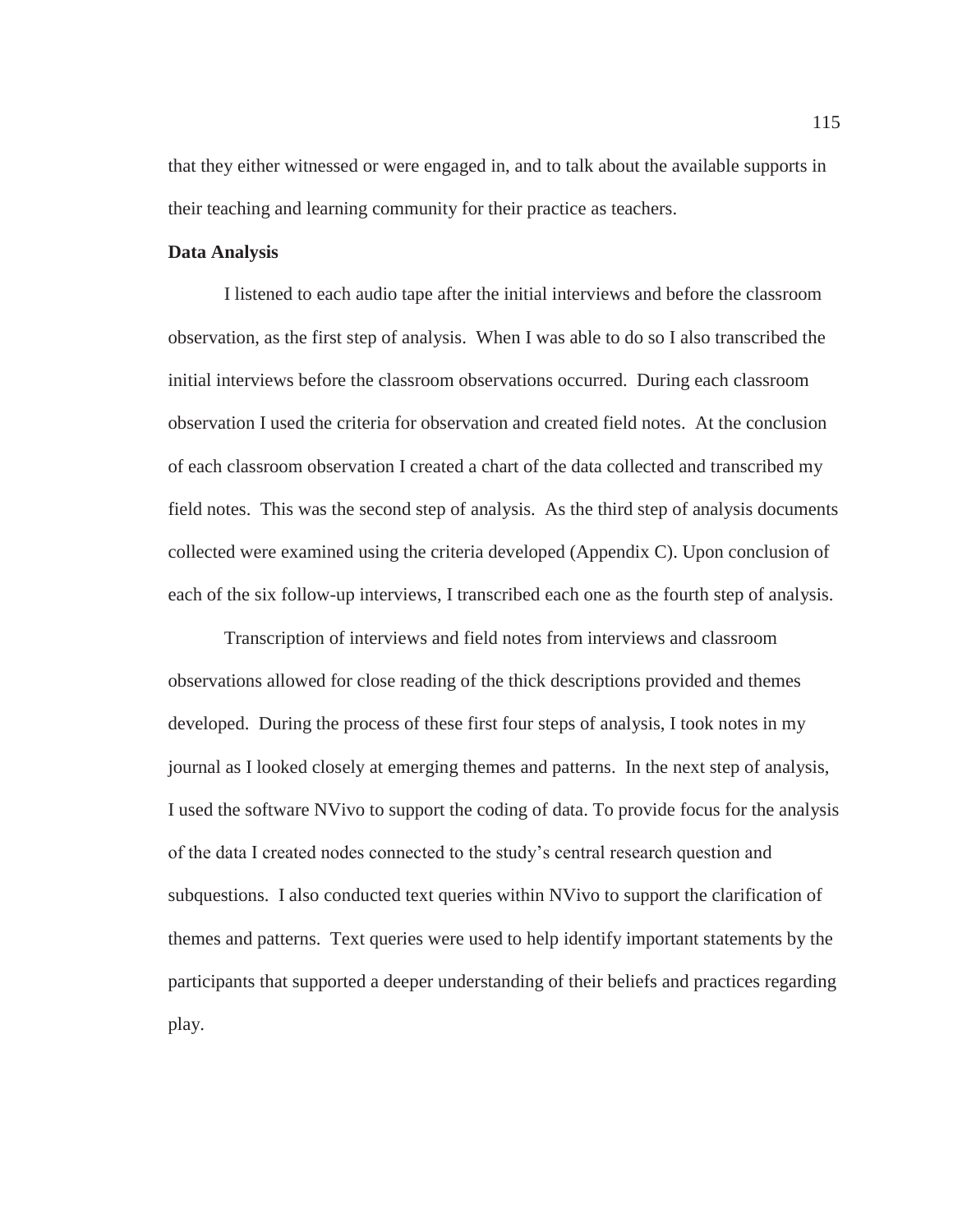that they either witnessed or were engaged in, and to talk about the available supports in their teaching and learning community for their practice as teachers.

**Data Analysis**

I listened to each audio tape after the initial interviews and before the classroom observation, as the first step of analysis. When I was able to do so I also transcribed the initial interviews before the classroom observations occurred. During each classroom observation I used the criteria for observation and created field notes. At the conclusion of each classroom observation I created a chart of the data collected and transcribed my field notes. This was the second step of analysis. As the third step of analysis documents collected were examined using the criteria developed (Appendix C). Upon conclusion of each of the six follow-up interviews, I transcribed each one as the fourth step of analysis.

Transcription of interviews and field notes from interviews and classroom observations allowed for close reading of the thick descriptions provided and themes developed. During the process of these first four steps of analysis, I took notes in my journal as I looked closely at emerging themes and patterns. In the next step of analysis, I used the software NVivo to support the coding of data. To provide focus for the analysis of the data I created nodes connected to the study's central research question and subquestions. I also conducted text queries within NVivo to support the clarification of themes and patterns. Text queries were used to help identify important statements by the participants that supported a deeper understanding of their beliefs and practices regarding play.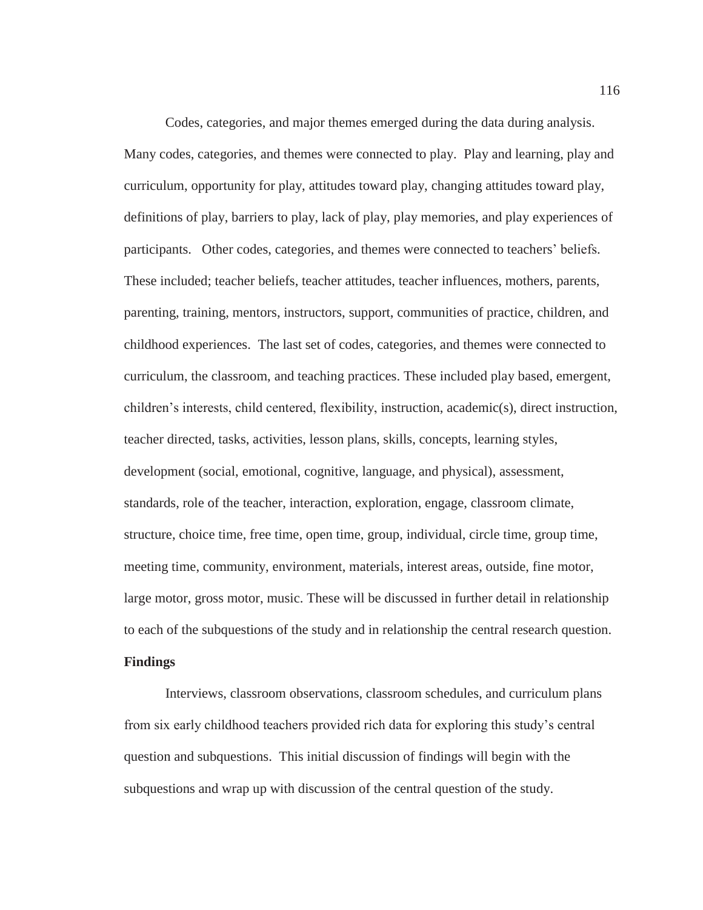Codes, categories, and major themes emerged during the data during analysis. Many codes, categories, and themes were connected to play. Play and learning, play and curriculum, opportunity for play, attitudes toward play, changing attitudes toward play, definitions of play, barriers to play, lack of play, play memories, and play experiences of participants. Other codes, categories, and themes were connected to teachers' beliefs. These included; teacher beliefs, teacher attitudes, teacher influences, mothers, parents, parenting, training, mentors, instructors, support, communities of practice, children, and childhood experiences. The last set of codes, categories, and themes were connected to curriculum, the classroom, and teaching practices. These included play based, emergent, children's interests, child centered, flexibility, instruction, academic(s), direct instruction, teacher directed, tasks, activities, lesson plans, skills, concepts, learning styles, development (social, emotional, cognitive, language, and physical), assessment, standards, role of the teacher, interaction, exploration, engage, classroom climate, structure, choice time, free time, open time, group, individual, circle time, group time, meeting time, community, environment, materials, interest areas, outside, fine motor, large motor, gross motor, music. These will be discussed in further detail in relationship to each of the subquestions of the study and in relationship the central research question.

**Findings**

Interviews, classroom observations, classroom schedules, and curriculum plans from six early childhood teachers provided rich data for exploring this study's central question and subquestions. This initial discussion of findings will begin with the subquestions and wrap up with discussion of the central question of the study.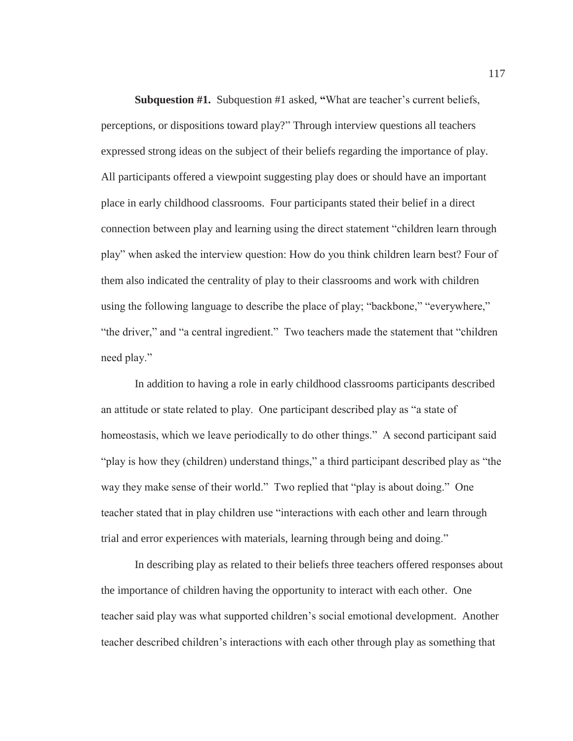**Subquestion #1.** Subquestion #1 asked, **"**What are teacher's current beliefs, perceptions, or dispositions toward play?" Through interview questions all teachers expressed strong ideas on the subject of their beliefs regarding the importance of play. All participants offered a viewpoint suggesting play does or should have an important place in early childhood classrooms. Four participants stated their belief in a direct connection between play and learning using the direct statement "children learn through play" when asked the interview question: How do you think children learn best? Four of them also indicated the centrality of play to their classrooms and work with children using the following language to describe the place of play; "backbone," "everywhere," "the driver," and "a central ingredient." Two teachers made the statement that "children need play."

In addition to having a role in early childhood classrooms participants described an attitude or state related to play. One participant described play as "a state of homeostasis, which we leave periodically to do other things." A second participant said "play is how they (children) understand things," a third participant described play as "the way they make sense of their world." Two replied that "play is about doing." One teacher stated that in play children use "interactions with each other and learn through trial and error experiences with materials, learning through being and doing."

In describing play as related to their beliefs three teachers offered responses about the importance of children having the opportunity to interact with each other. One teacher said play was what supported children's social emotional development. Another teacher described children's interactions with each other through play as something that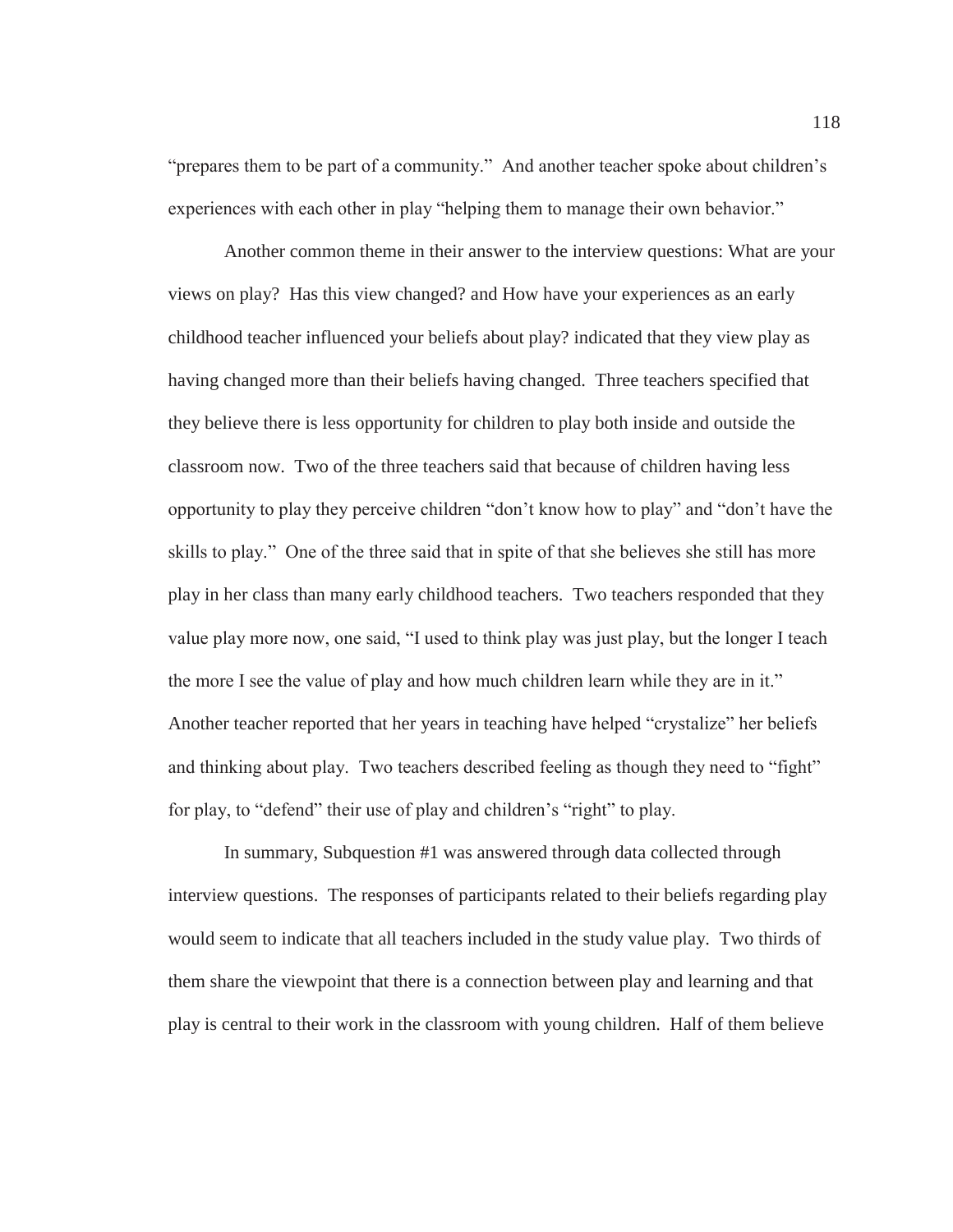"prepares them to be part of a community." And another teacher spoke about children's experiences with each other in play "helping them to manage their own behavior."

Another common theme in their answer to the interview questions: What are your views on play? Has this view changed? and How have your experiences as an early childhood teacher influenced your beliefs about play? indicated that they view play as having changed more than their beliefs having changed. Three teachers specified that they believe there is less opportunity for children to play both inside and outside the classroom now. Two of the three teachers said that because of children having less opportunity to play they perceive children "don't know how to play" and "don't have the skills to play." One of the three said that in spite of that she believes she still has more play in her class than many early childhood teachers. Two teachers responded that they value play more now, one said, "I used to think play was just play, but the longer I teach the more I see the value of play and how much children learn while they are in it." Another teacher reported that her years in teaching have helped "crystalize" her beliefs and thinking about play. Two teachers described feeling as though they need to "fight" for play, to "defend" their use of play and children's "right" to play.

In summary, Subquestion #1 was answered through data collected through interview questions. The responses of participants related to their beliefs regarding play would seem to indicate that all teachers included in the study value play. Two thirds of them share the viewpoint that there is a connection between play and learning and that play is central to their work in the classroom with young children. Half of them believe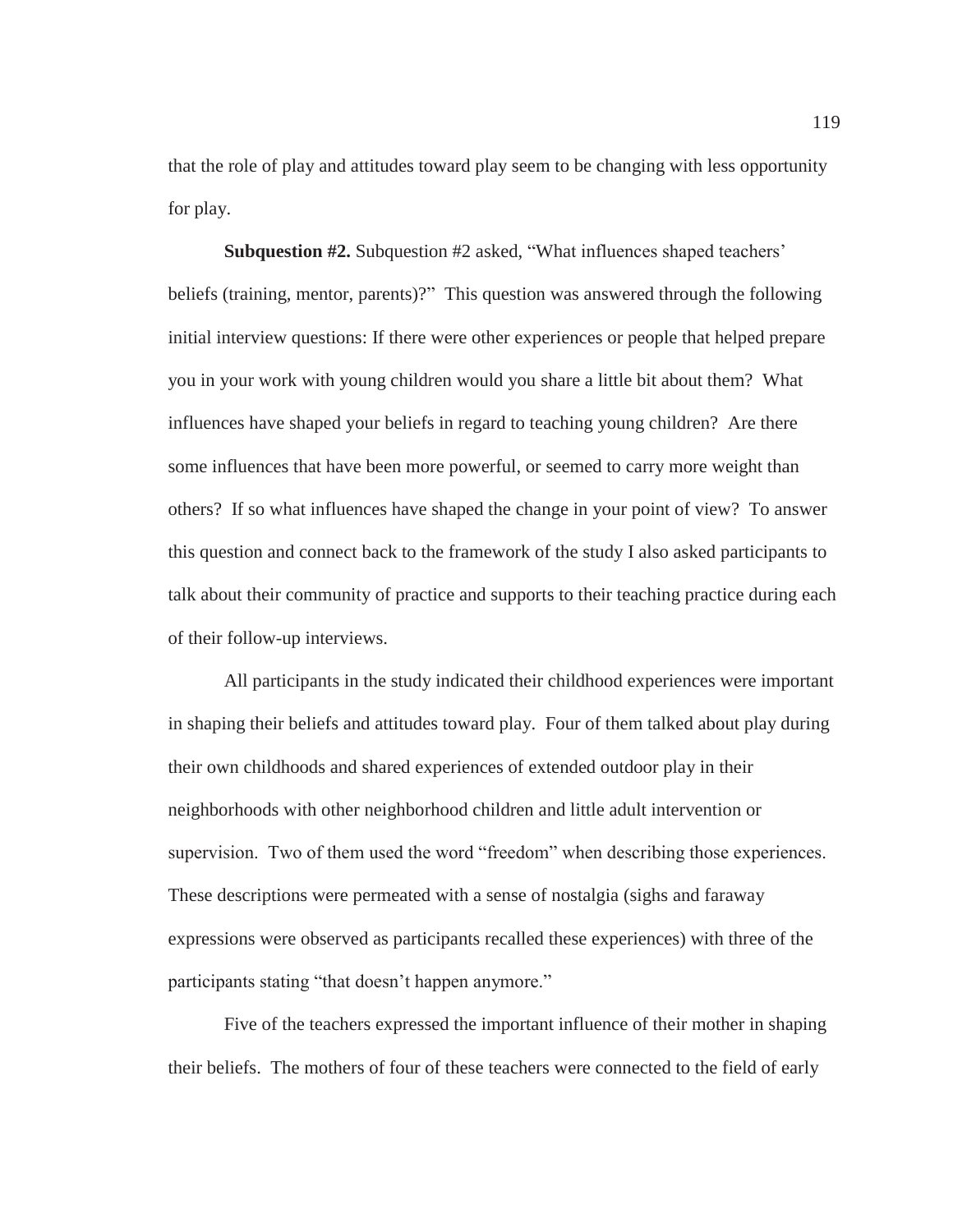that the role of play and attitudes toward play seem to be changing with less opportunity for play.

**Subquestion #2.** Subquestion #2 asked, "What influences shaped teachers' beliefs (training, mentor, parents)?" This question was answered through the following initial interview questions: If there were other experiences or people that helped prepare you in your work with young children would you share a little bit about them? What influences have shaped your beliefs in regard to teaching young children? Are there some influences that have been more powerful, or seemed to carry more weight than others? If so what influences have shaped the change in your point of view? To answer this question and connect back to the framework of the study I also asked participants to talk about their community of practice and supports to their teaching practice during each of their follow-up interviews.

All participants in the study indicated their childhood experiences were important in shaping their beliefs and attitudes toward play. Four of them talked about play during their own childhoods and shared experiences of extended outdoor play in their neighborhoods with other neighborhood children and little adult intervention or supervision. Two of them used the word "freedom" when describing those experiences. These descriptions were permeated with a sense of nostalgia (sighs and faraway expressions were observed as participants recalled these experiences) with three of the participants stating "that doesn't happen anymore."

Five of the teachers expressed the important influence of their mother in shaping their beliefs. The mothers of four of these teachers were connected to the field of early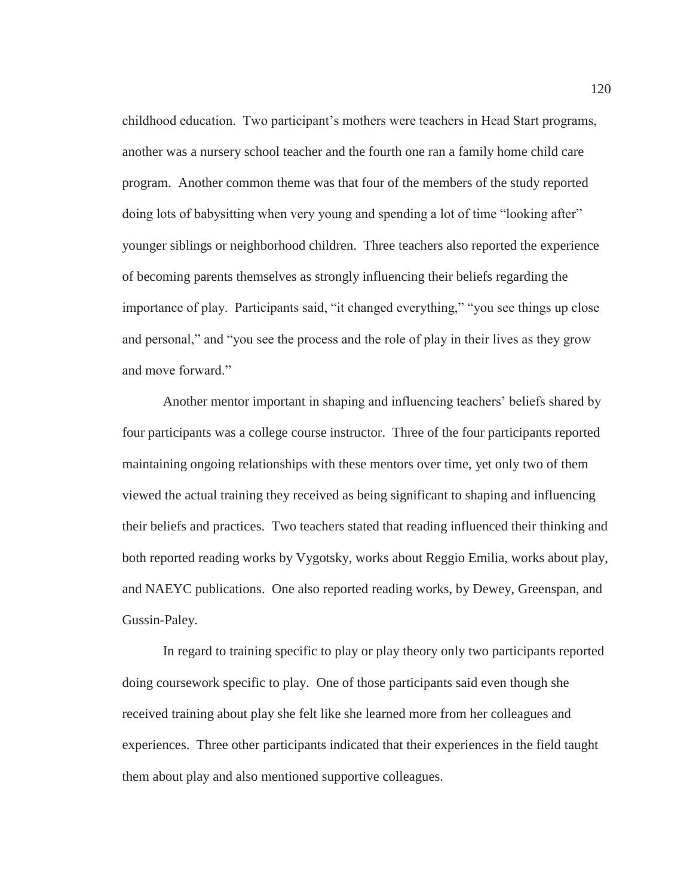childhood education. Two participant's mothers were teachers in Head Start programs, another was a nursery school teacher and the fourth one ran a family home child care program. Another common theme was that four of the members of the study reported doing lots of babysitting when very young and spending a lot of time "looking after" younger siblings or neighborhood children. Three teachers also reported the experience of becoming parents themselves as strongly influencing their beliefs regarding the importance of play. Participants said, "it changed everything," "you see things up close and personal," and "you see the process and the role of play in their lives as they grow and move forward."

Another mentor important in shaping and influencing teachers' beliefs shared by four participants was a college course instructor. Three of the four participants reported maintaining ongoing relationships with these mentors over time, yet only two of them viewed the actual training they received as being significant to shaping and influencing their beliefs and practices. Two teachers stated that reading influenced their thinking and both reported reading works by Vygotsky, works about Reggio Emilia, works about play, and NAEYC publications. One also reported reading works, by Dewey, Greenspan, and Gussin-Paley.

In regard to training specific to play or play theory only two participants reported doing coursework specific to play. One of those participants said even though she received training about play she felt like she learned more from her colleagues and experiences. Three other participants indicated that their experiences in the field taught them about play and also mentioned supportive colleagues.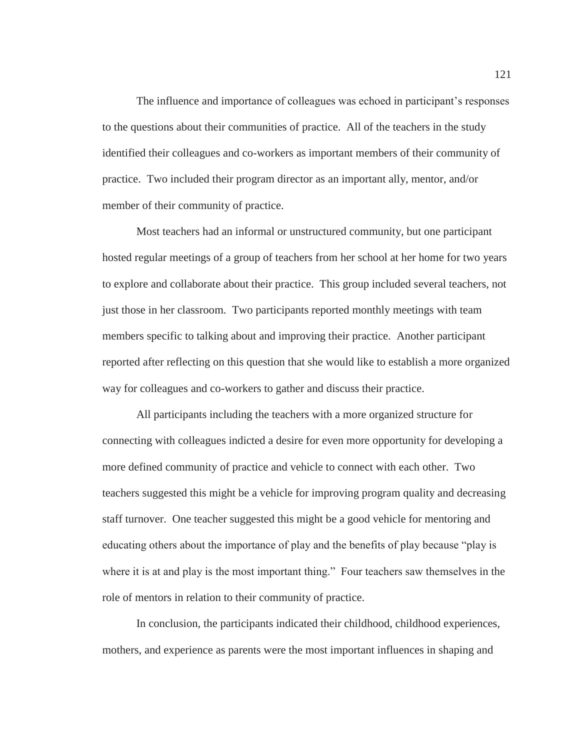The influence and importance of colleagues was echoed in participant's responses to the questions about their communities of practice. All of the teachers in the study identified their colleagues and co-workers as important members of their community of practice. Two included their program director as an important ally, mentor, and/or member of their community of practice.

Most teachers had an informal or unstructured community, but one participant hosted regular meetings of a group of teachers from her school at her home for two years to explore and collaborate about their practice. This group included several teachers, not just those in her classroom. Two participants reported monthly meetings with team members specific to talking about and improving their practice. Another participant reported after reflecting on this question that she would like to establish a more organized way for colleagues and co-workers to gather and discuss their practice.

All participants including the teachers with a more organized structure for connecting with colleagues indicted a desire for even more opportunity for developing a more defined community of practice and vehicle to connect with each other. Two teachers suggested this might be a vehicle for improving program quality and decreasing staff turnover. One teacher suggested this might be a good vehicle for mentoring and educating others about the importance of play and the benefits of play because "play is where it is at and play is the most important thing." Four teachers saw themselves in the role of mentors in relation to their community of practice.

In conclusion, the participants indicated their childhood, childhood experiences, mothers, and experience as parents were the most important influences in shaping and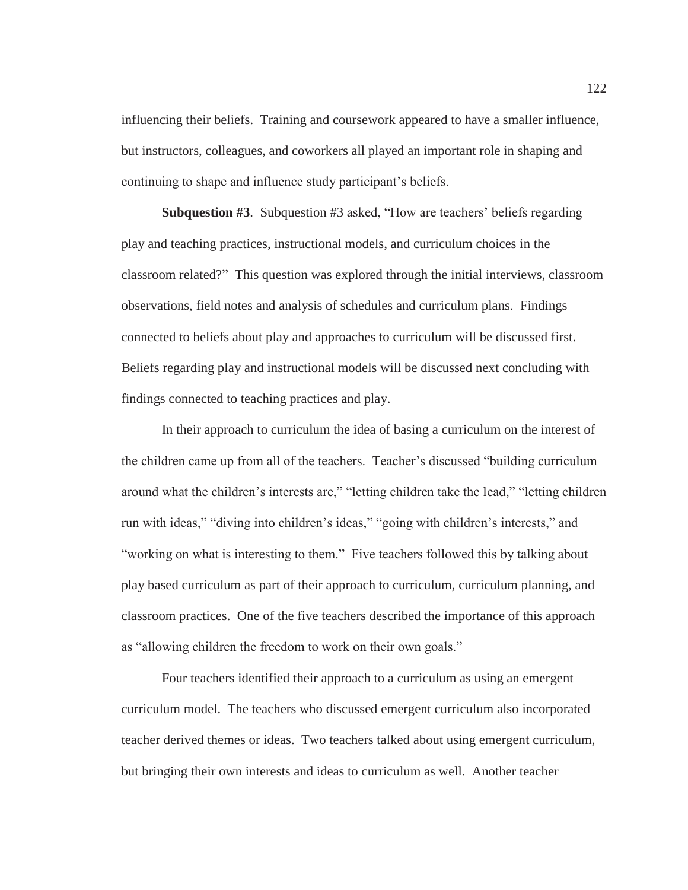influencing their beliefs. Training and coursework appeared to have a smaller influence, but instructors, colleagues, and coworkers all played an important role in shaping and continuing to shape and influence study participant's beliefs.

**Subquestion #3**. Subquestion #3 asked, "How are teachers' beliefs regarding play and teaching practices, instructional models, and curriculum choices in the classroom related?" This question was explored through the initial interviews, classroom observations, field notes and analysis of schedules and curriculum plans. Findings connected to beliefs about play and approaches to curriculum will be discussed first. Beliefs regarding play and instructional models will be discussed next concluding with findings connected to teaching practices and play.

In their approach to curriculum the idea of basing a curriculum on the interest of the children came up from all of the teachers. Teacher's discussed "building curriculum around what the children's interests are," "letting children take the lead," "letting children run with ideas," "diving into children's ideas," "going with children's interests," and "working on what is interesting to them." Five teachers followed this by talking about play based curriculum as part of their approach to curriculum, curriculum planning, and classroom practices. One of the five teachers described the importance of this approach as "allowing children the freedom to work on their own goals."

Four teachers identified their approach to a curriculum as using an emergent curriculum model. The teachers who discussed emergent curriculum also incorporated teacher derived themes or ideas. Two teachers talked about using emergent curriculum, but bringing their own interests and ideas to curriculum as well. Another teacher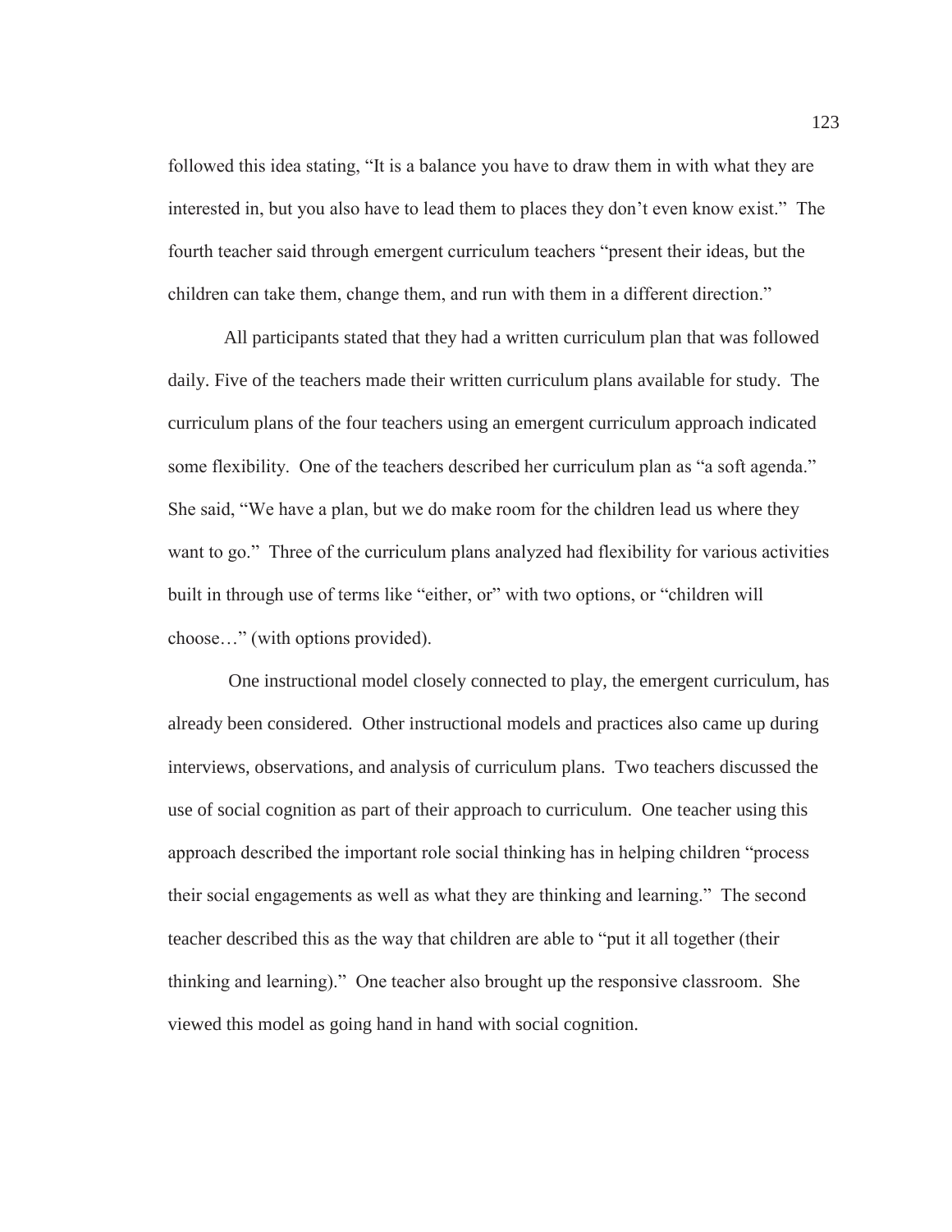followed this idea stating, "It is a balance you have to draw them in with what they are interested in, but you also have to lead them to places they don't even know exist." The fourth teacher said through emergent curriculum teachers "present their ideas, but the children can take them, change them, and run with them in a different direction."

All participants stated that they had a written curriculum plan that was followed daily. Five of the teachers made their written curriculum plans available for study. The curriculum plans of the four teachers using an emergent curriculum approach indicated some flexibility. One of the teachers described her curriculum plan as "a soft agenda." She said, "We have a plan, but we do make room for the children lead us where they want to go." Three of the curriculum plans analyzed had flexibility for various activities built in through use of terms like "either, or" with two options, or "children will choose…" (with options provided).

One instructional model closely connected to play, the emergent curriculum, has already been considered. Other instructional models and practices also came up during interviews, observations, and analysis of curriculum plans. Two teachers discussed the use of social cognition as part of their approach to curriculum. One teacher using this approach described the important role social thinking has in helping children "process their social engagements as well as what they are thinking and learning." The second teacher described this as the way that children are able to "put it all together (their thinking and learning)." One teacher also brought up the responsive classroom. She viewed this model as going hand in hand with social cognition.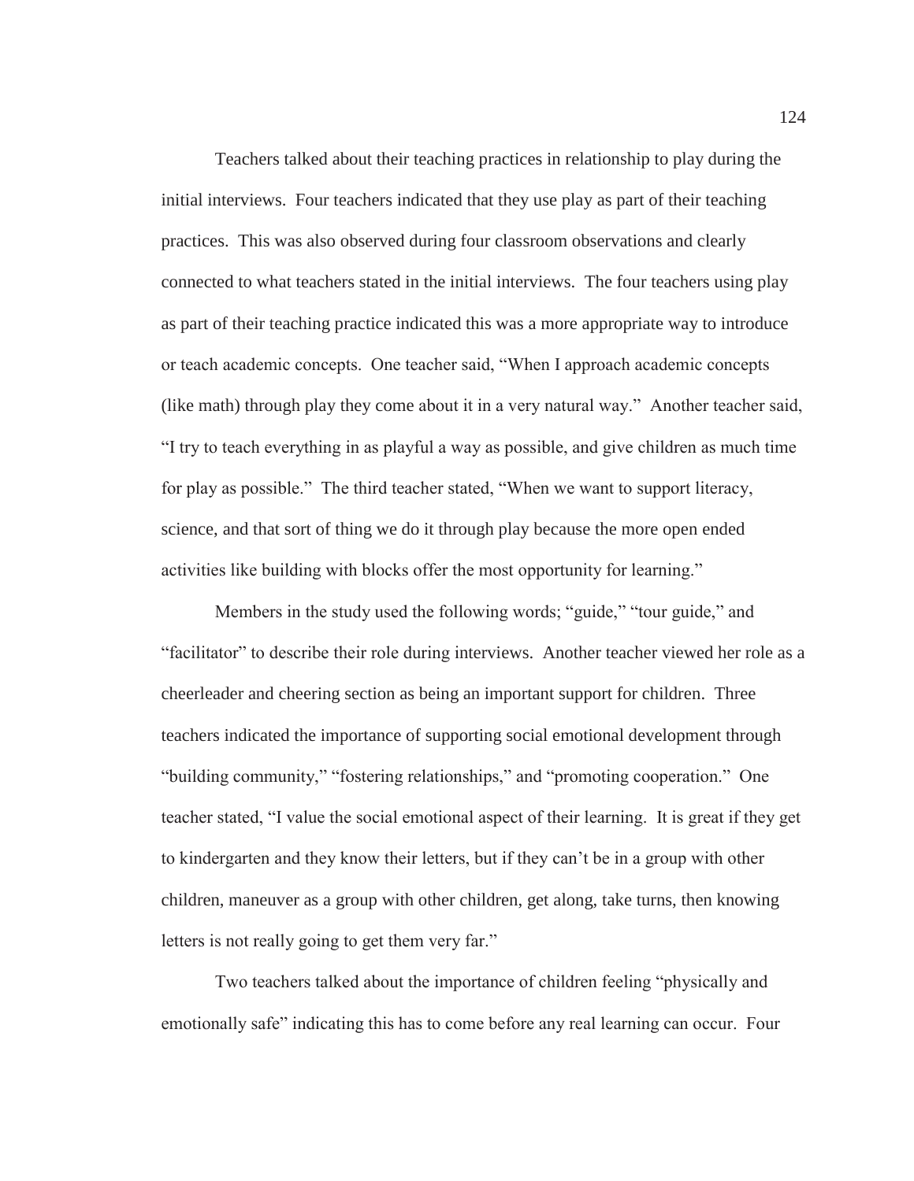Teachers talked about their teaching practices in relationship to play during the initial interviews. Four teachers indicated that they use play as part of their teaching practices. This was also observed during four classroom observations and clearly connected to what teachers stated in the initial interviews. The four teachers using play as part of their teaching practice indicated this was a more appropriate way to introduce or teach academic concepts. One teacher said, "When I approach academic concepts (like math) through play they come about it in a very natural way." Another teacher said, "I try to teach everything in as playful a way as possible, and give children as much time for play as possible." The third teacher stated, "When we want to support literacy, science, and that sort of thing we do it through play because the more open ended activities like building with blocks offer the most opportunity for learning."

Members in the study used the following words; "guide," "tour guide," and "facilitator" to describe their role during interviews. Another teacher viewed her role as a cheerleader and cheering section as being an important support for children. Three teachers indicated the importance of supporting social emotional development through "building community," "fostering relationships," and "promoting cooperation." One teacher stated, "I value the social emotional aspect of their learning. It is great if they get to kindergarten and they know their letters, but if they can't be in a group with other children, maneuver as a group with other children, get along, take turns, then knowing letters is not really going to get them very far."

Two teachers talked about the importance of children feeling "physically and emotionally safe" indicating this has to come before any real learning can occur. Four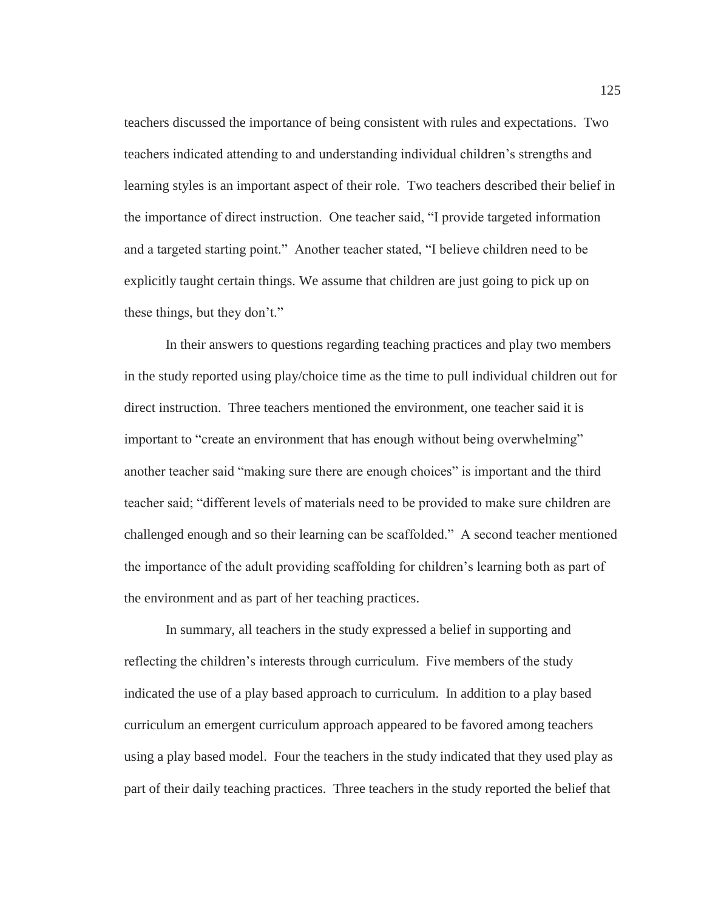teachers discussed the importance of being consistent with rules and expectations. Two teachers indicated attending to and understanding individual children's strengths and learning styles is an important aspect of their role. Two teachers described their belief in the importance of direct instruction. One teacher said, "I provide targeted information and a targeted starting point." Another teacher stated, "I believe children need to be explicitly taught certain things. We assume that children are just going to pick up on these things, but they don't."

In their answers to questions regarding teaching practices and play two members in the study reported using play/choice time as the time to pull individual children out for direct instruction. Three teachers mentioned the environment, one teacher said it is important to "create an environment that has enough without being overwhelming" another teacher said "making sure there are enough choices" is important and the third teacher said; "different levels of materials need to be provided to make sure children are challenged enough and so their learning can be scaffolded." A second teacher mentioned the importance of the adult providing scaffolding for children's learning both as part of the environment and as part of her teaching practices.

In summary, all teachers in the study expressed a belief in supporting and reflecting the children's interests through curriculum. Five members of the study indicated the use of a play based approach to curriculum. In addition to a play based curriculum an emergent curriculum approach appeared to be favored among teachers using a play based model. Four the teachers in the study indicated that they used play as part of their daily teaching practices. Three teachers in the study reported the belief that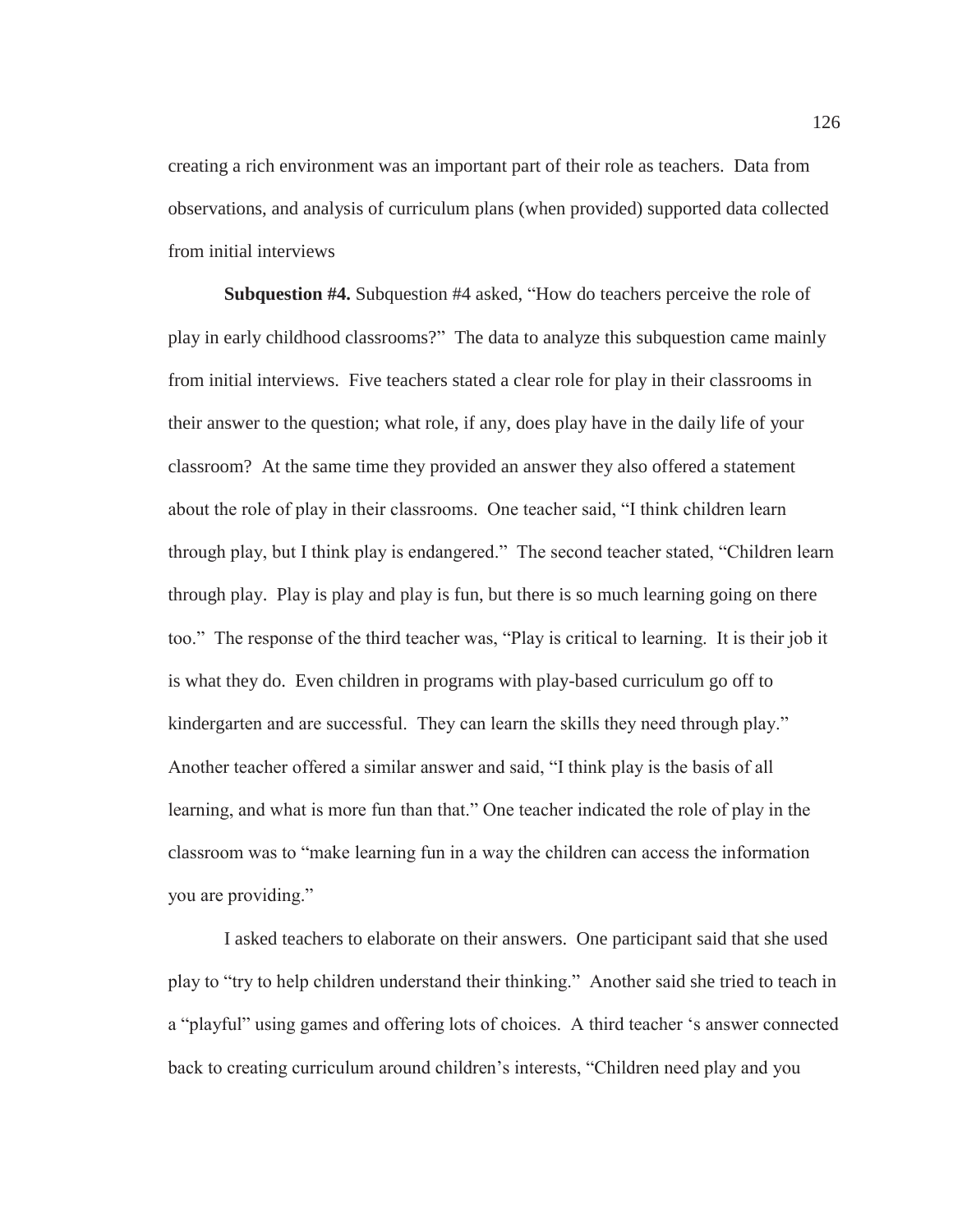creating a rich environment was an important part of their role as teachers. Data from observations, and analysis of curriculum plans (when provided) supported data collected from initial interviews

**Subquestion #4.** Subquestion #4 asked, "How do teachers perceive the role of play in early childhood classrooms?" The data to analyze this subquestion came mainly from initial interviews. Five teachers stated a clear role for play in their classrooms in their answer to the question; what role, if any, does play have in the daily life of your classroom? At the same time they provided an answer they also offered a statement about the role of play in their classrooms. One teacher said, "I think children learn through play, but I think play is endangered." The second teacher stated, "Children learn through play. Play is play and play is fun, but there is so much learning going on there too." The response of the third teacher was, "Play is critical to learning. It is their job it is what they do. Even children in programs with play-based curriculum go off to kindergarten and are successful. They can learn the skills they need through play." Another teacher offered a similar answer and said, "I think play is the basis of all learning, and what is more fun than that." One teacher indicated the role of play in the classroom was to "make learning fun in a way the children can access the information you are providing."

I asked teachers to elaborate on their answers. One participant said that she used play to "try to help children understand their thinking." Another said she tried to teach in a "playful" using games and offering lots of choices. A third teacher 's answer connected back to creating curriculum around children's interests, "Children need play and you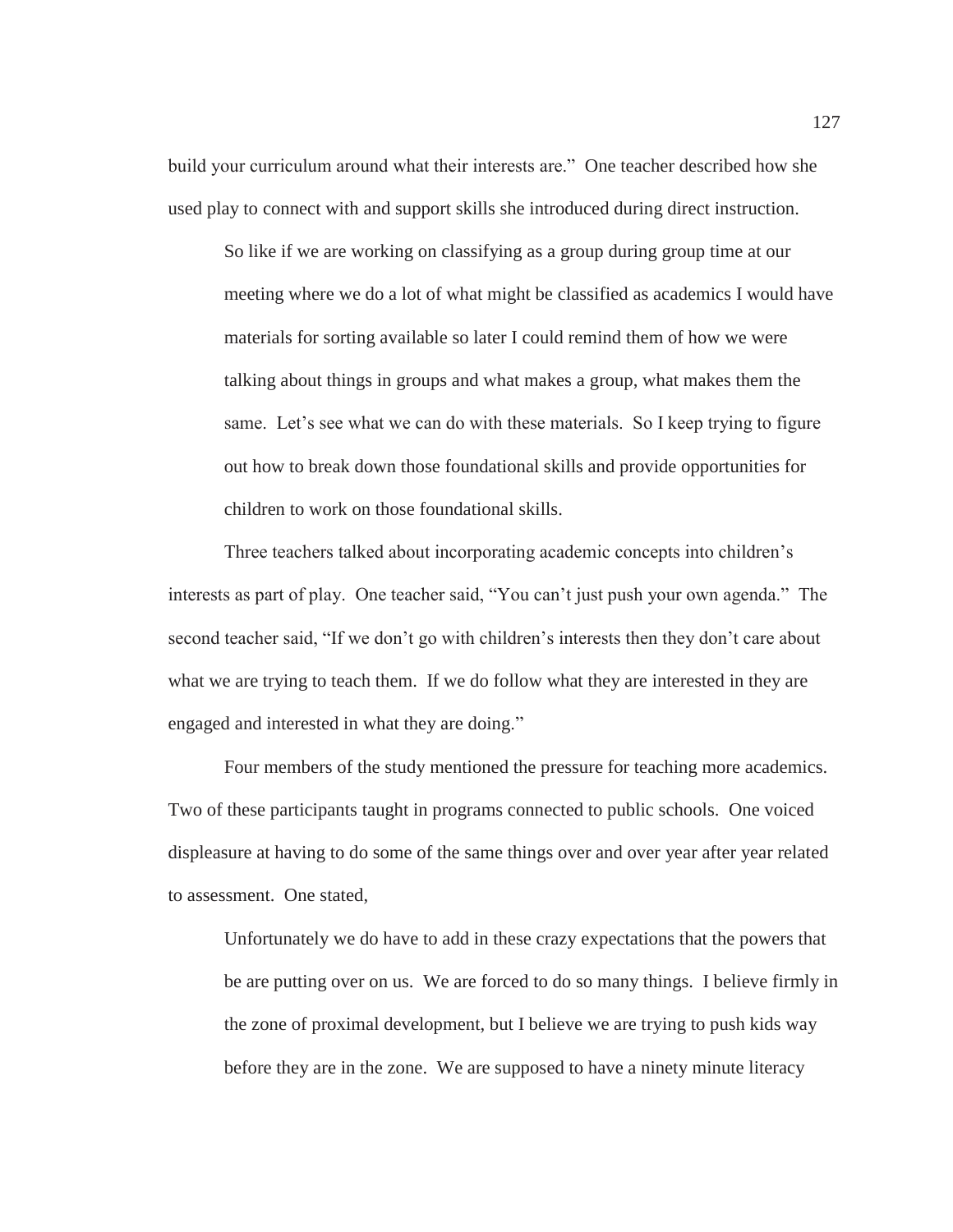build your curriculum around what their interests are." One teacher described how she used play to connect with and support skills she introduced during direct instruction.

> So like if we are working on classifying as a group during group time at our meeting where we do a lot of what might be classified as academics I would have materials for sorting available so later I could remind them of how we were talking about things in groups and what makes a group, what makes them the same. Let's see what we can do with these materials. So I keep trying to figure out how to break down those foundational skills and provide opportunities for children to work on those foundational skills.

Three teachers talked about incorporating academic concepts into children's interests as part of play. One teacher said, "You can't just push your own agenda." The second teacher said, "If we don't go with children's interests then they don't care about what we are trying to teach them. If we do follow what they are interested in they are engaged and interested in what they are doing."

Four members of the study mentioned the pressure for teaching more academics. Two of these participants taught in programs connected to public schools. One voiced displeasure at having to do some of the same things over and over year after year related to assessment. One stated,

> Unfortunately we do have to add in these crazy expectations that the powers that be are putting over on us. We are forced to do so many things. I believe firmly in the zone of proximal development, but I believe we are trying to push kids way before they are in the zone. We are supposed to have a ninety minute literacy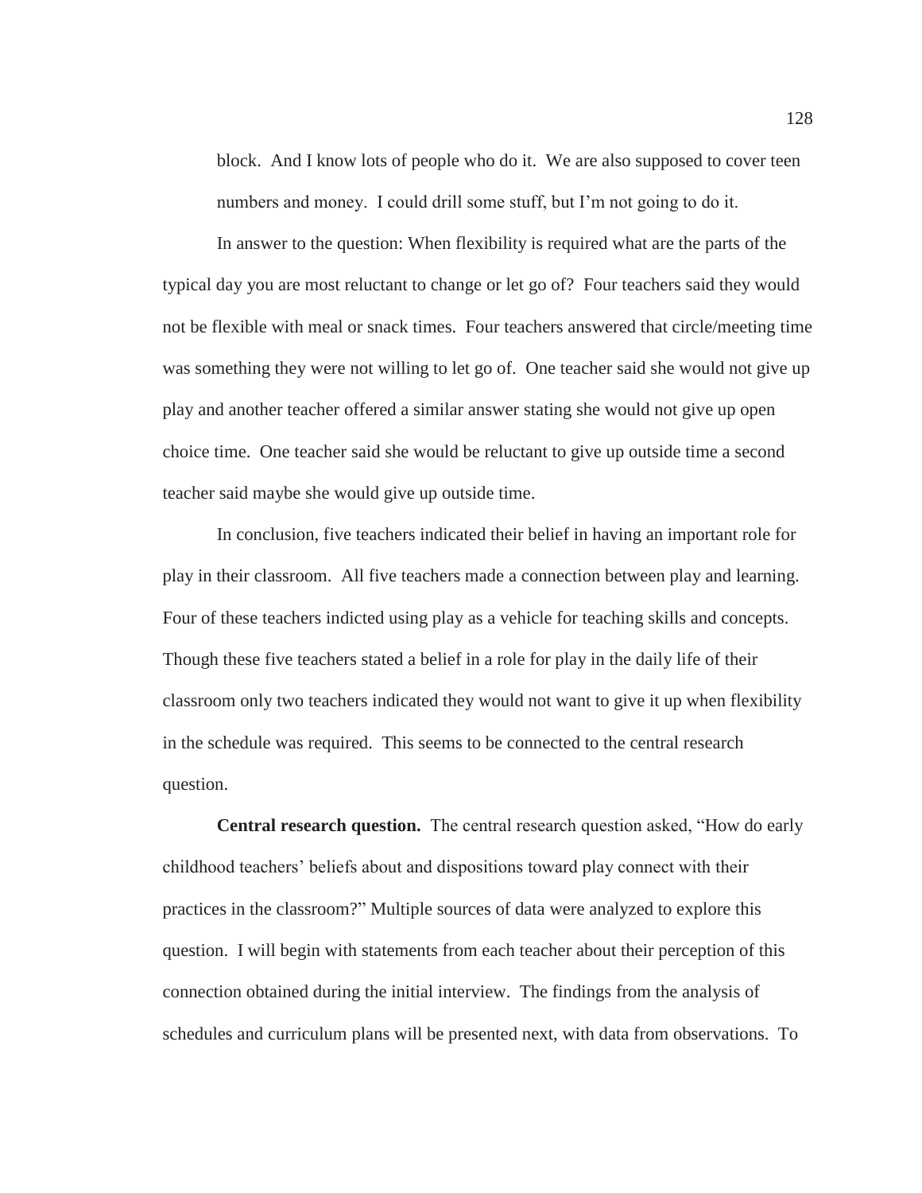block. And I know lots of people who do it. We are also supposed to cover teen numbers and money. I could drill some stuff, but I'm not going to do it.

In answer to the question: When flexibility is required what are the parts of the typical day you are most reluctant to change or let go of? Four teachers said they would not be flexible with meal or snack times. Four teachers answered that circle/meeting time was something they were not willing to let go of. One teacher said she would not give up play and another teacher offered a similar answer stating she would not give up open choice time. One teacher said she would be reluctant to give up outside time a second teacher said maybe she would give up outside time.

In conclusion, five teachers indicated their belief in having an important role for play in their classroom. All five teachers made a connection between play and learning. Four of these teachers indicted using play as a vehicle for teaching skills and concepts. Though these five teachers stated a belief in a role for play in the daily life of their classroom only two teachers indicated they would not want to give it up when flexibility in the schedule was required. This seems to be connected to the central research question.

**Central research question.** The central research question asked, "How do early childhood teachers' beliefs about and dispositions toward play connect with their practices in the classroom?" Multiple sources of data were analyzed to explore this question. I will begin with statements from each teacher about their perception of this connection obtained during the initial interview. The findings from the analysis of schedules and curriculum plans will be presented next, with data from observations. To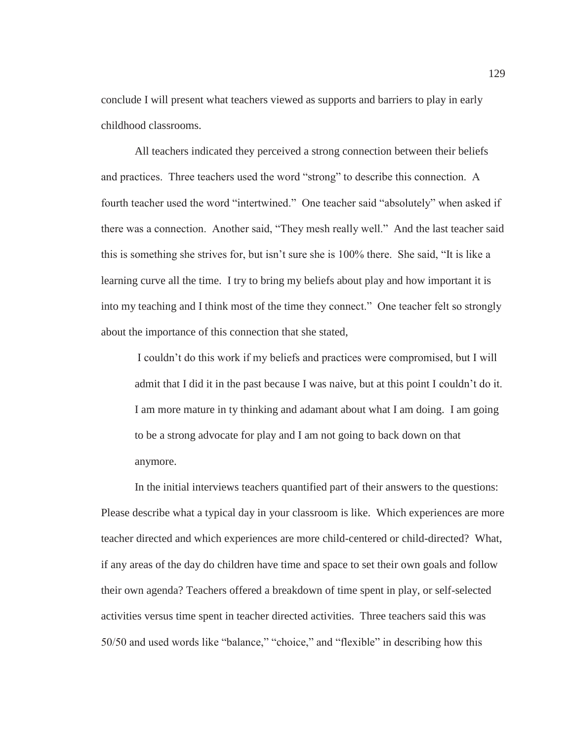conclude I will present what teachers viewed as supports and barriers to play in early childhood classrooms.

All teachers indicated they perceived a strong connection between their beliefs and practices. Three teachers used the word "strong" to describe this connection. A fourth teacher used the word "intertwined." One teacher said "absolutely" when asked if there was a connection. Another said, "They mesh really well." And the last teacher said this is something she strives for, but isn't sure she is 100% there. She said, "It is like a learning curve all the time. I try to bring my beliefs about play and how important it is into my teaching and I think most of the time they connect." One teacher felt so strongly about the importance of this connection that she stated,

> I couldn't do this work if my beliefs and practices were compromised, but I will admit that I did it in the past because I was naive, but at this point I couldn't do it. I am more mature in ty thinking and adamant about what I am doing. I am going to be a strong advocate for play and I am not going to back down on that anymore.

In the initial interviews teachers quantified part of their answers to the questions: Please describe what a typical day in your classroom is like. Which experiences are more teacher directed and which experiences are more child-centered or child-directed? What, if any areas of the day do children have time and space to set their own goals and follow their own agenda? Teachers offered a breakdown of time spent in play, or self-selected activities versus time spent in teacher directed activities. Three teachers said this was 50/50 and used words like "balance," "choice," and "flexible" in describing how this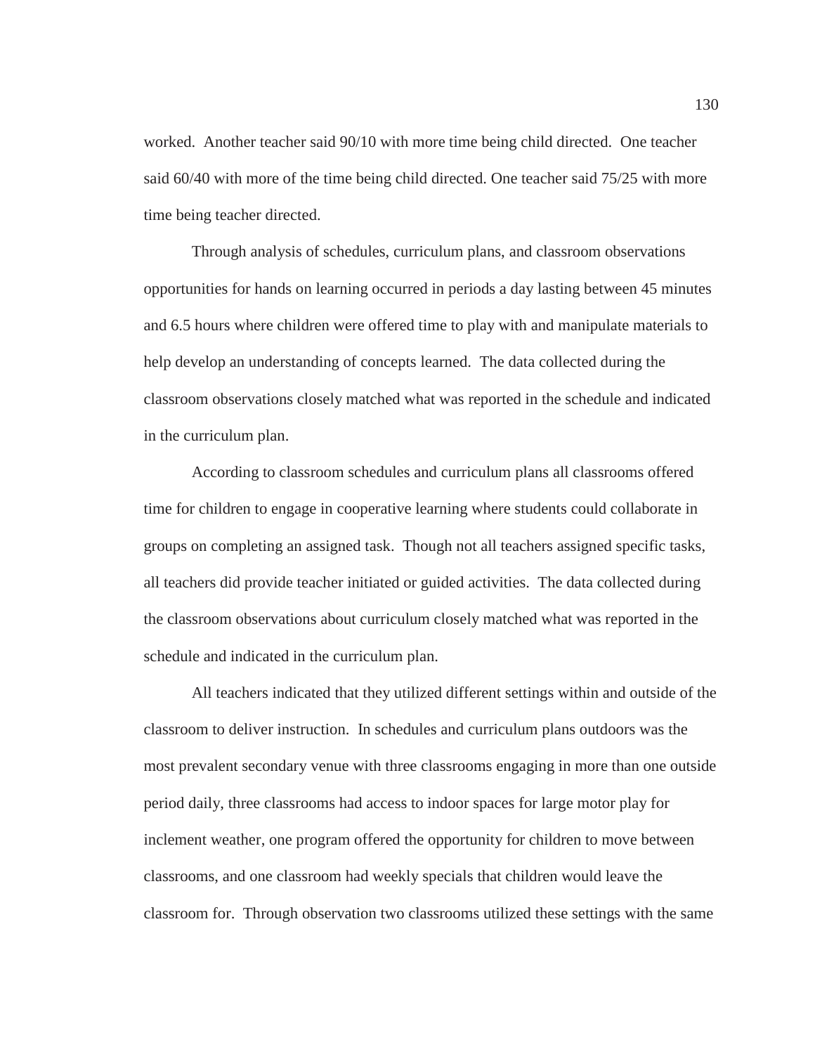worked. Another teacher said 90/10 with more time being child directed. One teacher said 60/40 with more of the time being child directed. One teacher said 75/25 with more time being teacher directed.

Through analysis of schedules, curriculum plans, and classroom observations opportunities for hands on learning occurred in periods a day lasting between 45 minutes and 6.5 hours where children were offered time to play with and manipulate materials to help develop an understanding of concepts learned. The data collected during the classroom observations closely matched what was reported in the schedule and indicated in the curriculum plan.

According to classroom schedules and curriculum plans all classrooms offered time for children to engage in cooperative learning where students could collaborate in groups on completing an assigned task. Though not all teachers assigned specific tasks, all teachers did provide teacher initiated or guided activities. The data collected during the classroom observations about curriculum closely matched what was reported in the schedule and indicated in the curriculum plan.

All teachers indicated that they utilized different settings within and outside of the classroom to deliver instruction. In schedules and curriculum plans outdoors was the most prevalent secondary venue with three classrooms engaging in more than one outside period daily, three classrooms had access to indoor spaces for large motor play for inclement weather, one program offered the opportunity for children to move between classrooms, and one classroom had weekly specials that children would leave the classroom for. Through observation two classrooms utilized these settings with the same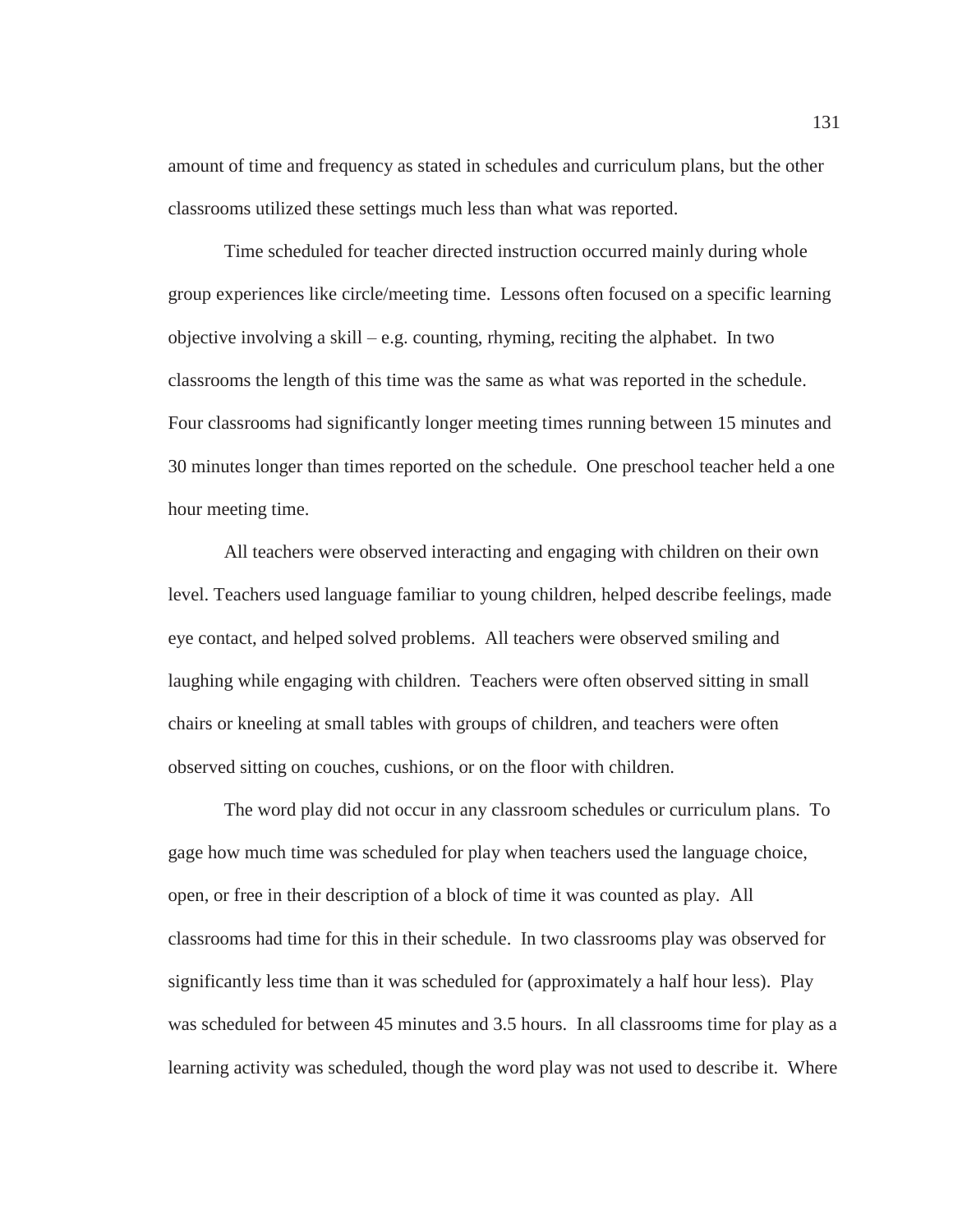amount of time and frequency as stated in schedules and curriculum plans, but the other classrooms utilized these settings much less than what was reported.

Time scheduled for teacher directed instruction occurred mainly during whole group experiences like circle/meeting time. Lessons often focused on a specific learning objective involving a skill – e.g. counting, rhyming, reciting the alphabet. In two classrooms the length of this time was the same as what was reported in the schedule. Four classrooms had significantly longer meeting times running between 15 minutes and 30 minutes longer than times reported on the schedule. One preschool teacher held a one hour meeting time.

All teachers were observed interacting and engaging with children on their own level. Teachers used language familiar to young children, helped describe feelings, made eye contact, and helped solved problems. All teachers were observed smiling and laughing while engaging with children. Teachers were often observed sitting in small chairs or kneeling at small tables with groups of children, and teachers were often observed sitting on couches, cushions, or on the floor with children.

The word play did not occur in any classroom schedules or curriculum plans. To gage how much time was scheduled for play when teachers used the language choice, open, or free in their description of a block of time it was counted as play. All classrooms had time for this in their schedule. In two classrooms play was observed for significantly less time than it was scheduled for (approximately a half hour less). Play was scheduled for between 45 minutes and 3.5 hours. In all classrooms time for play as a learning activity was scheduled, though the word play was not used to describe it. Where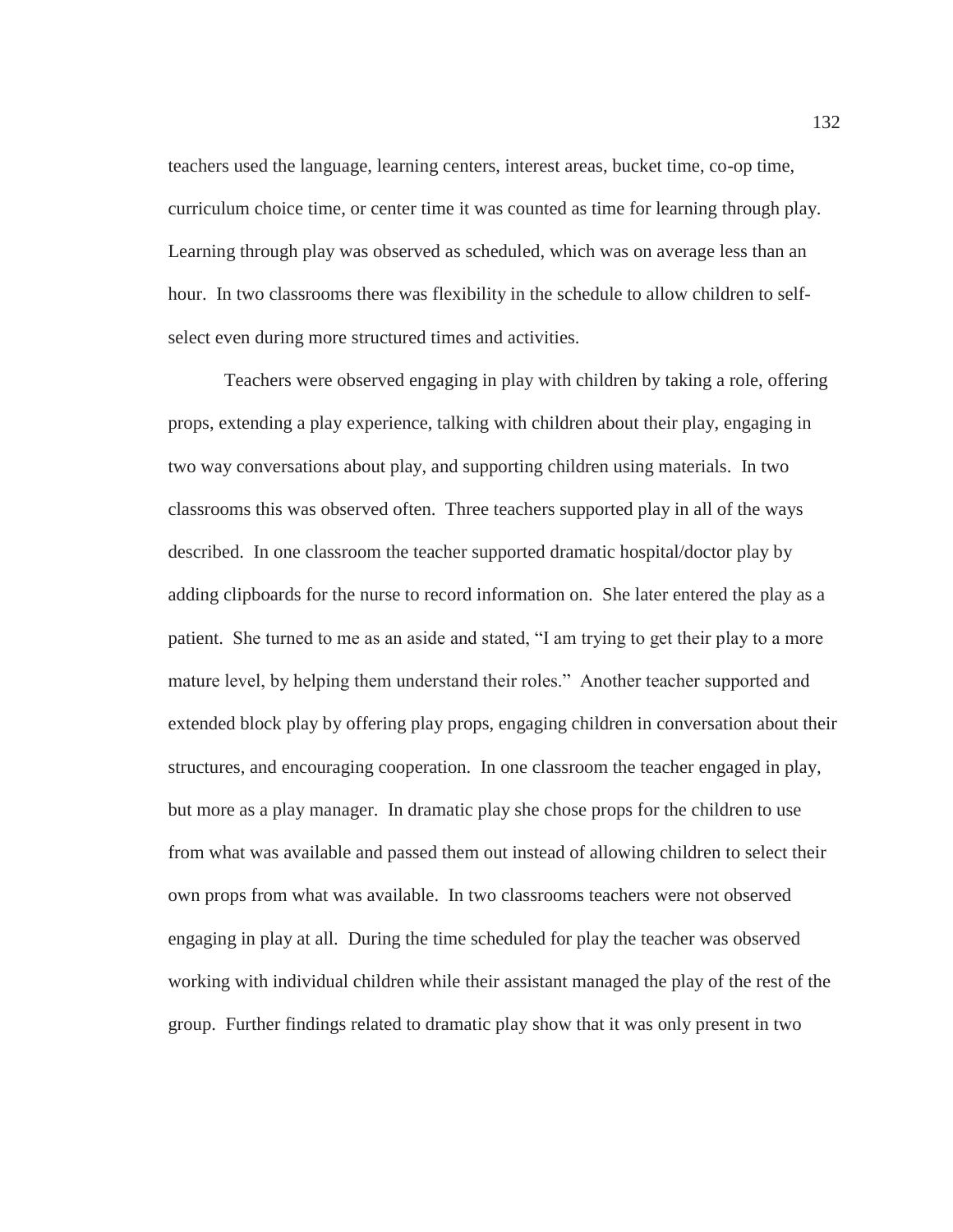teachers used the language, learning centers, interest areas, bucket time, co-op time, curriculum choice time, or center time it was counted as time for learning through play. Learning through play was observed as scheduled, which was on average less than an hour. In two classrooms there was flexibility in the schedule to allow children to self-select even during more structured times and activities.

Teachers were observed engaging in play with children by taking a role, offering props, extending a play experience, talking with children about their play, engaging in two way conversations about play, and supporting children using materials. In two classrooms this was observed often. Three teachers supported play in all of the ways described. In one classroom the teacher supported dramatic hospital/doctor play by adding clipboards for the nurse to record information on. She later entered the play as a patient. She turned to me as an aside and stated, "I am trying to get their play to a more mature level, by helping them understand their roles." Another teacher supported and extended block play by offering play props, engaging children in conversation about their structures, and encouraging cooperation. In one classroom the teacher engaged in play, but more as a play manager. In dramatic play she chose props for the children to use from what was available and passed them out instead of allowing children to select their own props from what was available. In two classrooms teachers were not observed engaging in play at all. During the time scheduled for play the teacher was observed working with individual children while their assistant managed the play of the rest of the group. Further findings related to dramatic play show that it was only present in two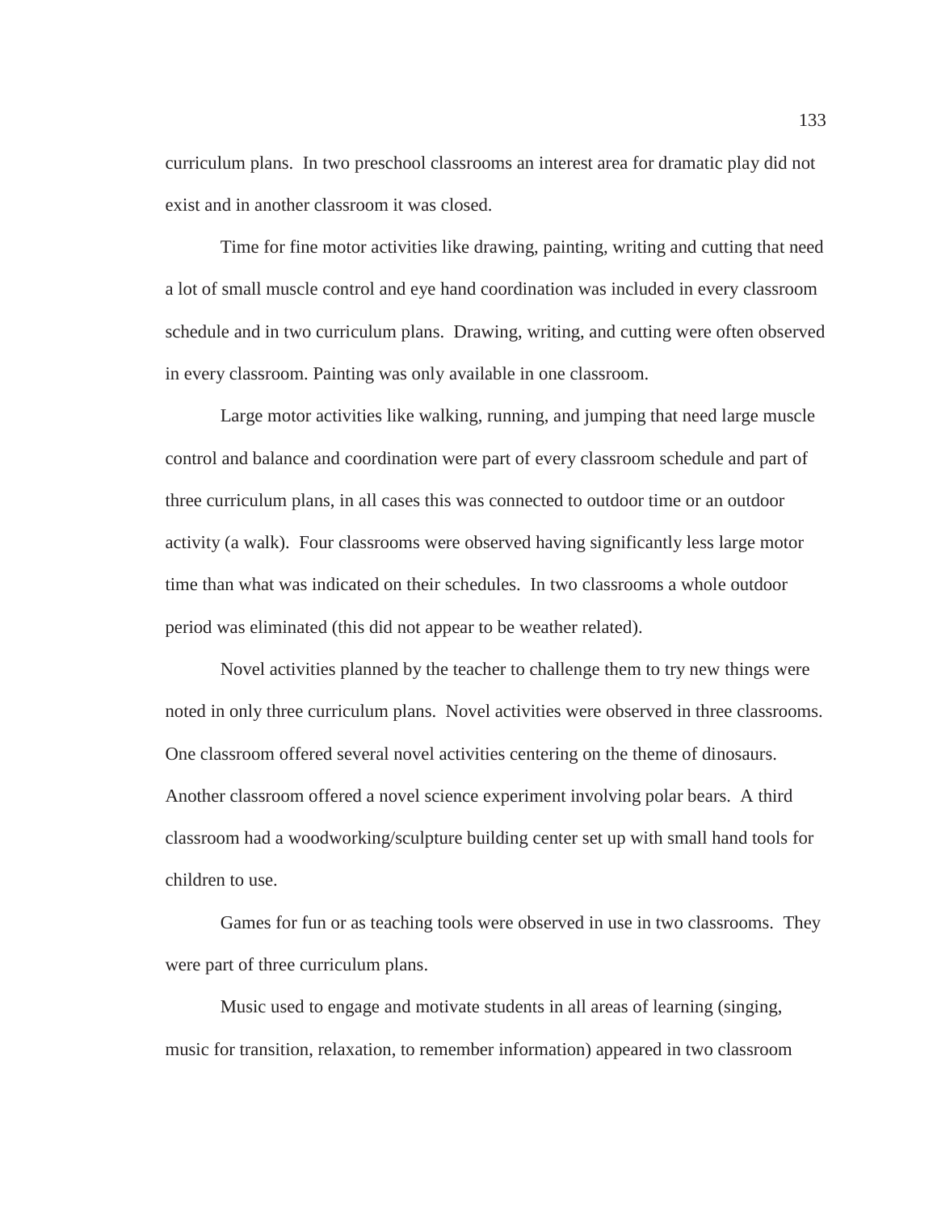curriculum plans. In two preschool classrooms an interest area for dramatic play did not exist and in another classroom it was closed.

Time for fine motor activities like drawing, painting, writing and cutting that need a lot of small muscle control and eye hand coordination was included in every classroom schedule and in two curriculum plans. Drawing, writing, and cutting were often observed in every classroom. Painting was only available in one classroom.

Large motor activities like walking, running, and jumping that need large muscle control and balance and coordination were part of every classroom schedule and part of three curriculum plans, in all cases this was connected to outdoor time or an outdoor activity (a walk). Four classrooms were observed having significantly less large motor time than what was indicated on their schedules. In two classrooms a whole outdoor period was eliminated (this did not appear to be weather related).

Novel activities planned by the teacher to challenge them to try new things were noted in only three curriculum plans. Novel activities were observed in three classrooms. One classroom offered several novel activities centering on the theme of dinosaurs. Another classroom offered a novel science experiment involving polar bears. A third classroom had a woodworking/sculpture building center set up with small hand tools for children to use.

Games for fun or as teaching tools were observed in use in two classrooms. They were part of three curriculum plans.

Music used to engage and motivate students in all areas of learning (singing, music for transition, relaxation, to remember information) appeared in two classroom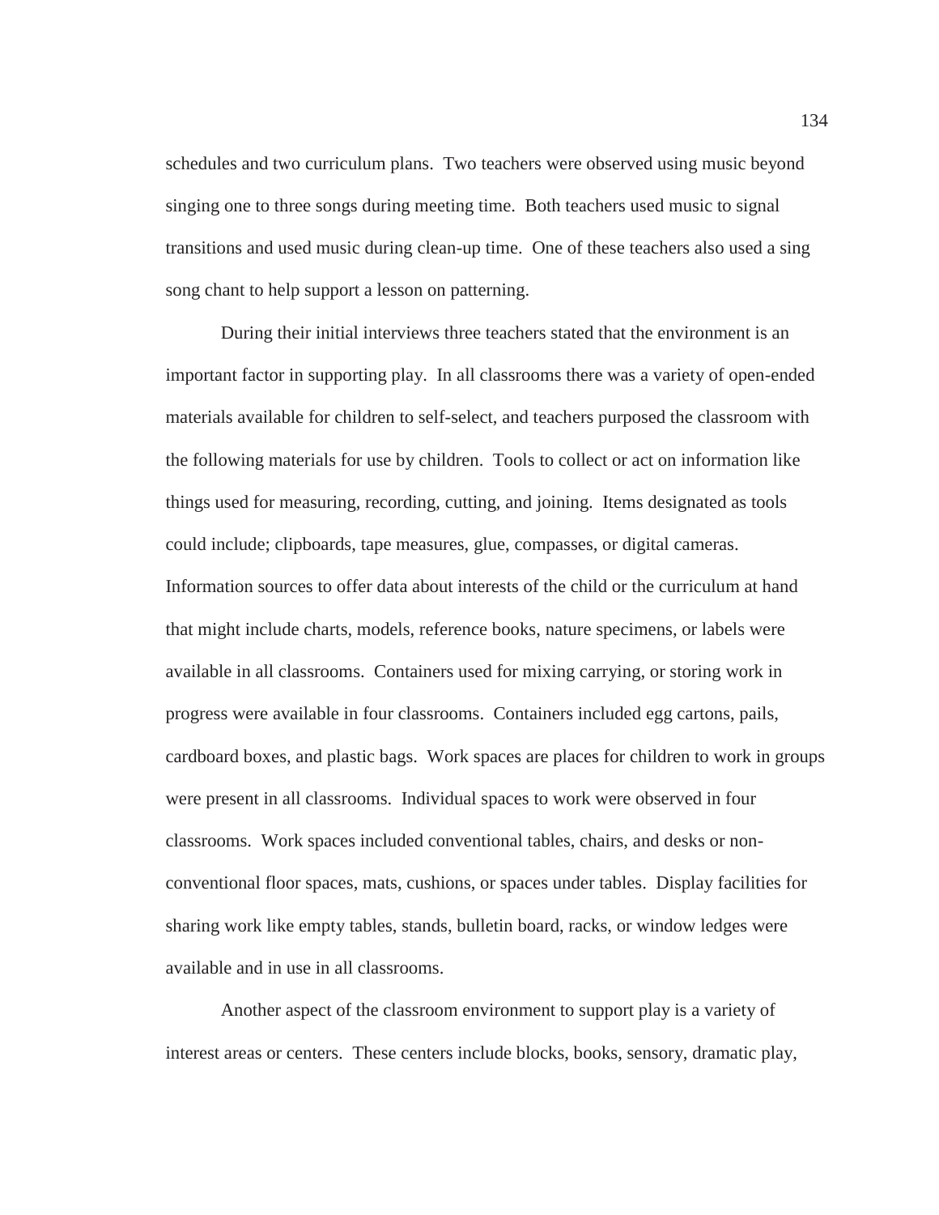schedules and two curriculum plans. Two teachers were observed using music beyond singing one to three songs during meeting time. Both teachers used music to signal transitions and used music during clean-up time. One of these teachers also used a sing song chant to help support a lesson on patterning.

During their initial interviews three teachers stated that the environment is an important factor in supporting play. In all classrooms there was a variety of open-ended materials available for children to self-select, and teachers purposed the classroom with the following materials for use by children. Tools to collect or act on information like things used for measuring, recording, cutting, and joining. Items designated as tools could include; clipboards, tape measures, glue, compasses, or digital cameras. Information sources to offer data about interests of the child or the curriculum at hand that might include charts, models, reference books, nature specimens, or labels were available in all classrooms. Containers used for mixing carrying, or storing work in progress were available in four classrooms. Containers included egg cartons, pails, cardboard boxes, and plastic bags. Work spaces are places for children to work in groups were present in all classrooms. Individual spaces to work were observed in four classrooms. Work spaces included conventional tables, chairs, and desks or non-conventional floor spaces, mats, cushions, or spaces under tables. Display facilities for sharing work like empty tables, stands, bulletin board, racks, or window ledges were available and in use in all classrooms.

Another aspect of the classroom environment to support play is a variety of interest areas or centers. These centers include blocks, books, sensory, dramatic play,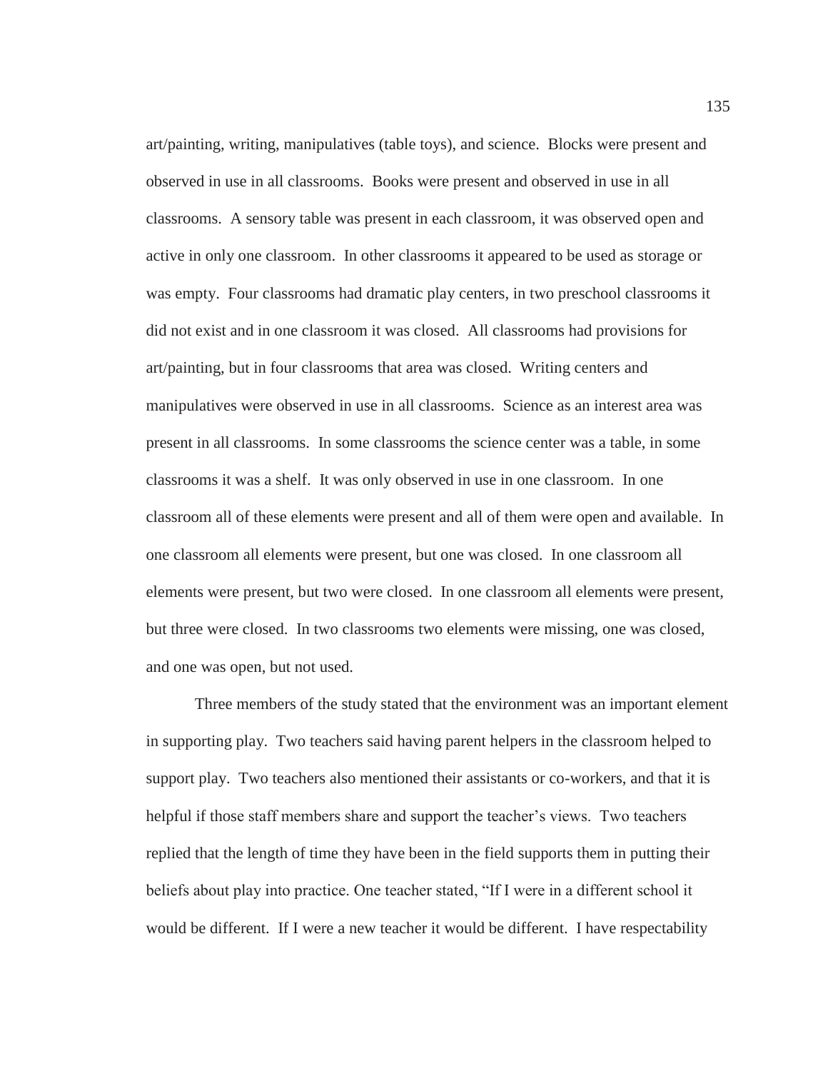art/painting, writing, manipulatives (table toys), and science. Blocks were present and observed in use in all classrooms. Books were present and observed in use in all classrooms. A sensory table was present in each classroom, it was observed open and active in only one classroom. In other classrooms it appeared to be used as storage or was empty. Four classrooms had dramatic play centers, in two preschool classrooms it did not exist and in one classroom it was closed. All classrooms had provisions for art/painting, but in four classrooms that area was closed. Writing centers and manipulatives were observed in use in all classrooms. Science as an interest area was present in all classrooms. In some classrooms the science center was a table, in some classrooms it was a shelf. It was only observed in use in one classroom. In one classroom all of these elements were present and all of them were open and available. In one classroom all elements were present, but one was closed. In one classroom all elements were present, but two were closed. In one classroom all elements were present, but three were closed. In two classrooms two elements were missing, one was closed, and one was open, but not used.

Three members of the study stated that the environment was an important element in supporting play. Two teachers said having parent helpers in the classroom helped to support play. Two teachers also mentioned their assistants or co-workers, and that it is helpful if those staff members share and support the teacher's views. Two teachers replied that the length of time they have been in the field supports them in putting their beliefs about play into practice. One teacher stated, "If I were in a different school it would be different. If I were a new teacher it would be different. I have respectability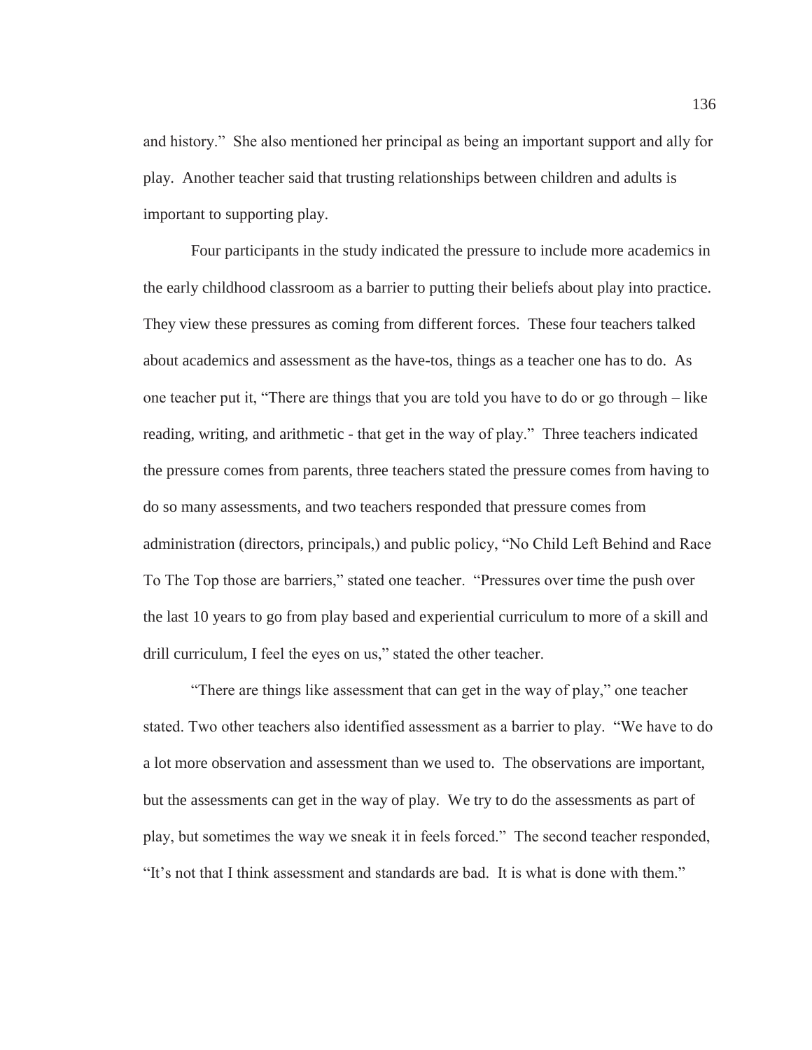and history." She also mentioned her principal as being an important support and ally for play. Another teacher said that trusting relationships between children and adults is important to supporting play.

Four participants in the study indicated the pressure to include more academics in the early childhood classroom as a barrier to putting their beliefs about play into practice. They view these pressures as coming from different forces. These four teachers talked about academics and assessment as the have-tos, things as a teacher one has to do. As one teacher put it, "There are things that you are told you have to do or go through – like reading, writing, and arithmetic - that get in the way of play." Three teachers indicated the pressure comes from parents, three teachers stated the pressure comes from having to do so many assessments, and two teachers responded that pressure comes from administration (directors, principals,) and public policy, "No Child Left Behind and Race To The Top those are barriers," stated one teacher. "Pressures over time the push over the last 10 years to go from play based and experiential curriculum to more of a skill and drill curriculum, I feel the eyes on us," stated the other teacher.

"There are things like assessment that can get in the way of play," one teacher stated. Two other teachers also identified assessment as a barrier to play. "We have to do a lot more observation and assessment than we used to. The observations are important, but the assessments can get in the way of play. We try to do the assessments as part of play, but sometimes the way we sneak it in feels forced." The second teacher responded, "It's not that I think assessment and standards are bad. It is what is done with them."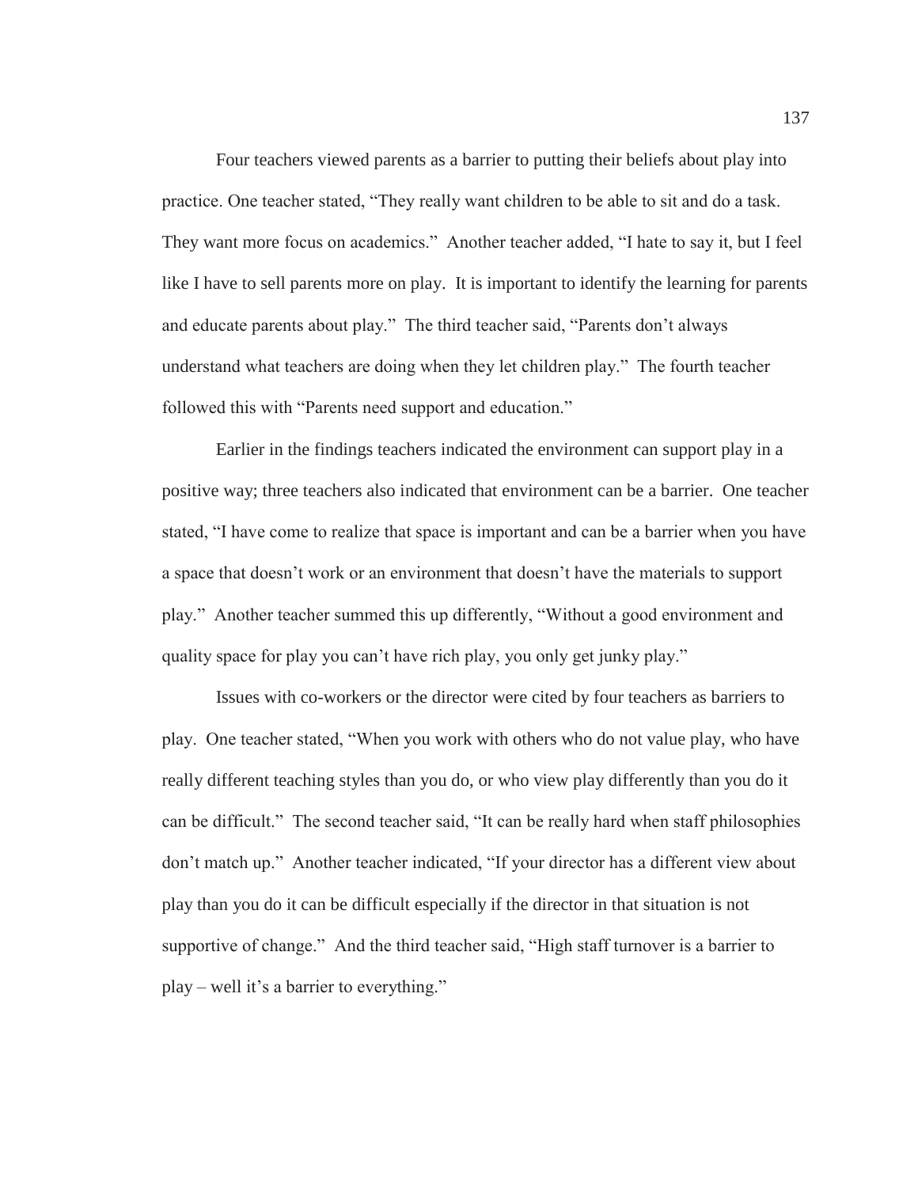Four teachers viewed parents as a barrier to putting their beliefs about play into practice. One teacher stated, "They really want children to be able to sit and do a task. They want more focus on academics." Another teacher added, "I hate to say it, but I feel like I have to sell parents more on play. It is important to identify the learning for parents and educate parents about play." The third teacher said, "Parents don't always understand what teachers are doing when they let children play." The fourth teacher followed this with "Parents need support and education."

Earlier in the findings teachers indicated the environment can support play in a positive way; three teachers also indicated that environment can be a barrier. One teacher stated, "I have come to realize that space is important and can be a barrier when you have a space that doesn't work or an environment that doesn't have the materials to support play." Another teacher summed this up differently, "Without a good environment and quality space for play you can't have rich play, you only get junky play."

Issues with co-workers or the director were cited by four teachers as barriers to play. One teacher stated, "When you work with others who do not value play, who have really different teaching styles than you do, or who view play differently than you do it can be difficult." The second teacher said, "It can be really hard when staff philosophies don't match up." Another teacher indicated, "If your director has a different view about play than you do it can be difficult especially if the director in that situation is not supportive of change." And the third teacher said, "High staff turnover is a barrier to play – well it's a barrier to everything."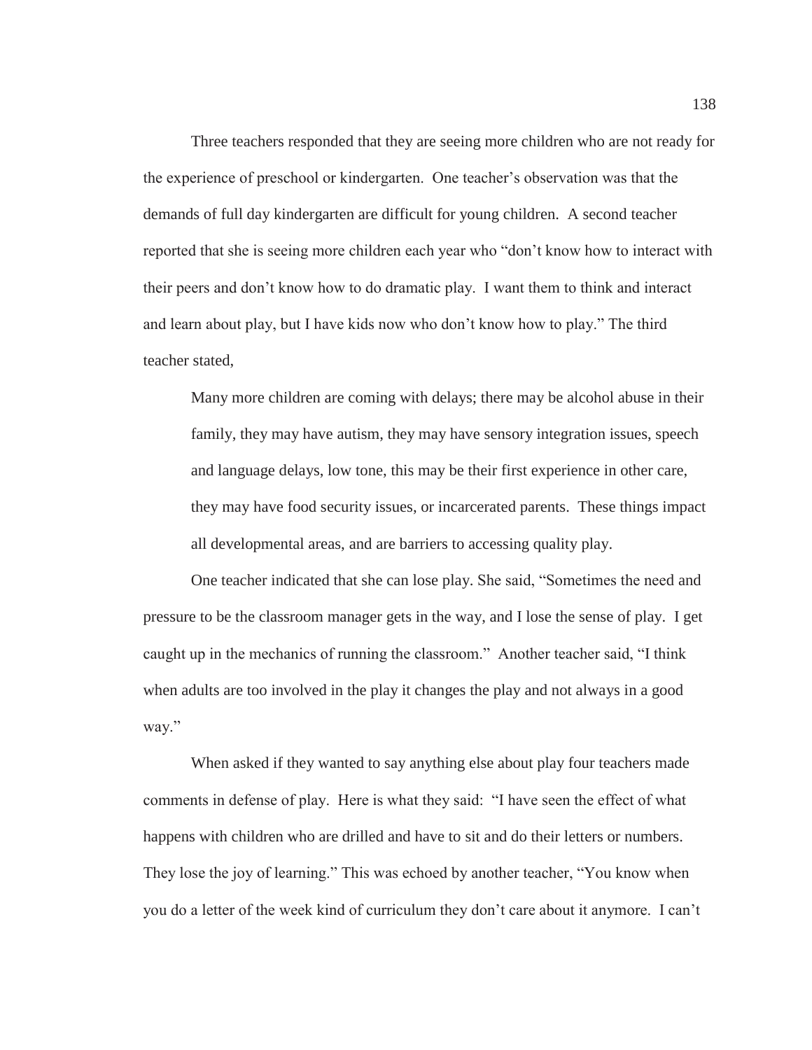Three teachers responded that they are seeing more children who are not ready for the experience of preschool or kindergarten. One teacher's observation was that the demands of full day kindergarten are difficult for young children. A second teacher reported that she is seeing more children each year who "don't know how to interact with their peers and don't know how to do dramatic play. I want them to think and interact and learn about play, but I have kids now who don't know how to play." The third teacher stated,

> Many more children are coming with delays; there may be alcohol abuse in their family, they may have autism, they may have sensory integration issues, speech and language delays, low tone, this may be their first experience in other care, they may have food security issues, or incarcerated parents. These things impact all developmental areas, and are barriers to accessing quality play.

One teacher indicated that she can lose play. She said, "Sometimes the need and pressure to be the classroom manager gets in the way, and I lose the sense of play. I get caught up in the mechanics of running the classroom." Another teacher said, "I think when adults are too involved in the play it changes the play and not always in a good way."

When asked if they wanted to say anything else about play four teachers made comments in defense of play. Here is what they said: "I have seen the effect of what happens with children who are drilled and have to sit and do their letters or numbers. They lose the joy of learning." This was echoed by another teacher, "You know when you do a letter of the week kind of curriculum they don't care about it anymore. I can't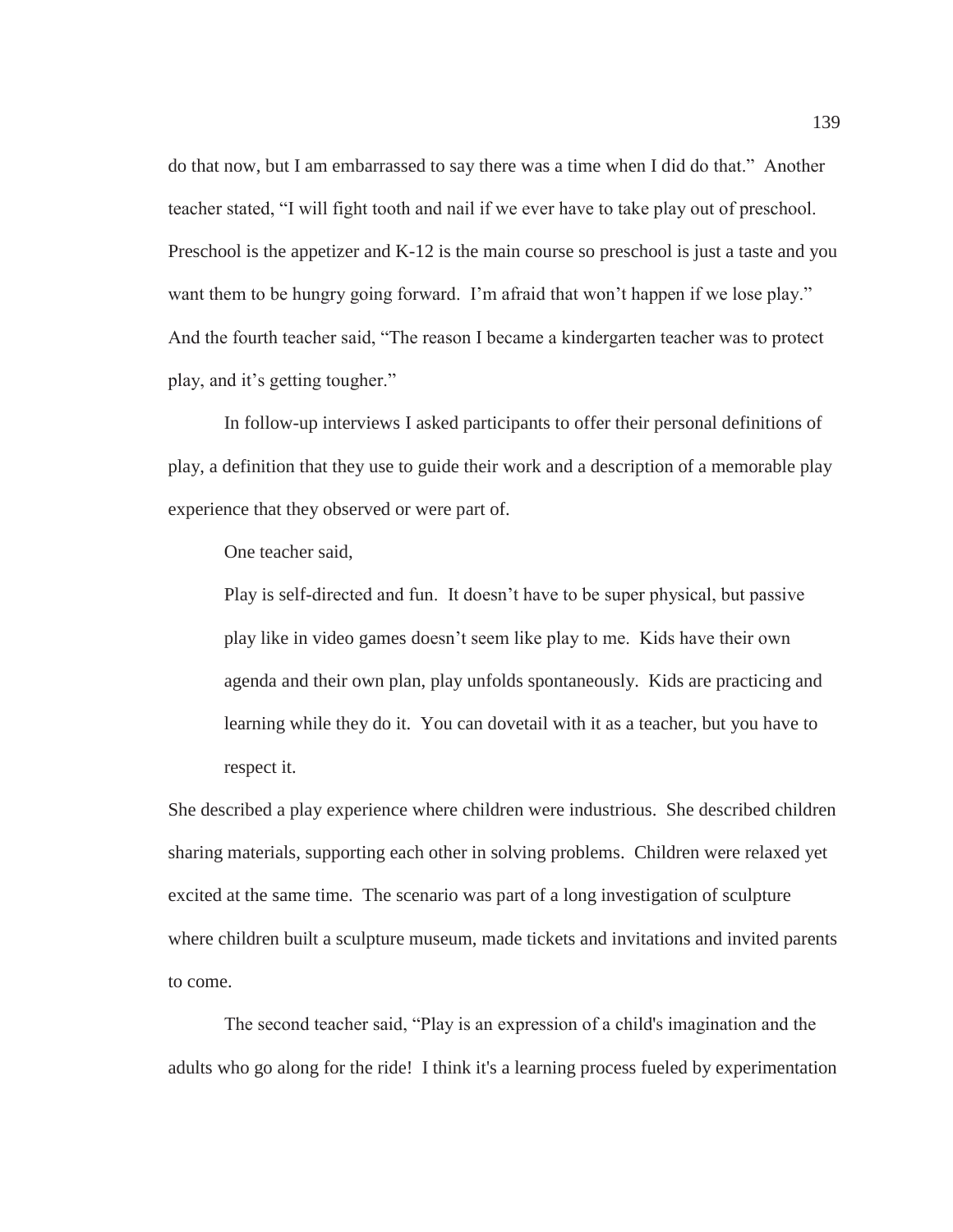do that now, but I am embarrassed to say there was a time when I did do that." Another teacher stated, "I will fight tooth and nail if we ever have to take play out of preschool. Preschool is the appetizer and K-12 is the main course so preschool is just a taste and you want them to be hungry going forward. I'm afraid that won't happen if we lose play." And the fourth teacher said, "The reason I became a kindergarten teacher was to protect play, and it's getting tougher."

In follow-up interviews I asked participants to offer their personal definitions of play, a definition that they use to guide their work and a description of a memorable play experience that they observed or were part of.

One teacher said,

> Play is self-directed and fun. It doesn't have to be super physical, but passive play like in video games doesn't seem like play to me. Kids have their own agenda and their own plan, play unfolds spontaneously. Kids are practicing and learning while they do it. You can dovetail with it as a teacher, but you have to respect it.

She described a play experience where children were industrious. She described children sharing materials, supporting each other in solving problems. Children were relaxed yet excited at the same time. The scenario was part of a long investigation of sculpture where children built a sculpture museum, made tickets and invitations and invited parents to come.

The second teacher said, "Play is an expression of a child's imagination and the adults who go along for the ride! I think it's a learning process fueled by experimentation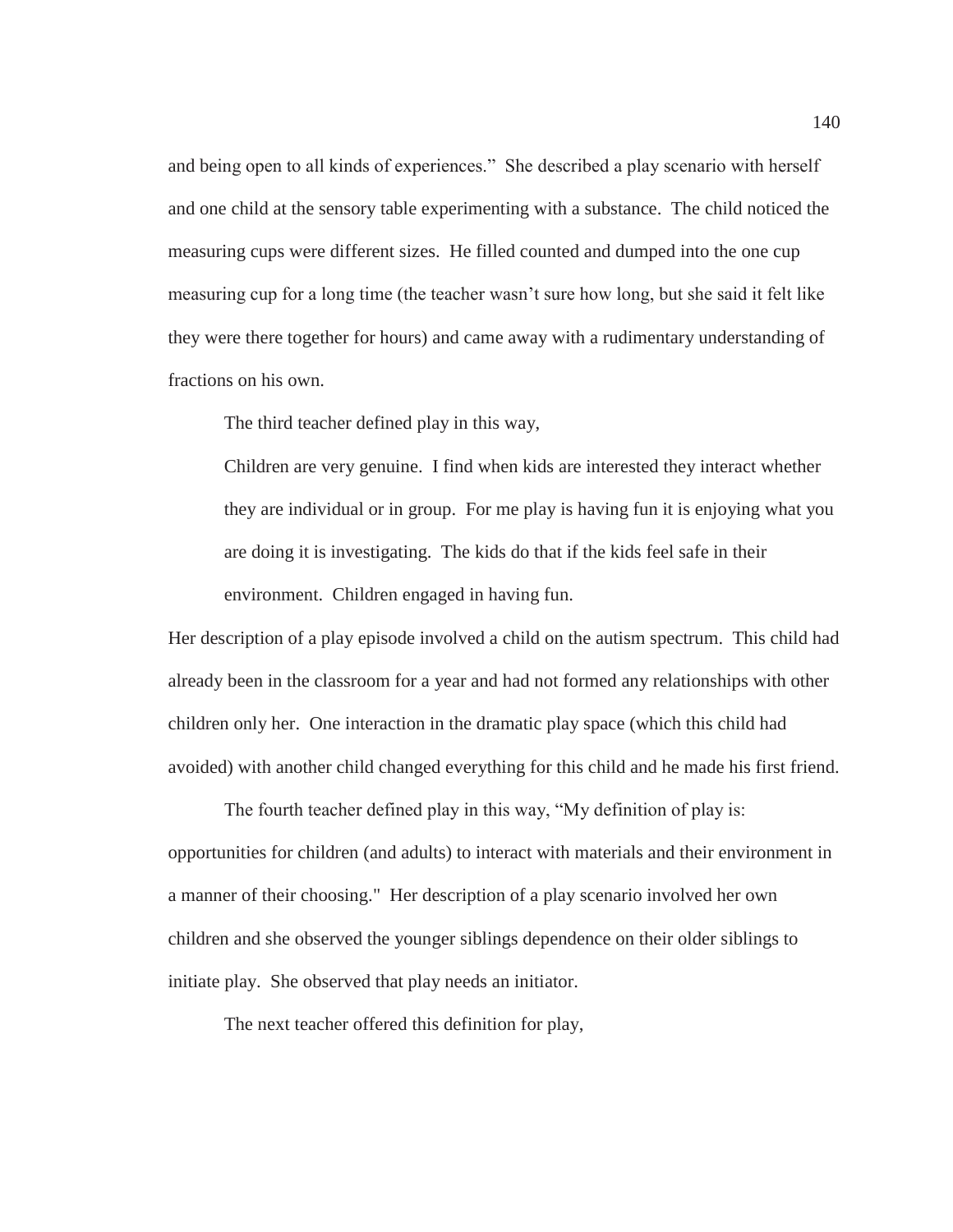and being open to all kinds of experiences." She described a play scenario with herself and one child at the sensory table experimenting with a substance. The child noticed the measuring cups were different sizes. He filled counted and dumped into the one cup measuring cup for a long time (the teacher wasn't sure how long, but she said it felt like they were there together for hours) and came away with a rudimentary understanding of fractions on his own.

The third teacher defined play in this way,

> Children are very genuine. I find when kids are interested they interact whether they are individual or in group. For me play is having fun it is enjoying what you are doing it is investigating. The kids do that if the kids feel safe in their environment. Children engaged in having fun.

Her description of a play episode involved a child on the autism spectrum. This child had already been in the classroom for a year and had not formed any relationships with other children only her. One interaction in the dramatic play space (which this child had avoided) with another child changed everything for this child and he made his first friend.

The fourth teacher defined play in this way, "My definition of play is: opportunities for children (and adults) to interact with materials and their environment in a manner of their choosing." Her description of a play scenario involved her own children and she observed the younger siblings dependence on their older siblings to initiate play. She observed that play needs an initiator.

The next teacher offered this definition for play,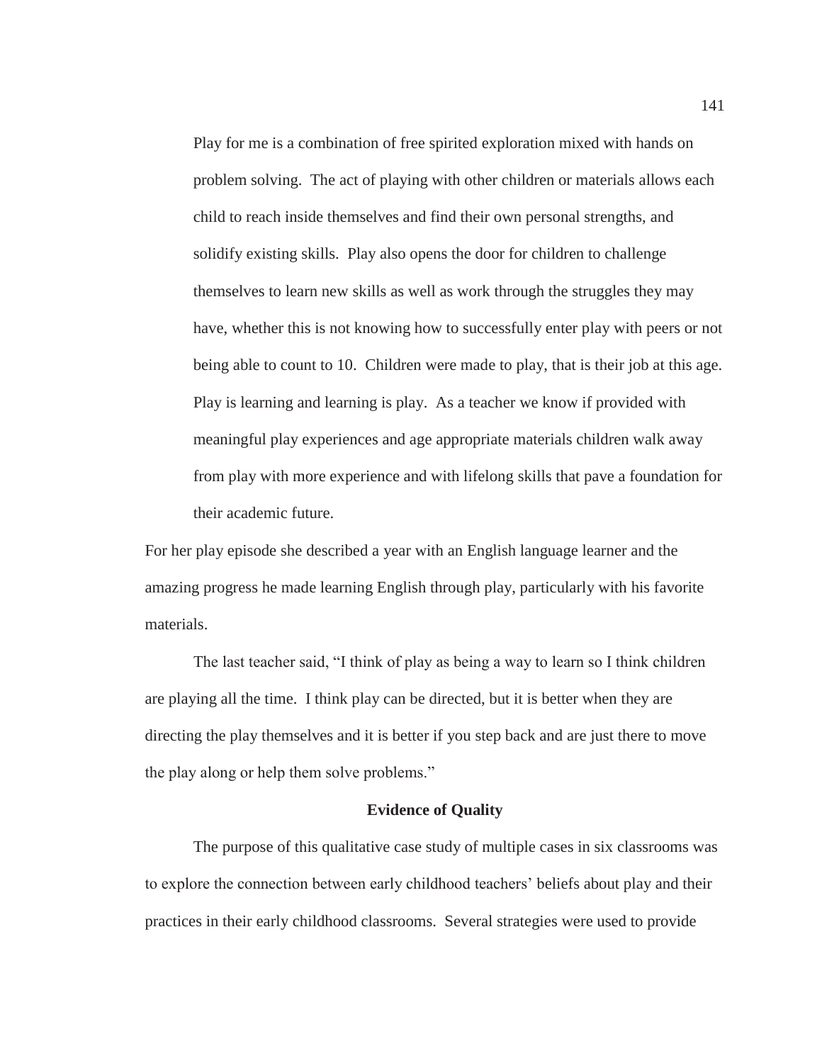> Play for me is a combination of free spirited exploration mixed with hands on problem solving. The act of playing with other children or materials allows each child to reach inside themselves and find their own personal strengths, and solidify existing skills. Play also opens the door for children to challenge themselves to learn new skills as well as work through the struggles they may have, whether this is not knowing how to successfully enter play with peers or not being able to count to 10. Children were made to play, that is their job at this age. Play is learning and learning is play. As a teacher we know if provided with meaningful play experiences and age appropriate materials children walk away from play with more experience and with lifelong skills that pave a foundation for their academic future.

For her play episode she described a year with an English language learner and the amazing progress he made learning English through play, particularly with his favorite materials.

The last teacher said, "I think of play as being a way to learn so I think children are playing all the time. I think play can be directed, but it is better when they are directing the play themselves and it is better if you step back and are just there to move the play along or help them solve problems."

## Evidence of Quality

The purpose of this qualitative case study of multiple cases in six classrooms was to explore the connection between early childhood teachers' beliefs about play and their practices in their early childhood classrooms. Several strategies were used to provide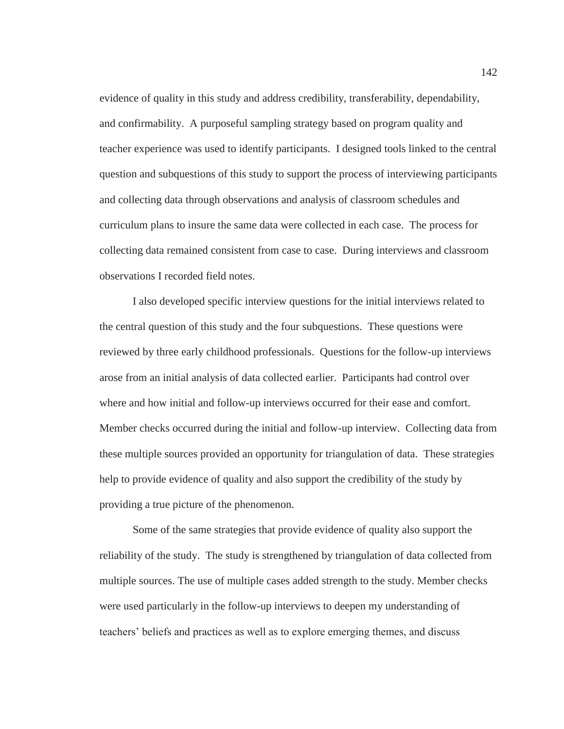evidence of quality in this study and address credibility, transferability, dependability, and confirmability. A purposeful sampling strategy based on program quality and teacher experience was used to identify participants. I designed tools linked to the central question and subquestions of this study to support the process of interviewing participants and collecting data through observations and analysis of classroom schedules and curriculum plans to insure the same data were collected in each case. The process for collecting data remained consistent from case to case. During interviews and classroom observations I recorded field notes.

I also developed specific interview questions for the initial interviews related to the central question of this study and the four subquestions. These questions were reviewed by three early childhood professionals. Questions for the follow-up interviews arose from an initial analysis of data collected earlier. Participants had control over where and how initial and follow-up interviews occurred for their ease and comfort. Member checks occurred during the initial and follow-up interview. Collecting data from these multiple sources provided an opportunity for triangulation of data. These strategies help to provide evidence of quality and also support the credibility of the study by providing a true picture of the phenomenon.

Some of the same strategies that provide evidence of quality also support the reliability of the study. The study is strengthened by triangulation of data collected from multiple sources. The use of multiple cases added strength to the study. Member checks were used particularly in the follow-up interviews to deepen my understanding of teachers' beliefs and practices as well as to explore emerging themes, and discuss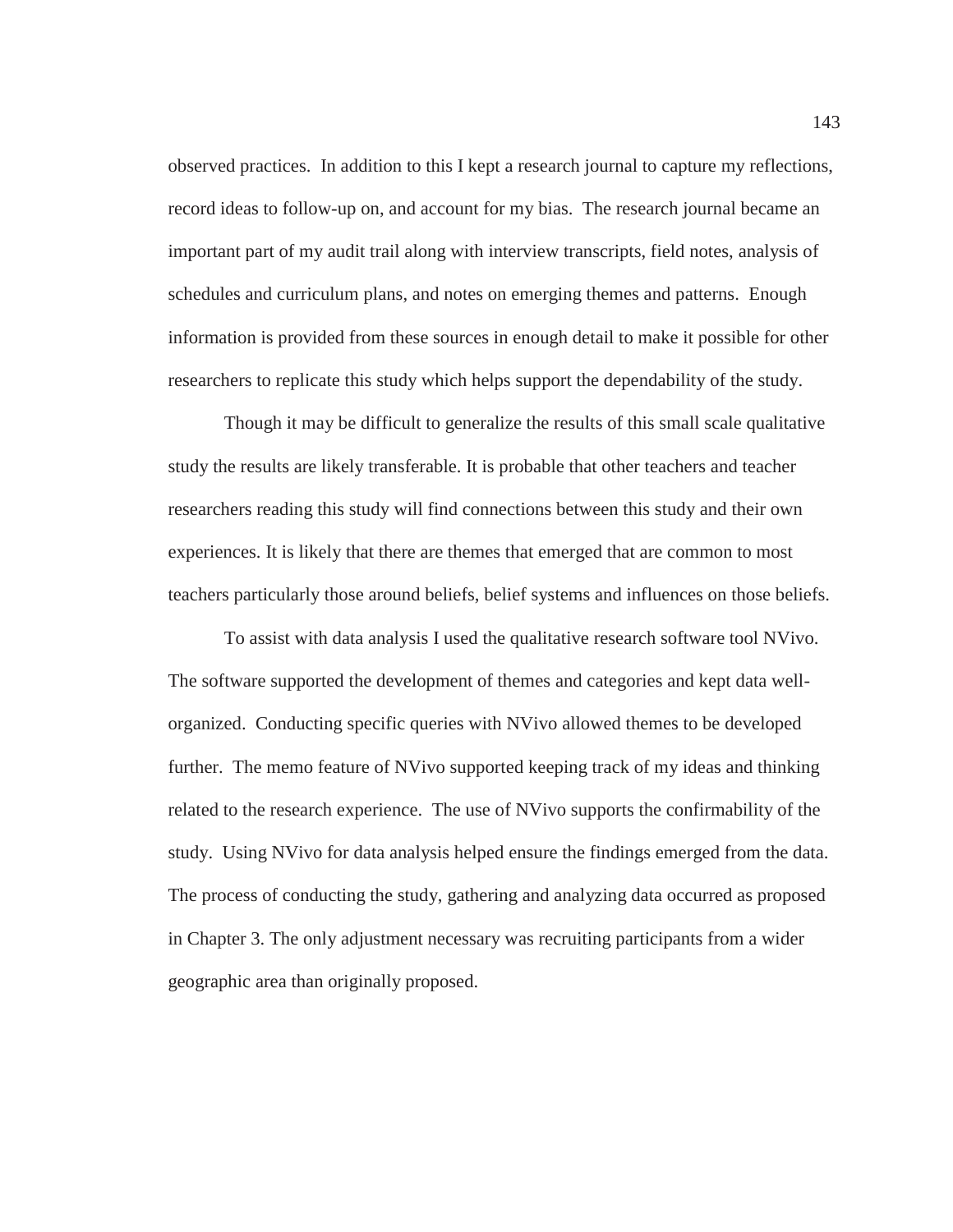observed practices. In addition to this I kept a research journal to capture my reflections, record ideas to follow-up on, and account for my bias. The research journal became an important part of my audit trail along with interview transcripts, field notes, analysis of schedules and curriculum plans, and notes on emerging themes and patterns. Enough information is provided from these sources in enough detail to make it possible for other researchers to replicate this study which helps support the dependability of the study.

Though it may be difficult to generalize the results of this small scale qualitative study the results are likely transferable. It is probable that other teachers and teacher researchers reading this study will find connections between this study and their own experiences. It is likely that there are themes that emerged that are common to most teachers particularly those around beliefs, belief systems and influences on those beliefs.

To assist with data analysis I used the qualitative research software tool NVivo. The software supported the development of themes and categories and kept data well-organized. Conducting specific queries with NVivo allowed themes to be developed further. The memo feature of NVivo supported keeping track of my ideas and thinking related to the research experience. The use of NVivo supports the confirmability of the study. Using NVivo for data analysis helped ensure the findings emerged from the data. The process of conducting the study, gathering and analyzing data occurred as proposed in Chapter 3. The only adjustment necessary was recruiting participants from a wider geographic area than originally proposed.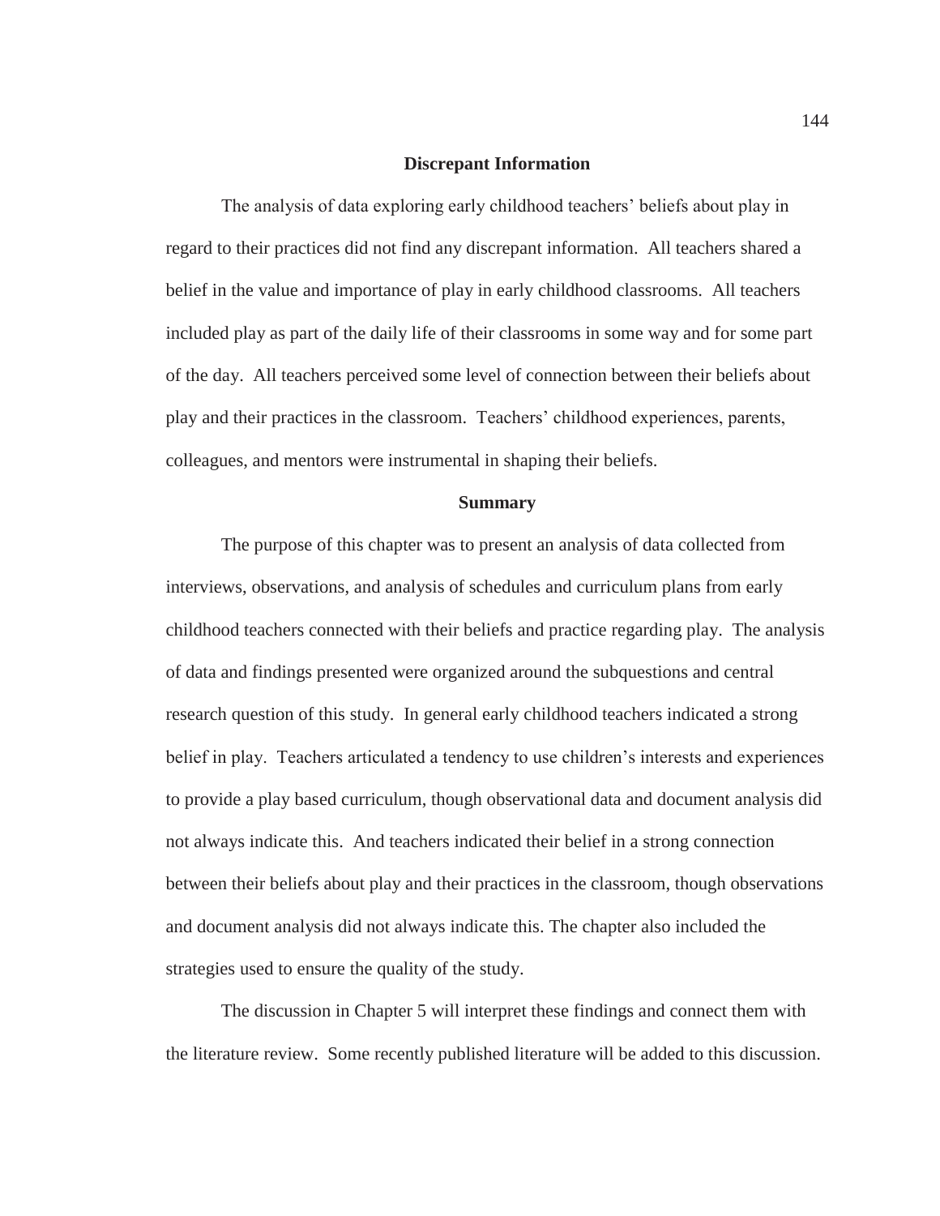## Discrepant Information

The analysis of data exploring early childhood teachers' beliefs about play in regard to their practices did not find any discrepant information. All teachers shared a belief in the value and importance of play in early childhood classrooms. All teachers included play as part of the daily life of their classrooms in some way and for some part of the day. All teachers perceived some level of connection between their beliefs about play and their practices in the classroom. Teachers' childhood experiences, parents, colleagues, and mentors were instrumental in shaping their beliefs.

## Summary

The purpose of this chapter was to present an analysis of data collected from interviews, observations, and analysis of schedules and curriculum plans from early childhood teachers connected with their beliefs and practice regarding play. The analysis of data and findings presented were organized around the subquestions and central research question of this study. In general early childhood teachers indicated a strong belief in play. Teachers articulated a tendency to use children's interests and experiences to provide a play based curriculum, though observational data and document analysis did not always indicate this. And teachers indicated their belief in a strong connection between their beliefs about play and their practices in the classroom, though observations and document analysis did not always indicate this. The chapter also included the strategies used to ensure the quality of the study.

The discussion in Chapter 5 will interpret these findings and connect them with the literature review. Some recently published literature will be added to this discussion.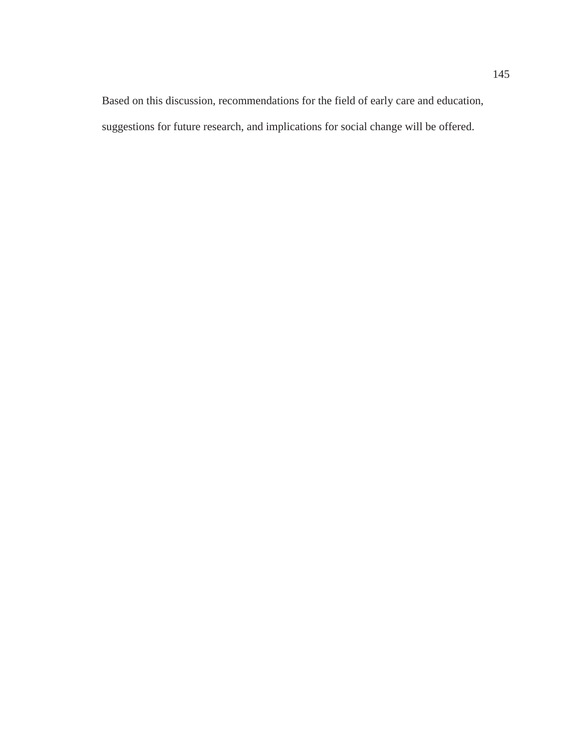Based on this discussion, recommendations for the field of early care and education, suggestions for future research, and implications for social change will be offered.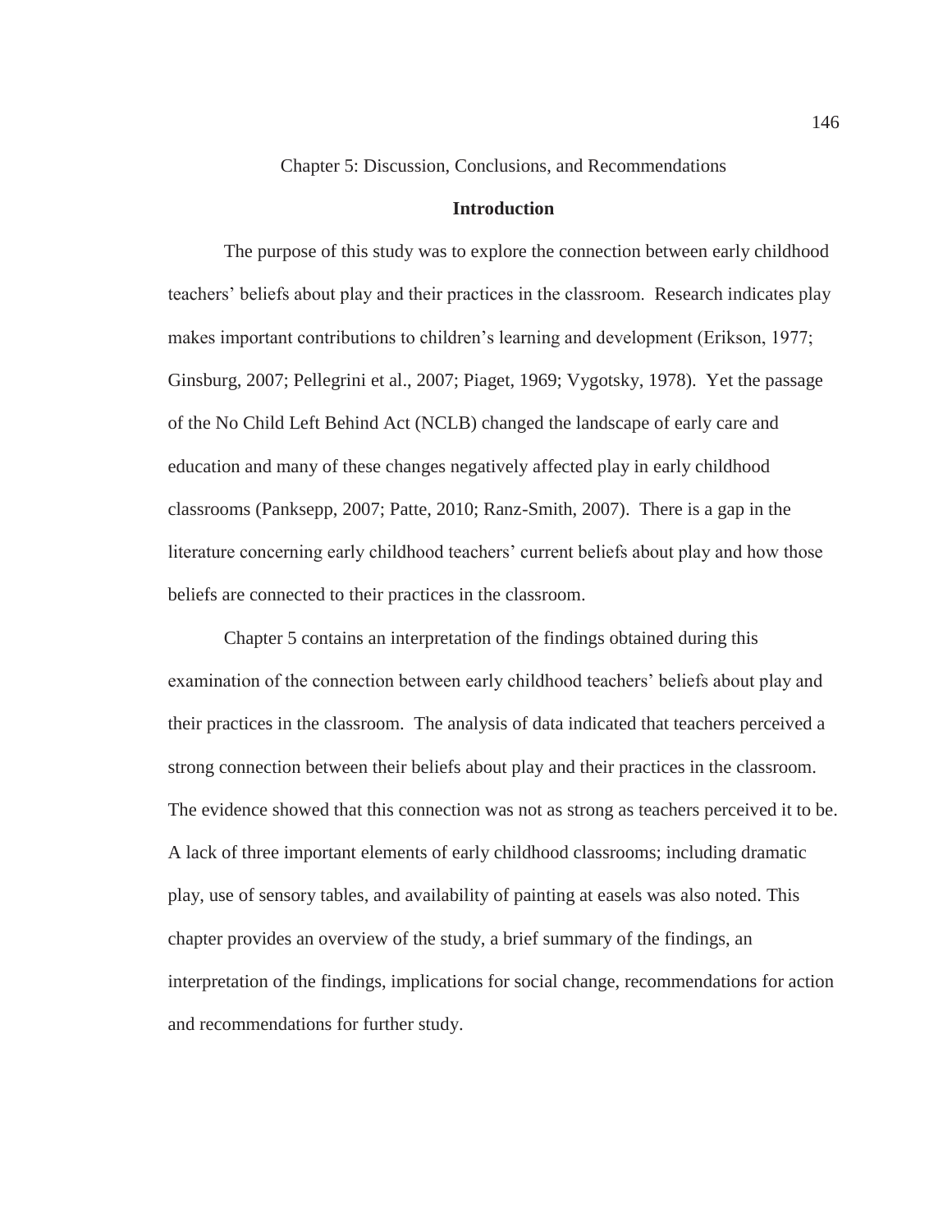# Chapter 5: Discussion, Conclusions, and Recommendations

## Introduction

The purpose of this study was to explore the connection between early childhood teachers' beliefs about play and their practices in the classroom. Research indicates play makes important contributions to children's learning and development (Erikson, 1977; Ginsburg, 2007; Pellegrini et al., 2007; Piaget, 1969; Vygotsky, 1978). Yet the passage of the No Child Left Behind Act (NCLB) changed the landscape of early care and education and many of these changes negatively affected play in early childhood classrooms (Panksepp, 2007; Patte, 2010; Ranz-Smith, 2007). There is a gap in the literature concerning early childhood teachers' current beliefs about play and how those beliefs are connected to their practices in the classroom.

Chapter 5 contains an interpretation of the findings obtained during this examination of the connection between early childhood teachers' beliefs about play and their practices in the classroom. The analysis of data indicated that teachers perceived a strong connection between their beliefs about play and their practices in the classroom. The evidence showed that this connection was not as strong as teachers perceived it to be. A lack of three important elements of early childhood classrooms; including dramatic play, use of sensory tables, and availability of painting at easels was also noted. This chapter provides an overview of the study, a brief summary of the findings, an interpretation of the findings, implications for social change, recommendations for action and recommendations for further study.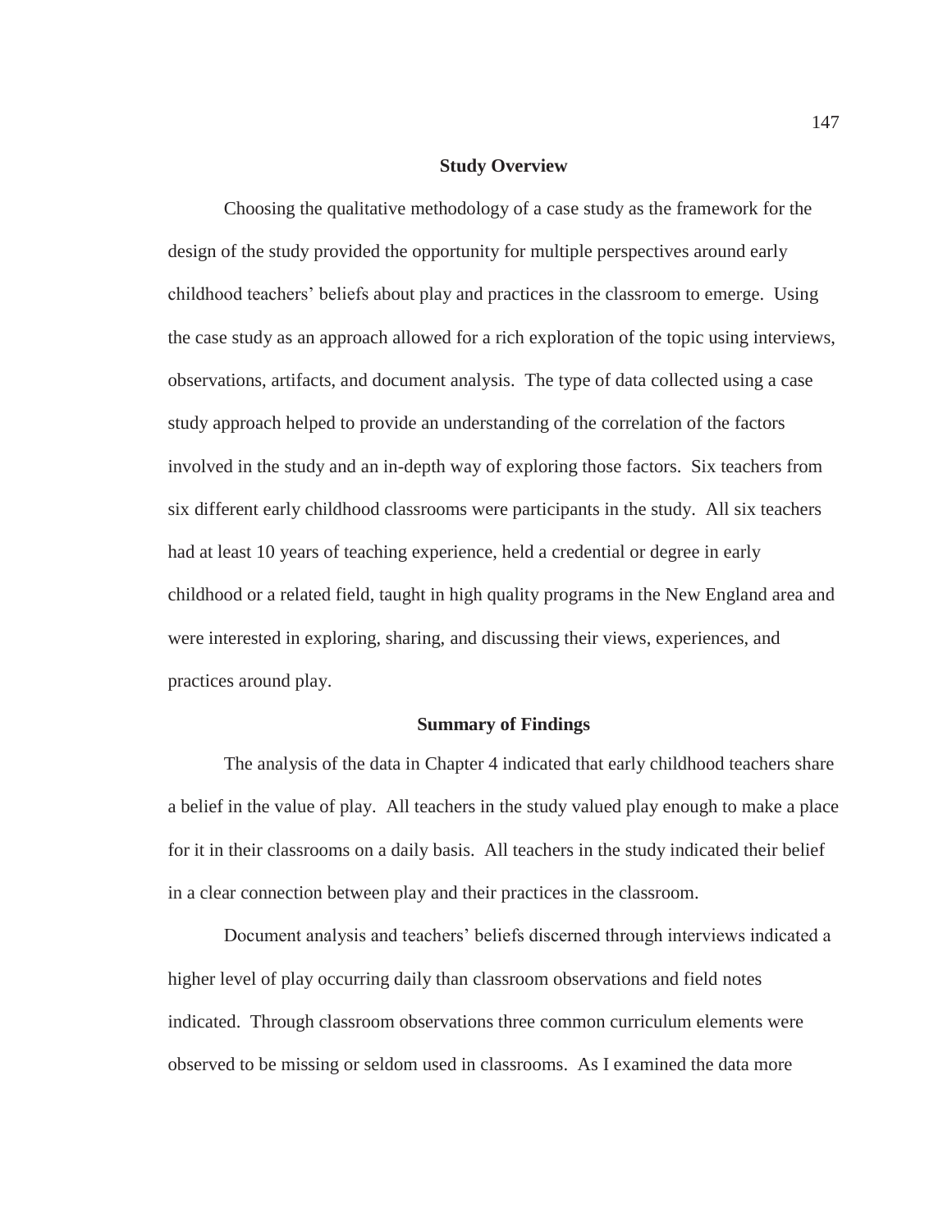## Study Overview

Choosing the qualitative methodology of a case study as the framework for the design of the study provided the opportunity for multiple perspectives around early childhood teachers' beliefs about play and practices in the classroom to emerge. Using the case study as an approach allowed for a rich exploration of the topic using interviews, observations, artifacts, and document analysis. The type of data collected using a case study approach helped to provide an understanding of the correlation of the factors involved in the study and an in-depth way of exploring those factors. Six teachers from six different early childhood classrooms were participants in the study. All six teachers had at least 10 years of teaching experience, held a credential or degree in early childhood or a related field, taught in high quality programs in the New England area and were interested in exploring, sharing, and discussing their views, experiences, and practices around play.

## Summary of Findings

The analysis of the data in Chapter 4 indicated that early childhood teachers share a belief in the value of play. All teachers in the study valued play enough to make a place for it in their classrooms on a daily basis. All teachers in the study indicated their belief in a clear connection between play and their practices in the classroom.

Document analysis and teachers' beliefs discerned through interviews indicated a higher level of play occurring daily than classroom observations and field notes indicated. Through classroom observations three common curriculum elements were observed to be missing or seldom used in classrooms. As I examined the data more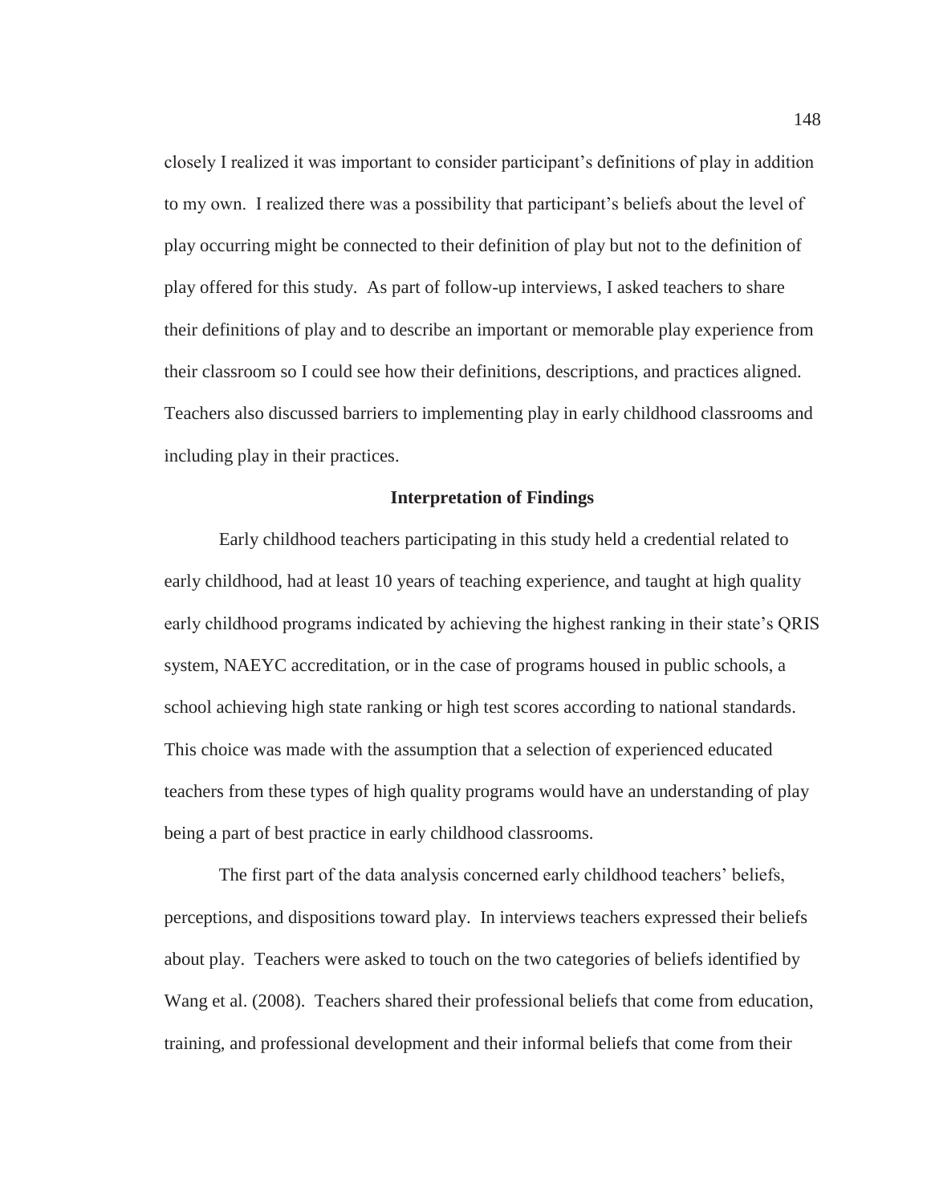closely I realized it was important to consider participant's definitions of play in addition to my own. I realized there was a possibility that participant's beliefs about the level of play occurring might be connected to their definition of play but not to the definition of play offered for this study. As part of follow-up interviews, I asked teachers to share their definitions of play and to describe an important or memorable play experience from their classroom so I could see how their definitions, descriptions, and practices aligned. Teachers also discussed barriers to implementing play in early childhood classrooms and including play in their practices.

## Interpretation of Findings

Early childhood teachers participating in this study held a credential related to early childhood, had at least 10 years of teaching experience, and taught at high quality early childhood programs indicated by achieving the highest ranking in their state's QRIS system, NAEYC accreditation, or in the case of programs housed in public schools, a school achieving high state ranking or high test scores according to national standards. This choice was made with the assumption that a selection of experienced educated teachers from these types of high quality programs would have an understanding of play being a part of best practice in early childhood classrooms.

The first part of the data analysis concerned early childhood teachers' beliefs, perceptions, and dispositions toward play. In interviews teachers expressed their beliefs about play. Teachers were asked to touch on the two categories of beliefs identified by Wang et al. (2008). Teachers shared their professional beliefs that come from education, training, and professional development and their informal beliefs that come from their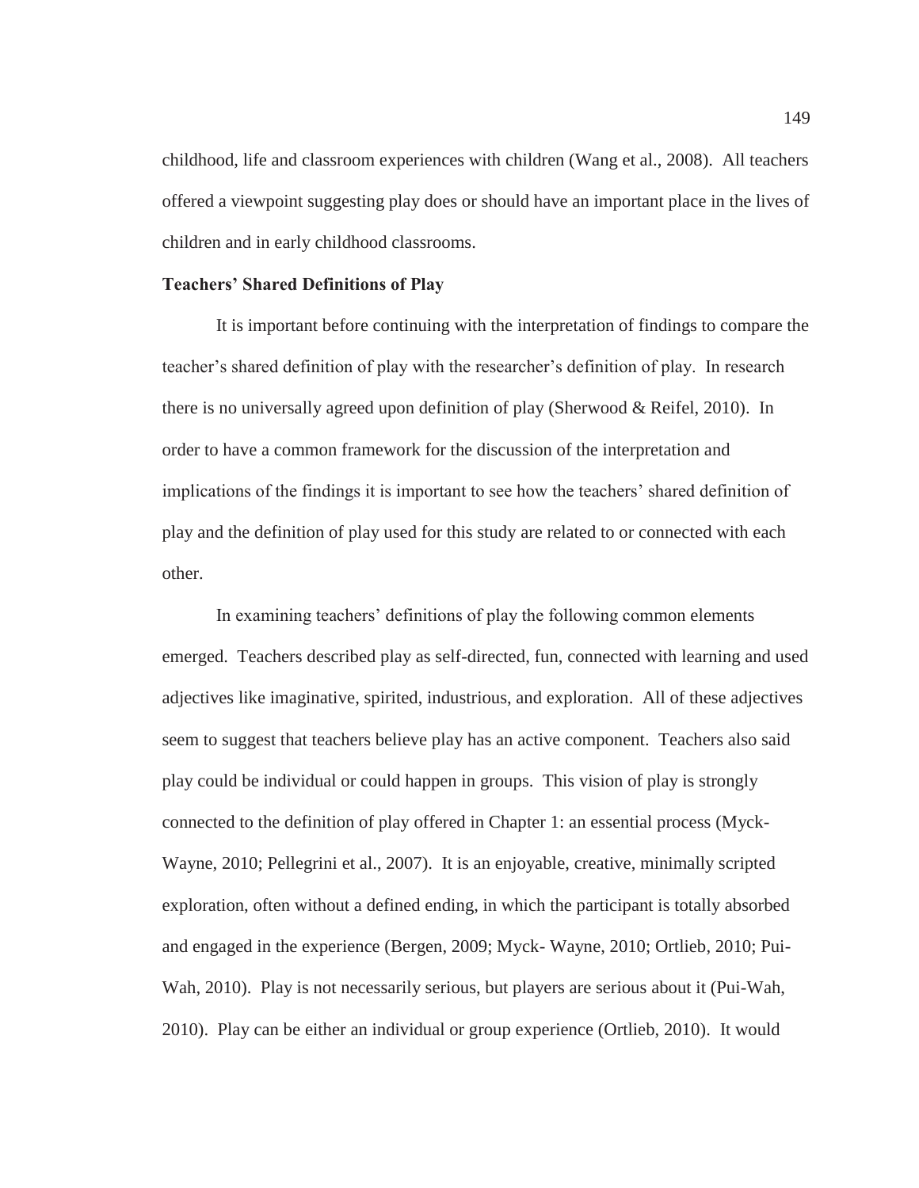childhood, life and classroom experiences with children (Wang et al., 2008). All teachers offered a viewpoint suggesting play does or should have an important place in the lives of children and in early childhood classrooms.

**Teachers' Shared Definitions of Play**

It is important before continuing with the interpretation of findings to compare the teacher's shared definition of play with the researcher's definition of play. In research there is no universally agreed upon definition of play (Sherwood & Reifel, 2010). In order to have a common framework for the discussion of the interpretation and implications of the findings it is important to see how the teachers' shared definition of play and the definition of play used for this study are related to or connected with each other.

In examining teachers' definitions of play the following common elements emerged. Teachers described play as self-directed, fun, connected with learning and used adjectives like imaginative, spirited, industrious, and exploration. All of these adjectives seem to suggest that teachers believe play has an active component. Teachers also said play could be individual or could happen in groups. This vision of play is strongly connected to the definition of play offered in Chapter 1: an essential process (Myck-Wayne, 2010; Pellegrini et al., 2007). It is an enjoyable, creative, minimally scripted exploration, often without a defined ending, in which the participant is totally absorbed and engaged in the experience (Bergen, 2009; Myck- Wayne, 2010; Ortlieb, 2010; Pui-Wah, 2010). Play is not necessarily serious, but players are serious about it (Pui-Wah, 2010). Play can be either an individual or group experience (Ortlieb, 2010). It would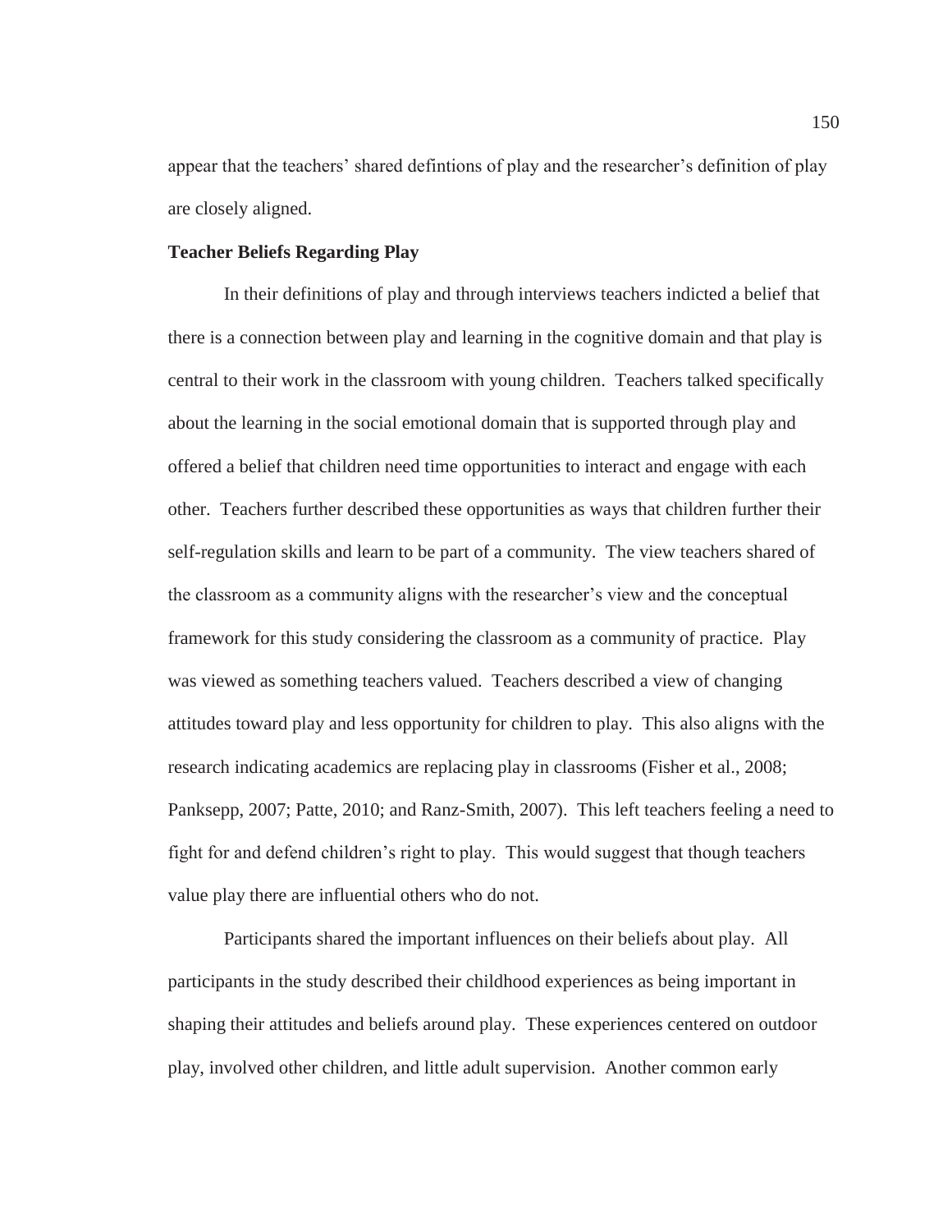appear that the teachers' shared defintions of play and the researcher's definition of play are closely aligned.

**Teacher Beliefs Regarding Play**

In their definitions of play and through interviews teachers indicted a belief that there is a connection between play and learning in the cognitive domain and that play is central to their work in the classroom with young children. Teachers talked specifically about the learning in the social emotional domain that is supported through play and offered a belief that children need time opportunities to interact and engage with each other. Teachers further described these opportunities as ways that children further their self-regulation skills and learn to be part of a community. The view teachers shared of the classroom as a community aligns with the researcher's view and the conceptual framework for this study considering the classroom as a community of practice. Play was viewed as something teachers valued. Teachers described a view of changing attitudes toward play and less opportunity for children to play. This also aligns with the research indicating academics are replacing play in classrooms (Fisher et al., 2008; Panksepp, 2007; Patte, 2010; and Ranz-Smith, 2007). This left teachers feeling a need to fight for and defend children's right to play. This would suggest that though teachers value play there are influential others who do not.

Participants shared the important influences on their beliefs about play. All participants in the study described their childhood experiences as being important in shaping their attitudes and beliefs around play. These experiences centered on outdoor play, involved other children, and little adult supervision. Another common early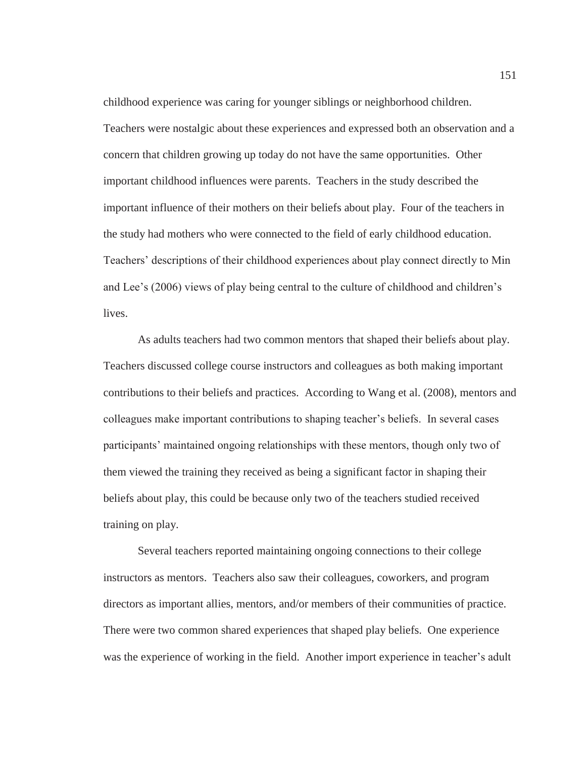childhood experience was caring for younger siblings or neighborhood children. Teachers were nostalgic about these experiences and expressed both an observation and a concern that children growing up today do not have the same opportunities. Other important childhood influences were parents. Teachers in the study described the important influence of their mothers on their beliefs about play. Four of the teachers in the study had mothers who were connected to the field of early childhood education. Teachers' descriptions of their childhood experiences about play connect directly to Min and Lee's (2006) views of play being central to the culture of childhood and children's lives.

As adults teachers had two common mentors that shaped their beliefs about play. Teachers discussed college course instructors and colleagues as both making important contributions to their beliefs and practices. According to Wang et al. (2008), mentors and colleagues make important contributions to shaping teacher's beliefs. In several cases participants' maintained ongoing relationships with these mentors, though only two of them viewed the training they received as being a significant factor in shaping their beliefs about play, this could be because only two of the teachers studied received training on play.

Several teachers reported maintaining ongoing connections to their college instructors as mentors. Teachers also saw their colleagues, coworkers, and program directors as important allies, mentors, and/or members of their communities of practice. There were two common shared experiences that shaped play beliefs. One experience was the experience of working in the field. Another import experience in teacher's adult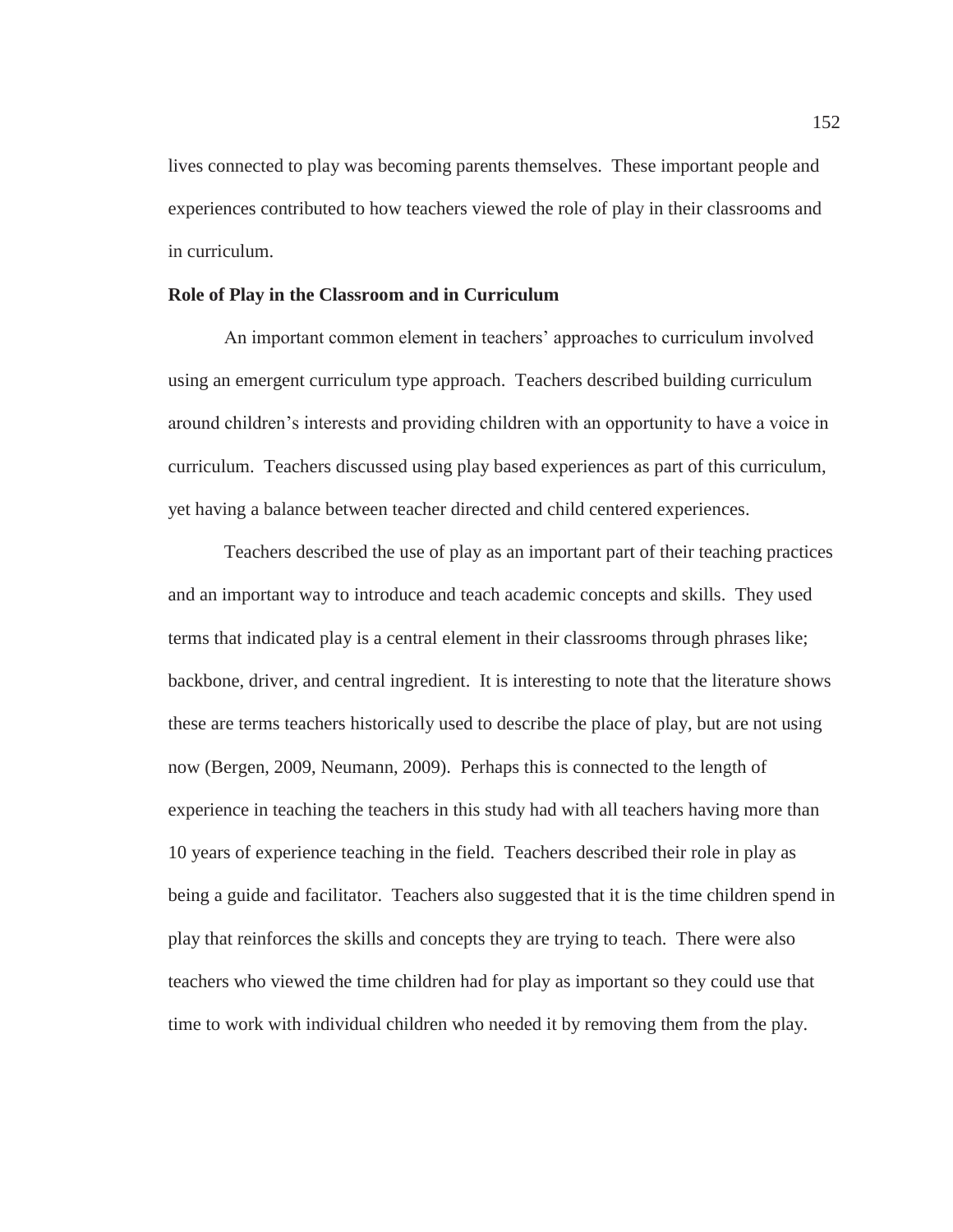lives connected to play was becoming parents themselves. These important people and experiences contributed to how teachers viewed the role of play in their classrooms and in curriculum.

**Role of Play in the Classroom and in Curriculum**

An important common element in teachers' approaches to curriculum involved using an emergent curriculum type approach. Teachers described building curriculum around children's interests and providing children with an opportunity to have a voice in curriculum. Teachers discussed using play based experiences as part of this curriculum, yet having a balance between teacher directed and child centered experiences.

Teachers described the use of play as an important part of their teaching practices and an important way to introduce and teach academic concepts and skills. They used terms that indicated play is a central element in their classrooms through phrases like; backbone, driver, and central ingredient. It is interesting to note that the literature shows these are terms teachers historically used to describe the place of play, but are not using now (Bergen, 2009, Neumann, 2009). Perhaps this is connected to the length of experience in teaching the teachers in this study had with all teachers having more than 10 years of experience teaching in the field. Teachers described their role in play as being a guide and facilitator. Teachers also suggested that it is the time children spend in play that reinforces the skills and concepts they are trying to teach. There were also teachers who viewed the time children had for play as important so they could use that time to work with individual children who needed it by removing them from the play.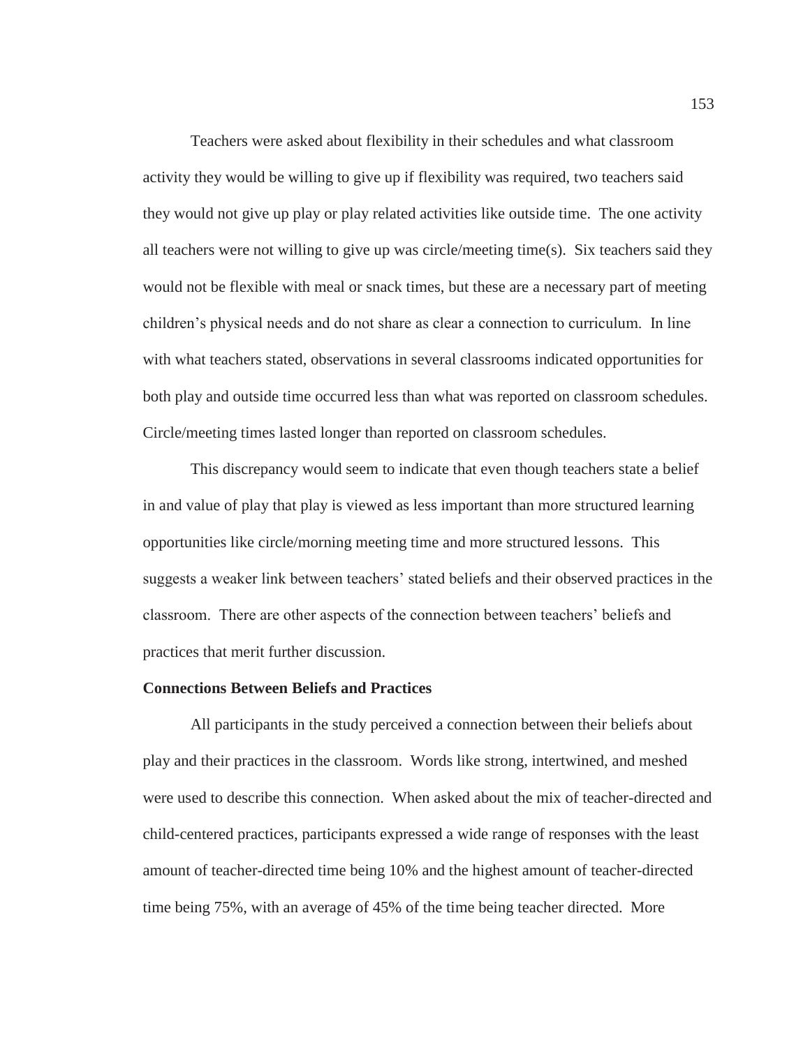Teachers were asked about flexibility in their schedules and what classroom activity they would be willing to give up if flexibility was required, two teachers said they would not give up play or play related activities like outside time. The one activity all teachers were not willing to give up was circle/meeting time(s). Six teachers said they would not be flexible with meal or snack times, but these are a necessary part of meeting children's physical needs and do not share as clear a connection to curriculum. In line with what teachers stated, observations in several classrooms indicated opportunities for both play and outside time occurred less than what was reported on classroom schedules. Circle/meeting times lasted longer than reported on classroom schedules.

This discrepancy would seem to indicate that even though teachers state a belief in and value of play that play is viewed as less important than more structured learning opportunities like circle/morning meeting time and more structured lessons. This suggests a weaker link between teachers' stated beliefs and their observed practices in the classroom. There are other aspects of the connection between teachers' beliefs and practices that merit further discussion.

**Connections Between Beliefs and Practices**

All participants in the study perceived a connection between their beliefs about play and their practices in the classroom. Words like strong, intertwined, and meshed were used to describe this connection. When asked about the mix of teacher-directed and child-centered practices, participants expressed a wide range of responses with the least amount of teacher-directed time being 10% and the highest amount of teacher-directed time being 75%, with an average of 45% of the time being teacher directed. More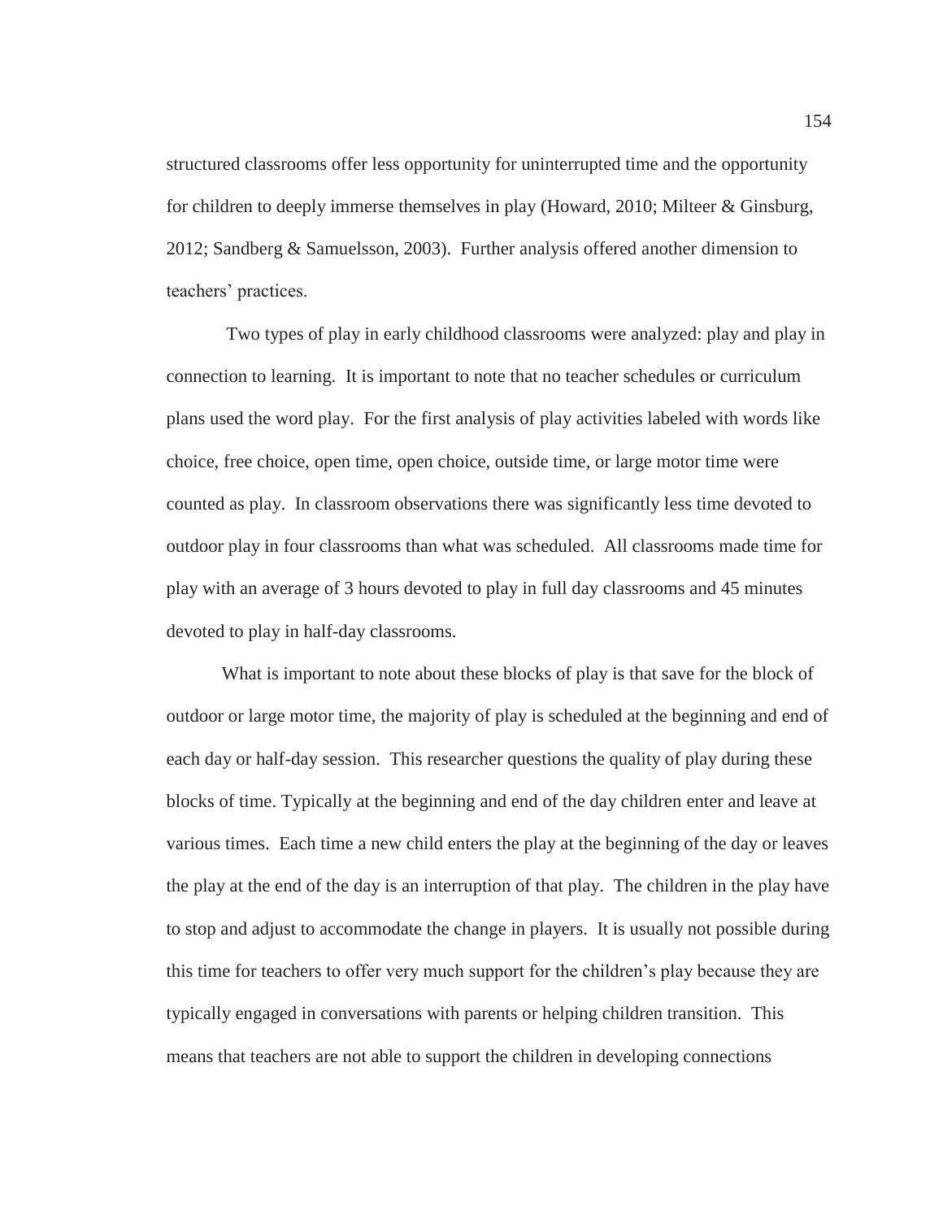structured classrooms offer less opportunity for uninterrupted time and the opportunity for children to deeply immerse themselves in play (Howard, 2010; Milteer & Ginsburg, 2012; Sandberg & Samuelsson, 2003). Further analysis offered another dimension to teachers' practices.

Two types of play in early childhood classrooms were analyzed: play and play in connection to learning. It is important to note that no teacher schedules or curriculum plans used the word play. For the first analysis of play activities labeled with words like choice, free choice, open time, open choice, outside time, or large motor time were counted as play. In classroom observations there was significantly less time devoted to outdoor play in four classrooms than what was scheduled. All classrooms made time for play with an average of 3 hours devoted to play in full day classrooms and 45 minutes devoted to play in half-day classrooms.

What is important to note about these blocks of play is that save for the block of outdoor or large motor time, the majority of play is scheduled at the beginning and end of each day or half-day session. This researcher questions the quality of play during these blocks of time. Typically at the beginning and end of the day children enter and leave at various times. Each time a new child enters the play at the beginning of the day or leaves the play at the end of the day is an interruption of that play. The children in the play have to stop and adjust to accommodate the change in players. It is usually not possible during this time for teachers to offer very much support for the children's play because they are typically engaged in conversations with parents or helping children transition. This means that teachers are not able to support the children in developing connections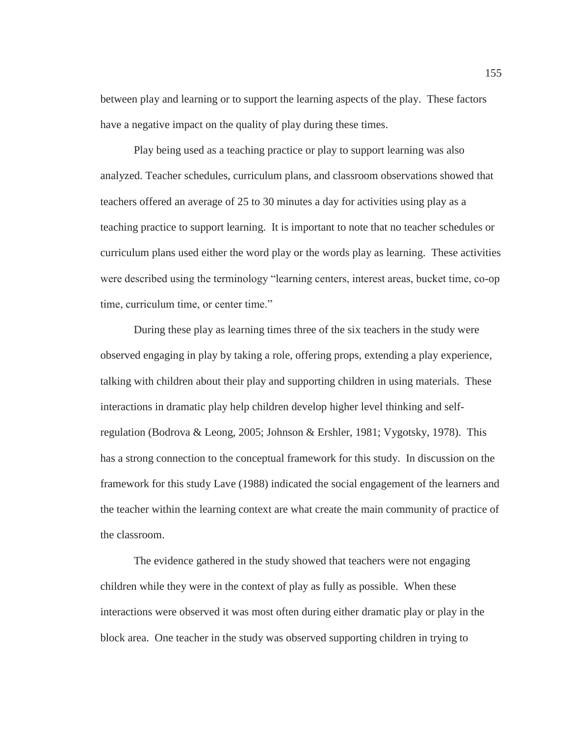between play and learning or to support the learning aspects of the play. These factors have a negative impact on the quality of play during these times.

Play being used as a teaching practice or play to support learning was also analyzed. Teacher schedules, curriculum plans, and classroom observations showed that teachers offered an average of 25 to 30 minutes a day for activities using play as a teaching practice to support learning. It is important to note that no teacher schedules or curriculum plans used either the word play or the words play as learning. These activities were described using the terminology "learning centers, interest areas, bucket time, co-op time, curriculum time, or center time."

During these play as learning times three of the six teachers in the study were observed engaging in play by taking a role, offering props, extending a play experience, talking with children about their play and supporting children in using materials. These interactions in dramatic play help children develop higher level thinking and self-regulation (Bodrova & Leong, 2005; Johnson & Ershler, 1981; Vygotsky, 1978). This has a strong connection to the conceptual framework for this study. In discussion on the framework for this study Lave (1988) indicated the social engagement of the learners and the teacher within the learning context are what create the main community of practice of the classroom.

The evidence gathered in the study showed that teachers were not engaging children while they were in the context of play as fully as possible. When these interactions were observed it was most often during either dramatic play or play in the block area. One teacher in the study was observed supporting children in trying to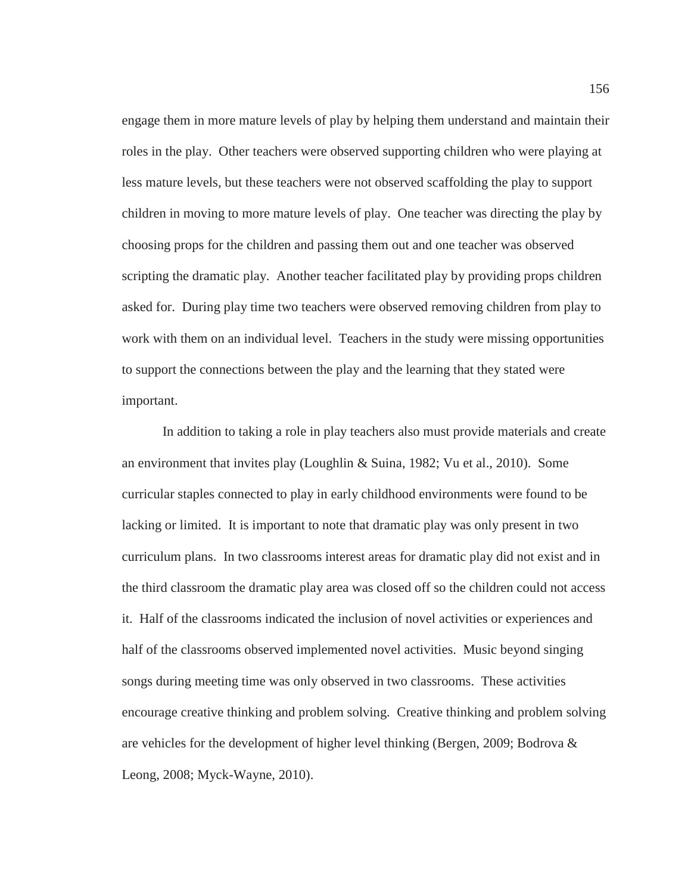engage them in more mature levels of play by helping them understand and maintain their roles in the play. Other teachers were observed supporting children who were playing at less mature levels, but these teachers were not observed scaffolding the play to support children in moving to more mature levels of play. One teacher was directing the play by choosing props for the children and passing them out and one teacher was observed scripting the dramatic play. Another teacher facilitated play by providing props children asked for. During play time two teachers were observed removing children from play to work with them on an individual level. Teachers in the study were missing opportunities to support the connections between the play and the learning that they stated were important.

In addition to taking a role in play teachers also must provide materials and create an environment that invites play (Loughlin & Suina, 1982; Vu et al., 2010). Some curricular staples connected to play in early childhood environments were found to be lacking or limited. It is important to note that dramatic play was only present in two curriculum plans. In two classrooms interest areas for dramatic play did not exist and in the third classroom the dramatic play area was closed off so the children could not access it. Half of the classrooms indicated the inclusion of novel activities or experiences and half of the classrooms observed implemented novel activities. Music beyond singing songs during meeting time was only observed in two classrooms. These activities encourage creative thinking and problem solving. Creative thinking and problem solving are vehicles for the development of higher level thinking (Bergen, 2009; Bodrova & Leong, 2008; Myck-Wayne, 2010).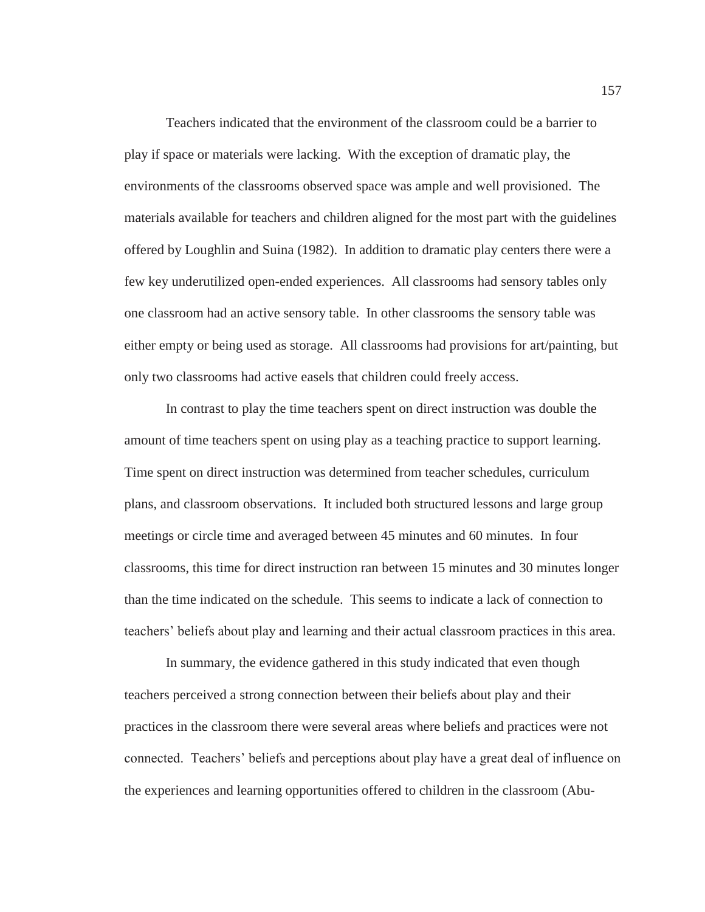Teachers indicated that the environment of the classroom could be a barrier to play if space or materials were lacking. With the exception of dramatic play, the environments of the classrooms observed space was ample and well provisioned. The materials available for teachers and children aligned for the most part with the guidelines offered by Loughlin and Suina (1982). In addition to dramatic play centers there were a few key underutilized open-ended experiences. All classrooms had sensory tables only one classroom had an active sensory table. In other classrooms the sensory table was either empty or being used as storage. All classrooms had provisions for art/painting, but only two classrooms had active easels that children could freely access.

In contrast to play the time teachers spent on direct instruction was double the amount of time teachers spent on using play as a teaching practice to support learning. Time spent on direct instruction was determined from teacher schedules, curriculum plans, and classroom observations. It included both structured lessons and large group meetings or circle time and averaged between 45 minutes and 60 minutes. In four classrooms, this time for direct instruction ran between 15 minutes and 30 minutes longer than the time indicated on the schedule. This seems to indicate a lack of connection to teachers' beliefs about play and learning and their actual classroom practices in this area.

In summary, the evidence gathered in this study indicated that even though teachers perceived a strong connection between their beliefs about play and their practices in the classroom there were several areas where beliefs and practices were not connected. Teachers' beliefs and perceptions about play have a great deal of influence on the experiences and learning opportunities offered to children in the classroom (Abu-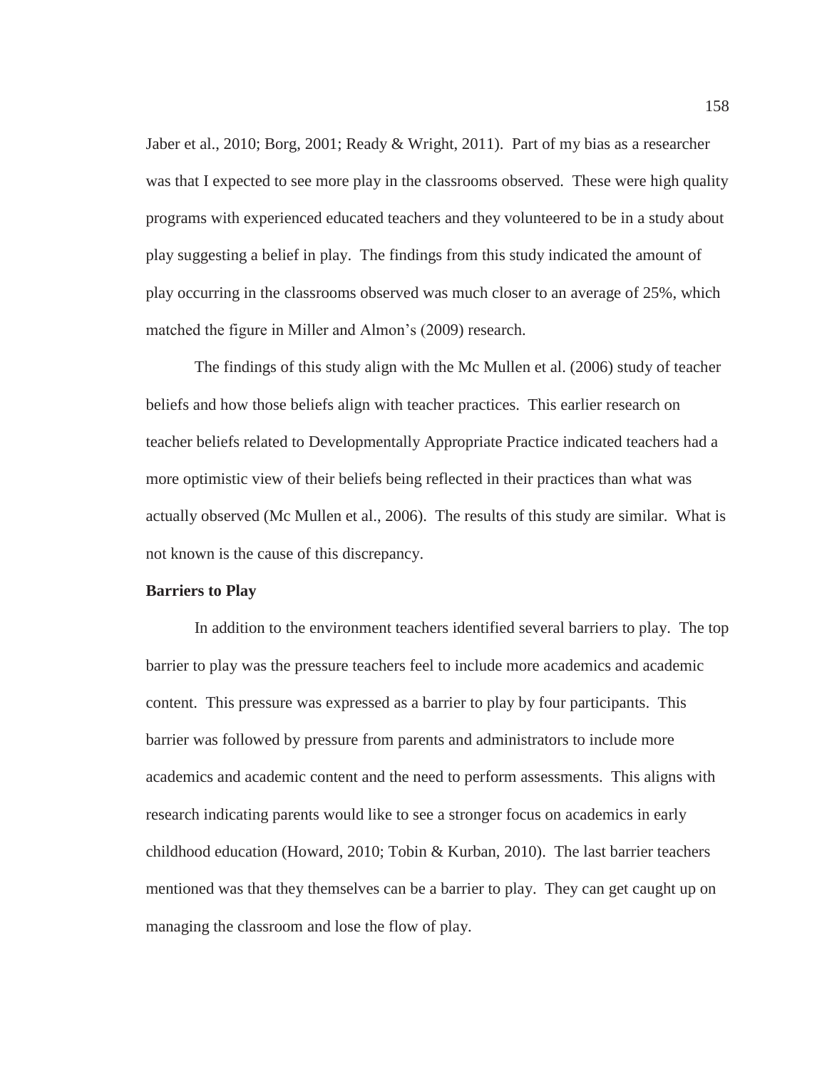Jaber et al., 2010; Borg, 2001; Ready & Wright, 2011). Part of my bias as a researcher was that I expected to see more play in the classrooms observed. These were high quality programs with experienced educated teachers and they volunteered to be in a study about play suggesting a belief in play. The findings from this study indicated the amount of play occurring in the classrooms observed was much closer to an average of 25%, which matched the figure in Miller and Almon's (2009) research.

The findings of this study align with the Mc Mullen et al. (2006) study of teacher beliefs and how those beliefs align with teacher practices. This earlier research on teacher beliefs related to Developmentally Appropriate Practice indicated teachers had a more optimistic view of their beliefs being reflected in their practices than what was actually observed (Mc Mullen et al., 2006). The results of this study are similar. What is not known is the cause of this discrepancy.

**Barriers to Play**

In addition to the environment teachers identified several barriers to play. The top barrier to play was the pressure teachers feel to include more academics and academic content. This pressure was expressed as a barrier to play by four participants. This barrier was followed by pressure from parents and administrators to include more academics and academic content and the need to perform assessments. This aligns with research indicating parents would like to see a stronger focus on academics in early childhood education (Howard, 2010; Tobin & Kurban, 2010). The last barrier teachers mentioned was that they themselves can be a barrier to play. They can get caught up on managing the classroom and lose the flow of play.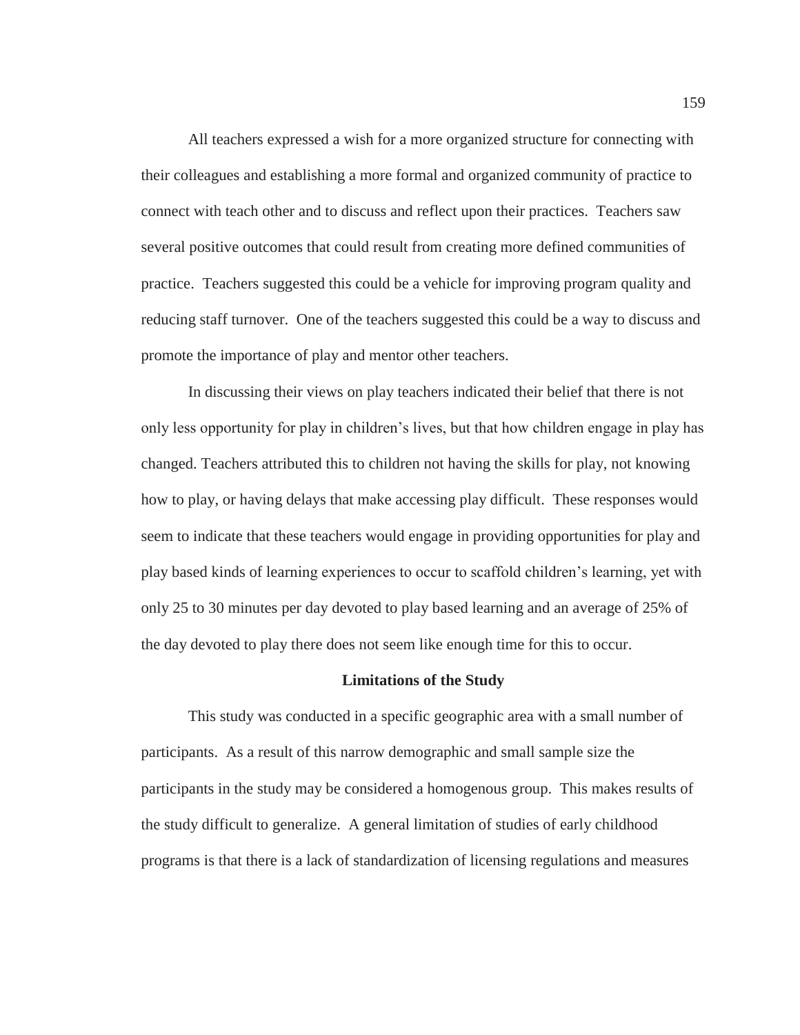All teachers expressed a wish for a more organized structure for connecting with their colleagues and establishing a more formal and organized community of practice to connect with teach other and to discuss and reflect upon their practices. Teachers saw several positive outcomes that could result from creating more defined communities of practice. Teachers suggested this could be a vehicle for improving program quality and reducing staff turnover. One of the teachers suggested this could be a way to discuss and promote the importance of play and mentor other teachers.

In discussing their views on play teachers indicated their belief that there is not only less opportunity for play in children's lives, but that how children engage in play has changed. Teachers attributed this to children not having the skills for play, not knowing how to play, or having delays that make accessing play difficult. These responses would seem to indicate that these teachers would engage in providing opportunities for play and play based kinds of learning experiences to occur to scaffold children's learning, yet with only 25 to 30 minutes per day devoted to play based learning and an average of 25% of the day devoted to play there does not seem like enough time for this to occur.

## Limitations of the Study

This study was conducted in a specific geographic area with a small number of participants. As a result of this narrow demographic and small sample size the participants in the study may be considered a homogenous group. This makes results of the study difficult to generalize. A general limitation of studies of early childhood programs is that there is a lack of standardization of licensing regulations and measures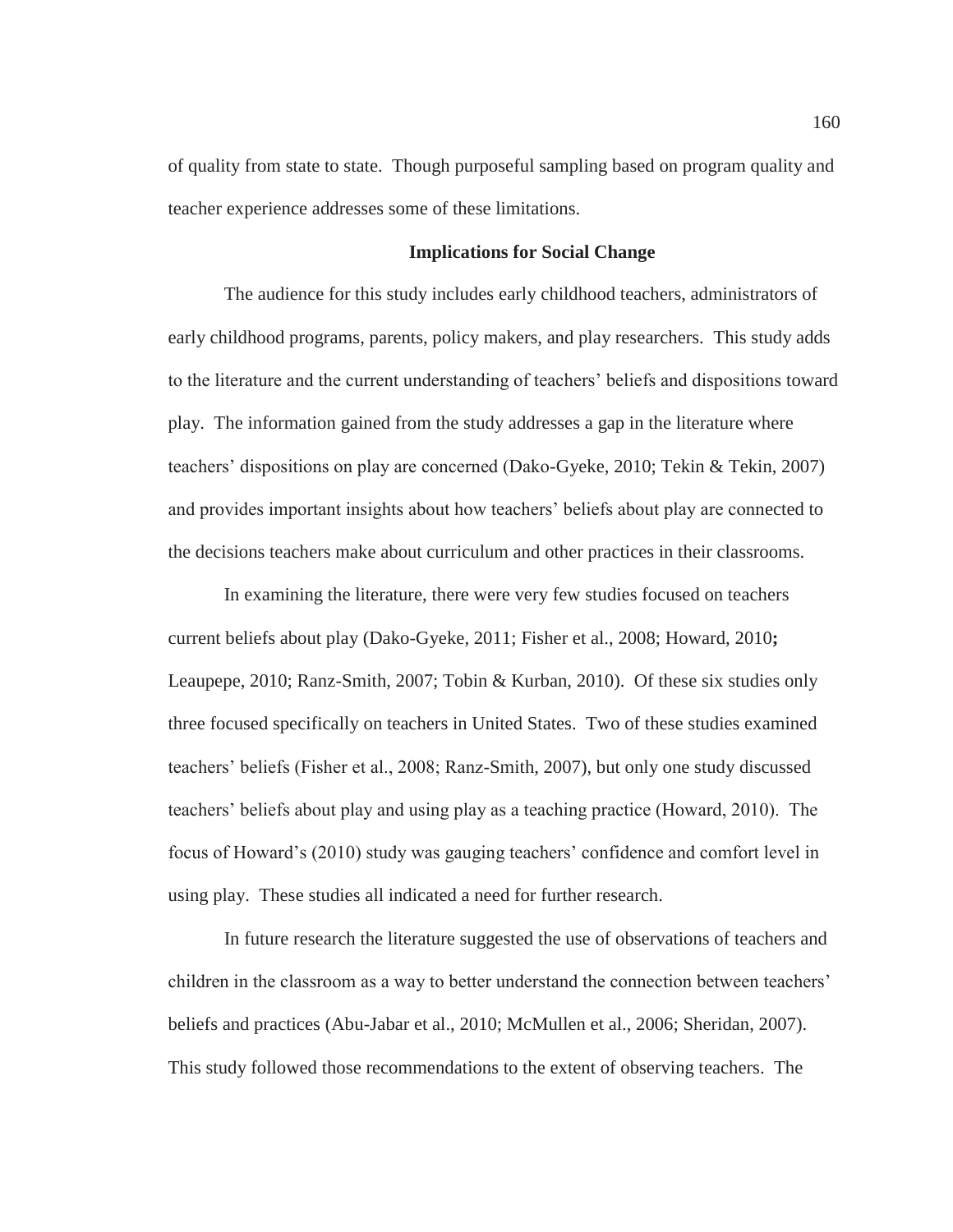of quality from state to state. Though purposeful sampling based on program quality and teacher experience addresses some of these limitations.

## Implications for Social Change

The audience for this study includes early childhood teachers, administrators of early childhood programs, parents, policy makers, and play researchers. This study adds to the literature and the current understanding of teachers' beliefs and dispositions toward play. The information gained from the study addresses a gap in the literature where teachers' dispositions on play are concerned (Dako-Gyeke, 2010; Tekin & Tekin, 2007) and provides important insights about how teachers' beliefs about play are connected to the decisions teachers make about curriculum and other practices in their classrooms.

In examining the literature, there were very few studies focused on teachers current beliefs about play (Dako-Gyeke, 2011; Fisher et al., 2008; Howard, 2010**;** Leaupepe, 2010; Ranz-Smith, 2007; Tobin & Kurban, 2010). Of these six studies only three focused specifically on teachers in United States. Two of these studies examined teachers' beliefs (Fisher et al., 2008; Ranz-Smith, 2007), but only one study discussed teachers' beliefs about play and using play as a teaching practice (Howard, 2010). The focus of Howard's (2010) study was gauging teachers' confidence and comfort level in using play. These studies all indicated a need for further research.

In future research the literature suggested the use of observations of teachers and children in the classroom as a way to better understand the connection between teachers' beliefs and practices (Abu-Jabar et al., 2010; McMullen et al., 2006; Sheridan, 2007). This study followed those recommendations to the extent of observing teachers. The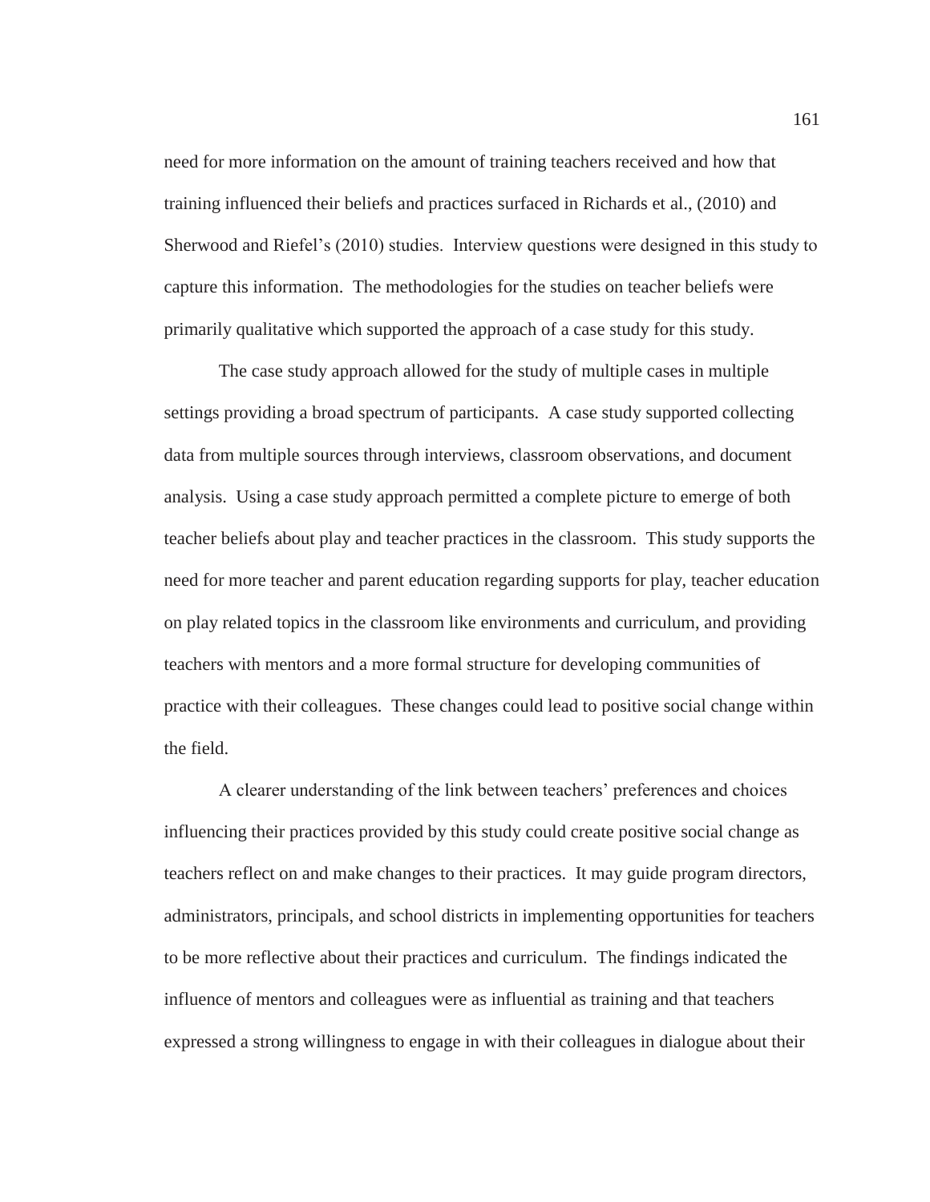need for more information on the amount of training teachers received and how that training influenced their beliefs and practices surfaced in Richards et al., (2010) and Sherwood and Riefel's (2010) studies. Interview questions were designed in this study to capture this information. The methodologies for the studies on teacher beliefs were primarily qualitative which supported the approach of a case study for this study.

The case study approach allowed for the study of multiple cases in multiple settings providing a broad spectrum of participants. A case study supported collecting data from multiple sources through interviews, classroom observations, and document analysis. Using a case study approach permitted a complete picture to emerge of both teacher beliefs about play and teacher practices in the classroom. This study supports the need for more teacher and parent education regarding supports for play, teacher education on play related topics in the classroom like environments and curriculum, and providing teachers with mentors and a more formal structure for developing communities of practice with their colleagues. These changes could lead to positive social change within the field.

A clearer understanding of the link between teachers' preferences and choices influencing their practices provided by this study could create positive social change as teachers reflect on and make changes to their practices. It may guide program directors, administrators, principals, and school districts in implementing opportunities for teachers to be more reflective about their practices and curriculum. The findings indicated the influence of mentors and colleagues were as influential as training and that teachers expressed a strong willingness to engage in with their colleagues in dialogue about their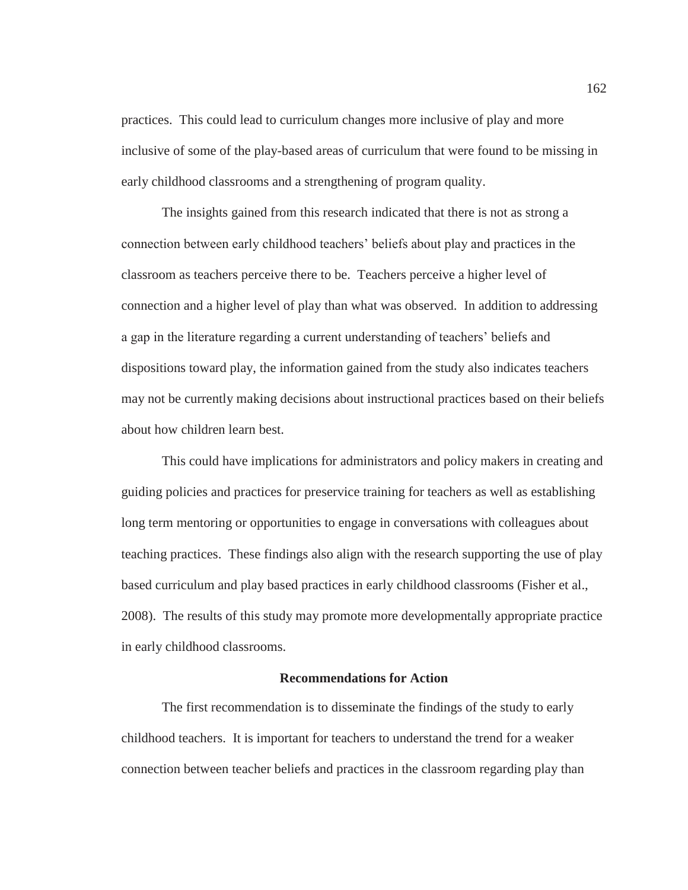practices. This could lead to curriculum changes more inclusive of play and more inclusive of some of the play-based areas of curriculum that were found to be missing in early childhood classrooms and a strengthening of program quality.

The insights gained from this research indicated that there is not as strong a connection between early childhood teachers' beliefs about play and practices in the classroom as teachers perceive there to be. Teachers perceive a higher level of connection and a higher level of play than what was observed. In addition to addressing a gap in the literature regarding a current understanding of teachers' beliefs and dispositions toward play, the information gained from the study also indicates teachers may not be currently making decisions about instructional practices based on their beliefs about how children learn best.

This could have implications for administrators and policy makers in creating and guiding policies and practices for preservice training for teachers as well as establishing long term mentoring or opportunities to engage in conversations with colleagues about teaching practices. These findings also align with the research supporting the use of play based curriculum and play based practices in early childhood classrooms (Fisher et al., 2008). The results of this study may promote more developmentally appropriate practice in early childhood classrooms.

## Recommendations for Action

The first recommendation is to disseminate the findings of the study to early childhood teachers. It is important for teachers to understand the trend for a weaker connection between teacher beliefs and practices in the classroom regarding play than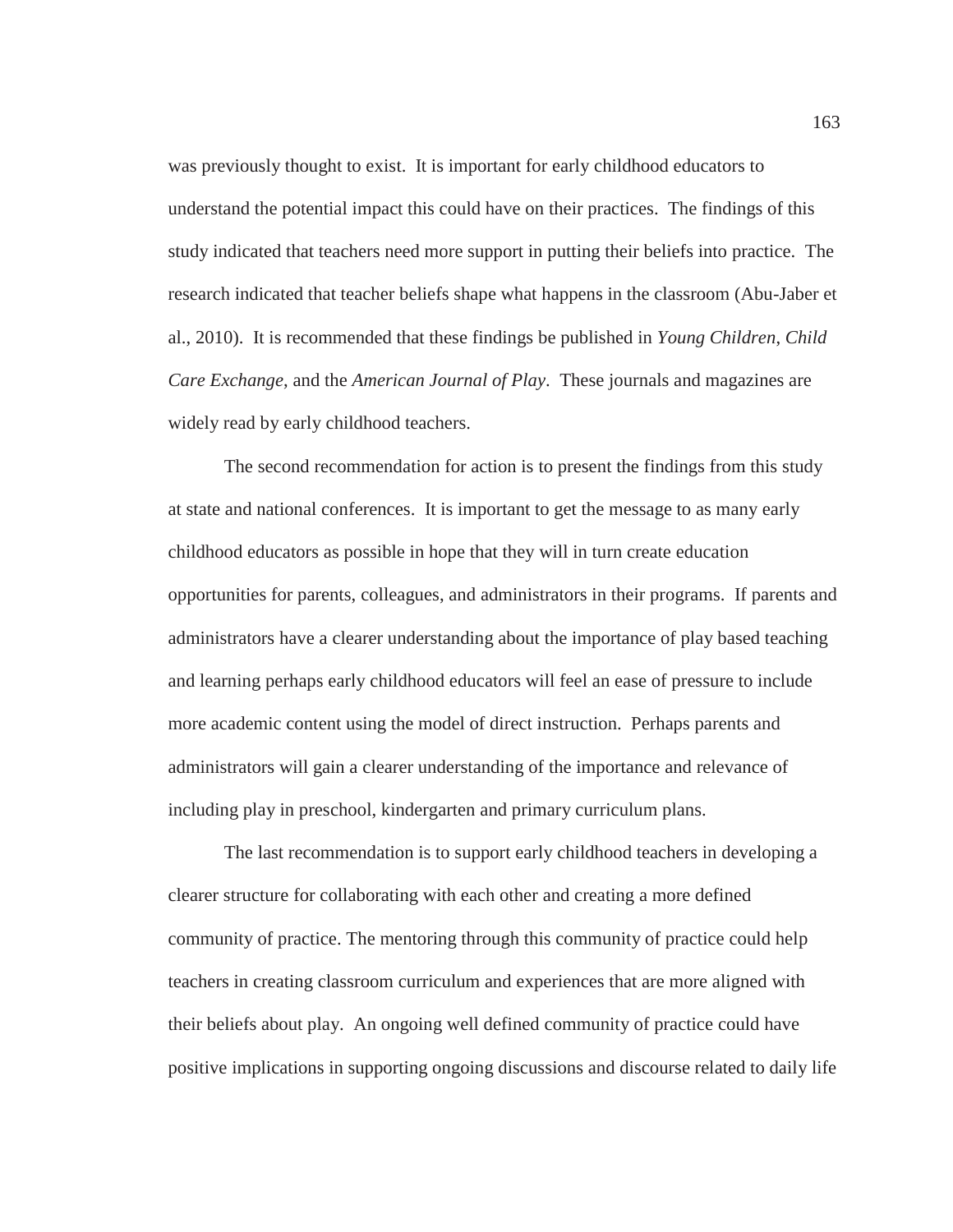was previously thought to exist. It is important for early childhood educators to understand the potential impact this could have on their practices. The findings of this study indicated that teachers need more support in putting their beliefs into practice. The research indicated that teacher beliefs shape what happens in the classroom (Abu-Jaber et al., 2010). It is recommended that these findings be published in *Young Children*, *Child Care Exchange*, and the *American Journal of Play*. These journals and magazines are widely read by early childhood teachers.

The second recommendation for action is to present the findings from this study at state and national conferences. It is important to get the message to as many early childhood educators as possible in hope that they will in turn create education opportunities for parents, colleagues, and administrators in their programs. If parents and administrators have a clearer understanding about the importance of play based teaching and learning perhaps early childhood educators will feel an ease of pressure to include more academic content using the model of direct instruction. Perhaps parents and administrators will gain a clearer understanding of the importance and relevance of including play in preschool, kindergarten and primary curriculum plans.

The last recommendation is to support early childhood teachers in developing a clearer structure for collaborating with each other and creating a more defined community of practice. The mentoring through this community of practice could help teachers in creating classroom curriculum and experiences that are more aligned with their beliefs about play. An ongoing well defined community of practice could have positive implications in supporting ongoing discussions and discourse related to daily life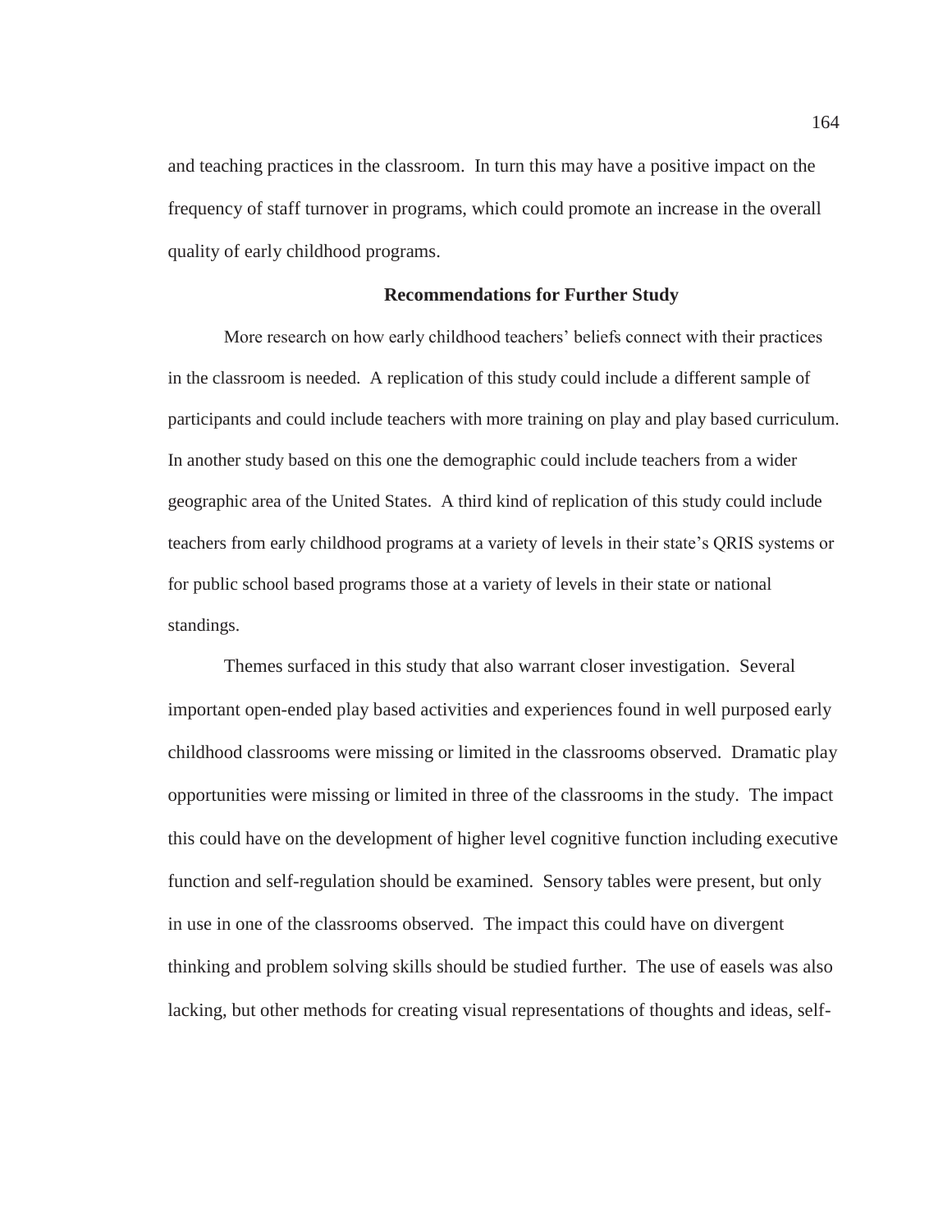and teaching practices in the classroom. In turn this may have a positive impact on the frequency of staff turnover in programs, which could promote an increase in the overall quality of early childhood programs.

## Recommendations for Further Study

More research on how early childhood teachers' beliefs connect with their practices in the classroom is needed. A replication of this study could include a different sample of participants and could include teachers with more training on play and play based curriculum. In another study based on this one the demographic could include teachers from a wider geographic area of the United States. A third kind of replication of this study could include teachers from early childhood programs at a variety of levels in their state's QRIS systems or for public school based programs those at a variety of levels in their state or national standings.

Themes surfaced in this study that also warrant closer investigation. Several important open-ended play based activities and experiences found in well purposed early childhood classrooms were missing or limited in the classrooms observed. Dramatic play opportunities were missing or limited in three of the classrooms in the study. The impact this could have on the development of higher level cognitive function including executive function and self-regulation should be examined. Sensory tables were present, but only in use in one of the classrooms observed. The impact this could have on divergent thinking and problem solving skills should be studied further. The use of easels was also lacking, but other methods for creating visual representations of thoughts and ideas, self-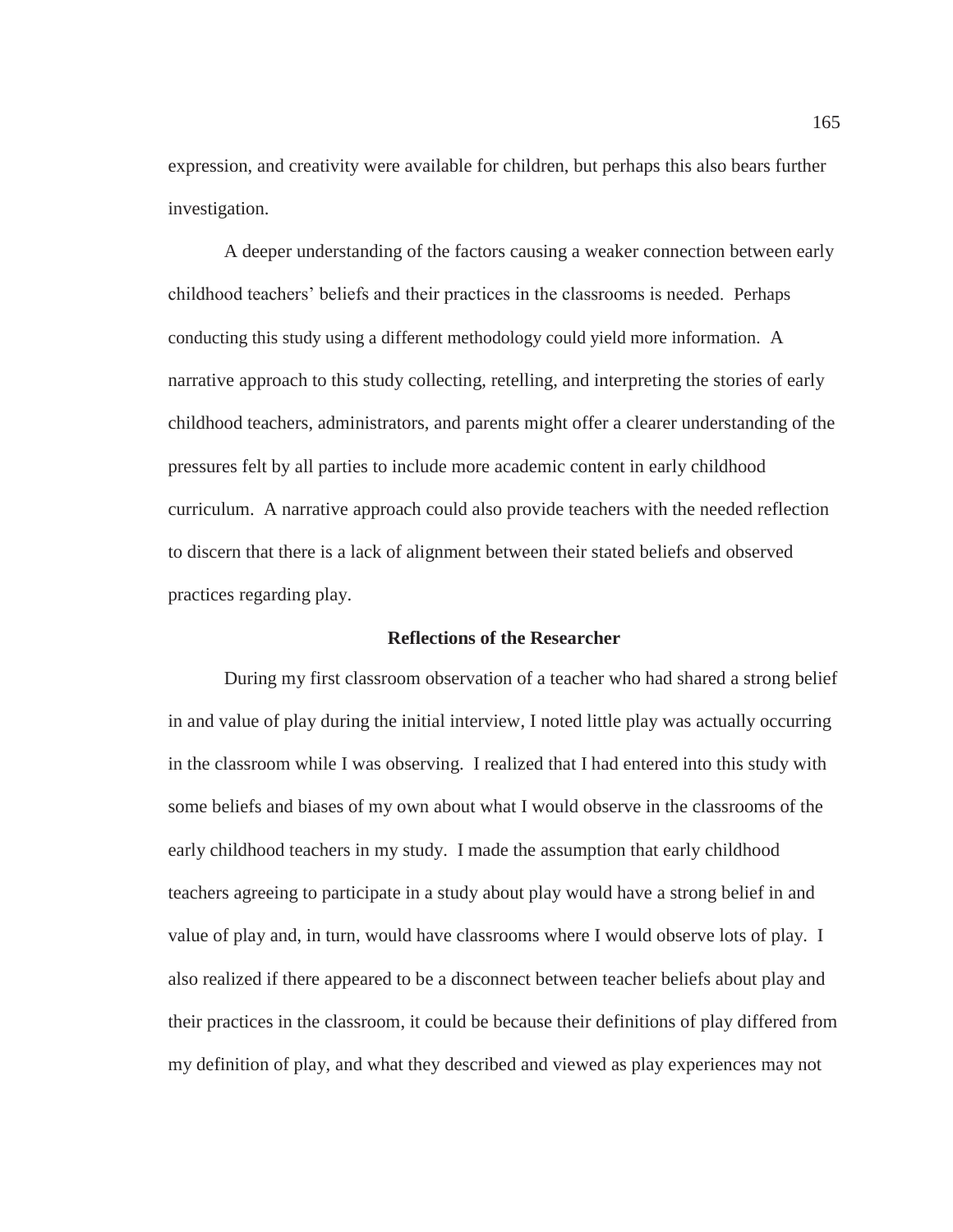expression, and creativity were available for children, but perhaps this also bears further investigation.

A deeper understanding of the factors causing a weaker connection between early childhood teachers' beliefs and their practices in the classrooms is needed. Perhaps conducting this study using a different methodology could yield more information. A narrative approach to this study collecting, retelling, and interpreting the stories of early childhood teachers, administrators, and parents might offer a clearer understanding of the pressures felt by all parties to include more academic content in early childhood curriculum. A narrative approach could also provide teachers with the needed reflection to discern that there is a lack of alignment between their stated beliefs and observed practices regarding play.

## Reflections of the Researcher

During my first classroom observation of a teacher who had shared a strong belief in and value of play during the initial interview, I noted little play was actually occurring in the classroom while I was observing. I realized that I had entered into this study with some beliefs and biases of my own about what I would observe in the classrooms of the early childhood teachers in my study. I made the assumption that early childhood teachers agreeing to participate in a study about play would have a strong belief in and value of play and, in turn, would have classrooms where I would observe lots of play. I also realized if there appeared to be a disconnect between teacher beliefs about play and their practices in the classroom, it could be because their definitions of play differed from my definition of play, and what they described and viewed as play experiences may not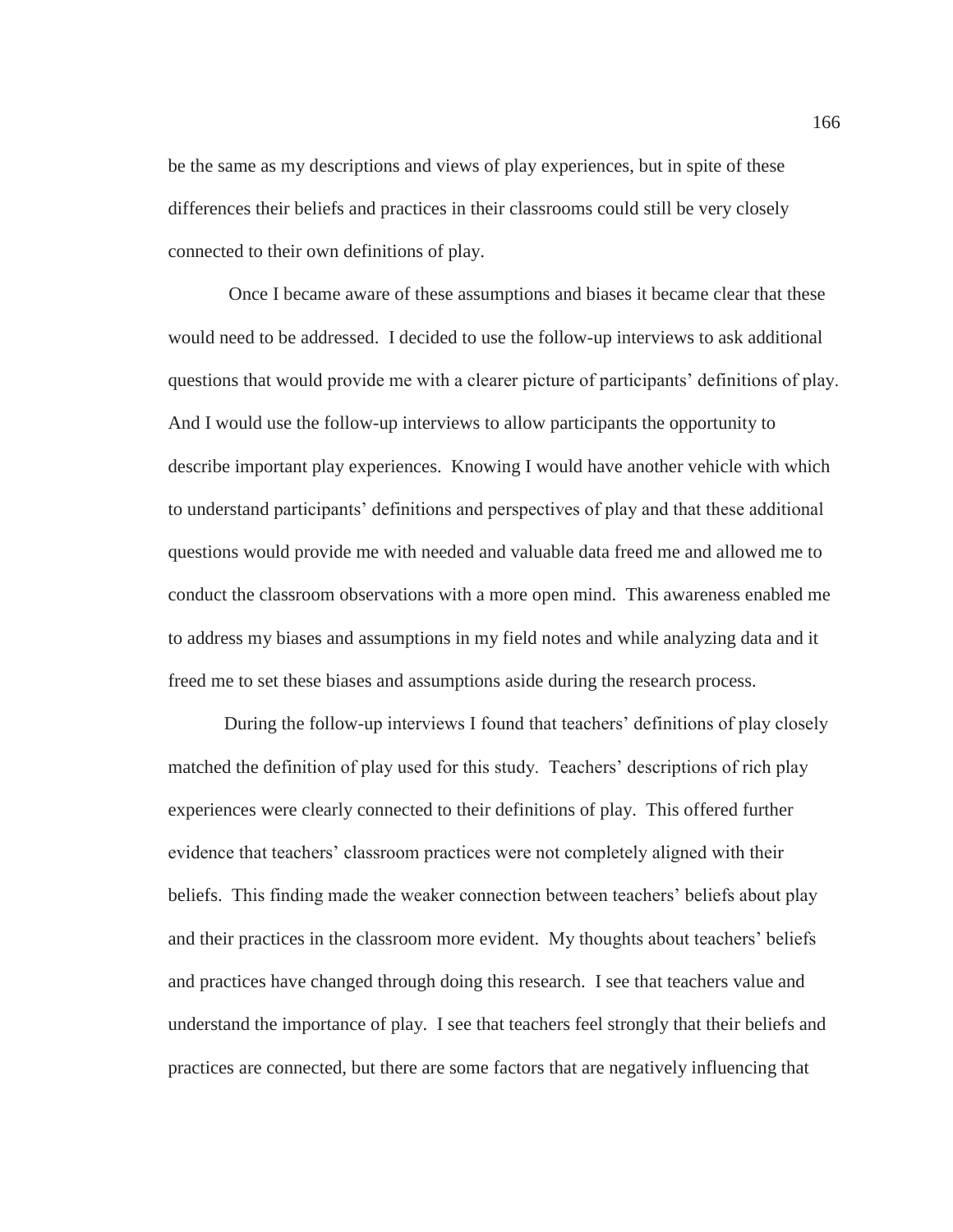be the same as my descriptions and views of play experiences, but in spite of these differences their beliefs and practices in their classrooms could still be very closely connected to their own definitions of play.

Once I became aware of these assumptions and biases it became clear that these would need to be addressed. I decided to use the follow-up interviews to ask additional questions that would provide me with a clearer picture of participants' definitions of play. And I would use the follow-up interviews to allow participants the opportunity to describe important play experiences. Knowing I would have another vehicle with which to understand participants' definitions and perspectives of play and that these additional questions would provide me with needed and valuable data freed me and allowed me to conduct the classroom observations with a more open mind. This awareness enabled me to address my biases and assumptions in my field notes and while analyzing data and it freed me to set these biases and assumptions aside during the research process.

During the follow-up interviews I found that teachers' definitions of play closely matched the definition of play used for this study. Teachers' descriptions of rich play experiences were clearly connected to their definitions of play. This offered further evidence that teachers' classroom practices were not completely aligned with their beliefs. This finding made the weaker connection between teachers' beliefs about play and their practices in the classroom more evident. My thoughts about teachers' beliefs and practices have changed through doing this research. I see that teachers value and understand the importance of play. I see that teachers feel strongly that their beliefs and practices are connected, but there are some factors that are negatively influencing that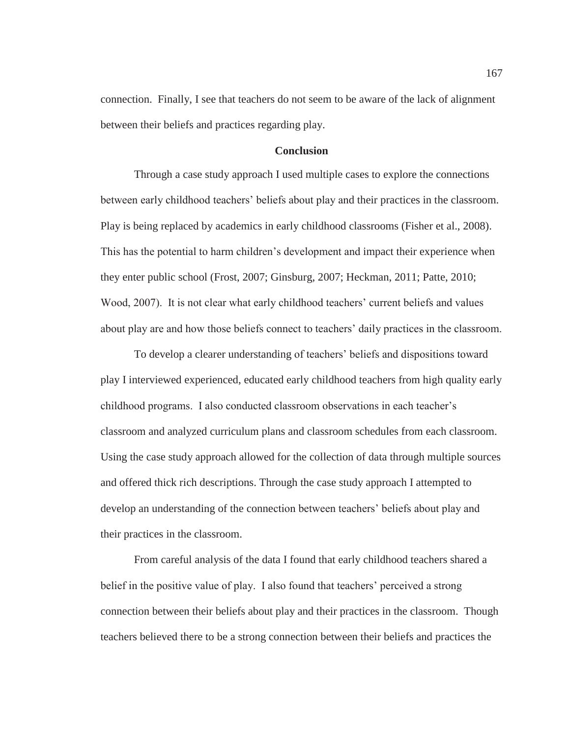connection. Finally, I see that teachers do not seem to be aware of the lack of alignment between their beliefs and practices regarding play.

## Conclusion

Through a case study approach I used multiple cases to explore the connections between early childhood teachers' beliefs about play and their practices in the classroom. Play is being replaced by academics in early childhood classrooms (Fisher et al., 2008). This has the potential to harm children's development and impact their experience when they enter public school (Frost, 2007; Ginsburg, 2007; Heckman, 2011; Patte, 2010; Wood, 2007). It is not clear what early childhood teachers' current beliefs and values about play are and how those beliefs connect to teachers' daily practices in the classroom.

To develop a clearer understanding of teachers' beliefs and dispositions toward play I interviewed experienced, educated early childhood teachers from high quality early childhood programs. I also conducted classroom observations in each teacher's classroom and analyzed curriculum plans and classroom schedules from each classroom. Using the case study approach allowed for the collection of data through multiple sources and offered thick rich descriptions. Through the case study approach I attempted to develop an understanding of the connection between teachers' beliefs about play and their practices in the classroom.

From careful analysis of the data I found that early childhood teachers shared a belief in the positive value of play. I also found that teachers' perceived a strong connection between their beliefs about play and their practices in the classroom. Though teachers believed there to be a strong connection between their beliefs and practices the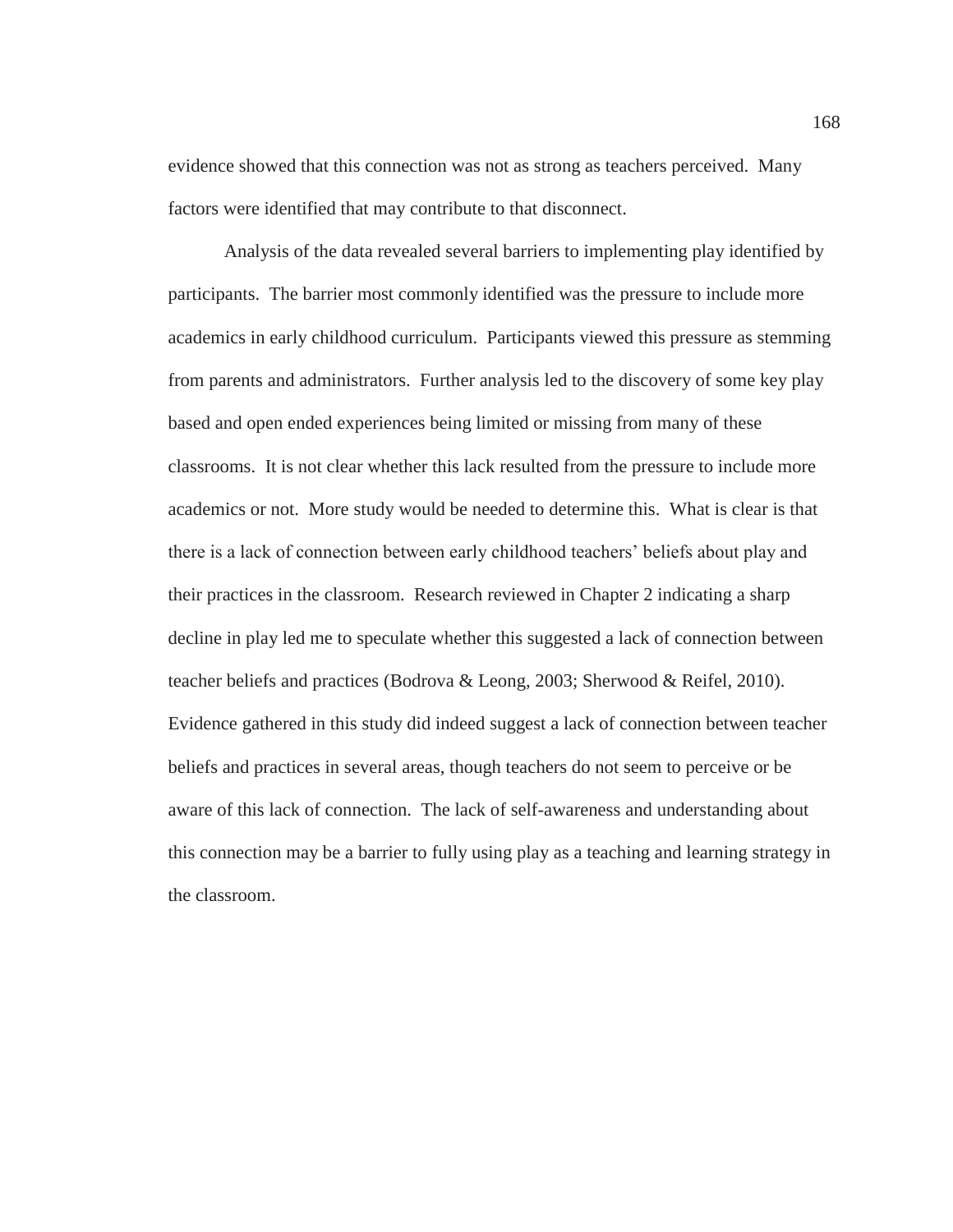evidence showed that this connection was not as strong as teachers perceived. Many factors were identified that may contribute to that disconnect.

Analysis of the data revealed several barriers to implementing play identified by participants. The barrier most commonly identified was the pressure to include more academics in early childhood curriculum. Participants viewed this pressure as stemming from parents and administrators. Further analysis led to the discovery of some key play based and open ended experiences being limited or missing from many of these classrooms. It is not clear whether this lack resulted from the pressure to include more academics or not. More study would be needed to determine this. What is clear is that there is a lack of connection between early childhood teachers' beliefs about play and their practices in the classroom. Research reviewed in Chapter 2 indicating a sharp decline in play led me to speculate whether this suggested a lack of connection between teacher beliefs and practices (Bodrova & Leong, 2003; Sherwood & Reifel, 2010). Evidence gathered in this study did indeed suggest a lack of connection between teacher beliefs and practices in several areas, though teachers do not seem to perceive or be aware of this lack of connection. The lack of self-awareness and understanding about this connection may be a barrier to fully using play as a teaching and learning strategy in the classroom.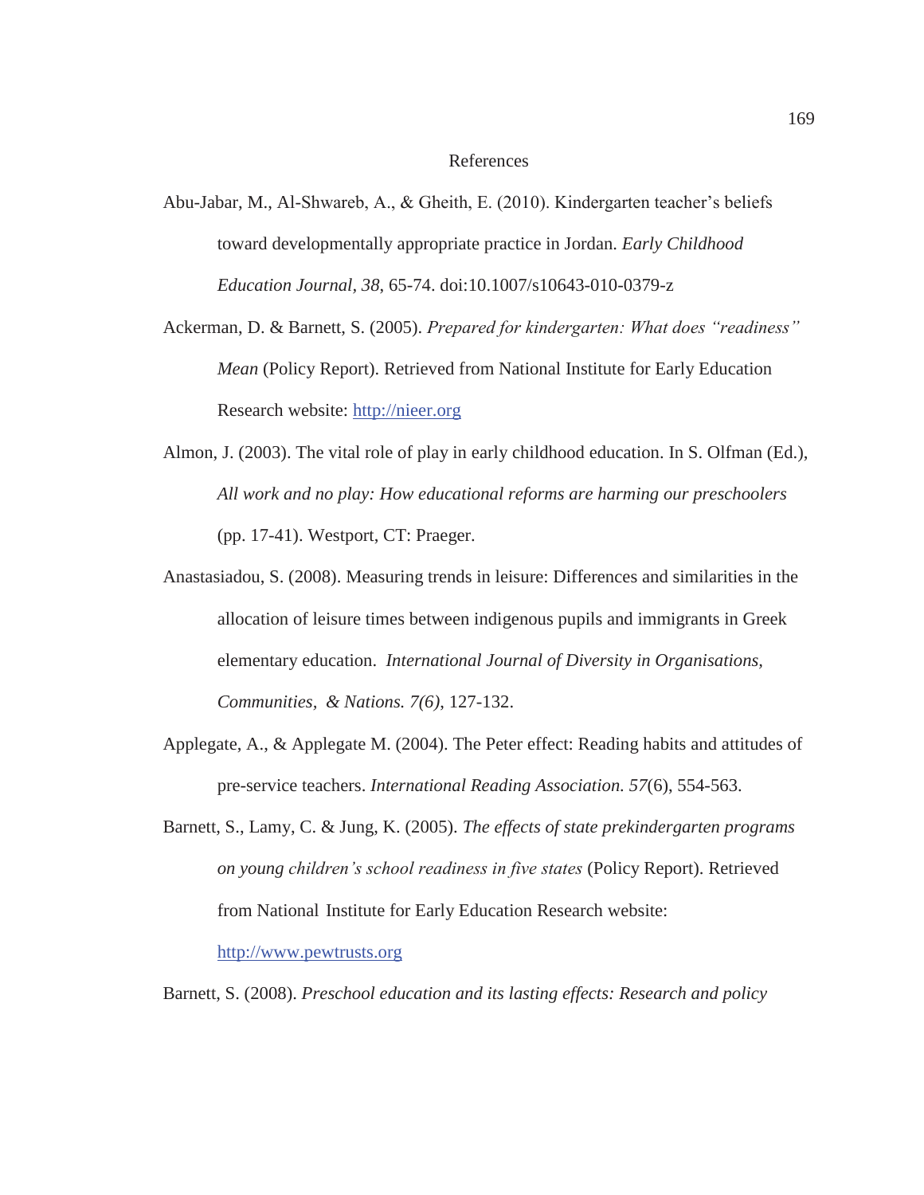# References

Abu-Jabar, M., Al-Shwareb, A., & Gheith, E. (2010). Kindergarten teacher's beliefs toward developmentally appropriate practice in Jordan. *Early Childhood Education Journal, 38*, 65-74. doi:10.1007/s10643-010-0379-z

Ackerman, D. & Barnett, S. (2005). *Prepared for kindergarten: What does "readiness" Mean* (Policy Report). Retrieved from National Institute for Early Education Research website: http://nieer.org

Almon, J. (2003). The vital role of play in early childhood education. In S. Olfman (Ed.), *All work and no play: How educational reforms are harming our preschoolers* (pp. 17-41). Westport, CT: Praeger.

Anastasiadou, S. (2008). Measuring trends in leisure: Differences and similarities in the allocation of leisure times between indigenous pupils and immigrants in Greek elementary education. *International Journal of Diversity in Organisations, Communities, & Nations. 7(6)*, 127-132.

Applegate, A., & Applegate M. (2004). The Peter effect: Reading habits and attitudes of pre-service teachers. *International Reading Association. 57*(6), 554-563.

Barnett, S., Lamy, C. & Jung, K. (2005). *The effects of state prekindergarten programs on young children's school readiness in five states* (Policy Report). Retrieved from National Institute for Early Education Research website: http://www.pewtrusts.org

Barnett, S. (2008). *Preschool education and its lasting effects: Research and policy*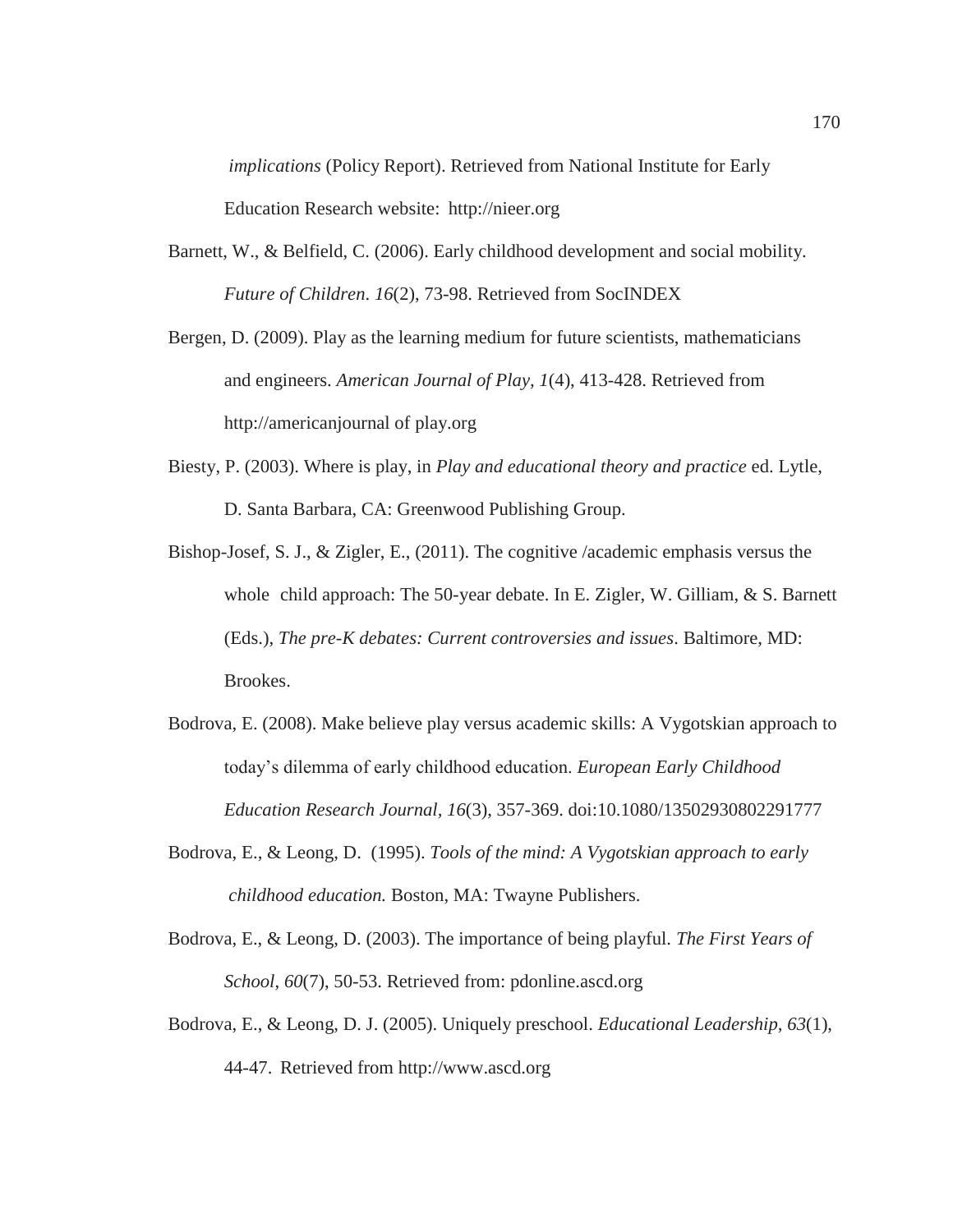*implications* (Policy Report). Retrieved from National Institute for Early Education Research website: http://nieer.org

Barnett, W., & Belfield, C. (2006). Early childhood development and social mobility. *Future of Children*. *16*(2), 73-98. Retrieved from SocINDEX

Bergen, D. (2009). Play as the learning medium for future scientists, mathematicians and engineers. *American Journal of Play, 1*(4), 413-428. Retrieved from http://americanjournal of play.org

Biesty, P. (2003). Where is play, in *Play and educational theory and practice* ed. Lytle, D. Santa Barbara, CA: Greenwood Publishing Group.

Bishop-Josef, S. J., & Zigler, E., (2011). The cognitive /academic emphasis versus the whole child approach: The 50-year debate. In E. Zigler, W. Gilliam, & S. Barnett (Eds.), *The pre-K debates: Current controversies and issues*. Baltimore, MD: Brookes.

Bodrova, E. (2008). Make believe play versus academic skills: A Vygotskian approach to today's dilemma of early childhood education. *European Early Childhood Education Research Journal, 16*(3), 357-369. doi:10.1080/13502930802291777

Bodrova, E., & Leong, D. (1995). *Tools of the mind: A Vygotskian approach to early childhood education.* Boston, MA: Twayne Publishers.

Bodrova, E., & Leong, D. (2003). The importance of being playful. *The First Years of School, 60*(7), 50-53. Retrieved from: pdonline.ascd.org

Bodrova, E., & Leong, D. J. (2005). Uniquely preschool. *Educational Leadership, 63*(1), 44-47. Retrieved from http://www.ascd.org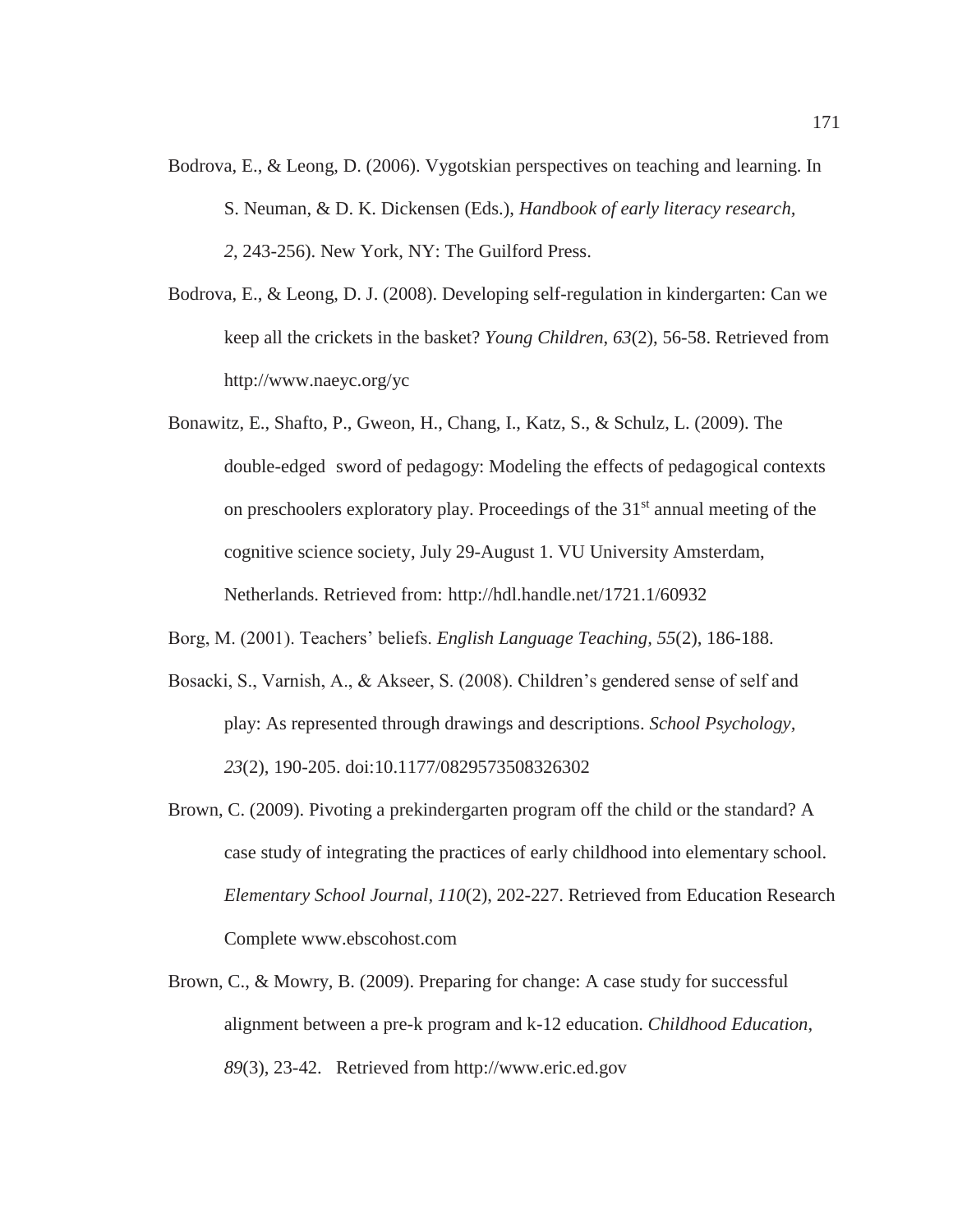Bodrova, E., & Leong, D. (2006). Vygotskian perspectives on teaching and learning. In S. Neuman, & D. K. Dickensen (Eds.), *Handbook of early literacy research, 2*, 243-256). New York, NY: The Guilford Press.

Bodrova, E., & Leong, D. J. (2008). Developing self-regulation in kindergarten: Can we keep all the crickets in the basket? *Young Children*, *63*(2), 56-58. Retrieved from http://www.naeyc.org/yc

Bonawitz, E., Shafto, P., Gweon, H., Chang, I., Katz, S., & Schulz, L. (2009). The double-edged  sword of pedagogy: Modeling the effects of pedagogical contexts on preschoolers exploratory play. Proceedings of the 31st annual meeting of the cognitive science society, July 29-August 1. VU University Amsterdam, Netherlands. Retrieved from: http://hdl.handle.net/1721.1/60932

Borg, M. (2001). Teachers' beliefs. *English Language Teaching, 55*(2), 186-188.

Bosacki, S., Varnish, A., & Akseer, S. (2008). Children's gendered sense of self and play: As represented through drawings and descriptions. *School Psychology, 23*(2), 190-205. doi:10.1177/0829573508326302

Brown, C. (2009). Pivoting a prekindergarten program off the child or the standard? A case study of integrating the practices of early childhood into elementary school. *Elementary School Journal, 110*(2), 202-227. Retrieved from Education Research Complete www.ebscohost.com

Brown, C., & Mowry, B. (2009). Preparing for change: A case study for successful alignment between a pre-k program and k-12 education. *Childhood Education, 89*(3), 23-42.   Retrieved from http://www.eric.ed.gov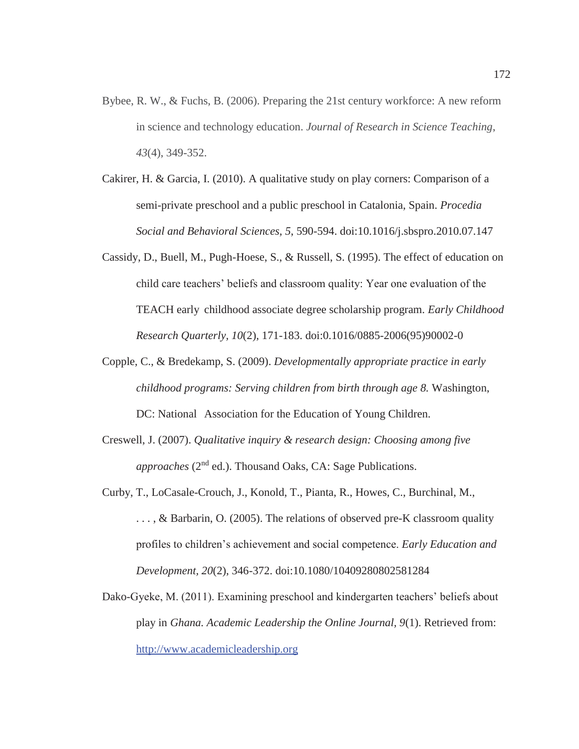Bybee, R. W., & Fuchs, B. (2006). Preparing the 21st century workforce: A new reform in science and technology education. *Journal of Research in Science Teaching, 43*(4), 349-352.

Cakirer, H. & Garcia, I. (2010). A qualitative study on play corners: Comparison of a semi-private preschool and a public preschool in Catalonia, Spain. *Procedia Social and Behavioral Sciences, 5*, 590-594. doi:10.1016/j.sbspro.2010.07.147

Cassidy, D., Buell, M., Pugh-Hoese, S., & Russell, S. (1995). The effect of education on child care teachers' beliefs and classroom quality: Year one evaluation of the TEACH early childhood associate degree scholarship program. *Early Childhood Research Quarterly, 10*(2), 171-183. doi:0.1016/0885-2006(95)90002-0

Copple, C., & Bredekamp, S. (2009). *Developmentally appropriate practice in early childhood programs: Serving children from birth through age 8.* Washington, DC: National Association for the Education of Young Children.

Creswell, J. (2007). *Qualitative inquiry & research design: Choosing among five approaches* (2nd ed.). Thousand Oaks, CA: Sage Publications.

Curby, T., LoCasale-Crouch, J., Konold, T., Pianta, R., Howes, C., Burchinal, M., . . . , & Barbarin, O. (2005). The relations of observed pre-K classroom quality profiles to children's achievement and social competence. *Early Education and Development, 20*(2), 346-372. doi:10.1080/10409280802581284

Dako-Gyeke, M. (2011). Examining preschool and kindergarten teachers' beliefs about play in *Ghana. Academic Leadership the Online Journal, 9*(1). Retrieved from: http://www.academicleadership.org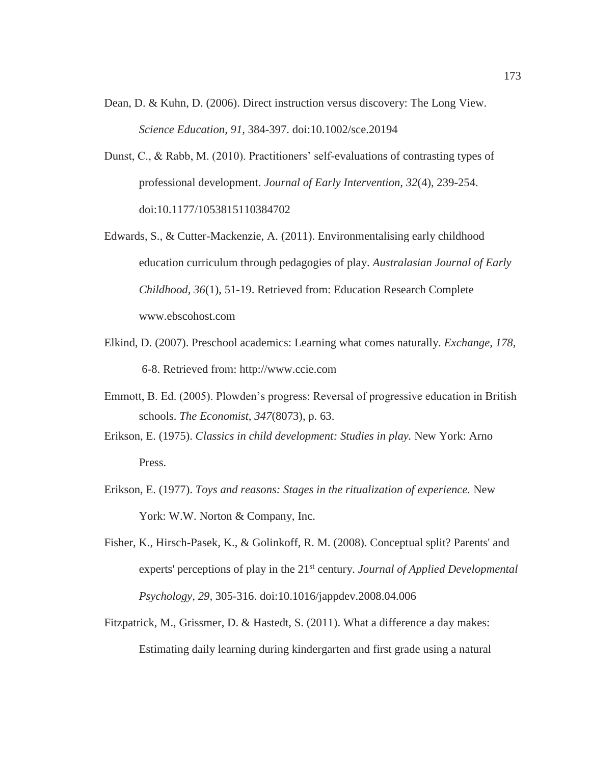Dean, D. & Kuhn, D. (2006). Direct instruction versus discovery: The Long View. *Science Education, 91*, 384-397. doi:10.1002/sce.20194

Dunst, C., & Rabb, M. (2010). Practitioners' self-evaluations of contrasting types of professional development. *Journal of Early Intervention, 32*(4), 239-254. doi:10.1177/1053815110384702

Edwards, S., & Cutter-Mackenzie, A. (2011). Environmentalising early childhood education curriculum through pedagogies of play. *Australasian Journal of Early Childhood, 36*(1), 51-19. Retrieved from: Education Research Complete www.ebscohost.com

Elkind, D. (2007). Preschool academics: Learning what comes naturally. *Exchange, 178,* 6-8. Retrieved from: http://www.ccie.com

Emmott, B. Ed. (2005). Plowden's progress: Reversal of progressive education in British schools. *The Economist, 347*(8073), p. 63.

Erikson, E. (1975). *Classics in child development: Studies in play.* New York: Arno Press.

Erikson, E. (1977). *Toys and reasons: Stages in the ritualization of experience.* New York: W.W. Norton & Company, Inc.

Fisher, K., Hirsch-Pasek, K., & Golinkoff, R. M. (2008). Conceptual split? Parents' and experts' perceptions of play in the 21st century. *Journal of Applied Developmental Psychology, 29,* 305-316. doi:10.1016/jappdev.2008.04.006

Fitzpatrick, M., Grissmer, D. & Hastedt, S. (2011). What a difference a day makes: Estimating daily learning during kindergarten and first grade using a natural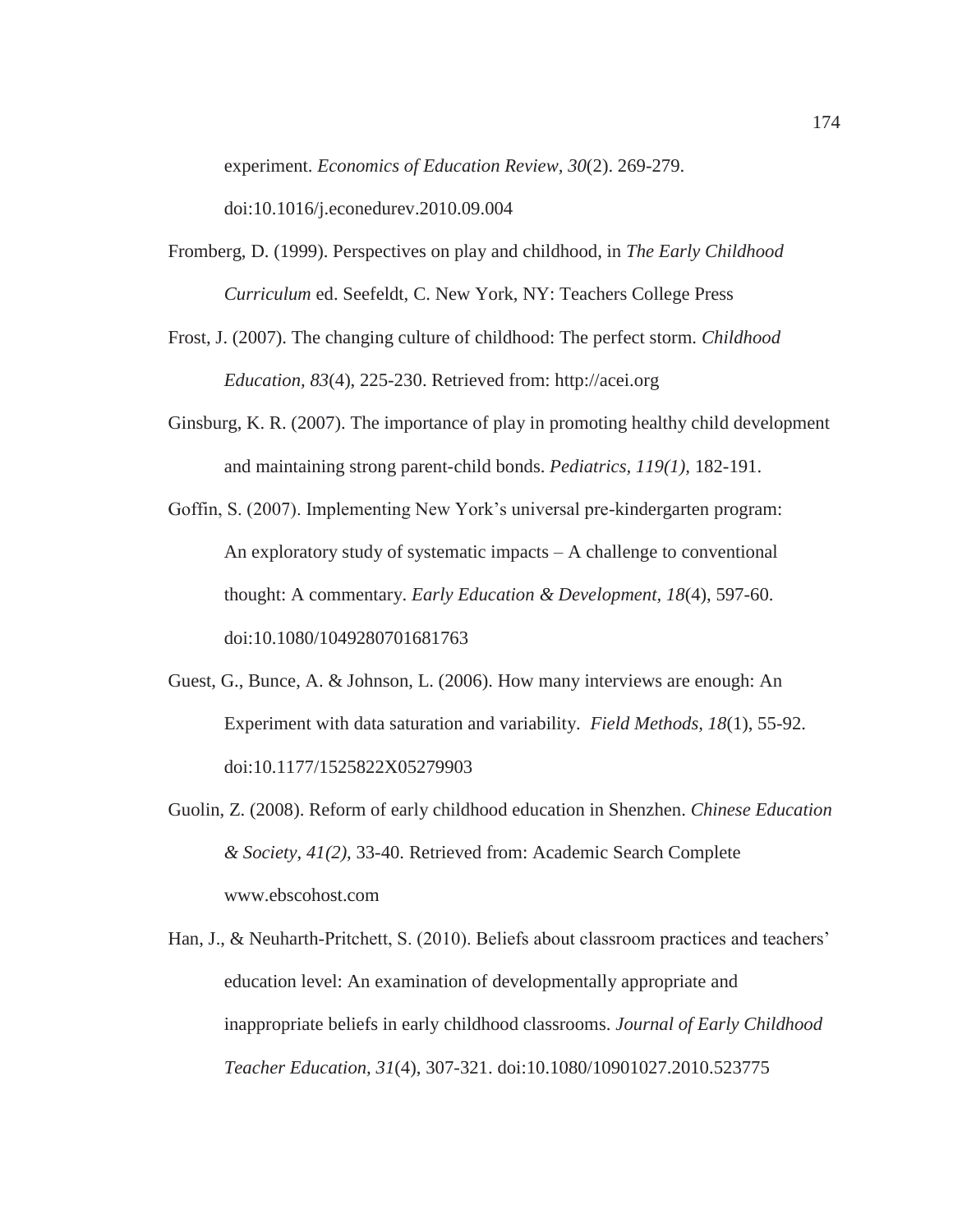experiment. *Economics of Education Review, 30*(2). 269-279. doi:10.1016/j.econedurev.2010.09.004

Fromberg, D. (1999). Perspectives on play and childhood, in *The Early Childhood Curriculum* ed. Seefeldt, C. New York, NY: Teachers College Press

Frost, J. (2007). The changing culture of childhood: The perfect storm. *Childhood Education, 83*(4), 225-230. Retrieved from: http://acei.org

Ginsburg, K. R. (2007). The importance of play in promoting healthy child development and maintaining strong parent-child bonds. *Pediatrics, 119(1),* 182-191.

Goffin, S. (2007). Implementing New York's universal pre-kindergarten program: An exploratory study of systematic impacts – A challenge to conventional thought: A commentary. *Early Education & Development, 18*(4), 597-60. doi:10.1080/1049280701681763

Guest, G., Bunce, A. & Johnson, L. (2006). How many interviews are enough: An Experiment with data saturation and variability. *Field Methods, 18*(1), 55-92. doi:10.1177/1525822X05279903

Guolin, Z. (2008). Reform of early childhood education in Shenzhen. *Chinese Education & Society, 41(2),* 33-40. Retrieved from: Academic Search Complete www.ebscohost.com

Han, J., & Neuharth-Pritchett, S. (2010). Beliefs about classroom practices and teachers' education level: An examination of developmentally appropriate and inappropriate beliefs in early childhood classrooms. *Journal of Early Childhood Teacher Education, 31*(4), 307-321. doi:10.1080/10901027.2010.523775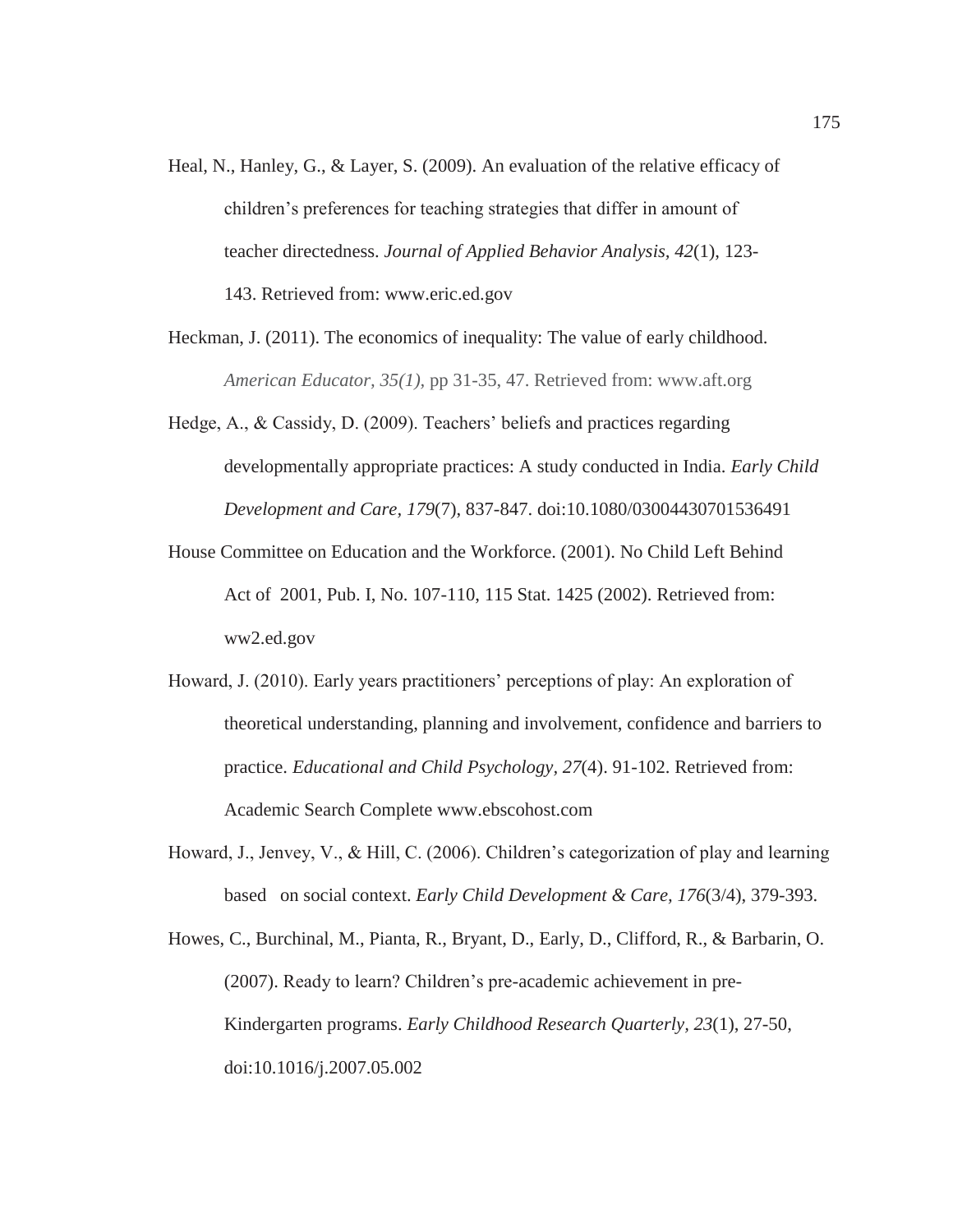Heal, N., Hanley, G., & Layer, S. (2009). An evaluation of the relative efficacy of children's preferences for teaching strategies that differ in amount of teacher directedness. *Journal of Applied Behavior Analysis, 42*(1), 123-143. Retrieved from: www.eric.ed.gov

Heckman, J. (2011). The economics of inequality: The value of early childhood. *American Educator, 35(1),* pp 31-35, 47. Retrieved from: www.aft.org

Hedge, A., & Cassidy, D. (2009). Teachers' beliefs and practices regarding developmentally appropriate practices: A study conducted in India. *Early Child Development and Care, 179*(7), 837-847. doi:10.1080/03004430701536491

House Committee on Education and the Workforce. (2001). No Child Left Behind Act of 2001, Pub. I, No. 107-110, 115 Stat. 1425 (2002). Retrieved from: ww2.ed.gov

Howard, J. (2010). Early years practitioners' perceptions of play: An exploration of theoretical understanding, planning and involvement, confidence and barriers to practice. *Educational and Child Psychology, 27*(4). 91-102. Retrieved from: Academic Search Complete www.ebscohost.com

Howard, J., Jenvey, V., & Hill, C. (2006). Children's categorization of play and learning based on social context. *Early Child Development & Care, 176*(3/4), 379-393.

Howes, C., Burchinal, M., Pianta, R., Bryant, D., Early, D., Clifford, R., & Barbarin, O. (2007). Ready to learn? Children's pre-academic achievement in pre-Kindergarten programs. *Early Childhood Research Quarterly, 23*(1), 27-50, doi:10.1016/j.2007.05.002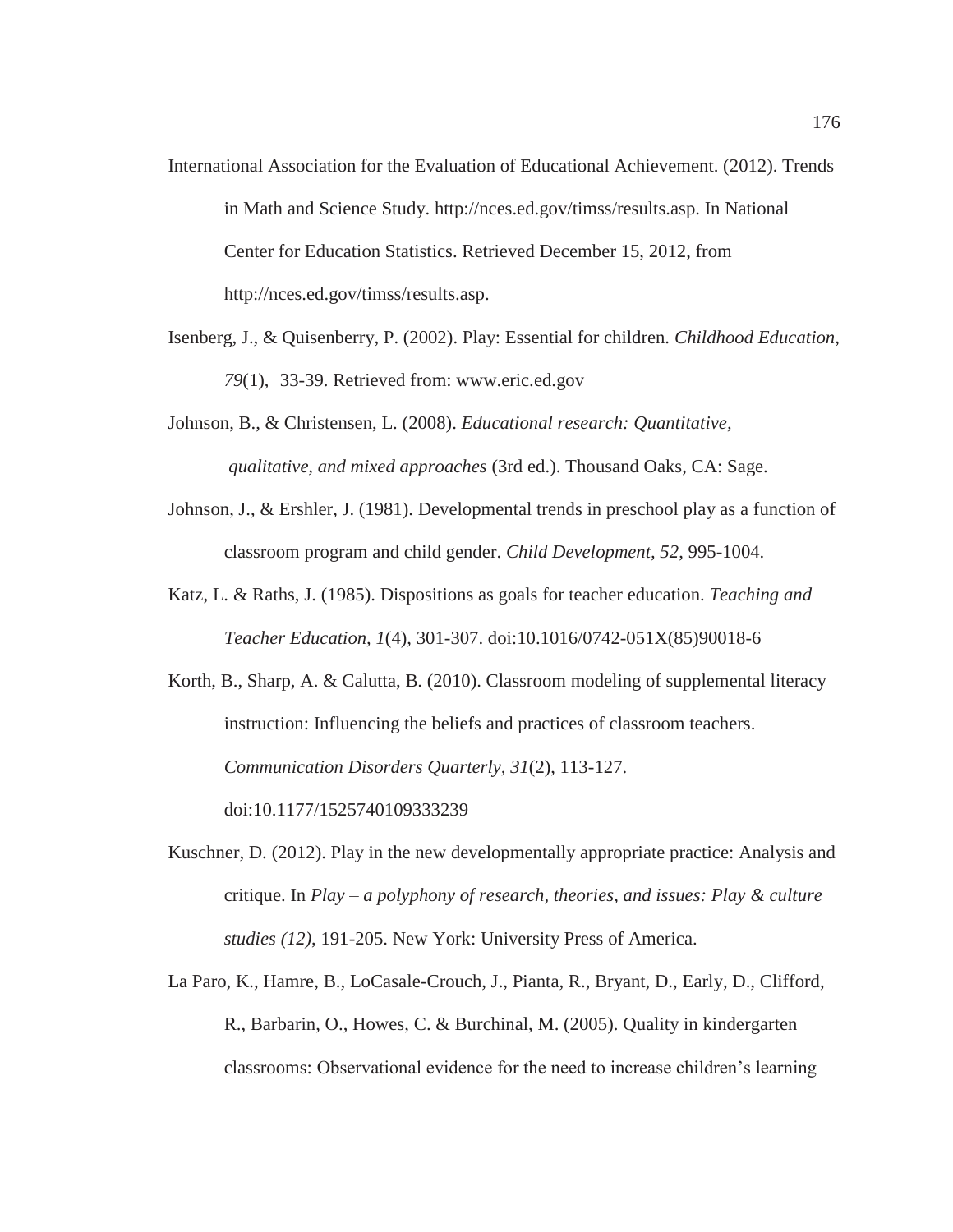International Association for the Evaluation of Educational Achievement. (2012). Trends in Math and Science Study. http://nces.ed.gov/timss/results.asp. In National Center for Education Statistics. Retrieved December 15, 2012, from http://nces.ed.gov/timss/results.asp.

Isenberg, J., & Quisenberry, P. (2002). Play: Essential for children. *Childhood Education, 79*(1), 33-39. Retrieved from: www.eric.ed.gov

Johnson, B., & Christensen, L. (2008). *Educational research: Quantitative, qualitative, and mixed approaches* (3rd ed.). Thousand Oaks, CA: Sage.

Johnson, J., & Ershler, J. (1981). Developmental trends in preschool play as a function of classroom program and child gender. *Child Development*, *52*, 995-1004.

Katz, L. & Raths, J. (1985). Dispositions as goals for teacher education. *Teaching and Teacher Education, 1*(4), 301-307. doi:10.1016/0742-051X(85)90018-6

Korth, B., Sharp, A. & Calutta, B. (2010). Classroom modeling of supplemental literacy instruction: Influencing the beliefs and practices of classroom teachers. *Communication Disorders Quarterly*, *31*(2), 113-127. doi:10.1177/1525740109333239

Kuschner, D. (2012). Play in the new developmentally appropriate practice: Analysis and critique. In *Play – a polyphony of research, theories, and issues: Play & culture studies (12)*, 191-205. New York: University Press of America.

La Paro, K., Hamre, B., LoCasale-Crouch, J., Pianta, R., Bryant, D., Early, D., Clifford, R., Barbarin, O., Howes, C. & Burchinal, M. (2005). Quality in kindergarten classrooms: Observational evidence for the need to increase children's learning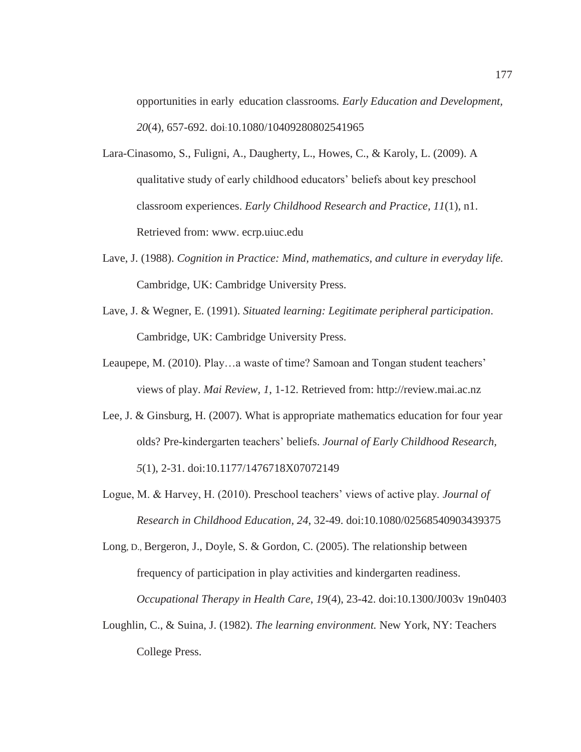opportunities in early  education classrooms*. Early Education and Development*, *20*(4), 657-692. doi:10.1080/10409280802541965

Lara-Cinasomo, S., Fuligni, A., Daugherty, L., Howes, C., & Karoly, L. (2009). A qualitative study of early childhood educators' beliefs about key preschool classroom experiences. *Early Childhood Research and Practice*, *11*(1), n1. Retrieved from: www. ecrp.uiuc.edu

Lave, J. (1988). *Cognition in Practice: Mind, mathematics, and culture in everyday life*. Cambridge, UK: Cambridge University Press.

Lave, J. & Wegner, E. (1991). *Situated learning: Legitimate peripheral participation*. Cambridge, UK: Cambridge University Press.

Leaupepe, M. (2010). Play…a waste of time? Samoan and Tongan student teachers' views of play. *Mai Review, 1*, 1-12. Retrieved from: http://review.mai.ac.nz

Lee, J. & Ginsburg, H. (2007). What is appropriate mathematics education for four year olds? Pre-kindergarten teachers' beliefs. *Journal of Early Childhood Research, 5*(1), 2-31. doi:10.1177/1476718X07072149

Logue, M. & Harvey, H. (2010). Preschool teachers' views of active play. *Journal of Research in Childhood Education*, *24*, 32-49. doi:10.1080/02568540903439375

Long, D., Bergeron, J., Doyle, S. & Gordon, C. (2005). The relationship between frequency of participation in play activities and kindergarten readiness. *Occupational Therapy in Health Care*, *19*(4), 23-42. doi:10.1300/J003v 19n0403

Loughlin, C., & Suina, J. (1982). *The learning environment.* New York, NY: Teachers College Press.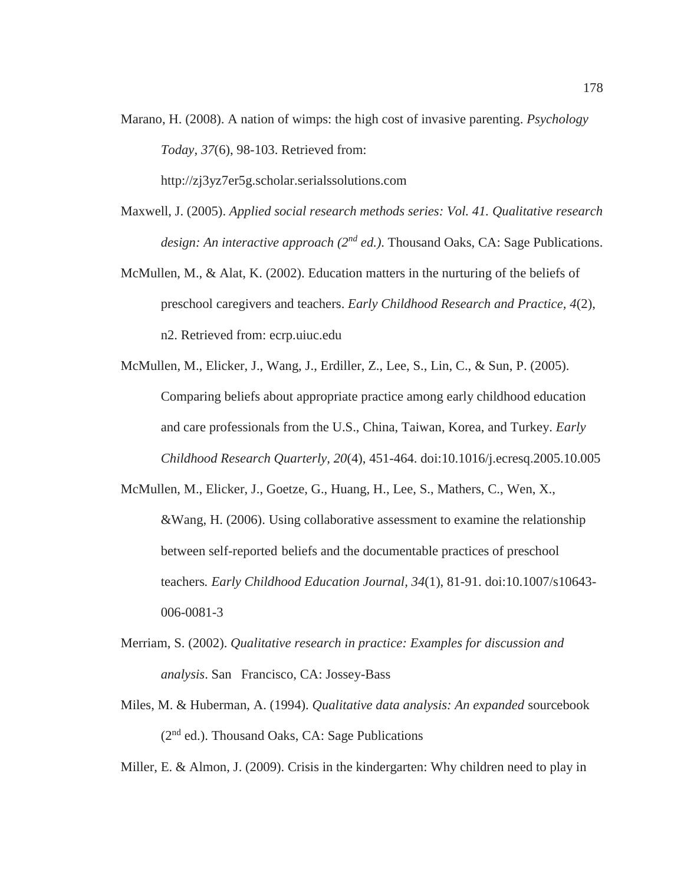Marano, H. (2008). A nation of wimps: the high cost of invasive parenting. *Psychology Today, 37*(6), 98-103. Retrieved from: http://zj3yz7er5g.scholar.serialssolutions.com

Maxwell, J. (2005). *Applied social research methods series: Vol. 41. Qualitative research design: An interactive approach (2nd ed.).* Thousand Oaks, CA: Sage Publications.

McMullen, M., & Alat, K. (2002). Education matters in the nurturing of the beliefs of preschool caregivers and teachers. *Early Childhood Research and Practice, 4*(2), n2. Retrieved from: ecrp.uiuc.edu

McMullen, M., Elicker, J., Wang, J., Erdiller, Z., Lee, S., Lin, C., & Sun, P. (2005). Comparing beliefs about appropriate practice among early childhood education and care professionals from the U.S., China, Taiwan, Korea, and Turkey. *Early Childhood Research Quarterly, 20*(4), 451-464. doi:10.1016/j.ecresq.2005.10.005

McMullen, M., Elicker, J., Goetze, G., Huang, H., Lee, S., Mathers, C., Wen, X., &Wang, H. (2006). Using collaborative assessment to examine the relationship between self-reported beliefs and the documentable practices of preschool teachers. *Early Childhood Education Journal, 34*(1), 81-91. doi:10.1007/s10643-006-0081-3

Merriam, S. (2002). *Qualitative research in practice: Examples for discussion and analysis*. San Francisco, CA: Jossey-Bass

Miles, M. & Huberman, A. (1994). *Qualitative data analysis: An expanded* sourcebook (2nd ed.). Thousand Oaks, CA: Sage Publications

Miller, E. & Almon, J. (2009). Crisis in the kindergarten: Why children need to play in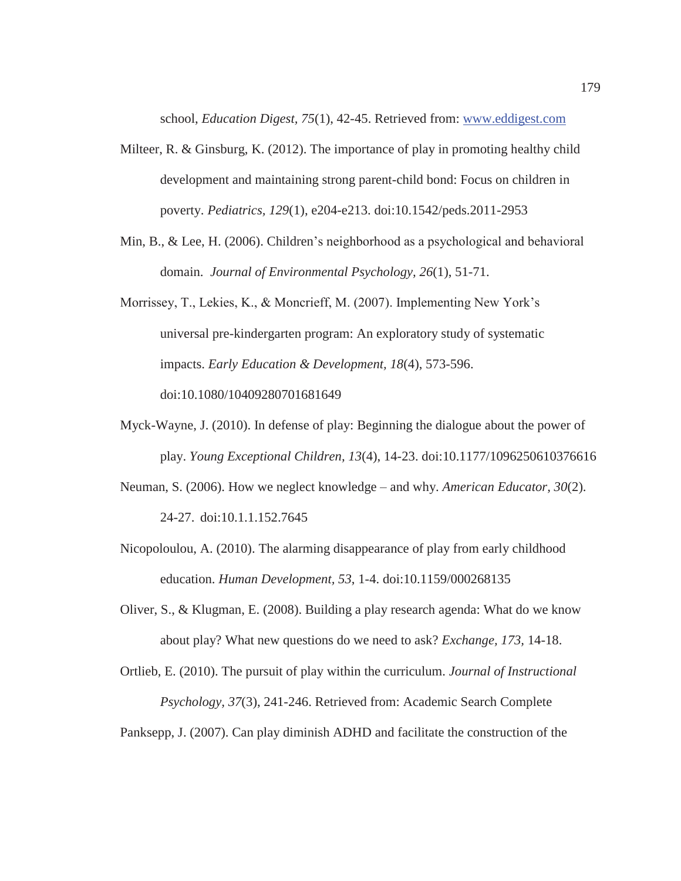school, *Education Digest, 75*(1), 42-45. Retrieved from: www.eddigest.com

Milteer, R. & Ginsburg, K. (2012). The importance of play in promoting healthy child development and maintaining strong parent-child bond: Focus on children in poverty. *Pediatrics, 129*(1), e204-e213. doi:10.1542/peds.2011-2953

Min, B., & Lee, H. (2006). Children's neighborhood as a psychological and behavioral domain. *Journal of Environmental Psychology, 26*(1), 51-71.

Morrissey, T., Lekies, K., & Moncrieff, M. (2007). Implementing New York's universal pre-kindergarten program: An exploratory study of systematic impacts. *Early Education & Development, 18*(4), 573-596. doi:10.1080/10409280701681649

Myck-Wayne, J. (2010). In defense of play: Beginning the dialogue about the power of play. *Young Exceptional Children, 13*(4), 14-23. doi:10.1177/1096250610376616

Neuman, S. (2006). How we neglect knowledge – and why. *American Educator, 30*(2). 24-27. doi:10.1.1.152.7645

Nicopoloulou, A. (2010). The alarming disappearance of play from early childhood education. *Human Development, 53*, 1-4. doi:10.1159/000268135

Oliver, S., & Klugman, E. (2008). Building a play research agenda: What do we know about play? What new questions do we need to ask? *Exchange, 173,* 14-18.

Ortlieb, E. (2010). The pursuit of play within the curriculum. *Journal of Instructional Psychology, 37*(3), 241-246. Retrieved from: Academic Search Complete

Panksepp, J. (2007). Can play diminish ADHD and facilitate the construction of the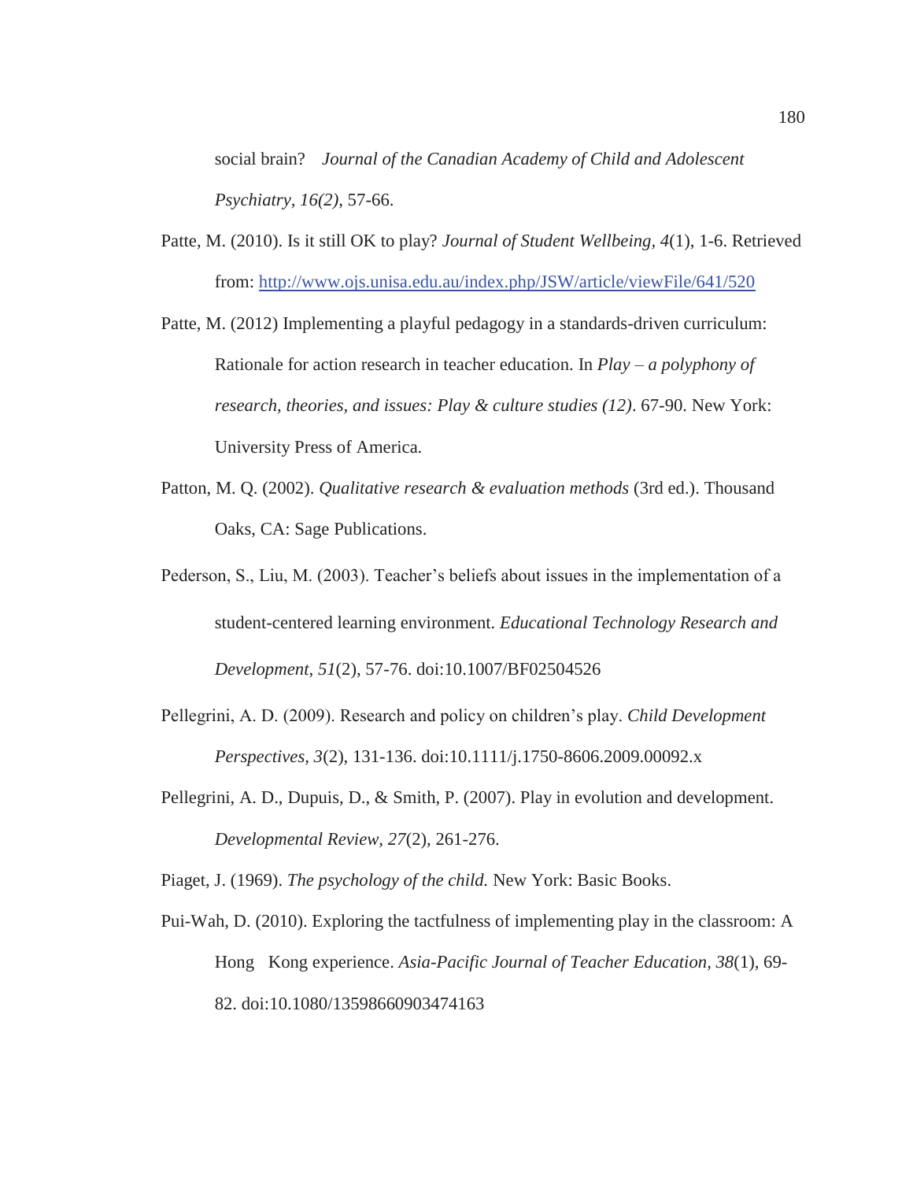social brain? *Journal of the Canadian Academy of Child and Adolescent Psychiatry, 16(2),* 57-66.

Patte, M. (2010). Is it still OK to play? *Journal of Student Wellbeing, 4*(1), 1-6. Retrieved from: http://www.ojs.unisa.edu.au/index.php/JSW/article/viewFile/641/520

Patte, M. (2012) Implementing a playful pedagogy in a standards-driven curriculum: Rationale for action research in teacher education. In *Play – a polyphony of research, theories, and issues: Play & culture studies (12)*. 67-90. New York: University Press of America.

Patton, M. Q. (2002). *Qualitative research & evaluation methods* (3rd ed.). Thousand Oaks, CA: Sage Publications.

Pederson, S., Liu, M. (2003). Teacher's beliefs about issues in the implementation of a student-centered learning environment. *Educational Technology Research and Development, 51*(2), 57-76. doi:10.1007/BF02504526

Pellegrini, A. D. (2009). Research and policy on children's play. *Child Development Perspectives, 3*(2), 131-136. doi:10.1111/j.1750-8606.2009.00092.x

Pellegrini, A. D., Dupuis, D., & Smith, P. (2007). Play in evolution and development. *Developmental Review, 27*(2), 261-276.

Piaget, J. (1969). *The psychology of the child.* New York: Basic Books.

Pui-Wah, D. (2010). Exploring the tactfulness of implementing play in the classroom: A Hong Kong experience. *Asia-Pacific Journal of Teacher Education, 38*(1), 69-82. doi:10.1080/13598660903474163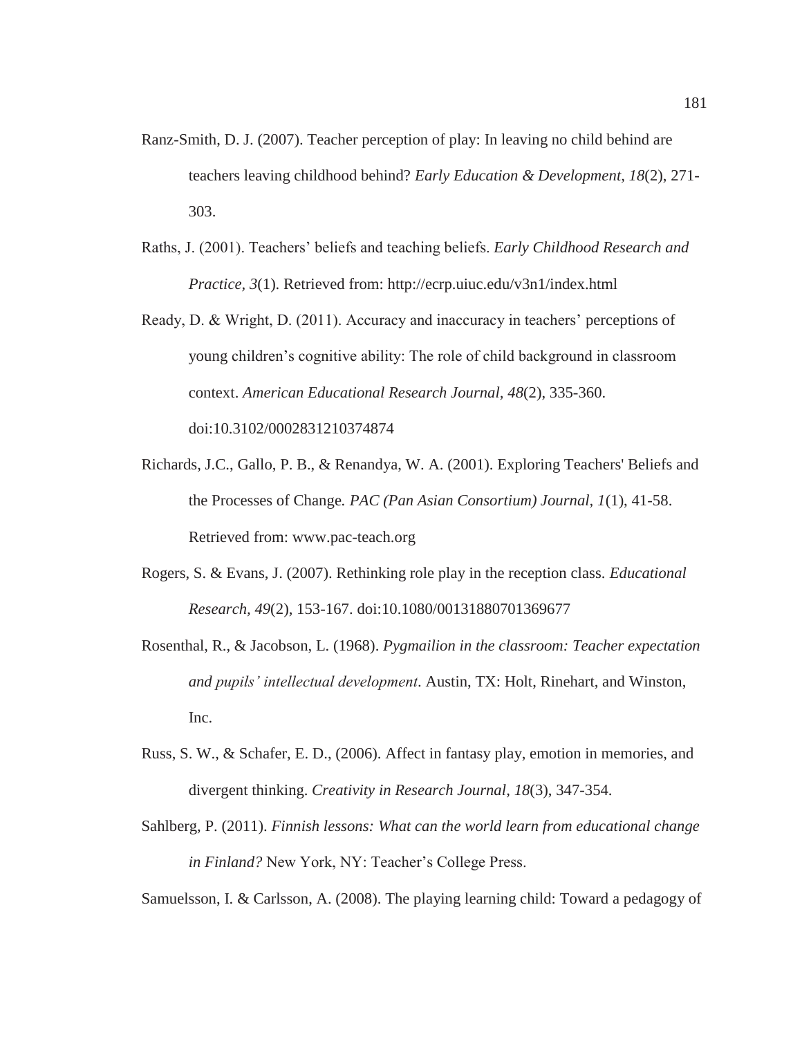Ranz-Smith, D. J. (2007). Teacher perception of play: In leaving no child behind are teachers leaving childhood behind? *Early Education & Development*, *18*(2), 271-303.

Raths, J. (2001). Teachers' beliefs and teaching beliefs. *Early Childhood Research and Practice*, *3*(1). Retrieved from: http://ecrp.uiuc.edu/v3n1/index.html

Ready, D. & Wright, D. (2011). Accuracy and inaccuracy in teachers' perceptions of young children's cognitive ability: The role of child background in classroom context. *American Educational Research Journal*, *48*(2), 335-360. doi:10.3102/0002831210374874

Richards, J.C., Gallo, P. B., & Renandya, W. A. (2001). Exploring Teachers' Beliefs and the Processes of Change*. PAC (Pan Asian Consortium) Journal*, *1*(1), 41-58. Retrieved from: www.pac-teach.org

Rogers, S. & Evans, J. (2007). Rethinking role play in the reception class. *Educational Research, 49*(2), 153-167. doi:10.1080/00131880701369677

Rosenthal, R., & Jacobson, L. (1968). *Pygmailion in the classroom: Teacher expectation and pupils' intellectual development*. Austin, TX: Holt, Rinehart, and Winston, Inc.

Russ, S. W., & Schafer, E. D., (2006). Affect in fantasy play, emotion in memories, and divergent thinking. *Creativity in Research Journal, 18*(3), 347-354.

Sahlberg, P. (2011). *Finnish lessons: What can the world learn from educational change in Finland?* New York, NY: Teacher's College Press.

Samuelsson, I. & Carlsson, A. (2008). The playing learning child: Toward a pedagogy of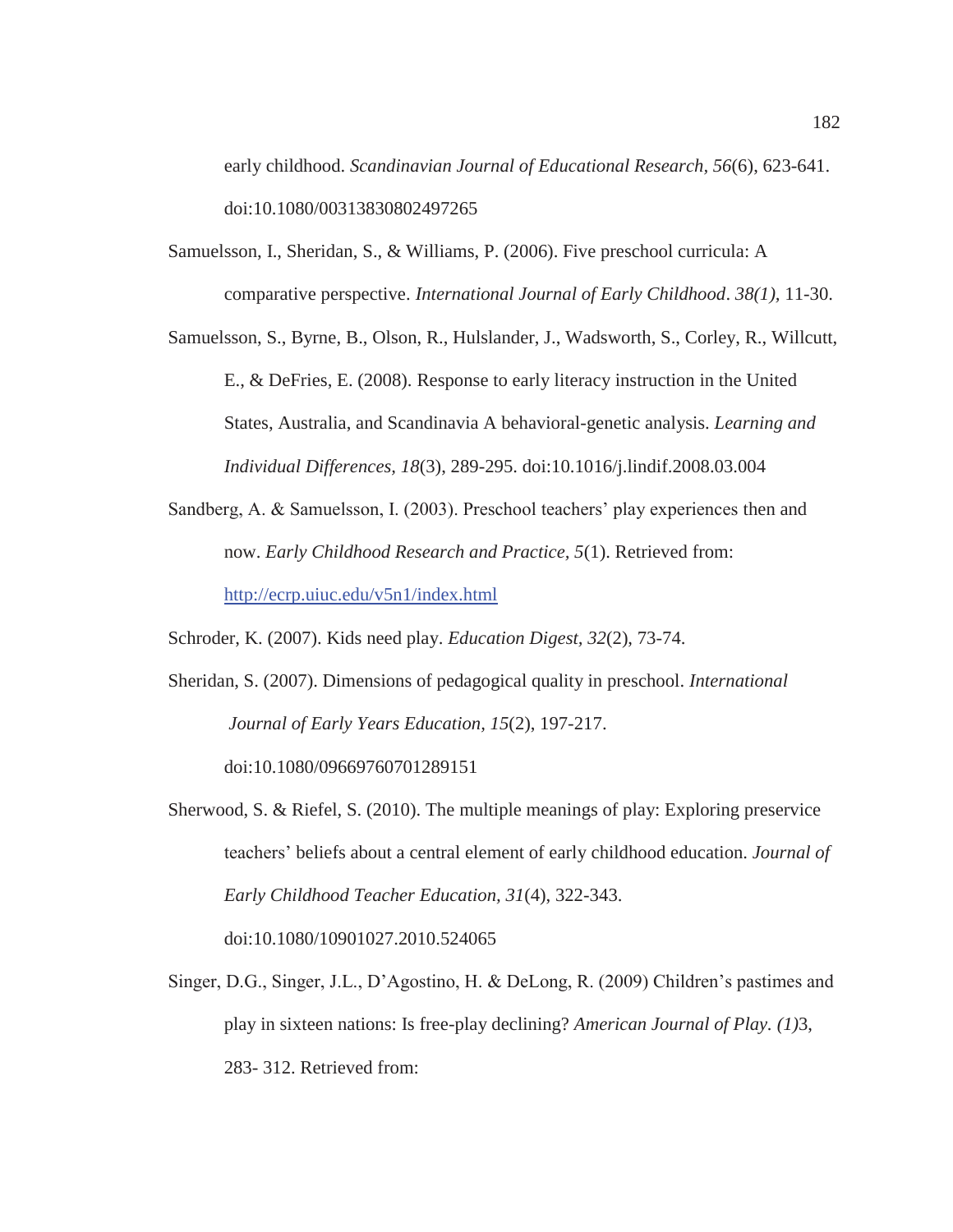early childhood. *Scandinavian Journal of Educational Research*, *56*(6), 623-641. doi:10.1080/00313830802497265

Samuelsson, I., Sheridan, S., & Williams, P. (2006). Five preschool curricula: A comparative perspective. *International Journal of Early Childhood*. *38(1),* 11-30.

Samuelsson, S., Byrne, B., Olson, R., Hulslander, J., Wadsworth, S., Corley, R., Willcutt, E., & DeFries, E. (2008). Response to early literacy instruction in the United States, Australia, and Scandinavia A behavioral-genetic analysis. *Learning and Individual Differences, 18*(3), 289-295. doi:10.1016/j.lindif.2008.03.004

Sandberg, A. & Samuelsson, I. (2003). Preschool teachers' play experiences then and now. *Early Childhood Research and Practice*, *5*(1). Retrieved from: http://ecrp.uiuc.edu/v5n1/index.html

Schroder, K. (2007). Kids need play. *Education Digest, 32*(2), 73-74.

Sheridan, S. (2007). Dimensions of pedagogical quality in preschool. *International Journal of Early Years Education, 15*(2), 197-217. doi:10.1080/09669760701289151

Sherwood, S. & Riefel, S. (2010). The multiple meanings of play: Exploring preservice teachers' beliefs about a central element of early childhood education. *Journal of Early Childhood Teacher Education, 31*(4), 322-343. doi:10.1080/10901027.2010.524065

Singer, D.G., Singer, J.L., D'Agostino, H. & DeLong, R. (2009) Children's pastimes and play in sixteen nations: Is free-play declining? *American Journal of Play. (1)*3, 283- 312. Retrieved from: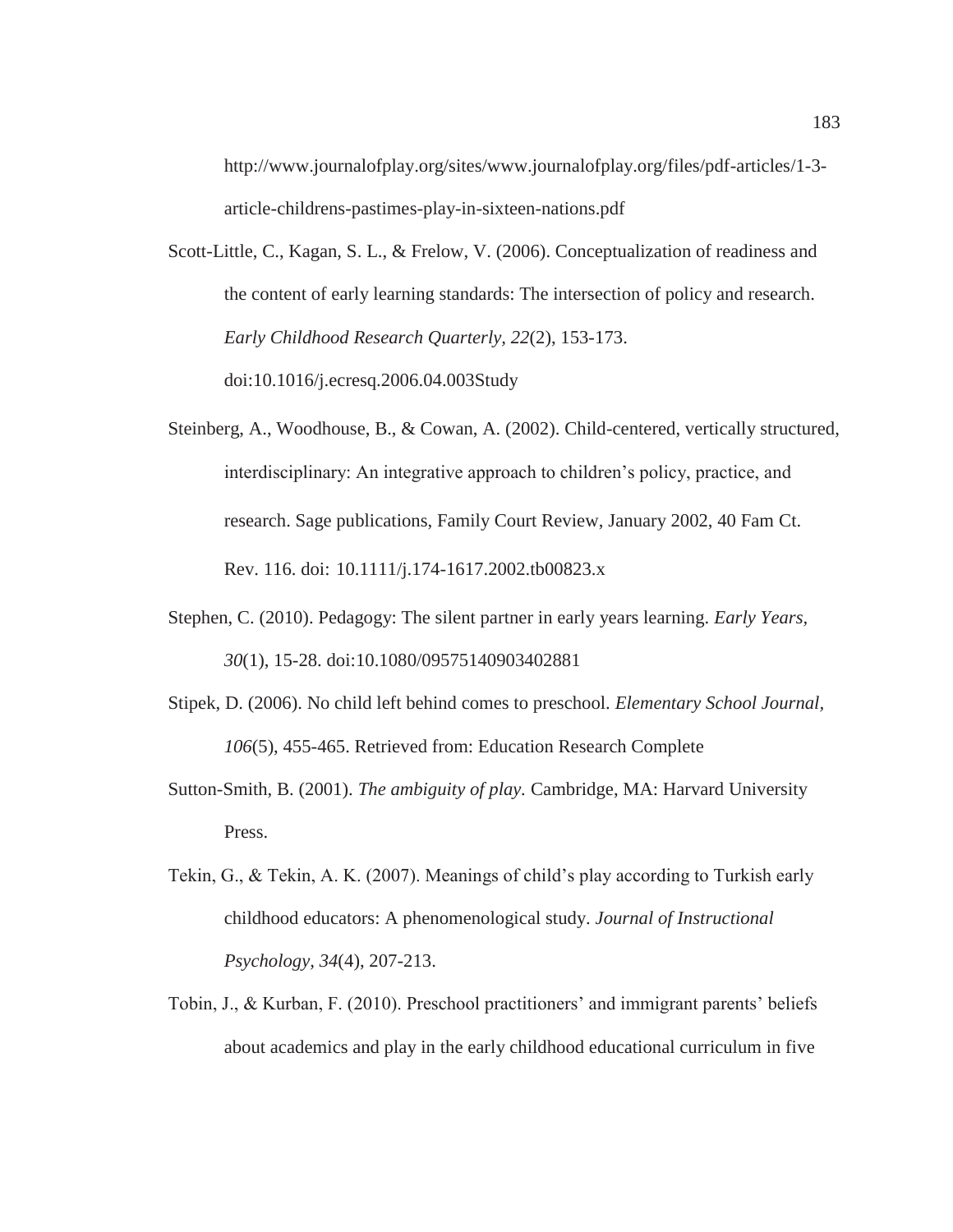http://www.journalofplay.org/sites/www.journalofplay.org/files/pdf-articles/1-3-article-childrens-pastimes-play-in-sixteen-nations.pdf

Scott-Little, C., Kagan, S. L., & Frelow, V. (2006). Conceptualization of readiness and the content of early learning standards: The intersection of policy and research. *Early Childhood Research Quarterly, 22*(2), 153-173. doi:10.1016/j.ecresq.2006.04.003Study

Steinberg, A., Woodhouse, B., & Cowan, A. (2002). Child-centered, vertically structured, interdisciplinary: An integrative approach to children's policy, practice, and research. Sage publications, Family Court Review, January 2002, 40 Fam Ct. Rev. 116. doi: 10.1111/j.174-1617.2002.tb00823.x

Stephen, C. (2010). Pedagogy: The silent partner in early years learning. *Early Years, 30*(1), 15-28. doi:10.1080/09575140903402881

Stipek, D. (2006). No child left behind comes to preschool. *Elementary School Journal, 106*(5), 455-465. Retrieved from: Education Research Complete

Sutton-Smith, B. (2001). *The ambiguity of play.* Cambridge, MA: Harvard University Press.

Tekin, G., & Tekin, A. K. (2007). Meanings of child's play according to Turkish early childhood educators: A phenomenological study. *Journal of Instructional Psychology, 34*(4), 207-213.

Tobin, J., & Kurban, F. (2010). Preschool practitioners' and immigrant parents' beliefs about academics and play in the early childhood educational curriculum in five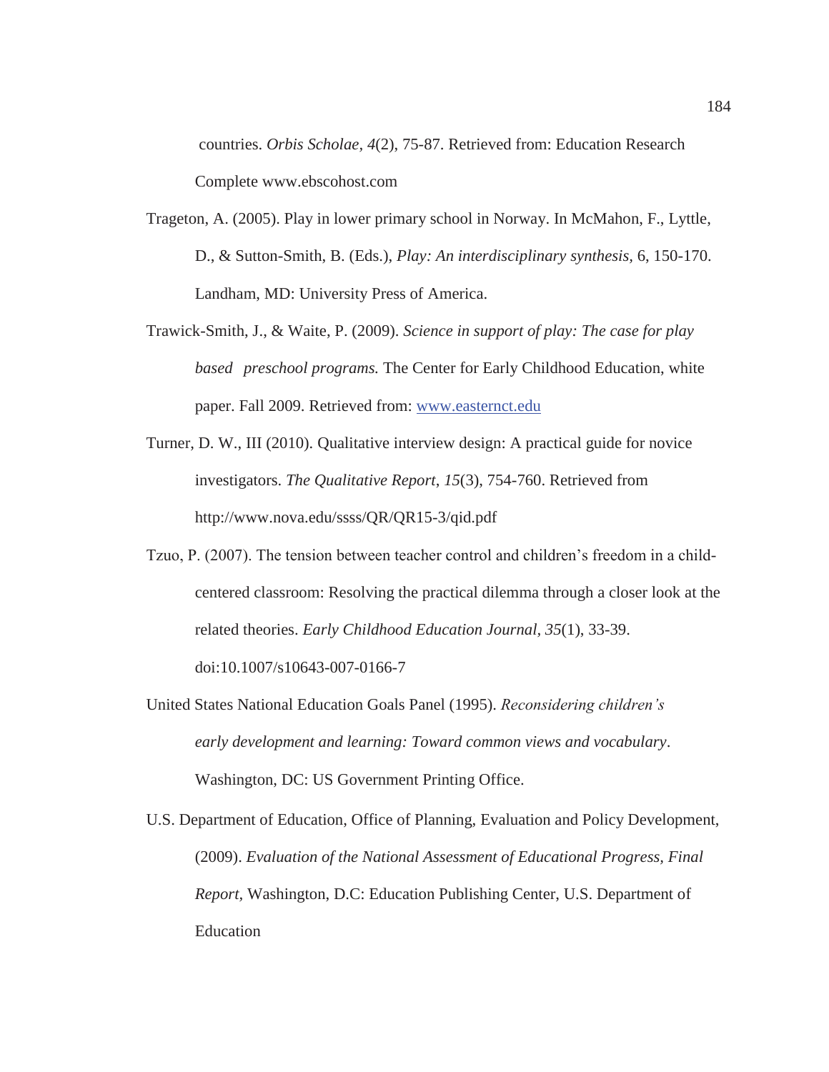countries. *Orbis Scholae*, *4*(2), 75-87. Retrieved from: Education Research Complete www.ebscohost.com

Trageton, A. (2005). Play in lower primary school in Norway. In McMahon, F., Lyttle, D., & Sutton-Smith, B. (Eds.), *Play: An interdisciplinary synthesis*, 6, 150-170. Landham, MD: University Press of America.

Trawick-Smith, J., & Waite, P. (2009). *Science in support of play: The case for play based preschool programs.* The Center for Early Childhood Education, white paper. Fall 2009. Retrieved from: www.easternct.edu

Turner, D. W., III (2010). Qualitative interview design: A practical guide for novice investigators. *The Qualitative Report*, *15*(3), 754-760. Retrieved from http://www.nova.edu/ssss/QR/QR15-3/qid.pdf

Tzuo, P. (2007). The tension between teacher control and children's freedom in a child-centered classroom: Resolving the practical dilemma through a closer look at the related theories. *Early Childhood Education Journal*, *35*(1), 33-39. doi:10.1007/s10643-007-0166-7

United States National Education Goals Panel (1995). *Reconsidering children's early development and learning: Toward common views and vocabulary*. Washington, DC: US Government Printing Office.

U.S. Department of Education, Office of Planning, Evaluation and Policy Development, (2009). *Evaluation of the National Assessment of Educational Progress, Final Report*, Washington, D.C: Education Publishing Center, U.S. Department of Education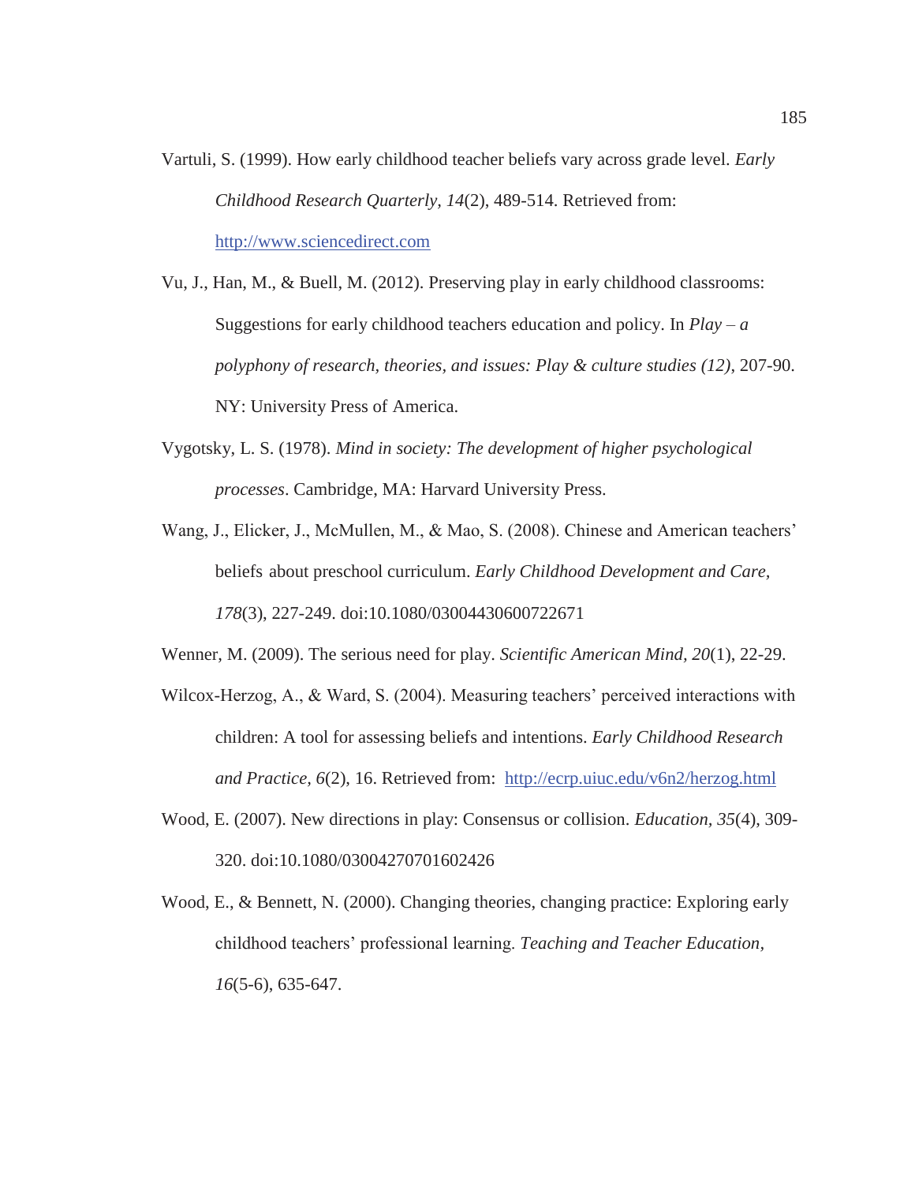Vartuli, S. (1999). How early childhood teacher beliefs vary across grade level. *Early Childhood Research Quarterly, 14*(2), 489-514. Retrieved from: http://www.sciencedirect.com

Vu, J., Han, M., & Buell, M. (2012). Preserving play in early childhood classrooms: Suggestions for early childhood teachers education and policy. In *Play – a polyphony of research, theories, and issues: Play & culture studies (12)*, 207-90. NY: University Press of America.

Vygotsky, L. S. (1978). *Mind in society: The development of higher psychological processes*. Cambridge, MA: Harvard University Press.

Wang, J., Elicker, J., McMullen, M., & Mao, S. (2008). Chinese and American teachers' beliefs about preschool curriculum. *Early Childhood Development and Care, 178*(3), 227-249. doi:10.1080/03004430600722671

Wenner, M. (2009). The serious need for play. *Scientific American Mind, 20*(1), 22-29.

Wilcox-Herzog, A., & Ward, S. (2004). Measuring teachers' perceived interactions with children: A tool for assessing beliefs and intentions. *Early Childhood Research and Practice, 6*(2), 16. Retrieved from: http://ecrp.uiuc.edu/v6n2/herzog.html

Wood, E. (2007). New directions in play: Consensus or collision. *Education, 35*(4), 309-320. doi:10.1080/03004270701602426

Wood, E., & Bennett, N. (2000). Changing theories, changing practice: Exploring early childhood teachers' professional learning. *Teaching and Teacher Education, 16*(5-6), 635-647.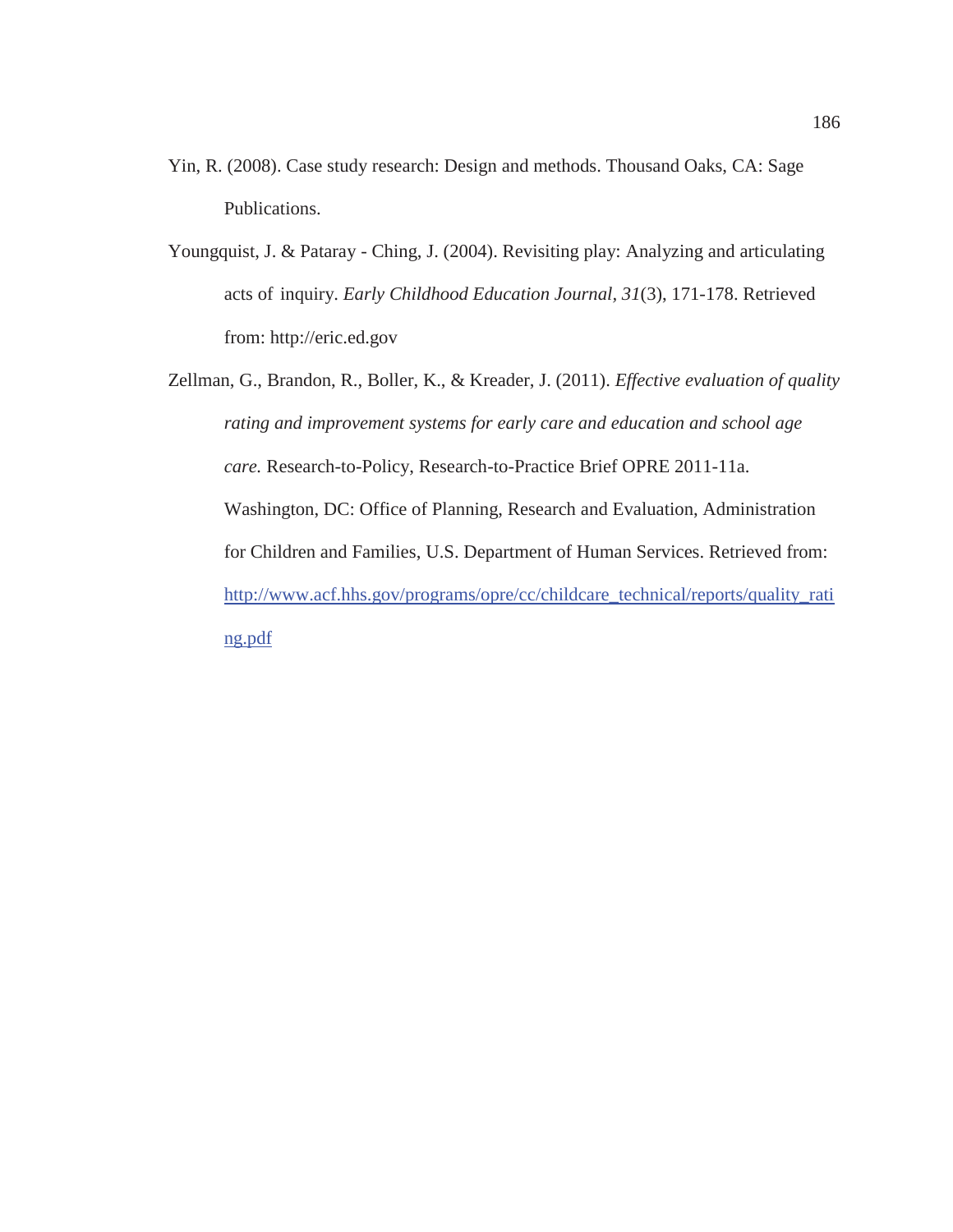Yin, R. (2008). Case study research: Design and methods. Thousand Oaks, CA: Sage Publications.

Youngquist, J. & Pataray - Ching, J. (2004). Revisiting play: Analyzing and articulating acts of inquiry. *Early Childhood Education Journal, 31*(3), 171-178. Retrieved from: http://eric.ed.gov

Zellman, G., Brandon, R., Boller, K., & Kreader, J. (2011). *Effective evaluation of quality rating and improvement systems for early care and education and school age care.* Research-to-Policy, Research-to-Practice Brief OPRE 2011-11a. Washington, DC: Office of Planning, Research and Evaluation, Administration for Children and Families, U.S. Department of Human Services. Retrieved from: http://www.acf.hhs.gov/programs/opre/cc/childcare_technical/reports/quality_rating.pdf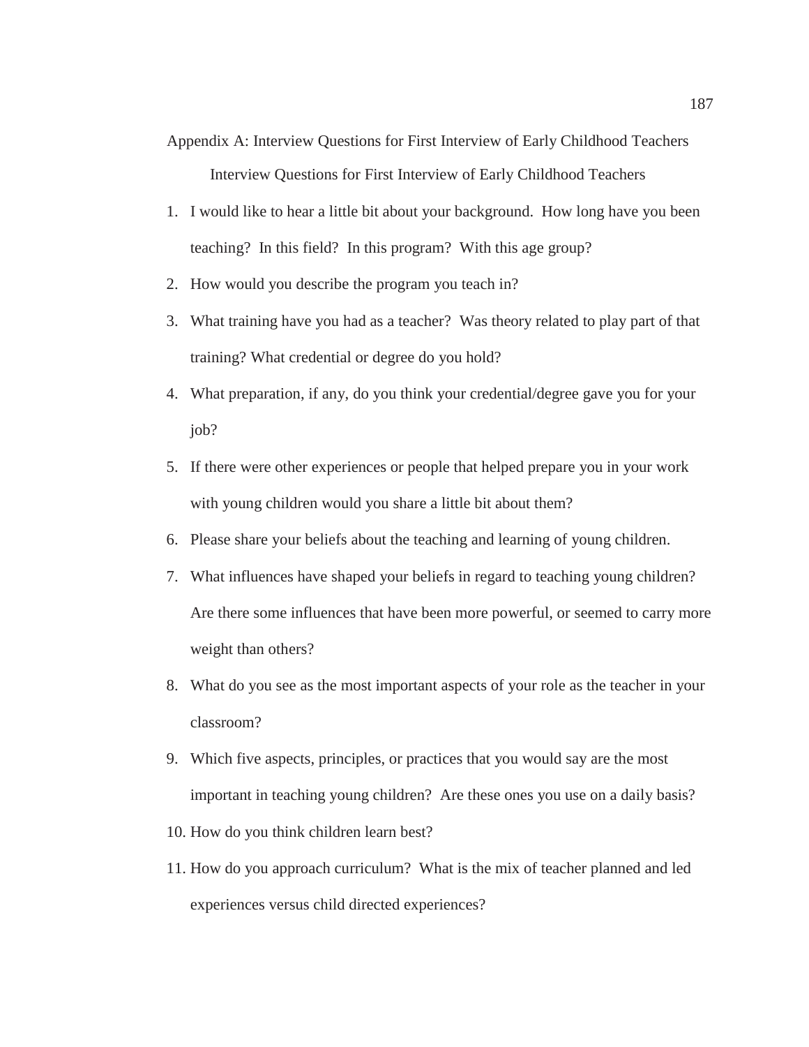Appendix A: Interview Questions for First Interview of Early Childhood Teachers

Interview Questions for First Interview of Early Childhood Teachers

1. I would like to hear a little bit about your background. How long have you been teaching? In this field? In this program? With this age group?
2. How would you describe the program you teach in?
3. What training have you had as a teacher? Was theory related to play part of that training? What credential or degree do you hold?
4. What preparation, if any, do you think your credential/degree gave you for your job?
5. If there were other experiences or people that helped prepare you in your work with young children would you share a little bit about them?
6. Please share your beliefs about the teaching and learning of young children.
7. What influences have shaped your beliefs in regard to teaching young children? Are there some influences that have been more powerful, or seemed to carry more weight than others?
8. What do you see as the most important aspects of your role as the teacher in your classroom?
9. Which five aspects, principles, or practices that you would say are the most important in teaching young children? Are these ones you use on a daily basis?
10. How do you think children learn best?
11. How do you approach curriculum? What is the mix of teacher planned and led experiences versus child directed experiences?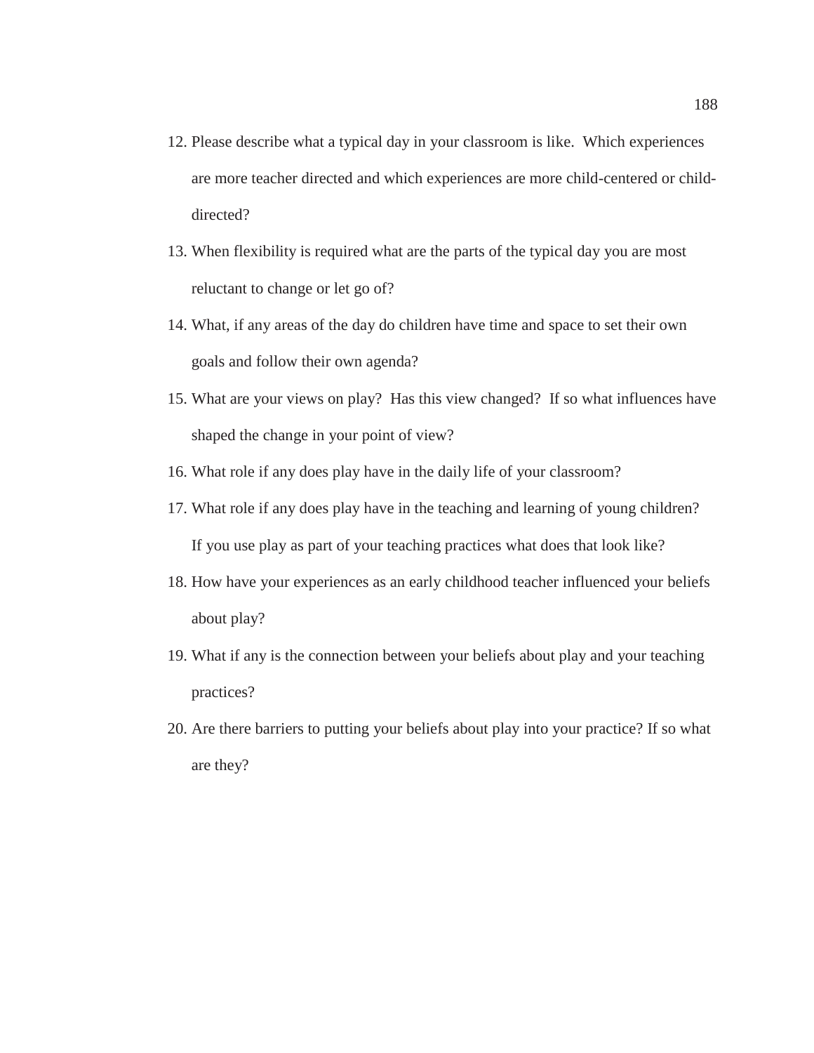12. Please describe what a typical day in your classroom is like. Which experiences are more teacher directed and which experiences are more child-centered or child-directed?
13. When flexibility is required what are the parts of the typical day you are most reluctant to change or let go of?
14. What, if any areas of the day do children have time and space to set their own goals and follow their own agenda?
15. What are your views on play? Has this view changed? If so what influences have shaped the change in your point of view?
16. What role if any does play have in the daily life of your classroom?
17. What role if any does play have in the teaching and learning of young children? If you use play as part of your teaching practices what does that look like?
18. How have your experiences as an early childhood teacher influenced your beliefs about play?
19. What if any is the connection between your beliefs about play and your teaching practices?
20. Are there barriers to putting your beliefs about play into your practice? If so what are they?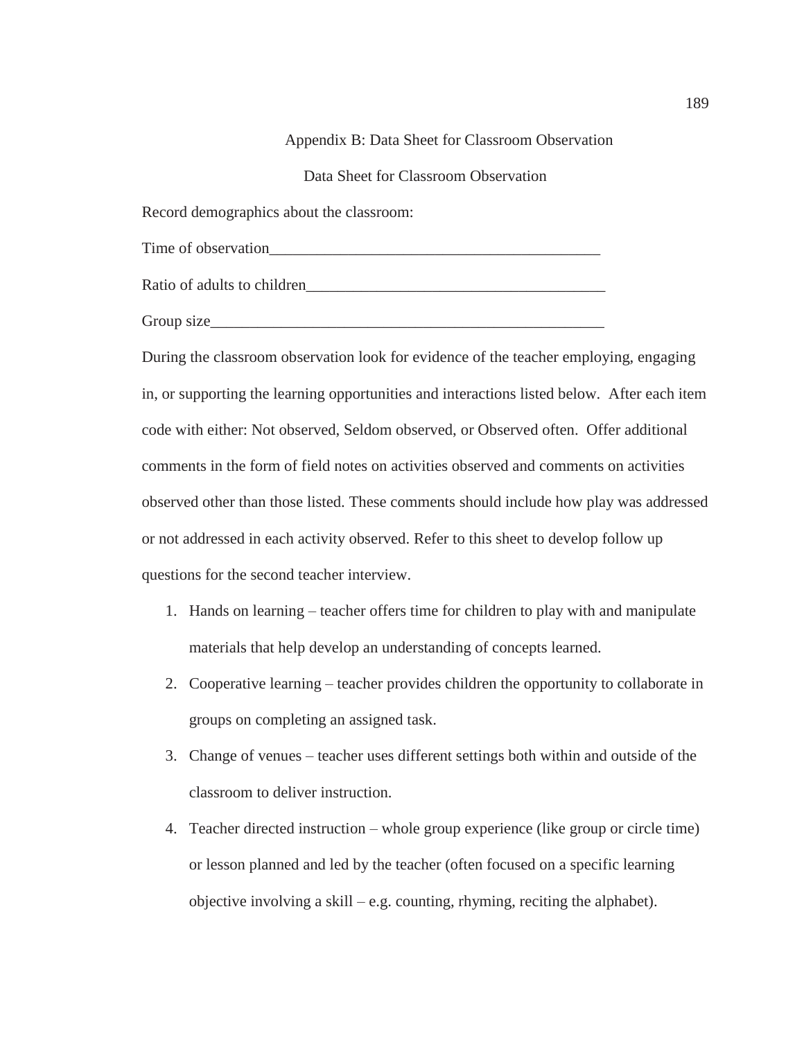# Appendix B: Data Sheet for Classroom Observation

## Data Sheet for Classroom Observation

Record demographics about the classroom:

Time of observation___________________________________________

Ratio of adults to children_______________________________________

Group size___________________________________________________

During the classroom observation look for evidence of the teacher employing, engaging in, or supporting the learning opportunities and interactions listed below. After each item code with either: Not observed, Seldom observed, or Observed often. Offer additional comments in the form of field notes on activities observed and comments on activities observed other than those listed. These comments should include how play was addressed or not addressed in each activity observed. Refer to this sheet to develop follow up questions for the second teacher interview.

1. Hands on learning – teacher offers time for children to play with and manipulate materials that help develop an understanding of concepts learned.
2. Cooperative learning – teacher provides children the opportunity to collaborate in groups on completing an assigned task.
3. Change of venues – teacher uses different settings both within and outside of the classroom to deliver instruction.
4. Teacher directed instruction – whole group experience (like group or circle time) or lesson planned and led by the teacher (often focused on a specific learning objective involving a skill – e.g. counting, rhyming, reciting the alphabet).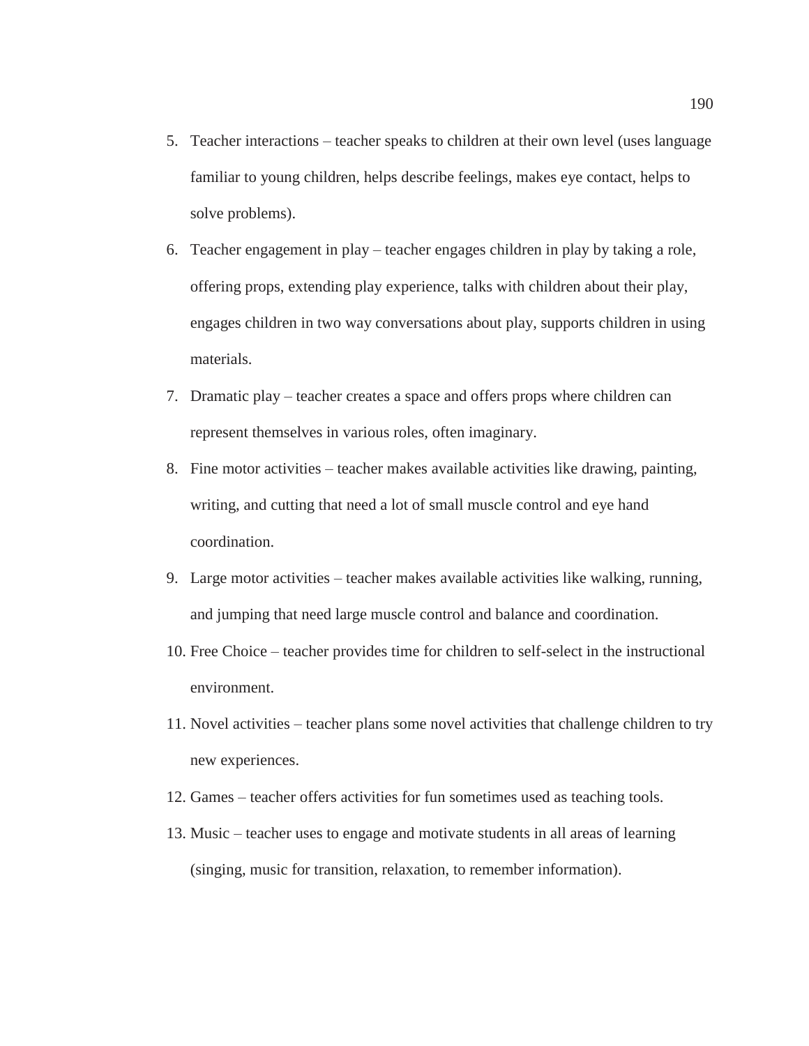5. Teacher interactions – teacher speaks to children at their own level (uses language familiar to young children, helps describe feelings, makes eye contact, helps to solve problems).
6. Teacher engagement in play – teacher engages children in play by taking a role, offering props, extending play experience, talks with children about their play, engages children in two way conversations about play, supports children in using materials.
7. Dramatic play – teacher creates a space and offers props where children can represent themselves in various roles, often imaginary.
8. Fine motor activities – teacher makes available activities like drawing, painting, writing, and cutting that need a lot of small muscle control and eye hand coordination.
9. Large motor activities – teacher makes available activities like walking, running, and jumping that need large muscle control and balance and coordination.
10. Free Choice – teacher provides time for children to self-select in the instructional environment.
11. Novel activities – teacher plans some novel activities that challenge children to try new experiences.
12. Games – teacher offers activities for fun sometimes used as teaching tools.
13. Music – teacher uses to engage and motivate students in all areas of learning (singing, music for transition, relaxation, to remember information).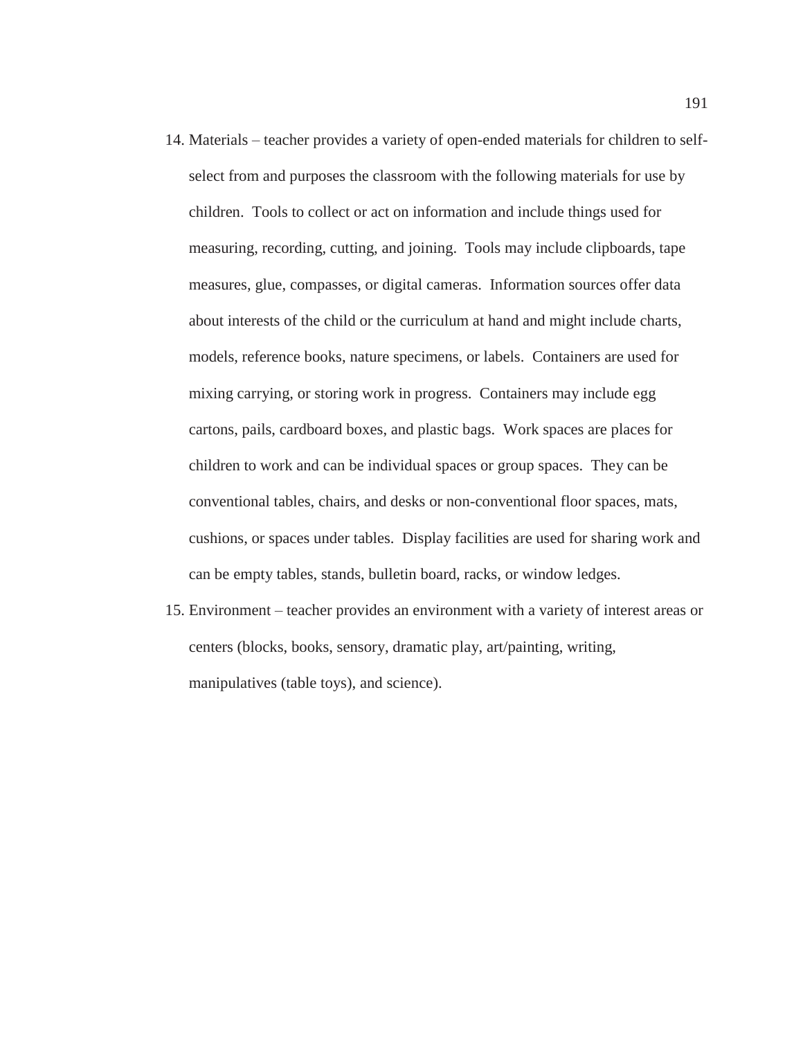14. Materials – teacher provides a variety of open-ended materials for children to self-select from and purposes the classroom with the following materials for use by children. Tools to collect or act on information and include things used for measuring, recording, cutting, and joining. Tools may include clipboards, tape measures, glue, compasses, or digital cameras. Information sources offer data about interests of the child or the curriculum at hand and might include charts, models, reference books, nature specimens, or labels. Containers are used for mixing carrying, or storing work in progress. Containers may include egg cartons, pails, cardboard boxes, and plastic bags. Work spaces are places for children to work and can be individual spaces or group spaces. They can be conventional tables, chairs, and desks or non-conventional floor spaces, mats, cushions, or spaces under tables. Display facilities are used for sharing work and can be empty tables, stands, bulletin board, racks, or window ledges.
15. Environment – teacher provides an environment with a variety of interest areas or centers (blocks, books, sensory, dramatic play, art/painting, writing, manipulatives (table toys), and science).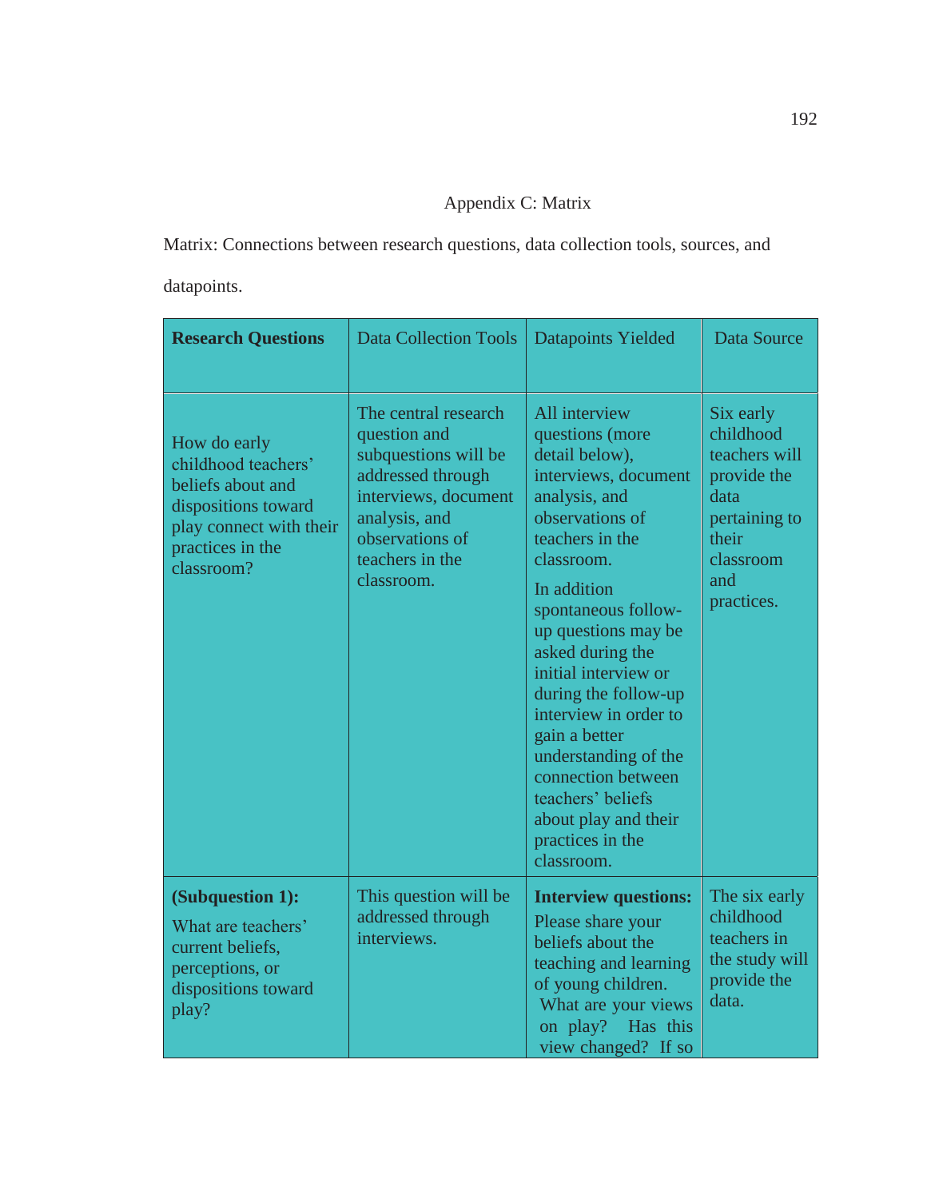# Appendix C: Matrix

Matrix: Connections between research questions, data collection tools, sources, and datapoints.

| **Research Questions** | Data Collection Tools | Datapoints Yielded | Data Source |
|---|---|---|---|
| How do early childhood teachers' beliefs about and dispositions toward play connect with their practices in the classroom? | The central research question and subquestions will be addressed through interviews, document analysis, and observations of teachers in the classroom. | All interview questions (more detail below), interviews, document analysis, and observations of teachers in the classroom. In addition spontaneous follow-up questions may be asked during the initial interview or during the follow-up interview in order to gain a better understanding of the connection between teachers' beliefs about play and their practices in the classroom. | Six early childhood teachers will provide the data pertaining to their classroom and practices. |
| **(Subquestion 1):** What are teachers' current beliefs, perceptions, or dispositions toward play? | This question will be addressed through interviews. | **Interview questions:** Please share your beliefs about the teaching and learning of young children. What are your views on play? Has this view changed? If so | The six early childhood teachers in the study will provide the data. |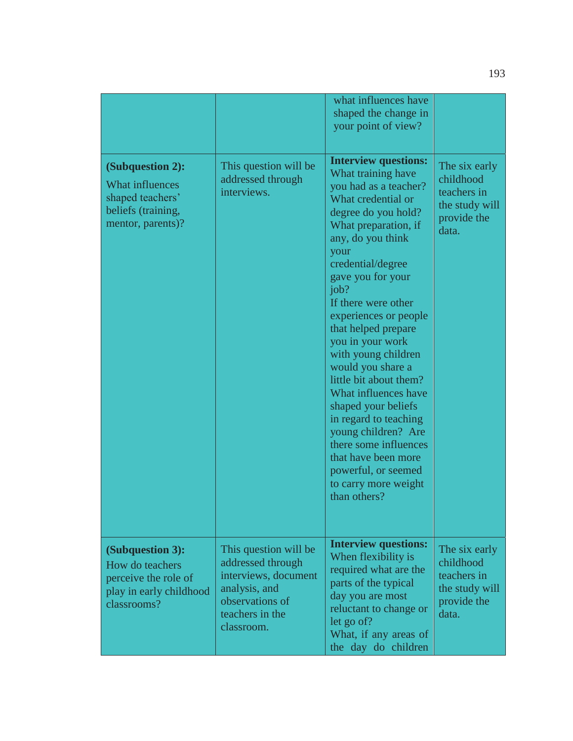| | | | |
|---|---|---|---|
| | | what influences have shaped the change in your point of view? | |
| **(Subquestion 2):** What influences shaped teachers' beliefs (training, mentor, parents)? | This question will be addressed through interviews. | **Interview questions:** What training have you had as a teacher? What credential or degree do you hold? What preparation, if any, do you think your credential/degree gave you for your job? If there were other experiences or people that helped prepare you in your work with young children would you share a little bit about them? What influences have shaped your beliefs in regard to teaching young children? Are there some influences that have been more powerful, or seemed to carry more weight than others? | The six early childhood teachers in the study will provide the data. |
| **(Subquestion 3):** How do teachers perceive the role of play in early childhood classrooms? | This question will be addressed through interviews, document analysis, and observations of teachers in the classroom. | **Interview questions:** When flexibility is required what are the parts of the typical day you are most reluctant to change or let go of? What, if any areas of the day do children | The six early childhood teachers in the study will provide the data. |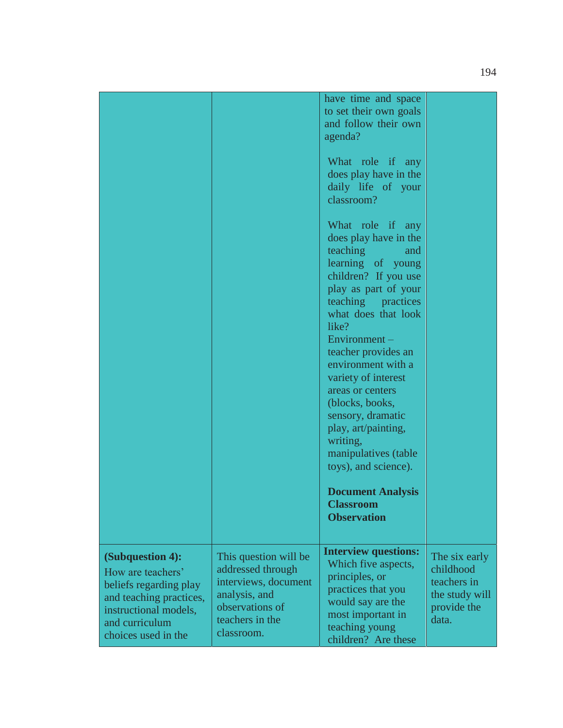| | | | |
|---|---|---|---|
| | | have time and space to set their own goals and follow their own agenda?<br><br>What role if any does play have in the daily life of your classroom?<br><br>What role if any does play have in the teaching and learning of young children? If you use play as part of your teaching practices what does that look like?<br>Environment – teacher provides an environment with a variety of interest areas or centers (blocks, books, sensory, dramatic play, art/painting, writing, manipulatives (table toys), and science).<br><br>**Document Analysis Classroom Observation** | |
| **(Subquestion 4):** How are teachers' beliefs regarding play and teaching practices, instructional models, and curriculum choices used in the | This question will be addressed through interviews, document analysis, and observations of teachers in the classroom. | **Interview questions:** Which five aspects, principles, or practices that you would say are the most important in teaching young children? Are these | The six early childhood teachers in the study will provide the data. |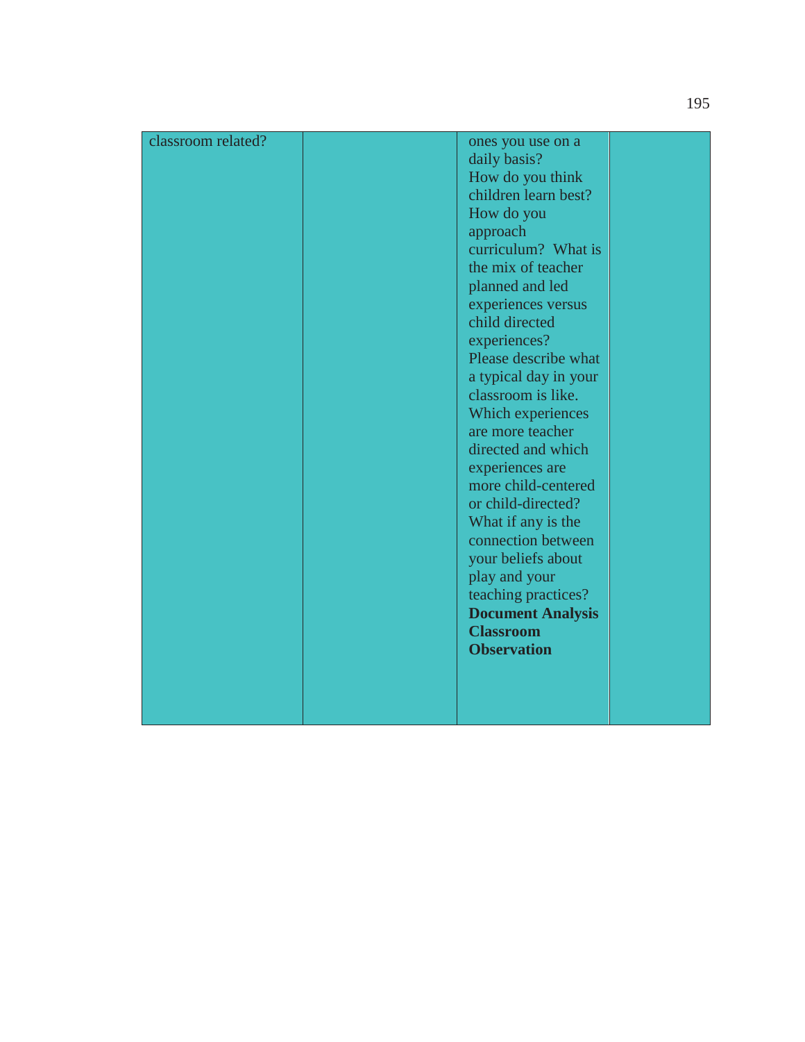| | | | |
|---|---|---|---|
| classroom related? | | ones you use on a daily basis? How do you think children learn best? How do you approach curriculum? What is the mix of teacher planned and led experiences versus child directed experiences? Please describe what a typical day in your classroom is like. Which experiences are more teacher directed and which experiences are more child-centered or child-directed? What if any is the connection between your beliefs about play and your teaching practices? **Document Analysis** **Classroom Observation** | |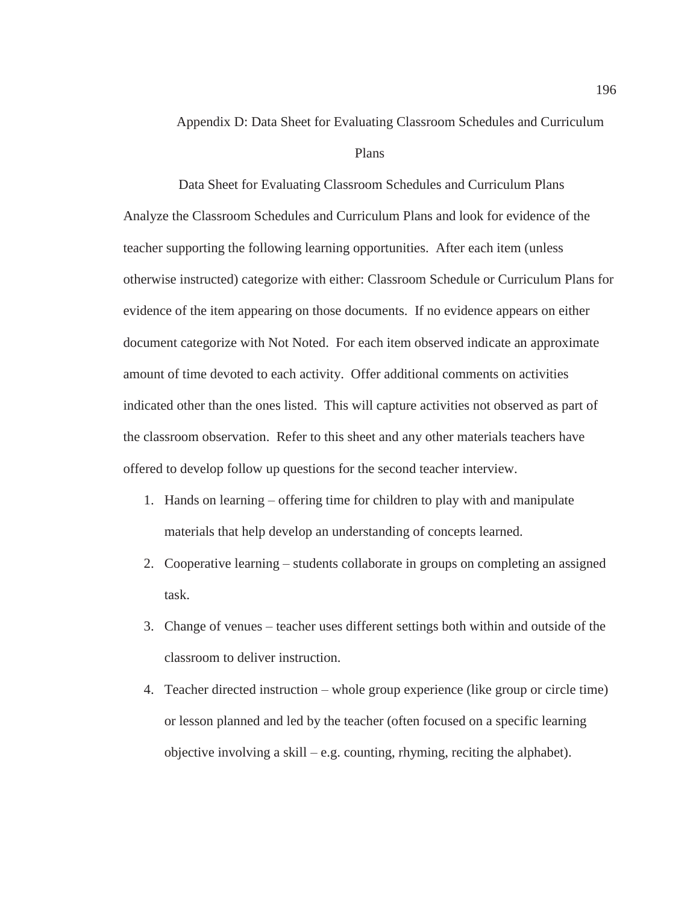# Appendix D: Data Sheet for Evaluating Classroom Schedules and Curriculum Plans

Data Sheet for Evaluating Classroom Schedules and Curriculum Plans

Analyze the Classroom Schedules and Curriculum Plans and look for evidence of the teacher supporting the following learning opportunities. After each item (unless otherwise instructed) categorize with either: Classroom Schedule or Curriculum Plans for evidence of the item appearing on those documents. If no evidence appears on either document categorize with Not Noted. For each item observed indicate an approximate amount of time devoted to each activity. Offer additional comments on activities indicated other than the ones listed. This will capture activities not observed as part of the classroom observation. Refer to this sheet and any other materials teachers have offered to develop follow up questions for the second teacher interview.

1. Hands on learning – offering time for children to play with and manipulate materials that help develop an understanding of concepts learned.
2. Cooperative learning – students collaborate in groups on completing an assigned task.
3. Change of venues – teacher uses different settings both within and outside of the classroom to deliver instruction.
4. Teacher directed instruction – whole group experience (like group or circle time) or lesson planned and led by the teacher (often focused on a specific learning objective involving a skill – e.g. counting, rhyming, reciting the alphabet).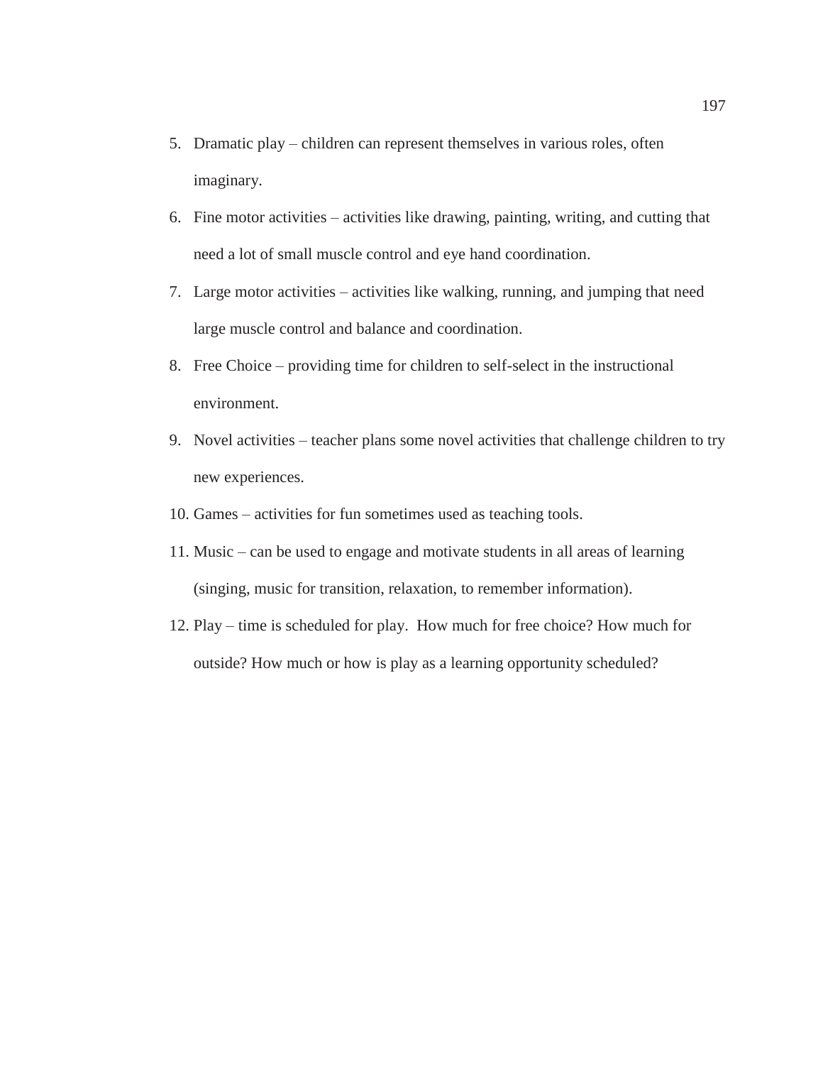5. Dramatic play – children can represent themselves in various roles, often imaginary.
6. Fine motor activities – activities like drawing, painting, writing, and cutting that need a lot of small muscle control and eye hand coordination.
7. Large motor activities – activities like walking, running, and jumping that need large muscle control and balance and coordination.
8. Free Choice – providing time for children to self-select in the instructional environment.
9. Novel activities – teacher plans some novel activities that challenge children to try new experiences.
10. Games – activities for fun sometimes used as teaching tools.
11. Music – can be used to engage and motivate students in all areas of learning (singing, music for transition, relaxation, to remember information).
12. Play – time is scheduled for play. How much for free choice? How much for outside? How much or how is play as a learning opportunity scheduled?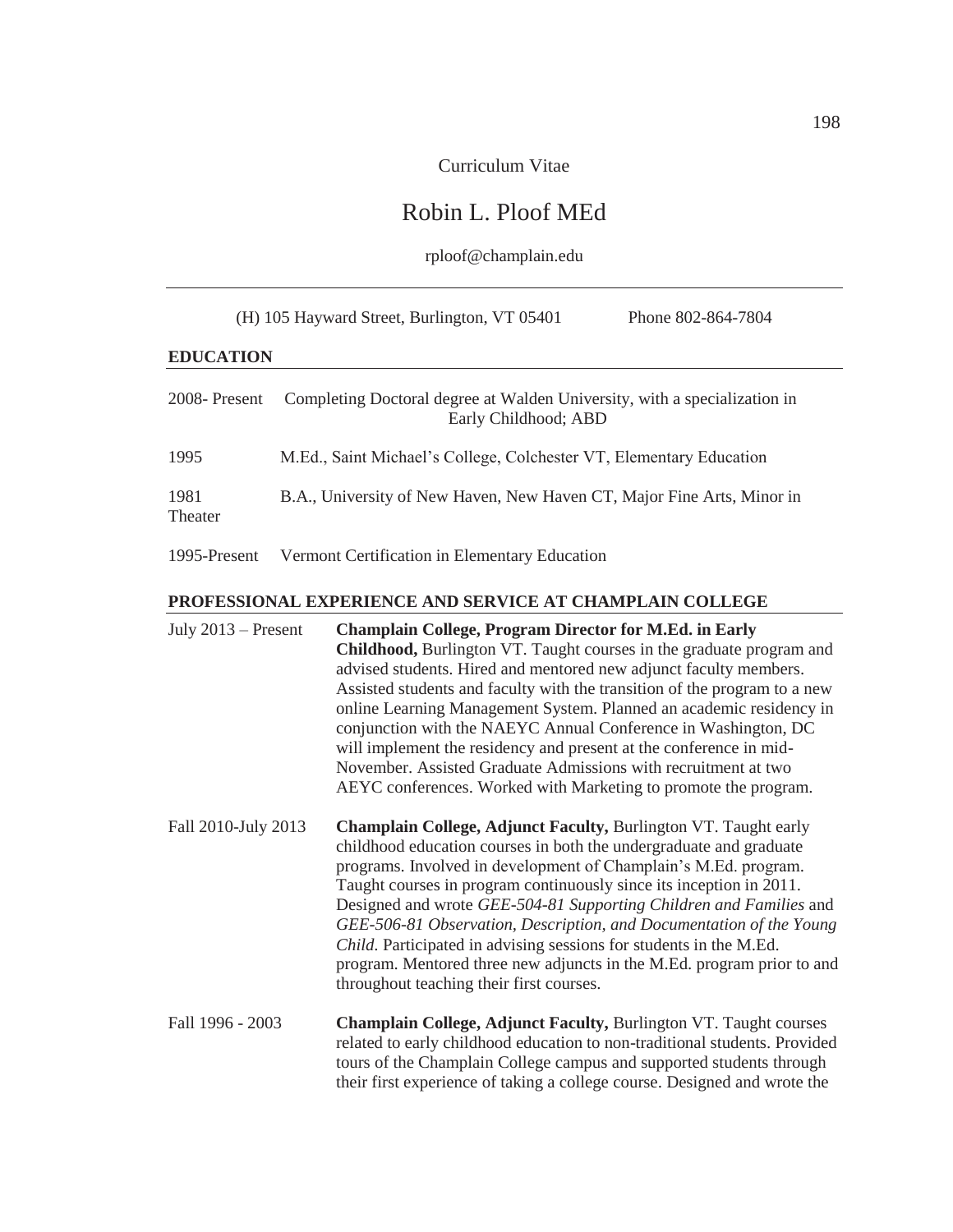Curriculum Vitae

# Robin L. Ploof MEd

rploof@champlain.edu

(H) 105 Hayward Street, Burlington, VT 05401 Phone 802-864-7804

## EDUCATION

2008- Present Completing Doctoral degree at Walden University, with a specialization in Early Childhood; ABD

1995 M.Ed., Saint Michael's College, Colchester VT, Elementary Education

1981 B.A., University of New Haven, New Haven CT, Major Fine Arts, Minor in Theater

1995-Present Vermont Certification in Elementary Education

## PROFESSIONAL EXPERIENCE AND SERVICE AT CHAMPLAIN COLLEGE

July 2013 – Present **Champlain College, Program Director for M.Ed. in Early Childhood,** Burlington VT. Taught courses in the graduate program and advised students. Hired and mentored new adjunct faculty members. Assisted students and faculty with the transition of the program to a new online Learning Management System. Planned an academic residency in conjunction with the NAEYC Annual Conference in Washington, DC will implement the residency and present at the conference in mid-November. Assisted Graduate Admissions with recruitment at two AEYC conferences. Worked with Marketing to promote the program.

Fall 2010-July 2013 **Champlain College, Adjunct Faculty,** Burlington VT. Taught early childhood education courses in both the undergraduate and graduate programs. Involved in development of Champlain's M.Ed. program. Taught courses in program continuously since its inception in 2011. Designed and wrote *GEE-504-81 Supporting Children and Families* and *GEE-506-81 Observation, Description, and Documentation of the Young Child*. Participated in advising sessions for students in the M.Ed. program. Mentored three new adjuncts in the M.Ed. program prior to and throughout teaching their first courses.

Fall 1996 - 2003 **Champlain College, Adjunct Faculty,** Burlington VT. Taught courses related to early childhood education to non-traditional students. Provided tours of the Champlain College campus and supported students through their first experience of taking a college course. Designed and wrote the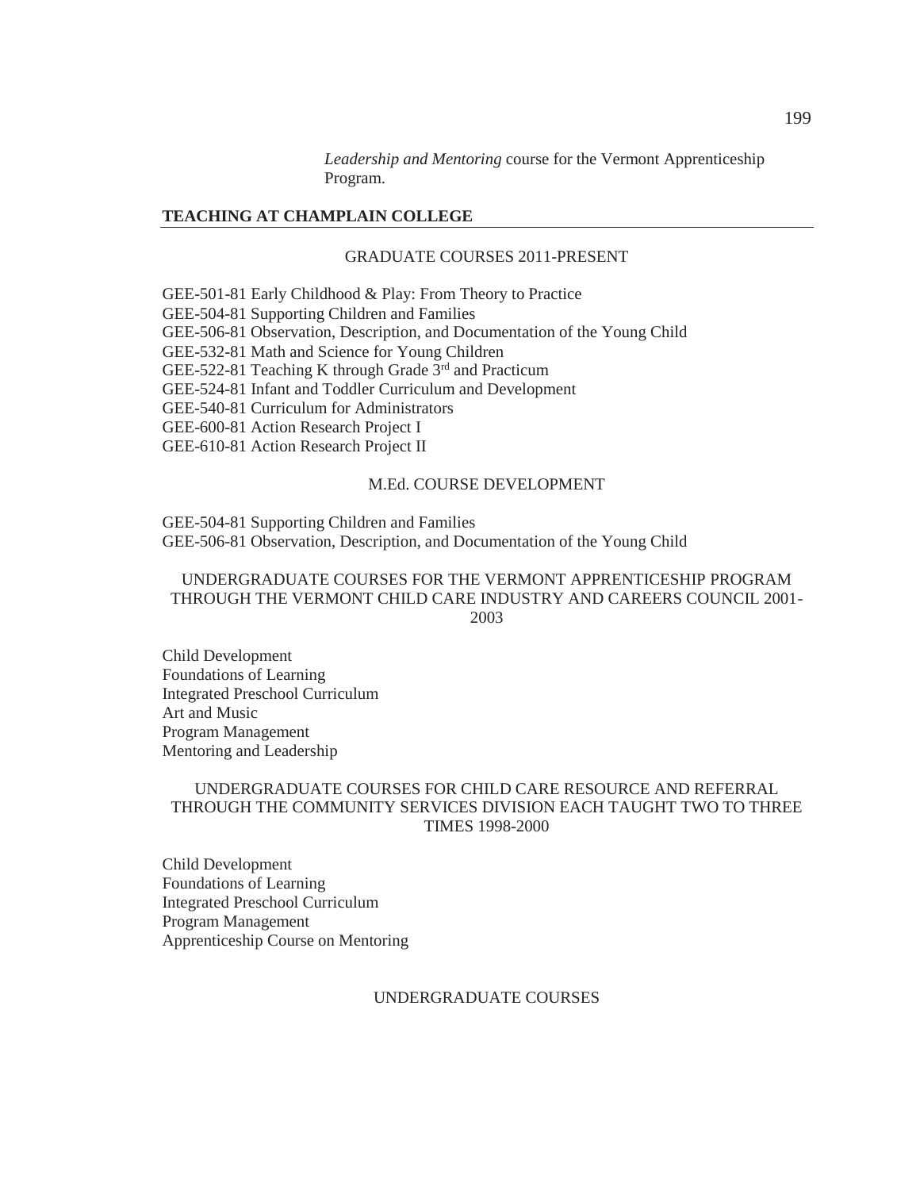*Leadership and Mentoring* course for the Vermont Apprenticeship Program.

## TEACHING AT CHAMPLAIN COLLEGE

### GRADUATE COURSES 2011-PRESENT

GEE-501-81 Early Childhood & Play: From Theory to Practice
GEE-504-81 Supporting Children and Families
GEE-506-81 Observation, Description, and Documentation of the Young Child
GEE-532-81 Math and Science for Young Children
GEE-522-81 Teaching K through Grade 3rd and Practicum
GEE-524-81 Infant and Toddler Curriculum and Development
GEE-540-81 Curriculum for Administrators
GEE-600-81 Action Research Project I
GEE-610-81 Action Research Project II

### M.Ed. COURSE DEVELOPMENT

GEE-504-81 Supporting Children and Families
GEE-506-81 Observation, Description, and Documentation of the Young Child

### UNDERGRADUATE COURSES FOR THE VERMONT APPRENTICESHIP PROGRAM THROUGH THE VERMONT CHILD CARE INDUSTRY AND CAREERS COUNCIL 2001-2003

Child Development
Foundations of Learning
Integrated Preschool Curriculum
Art and Music
Program Management
Mentoring and Leadership

### UNDERGRADUATE COURSES FOR CHILD CARE RESOURCE AND REFERRAL THROUGH THE COMMUNITY SERVICES DIVISION EACH TAUGHT TWO TO THREE TIMES 1998-2000

Child Development
Foundations of Learning
Integrated Preschool Curriculum
Program Management
Apprenticeship Course on Mentoring

### UNDERGRADUATE COURSES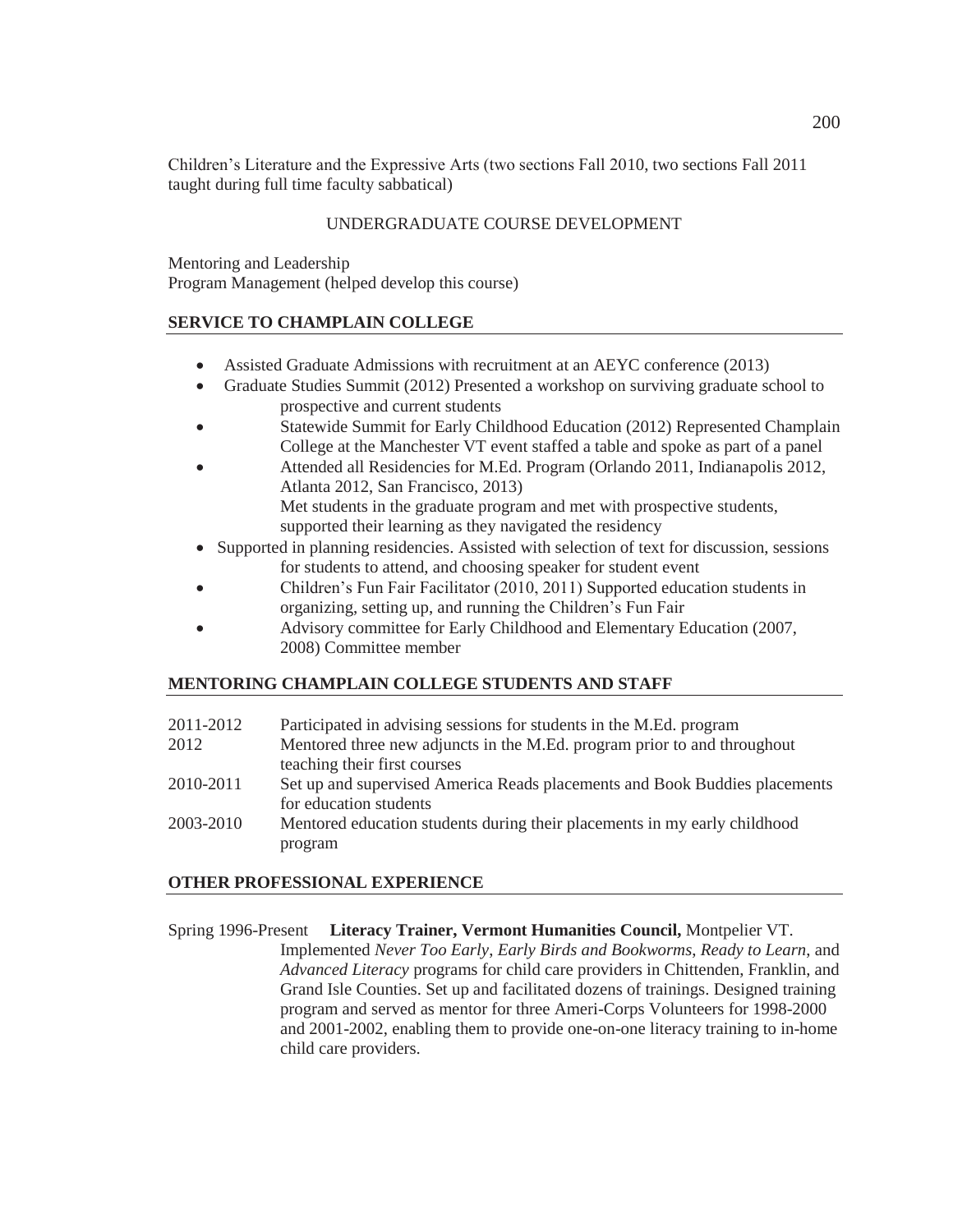Children's Literature and the Expressive Arts (two sections Fall 2010, two sections Fall 2011 taught during full time faculty sabbatical)

UNDERGRADUATE COURSE DEVELOPMENT

Mentoring and Leadership
Program Management (helped develop this course)

**SERVICE TO CHAMPLAIN COLLEGE**

- Assisted Graduate Admissions with recruitment at an AEYC conference (2013)
- Graduate Studies Summit (2012) Presented a workshop on surviving graduate school to prospective and current students
- Statewide Summit for Early Childhood Education (2012) Represented Champlain College at the Manchester VT event staffed a table and spoke as part of a panel
- Attended all Residencies for M.Ed. Program (Orlando 2011, Indianapolis 2012, Atlanta 2012, San Francisco, 2013)
  Met students in the graduate program and met with prospective students, supported their learning as they navigated the residency
- Supported in planning residencies. Assisted with selection of text for discussion, sessions for students to attend, and choosing speaker for student event
- Children's Fun Fair Facilitator (2010, 2011) Supported education students in organizing, setting up, and running the Children's Fun Fair
- Advisory committee for Early Childhood and Elementary Education (2007, 2008) Committee member

**MENTORING CHAMPLAIN COLLEGE STUDENTS AND STAFF**

2011-2012 Participated in advising sessions for students in the M.Ed. program

2012 Mentored three new adjuncts in the M.Ed. program prior to and throughout teaching their first courses

2010-2011 Set up and supervised America Reads placements and Book Buddies placements for education students

2003-2010 Mentored education students during their placements in my early childhood program

**OTHER PROFESSIONAL EXPERIENCE**

Spring 1996-Present **Literacy Trainer, Vermont Humanities Council,** Montpelier VT. Implemented *Never Too Early*, *Early Birds and Bookworms*, *Ready to Learn*, and *Advanced Literacy* programs for child care providers in Chittenden, Franklin, and Grand Isle Counties. Set up and facilitated dozens of trainings. Designed training program and served as mentor for three Ameri-Corps Volunteers for 1998-2000 and 2001-2002, enabling them to provide one-on-one literacy training to in-home child care providers.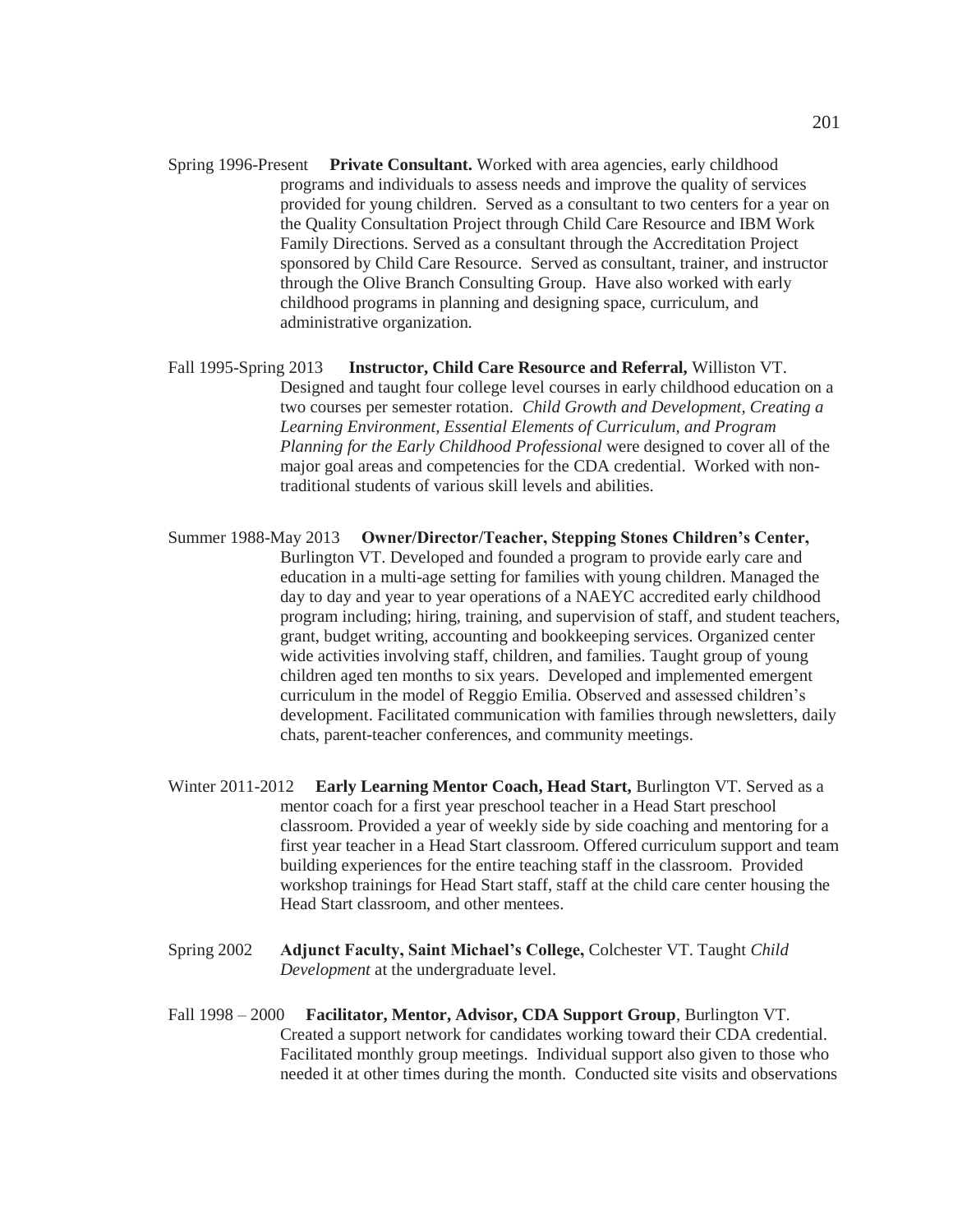Spring 1996-Present **Private Consultant.** Worked with area agencies, early childhood programs and individuals to assess needs and improve the quality of services provided for young children. Served as a consultant to two centers for a year on the Quality Consultation Project through Child Care Resource and IBM Work Family Directions. Served as a consultant through the Accreditation Project sponsored by Child Care Resource. Served as consultant, trainer, and instructor through the Olive Branch Consulting Group. Have also worked with early childhood programs in planning and designing space, curriculum, and administrative organization.

Fall 1995-Spring 2013 **Instructor, Child Care Resource and Referral,** Williston VT. Designed and taught four college level courses in early childhood education on a two courses per semester rotation. *Child Growth and Development, Creating a Learning Environment, Essential Elements of Curriculum, and Program Planning for the Early Childhood Professional* were designed to cover all of the major goal areas and competencies for the CDA credential. Worked with non-traditional students of various skill levels and abilities.

Summer 1988-May 2013 **Owner/Director/Teacher, Stepping Stones Children's Center,** Burlington VT. Developed and founded a program to provide early care and education in a multi-age setting for families with young children. Managed the day to day and year to year operations of a NAEYC accredited early childhood program including; hiring, training, and supervision of staff, and student teachers, grant, budget writing, accounting and bookkeeping services. Organized center wide activities involving staff, children, and families. Taught group of young children aged ten months to six years. Developed and implemented emergent curriculum in the model of Reggio Emilia. Observed and assessed children's development. Facilitated communication with families through newsletters, daily chats, parent-teacher conferences, and community meetings.

Winter 2011-2012 **Early Learning Mentor Coach, Head Start,** Burlington VT. Served as a mentor coach for a first year preschool teacher in a Head Start preschool classroom. Provided a year of weekly side by side coaching and mentoring for a first year teacher in a Head Start classroom. Offered curriculum support and team building experiences for the entire teaching staff in the classroom. Provided workshop trainings for Head Start staff, staff at the child care center housing the Head Start classroom, and other mentees.

Spring 2002 **Adjunct Faculty, Saint Michael's College,** Colchester VT. Taught *Child Development* at the undergraduate level.

Fall 1998 – 2000 **Facilitator, Mentor, Advisor, CDA Support Group**, Burlington VT. Created a support network for candidates working toward their CDA credential. Facilitated monthly group meetings. Individual support also given to those who needed it at other times during the month. Conducted site visits and observations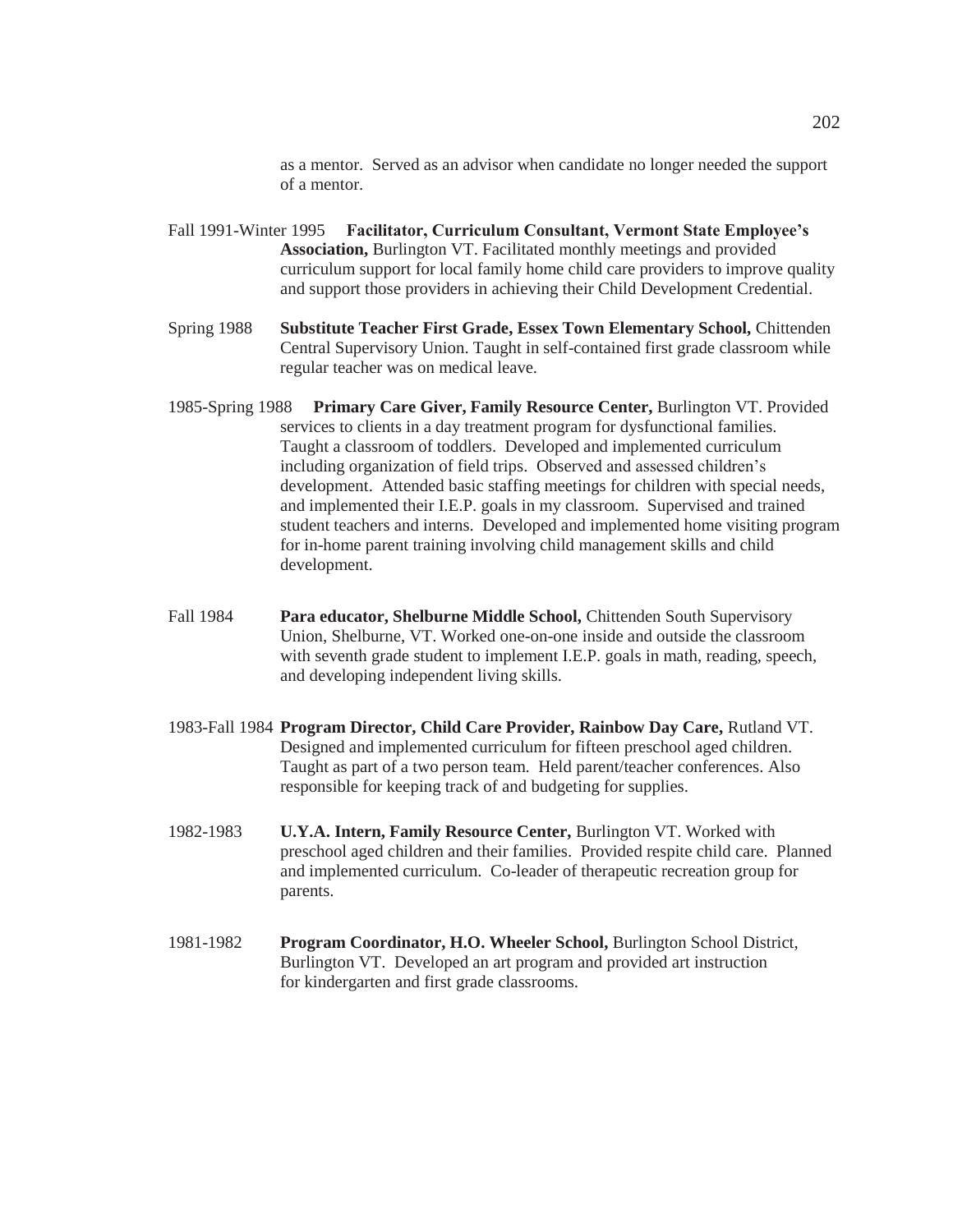as a mentor. Served as an advisor when candidate no longer needed the support of a mentor.

Fall 1991-Winter 1995 **Facilitator, Curriculum Consultant, Vermont State Employee's Association,** Burlington VT. Facilitated monthly meetings and provided curriculum support for local family home child care providers to improve quality and support those providers in achieving their Child Development Credential.

Spring 1988 **Substitute Teacher First Grade, Essex Town Elementary School,** Chittenden Central Supervisory Union. Taught in self-contained first grade classroom while regular teacher was on medical leave.

1985-Spring 1988 **Primary Care Giver, Family Resource Center,** Burlington VT. Provided services to clients in a day treatment program for dysfunctional families. Taught a classroom of toddlers. Developed and implemented curriculum including organization of field trips. Observed and assessed children's development. Attended basic staffing meetings for children with special needs, and implemented their I.E.P. goals in my classroom. Supervised and trained student teachers and interns. Developed and implemented home visiting program for in-home parent training involving child management skills and child development.

Fall 1984 **Para educator, Shelburne Middle School,** Chittenden South Supervisory Union, Shelburne, VT. Worked one-on-one inside and outside the classroom with seventh grade student to implement I.E.P. goals in math, reading, speech, and developing independent living skills.

1983-Fall 1984 **Program Director, Child Care Provider, Rainbow Day Care,** Rutland VT. Designed and implemented curriculum for fifteen preschool aged children. Taught as part of a two person team. Held parent/teacher conferences. Also responsible for keeping track of and budgeting for supplies.

1982-1983 **U.Y.A. Intern, Family Resource Center,** Burlington VT. Worked with preschool aged children and their families. Provided respite child care. Planned and implemented curriculum. Co-leader of therapeutic recreation group for parents.

1981-1982 **Program Coordinator, H.O. Wheeler School,** Burlington School District, Burlington VT. Developed an art program and provided art instruction for kindergarten and first grade classrooms.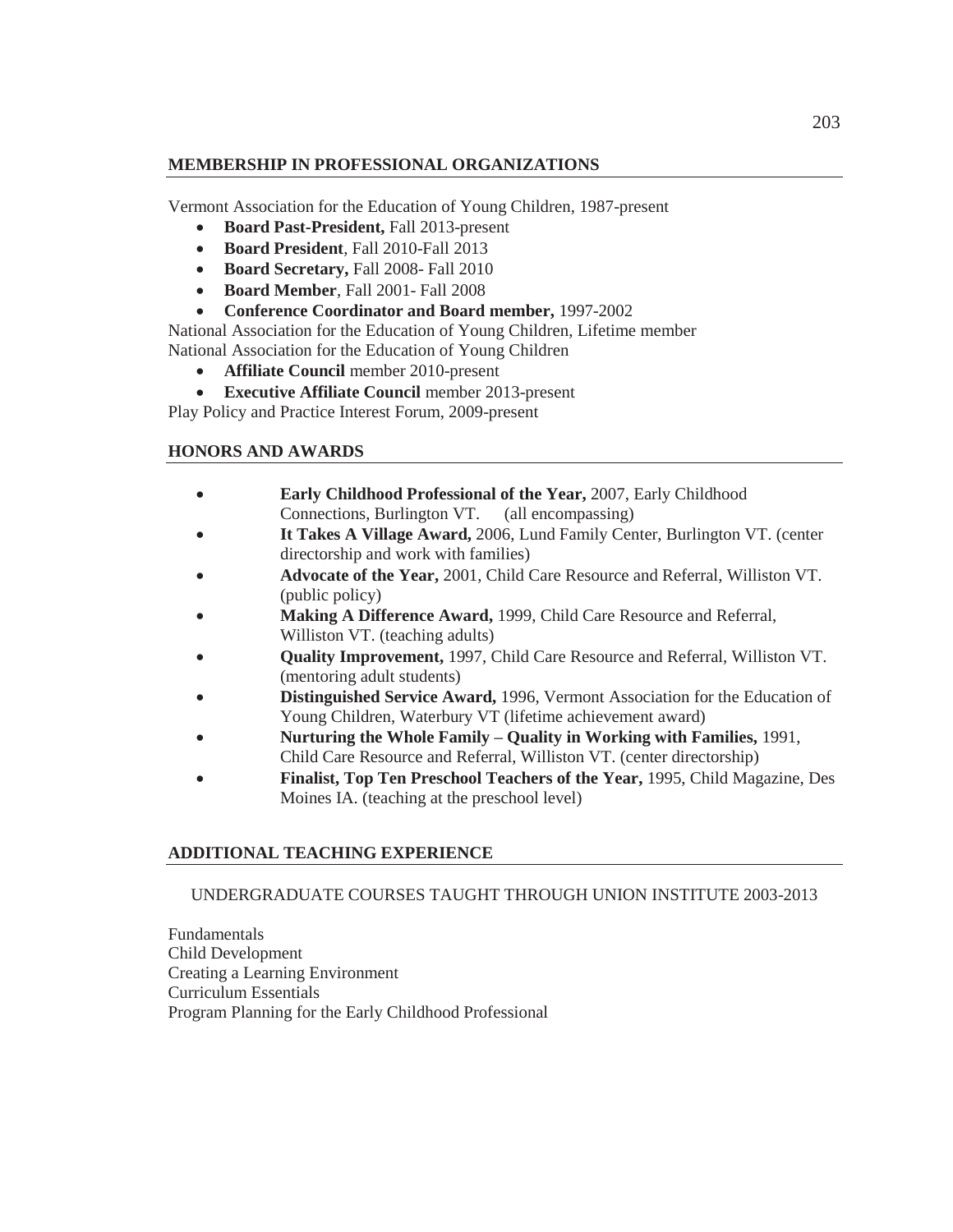## MEMBERSHIP IN PROFESSIONAL ORGANIZATIONS

Vermont Association for the Education of Young Children, 1987-present

- **Board Past-President,** Fall 2013-present
- **Board President**, Fall 2010-Fall 2013
- **Board Secretary,** Fall 2008- Fall 2010
- **Board Member**, Fall 2001- Fall 2008
- **Conference Coordinator and Board member,** 1997-2002

National Association for the Education of Young Children, Lifetime member
National Association for the Education of Young Children

- **Affiliate Council** member 2010-present
- **Executive Affiliate Council** member 2013-present

Play Policy and Practice Interest Forum, 2009-present

## HONORS AND AWARDS

- **Early Childhood Professional of the Year,** 2007, Early Childhood Connections, Burlington VT. (all encompassing)
- **It Takes A Village Award,** 2006, Lund Family Center, Burlington VT. (center directorship and work with families)
- **Advocate of the Year,** 2001, Child Care Resource and Referral, Williston VT. (public policy)
- **Making A Difference Award,** 1999, Child Care Resource and Referral, Williston VT. (teaching adults)
- **Quality Improvement,** 1997, Child Care Resource and Referral, Williston VT. (mentoring adult students)
- **Distinguished Service Award,** 1996, Vermont Association for the Education of Young Children, Waterbury VT (lifetime achievement award)
- **Nurturing the Whole Family – Quality in Working with Families,** 1991, Child Care Resource and Referral, Williston VT. (center directorship)
- **Finalist, Top Ten Preschool Teachers of the Year,** 1995, Child Magazine, Des Moines IA. (teaching at the preschool level)

## ADDITIONAL TEACHING EXPERIENCE

UNDERGRADUATE COURSES TAUGHT THROUGH UNION INSTITUTE 2003-2013

Fundamentals
Child Development
Creating a Learning Environment
Curriculum Essentials
Program Planning for the Early Childhood Professional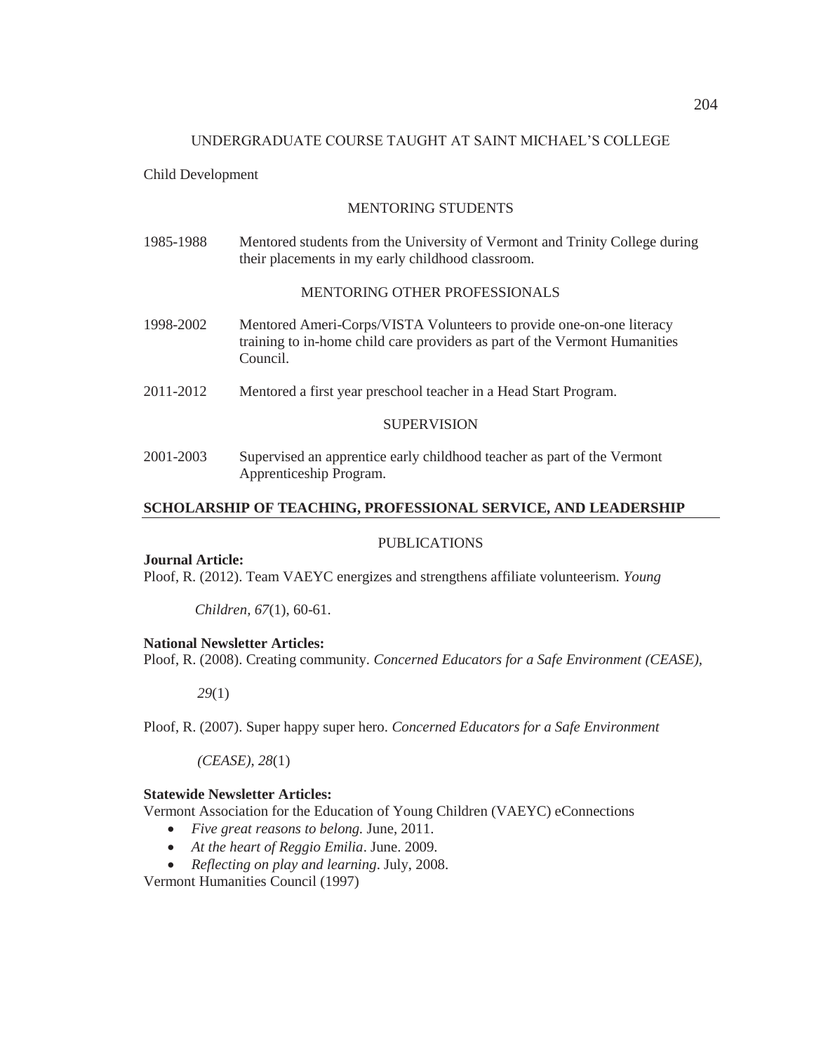## UNDERGRADUATE COURSE TAUGHT AT SAINT MICHAEL'S COLLEGE

Child Development

### MENTORING STUDENTS

1985-1988 Mentored students from the University of Vermont and Trinity College during their placements in my early childhood classroom.

### MENTORING OTHER PROFESSIONALS

1998-2002 Mentored Ameri-Corps/VISTA Volunteers to provide one-on-one literacy training to in-home child care providers as part of the Vermont Humanities Council.

2011-2012 Mentored a first year preschool teacher in a Head Start Program.

### SUPERVISION

2001-2003 Supervised an apprentice early childhood teacher as part of the Vermont Apprenticeship Program.

## SCHOLARSHIP OF TEACHING, PROFESSIONAL SERVICE, AND LEADERSHIP

### PUBLICATIONS

**Journal Article:**

Ploof, R. (2012). Team VAEYC energizes and strengthens affiliate volunteerism. *Young Children, 67*(1), 60-61.

**National Newsletter Articles:**

Ploof, R. (2008). Creating community. *Concerned Educators for a Safe Environment (CEASE), 29*(1)

Ploof, R. (2007). Super happy super hero. *Concerned Educators for a Safe Environment (CEASE), 28*(1)

**Statewide Newsletter Articles:**

Vermont Association for the Education of Young Children (VAEYC) eConnections

- *Five great reasons to belong.* June, 2011.
- *At the heart of Reggio Emilia*. June. 2009.
- *Reflecting on play and learning*. July, 2008.

Vermont Humanities Council (1997)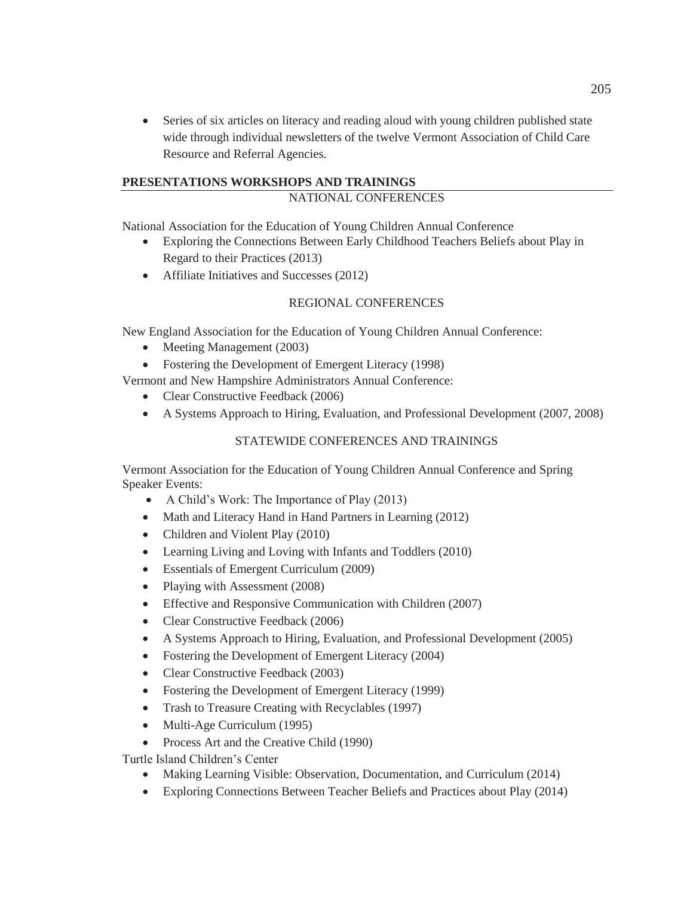- Series of six articles on literacy and reading aloud with young children published state wide through individual newsletters of the twelve Vermont Association of Child Care Resource and Referral Agencies.

## PRESENTATIONS WORKSHOPS AND TRAININGS

### NATIONAL CONFERENCES

National Association for the Education of Young Children Annual Conference

- Exploring the Connections Between Early Childhood Teachers Beliefs about Play in Regard to their Practices (2013)
- Affiliate Initiatives and Successes (2012)

### REGIONAL CONFERENCES

New England Association for the Education of Young Children Annual Conference:

- Meeting Management (2003)
- Fostering the Development of Emergent Literacy (1998)

Vermont and New Hampshire Administrators Annual Conference:

- Clear Constructive Feedback (2006)
- A Systems Approach to Hiring, Evaluation, and Professional Development (2007, 2008)

### STATEWIDE CONFERENCES AND TRAININGS

Vermont Association for the Education of Young Children Annual Conference and Spring Speaker Events:

- A Child's Work: The Importance of Play (2013)
- Math and Literacy Hand in Hand Partners in Learning (2012)
- Children and Violent Play (2010)
- Learning Living and Loving with Infants and Toddlers (2010)
- Essentials of Emergent Curriculum (2009)
- Playing with Assessment (2008)
- Effective and Responsive Communication with Children (2007)
- Clear Constructive Feedback (2006)
- A Systems Approach to Hiring, Evaluation, and Professional Development (2005)
- Fostering the Development of Emergent Literacy (2004)
- Clear Constructive Feedback (2003)
- Fostering the Development of Emergent Literacy (1999)
- Trash to Treasure Creating with Recyclables (1997)
- Multi-Age Curriculum (1995)
- Process Art and the Creative Child (1990)

Turtle Island Children's Center

- Making Learning Visible: Observation, Documentation, and Curriculum (2014)
- Exploring Connections Between Teacher Beliefs and Practices about Play (2014)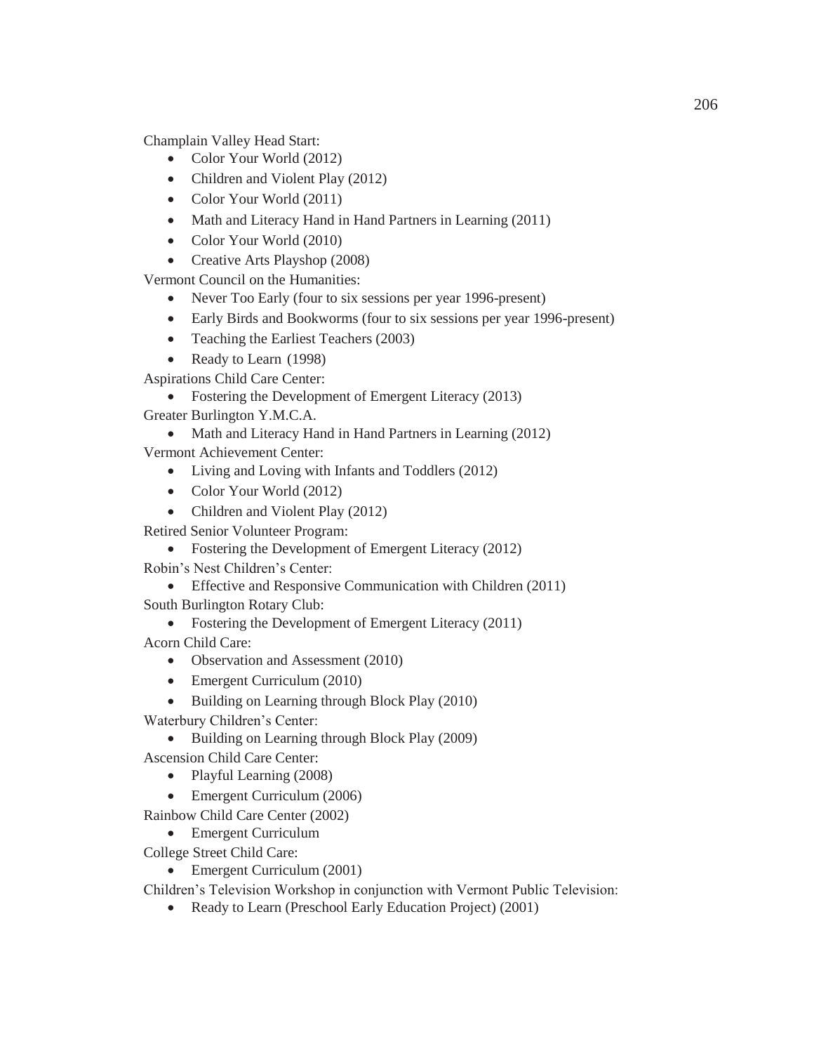Champlain Valley Head Start:

- Color Your World (2012)
- Children and Violent Play (2012)
- Color Your World (2011)
- Math and Literacy Hand in Hand Partners in Learning (2011)
- Color Your World (2010)
- Creative Arts Playshop (2008)

Vermont Council on the Humanities:

- Never Too Early (four to six sessions per year 1996-present)
- Early Birds and Bookworms (four to six sessions per year 1996-present)
- Teaching the Earliest Teachers (2003)
- Ready to Learn (1998)

Aspirations Child Care Center:

- Fostering the Development of Emergent Literacy (2013)

Greater Burlington Y.M.C.A.

- Math and Literacy Hand in Hand Partners in Learning (2012)

Vermont Achievement Center:

- Living and Loving with Infants and Toddlers (2012)
- Color Your World (2012)
- Children and Violent Play (2012)

Retired Senior Volunteer Program:

- Fostering the Development of Emergent Literacy (2012)

Robin's Nest Children's Center:

- Effective and Responsive Communication with Children (2011)

South Burlington Rotary Club:

- Fostering the Development of Emergent Literacy (2011)

Acorn Child Care:

- Observation and Assessment (2010)
- Emergent Curriculum (2010)
- Building on Learning through Block Play (2010)

Waterbury Children's Center:

- Building on Learning through Block Play (2009)

Ascension Child Care Center:

- Playful Learning (2008)
- Emergent Curriculum (2006)

Rainbow Child Care Center (2002)

- Emergent Curriculum

College Street Child Care:

- Emergent Curriculum (2001)

Children's Television Workshop in conjunction with Vermont Public Television:

- Ready to Learn (Preschool Early Education Project) (2001)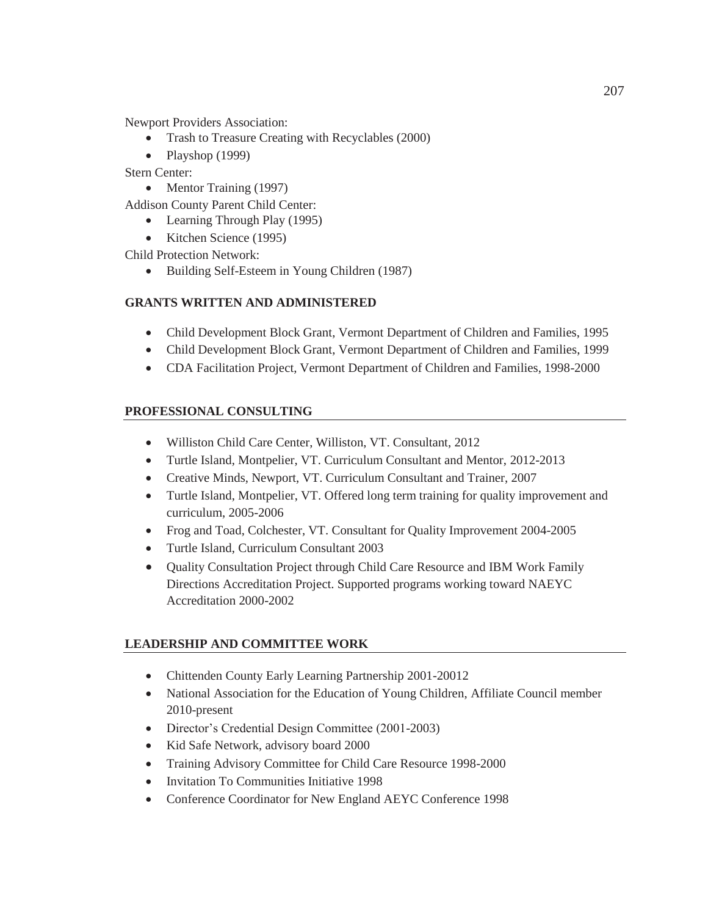Newport Providers Association:

- Trash to Treasure Creating with Recyclables (2000)
- Playshop (1999)

Stern Center:

- Mentor Training (1997)

Addison County Parent Child Center:

- Learning Through Play (1995)
- Kitchen Science (1995)

Child Protection Network:

- Building Self-Esteem in Young Children (1987)

## GRANTS WRITTEN AND ADMINISTERED

- Child Development Block Grant, Vermont Department of Children and Families, 1995
- Child Development Block Grant, Vermont Department of Children and Families, 1999
- CDA Facilitation Project, Vermont Department of Children and Families, 1998-2000

## PROFESSIONAL CONSULTING

- Williston Child Care Center, Williston, VT. Consultant, 2012
- Turtle Island, Montpelier, VT. Curriculum Consultant and Mentor, 2012-2013
- Creative Minds, Newport, VT. Curriculum Consultant and Trainer, 2007
- Turtle Island, Montpelier, VT. Offered long term training for quality improvement and curriculum, 2005-2006
- Frog and Toad, Colchester, VT. Consultant for Quality Improvement 2004-2005
- Turtle Island, Curriculum Consultant 2003
- Quality Consultation Project through Child Care Resource and IBM Work Family Directions Accreditation Project. Supported programs working toward NAEYC Accreditation 2000-2002

## LEADERSHIP AND COMMITTEE WORK

- Chittenden County Early Learning Partnership 2001-20012
- National Association for the Education of Young Children, Affiliate Council member 2010-present
- Director's Credential Design Committee (2001-2003)
- Kid Safe Network, advisory board 2000
- Training Advisory Committee for Child Care Resource 1998-2000
- Invitation To Communities Initiative 1998
- Conference Coordinator for New England AEYC Conference 1998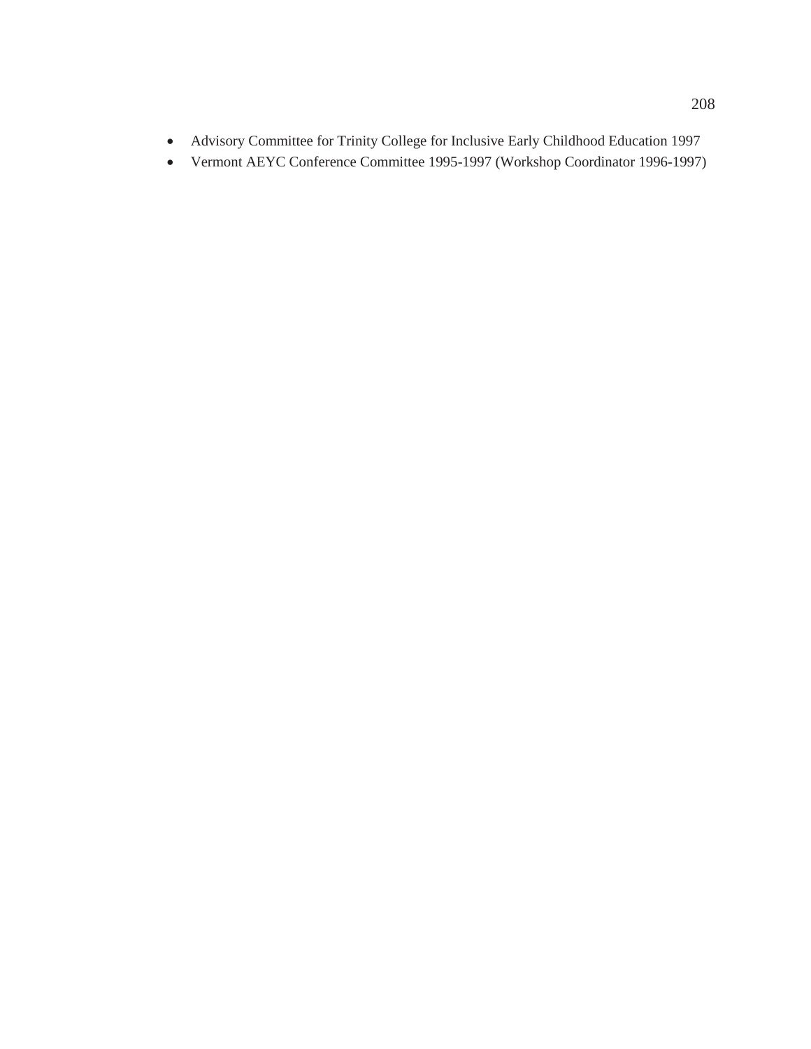- Advisory Committee for Trinity College for Inclusive Early Childhood Education 1997
- Vermont AEYC Conference Committee 1995-1997 (Workshop Coordinator 1996-1997)